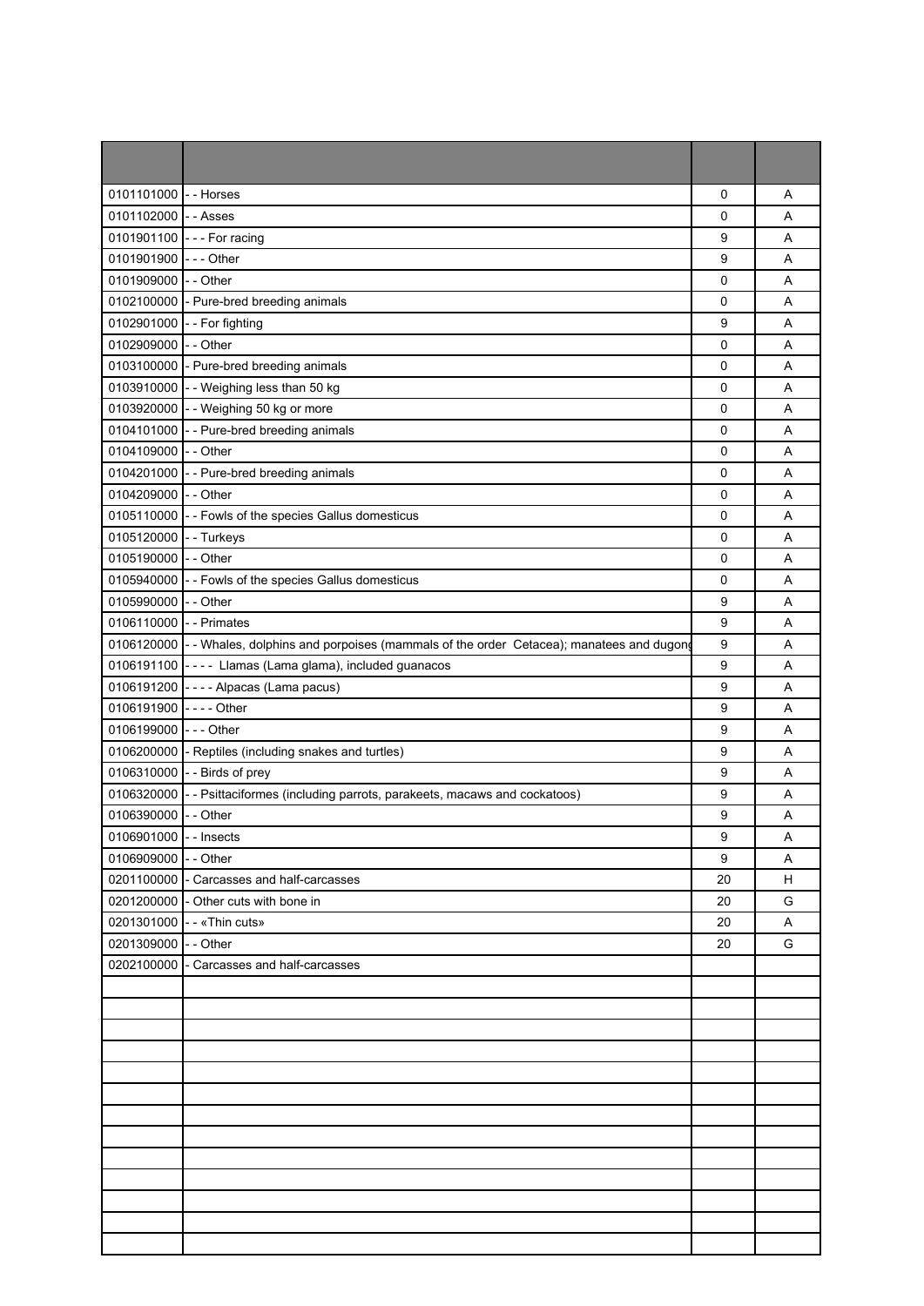| | | | |
|---|---|---|---|
| 0101101000 | - - Horses | 0 | A |
| 0101102000 | - - Asses | 0 | A |
| 0101901100 | - - - For racing | 9 | A |
| 0101901900 | - - - Other | 9 | A |
| 0101909000 | - - Other | 0 | A |
| 0102100000 | - Pure-bred breeding animals | 0 | A |
| 0102901000 | - - For fighting | 9 | A |
| 0102909000 | - - Other | 0 | A |
| 0103100000 | - Pure-bred breeding animals | 0 | A |
| 0103910000 | - - Weighing less than 50 kg | 0 | A |
| 0103920000 | - - Weighing 50 kg or more | 0 | A |
| 0104101000 | - - Pure-bred breeding animals | 0 | A |
| 0104109000 | - - Other | 0 | A |
| 0104201000 | - - Pure-bred breeding animals | 0 | A |
| 0104209000 | - - Other | 0 | A |
| 0105110000 | - - Fowls of the species Gallus domesticus | 0 | A |
| 0105120000 | - - Turkeys | 0 | A |
| 0105190000 | - - Other | 0 | A |
| 0105940000 | - - Fowls of the species Gallus domesticus | 0 | A |
| 0105990000 | - - Other | 9 | A |
| 0106110000 | - - Primates | 9 | A |
| 0106120000 | - - Whales, dolphins and porpoises (mammals of the order Cetacea); manatees and dugong | 9 | A |
| 0106191100 | - - - - Llamas (Lama glama), included guanacos | 9 | A |
| 0106191200 | - - - - Alpacas (Lama pacus) | 9 | A |
| 0106191900 | - - - - Other | 9 | A |
| 0106199000 | - - - Other | 9 | A |
| 0106200000 | - Reptiles (including snakes and turtles) | 9 | A |
| 0106310000 | - - Birds of prey | 9 | A |
| 0106320000 | - - Psittaciformes (including parrots, parakeets, macaws and cockatoos) | 9 | A |
| 0106390000 | - - Other | 9 | A |
| 0106901000 | - - Insects | 9 | A |
| 0106909000 | - - Other | 9 | A |
| 0201100000 | - Carcasses and half-carcasses | 20 | H |
| 0201200000 | - Other cuts with bone in | 20 | G |
| 0201301000 | - - «Thin cuts» | 20 | A |
| 0201309000 | - - Other | 20 | G |
| 0202100000 | - Carcasses and half-carcasses | | |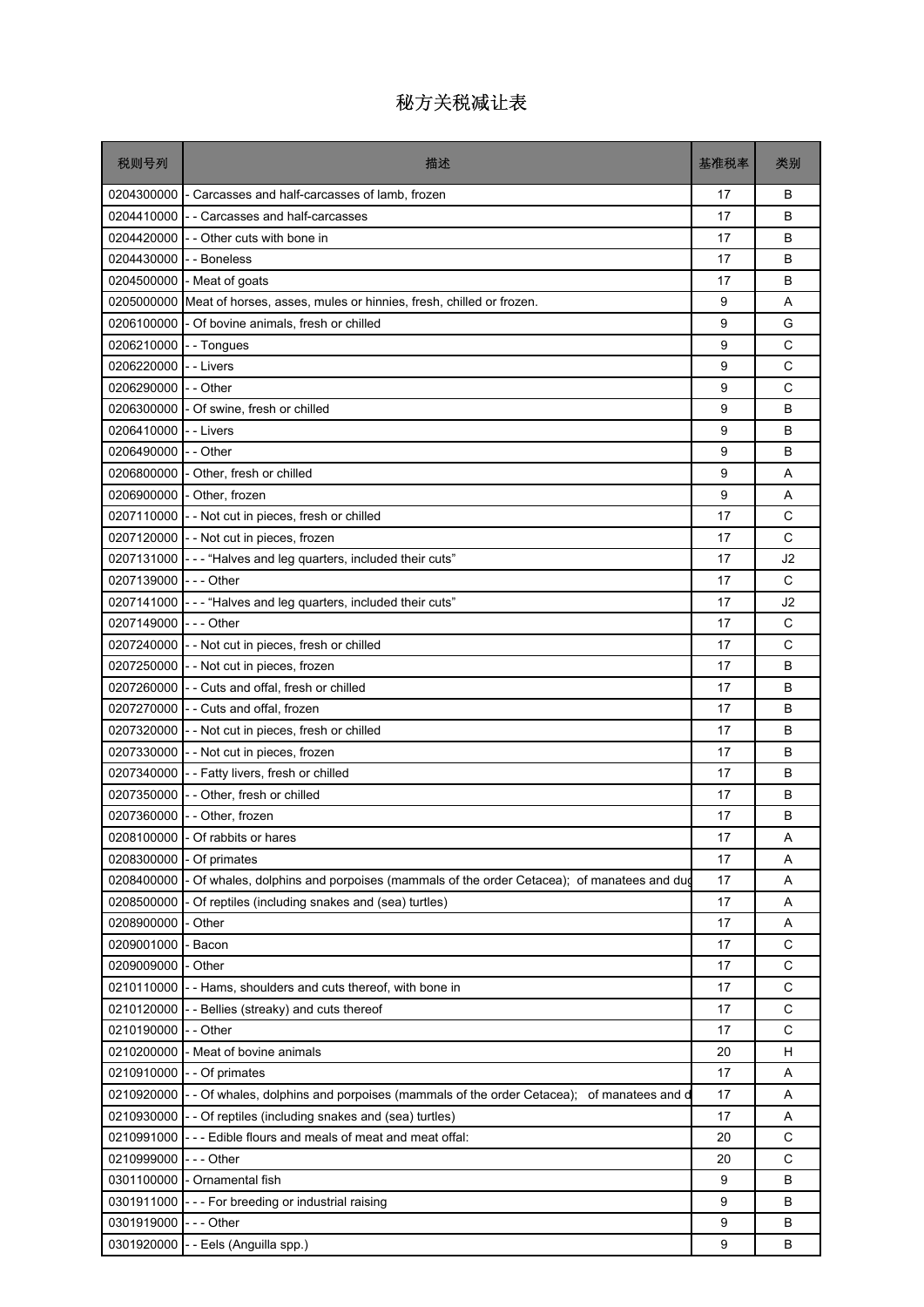# 秘方关税减让表

| 税则号列 | 描述 | 基准税率 | 类别 |
|---|---|---|---|
| 0204300000 | - Carcasses and half-carcasses of lamb, frozen | 17 | B |
| 0204410000 | - - Carcasses and half-carcasses | 17 | B |
| 0204420000 | - - Other cuts with bone in | 17 | B |
| 0204430000 | - - Boneless | 17 | B |
| 0204500000 | - Meat of goats | 17 | B |
| 0205000000 | Meat of horses, asses, mules or hinnies, fresh, chilled or frozen. | 9 | A |
| 0206100000 | - Of bovine animals, fresh or chilled | 9 | G |
| 0206210000 | - - Tongues | 9 | C |
| 0206220000 | - - Livers | 9 | C |
| 0206290000 | - - Other | 9 | C |
| 0206300000 | - Of swine, fresh or chilled | 9 | B |
| 0206410000 | - - Livers | 9 | B |
| 0206490000 | - - Other | 9 | B |
| 0206800000 | - Other, fresh or chilled | 9 | A |
| 0206900000 | - Other, frozen | 9 | A |
| 0207110000 | - - Not cut in pieces, fresh or chilled | 17 | C |
| 0207120000 | - - Not cut in pieces, frozen | 17 | C |
| 0207131000 | - - - "Halves and leg quarters, included their cuts" | 17 | J2 |
| 0207139000 | - - - Other | 17 | C |
| 0207141000 | - - - "Halves and leg quarters, included their cuts" | 17 | J2 |
| 0207149000 | - - - Other | 17 | C |
| 0207240000 | - - Not cut in pieces, fresh or chilled | 17 | C |
| 0207250000 | - - Not cut in pieces, frozen | 17 | B |
| 0207260000 | - - Cuts and offal, fresh or chilled | 17 | B |
| 0207270000 | - - Cuts and offal, frozen | 17 | B |
| 0207320000 | - - Not cut in pieces, fresh or chilled | 17 | B |
| 0207330000 | - - Not cut in pieces, frozen | 17 | B |
| 0207340000 | - - Fatty livers, fresh or chilled | 17 | B |
| 0207350000 | - - Other, fresh or chilled | 17 | B |
| 0207360000 | - - Other, frozen | 17 | B |
| 0208100000 | - Of rabbits or hares | 17 | A |
| 0208300000 | - Of primates | 17 | A |
| 0208400000 | - Of whales, dolphins and porpoises (mammals of the order Cetacea); of manatees and dug | 17 | A |
| 0208500000 | - Of reptiles (including snakes and (sea) turtles) | 17 | A |
| 0208900000 | - Other | 17 | A |
| 0209001000 | - Bacon | 17 | C |
| 0209009000 | - Other | 17 | C |
| 0210110000 | - - Hams, shoulders and cuts thereof, with bone in | 17 | C |
| 0210120000 | - - Bellies (streaky) and cuts thereof | 17 | C |
| 0210190000 | - - Other | 17 | C |
| 0210200000 | - Meat of bovine animals | 20 | H |
| 0210910000 | - - Of primates | 17 | A |
| 0210920000 | - - Of whales, dolphins and porpoises (mammals of the order Cetacea); of manatees and d | 17 | A |
| 0210930000 | - - Of reptiles (including snakes and (sea) turtles) | 17 | A |
| 0210991000 | - - - Edible flours and meals of meat and meat offal: | 20 | C |
| 0210999000 | - - - Other | 20 | C |
| 0301100000 | - Ornamental fish | 9 | B |
| 0301911000 | - - - For breeding or industrial raising | 9 | B |
| 0301919000 | - - - Other | 9 | B |
| 0301920000 | - - Eels (Anguilla spp.) | 9 | B |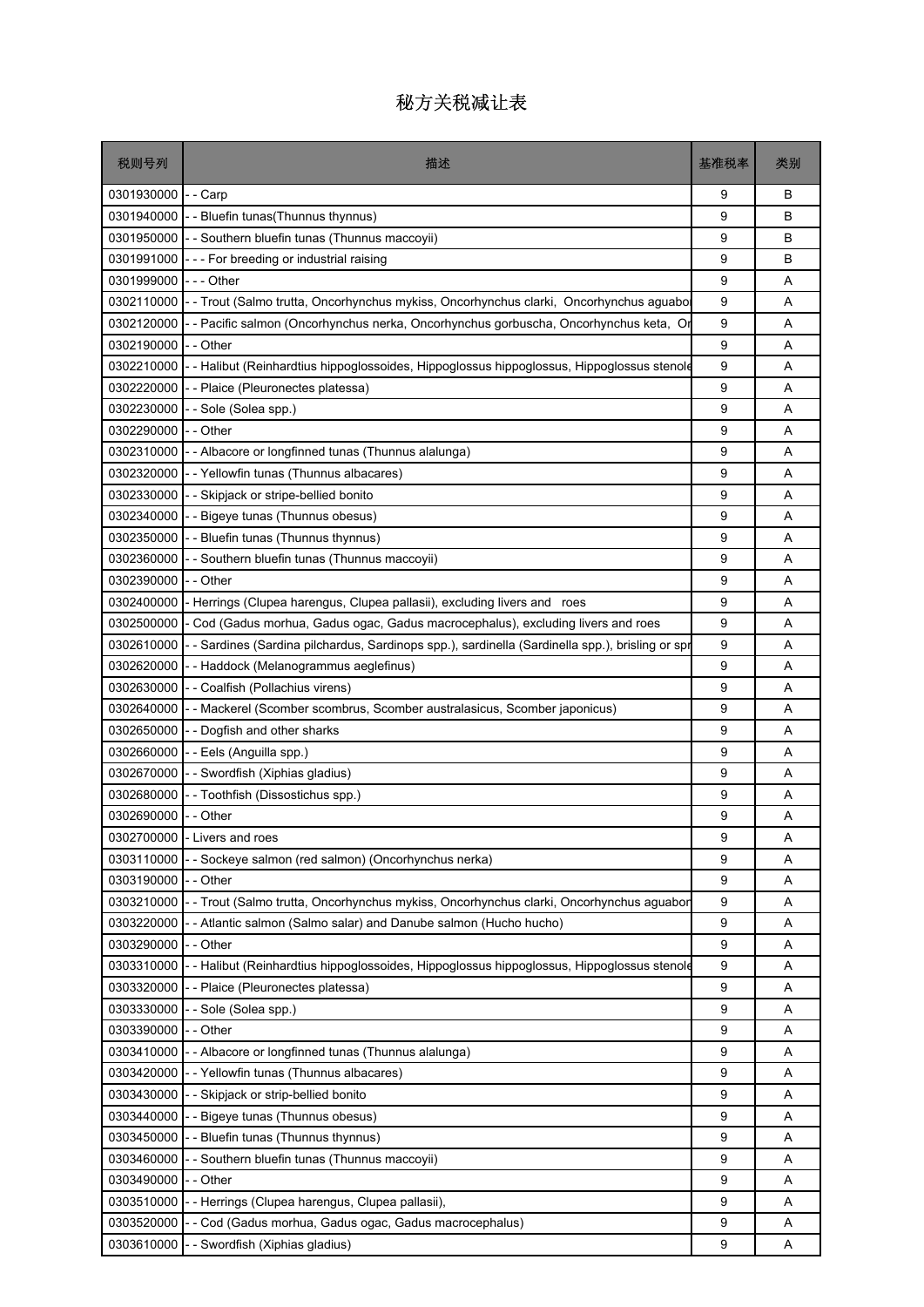# 秘方关税减让表

| 税则号列 | 描述 | 基准税率 | 类别 |
| --- | --- | --- | --- |
| 0301930000 | - - Carp | 9 | B |
| 0301940000 | - - Bluefin tunas(Thunnus thynnus) | 9 | B |
| 0301950000 | - - Southern bluefin tunas (Thunnus maccoyii) | 9 | B |
| 0301991000 | - - - For breeding or industrial raising | 9 | B |
| 0301999000 | - - - Other | 9 | A |
| 0302110000 | - - Trout (Salmo trutta, Oncorhynchus mykiss, Oncorhynchus clarki, Oncorhynchus aguabo | 9 | A |
| 0302120000 | - - Pacific salmon (Oncorhynchus nerka, Oncorhynchus gorbuscha, Oncorhynchus keta, Or | 9 | A |
| 0302190000 | - - Other | 9 | A |
| 0302210000 | - - Halibut (Reinhardtius hippoglossoides, Hippoglossus hippoglossus, Hippoglossus stenole | 9 | A |
| 0302220000 | - - Plaice (Pleuronectes platessa) | 9 | A |
| 0302230000 | - - Sole (Solea spp.) | 9 | A |
| 0302290000 | - - Other | 9 | A |
| 0302310000 | - - Albacore or longfinned tunas (Thunnus alalunga) | 9 | A |
| 0302320000 | - - Yellowfin tunas (Thunnus albacares) | 9 | A |
| 0302330000 | - - Skipjack or stripe-bellied bonito | 9 | A |
| 0302340000 | - - Bigeye tunas (Thunnus obesus) | 9 | A |
| 0302350000 | - - Bluefin tunas (Thunnus thynnus) | 9 | A |
| 0302360000 | - - Southern bluefin tunas (Thunnus maccoyii) | 9 | A |
| 0302390000 | - - Other | 9 | A |
| 0302400000 | - Herrings (Clupea harengus, Clupea pallasii), excluding livers and roes | 9 | A |
| 0302500000 | - Cod (Gadus morhua, Gadus ogac, Gadus macrocephalus), excluding livers and roes | 9 | A |
| 0302610000 | - - Sardines (Sardina pilchardus, Sardinops spp.), sardinella (Sardinella spp.), brisling or spr | 9 | A |
| 0302620000 | - - Haddock (Melanogrammus aeglefinus) | 9 | A |
| 0302630000 | - - Coalfish (Pollachius virens) | 9 | A |
| 0302640000 | - - Mackerel (Scomber scombrus, Scomber australasicus, Scomber japonicus) | 9 | A |
| 0302650000 | - - Dogfish and other sharks | 9 | A |
| 0302660000 | - - Eels (Anguilla spp.) | 9 | A |
| 0302670000 | - - Swordfish (Xiphias gladius) | 9 | A |
| 0302680000 | - - Toothfish (Dissostichus spp.) | 9 | A |
| 0302690000 | - - Other | 9 | A |
| 0302700000 | - Livers and roes | 9 | A |
| 0303110000 | - - Sockeye salmon (red salmon) (Oncorhynchus nerka) | 9 | A |
| 0303190000 | - - Other | 9 | A |
| 0303210000 | - - Trout (Salmo trutta, Oncorhynchus mykiss, Oncorhynchus clarki, Oncorhynchus aguabon | 9 | A |
| 0303220000 | - - Atlantic salmon (Salmo salar) and Danube salmon (Hucho hucho) | 9 | A |
| 0303290000 | - - Other | 9 | A |
| 0303310000 | - - Halibut (Reinhardtius hippoglossoides, Hippoglossus hippoglossus, Hippoglossus stenole | 9 | A |
| 0303320000 | - - Plaice (Pleuronectes platessa) | 9 | A |
| 0303330000 | - - Sole (Solea spp.) | 9 | A |
| 0303390000 | - - Other | 9 | A |
| 0303410000 | - - Albacore or longfinned tunas (Thunnus alalunga) | 9 | A |
| 0303420000 | - - Yellowfin tunas (Thunnus albacares) | 9 | A |
| 0303430000 | - - Skipjack or strip-bellied bonito | 9 | A |
| 0303440000 | - - Bigeye tunas (Thunnus obesus) | 9 | A |
| 0303450000 | - - Bluefin tunas (Thunnus thynnus) | 9 | A |
| 0303460000 | - - Southern bluefin tunas (Thunnus maccoyii) | 9 | A |
| 0303490000 | - - Other | 9 | A |
| 0303510000 | - - Herrings (Clupea harengus, Clupea pallasii), | 9 | A |
| 0303520000 | - - Cod (Gadus morhua, Gadus ogac, Gadus macrocephalus) | 9 | A |
| 0303610000 | - - Swordfish (Xiphias gladius) | 9 | A |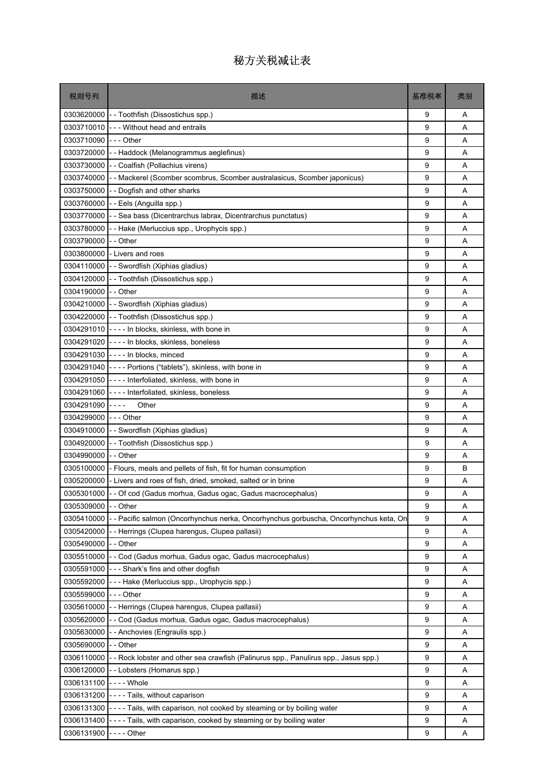# 秘方关税减让表

| 税则号列 | 描述 | 基准税率 | 类别 |
|---|---|---|---|
| 0303620000 | - - Toothfish (Dissostichus spp.) | 9 | A |
| 0303710010 | - - - Without head and entrails | 9 | A |
| 0303710090 | - - - Other | 9 | A |
| 0303720000 | - - Haddock (Melanogrammus aeglefinus) | 9 | A |
| 0303730000 | - - Coalfish (Pollachius virens) | 9 | A |
| 0303740000 | - - Mackerel (Scomber scombrus, Scomber australasicus, Scomber japonicus) | 9 | A |
| 0303750000 | - - Dogfish and other sharks | 9 | A |
| 0303760000 | - - Eels (Anguilla spp.) | 9 | A |
| 0303770000 | - - Sea bass (Dicentrarchus labrax, Dicentrarchus punctatus) | 9 | A |
| 0303780000 | - - Hake (Merluccius spp., Urophycis spp.) | 9 | A |
| 0303790000 | - - Other | 9 | A |
| 0303800000 | - Livers and roes | 9 | A |
| 0304110000 | - - Swordfish (Xiphias gladius) | 9 | A |
| 0304120000 | - - Toothfish (Dissostichus spp.) | 9 | A |
| 0304190000 | - - Other | 9 | A |
| 0304210000 | - - Swordfish (Xiphias gladius) | 9 | A |
| 0304220000 | - - Toothfish (Dissostichus spp.) | 9 | A |
| 0304291010 | - - - - In blocks, skinless, with bone in | 9 | A |
| 0304291020 | - - - - In blocks, skinless, boneless | 9 | A |
| 0304291030 | - - - - In blocks, minced | 9 | A |
| 0304291040 | - - - - Portions (“tablets”), skinless, with bone in | 9 | A |
| 0304291050 | - - - - Interfoliated, skinless, with bone in | 9 | A |
| 0304291060 | - - - - Interfoliated, skinless, boneless | 9 | A |
| 0304291090 | - - - - Other | 9 | A |
| 0304299000 | - - - Other | 9 | A |
| 0304910000 | - - Swordfish (Xiphias gladius) | 9 | A |
| 0304920000 | - - Toothfish (Dissostichus spp.) | 9 | A |
| 0304990000 | - - Other | 9 | A |
| 0305100000 | - Flours, meals and pellets of fish, fit for human consumption | 9 | B |
| 0305200000 | - Livers and roes of fish, dried, smoked, salted or in brine | 9 | A |
| 0305301000 | - - Of cod (Gadus morhua, Gadus ogac, Gadus macrocephalus) | 9 | A |
| 0305309000 | - - Other | 9 | A |
| 0305410000 | - - Pacific salmon (Oncorhynchus nerka, Oncorhynchus gorbuscha, Oncorhynchus keta, On | 9 | A |
| 0305420000 | - - Herrings (Clupea harengus, Clupea pallasii) | 9 | A |
| 0305490000 | - - Other | 9 | A |
| 0305510000 | - - Cod (Gadus morhua, Gadus ogac, Gadus macrocephalus) | 9 | A |
| 0305591000 | - - - Shark’s fins and other dogfish | 9 | A |
| 0305592000 | - - - Hake (Merluccius spp., Urophycis spp.) | 9 | A |
| 0305599000 | - - - Other | 9 | A |
| 0305610000 | - - Herrings (Clupea harengus, Clupea pallasii) | 9 | A |
| 0305620000 | - - Cod (Gadus morhua, Gadus ogac, Gadus macrocephalus) | 9 | A |
| 0305630000 | - - Anchovies (Engraulis spp.) | 9 | A |
| 0305690000 | - - Other | 9 | A |
| 0306110000 | - - Rock lobster and other sea crawfish (Palinurus spp., Panulirus spp., Jasus spp.) | 9 | A |
| 0306120000 | - - Lobsters (Homarus spp.) | 9 | A |
| 0306131100 | - - - - Whole | 9 | A |
| 0306131200 | - - - - Tails, without caparison | 9 | A |
| 0306131300 | - - - - Tails, with caparison, not cooked by steaming or by boiling water | 9 | A |
| 0306131400 | - - - - Tails, with caparison, cooked by steaming or by boiling water | 9 | A |
| 0306131900 | - - - - Other | 9 | A |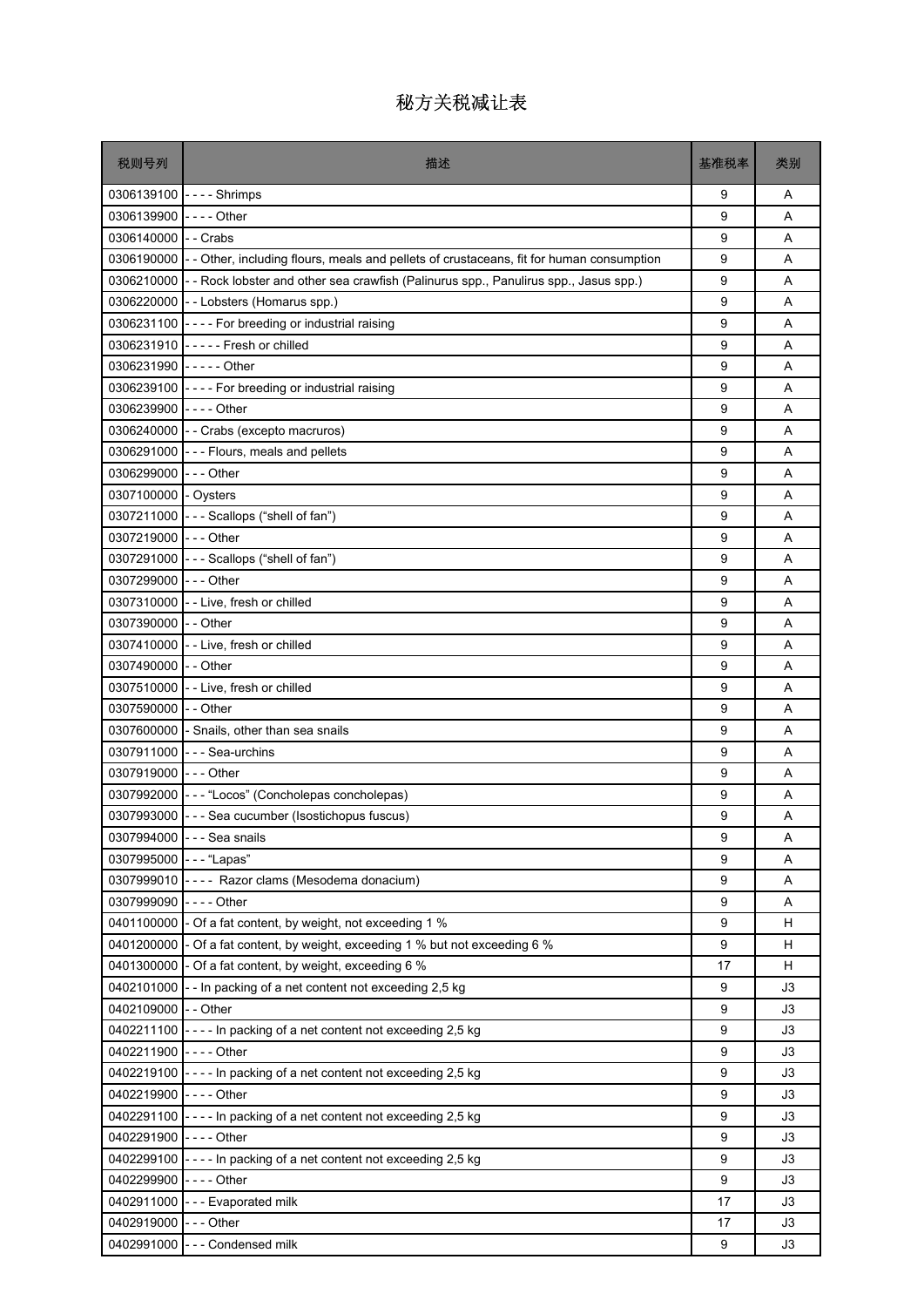# 秘方关税减让表

| 税则号列 | 描述 | 基准税率 | 类别 |
|---|---|---|---|
| 0306139100 | - - - - Shrimps | 9 | A |
| 0306139900 | - - - - Other | 9 | A |
| 0306140000 | - - Crabs | 9 | A |
| 0306190000 | - - Other, including flours, meals and pellets of crustaceans, fit for human consumption | 9 | A |
| 0306210000 | - - Rock lobster and other sea crawfish (Palinurus spp., Panulirus spp., Jasus spp.) | 9 | A |
| 0306220000 | - - Lobsters (Homarus spp.) | 9 | A |
| 0306231100 | - - - - For breeding or industrial raising | 9 | A |
| 0306231910 | - - - - - Fresh or chilled | 9 | A |
| 0306231990 | - - - - - Other | 9 | A |
| 0306239100 | - - - - For breeding or industrial raising | 9 | A |
| 0306239900 | - - - - Other | 9 | A |
| 0306240000 | - - Crabs (excepto macruros) | 9 | A |
| 0306291000 | - - - Flours, meals and pellets | 9 | A |
| 0306299000 | - - - Other | 9 | A |
| 0307100000 | - Oysters | 9 | A |
| 0307211000 | - - - Scallops (“shell of fan”) | 9 | A |
| 0307219000 | - - - Other | 9 | A |
| 0307291000 | - - - Scallops (“shell of fan”) | 9 | A |
| 0307299000 | - - - Other | 9 | A |
| 0307310000 | - - Live, fresh or chilled | 9 | A |
| 0307390000 | - - Other | 9 | A |
| 0307410000 | - - Live, fresh or chilled | 9 | A |
| 0307490000 | - - Other | 9 | A |
| 0307510000 | - - Live, fresh or chilled | 9 | A |
| 0307590000 | - - Other | 9 | A |
| 0307600000 | - Snails, other than sea snails | 9 | A |
| 0307911000 | - - - Sea-urchins | 9 | A |
| 0307919000 | - - - Other | 9 | A |
| 0307992000 | - - - “Locos” (Concholepas concholepas) | 9 | A |
| 0307993000 | - - - Sea cucumber (Isostichopus fuscus) | 9 | A |
| 0307994000 | - - - Sea snails | 9 | A |
| 0307995000 | - - - “Lapas” | 9 | A |
| 0307999010 | - - - - Razor clams (Mesodema donacium) | 9 | A |
| 0307999090 | - - - - Other | 9 | A |
| 0401100000 | - Of a fat content, by weight, not exceeding 1 % | 9 | H |
| 0401200000 | - Of a fat content, by weight, exceeding 1 % but not exceeding 6 % | 9 | H |
| 0401300000 | - Of a fat content, by weight, exceeding 6 % | 17 | H |
| 0402101000 | - - In packing of a net content not exceeding 2,5 kg | 9 | J3 |
| 0402109000 | - - Other | 9 | J3 |
| 0402211100 | - - - - In packing of a net content not exceeding 2,5 kg | 9 | J3 |
| 0402211900 | - - - - Other | 9 | J3 |
| 0402219100 | - - - - In packing of a net content not exceeding 2,5 kg | 9 | J3 |
| 0402219900 | - - - - Other | 9 | J3 |
| 0402291100 | - - - - In packing of a net content not exceeding 2,5 kg | 9 | J3 |
| 0402291900 | - - - - Other | 9 | J3 |
| 0402299100 | - - - - In packing of a net content not exceeding 2,5 kg | 9 | J3 |
| 0402299900 | - - - - Other | 9 | J3 |
| 0402911000 | - - - Evaporated milk | 17 | J3 |
| 0402919000 | - - - Other | 17 | J3 |
| 0402991000 | - - - Condensed milk | 9 | J3 |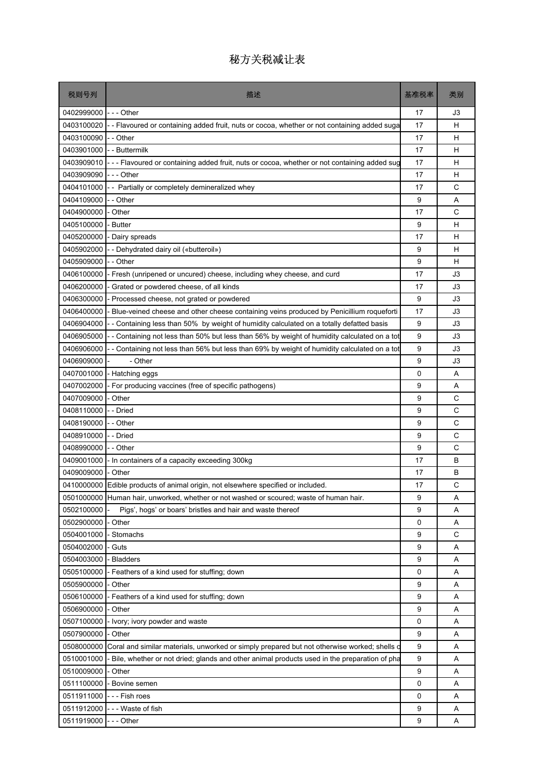# 秘方关税减让表

| 税则号列 | 描述 | 基准税率 | 类别 |
| --- | --- | --- | --- |
| 0402999000 | - - - Other | 17 | J3 |
| 0403100020 | - - Flavoured or containing added fruit, nuts or cocoa, whether or not containing added suga | 17 | H |
| 0403100090 | - - Other | 17 | H |
| 0403901000 | - - Buttermilk | 17 | H |
| 0403909010 | - - - Flavoured or containing added fruit, nuts or cocoa, whether or not containing added sug | 17 | H |
| 0403909090 | - - - Other | 17 | H |
| 0404101000 | - - Partially or completely demineralized whey | 17 | C |
| 0404109000 | - - Other | 9 | A |
| 0404900000 | - Other | 17 | C |
| 0405100000 | - Butter | 9 | H |
| 0405200000 | - Dairy spreads | 17 | H |
| 0405902000 | - - Dehydrated dairy oil («butteroil») | 9 | H |
| 0405909000 | - - Other | 9 | H |
| 0406100000 | - Fresh (unripened or uncured) cheese, including whey cheese, and curd | 17 | J3 |
| 0406200000 | - Grated or powdered cheese, of all kinds | 17 | J3 |
| 0406300000 | - Processed cheese, not grated or powdered | 9 | J3 |
| 0406400000 | - Blue-veined cheese and other cheese containing veins produced by Penicillium roqueforti | 17 | J3 |
| 0406904000 | - - Containing less than 50% by weight of humidity calculated on a totally defatted basis | 9 | J3 |
| 0406905000 | - - Containing not less than 50% but less than 56% by weight of humidity calculated on a tot | 9 | J3 |
| 0406906000 | - - Containing not less than 56% but less than 69% by weight of humidity calculated on a tot | 9 | J3 |
| 0406909000 | - - Other | 9 | J3 |
| 0407001000 | - Hatching eggs | 0 | A |
| 0407002000 | - For producing vaccines (free of specific pathogens) | 9 | A |
| 0407009000 | - Other | 9 | C |
| 0408110000 | - - Dried | 9 | C |
| 0408190000 | - - Other | 9 | C |
| 0408910000 | - - Dried | 9 | C |
| 0408990000 | - - Other | 9 | C |
| 0409001000 | - In containers of a capacity exceeding 300kg | 17 | B |
| 0409009000 | - Other | 17 | B |
| 0410000000 | Edible products of animal origin, not elsewhere specified or included. | 17 | C |
| 0501000000 | Human hair, unworked, whether or not washed or scoured; waste of human hair. | 9 | A |
| 0502100000 | - Pigs', hogs' or boars' bristles and hair and waste thereof | 9 | A |
| 0502900000 | - Other | 0 | A |
| 0504001000 | - Stomachs | 9 | C |
| 0504002000 | - Guts | 9 | A |
| 0504003000 | - Bladders | 9 | A |
| 0505100000 | - Feathers of a kind used for stuffing; down | 0 | A |
| 0505900000 | - Other | 9 | A |
| 0506100000 | - Feathers of a kind used for stuffing; down | 9 | A |
| 0506900000 | - Other | 9 | A |
| 0507100000 | - Ivory; ivory powder and waste | 0 | A |
| 0507900000 | - Other | 9 | A |
| 0508000000 | Coral and similar materials, unworked or simply prepared but not otherwise worked; shells c | 9 | A |
| 0510001000 | - Bile, whether or not dried; glands and other animal products used in the preparation of pha | 9 | A |
| 0510009000 | - Other | 9 | A |
| 0511100000 | - Bovine semen | 0 | A |
| 0511911000 | - - - Fish roes | 0 | A |
| 0511912000 | - - - Waste of fish | 9 | A |
| 0511919000 | - - - Other | 9 | A |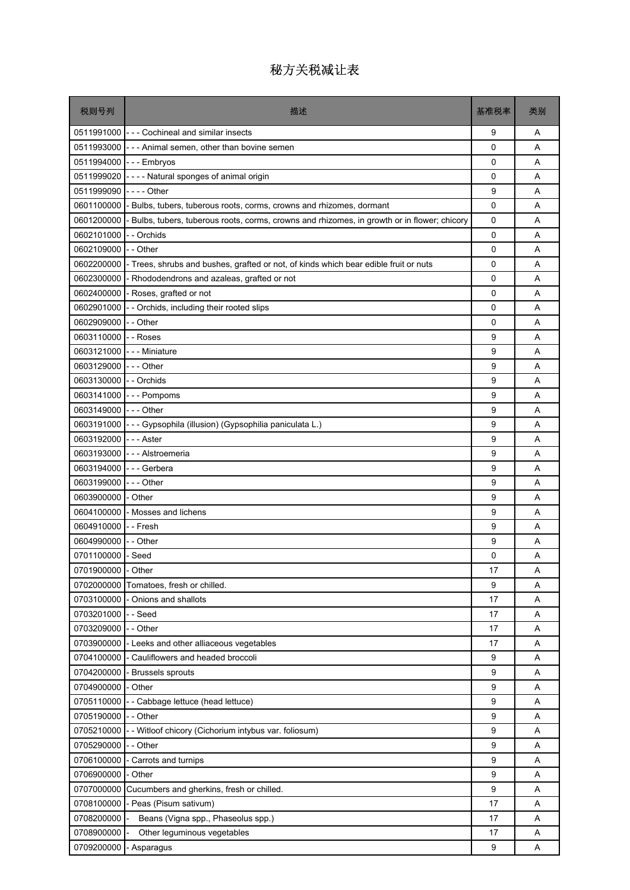# 秘方关税减让表

| 税则号列 | 描述 | 基准税率 | 类别 |
|---|---|---|---|
| 0511991000 | - - - Cochineal and similar insects | 9 | A |
| 0511993000 | - - - Animal semen, other than bovine semen | 0 | A |
| 0511994000 | - - - Embryos | 0 | A |
| 0511999020 | - - - - Natural sponges of animal origin | 0 | A |
| 0511999090 | - - - - Other | 9 | A |
| 0601100000 | - Bulbs, tubers, tuberous roots, corms, crowns and rhizomes, dormant | 0 | A |
| 0601200000 | - Bulbs, tubers, tuberous roots, corms, crowns and rhizomes, in growth or in flower; chicory | 0 | A |
| 0602101000 | - - Orchids | 0 | A |
| 0602109000 | - - Other | 0 | A |
| 0602200000 | - Trees, shrubs and bushes, grafted or not, of kinds which bear edible fruit or nuts | 0 | A |
| 0602300000 | - Rhododendrons and azaleas, grafted or not | 0 | A |
| 0602400000 | - Roses, grafted or not | 0 | A |
| 0602901000 | - - Orchids, including their rooted slips | 0 | A |
| 0602909000 | - - Other | 0 | A |
| 0603110000 | - - Roses | 9 | A |
| 0603121000 | - - - Miniature | 9 | A |
| 0603129000 | - - - Other | 9 | A |
| 0603130000 | - - Orchids | 9 | A |
| 0603141000 | - - - Pompoms | 9 | A |
| 0603149000 | - - - Other | 9 | A |
| 0603191000 | - - - Gypsophila (illusion) (Gypsophilia paniculata L.) | 9 | A |
| 0603192000 | - - - Aster | 9 | A |
| 0603193000 | - - - Alstroemeria | 9 | A |
| 0603194000 | - - - Gerbera | 9 | A |
| 0603199000 | - - - Other | 9 | A |
| 0603900000 | - Other | 9 | A |
| 0604100000 | - Mosses and lichens | 9 | A |
| 0604910000 | - - Fresh | 9 | A |
| 0604990000 | - - Other | 9 | A |
| 0701100000 | - Seed | 0 | A |
| 0701900000 | - Other | 17 | A |
| 0702000000 | Tomatoes, fresh or chilled. | 9 | A |
| 0703100000 | - Onions and shallots | 17 | A |
| 0703201000 | - - Seed | 17 | A |
| 0703209000 | - - Other | 17 | A |
| 0703900000 | - Leeks and other alliaceous vegetables | 17 | A |
| 0704100000 | - Cauliflowers and headed broccoli | 9 | A |
| 0704200000 | - Brussels sprouts | 9 | A |
| 0704900000 | - Other | 9 | A |
| 0705110000 | - - Cabbage lettuce (head lettuce) | 9 | A |
| 0705190000 | - - Other | 9 | A |
| 0705210000 | - - Witloof chicory (Cichorium intybus var. foliosum) | 9 | A |
| 0705290000 | - - Other | 9 | A |
| 0706100000 | - Carrots and turnips | 9 | A |
| 0706900000 | - Other | 9 | A |
| 0707000000 | Cucumbers and gherkins, fresh or chilled. | 9 | A |
| 0708100000 | - Peas (Pisum sativum) | 17 | A |
| 0708200000 | - Beans (Vigna spp., Phaseolus spp.) | 17 | A |
| 0708900000 | - Other leguminous vegetables | 17 | A |
| 0709200000 | - Asparagus | 9 | A |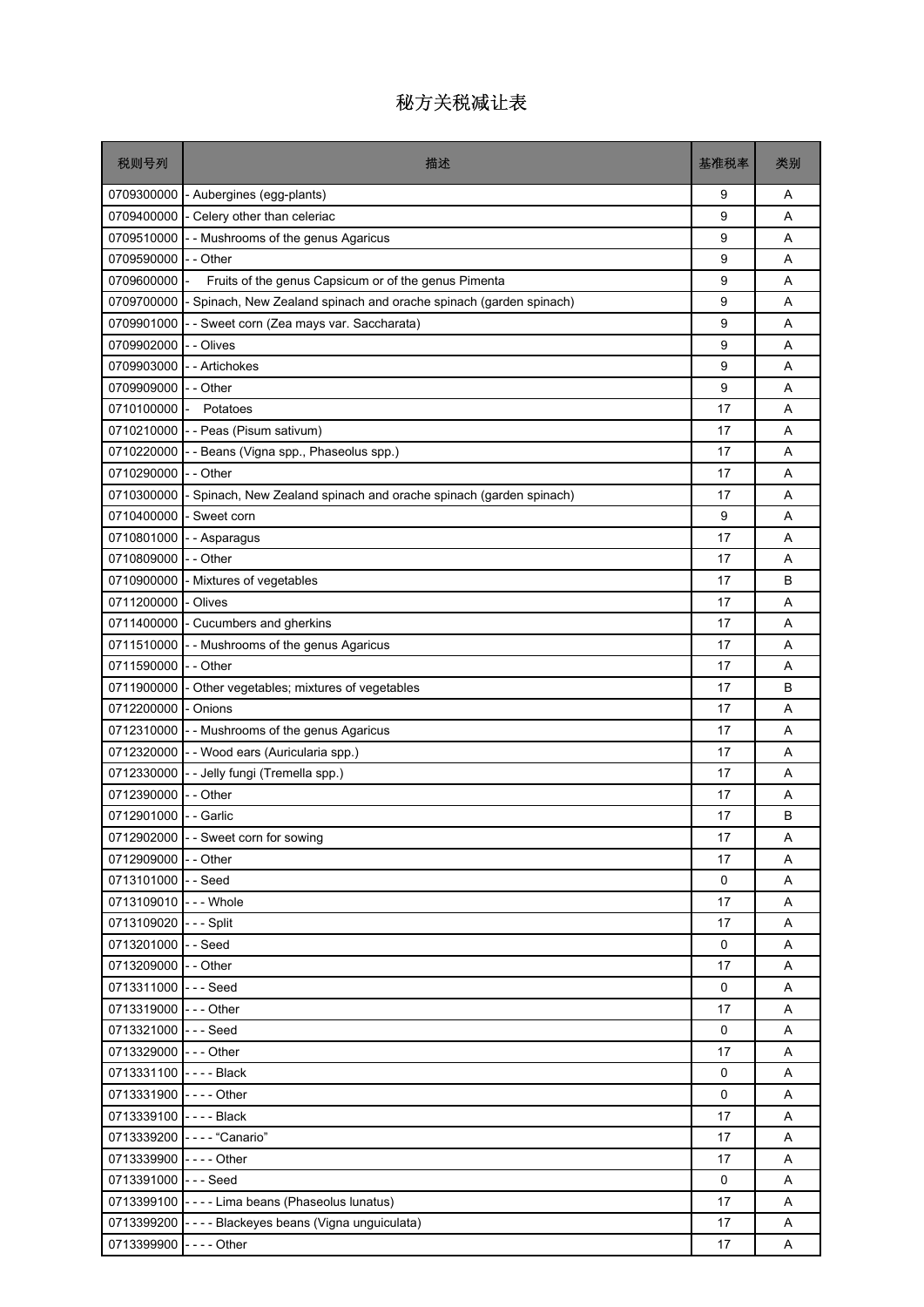# 秘方关税减让表

| 税则号列 | 描述 | 基准税率 | 类别 |
|---|---|---|---|
| 0709300000 | - Aubergines (egg-plants) | 9 | A |
| 0709400000 | - Celery other than celeriac | 9 | A |
| 0709510000 | - - Mushrooms of the genus Agaricus | 9 | A |
| 0709590000 | - - Other | 9 | A |
| 0709600000 | - Fruits of the genus Capsicum or of the genus Pimenta | 9 | A |
| 0709700000 | - Spinach, New Zealand spinach and orache spinach (garden spinach) | 9 | A |
| 0709901000 | - - Sweet corn (Zea mays var. Saccharata) | 9 | A |
| 0709902000 | - - Olives | 9 | A |
| 0709903000 | - - Artichokes | 9 | A |
| 0709909000 | - - Other | 9 | A |
| 0710100000 | - Potatoes | 17 | A |
| 0710210000 | - - Peas (Pisum sativum) | 17 | A |
| 0710220000 | - - Beans (Vigna spp., Phaseolus spp.) | 17 | A |
| 0710290000 | - - Other | 17 | A |
| 0710300000 | - Spinach, New Zealand spinach and orache spinach (garden spinach) | 17 | A |
| 0710400000 | - Sweet corn | 9 | A |
| 0710801000 | - - Asparagus | 17 | A |
| 0710809000 | - - Other | 17 | A |
| 0710900000 | - Mixtures of vegetables | 17 | B |
| 0711200000 | - Olives | 17 | A |
| 0711400000 | - Cucumbers and gherkins | 17 | A |
| 0711510000 | - - Mushrooms of the genus Agaricus | 17 | A |
| 0711590000 | - - Other | 17 | A |
| 0711900000 | - Other vegetables; mixtures of vegetables | 17 | B |
| 0712200000 | - Onions | 17 | A |
| 0712310000 | - - Mushrooms of the genus Agaricus | 17 | A |
| 0712320000 | - - Wood ears (Auricularia spp.) | 17 | A |
| 0712330000 | - - Jelly fungi (Tremella spp.) | 17 | A |
| 0712390000 | - - Other | 17 | A |
| 0712901000 | - - Garlic | 17 | B |
| 0712902000 | - - Sweet corn for sowing | 17 | A |
| 0712909000 | - - Other | 17 | A |
| 0713101000 | - - Seed | 0 | A |
| 0713109010 | - - - Whole | 17 | A |
| 0713109020 | - - - Split | 17 | A |
| 0713201000 | - - Seed | 0 | A |
| 0713209000 | - - Other | 17 | A |
| 0713311000 | - - - Seed | 0 | A |
| 0713319000 | - - - Other | 17 | A |
| 0713321000 | - - - Seed | 0 | A |
| 0713329000 | - - - Other | 17 | A |
| 0713331100 | - - - - Black | 0 | A |
| 0713331900 | - - - - Other | 0 | A |
| 0713339100 | - - - - Black | 17 | A |
| 0713339200 | - - - - “Canario” | 17 | A |
| 0713339900 | - - - - Other | 17 | A |
| 0713391000 | - - - Seed | 0 | A |
| 0713399100 | - - - - Lima beans (Phaseolus lunatus) | 17 | A |
| 0713399200 | - - - - Blackeyes beans (Vigna unguiculata) | 17 | A |
| 0713399900 | - - - - Other | 17 | A |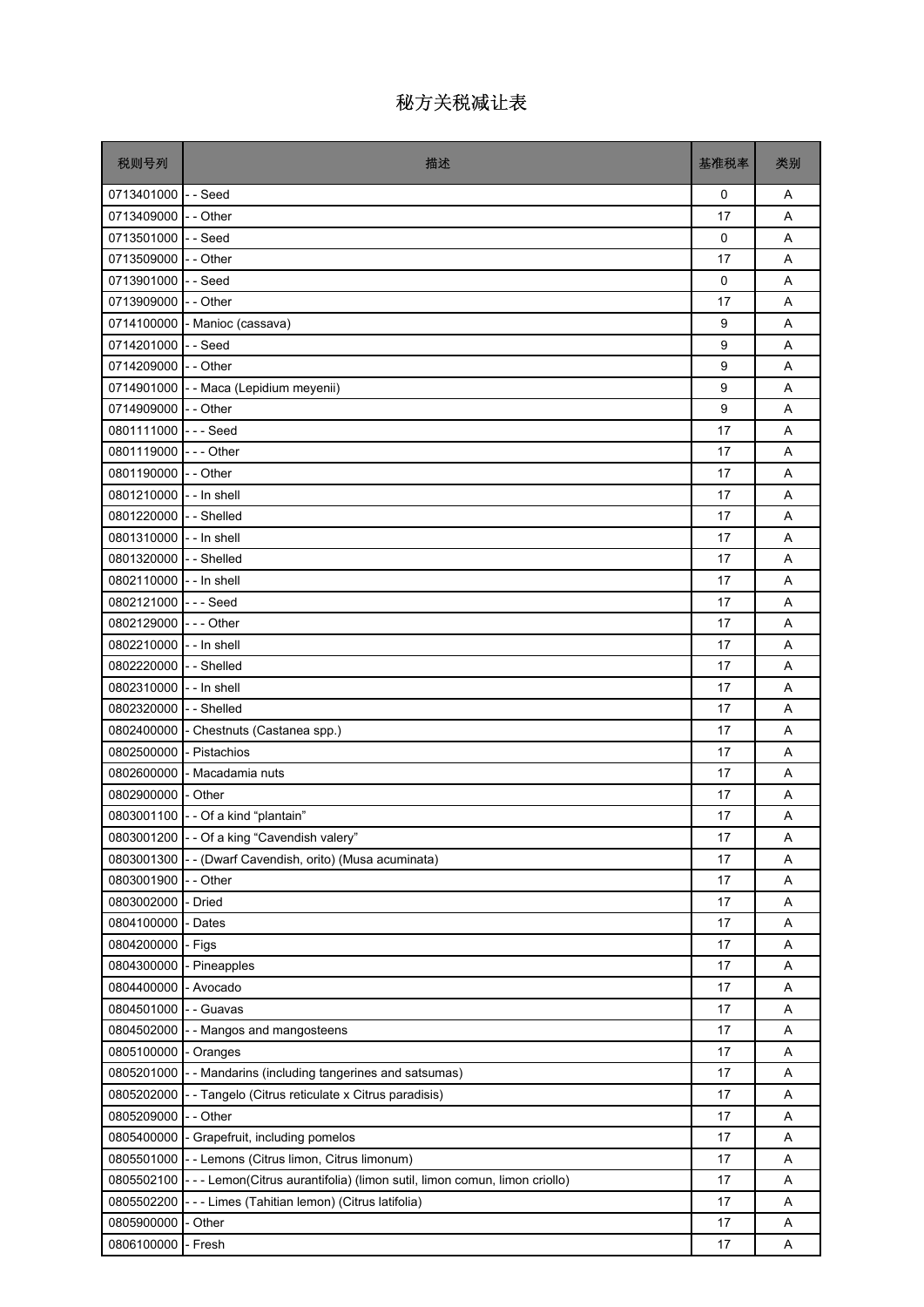# 秘方关税减让表

| 税则号列 | 描述 | 基准税率 | 类别 |
|---|---|---|---|
| 0713401000 | - - Seed | 0 | A |
| 0713409000 | - - Other | 17 | A |
| 0713501000 | - - Seed | 0 | A |
| 0713509000 | - - Other | 17 | A |
| 0713901000 | - - Seed | 0 | A |
| 0713909000 | - - Other | 17 | A |
| 0714100000 | - Manioc (cassava) | 9 | A |
| 0714201000 | - - Seed | 9 | A |
| 0714209000 | - - Other | 9 | A |
| 0714901000 | - - Maca (Lepidium meyenii) | 9 | A |
| 0714909000 | - - Other | 9 | A |
| 0801111000 | - - - Seed | 17 | A |
| 0801119000 | - - - Other | 17 | A |
| 0801190000 | - - Other | 17 | A |
| 0801210000 | - - In shell | 17 | A |
| 0801220000 | - - Shelled | 17 | A |
| 0801310000 | - - In shell | 17 | A |
| 0801320000 | - - Shelled | 17 | A |
| 0802110000 | - - In shell | 17 | A |
| 0802121000 | - - - Seed | 17 | A |
| 0802129000 | - - - Other | 17 | A |
| 0802210000 | - - In shell | 17 | A |
| 0802220000 | - - Shelled | 17 | A |
| 0802310000 | - - In shell | 17 | A |
| 0802320000 | - - Shelled | 17 | A |
| 0802400000 | - Chestnuts (Castanea spp.) | 17 | A |
| 0802500000 | - Pistachios | 17 | A |
| 0802600000 | - Macadamia nuts | 17 | A |
| 0802900000 | - Other | 17 | A |
| 0803001100 | - - Of a kind “plantain” | 17 | A |
| 0803001200 | - - Of a king “Cavendish valery” | 17 | A |
| 0803001300 | - - (Dwarf Cavendish, orito) (Musa acuminata) | 17 | A |
| 0803001900 | - - Other | 17 | A |
| 0803002000 | - Dried | 17 | A |
| 0804100000 | - Dates | 17 | A |
| 0804200000 | - Figs | 17 | A |
| 0804300000 | - Pineapples | 17 | A |
| 0804400000 | - Avocado | 17 | A |
| 0804501000 | - - Guavas | 17 | A |
| 0804502000 | - - Mangos and mangosteens | 17 | A |
| 0805100000 | - Oranges | 17 | A |
| 0805201000 | - - Mandarins (including tangerines and satsumas) | 17 | A |
| 0805202000 | - - Tangelo (Citrus reticulate x Citrus paradisis) | 17 | A |
| 0805209000 | - - Other | 17 | A |
| 0805400000 | - Grapefruit, including pomelos | 17 | A |
| 0805501000 | - - Lemons (Citrus limon, Citrus limonum) | 17 | A |
| 0805502100 | - - - Lemon(Citrus aurantifolia) (limon sutil, limon comun, limon criollo) | 17 | A |
| 0805502200 | - - - Limes (Tahitian lemon) (Citrus latifolia) | 17 | A |
| 0805900000 | - Other | 17 | A |
| 0806100000 | - Fresh | 17 | A |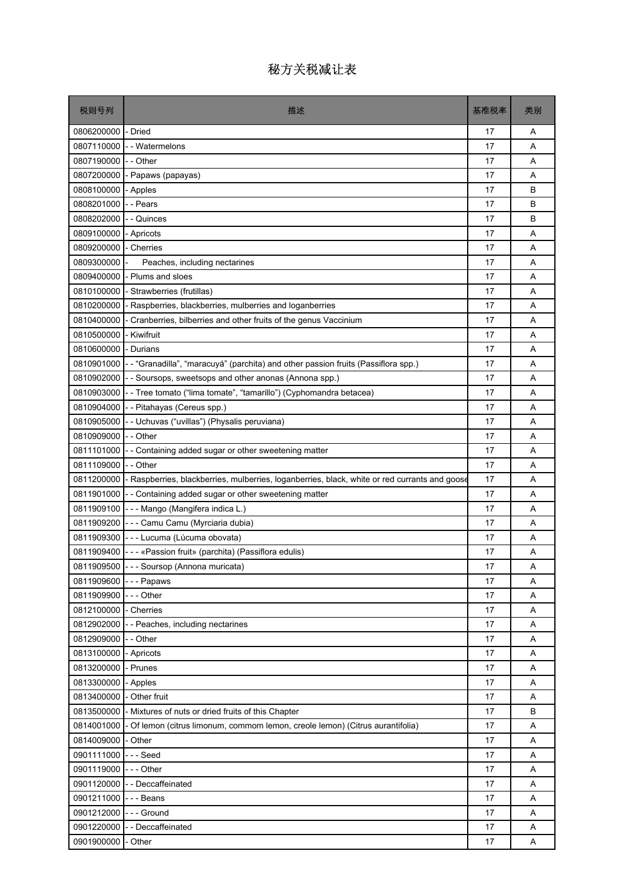# 秘方关税减让表

| 税则号列 | 描述 | 基准税率 | 类别 |
|---|---|---|---|
| 0806200000 | - Dried | 17 | A |
| 0807110000 | - - Watermelons | 17 | A |
| 0807190000 | - - Other | 17 | A |
| 0807200000 | - Papaws (papayas) | 17 | A |
| 0808100000 | - Apples | 17 | B |
| 0808201000 | - - Pears | 17 | B |
| 0808202000 | - - Quinces | 17 | B |
| 0809100000 | - Apricots | 17 | A |
| 0809200000 | - Cherries | 17 | A |
| 0809300000 | - Peaches, including nectarines | 17 | A |
| 0809400000 | - Plums and sloes | 17 | A |
| 0810100000 | - Strawberries (frutillas) | 17 | A |
| 0810200000 | - Raspberries, blackberries, mulberries and loganberries | 17 | A |
| 0810400000 | - Cranberries, bilberries and other fruits of the genus Vaccinium | 17 | A |
| 0810500000 | - Kiwifruit | 17 | A |
| 0810600000 | - Durians | 17 | A |
| 0810901000 | - - “Granadilla”, “maracuyá” (parchita) and other passion fruits (Passiflora spp.) | 17 | A |
| 0810902000 | - - Soursops, sweetsops and other anonas (Annona spp.) | 17 | A |
| 0810903000 | - - Tree tomato (“lima tomate”, “tamarillo”) (Cyphomandra betacea) | 17 | A |
| 0810904000 | - - Pitahayas (Cereus spp.) | 17 | A |
| 0810905000 | - - Uchuvas (“uvillas”) (Physalis peruviana) | 17 | A |
| 0810909000 | - - Other | 17 | A |
| 0811101000 | - - Containing added sugar or other sweetening matter | 17 | A |
| 0811109000 | - - Other | 17 | A |
| 0811200000 | - Raspberries, blackberries, mulberries, loganberries, black, white or red currants and goose | 17 | A |
| 0811901000 | - - Containing added sugar or other sweetening matter | 17 | A |
| 0811909100 | - - - Mango (Mangifera indica L.) | 17 | A |
| 0811909200 | - - - Camu Camu (Myrciaria dubia) | 17 | A |
| 0811909300 | - - - Lucuma (Lúcuma obovata) | 17 | A |
| 0811909400 | - - - «Passion fruit» (parchita) (Passiflora edulis) | 17 | A |
| 0811909500 | - - - Soursop (Annona muricata) | 17 | A |
| 0811909600 | - - - Papaws | 17 | A |
| 0811909900 | - - - Other | 17 | A |
| 0812100000 | - Cherries | 17 | A |
| 0812902000 | - - Peaches, including nectarines | 17 | A |
| 0812909000 | - - Other | 17 | A |
| 0813100000 | - Apricots | 17 | A |
| 0813200000 | - Prunes | 17 | A |
| 0813300000 | - Apples | 17 | A |
| 0813400000 | - Other fruit | 17 | A |
| 0813500000 | - Mixtures of nuts or dried fruits of this Chapter | 17 | B |
| 0814001000 | - Of lemon (citrus limonum, commom lemon, creole lemon) (Citrus aurantifolia) | 17 | A |
| 0814009000 | - Other | 17 | A |
| 0901111000 | - - - Seed | 17 | A |
| 0901119000 | - - - Other | 17 | A |
| 0901120000 | - - Deccaffeinated | 17 | A |
| 0901211000 | - - - Beans | 17 | A |
| 0901212000 | - - - Ground | 17 | A |
| 0901220000 | - - Deccaffeinated | 17 | A |
| 0901900000 | - Other | 17 | A |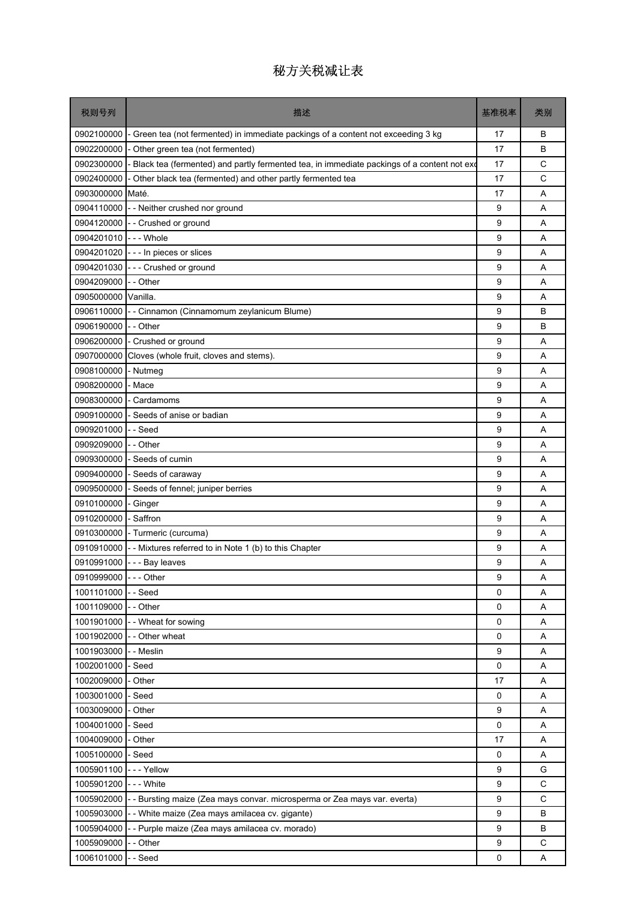# 秘方关税减让表

| 税则号列 | 描述 | 基准税率 | 类别 |
|---|---|---|---|
| 0902100000 | - Green tea (not fermented) in immediate packings of a content not exceeding 3 kg | 17 | B |
| 0902200000 | - Other green tea (not fermented) | 17 | B |
| 0902300000 | - Black tea (fermented) and partly fermented tea, in immediate packings of a content not exc | 17 | C |
| 0902400000 | - Other black tea (fermented) and other partly fermented tea | 17 | C |
| 0903000000 | Maté. | 17 | A |
| 0904110000 | - - Neither crushed nor ground | 9 | A |
| 0904120000 | - - Crushed or ground | 9 | A |
| 0904201010 | - - - Whole | 9 | A |
| 0904201020 | - - - In pieces or slices | 9 | A |
| 0904201030 | - - - Crushed or ground | 9 | A |
| 0904209000 | - - Other | 9 | A |
| 0905000000 | Vanilla. | 9 | A |
| 0906110000 | - - Cinnamon (Cinnamomum zeylanicum Blume) | 9 | B |
| 0906190000 | - - Other | 9 | B |
| 0906200000 | - Crushed or ground | 9 | A |
| 0907000000 | Cloves (whole fruit, cloves and stems). | 9 | A |
| 0908100000 | - Nutmeg | 9 | A |
| 0908200000 | - Mace | 9 | A |
| 0908300000 | - Cardamoms | 9 | A |
| 0909100000 | - Seeds of anise or badian | 9 | A |
| 0909201000 | - - Seed | 9 | A |
| 0909209000 | - - Other | 9 | A |
| 0909300000 | - Seeds of cumin | 9 | A |
| 0909400000 | - Seeds of caraway | 9 | A |
| 0909500000 | - Seeds of fennel; juniper berries | 9 | A |
| 0910100000 | - Ginger | 9 | A |
| 0910200000 | - Saffron | 9 | A |
| 0910300000 | - Turmeric (curcuma) | 9 | A |
| 0910910000 | - - Mixtures referred to in Note 1 (b) to this Chapter | 9 | A |
| 0910991000 | - - - Bay leaves | 9 | A |
| 0910999000 | - - - Other | 9 | A |
| 1001101000 | - - Seed | 0 | A |
| 1001109000 | - - Other | 0 | A |
| 1001901000 | - - Wheat for sowing | 0 | A |
| 1001902000 | - - Other wheat | 0 | A |
| 1001903000 | - - Meslin | 9 | A |
| 1002001000 | - Seed | 0 | A |
| 1002009000 | - Other | 17 | A |
| 1003001000 | - Seed | 0 | A |
| 1003009000 | - Other | 9 | A |
| 1004001000 | - Seed | 0 | A |
| 1004009000 | - Other | 17 | A |
| 1005100000 | - Seed | 0 | A |
| 1005901100 | - - - Yellow | 9 | G |
| 1005901200 | - - - White | 9 | C |
| 1005902000 | - - Bursting maize (Zea mays convar. microsperma or Zea mays var. everta) | 9 | C |
| 1005903000 | - - White maize (Zea mays amilacea cv. gigante) | 9 | B |
| 1005904000 | - - Purple maize (Zea mays amilacea cv. morado) | 9 | B |
| 1005909000 | - - Other | 9 | C |
| 1006101000 | - - Seed | 0 | A |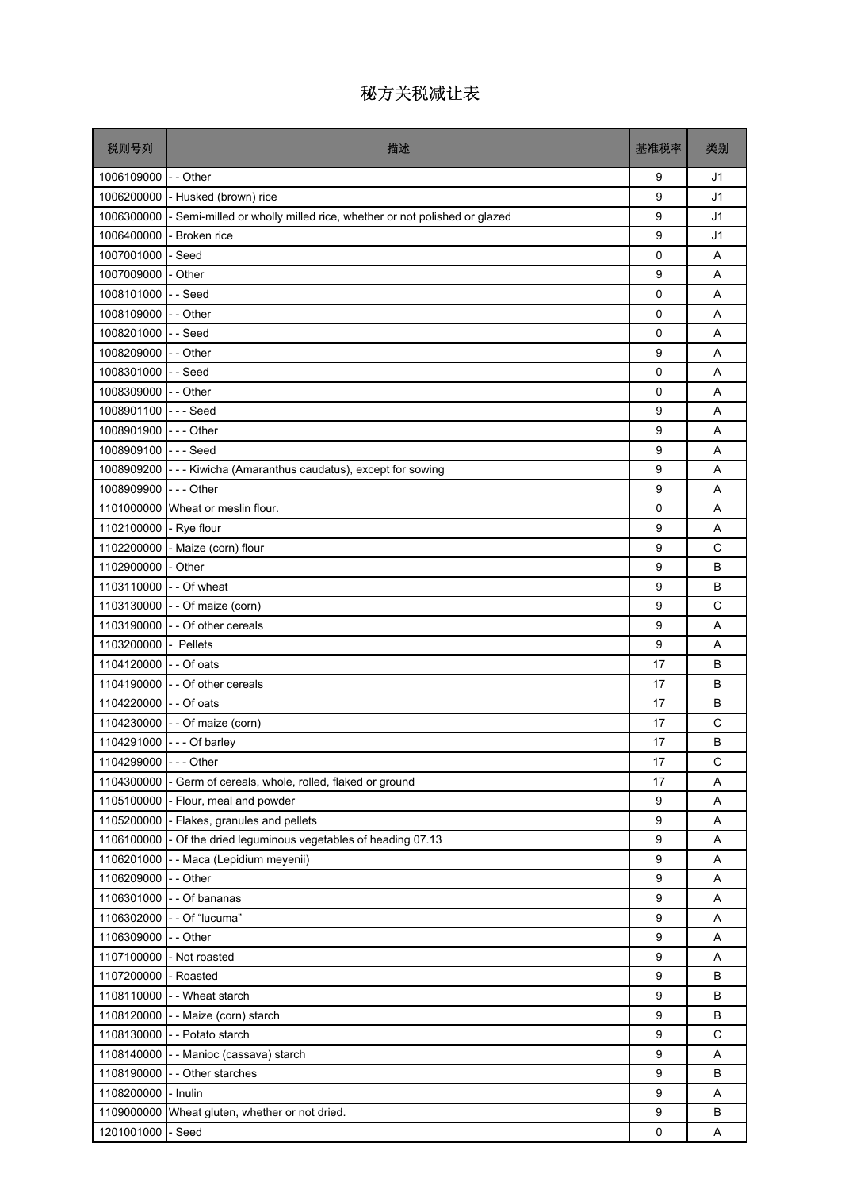# 秘方关税减让表

| 税则号列 | 描述 | 基准税率 | 类别 |
| --- | --- | --- | --- |
| 1006109000 | - - Other | 9 | J1 |
| 1006200000 | - Husked (brown) rice | 9 | J1 |
| 1006300000 | - Semi-milled or wholly milled rice, whether or not polished or glazed | 9 | J1 |
| 1006400000 | - Broken rice | 9 | J1 |
| 1007001000 | - Seed | 0 | A |
| 1007009000 | - Other | 9 | A |
| 1008101000 | - - Seed | 0 | A |
| 1008109000 | - - Other | 0 | A |
| 1008201000 | - - Seed | 0 | A |
| 1008209000 | - - Other | 9 | A |
| 1008301000 | - - Seed | 0 | A |
| 1008309000 | - - Other | 0 | A |
| 1008901100 | - - - Seed | 9 | A |
| 1008901900 | - - - Other | 9 | A |
| 1008909100 | - - - Seed | 9 | A |
| 1008909200 | - - - Kiwicha (Amaranthus caudatus), except for sowing | 9 | A |
| 1008909900 | - - - Other | 9 | A |
| 1101000000 | Wheat or meslin flour. | 0 | A |
| 1102100000 | - Rye flour | 9 | A |
| 1102200000 | - Maize (corn) flour | 9 | C |
| 1102900000 | - Other | 9 | B |
| 1103110000 | - - Of wheat | 9 | B |
| 1103130000 | - - Of maize (corn) | 9 | C |
| 1103190000 | - - Of other cereals | 9 | A |
| 1103200000 | - Pellets | 9 | A |
| 1104120000 | - - Of oats | 17 | B |
| 1104190000 | - - Of other cereals | 17 | B |
| 1104220000 | - - Of oats | 17 | B |
| 1104230000 | - - Of maize (corn) | 17 | C |
| 1104291000 | - - - Of barley | 17 | B |
| 1104299000 | - - - Other | 17 | C |
| 1104300000 | - Germ of cereals, whole, rolled, flaked or ground | 17 | A |
| 1105100000 | - Flour, meal and powder | 9 | A |
| 1105200000 | - Flakes, granules and pellets | 9 | A |
| 1106100000 | - Of the dried leguminous vegetables of heading 07.13 | 9 | A |
| 1106201000 | - - Maca (Lepidium meyenii) | 9 | A |
| 1106209000 | - - Other | 9 | A |
| 1106301000 | - - Of bananas | 9 | A |
| 1106302000 | - - Of “lucuma” | 9 | A |
| 1106309000 | - - Other | 9 | A |
| 1107100000 | - Not roasted | 9 | A |
| 1107200000 | - Roasted | 9 | B |
| 1108110000 | - - Wheat starch | 9 | B |
| 1108120000 | - - Maize (corn) starch | 9 | B |
| 1108130000 | - - Potato starch | 9 | C |
| 1108140000 | - - Manioc (cassava) starch | 9 | A |
| 1108190000 | - - Other starches | 9 | B |
| 1108200000 | - Inulin | 9 | A |
| 1109000000 | Wheat gluten, whether or not dried. | 9 | B |
| 1201001000 | - Seed | 0 | A |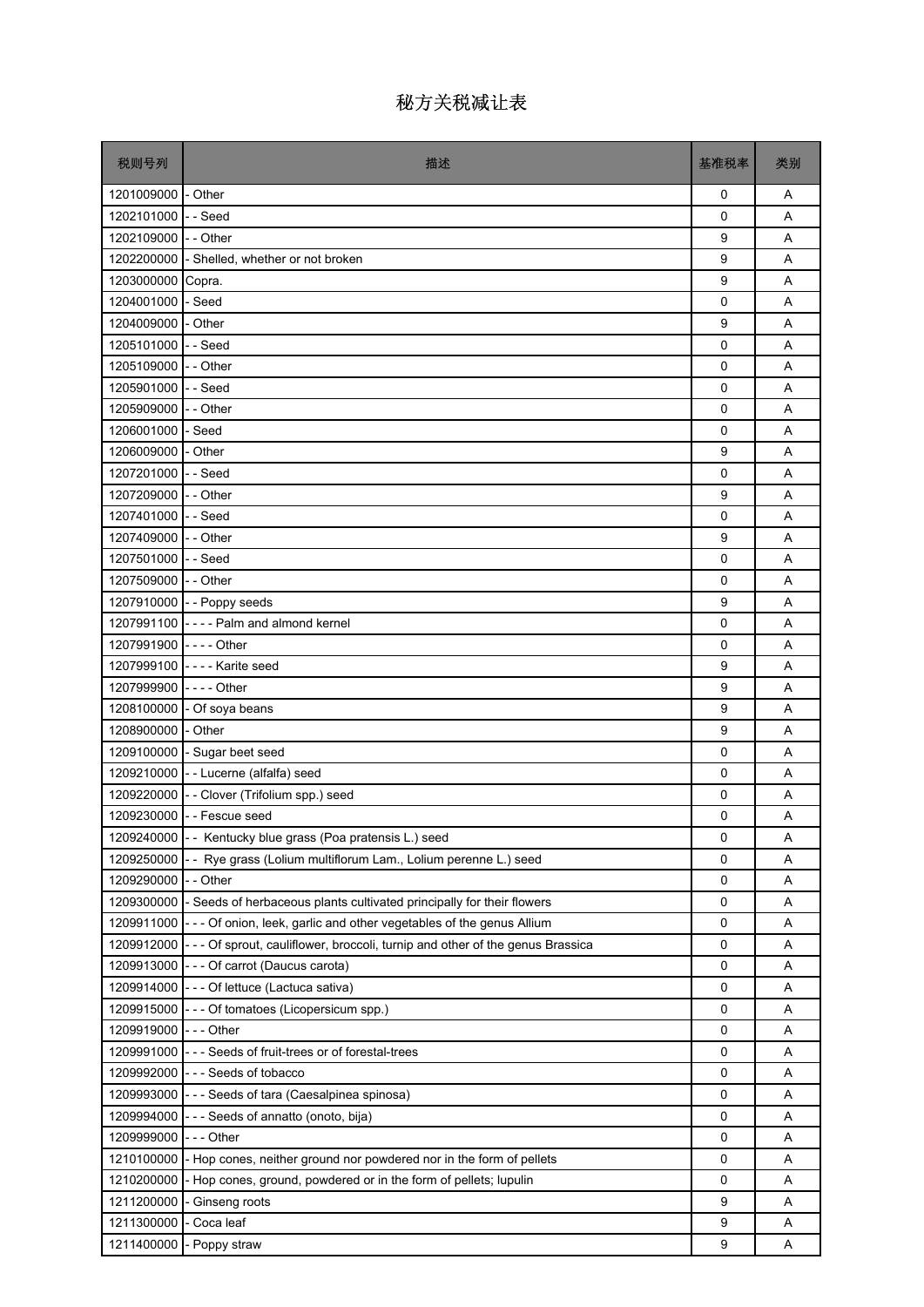# 秘方关税减让表

| 税则号列 | 描述 | 基准税率 | 类别 |
|---|---|---|---|
| 1201009000 | - Other | 0 | A |
| 1202101000 | - - Seed | 0 | A |
| 1202109000 | - - Other | 9 | A |
| 1202200000 | - Shelled, whether or not broken | 9 | A |
| 1203000000 | Copra. | 9 | A |
| 1204001000 | - Seed | 0 | A |
| 1204009000 | - Other | 9 | A |
| 1205101000 | - - Seed | 0 | A |
| 1205109000 | - - Other | 0 | A |
| 1205901000 | - - Seed | 0 | A |
| 1205909000 | - - Other | 0 | A |
| 1206001000 | - Seed | 0 | A |
| 1206009000 | - Other | 9 | A |
| 1207201000 | - - Seed | 0 | A |
| 1207209000 | - - Other | 9 | A |
| 1207401000 | - - Seed | 0 | A |
| 1207409000 | - - Other | 9 | A |
| 1207501000 | - - Seed | 0 | A |
| 1207509000 | - - Other | 0 | A |
| 1207910000 | - - Poppy seeds | 9 | A |
| 1207991100 | - - - - Palm and almond kernel | 0 | A |
| 1207991900 | - - - - Other | 0 | A |
| 1207999100 | - - - - Karite seed | 9 | A |
| 1207999900 | - - - - Other | 9 | A |
| 1208100000 | - Of soya beans | 9 | A |
| 1208900000 | - Other | 9 | A |
| 1209100000 | - Sugar beet seed | 0 | A |
| 1209210000 | - - Lucerne (alfalfa) seed | 0 | A |
| 1209220000 | - - Clover (Trifolium spp.) seed | 0 | A |
| 1209230000 | - - Fescue seed | 0 | A |
| 1209240000 | - - Kentucky blue grass (Poa pratensis L.) seed | 0 | A |
| 1209250000 | - - Rye grass (Lolium multiflorum Lam., Lolium perenne L.) seed | 0 | A |
| 1209290000 | - - Other | 0 | A |
| 1209300000 | - Seeds of herbaceous plants cultivated principally for their flowers | 0 | A |
| 1209911000 | - - - Of onion, leek, garlic and other vegetables of the genus Allium | 0 | A |
| 1209912000 | - - - Of sprout, cauliflower, broccoli, turnip and other of the genus Brassica | 0 | A |
| 1209913000 | - - - Of carrot (Daucus carota) | 0 | A |
| 1209914000 | - - - Of lettuce (Lactuca sativa) | 0 | A |
| 1209915000 | - - - Of tomatoes (Licopersicum spp.) | 0 | A |
| 1209919000 | - - - Other | 0 | A |
| 1209991000 | - - - Seeds of fruit-trees or of forestal-trees | 0 | A |
| 1209992000 | - - - Seeds of tobacco | 0 | A |
| 1209993000 | - - - Seeds of tara (Caesalpinea spinosa) | 0 | A |
| 1209994000 | - - - Seeds of annatto (onoto, bija) | 0 | A |
| 1209999000 | - - - Other | 0 | A |
| 1210100000 | - Hop cones, neither ground nor powdered nor in the form of pellets | 0 | A |
| 1210200000 | - Hop cones, ground, powdered or in the form of pellets; lupulin | 0 | A |
| 1211200000 | - Ginseng roots | 9 | A |
| 1211300000 | - Coca leaf | 9 | A |
| 1211400000 | - Poppy straw | 9 | A |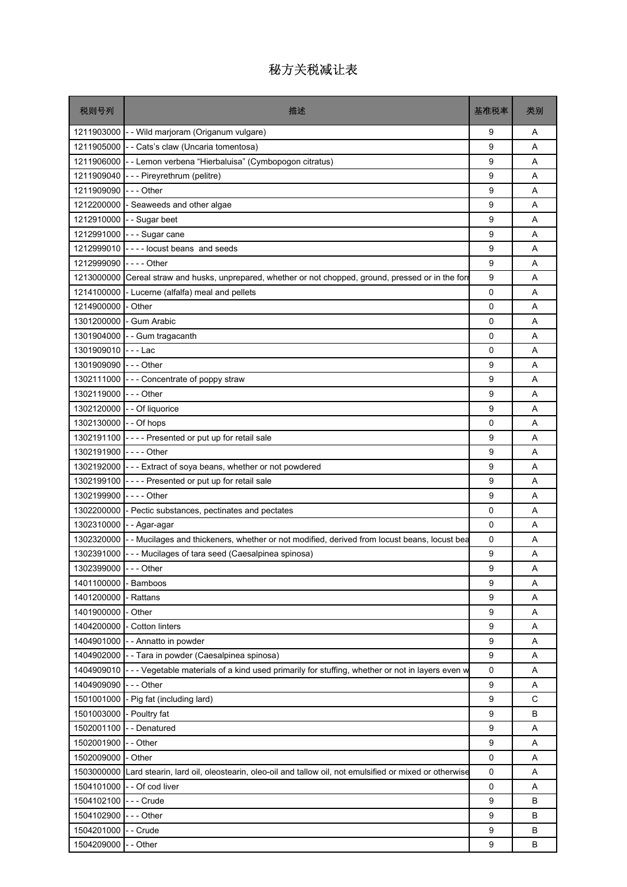# 秘方关税减让表

| 税则号列 | 描述 | 基准税率 | 类别 |
|---|---|---|---|
| 1211903000 | - - Wild marjoram (Origanum vulgare) | 9 | A |
| 1211905000 | - - Cats's claw (Uncaria tomentosa) | 9 | A |
| 1211906000 | - - Lemon verbena "Hierbaluisa" (Cymbopogon citratus) | 9 | A |
| 1211909040 | - - - Pireyrethrum (pelitre) | 9 | A |
| 1211909090 | - - - Other | 9 | A |
| 1212200000 | - Seaweeds and other algae | 9 | A |
| 1212910000 | - - Sugar beet | 9 | A |
| 1212991000 | - - - Sugar cane | 9 | A |
| 1212999010 | - - - - locust beans and seeds | 9 | A |
| 1212999090 | - - - - Other | 9 | A |
| 1213000000 | Cereal straw and husks, unprepared, whether or not chopped, ground, pressed or in the for | 9 | A |
| 1214100000 | - Lucerne (alfalfa) meal and pellets | 0 | A |
| 1214900000 | - Other | 0 | A |
| 1301200000 | - Gum Arabic | 0 | A |
| 1301904000 | - - Gum tragacanth | 0 | A |
| 1301909010 | - - - Lac | 0 | A |
| 1301909090 | - - - Other | 9 | A |
| 1302111000 | - - - Concentrate of poppy straw | 9 | A |
| 1302119000 | - - - Other | 9 | A |
| 1302120000 | - - Of liquorice | 9 | A |
| 1302130000 | - - Of hops | 0 | A |
| 1302191100 | - - - - Presented or put up for retail sale | 9 | A |
| 1302191900 | - - - - Other | 9 | A |
| 1302192000 | - - - Extract of soya beans, whether or not powdered | 9 | A |
| 1302199100 | - - - - Presented or put up for retail sale | 9 | A |
| 1302199900 | - - - - Other | 9 | A |
| 1302200000 | - Pectic substances, pectinates and pectates | 0 | A |
| 1302310000 | - - Agar-agar | 0 | A |
| 1302320000 | - - Mucilages and thickeners, whether or not modified, derived from locust beans, locust bea | 0 | A |
| 1302391000 | - - - Mucilages of tara seed (Caesalpinea spinosa) | 9 | A |
| 1302399000 | - - - Other | 9 | A |
| 1401100000 | - Bamboos | 9 | A |
| 1401200000 | - Rattans | 9 | A |
| 1401900000 | - Other | 9 | A |
| 1404200000 | - Cotton linters | 9 | A |
| 1404901000 | - - Annatto in powder | 9 | A |
| 1404902000 | - - Tara in powder (Caesalpinea spinosa) | 9 | A |
| 1404909010 | - - - Vegetable materials of a kind used primarily for stuffing, whether or not in layers even w | 0 | A |
| 1404909090 | - - - Other | 9 | A |
| 1501001000 | - Pig fat (including lard) | 9 | C |
| 1501003000 | - Poultry fat | 9 | B |
| 1502001100 | - - Denatured | 9 | A |
| 1502001900 | - - Other | 9 | A |
| 1502009000 | - Other | 0 | A |
| 1503000000 | Lard stearin, lard oil, oleostearin, oleo-oil and tallow oil, not emulsified or mixed or otherwise | 0 | A |
| 1504101000 | - - Of cod liver | 0 | A |
| 1504102100 | - - - Crude | 9 | B |
| 1504102900 | - - - Other | 9 | B |
| 1504201000 | - - Crude | 9 | B |
| 1504209000 | - - Other | 9 | B |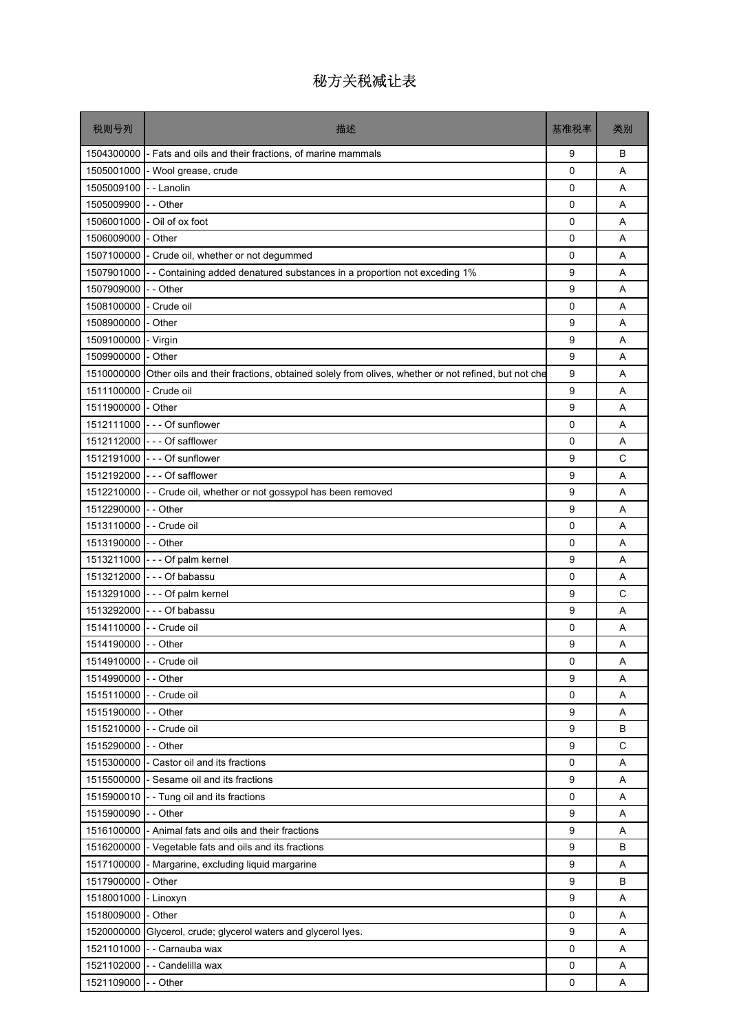# 秘方关税减让表

| 税则号列 | 描述 | 基准税率 | 类别 |
|---|---|---|---|
| 1504300000 | - Fats and oils and their fractions, of marine mammals | 9 | B |
| 1505001000 | - Wool grease, crude | 0 | A |
| 1505009100 | - - Lanolin | 0 | A |
| 1505009900 | - - Other | 0 | A |
| 1506001000 | - Oil of ox foot | 0 | A |
| 1506009000 | - Other | 0 | A |
| 1507100000 | - Crude oil, whether or not degummed | 0 | A |
| 1507901000 | - - Containing added denatured substances in a proportion not exceding 1% | 9 | A |
| 1507909000 | - - Other | 9 | A |
| 1508100000 | - Crude oil | 0 | A |
| 1508900000 | - Other | 9 | A |
| 1509100000 | - Virgin | 9 | A |
| 1509900000 | - Other | 9 | A |
| 1510000000 | Other oils and their fractions, obtained solely from olives, whether or not refined, but not che | 9 | A |
| 1511100000 | - Crude oil | 9 | A |
| 1511900000 | - Other | 9 | A |
| 1512111000 | - - - Of sunflower | 0 | A |
| 1512112000 | - - - Of safflower | 0 | A |
| 1512191000 | - - - Of sunflower | 9 | C |
| 1512192000 | - - - Of safflower | 9 | A |
| 1512210000 | - - Crude oil, whether or not gossypol has been removed | 9 | A |
| 1512290000 | - - Other | 9 | A |
| 1513110000 | - - Crude oil | 0 | A |
| 1513190000 | - - Other | 0 | A |
| 1513211000 | - - - Of palm kernel | 9 | A |
| 1513212000 | - - - Of babassu | 0 | A |
| 1513291000 | - - - Of palm kernel | 9 | C |
| 1513292000 | - - - Of babassu | 9 | A |
| 1514110000 | - - Crude oil | 0 | A |
| 1514190000 | - - Other | 9 | A |
| 1514910000 | - - Crude oil | 0 | A |
| 1514990000 | - - Other | 9 | A |
| 1515110000 | - - Crude oil | 0 | A |
| 1515190000 | - - Other | 9 | A |
| 1515210000 | - - Crude oil | 9 | B |
| 1515290000 | - - Other | 9 | C |
| 1515300000 | - Castor oil and its fractions | 0 | A |
| 1515500000 | - Sesame oil and its fractions | 9 | A |
| 1515900010 | - - Tung oil and its fractions | 0 | A |
| 1515900090 | - - Other | 9 | A |
| 1516100000 | - Animal fats and oils and their fractions | 9 | A |
| 1516200000 | - Vegetable fats and oils and its fractions | 9 | B |
| 1517100000 | - Margarine, excluding liquid margarine | 9 | A |
| 1517900000 | - Other | 9 | B |
| 1518001000 | - Linoxyn | 9 | A |
| 1518009000 | - Other | 0 | A |
| 1520000000 | Glycerol, crude; glycerol waters and glycerol lyes. | 9 | A |
| 1521101000 | - - Carnauba wax | 0 | A |
| 1521102000 | - - Candelilla wax | 0 | A |
| 1521109000 | - - Other | 0 | A |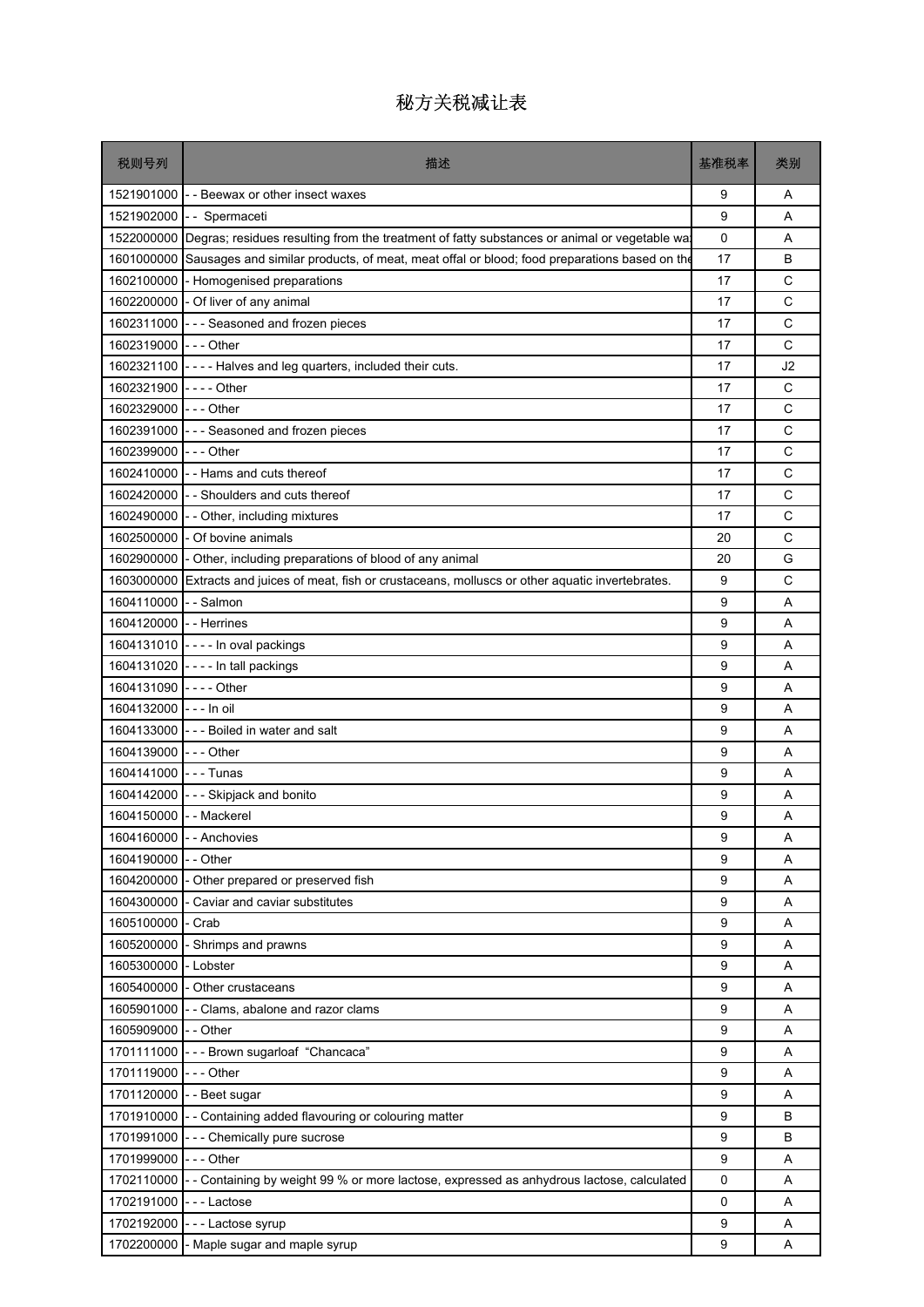# 秘方关税减让表

| 税则号列 | 描述 | 基准税率 | 类别 |
|---|---|---|---|
| 1521901000 | - - Beewax or other insect waxes | 9 | A |
| 1521902000 | - -  Spermaceti | 9 | A |
| 1522000000 | Degras; residues resulting from the treatment of fatty substances or animal or vegetable wa: | 0 | A |
| 1601000000 | Sausages and similar products, of meat, meat offal or blood; food preparations based on the | 17 | B |
| 1602100000 | - Homogenised preparations | 17 | C |
| 1602200000 | - Of liver of any animal | 17 | C |
| 1602311000 | - - - Seasoned and frozen pieces | 17 | C |
| 1602319000 | - - - Other | 17 | C |
| 1602321100 | - - - - Halves and leg quarters, included their cuts. | 17 | J2 |
| 1602321900 | - - - - Other | 17 | C |
| 1602329000 | - - - Other | 17 | C |
| 1602391000 | - - - Seasoned and frozen pieces | 17 | C |
| 1602399000 | - - - Other | 17 | C |
| 1602410000 | - - Hams and cuts thereof | 17 | C |
| 1602420000 | - - Shoulders and cuts thereof | 17 | C |
| 1602490000 | - - Other, including mixtures | 17 | C |
| 1602500000 | - Of bovine animals | 20 | C |
| 1602900000 | - Other, including preparations of blood of any animal | 20 | G |
| 1603000000 | Extracts and juices of meat, fish or crustaceans, molluscs or other aquatic invertebrates. | 9 | C |
| 1604110000 | - - Salmon | 9 | A |
| 1604120000 | - - Herrines | 9 | A |
| 1604131010 | - - - - In oval packings | 9 | A |
| 1604131020 | - - - - In tall packings | 9 | A |
| 1604131090 | - - - - Other | 9 | A |
| 1604132000 | - - - In oil | 9 | A |
| 1604133000 | - - - Boiled in water and salt | 9 | A |
| 1604139000 | - - - Other | 9 | A |
| 1604141000 | - - - Tunas | 9 | A |
| 1604142000 | - - - Skipjack and bonito | 9 | A |
| 1604150000 | - - Mackerel | 9 | A |
| 1604160000 | - - Anchovies | 9 | A |
| 1604190000 | - - Other | 9 | A |
| 1604200000 | - Other prepared or preserved fish | 9 | A |
| 1604300000 | - Caviar and caviar substitutes | 9 | A |
| 1605100000 | - Crab | 9 | A |
| 1605200000 | - Shrimps and prawns | 9 | A |
| 1605300000 | - Lobster | 9 | A |
| 1605400000 | - Other crustaceans | 9 | A |
| 1605901000 | - - Clams, abalone and razor clams | 9 | A |
| 1605909000 | - - Other | 9 | A |
| 1701111000 | - - - Brown sugarloaf “Chancaca” | 9 | A |
| 1701119000 | - - - Other | 9 | A |
| 1701120000 | - - Beet sugar | 9 | A |
| 1701910000 | - - Containing added flavouring or colouring matter | 9 | B |
| 1701991000 | - - - Chemically pure sucrose | 9 | B |
| 1701999000 | - - - Other | 9 | A |
| 1702110000 | - - Containing by weight 99 % or more lactose, expressed as anhydrous lactose, calculated | 0 | A |
| 1702191000 | - - - Lactose | 0 | A |
| 1702192000 | - - - Lactose syrup | 9 | A |
| 1702200000 | - Maple sugar and maple syrup | 9 | A |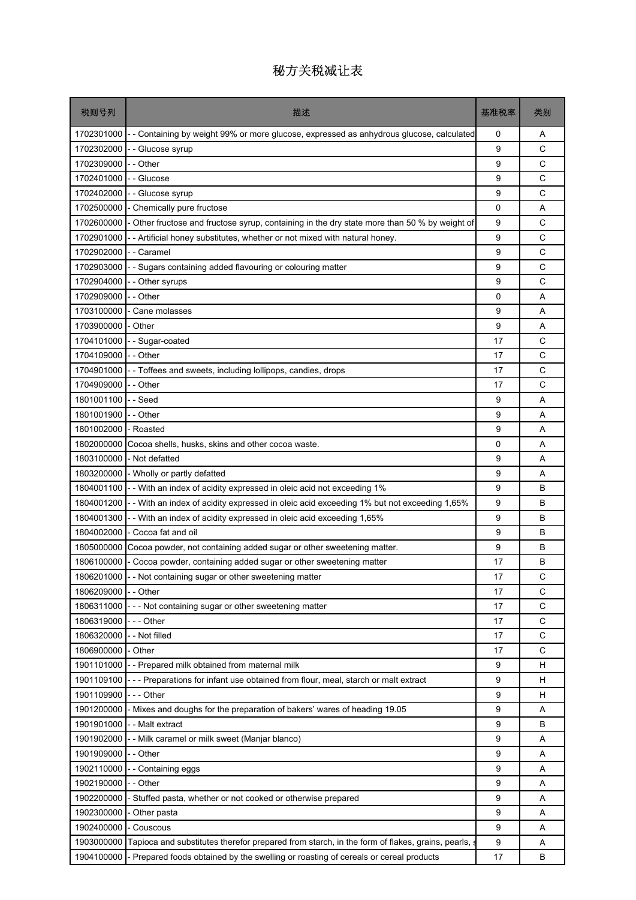# 秘方关税减让表

| 税则号列 | 描述 | 基准税率 | 类别 |
|---|---|---|---|
| 1702301000 | - - Containing by weight 99% or more glucose, expressed as anhydrous glucose, calculated | 0 | A |
| 1702302000 | - - Glucose syrup | 9 | C |
| 1702309000 | - - Other | 9 | C |
| 1702401000 | - - Glucose | 9 | C |
| 1702402000 | - - Glucose syrup | 9 | C |
| 1702500000 | - Chemically pure fructose | 0 | A |
| 1702600000 | - Other fructose and fructose syrup, containing in the dry state more than 50 % by weight of | 9 | C |
| 1702901000 | - - Artificial honey substitutes, whether or not mixed with natural honey. | 9 | C |
| 1702902000 | - - Caramel | 9 | C |
| 1702903000 | - - Sugars containing added flavouring or colouring matter | 9 | C |
| 1702904000 | - - Other syrups | 9 | C |
| 1702909000 | - - Other | 0 | A |
| 1703100000 | - Cane molasses | 9 | A |
| 1703900000 | - Other | 9 | A |
| 1704101000 | - - Sugar-coated | 17 | C |
| 1704109000 | - - Other | 17 | C |
| 1704901000 | - - Toffees and sweets, including lollipops, candies, drops | 17 | C |
| 1704909000 | - - Other | 17 | C |
| 1801001100 | - - Seed | 9 | A |
| 1801001900 | - - Other | 9 | A |
| 1801002000 | - Roasted | 9 | A |
| 1802000000 | Cocoa shells, husks, skins and other cocoa waste. | 0 | A |
| 1803100000 | - Not defatted | 9 | A |
| 1803200000 | - Wholly or partly defatted | 9 | A |
| 1804001100 | - - With an index of acidity expressed in oleic acid not exceeding 1% | 9 | B |
| 1804001200 | - - With an index of acidity expressed in oleic acid exceeding 1% but not exceeding 1,65% | 9 | B |
| 1804001300 | - - With an index of acidity expressed in oleic acid exceeding 1,65% | 9 | B |
| 1804002000 | - Cocoa fat and oil | 9 | B |
| 1805000000 | Cocoa powder, not containing added sugar or other sweetening matter. | 9 | B |
| 1806100000 | - Cocoa powder, containing added sugar or other sweetening matter | 17 | B |
| 1806201000 | - - Not containing sugar or other sweetening matter | 17 | C |
| 1806209000 | - - Other | 17 | C |
| 1806311000 | - - - Not containing sugar or other sweetening matter | 17 | C |
| 1806319000 | - - - Other | 17 | C |
| 1806320000 | - - Not filled | 17 | C |
| 1806900000 | - Other | 17 | C |
| 1901101000 | - - Prepared milk obtained from maternal milk | 9 | H |
| 1901109100 | - - - Preparations for infant use obtained from flour, meal, starch or malt extract | 9 | H |
| 1901109900 | - - - Other | 9 | H |
| 1901200000 | - Mixes and doughs for the preparation of bakers' wares of heading 19.05 | 9 | A |
| 1901901000 | - - Malt extract | 9 | B |
| 1901902000 | - - Milk caramel or milk sweet (Manjar blanco) | 9 | A |
| 1901909000 | - - Other | 9 | A |
| 1902110000 | - - Containing eggs | 9 | A |
| 1902190000 | - - Other | 9 | A |
| 1902200000 | - Stuffed pasta, whether or not cooked or otherwise prepared | 9 | A |
| 1902300000 | - Other pasta | 9 | A |
| 1902400000 | - Couscous | 9 | A |
| 1903000000 | Tapioca and substitutes therefor prepared from starch, in the form of flakes, grains, pearls, s | 9 | A |
| 1904100000 | - Prepared foods obtained by the swelling or roasting of cereals or cereal products | 17 | B |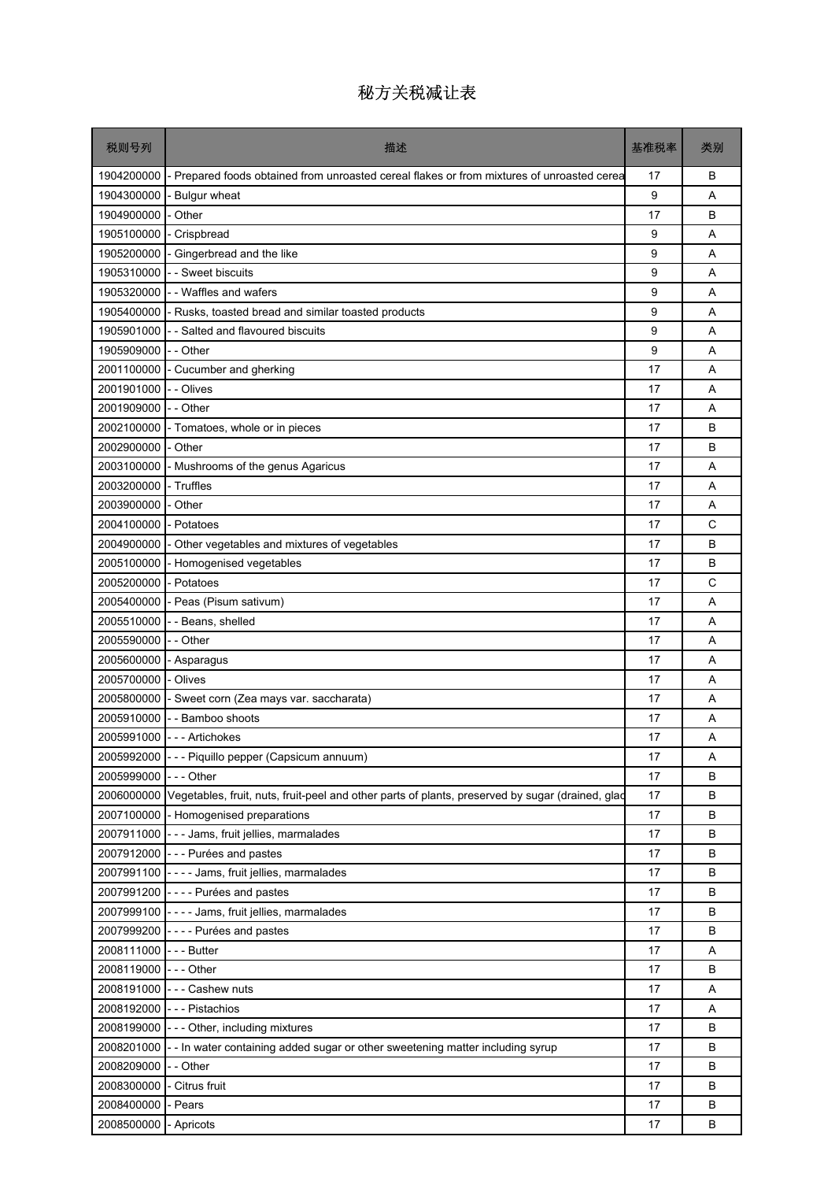# 秘方关税减让表

| 税则号列 | 描述 | 基准税率 | 类别 |
|---|---|---|---|
| 1904200000 | - Prepared foods obtained from unroasted cereal flakes or from mixtures of unroasted cerea | 17 | B |
| 1904300000 | - Bulgur wheat | 9 | A |
| 1904900000 | - Other | 17 | B |
| 1905100000 | - Crispbread | 9 | A |
| 1905200000 | - Gingerbread and the like | 9 | A |
| 1905310000 | - - Sweet biscuits | 9 | A |
| 1905320000 | - - Waffles and wafers | 9 | A |
| 1905400000 | - Rusks, toasted bread and similar toasted products | 9 | A |
| 1905901000 | - - Salted and flavoured biscuits | 9 | A |
| 1905909000 | - - Other | 9 | A |
| 2001100000 | - Cucumber and gherking | 17 | A |
| 2001901000 | - - Olives | 17 | A |
| 2001909000 | - - Other | 17 | A |
| 2002100000 | - Tomatoes, whole or in pieces | 17 | B |
| 2002900000 | - Other | 17 | B |
| 2003100000 | - Mushrooms of the genus Agaricus | 17 | A |
| 2003200000 | - Truffles | 17 | A |
| 2003900000 | - Other | 17 | A |
| 2004100000 | - Potatoes | 17 | C |
| 2004900000 | - Other vegetables and mixtures of vegetables | 17 | B |
| 2005100000 | - Homogenised vegetables | 17 | B |
| 2005200000 | - Potatoes | 17 | C |
| 2005400000 | - Peas (Pisum sativum) | 17 | A |
| 2005510000 | - - Beans, shelled | 17 | A |
| 2005590000 | - - Other | 17 | A |
| 2005600000 | - Asparagus | 17 | A |
| 2005700000 | - Olives | 17 | A |
| 2005800000 | - Sweet corn (Zea mays var. saccharata) | 17 | A |
| 2005910000 | - - Bamboo shoots | 17 | A |
| 2005991000 | - - - Artichokes | 17 | A |
| 2005992000 | - - - Piquillo pepper (Capsicum annuum) | 17 | A |
| 2005999000 | - - - Other | 17 | B |
| 2006000000 | Vegetables, fruit, nuts, fruit-peel and other parts of plants, preserved by sugar (drained, glac | 17 | B |
| 2007100000 | - Homogenised preparations | 17 | B |
| 2007911000 | - - - Jams, fruit jellies, marmalades | 17 | B |
| 2007912000 | - - - Purées and pastes | 17 | B |
| 2007991100 | - - - - Jams, fruit jellies, marmalades | 17 | B |
| 2007991200 | - - - - Purées and pastes | 17 | B |
| 2007999100 | - - - - Jams, fruit jellies, marmalades | 17 | B |
| 2007999200 | - - - - Purées and pastes | 17 | B |
| 2008111000 | - - - Butter | 17 | A |
| 2008119000 | - - - Other | 17 | B |
| 2008191000 | - - - Cashew nuts | 17 | A |
| 2008192000 | - - - Pistachios | 17 | A |
| 2008199000 | - - - Other, including mixtures | 17 | B |
| 2008201000 | - - In water containing added sugar or other sweetening matter including syrup | 17 | B |
| 2008209000 | - - Other | 17 | B |
| 2008300000 | - Citrus fruit | 17 | B |
| 2008400000 | - Pears | 17 | B |
| 2008500000 | - Apricots | 17 | B |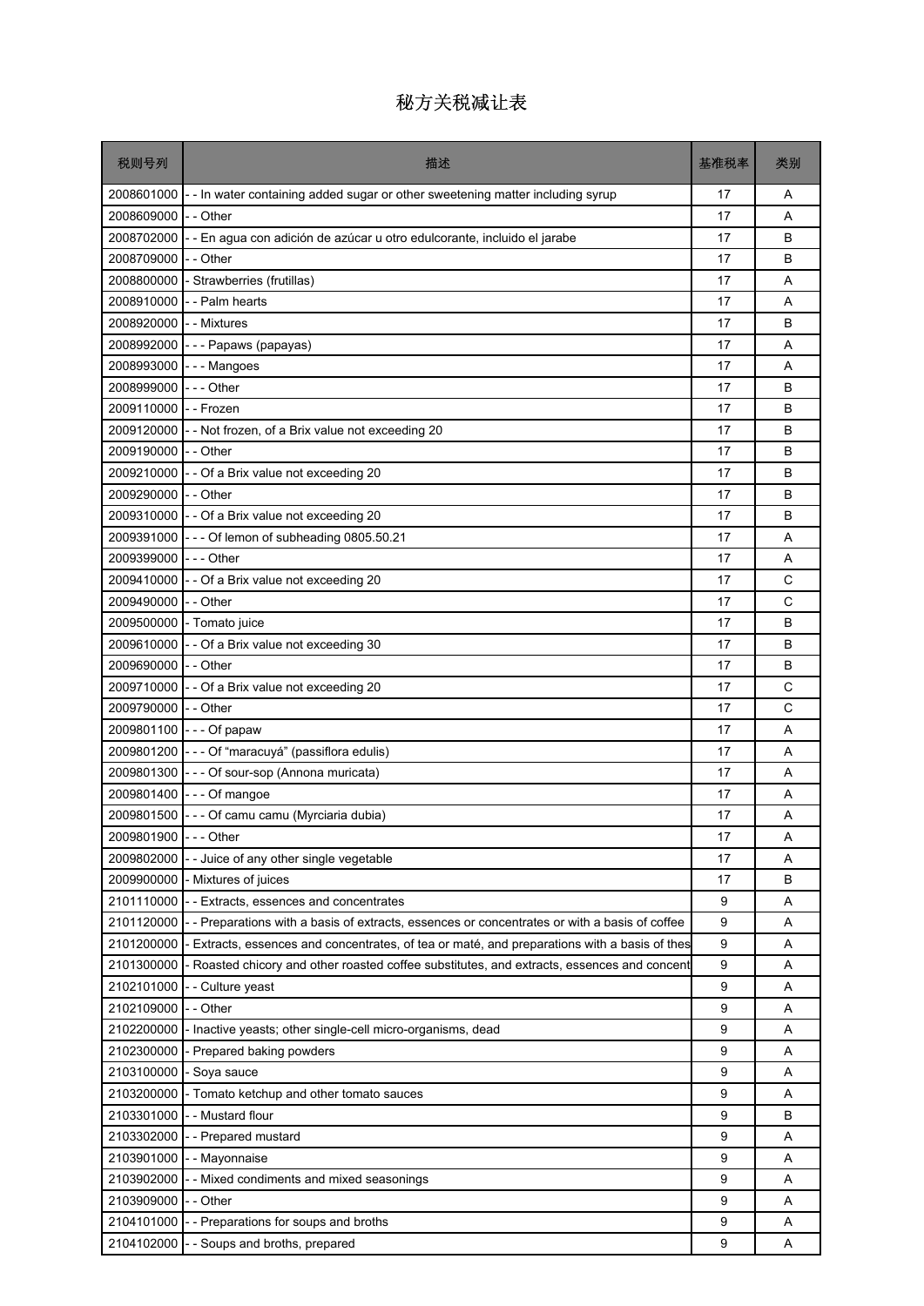# 秘方关税减让表

| 税则号列 | 描述 | 基准税率 | 类别 |
|---|---|---|---|
| 2008601000 | - - In water containing added sugar or other sweetening matter including syrup | 17 | A |
| 2008609000 | - - Other | 17 | A |
| 2008702000 | - - En agua con adición de azúcar u otro edulcorante, incluido el jarabe | 17 | B |
| 2008709000 | - - Other | 17 | B |
| 2008800000 | - Strawberries (frutillas) | 17 | A |
| 2008910000 | - - Palm hearts | 17 | A |
| 2008920000 | - - Mixtures | 17 | B |
| 2008992000 | - - - Papaws (papayas) | 17 | A |
| 2008993000 | - - - Mangoes | 17 | A |
| 2008999000 | - - - Other | 17 | B |
| 2009110000 | - - Frozen | 17 | B |
| 2009120000 | - - Not frozen, of a Brix value not exceeding 20 | 17 | B |
| 2009190000 | - - Other | 17 | B |
| 2009210000 | - - Of a Brix value not exceeding 20 | 17 | B |
| 2009290000 | - - Other | 17 | B |
| 2009310000 | - - Of a Brix value not exceeding 20 | 17 | B |
| 2009391000 | - - - Of lemon of subheading 0805.50.21 | 17 | A |
| 2009399000 | - - - Other | 17 | A |
| 2009410000 | - - Of a Brix value not exceeding 20 | 17 | C |
| 2009490000 | - - Other | 17 | C |
| 2009500000 | - Tomato juice | 17 | B |
| 2009610000 | - - Of a Brix value not exceeding 30 | 17 | B |
| 2009690000 | - - Other | 17 | B |
| 2009710000 | - - Of a Brix value not exceeding 20 | 17 | C |
| 2009790000 | - - Other | 17 | C |
| 2009801100 | - - - Of papaw | 17 | A |
| 2009801200 | - - - Of “maracuyá” (passiflora edulis) | 17 | A |
| 2009801300 | - - - Of sour-sop (Annona muricata) | 17 | A |
| 2009801400 | - - - Of mangoe | 17 | A |
| 2009801500 | - - - Of camu camu (Myrciaria dubia) | 17 | A |
| 2009801900 | - - - Other | 17 | A |
| 2009802000 | - - Juice of any other single vegetable | 17 | A |
| 2009900000 | - Mixtures of juices | 17 | B |
| 2101110000 | - - Extracts, essences and concentrates | 9 | A |
| 2101120000 | - - Preparations with a basis of extracts, essences or concentrates or with a basis of coffee | 9 | A |
| 2101200000 | - Extracts, essences and concentrates, of tea or maté, and preparations with a basis of thes | 9 | A |
| 2101300000 | - Roasted chicory and other roasted coffee substitutes, and extracts, essences and concent | 9 | A |
| 2102101000 | - - Culture yeast | 9 | A |
| 2102109000 | - - Other | 9 | A |
| 2102200000 | - Inactive yeasts; other single-cell micro-organisms, dead | 9 | A |
| 2102300000 | - Prepared baking powders | 9 | A |
| 2103100000 | - Soya sauce | 9 | A |
| 2103200000 | - Tomato ketchup and other tomato sauces | 9 | A |
| 2103301000 | - - Mustard flour | 9 | B |
| 2103302000 | - - Prepared mustard | 9 | A |
| 2103901000 | - - Mayonnaise | 9 | A |
| 2103902000 | - - Mixed condiments and mixed seasonings | 9 | A |
| 2103909000 | - - Other | 9 | A |
| 2104101000 | - - Preparations for soups and broths | 9 | A |
| 2104102000 | - - Soups and broths, prepared | 9 | A |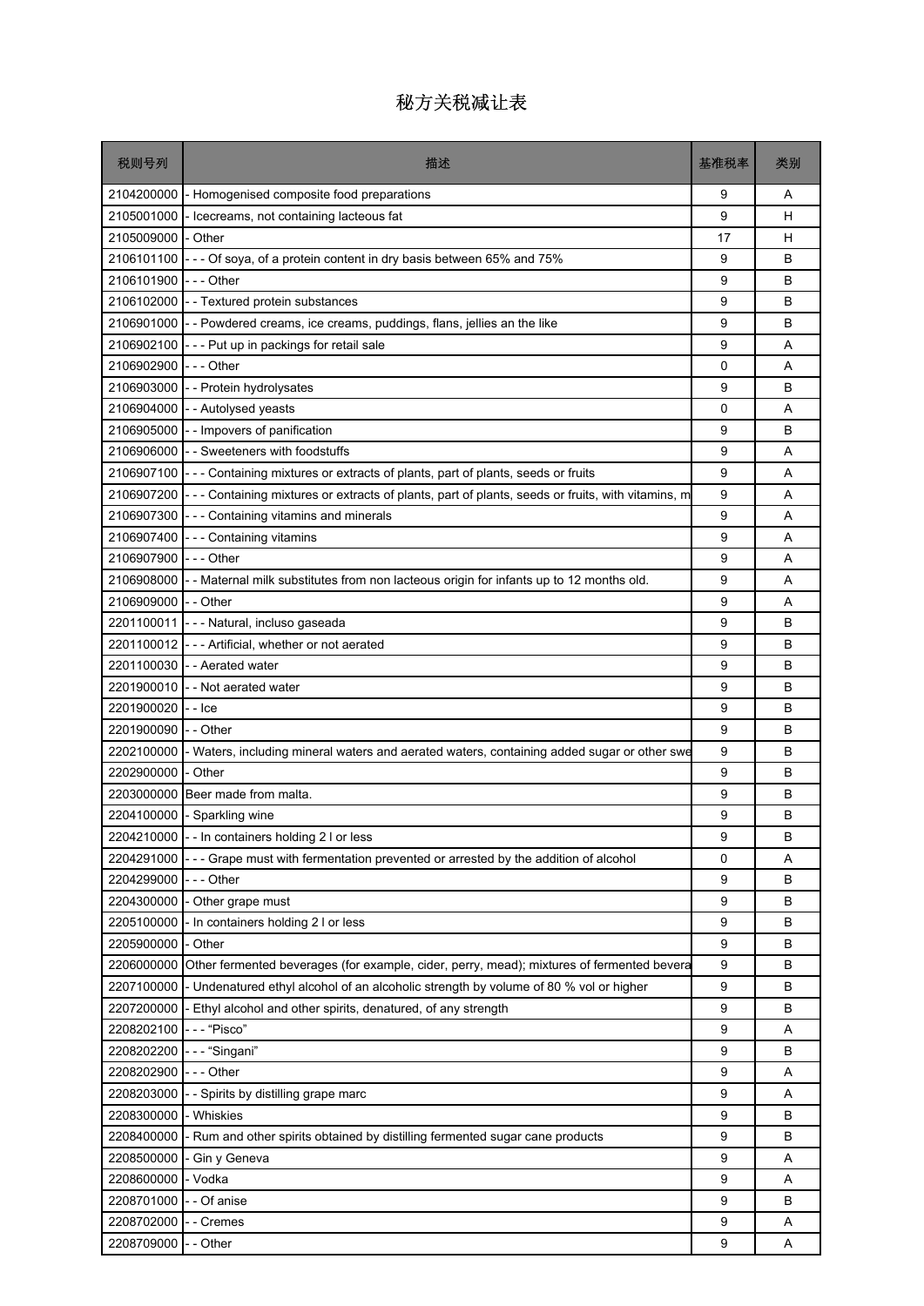# 秘方关税减让表

| 税则号列 | 描述 | 基准税率 | 类别 |
|---|---|---|---|
| 2104200000 | - Homogenised composite food preparations | 9 | A |
| 2105001000 | - Icecreams, not containing lacteous fat | 9 | H |
| 2105009000 | - Other | 17 | H |
| 2106101100 | - - - Of soya, of a protein content in dry basis between 65% and 75% | 9 | B |
| 2106101900 | - - - Other | 9 | B |
| 2106102000 | - - Textured protein substances | 9 | B |
| 2106901000 | - - Powdered creams, ice creams, puddings, flans, jellies an the like | 9 | B |
| 2106902100 | - - - Put up in packings for retail sale | 9 | A |
| 2106902900 | - - - Other | 0 | A |
| 2106903000 | - - Protein hydrolysates | 9 | B |
| 2106904000 | - - Autolysed yeasts | 0 | A |
| 2106905000 | - - Impovers of panification | 9 | B |
| 2106906000 | - - Sweeteners with foodstuffs | 9 | A |
| 2106907100 | - - - Containing mixtures or extracts of plants, part of plants, seeds or fruits | 9 | A |
| 2106907200 | - - - Containing mixtures or extracts of plants, part of plants, seeds or fruits, with vitamins, m | 9 | A |
| 2106907300 | - - - Containing vitamins and minerals | 9 | A |
| 2106907400 | - - - Containing vitamins | 9 | A |
| 2106907900 | - - - Other | 9 | A |
| 2106908000 | - - Maternal milk substitutes from non lacteous origin for infants up to 12 months old. | 9 | A |
| 2106909000 | - - Other | 9 | A |
| 2201100011 | - - - Natural, incluso gaseada | 9 | B |
| 2201100012 | - - - Artificial, whether or not aerated | 9 | B |
| 2201100030 | - - Aerated water | 9 | B |
| 2201900010 | - - Not aerated water | 9 | B |
| 2201900020 | - - Ice | 9 | B |
| 2201900090 | - - Other | 9 | B |
| 2202100000 | - Waters, including mineral waters and aerated waters, containing added sugar or other swe | 9 | B |
| 2202900000 | - Other | 9 | B |
| 2203000000 | Beer made from malta. | 9 | B |
| 2204100000 | - Sparkling wine | 9 | B |
| 2204210000 | - - In containers holding 2 l or less | 9 | B |
| 2204291000 | - - - Grape must with fermentation prevented or arrested by the addition of alcohol | 0 | A |
| 2204299000 | - - - Other | 9 | B |
| 2204300000 | - Other grape must | 9 | B |
| 2205100000 | - In containers holding 2 l or less | 9 | B |
| 2205900000 | - Other | 9 | B |
| 2206000000 | Other fermented beverages (for example, cider, perry, mead); mixtures of fermented bevera | 9 | B |
| 2207100000 | - Undenatured ethyl alcohol of an alcoholic strength by volume of 80 % vol or higher | 9 | B |
| 2207200000 | - Ethyl alcohol and other spirits, denatured, of any strength | 9 | B |
| 2208202100 | - - - “Pisco” | 9 | A |
| 2208202200 | - - - “Singani” | 9 | B |
| 2208202900 | - - - Other | 9 | A |
| 2208203000 | - - Spirits by distilling grape marc | 9 | A |
| 2208300000 | - Whiskies | 9 | B |
| 2208400000 | - Rum and other spirits obtained by distilling fermented sugar cane products | 9 | B |
| 2208500000 | - Gin y Geneva | 9 | A |
| 2208600000 | - Vodka | 9 | A |
| 2208701000 | - - Of anise | 9 | B |
| 2208702000 | - - Cremes | 9 | A |
| 2208709000 | - - Other | 9 | A |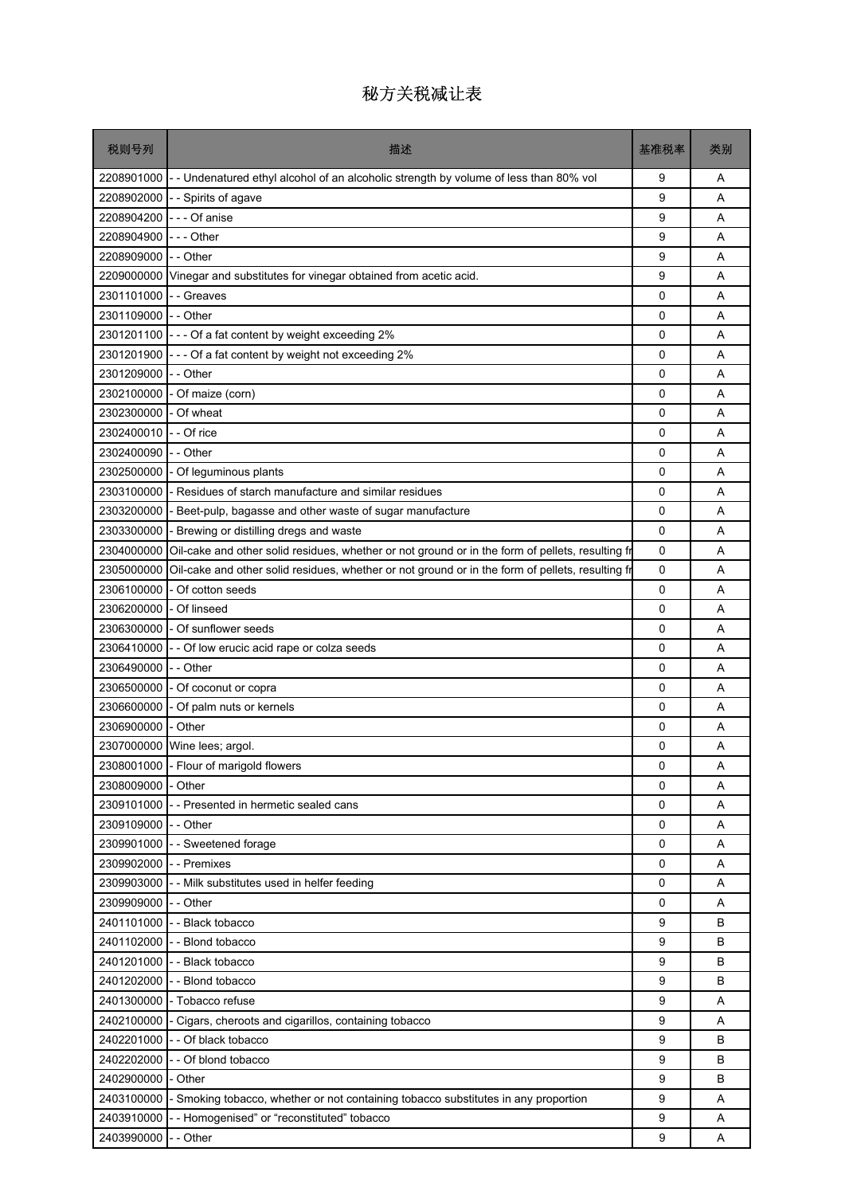# 秘方关税减让表

| 税则号列 | 描述 | 基准税率 | 类别 |
|---|---|---|---|
| 2208901000 | - - Undenatured ethyl alcohol of an alcoholic strength by volume of less than 80% vol | 9 | A |
| 2208902000 | - - Spirits of agave | 9 | A |
| 2208904200 | - - - Of anise | 9 | A |
| 2208904900 | - - - Other | 9 | A |
| 2208909000 | - - Other | 9 | A |
| 2209000000 | Vinegar and substitutes for vinegar obtained from acetic acid. | 9 | A |
| 2301101000 | - - Greaves | 0 | A |
| 2301109000 | - - Other | 0 | A |
| 2301201100 | - - - Of a fat content by weight exceeding 2% | 0 | A |
| 2301201900 | - - - Of a fat content by weight not exceeding 2% | 0 | A |
| 2301209000 | - - Other | 0 | A |
| 2302100000 | - Of maize (corn) | 0 | A |
| 2302300000 | - Of wheat | 0 | A |
| 2302400010 | - - Of rice | 0 | A |
| 2302400090 | - - Other | 0 | A |
| 2302500000 | - Of leguminous plants | 0 | A |
| 2303100000 | - Residues of starch manufacture and similar residues | 0 | A |
| 2303200000 | - Beet-pulp, bagasse and other waste of sugar manufacture | 0 | A |
| 2303300000 | - Brewing or distilling dregs and waste | 0 | A |
| 2304000000 | Oil-cake and other solid residues, whether or not ground or in the form of pellets, resulting fr | 0 | A |
| 2305000000 | Oil-cake and other solid residues, whether or not ground or in the form of pellets, resulting fr | 0 | A |
| 2306100000 | - Of cotton seeds | 0 | A |
| 2306200000 | - Of linseed | 0 | A |
| 2306300000 | - Of sunflower seeds | 0 | A |
| 2306410000 | - - Of low erucic acid rape or colza seeds | 0 | A |
| 2306490000 | - - Other | 0 | A |
| 2306500000 | - Of coconut or copra | 0 | A |
| 2306600000 | - Of palm nuts or kernels | 0 | A |
| 2306900000 | - Other | 0 | A |
| 2307000000 | Wine lees; argol. | 0 | A |
| 2308001000 | - Flour of marigold flowers | 0 | A |
| 2308009000 | - Other | 0 | A |
| 2309101000 | - - Presented in hermetic sealed cans | 0 | A |
| 2309109000 | - - Other | 0 | A |
| 2309901000 | - - Sweetened forage | 0 | A |
| 2309902000 | - - Premixes | 0 | A |
| 2309903000 | - - Milk substitutes used in helfer feeding | 0 | A |
| 2309909000 | - - Other | 0 | A |
| 2401101000 | - - Black tobacco | 9 | B |
| 2401102000 | - - Blond tobacco | 9 | B |
| 2401201000 | - - Black tobacco | 9 | B |
| 2401202000 | - - Blond tobacco | 9 | B |
| 2401300000 | - Tobacco refuse | 9 | A |
| 2402100000 | - Cigars, cheroots and cigarillos, containing tobacco | 9 | A |
| 2402201000 | - - Of black tobacco | 9 | B |
| 2402202000 | - - Of blond tobacco | 9 | B |
| 2402900000 | - Other | 9 | B |
| 2403100000 | - Smoking tobacco, whether or not containing tobacco substitutes in any proportion | 9 | A |
| 2403910000 | - - Homogenised" or "reconstituted" tobacco | 9 | A |
| 2403990000 | - - Other | 9 | A |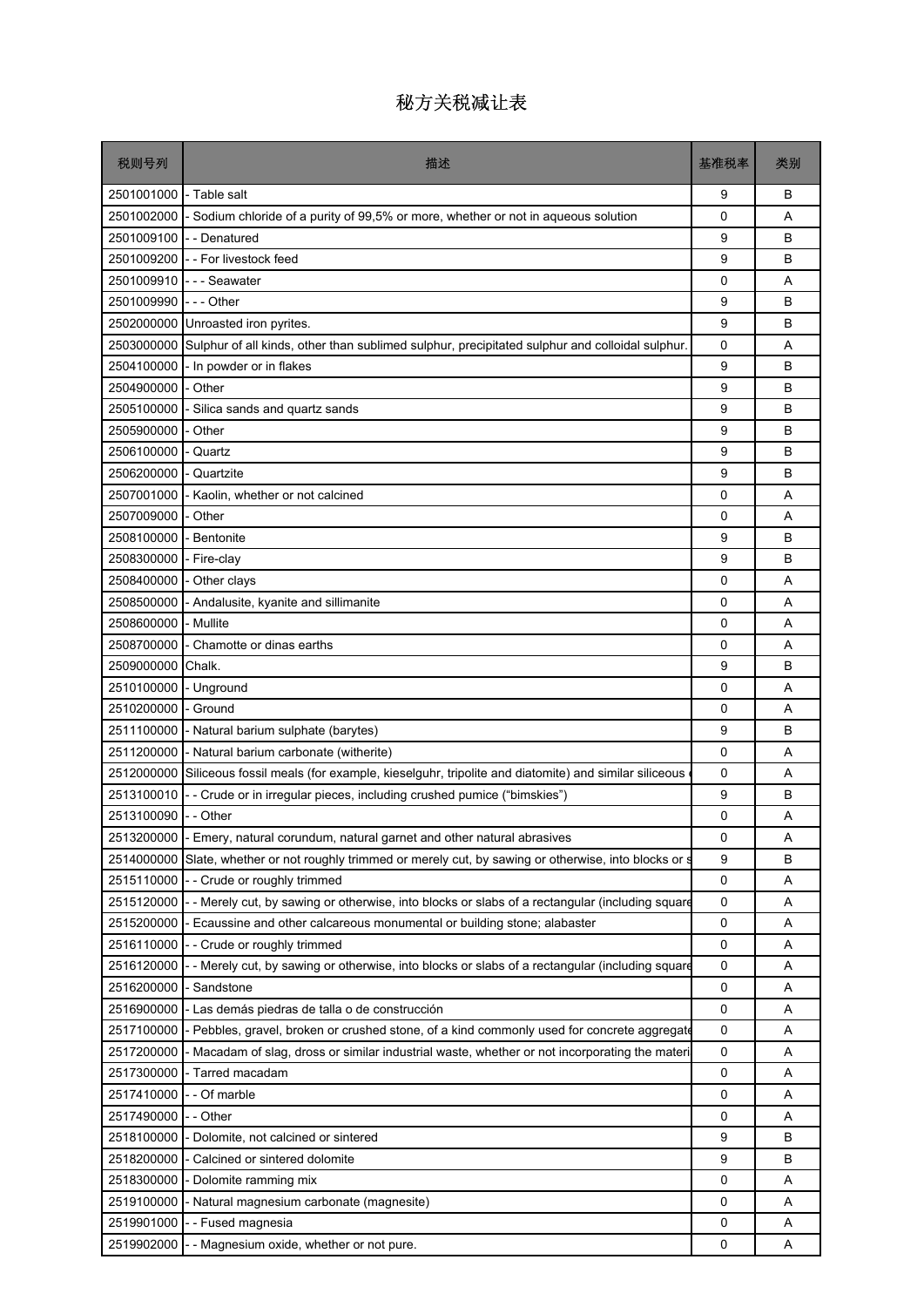# 秘方关税减让表

| 税则号列 | 描述 | 基准税率 | 类别 |
|---|---|---|---|
| 2501001000 | - Table salt | 9 | B |
| 2501002000 | - Sodium chloride of a purity of 99,5% or more, whether or not in aqueous solution | 0 | A |
| 2501009100 | - - Denatured | 9 | B |
| 2501009200 | - - For livestock feed | 9 | B |
| 2501009910 | - - - Seawater | 0 | A |
| 2501009990 | - - - Other | 9 | B |
| 2502000000 | Unroasted iron pyrites. | 9 | B |
| 2503000000 | Sulphur of all kinds, other than sublimed sulphur, precipitated sulphur and colloidal sulphur. | 0 | A |
| 2504100000 | - In powder or in flakes | 9 | B |
| 2504900000 | - Other | 9 | B |
| 2505100000 | - Silica sands and quartz sands | 9 | B |
| 2505900000 | - Other | 9 | B |
| 2506100000 | - Quartz | 9 | B |
| 2506200000 | - Quartzite | 9 | B |
| 2507001000 | - Kaolin, whether or not calcined | 0 | A |
| 2507009000 | - Other | 0 | A |
| 2508100000 | - Bentonite | 9 | B |
| 2508300000 | - Fire-clay | 9 | B |
| 2508400000 | - Other clays | 0 | A |
| 2508500000 | - Andalusite, kyanite and sillimanite | 0 | A |
| 2508600000 | - Mullite | 0 | A |
| 2508700000 | - Chamotte or dinas earths | 0 | A |
| 2509000000 | Chalk. | 9 | B |
| 2510100000 | - Unground | 0 | A |
| 2510200000 | - Ground | 0 | A |
| 2511100000 | - Natural barium sulphate (barytes) | 9 | B |
| 2511200000 | - Natural barium carbonate (witherite) | 0 | A |
| 2512000000 | Siliceous fossil meals (for example, kieselguhr, tripolite and diatomite) and similar siliceous | 0 | A |
| 2513100010 | - - Crude or in irregular pieces, including crushed pumice ("bimskies") | 9 | B |
| 2513100090 | - - Other | 0 | A |
| 2513200000 | - Emery, natural corundum, natural garnet and other natural abrasives | 0 | A |
| 2514000000 | Slate, whether or not roughly trimmed or merely cut, by sawing or otherwise, into blocks or s | 9 | B |
| 2515110000 | - - Crude or roughly trimmed | 0 | A |
| 2515120000 | - - Merely cut, by sawing or otherwise, into blocks or slabs of a rectangular (including square | 0 | A |
| 2515200000 | - Ecaussine and other calcareous monumental or building stone; alabaster | 0 | A |
| 2516110000 | - - Crude or roughly trimmed | 0 | A |
| 2516120000 | - - Merely cut, by sawing or otherwise, into blocks or slabs of a rectangular (including square | 0 | A |
| 2516200000 | - Sandstone | 0 | A |
| 2516900000 | - Las demás piedras de talla o de construcción | 0 | A |
| 2517100000 | - Pebbles, gravel, broken or crushed stone, of a kind commonly used for concrete aggregate | 0 | A |
| 2517200000 | - Macadam of slag, dross or similar industrial waste, whether or not incorporating the materi | 0 | A |
| 2517300000 | - Tarred macadam | 0 | A |
| 2517410000 | - - Of marble | 0 | A |
| 2517490000 | - - Other | 0 | A |
| 2518100000 | - Dolomite, not calcined or sintered | 9 | B |
| 2518200000 | - Calcined or sintered dolomite | 9 | B |
| 2518300000 | - Dolomite ramming mix | 0 | A |
| 2519100000 | - Natural magnesium carbonate (magnesite) | 0 | A |
| 2519901000 | - - Fused magnesia | 0 | A |
| 2519902000 | - - Magnesium oxide, whether or not pure. | 0 | A |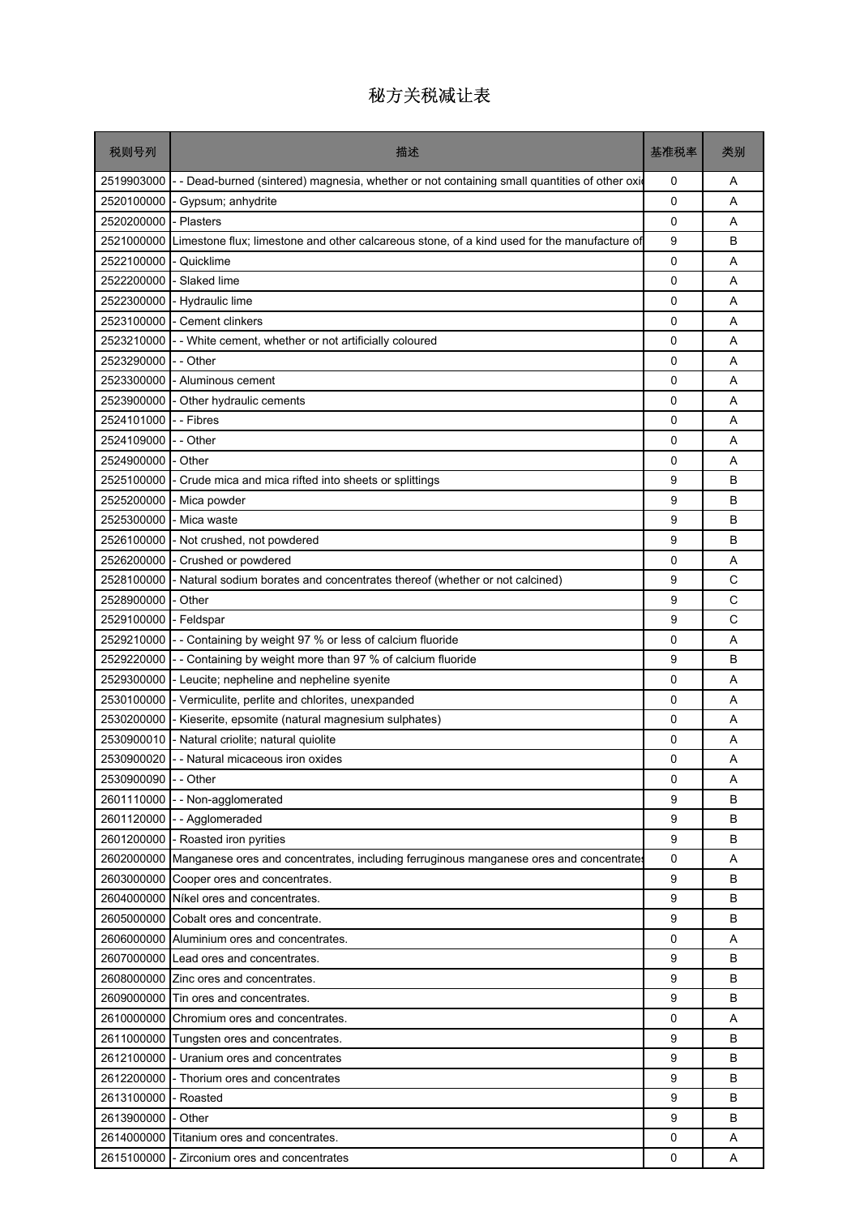# 秘方关税减让表

| 税则号列 | 描述 | 基准税率 | 类别 |
|---|---|---|---|
| 2519903000 | - - Dead-burned (sintered) magnesia, whether or not containing small quantities of other oxi | 0 | A |
| 2520100000 | - Gypsum; anhydrite | 0 | A |
| 2520200000 | - Plasters | 0 | A |
| 2521000000 | Limestone flux; limestone and other calcareous stone, of a kind used for the manufacture of | 9 | B |
| 2522100000 | - Quicklime | 0 | A |
| 2522200000 | - Slaked lime | 0 | A |
| 2522300000 | - Hydraulic lime | 0 | A |
| 2523100000 | - Cement clinkers | 0 | A |
| 2523210000 | - - White cement, whether or not artificially coloured | 0 | A |
| 2523290000 | - - Other | 0 | A |
| 2523300000 | - Aluminous cement | 0 | A |
| 2523900000 | - Other hydraulic cements | 0 | A |
| 2524101000 | - - Fibres | 0 | A |
| 2524109000 | - - Other | 0 | A |
| 2524900000 | - Other | 0 | A |
| 2525100000 | - Crude mica and mica rifted into sheets or splittings | 9 | B |
| 2525200000 | - Mica powder | 9 | B |
| 2525300000 | - Mica waste | 9 | B |
| 2526100000 | - Not crushed, not powdered | 9 | B |
| 2526200000 | - Crushed or powdered | 0 | A |
| 2528100000 | - Natural sodium borates and concentrates thereof (whether or not calcined) | 9 | C |
| 2528900000 | - Other | 9 | C |
| 2529100000 | - Feldspar | 9 | C |
| 2529210000 | - - Containing by weight 97 % or less of calcium fluoride | 0 | A |
| 2529220000 | - - Containing by weight more than 97 % of calcium fluoride | 9 | B |
| 2529300000 | - Leucite; nepheline and nepheline syenite | 0 | A |
| 2530100000 | - Vermiculite, perlite and chlorites, unexpanded | 0 | A |
| 2530200000 | - Kieserite, epsomite (natural magnesium sulphates) | 0 | A |
| 2530900010 | - Natural criolite; natural quiolite | 0 | A |
| 2530900020 | - - Natural micaceous iron oxides | 0 | A |
| 2530900090 | - - Other | 0 | A |
| 2601110000 | - - Non-agglomerated | 9 | B |
| 2601120000 | - - Agglomeraded | 9 | B |
| 2601200000 | - Roasted iron pyrities | 9 | B |
| 2602000000 | Manganese ores and concentrates, including ferruginous manganese ores and concentrates | 0 | A |
| 2603000000 | Cooper ores and concentrates. | 9 | B |
| 2604000000 | Níkel ores and concentrates. | 9 | B |
| 2605000000 | Cobalt ores and concentrate. | 9 | B |
| 2606000000 | Aluminium ores and concentrates. | 0 | A |
| 2607000000 | Lead ores and concentrates. | 9 | B |
| 2608000000 | Zinc ores and concentrates. | 9 | B |
| 2609000000 | Tin ores and concentrates. | 9 | B |
| 2610000000 | Chromium ores and concentrates. | 0 | A |
| 2611000000 | Tungsten ores and concentrates. | 9 | B |
| 2612100000 | - Uranium ores and concentrates | 9 | B |
| 2612200000 | - Thorium ores and concentrates | 9 | B |
| 2613100000 | - Roasted | 9 | B |
| 2613900000 | - Other | 9 | B |
| 2614000000 | Titanium ores and concentrates. | 0 | A |
| 2615100000 | - Zirconium ores and concentrates | 0 | A |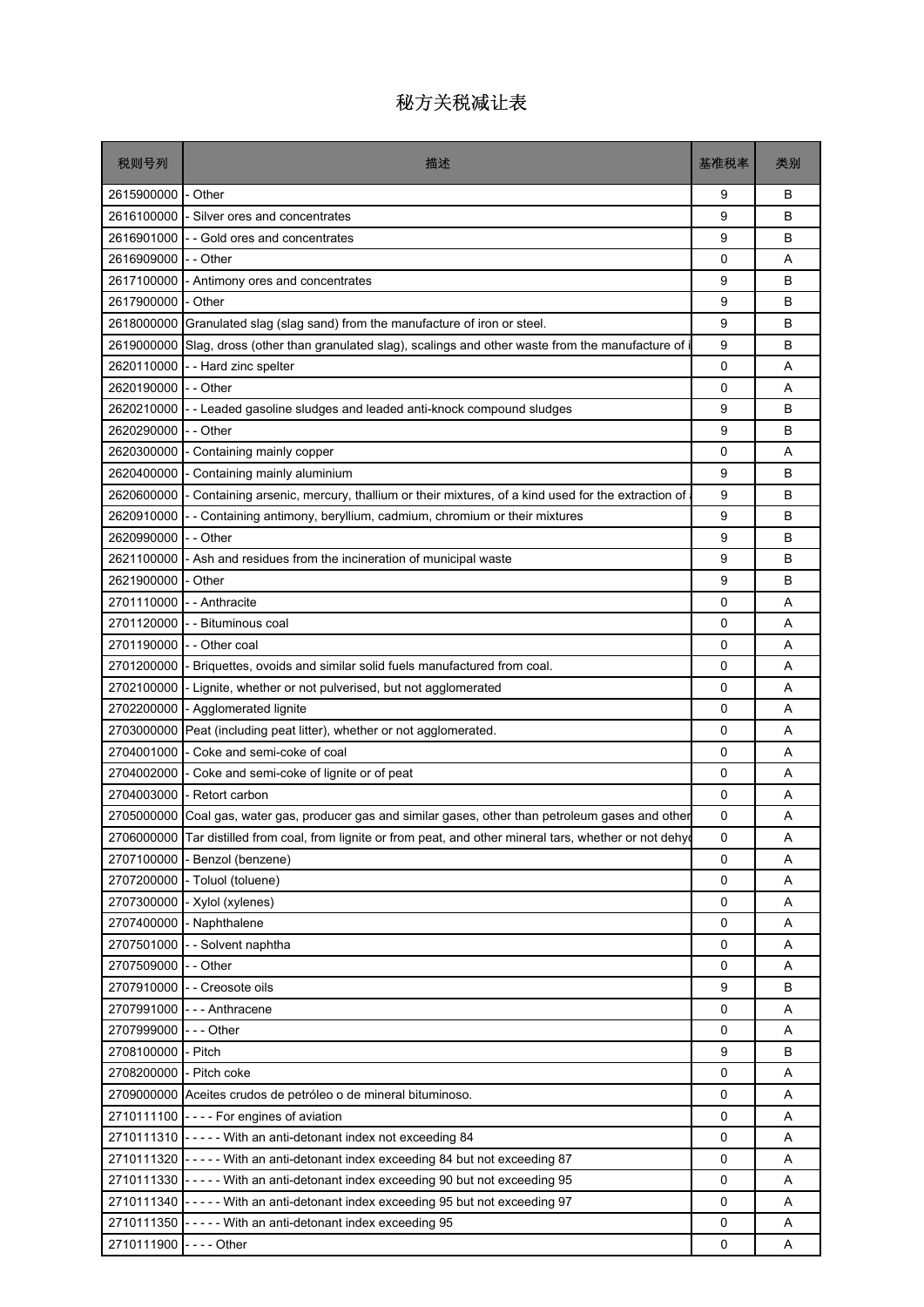# 秘方关税减让表

| 税则号列 | 描述 | 基准税率 | 类别 |
|---|---|---|---|
| 2615900000 | - Other | 9 | B |
| 2616100000 | - Silver ores and concentrates | 9 | B |
| 2616901000 | - - Gold ores and concentrates | 9 | B |
| 2616909000 | - - Other | 0 | A |
| 2617100000 | - Antimony ores and concentrates | 9 | B |
| 2617900000 | - Other | 9 | B |
| 2618000000 | Granulated slag (slag sand) from the manufacture of iron or steel. | 9 | B |
| 2619000000 | Slag, dross (other than granulated slag), scalings and other waste from the manufacture of i | 9 | B |
| 2620110000 | - - Hard zinc spelter | 0 | A |
| 2620190000 | - - Other | 0 | A |
| 2620210000 | - - Leaded gasoline sludges and leaded anti-knock compound sludges | 9 | B |
| 2620290000 | - - Other | 9 | B |
| 2620300000 | - Containing mainly copper | 0 | A |
| 2620400000 | - Containing mainly aluminium | 9 | B |
| 2620600000 | - Containing arsenic, mercury, thallium or their mixtures, of a kind used for the extraction of | 9 | B |
| 2620910000 | - - Containing antimony, beryllium, cadmium, chromium or their mixtures | 9 | B |
| 2620990000 | - - Other | 9 | B |
| 2621100000 | - Ash and residues from the incineration of municipal waste | 9 | B |
| 2621900000 | - Other | 9 | B |
| 2701110000 | - - Anthracite | 0 | A |
| 2701120000 | - - Bituminous coal | 0 | A |
| 2701190000 | - - Other coal | 0 | A |
| 2701200000 | - Briquettes, ovoids and similar solid fuels manufactured from coal. | 0 | A |
| 2702100000 | - Lignite, whether or not pulverised, but not agglomerated | 0 | A |
| 2702200000 | - Agglomerated lignite | 0 | A |
| 2703000000 | Peat (including peat litter), whether or not agglomerated. | 0 | A |
| 2704001000 | - Coke and semi-coke of coal | 0 | A |
| 2704002000 | - Coke and semi-coke of lignite or of peat | 0 | A |
| 2704003000 | - Retort carbon | 0 | A |
| 2705000000 | Coal gas, water gas, producer gas and similar gases, other than petroleum gases and other | 0 | A |
| 2706000000 | Tar distilled from coal, from lignite or from peat, and other mineral tars, whether or not dehy | 0 | A |
| 2707100000 | - Benzol (benzene) | 0 | A |
| 2707200000 | - Toluol (toluene) | 0 | A |
| 2707300000 | - Xylol (xylenes) | 0 | A |
| 2707400000 | - Naphthalene | 0 | A |
| 2707501000 | - - Solvent naphtha | 0 | A |
| 2707509000 | - - Other | 0 | A |
| 2707910000 | - - Creosote oils | 9 | B |
| 2707991000 | - - - Anthracene | 0 | A |
| 2707999000 | - - - Other | 0 | A |
| 2708100000 | - Pitch | 9 | B |
| 2708200000 | - Pitch coke | 0 | A |
| 2709000000 | Aceites crudos de petróleo o de mineral bituminoso. | 0 | A |
| 2710111100 | - - - - For engines of aviation | 0 | A |
| 2710111310 | - - - - - With an anti-detonant index not exceeding 84 | 0 | A |
| 2710111320 | - - - - - With an anti-detonant index exceeding 84 but not exceeding 87 | 0 | A |
| 2710111330 | - - - - - With an anti-detonant index exceeding 90 but not exceeding 95 | 0 | A |
| 2710111340 | - - - - - With an anti-detonant index exceeding 95 but not exceeding 97 | 0 | A |
| 2710111350 | - - - - - With an anti-detonant index exceeding 95 | 0 | A |
| 2710111900 | - - - - Other | 0 | A |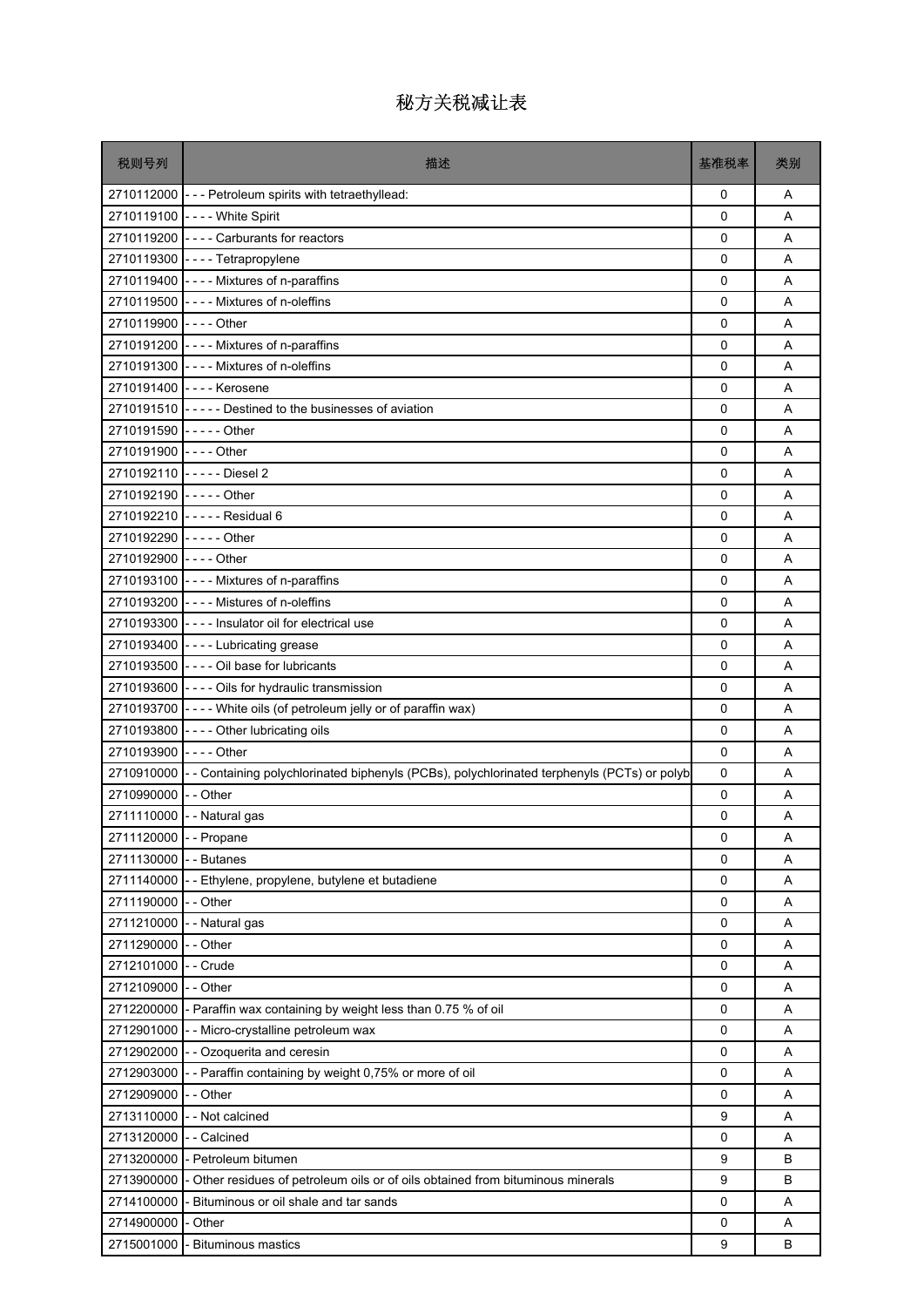# 秘方关税减让表

| 税则号列 | 描述 | 基准税率 | 类别 |
|---|---|---|---|
| 2710112000 | - - - Petroleum spirits with tetraethyllead: | 0 | A |
| 2710119100 | - - - - White Spirit | 0 | A |
| 2710119200 | - - - - Carburants for reactors | 0 | A |
| 2710119300 | - - - - Tetrapropylene | 0 | A |
| 2710119400 | - - - - Mixtures of n-paraffins | 0 | A |
| 2710119500 | - - - - Mixtures of n-oleffins | 0 | A |
| 2710119900 | - - - - Other | 0 | A |
| 2710191200 | - - - - Mixtures of n-paraffins | 0 | A |
| 2710191300 | - - - - Mixtures of n-oleffins | 0 | A |
| 2710191400 | - - - - Kerosene | 0 | A |
| 2710191510 | - - - - - Destined to the businesses of aviation | 0 | A |
| 2710191590 | - - - - - Other | 0 | A |
| 2710191900 | - - - - Other | 0 | A |
| 2710192110 | - - - - - Diesel 2 | 0 | A |
| 2710192190 | - - - - - Other | 0 | A |
| 2710192210 | - - - - - Residual 6 | 0 | A |
| 2710192290 | - - - - - Other | 0 | A |
| 2710192900 | - - - - Other | 0 | A |
| 2710193100 | - - - - Mixtures of n-paraffins | 0 | A |
| 2710193200 | - - - - Mistures of n-oleffins | 0 | A |
| 2710193300 | - - - - Insulator oil for electrical use | 0 | A |
| 2710193400 | - - - - Lubricating grease | 0 | A |
| 2710193500 | - - - - Oil base for lubricants | 0 | A |
| 2710193600 | - - - - Oils for hydraulic transmission | 0 | A |
| 2710193700 | - - - - White oils (of petroleum jelly or of paraffin wax) | 0 | A |
| 2710193800 | - - - - Other lubricating oils | 0 | A |
| 2710193900 | - - - - Other | 0 | A |
| 2710910000 | - - Containing polychlorinated biphenyls (PCBs), polychlorinated terphenyls (PCTs) or polyb | 0 | A |
| 2710990000 | - - Other | 0 | A |
| 2711110000 | - - Natural gas | 0 | A |
| 2711120000 | - - Propane | 0 | A |
| 2711130000 | - - Butanes | 0 | A |
| 2711140000 | - - Ethylene, propylene, butylene et butadiene | 0 | A |
| 2711190000 | - - Other | 0 | A |
| 2711210000 | - - Natural gas | 0 | A |
| 2711290000 | - - Other | 0 | A |
| 2712101000 | - - Crude | 0 | A |
| 2712109000 | - - Other | 0 | A |
| 2712200000 | - Paraffin wax containing by weight less than 0.75 % of oil | 0 | A |
| 2712901000 | - - Micro-crystalline petroleum wax | 0 | A |
| 2712902000 | - - Ozoquerita and ceresin | 0 | A |
| 2712903000 | - - Paraffin containing by weight 0,75% or more of oil | 0 | A |
| 2712909000 | - - Other | 0 | A |
| 2713110000 | - - Not calcined | 9 | A |
| 2713120000 | - - Calcined | 0 | A |
| 2713200000 | - Petroleum bitumen | 9 | B |
| 2713900000 | - Other residues of petroleum oils or of oils obtained from bituminous minerals | 9 | B |
| 2714100000 | - Bituminous or oil shale and tar sands | 0 | A |
| 2714900000 | - Other | 0 | A |
| 2715001000 | - Bituminous mastics | 9 | B |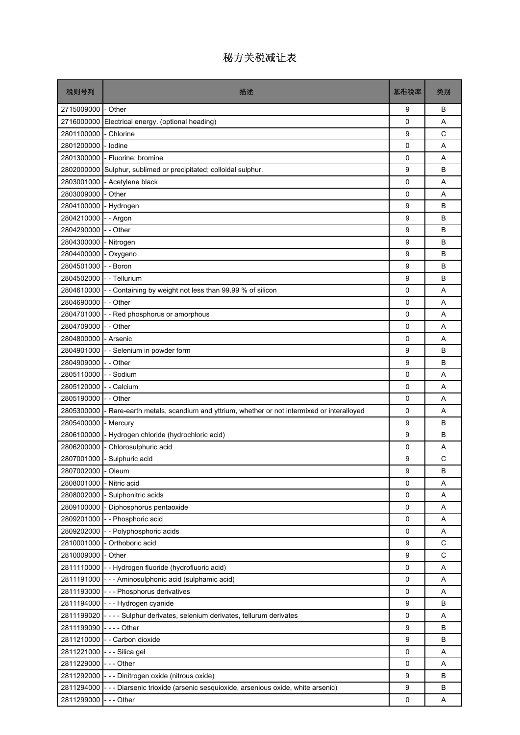# 秘方关税减让表

| 税则号列 | 描述 | 基准税率 | 类别 |
|---|---|---|---|
| 2715009000 | - Other | 9 | B |
| 2716000000 | Electrical energy. (optional heading) | 0 | A |
| 2801100000 | - Chlorine | 9 | C |
| 2801200000 | - Iodine | 0 | A |
| 2801300000 | - Fluorine; bromine | 0 | A |
| 2802000000 | Sulphur, sublimed or precipitated; colloidal sulphur. | 9 | B |
| 2803001000 | - Acetylene black | 0 | A |
| 2803009000 | - Other | 0 | A |
| 2804100000 | - Hydrogen | 9 | B |
| 2804210000 | - - Argon | 9 | B |
| 2804290000 | - - Other | 9 | B |
| 2804300000 | - Nitrogen | 9 | B |
| 2804400000 | - Oxygeno | 9 | B |
| 2804501000 | - - Boron | 9 | B |
| 2804502000 | - - Tellurium | 9 | B |
| 2804610000 | - - Containing by weight not less than 99.99 % of silicon | 0 | A |
| 2804690000 | - - Other | 0 | A |
| 2804701000 | - - Red phosphorus or amorphous | 0 | A |
| 2804709000 | - - Other | 0 | A |
| 2804800000 | - Arsenic | 0 | A |
| 2804901000 | - - Selenium in powder form | 9 | B |
| 2804909000 | - - Other | 9 | B |
| 2805110000 | - - Sodium | 0 | A |
| 2805120000 | - - Calcium | 0 | A |
| 2805190000 | - - Other | 0 | A |
| 2805300000 | - Rare-earth metals, scandium and yttrium, whether or not intermixed or interalloyed | 0 | A |
| 2805400000 | - Mercury | 9 | B |
| 2806100000 | - Hydrogen chloride (hydrochloric acid) | 9 | B |
| 2806200000 | - Chlorosulphuric acid | 0 | A |
| 2807001000 | - Sulphuric acid | 9 | C |
| 2807002000 | - Oleum | 9 | B |
| 2808001000 | - Nitric acid | 0 | A |
| 2808002000 | - Sulphonitric acids | 0 | A |
| 2809100000 | - Diphosphorus pentaoxide | 0 | A |
| 2809201000 | - - Phosphoric acid | 0 | A |
| 2809202000 | - - Polyphosphoric acids | 0 | A |
| 2810001000 | - Orthoboric acid | 9 | C |
| 2810009000 | - Other | 9 | C |
| 2811110000 | - - Hydrogen fluoride (hydrofluoric acid) | 0 | A |
| 2811191000 | - - - Aminosulphonic acid (sulphamic acid) | 0 | A |
| 2811193000 | - - - Phosphorus derivatives | 0 | A |
| 2811194000 | - - - Hydrogen cyanide | 9 | B |
| 2811199020 | - - - - Sulphur derivates, selenium derivates, tellurum derivates | 0 | A |
| 2811199090 | - - - - Other | 9 | B |
| 2811210000 | - - Carbon dioxide | 9 | B |
| 2811221000 | - - - Silica gel | 0 | A |
| 2811229000 | - - - Other | 0 | A |
| 2811292000 | - - - Dinitrogen oxide (nitrous oxide) | 9 | B |
| 2811294000 | - - - Diarsenic trioxide (arsenic sesquioxide, arsenious oxide, white arsenic) | 9 | B |
| 2811299000 | - - - Other | 0 | A |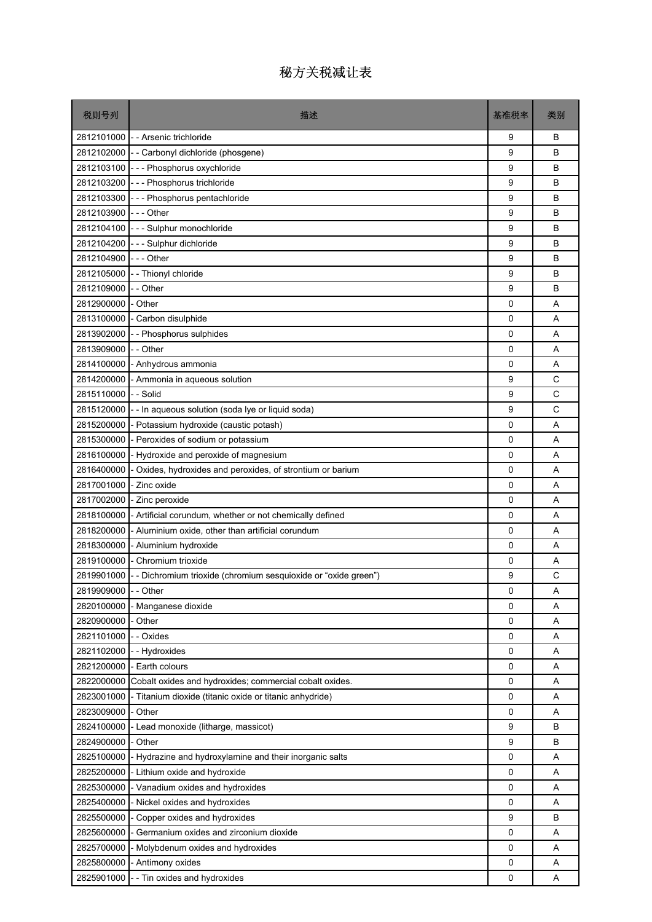# 秘方关税减让表

| 税则号列 | 描述 | 基准税率 | 类别 |
|---|---|---|---|
| 2812101000 | - - Arsenic trichloride | 9 | B |
| 2812102000 | - - Carbonyl dichloride (phosgene) | 9 | B |
| 2812103100 | - - - Phosphorus oxychloride | 9 | B |
| 2812103200 | - - - Phosphorus trichloride | 9 | B |
| 2812103300 | - - - Phosphorus pentachloride | 9 | B |
| 2812103900 | - - - Other | 9 | B |
| 2812104100 | - - - Sulphur monochloride | 9 | B |
| 2812104200 | - - - Sulphur dichloride | 9 | B |
| 2812104900 | - - - Other | 9 | B |
| 2812105000 | - - Thionyl chloride | 9 | B |
| 2812109000 | - - Other | 9 | B |
| 2812900000 | - Other | 0 | A |
| 2813100000 | - Carbon disulphide | 0 | A |
| 2813902000 | - - Phosphorus sulphides | 0 | A |
| 2813909000 | - - Other | 0 | A |
| 2814100000 | - Anhydrous ammonia | 0 | A |
| 2814200000 | - Ammonia in aqueous solution | 9 | C |
| 2815110000 | - - Solid | 9 | C |
| 2815120000 | - - In aqueous solution (soda lye or liquid soda) | 9 | C |
| 2815200000 | - Potassium hydroxide (caustic potash) | 0 | A |
| 2815300000 | - Peroxides of sodium or potassium | 0 | A |
| 2816100000 | - Hydroxide and peroxide of magnesium | 0 | A |
| 2816400000 | - Oxides, hydroxides and peroxides, of strontium or barium | 0 | A |
| 2817001000 | - Zinc oxide | 0 | A |
| 2817002000 | - Zinc peroxide | 0 | A |
| 2818100000 | - Artificial corundum, whether or not chemically defined | 0 | A |
| 2818200000 | - Aluminium oxide, other than artificial corundum | 0 | A |
| 2818300000 | - Aluminium hydroxide | 0 | A |
| 2819100000 | - Chromium trioxide | 0 | A |
| 2819901000 | - - Dichromium trioxide (chromium sesquioxide or “oxide green”) | 9 | C |
| 2819909000 | - - Other | 0 | A |
| 2820100000 | - Manganese dioxide | 0 | A |
| 2820900000 | - Other | 0 | A |
| 2821101000 | - - Oxides | 0 | A |
| 2821102000 | - - Hydroxides | 0 | A |
| 2821200000 | - Earth colours | 0 | A |
| 2822000000 | Cobalt oxides and hydroxides; commercial cobalt oxides. | 0 | A |
| 2823001000 | - Titanium dioxide (titanic oxide or titanic anhydride) | 0 | A |
| 2823009000 | - Other | 0 | A |
| 2824100000 | - Lead monoxide (litharge, massicot) | 9 | B |
| 2824900000 | - Other | 9 | B |
| 2825100000 | - Hydrazine and hydroxylamine and their inorganic salts | 0 | A |
| 2825200000 | - Lithium oxide and hydroxide | 0 | A |
| 2825300000 | - Vanadium oxides and hydroxides | 0 | A |
| 2825400000 | - Nickel oxides and hydroxides | 0 | A |
| 2825500000 | - Copper oxides and hydroxides | 9 | B |
| 2825600000 | - Germanium oxides and zirconium dioxide | 0 | A |
| 2825700000 | - Molybdenum oxides and hydroxides | 0 | A |
| 2825800000 | - Antimony oxides | 0 | A |
| 2825901000 | - - Tin oxides and hydroxides | 0 | A |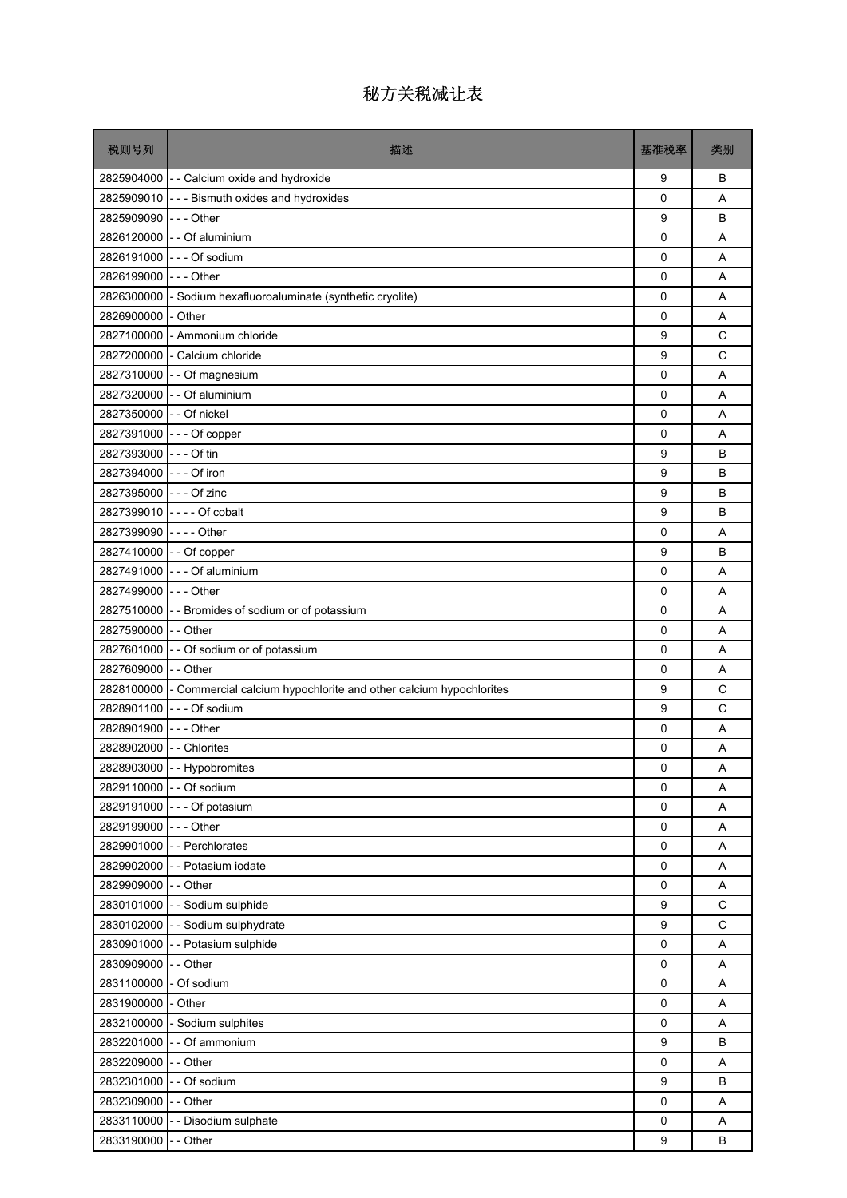# 秘方关税减让表

| 税则号列 | 描述 | 基准税率 | 类别 |
|---|---|---|---|
| 2825904000 | - - Calcium oxide and hydroxide | 9 | B |
| 2825909010 | - - - Bismuth oxides and hydroxides | 0 | A |
| 2825909090 | - - - Other | 9 | B |
| 2826120000 | - - Of aluminium | 0 | A |
| 2826191000 | - - - Of sodium | 0 | A |
| 2826199000 | - - - Other | 0 | A |
| 2826300000 | - Sodium hexafluoroaluminate (synthetic cryolite) | 0 | A |
| 2826900000 | - Other | 0 | A |
| 2827100000 | - Ammonium chloride | 9 | C |
| 2827200000 | - Calcium chloride | 9 | C |
| 2827310000 | - - Of magnesium | 0 | A |
| 2827320000 | - - Of aluminium | 0 | A |
| 2827350000 | - - Of nickel | 0 | A |
| 2827391000 | - - - Of copper | 0 | A |
| 2827393000 | - - - Of tin | 9 | B |
| 2827394000 | - - - Of iron | 9 | B |
| 2827395000 | - - - Of zinc | 9 | B |
| 2827399010 | - - - - Of cobalt | 9 | B |
| 2827399090 | - - - - Other | 0 | A |
| 2827410000 | - - Of copper | 9 | B |
| 2827491000 | - - - Of aluminium | 0 | A |
| 2827499000 | - - - Other | 0 | A |
| 2827510000 | - - Bromides of sodium or of potassium | 0 | A |
| 2827590000 | - - Other | 0 | A |
| 2827601000 | - - Of sodium or of potassium | 0 | A |
| 2827609000 | - - Other | 0 | A |
| 2828100000 | - Commercial calcium hypochlorite and other calcium hypochlorites | 9 | C |
| 2828901100 | - - - Of sodium | 9 | C |
| 2828901900 | - - - Other | 0 | A |
| 2828902000 | - - Chlorites | 0 | A |
| 2828903000 | - - Hypobromites | 0 | A |
| 2829110000 | - - Of sodium | 0 | A |
| 2829191000 | - - - Of potasium | 0 | A |
| 2829199000 | - - - Other | 0 | A |
| 2829901000 | - - Perchlorates | 0 | A |
| 2829902000 | - - Potasium iodate | 0 | A |
| 2829909000 | - - Other | 0 | A |
| 2830101000 | - - Sodium sulphide | 9 | C |
| 2830102000 | - - Sodium sulphydrate | 9 | C |
| 2830901000 | - - Potasium sulphide | 0 | A |
| 2830909000 | - - Other | 0 | A |
| 2831100000 | - Of sodium | 0 | A |
| 2831900000 | - Other | 0 | A |
| 2832100000 | - Sodium sulphites | 0 | A |
| 2832201000 | - - Of ammonium | 9 | B |
| 2832209000 | - - Other | 0 | A |
| 2832301000 | - - Of sodium | 9 | B |
| 2832309000 | - - Other | 0 | A |
| 2833110000 | - - Disodium sulphate | 0 | A |
| 2833190000 | - - Other | 9 | B |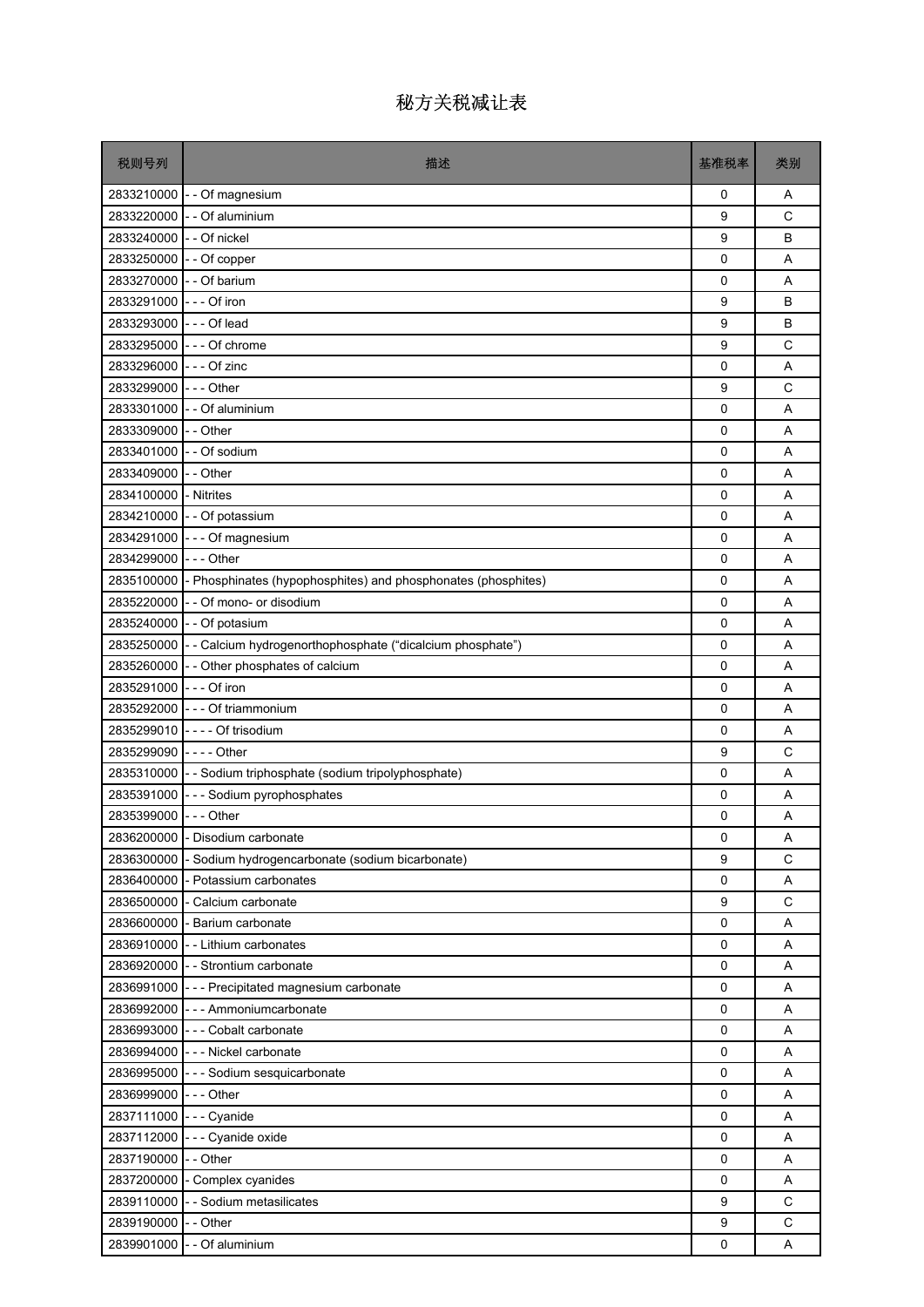# 秘方关税减让表

| 税则号列 | 描述 | 基准税率 | 类别 |
|---|---|---|---|
| 2833210000 | - - Of magnesium | 0 | A |
| 2833220000 | - - Of aluminium | 9 | C |
| 2833240000 | - - Of nickel | 9 | B |
| 2833250000 | - - Of copper | 0 | A |
| 2833270000 | - - Of barium | 0 | A |
| 2833291000 | - - - Of iron | 9 | B |
| 2833293000 | - - - Of lead | 9 | B |
| 2833295000 | - - - Of chrome | 9 | C |
| 2833296000 | - - - Of zinc | 0 | A |
| 2833299000 | - - - Other | 9 | C |
| 2833301000 | - - Of aluminium | 0 | A |
| 2833309000 | - - Other | 0 | A |
| 2833401000 | - - Of sodium | 0 | A |
| 2833409000 | - - Other | 0 | A |
| 2834100000 | - Nitrites | 0 | A |
| 2834210000 | - - Of potassium | 0 | A |
| 2834291000 | - - - Of magnesium | 0 | A |
| 2834299000 | - - - Other | 0 | A |
| 2835100000 | - Phosphinates (hypophosphites) and phosphonates (phosphites) | 0 | A |
| 2835220000 | - - Of mono- or disodium | 0 | A |
| 2835240000 | - - Of potasium | 0 | A |
| 2835250000 | - - Calcium hydrogenorthophosphate (“dicalcium phosphate”) | 0 | A |
| 2835260000 | - - Other phosphates of calcium | 0 | A |
| 2835291000 | - - - Of iron | 0 | A |
| 2835292000 | - - - Of triammonium | 0 | A |
| 2835299010 | - - - - Of trisodium | 0 | A |
| 2835299090 | - - - - Other | 9 | C |
| 2835310000 | - - Sodium triphosphate (sodium tripolyphosphate) | 0 | A |
| 2835391000 | - - - Sodium pyrophosphates | 0 | A |
| 2835399000 | - - - Other | 0 | A |
| 2836200000 | - Disodium carbonate | 0 | A |
| 2836300000 | - Sodium hydrogencarbonate (sodium bicarbonate) | 9 | C |
| 2836400000 | - Potassium carbonates | 0 | A |
| 2836500000 | - Calcium carbonate | 9 | C |
| 2836600000 | - Barium carbonate | 0 | A |
| 2836910000 | - - Lithium carbonates | 0 | A |
| 2836920000 | - - Strontium carbonate | 0 | A |
| 2836991000 | - - - Precipitated magnesium carbonate | 0 | A |
| 2836992000 | - - - Ammoniumcarbonate | 0 | A |
| 2836993000 | - - - Cobalt carbonate | 0 | A |
| 2836994000 | - - - Nickel carbonate | 0 | A |
| 2836995000 | - - - Sodium sesquicarbonate | 0 | A |
| 2836999000 | - - - Other | 0 | A |
| 2837111000 | - - - Cyanide | 0 | A |
| 2837112000 | - - - Cyanide oxide | 0 | A |
| 2837190000 | - - Other | 0 | A |
| 2837200000 | - Complex cyanides | 0 | A |
| 2839110000 | - - Sodium metasilicates | 9 | C |
| 2839190000 | - - Other | 9 | C |
| 2839901000 | - - Of aluminium | 0 | A |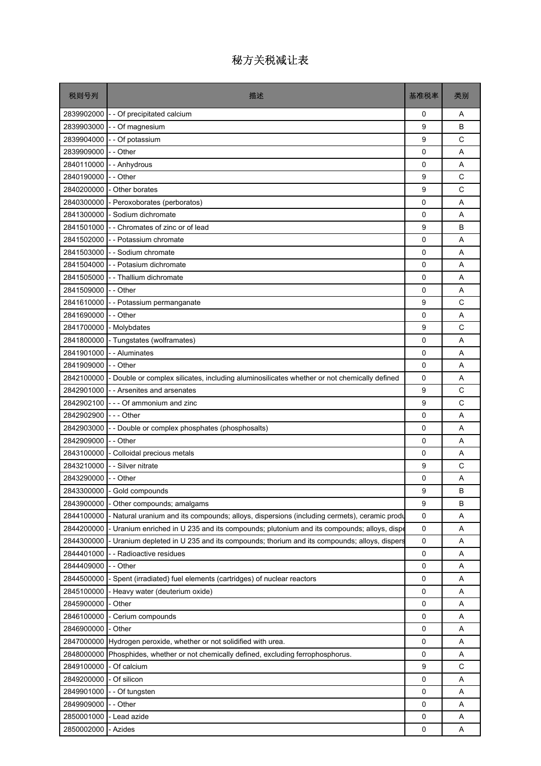# 秘方关税减让表

| 税则号列 | 描述 | 基准税率 | 类别 |
|---|---|---|---|
| 2839902000 | - - Of precipitated calcium | 0 | A |
| 2839903000 | - - Of magnesium | 9 | B |
| 2839904000 | - - Of potassium | 9 | C |
| 2839909000 | - - Other | 0 | A |
| 2840110000 | - - Anhydrous | 0 | A |
| 2840190000 | - - Other | 9 | C |
| 2840200000 | - Other borates | 9 | C |
| 2840300000 | - Peroxoborates (perboratos) | 0 | A |
| 2841300000 | - Sodium dichromate | 0 | A |
| 2841501000 | - - Chromates of zinc or of lead | 9 | B |
| 2841502000 | - - Potassium chromate | 0 | A |
| 2841503000 | - - Sodium chromate | 0 | A |
| 2841504000 | - - Potasium dichromate | 0 | A |
| 2841505000 | - - Thallium dichromate | 0 | A |
| 2841509000 | - - Other | 0 | A |
| 2841610000 | - - Potassium permanganate | 9 | C |
| 2841690000 | - - Other | 0 | A |
| 2841700000 | - Molybdates | 9 | C |
| 2841800000 | - Tungstates (wolframates) | 0 | A |
| 2841901000 | - - Aluminates | 0 | A |
| 2841909000 | - - Other | 0 | A |
| 2842100000 | - Double or complex silicates, including aluminosilicates whether or not chemically defined | 0 | A |
| 2842901000 | - - Arsenites and arsenates | 9 | C |
| 2842902100 | - - - Of ammonium and zinc | 9 | C |
| 2842902900 | - - - Other | 0 | A |
| 2842903000 | - - Double or complex phosphates (phosphosalts) | 0 | A |
| 2842909000 | - - Other | 0 | A |
| 2843100000 | - Colloidal precious metals | 0 | A |
| 2843210000 | - - Silver nitrate | 9 | C |
| 2843290000 | - - Other | 0 | A |
| 2843300000 | - Gold compounds | 9 | B |
| 2843900000 | - Other compounds; amalgams | 9 | B |
| 2844100000 | - Natural uranium and its compounds; alloys, dispersions (including cermets), ceramic produ | 0 | A |
| 2844200000 | - Uranium enriched in U 235 and its compounds; plutonium and its compounds; alloys, dispe | 0 | A |
| 2844300000 | - Uranium depleted in U 235 and its compounds; thorium and its compounds; alloys, dispers | 0 | A |
| 2844401000 | - - Radioactive residues | 0 | A |
| 2844409000 | - - Other | 0 | A |
| 2844500000 | - Spent (irradiated) fuel elements (cartridges) of nuclear reactors | 0 | A |
| 2845100000 | - Heavy water (deuterium oxide) | 0 | A |
| 2845900000 | - Other | 0 | A |
| 2846100000 | - Cerium compounds | 0 | A |
| 2846900000 | - Other | 0 | A |
| 2847000000 | Hydrogen peroxide, whether or not solidified with urea. | 0 | A |
| 2848000000 | Phosphides, whether or not chemically defined, excluding ferrophosphorus. | 0 | A |
| 2849100000 | - Of calcium | 9 | C |
| 2849200000 | - Of silicon | 0 | A |
| 2849901000 | - - Of tungsten | 0 | A |
| 2849909000 | - - Other | 0 | A |
| 2850001000 | - Lead azide | 0 | A |
| 2850002000 | - Azides | 0 | A |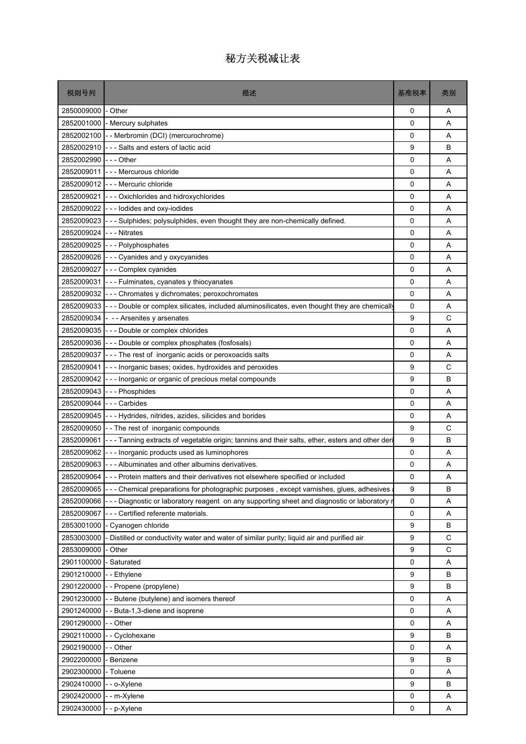# 秘方关税减让表

| 税则号列 | 描述 | 基准税率 | 类别 |
|---|---|---|---|
| 2850009000 | - Other | 0 | A |
| 2852001000 | - Mercury sulphates | 0 | A |
| 2852002100 | - - Merbromin (DCI) (mercurochrome) | 0 | A |
| 2852002910 | - - - Salts and esters of lactic acid | 9 | B |
| 2852002990 | - - - Other | 0 | A |
| 2852009011 | - - - Mercurous chloride | 0 | A |
| 2852009012 | - - - Mercuric chloride | 0 | A |
| 2852009021 | - - - Oxichlorides and hidroxychlorides | 0 | A |
| 2852009022 | - - - Iodides and oxy-iodides | 0 | A |
| 2852009023 | - - - Sulphides; polysulphides, even thought they are non-chemically defined. | 0 | A |
| 2852009024 | - - - Nitrates | 0 | A |
| 2852009025 | - - - Polyphosphates | 0 | A |
| 2852009026 | - - - Cyanides and y oxycyanides | 0 | A |
| 2852009027 | - - - Complex cyanides | 0 | A |
| 2852009031 | - - - Fulminates, cyanates y thiocyanates | 0 | A |
| 2852009032 | - - - Chromates y dichromates; peroxochromates | 0 | A |
| 2852009033 | - - - Double or complex silicates, included aluminosilicates, even thought they are chemically | 0 | A |
| 2852009034 | - - - Arsenites y arsenates | 9 | C |
| 2852009035 | - - - Double or complex chlorides | 0 | A |
| 2852009036 | - - - Double or complex phosphates (fosfosals) | 0 | A |
| 2852009037 | - - - The rest of inorganic acids or peroxoacids salts | 0 | A |
| 2852009041 | - - - Inorganic bases; oxides, hydroxides and peroxides | 9 | C |
| 2852009042 | - - - Inorganic or organic of precious metal compounds | 9 | B |
| 2852009043 | - - - Phosphides | 0 | A |
| 2852009044 | - - - Carbides | 0 | A |
| 2852009045 | - - - Hydrides, nitrides, azides, silicides and borides | 0 | A |
| 2852009050 | - - The rest of inorganic compounds | 9 | C |
| 2852009061 | - - - Tanning extracts of vegetable origin; tannins and their salts, ether, esters and other deri | 9 | B |
| 2852009062 | - - - Inorganic products used as luminophores | 0 | A |
| 2852009063 | - - - Albuminates and other albumins derivatives. | 0 | A |
| 2852009064 | - - - Protein matters and their derivatives not elsewhere specified or included | 0 | A |
| 2852009065 | - - - Chemical preparations for photographic purposes , except varnishes, glues, adhesives a | 9 | B |
| 2852009066 | - - - Diagnostic or laboratory reagent on any supporting sheet and diagnostic or laboratory r | 0 | A |
| 2852009067 | - - - Certified referente materials. | 0 | A |
| 2853001000 | - Cyanogen chloride | 9 | B |
| 2853003000 | - Distilled or conductivity water and water of similar purity; liquid air and purified air | 9 | C |
| 2853009000 | - Other | 9 | C |
| 2901100000 | - Saturated | 0 | A |
| 2901210000 | - - Ethylene | 9 | B |
| 2901220000 | - - Propene (propylene) | 9 | B |
| 2901230000 | - - Butene (butylene) and isomers thereof | 0 | A |
| 2901240000 | - - Buta-1,3-diene and isoprene | 0 | A |
| 2901290000 | - - Other | 0 | A |
| 2902110000 | - - Cyclohexane | 9 | B |
| 2902190000 | - - Other | 0 | A |
| 2902200000 | - Benzene | 9 | B |
| 2902300000 | - Toluene | 0 | A |
| 2902410000 | - - o-Xylene | 9 | B |
| 2902420000 | - - m-Xylene | 0 | A |
| 2902430000 | - - p-Xylene | 0 | A |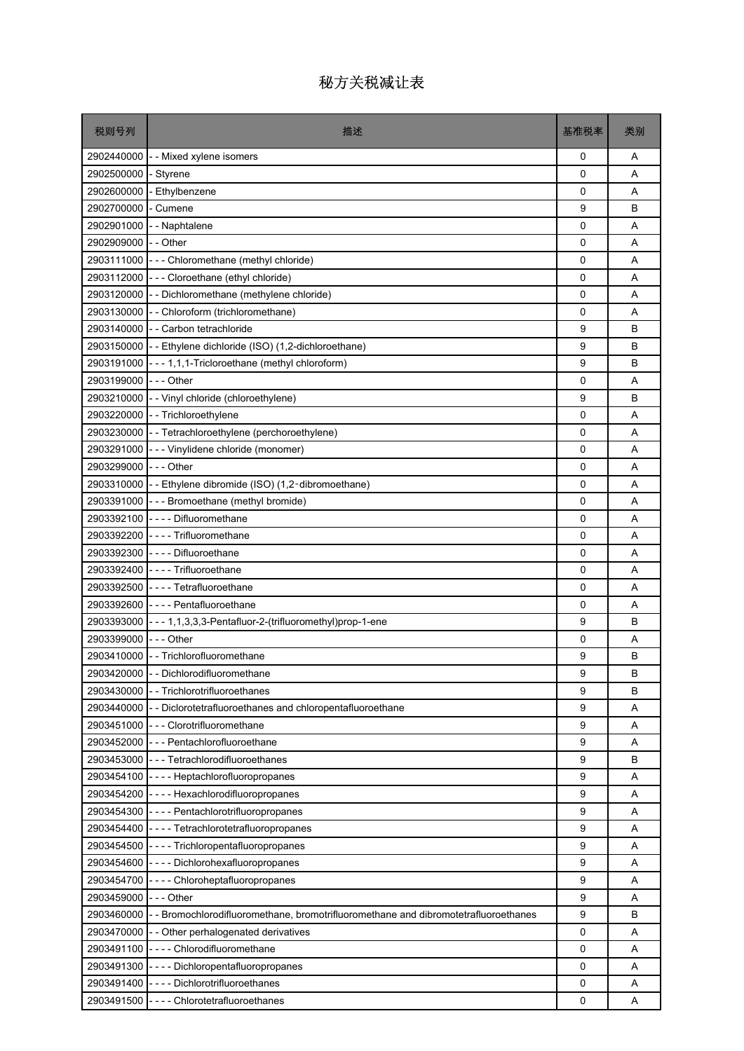# 秘方关税减让表

| 税则号列 | 描述 | 基准税率 | 类别 |
|---|---|---|---|
| 2902440000 | - - Mixed xylene isomers | 0 | A |
| 2902500000 | - Styrene | 0 | A |
| 2902600000 | - Ethylbenzene | 0 | A |
| 2902700000 | - Cumene | 9 | B |
| 2902901000 | - - Naphtalene | 0 | A |
| 2902909000 | - - Other | 0 | A |
| 2903111000 | - - - Chloromethane (methyl chloride) | 0 | A |
| 2903112000 | - - - Cloroethane (ethyl chloride) | 0 | A |
| 2903120000 | - - Dichloromethane (methylene chloride) | 0 | A |
| 2903130000 | - - Chloroform (trichloromethane) | 0 | A |
| 2903140000 | - - Carbon tetrachloride | 9 | B |
| 2903150000 | - - Ethylene dichloride (ISO) (1,2-dichloroethane) | 9 | B |
| 2903191000 | - - - 1,1,1-Tricloroethane (methyl chloroform) | 9 | B |
| 2903199000 | - - - Other | 0 | A |
| 2903210000 | - - Vinyl chloride (chloroethylene) | 9 | B |
| 2903220000 | - - Trichloroethylene | 0 | A |
| 2903230000 | - - Tetrachloroethylene (perchoroethylene) | 0 | A |
| 2903291000 | - - - Vinylidene chloride (monomer) | 0 | A |
| 2903299000 | - - - Other | 0 | A |
| 2903310000 | - - Ethylene dibromide (ISO) (1,2-dibromoethane) | 0 | A |
| 2903391000 | - - - Bromoethane (methyl bromide) | 0 | A |
| 2903392100 | - - - - Difluoromethane | 0 | A |
| 2903392200 | - - - - Trifluoromethane | 0 | A |
| 2903392300 | - - - - Difluoroethane | 0 | A |
| 2903392400 | - - - - Trifluoroethane | 0 | A |
| 2903392500 | - - - - Tetrafluoroethane | 0 | A |
| 2903392600 | - - - - Pentafluoroethane | 0 | A |
| 2903393000 | - - - 1,1,3,3,3-Pentafluor-2-(trifluoromethyl)prop-1-ene | 9 | B |
| 2903399000 | - - - Other | 0 | A |
| 2903410000 | - - Trichlorofluoromethane | 9 | B |
| 2903420000 | - - Dichlorodifluoromethane | 9 | B |
| 2903430000 | - - Trichlorotrifluoroethanes | 9 | B |
| 2903440000 | - - Diclorotetrafluoroethanes and chloropentafluoroethane | 9 | A |
| 2903451000 | - - - Clorotrifluoromethane | 9 | A |
| 2903452000 | - - - Pentachlorofluoroethane | 9 | A |
| 2903453000 | - - - Tetrachlorodifluoroethanes | 9 | B |
| 2903454100 | - - - - Heptachlorofluoropropanes | 9 | A |
| 2903454200 | - - - - Hexachlorodifluoropropanes | 9 | A |
| 2903454300 | - - - - Pentachlorotrifluoropropanes | 9 | A |
| 2903454400 | - - - - Tetrachlorotetrafluoropropanes | 9 | A |
| 2903454500 | - - - - Trichloropentafluoropropanes | 9 | A |
| 2903454600 | - - - - Dichlorohexafluoropropanes | 9 | A |
| 2903454700 | - - - - Chloroheptafluoropropanes | 9 | A |
| 2903459000 | - - - Other | 9 | A |
| 2903460000 | - - Bromochlorodifluoromethane, bromotrifluoromethane and dibromotetrafluoroethanes | 9 | B |
| 2903470000 | - - Other perhalogenated derivatives | 0 | A |
| 2903491100 | - - - - Chlorodifluoromethane | 0 | A |
| 2903491300 | - - - - Dichloropentafluoropropanes | 0 | A |
| 2903491400 | - - - - Dichlorotrifluoroethanes | 0 | A |
| 2903491500 | - - - - Chlorotetrafluoroethanes | 0 | A |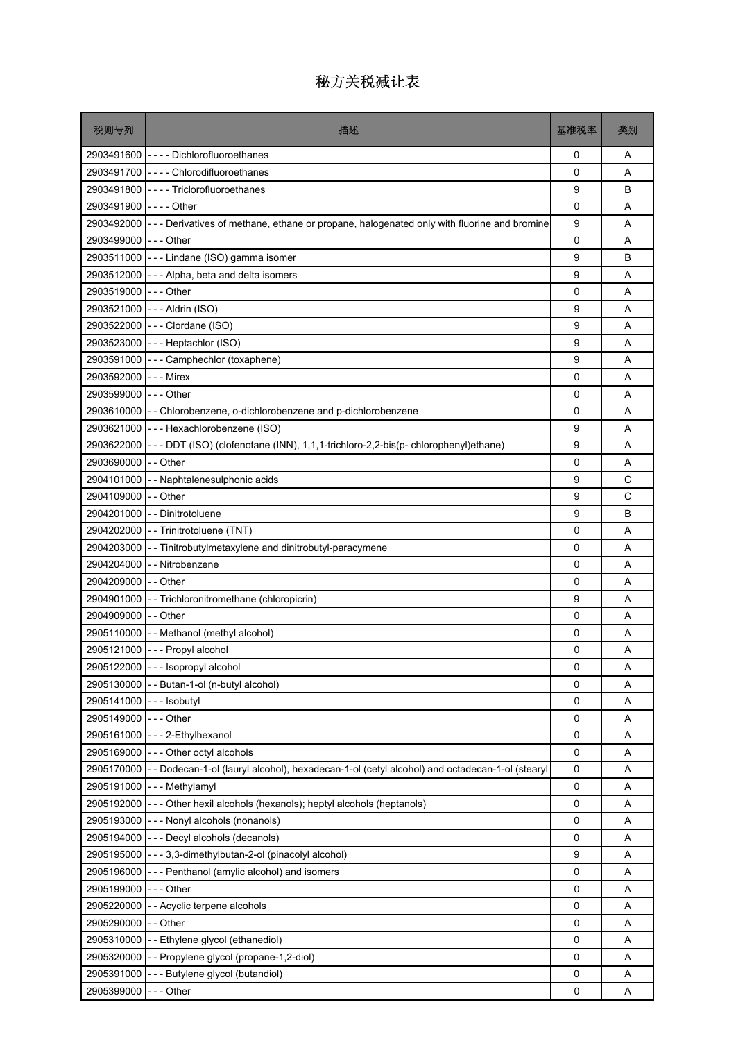# 秘方关税减让表

| 税则号列 | 描述 | 基准税率 | 类别 |
|---|---|---|---|
| 2903491600 | - - - - Dichlorofluoroethanes | 0 | A |
| 2903491700 | - - - - Chlorodifluoroethanes | 0 | A |
| 2903491800 | - - - - Triclorofluoroethanes | 9 | B |
| 2903491900 | - - - - Other | 0 | A |
| 2903492000 | - - - Derivatives of methane, ethane or propane, halogenated only with fluorine and bromine | 9 | A |
| 2903499000 | - - - Other | 0 | A |
| 2903511000 | - - - Lindane (ISO) gamma isomer | 9 | B |
| 2903512000 | - - - Alpha, beta and delta isomers | 9 | A |
| 2903519000 | - - - Other | 0 | A |
| 2903521000 | - - - Aldrin (ISO) | 9 | A |
| 2903522000 | - - - Clordane (ISO) | 9 | A |
| 2903523000 | - - - Heptachlor (ISO) | 9 | A |
| 2903591000 | - - - Camphechlor (toxaphene) | 9 | A |
| 2903592000 | - - - Mirex | 0 | A |
| 2903599000 | - - - Other | 0 | A |
| 2903610000 | - - Chlorobenzene, o-dichlorobenzene and p-dichlorobenzene | 0 | A |
| 2903621000 | - - - Hexachlorobenzene (ISO) | 9 | A |
| 2903622000 | - - - DDT (ISO) (clofenotane (INN), 1,1,1-trichloro-2,2-bis(p- chlorophenyl)ethane) | 9 | A |
| 2903690000 | - - Other | 0 | A |
| 2904101000 | - - Naphtalenesulphonic acids | 9 | C |
| 2904109000 | - - Other | 9 | C |
| 2904201000 | - - Dinitrotoluene | 9 | B |
| 2904202000 | - - Trinitrotoluene (TNT) | 0 | A |
| 2904203000 | - - Tinitrobutylmetaxylene and dinitrobutyl-paracymene | 0 | A |
| 2904204000 | - - Nitrobenzene | 0 | A |
| 2904209000 | - - Other | 0 | A |
| 2904901000 | - - Trichloronitromethane (chloropicrin) | 9 | A |
| 2904909000 | - - Other | 0 | A |
| 2905110000 | - - Methanol (methyl alcohol) | 0 | A |
| 2905121000 | - - - Propyl alcohol | 0 | A |
| 2905122000 | - - - Isopropyl alcohol | 0 | A |
| 2905130000 | - - Butan-1-ol (n-butyl alcohol) | 0 | A |
| 2905141000 | - - - Isobutyl | 0 | A |
| 2905149000 | - - - Other | 0 | A |
| 2905161000 | - - - 2-Ethylhexanol | 0 | A |
| 2905169000 | - - - Other octyl alcohols | 0 | A |
| 2905170000 | - - Dodecan-1-ol (lauryl alcohol), hexadecan-1-ol (cetyl alcohol) and octadecan-1-ol (stearyl | 0 | A |
| 2905191000 | - - - Methylamyl | 0 | A |
| 2905192000 | - - - Other hexil alcohols (hexanols); heptyl alcohols (heptanols) | 0 | A |
| 2905193000 | - - - Nonyl alcohols (nonanols) | 0 | A |
| 2905194000 | - - - Decyl alcohols (decanols) | 0 | A |
| 2905195000 | - - - 3,3-dimethylbutan-2-ol (pinacolyl alcohol) | 9 | A |
| 2905196000 | - - - Penthanol (amylic alcohol) and isomers | 0 | A |
| 2905199000 | - - - Other | 0 | A |
| 2905220000 | - - Acyclic terpene alcohols | 0 | A |
| 2905290000 | - - Other | 0 | A |
| 2905310000 | - - Ethylene glycol (ethanediol) | 0 | A |
| 2905320000 | - - Propylene glycol (propane-1,2-diol) | 0 | A |
| 2905391000 | - - - Butylene glycol (butandiol) | 0 | A |
| 2905399000 | - - - Other | 0 | A |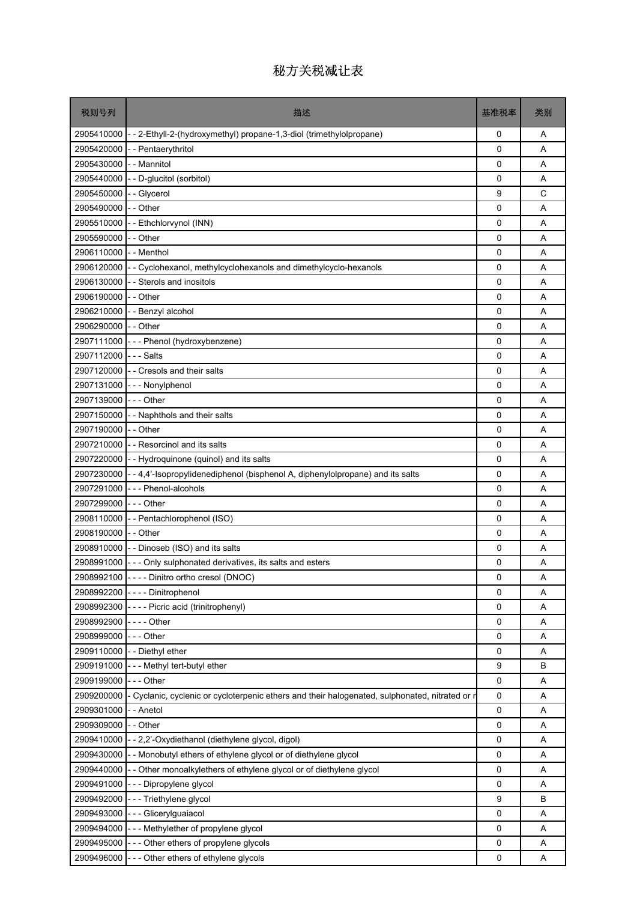# 秘方关税减让表

| 税则号列 | 描述 | 基准税率 | 类别 |
|---|---|---|---|
| 2905410000 | - - 2-Ethyll-2-(hydroxymethyl) propane-1,3-diol (trimethylolpropane) | 0 | A |
| 2905420000 | - - Pentaerythritol | 0 | A |
| 2905430000 | - - Mannitol | 0 | A |
| 2905440000 | - - D-glucitol (sorbitol) | 0 | A |
| 2905450000 | - - Glycerol | 9 | C |
| 2905490000 | - - Other | 0 | A |
| 2905510000 | - - Ethchlorvynol (INN) | 0 | A |
| 2905590000 | - - Other | 0 | A |
| 2906110000 | - - Menthol | 0 | A |
| 2906120000 | - - Cyclohexanol, methylcyclohexanols and dimethylcyclo-hexanols | 0 | A |
| 2906130000 | - - Sterols and inositols | 0 | A |
| 2906190000 | - - Other | 0 | A |
| 2906210000 | - - Benzyl alcohol | 0 | A |
| 2906290000 | - - Other | 0 | A |
| 2907111000 | - - - Phenol (hydroxybenzene) | 0 | A |
| 2907112000 | - - - Salts | 0 | A |
| 2907120000 | - - Cresols and their salts | 0 | A |
| 2907131000 | - - - Nonylphenol | 0 | A |
| 2907139000 | - - - Other | 0 | A |
| 2907150000 | - - Naphthols and their salts | 0 | A |
| 2907190000 | - - Other | 0 | A |
| 2907210000 | - - Resorcinol and its salts | 0 | A |
| 2907220000 | - - Hydroquinone (quinol) and its salts | 0 | A |
| 2907230000 | - - 4,4'-Isopropylidenediphenol (bisphenol A, diphenylolpropane) and its salts | 0 | A |
| 2907291000 | - - - Phenol-alcohols | 0 | A |
| 2907299000 | - - - Other | 0 | A |
| 2908110000 | - - Pentachlorophenol (ISO) | 0 | A |
| 2908190000 | - - Other | 0 | A |
| 2908910000 | - - Dinoseb (ISO) and its salts | 0 | A |
| 2908991000 | - - - Only sulphonated derivatives, its salts and esters | 0 | A |
| 2908992100 | - - - - Dinitro ortho cresol (DNOC) | 0 | A |
| 2908992200 | - - - - Dinitrophenol | 0 | A |
| 2908992300 | - - - - Picric acid (trinitrophenyl) | 0 | A |
| 2908992900 | - - - - Other | 0 | A |
| 2908999000 | - - - Other | 0 | A |
| 2909110000 | - - Diethyl ether | 0 | A |
| 2909191000 | - - - Methyl tert-butyl ether | 9 | B |
| 2909199000 | - - - Other | 0 | A |
| 2909200000 | - Cyclanic, cyclenic or cycloterpenic ethers and their halogenated, sulphonated, nitrated or r | 0 | A |
| 2909301000 | - - Anetol | 0 | A |
| 2909309000 | - - Other | 0 | A |
| 2909410000 | - - 2,2'-Oxydiethanol (diethylene glycol, digol) | 0 | A |
| 2909430000 | - - Monobutyl ethers of ethylene glycol or of diethylene glycol | 0 | A |
| 2909440000 | - - Other monoalkylethers of ethylene glycol or of diethylene glycol | 0 | A |
| 2909491000 | - - - Dipropylene glycol | 0 | A |
| 2909492000 | - - - Triethylene glycol | 9 | B |
| 2909493000 | - - - Glicerylguaiacol | 0 | A |
| 2909494000 | - - - Methylether of propylene glycol | 0 | A |
| 2909495000 | - - - Other ethers of propylene glycols | 0 | A |
| 2909496000 | - - - Other ethers of ethylene glycols | 0 | A |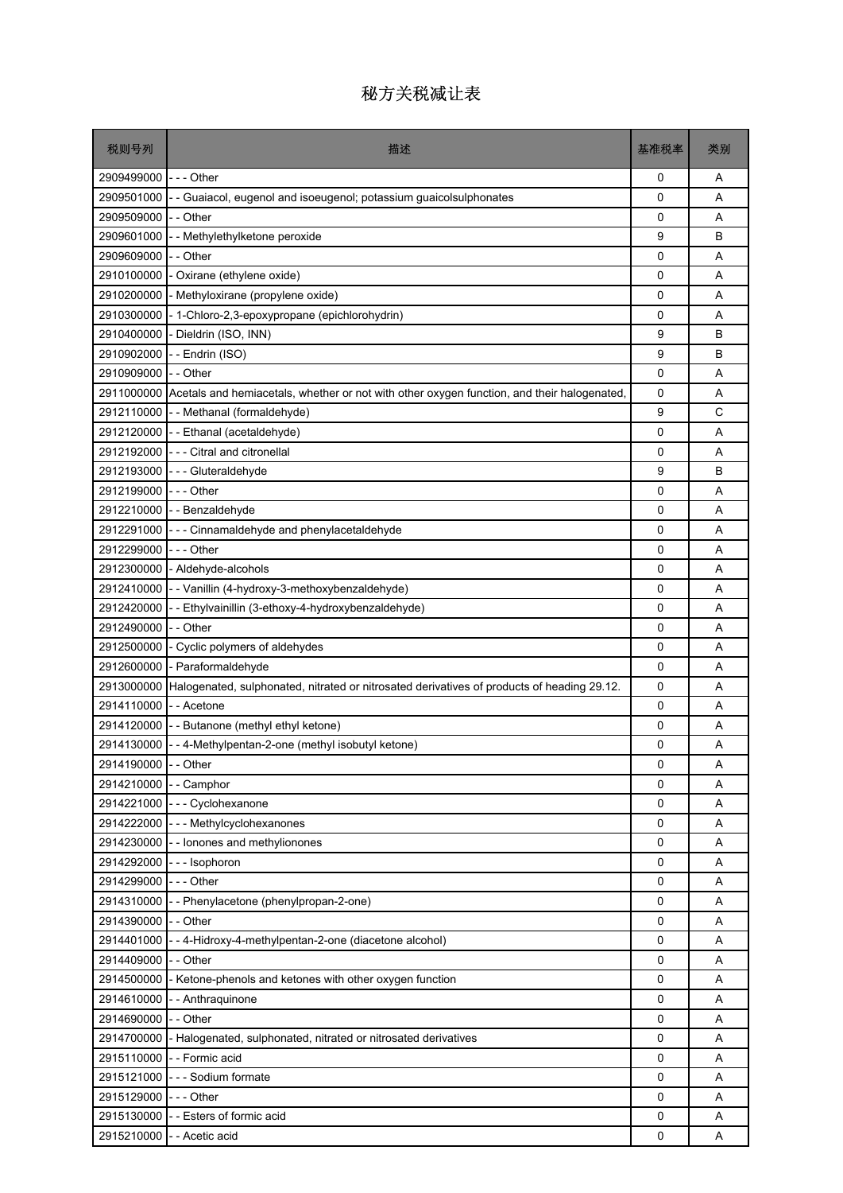# 秘方关税减让表

| 税则号列 | 描述 | 基准税率 | 类别 |
| --- | --- | --- | --- |
| 2909499000 | - - - Other | 0 | A |
| 2909501000 | - - Guaiacol, eugenol and isoeugenol; potassium guaicolsulphonates | 0 | A |
| 2909509000 | - - Other | 0 | A |
| 2909601000 | - - Methylethylketone peroxide | 9 | B |
| 2909609000 | - - Other | 0 | A |
| 2910100000 | - Oxirane (ethylene oxide) | 0 | A |
| 2910200000 | - Methyloxirane (propylene oxide) | 0 | A |
| 2910300000 | - 1-Chloro-2,3-epoxypropane (epichlorohydrin) | 0 | A |
| 2910400000 | - Dieldrin (ISO, INN) | 9 | B |
| 2910902000 | - - Endrin (ISO) | 9 | B |
| 2910909000 | - - Other | 0 | A |
| 2911000000 | Acetals and hemiacetals, whether or not with other oxygen function, and their halogenated, | 0 | A |
| 2912110000 | - - Methanal (formaldehyde) | 9 | C |
| 2912120000 | - - Ethanal (acetaldehyde) | 0 | A |
| 2912192000 | - - - Citral and citronellal | 0 | A |
| 2912193000 | - - - Gluteraldehyde | 9 | B |
| 2912199000 | - - - Other | 0 | A |
| 2912210000 | - - Benzaldehyde | 0 | A |
| 2912291000 | - - - Cinnamaldehyde and phenylacetaldehyde | 0 | A |
| 2912299000 | - - - Other | 0 | A |
| 2912300000 | - Aldehyde-alcohols | 0 | A |
| 2912410000 | - - Vanillin (4-hydroxy-3-methoxybenzaldehyde) | 0 | A |
| 2912420000 | - - Ethylvainillin (3-ethoxy-4-hydroxybenzaldehyde) | 0 | A |
| 2912490000 | - - Other | 0 | A |
| 2912500000 | - Cyclic polymers of aldehydes | 0 | A |
| 2912600000 | - Paraformaldehyde | 0 | A |
| 2913000000 | Halogenated, sulphonated, nitrated or nitrosated derivatives of products of heading 29.12. | 0 | A |
| 2914110000 | - - Acetone | 0 | A |
| 2914120000 | - - Butanone (methyl ethyl ketone) | 0 | A |
| 2914130000 | - - 4-Methylpentan-2-one (methyl isobutyl ketone) | 0 | A |
| 2914190000 | - - Other | 0 | A |
| 2914210000 | - - Camphor | 0 | A |
| 2914221000 | - - - Cyclohexanone | 0 | A |
| 2914222000 | - - - Methylcyclohexanones | 0 | A |
| 2914230000 | - - Ionones and methylionones | 0 | A |
| 2914292000 | - - - Isophoron | 0 | A |
| 2914299000 | - - - Other | 0 | A |
| 2914310000 | - - Phenylacetone (phenylpropan-2-one) | 0 | A |
| 2914390000 | - - Other | 0 | A |
| 2914401000 | - - 4-Hidroxy-4-methylpentan-2-one (diacetone alcohol) | 0 | A |
| 2914409000 | - - Other | 0 | A |
| 2914500000 | - Ketone-phenols and ketones with other oxygen function | 0 | A |
| 2914610000 | - - Anthraquinone | 0 | A |
| 2914690000 | - - Other | 0 | A |
| 2914700000 | - Halogenated, sulphonated, nitrated or nitrosated derivatives | 0 | A |
| 2915110000 | - - Formic acid | 0 | A |
| 2915121000 | - - - Sodium formate | 0 | A |
| 2915129000 | - - - Other | 0 | A |
| 2915130000 | - - Esters of formic acid | 0 | A |
| 2915210000 | - - Acetic acid | 0 | A |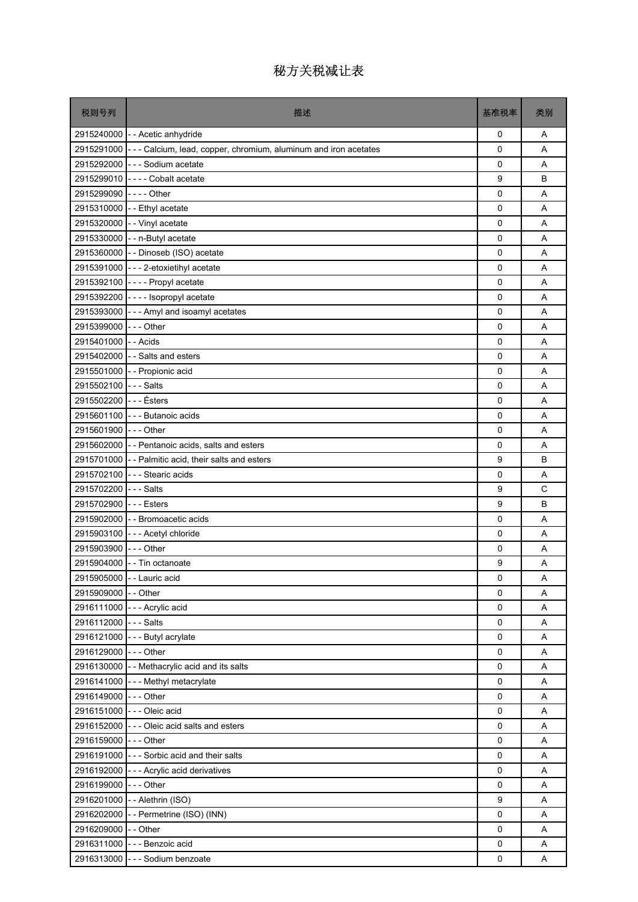# 秘方关税减让表

| 税则号列 | 描述 | 基准税率 | 类别 |
|---|---|---|---|
| 2915240000 | - - Acetic anhydride | 0 | A |
| 2915291000 | - - - Calcium, lead, copper, chromium, aluminum and iron acetates | 0 | A |
| 2915292000 | - - - Sodium acetate | 0 | A |
| 2915299010 | - - - - Cobalt acetate | 9 | B |
| 2915299090 | - - - - Other | 0 | A |
| 2915310000 | - - Ethyl acetate | 0 | A |
| 2915320000 | - - Vinyl acetate | 0 | A |
| 2915330000 | - - n-Butyl acetate | 0 | A |
| 2915360000 | - - Dinoseb (ISO) acetate | 0 | A |
| 2915391000 | - - - 2-etoxietihyl acetate | 0 | A |
| 2915392100 | - - - - Propyl acetate | 0 | A |
| 2915392200 | - - - - Isopropyl acetate | 0 | A |
| 2915393000 | - - - Amyl and isoamyl acetates | 0 | A |
| 2915399000 | - - - Other | 0 | A |
| 2915401000 | - - Acids | 0 | A |
| 2915402000 | - - Salts and esters | 0 | A |
| 2915501000 | - - Propionic acid | 0 | A |
| 2915502100 | - - - Salts | 0 | A |
| 2915502200 | - - - Ésters | 0 | A |
| 2915601100 | - - - Butanoic acids | 0 | A |
| 2915601900 | - - - Other | 0 | A |
| 2915602000 | - - Pentanoic acids, salts and esters | 0 | A |
| 2915701000 | - - Palmitic acid, their salts and esters | 9 | B |
| 2915702100 | - - - Stearic acids | 0 | A |
| 2915702200 | - - - Salts | 9 | C |
| 2915702900 | - - - Esters | 9 | B |
| 2915902000 | - - Bromoacetic acids | 0 | A |
| 2915903100 | - - - Acetyl chloride | 0 | A |
| 2915903900 | - - - Other | 0 | A |
| 2915904000 | - - Tin octanoate | 9 | A |
| 2915905000 | - - Lauric acid | 0 | A |
| 2915909000 | - - Other | 0 | A |
| 2916111000 | - - - Acrylic acid | 0 | A |
| 2916112000 | - - - Salts | 0 | A |
| 2916121000 | - - - Butyl acrylate | 0 | A |
| 2916129000 | - - - Other | 0 | A |
| 2916130000 | - - Methacrylic acid and its salts | 0 | A |
| 2916141000 | - - - Methyl metacrylate | 0 | A |
| 2916149000 | - - - Other | 0 | A |
| 2916151000 | - - - Oleic acid | 0 | A |
| 2916152000 | - - - Oleic acid salts and esters | 0 | A |
| 2916159000 | - - - Other | 0 | A |
| 2916191000 | - - - Sorbic acid and their salts | 0 | A |
| 2916192000 | - - - Acrylic acid derivatives | 0 | A |
| 2916199000 | - - - Other | 0 | A |
| 2916201000 | - - Alethrin (ISO) | 9 | A |
| 2916202000 | - - Permetrine (ISO) (INN) | 0 | A |
| 2916209000 | - - Other | 0 | A |
| 2916311000 | - - - Benzoic acid | 0 | A |
| 2916313000 | - - - Sodium benzoate | 0 | A |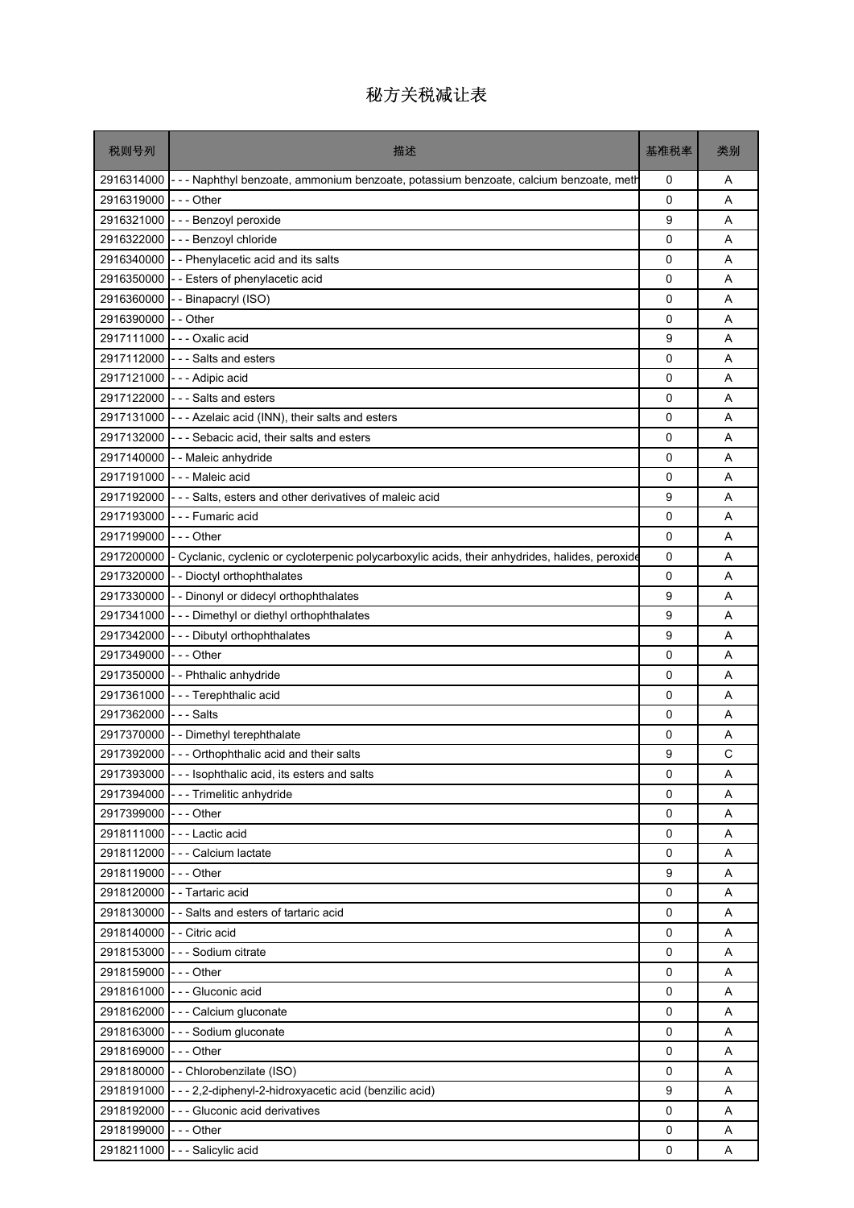# 秘方关税减让表

| 税则号列 | 描述 | 基准税率 | 类别 |
|---|---|---|---|
| 2916314000 | - - - Naphthyl benzoate, ammonium benzoate, potassium benzoate, calcium benzoate, meth | 0 | A |
| 2916319000 | - - - Other | 0 | A |
| 2916321000 | - - - Benzoyl peroxide | 9 | A |
| 2916322000 | - - - Benzoyl chloride | 0 | A |
| 2916340000 | - - Phenylacetic acid and its salts | 0 | A |
| 2916350000 | - - Esters of phenylacetic acid | 0 | A |
| 2916360000 | - - Binapacryl (ISO) | 0 | A |
| 2916390000 | - - Other | 0 | A |
| 2917111000 | - - - Oxalic acid | 9 | A |
| 2917112000 | - - - Salts and esters | 0 | A |
| 2917121000 | - - - Adipic acid | 0 | A |
| 2917122000 | - - - Salts and esters | 0 | A |
| 2917131000 | - - - Azelaic acid (INN), their salts and esters | 0 | A |
| 2917132000 | - - - Sebacic acid, their salts and esters | 0 | A |
| 2917140000 | - - Maleic anhydride | 0 | A |
| 2917191000 | - - - Maleic acid | 0 | A |
| 2917192000 | - - - Salts, esters and other derivatives of maleic acid | 9 | A |
| 2917193000 | - - - Fumaric acid | 0 | A |
| 2917199000 | - - - Other | 0 | A |
| 2917200000 | - Cyclanic, cyclenic or cycloterpenic polycarboxylic acids, their anhydrides, halides, peroxide | 0 | A |
| 2917320000 | - - Dioctyl orthophthalates | 0 | A |
| 2917330000 | - - Dinonyl or didecyl orthophthalates | 9 | A |
| 2917341000 | - - - Dimethyl or diethyl orthophthalates | 9 | A |
| 2917342000 | - - - Dibutyl orthophthalates | 9 | A |
| 2917349000 | - - - Other | 0 | A |
| 2917350000 | - - Phthalic anhydride | 0 | A |
| 2917361000 | - - - Terephthalic acid | 0 | A |
| 2917362000 | - - - Salts | 0 | A |
| 2917370000 | - - Dimethyl terephthalate | 0 | A |
| 2917392000 | - - - Orthophthalic acid and their salts | 9 | C |
| 2917393000 | - - - Isophthalic acid, its esters and salts | 0 | A |
| 2917394000 | - - - Trimelitic anhydride | 0 | A |
| 2917399000 | - - - Other | 0 | A |
| 2918111000 | - - - Lactic acid | 0 | A |
| 2918112000 | - - - Calcium lactate | 0 | A |
| 2918119000 | - - - Other | 9 | A |
| 2918120000 | - - Tartaric acid | 0 | A |
| 2918130000 | - - Salts and esters of tartaric acid | 0 | A |
| 2918140000 | - - Citric acid | 0 | A |
| 2918153000 | - - - Sodium citrate | 0 | A |
| 2918159000 | - - - Other | 0 | A |
| 2918161000 | - - - Gluconic acid | 0 | A |
| 2918162000 | - - - Calcium gluconate | 0 | A |
| 2918163000 | - - - Sodium gluconate | 0 | A |
| 2918169000 | - - - Other | 0 | A |
| 2918180000 | - - Chlorobenzilate (ISO) | 0 | A |
| 2918191000 | - - - 2,2-diphenyl-2-hidroxyacetic acid (benzilic acid) | 9 | A |
| 2918192000 | - - - Gluconic acid derivatives | 0 | A |
| 2918199000 | - - - Other | 0 | A |
| 2918211000 | - - - Salicylic acid | 0 | A |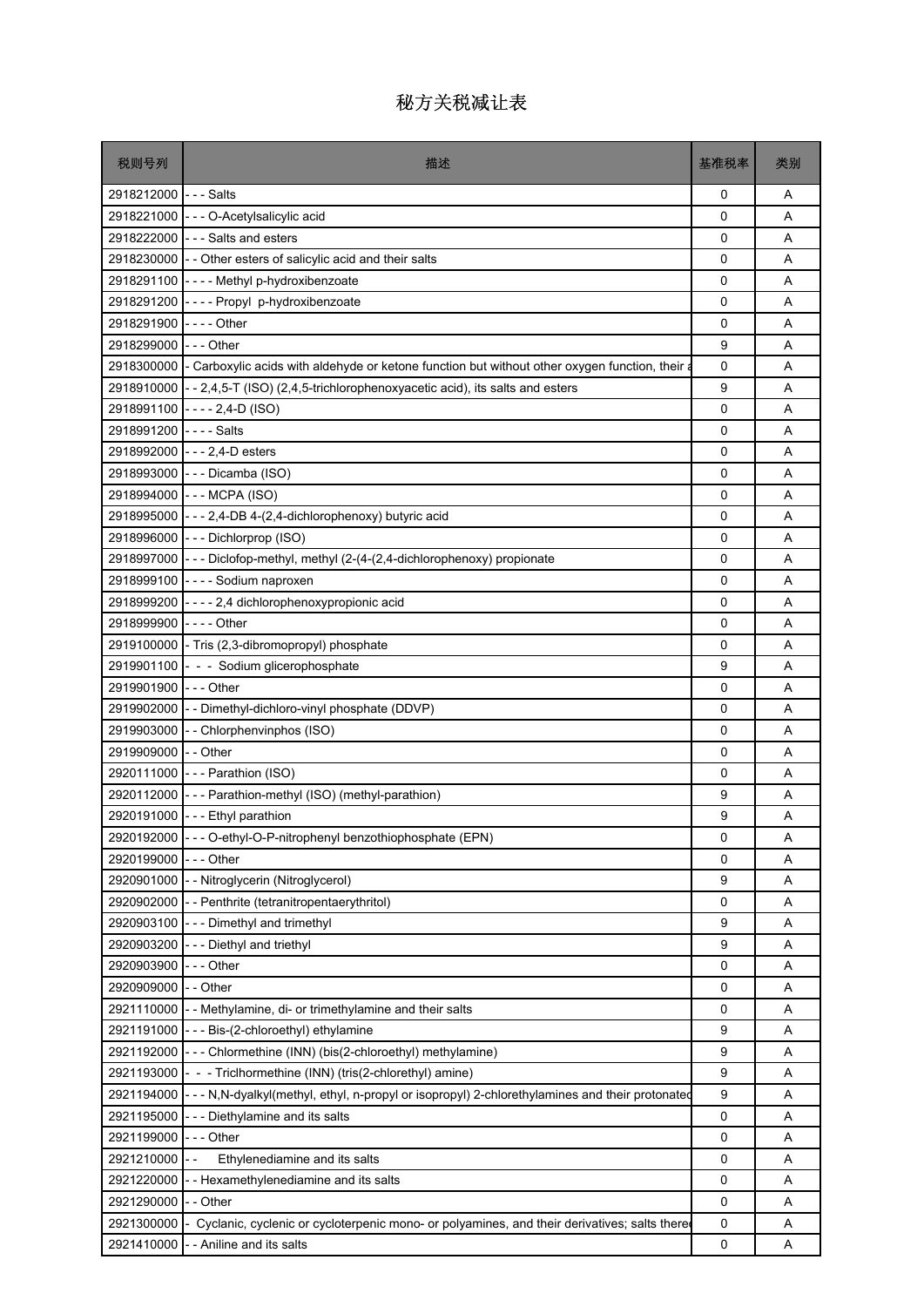# 秘方关税减让表

| 税则号列 | 描述 | 基准税率 | 类别 |
|---|---|---|---|
| 2918212000 | - - - Salts | 0 | A |
| 2918221000 | - - - O-Acetylsalicylic acid | 0 | A |
| 2918222000 | - - - Salts and esters | 0 | A |
| 2918230000 | - - Other esters of salicylic acid and their salts | 0 | A |
| 2918291100 | - - - - Methyl p-hydroxibenzoate | 0 | A |
| 2918291200 | - - - - Propyl p-hydroxibenzoate | 0 | A |
| 2918291900 | - - - - Other | 0 | A |
| 2918299000 | - - - Other | 9 | A |
| 2918300000 | - Carboxylic acids with aldehyde or ketone function but without other oxygen function, their a | 0 | A |
| 2918910000 | - - 2,4,5-T (ISO) (2,4,5-trichlorophenoxyacetic acid), its salts and esters | 9 | A |
| 2918991100 | - - - - 2,4-D (ISO) | 0 | A |
| 2918991200 | - - - - Salts | 0 | A |
| 2918992000 | - - - 2,4-D esters | 0 | A |
| 2918993000 | - - - Dicamba (ISO) | 0 | A |
| 2918994000 | - - - MCPA (ISO) | 0 | A |
| 2918995000 | - - - 2,4-DB 4-(2,4-dichlorophenoxy) butyric acid | 0 | A |
| 2918996000 | - - - Dichlorprop (ISO) | 0 | A |
| 2918997000 | - - - Diclofop-methyl, methyl (2-(4-(2,4-dichlorophenoxy) propionate | 0 | A |
| 2918999100 | - - - - Sodium naproxen | 0 | A |
| 2918999200 | - - - - 2,4 dichlorophenoxypropionic acid | 0 | A |
| 2918999900 | - - - - Other | 0 | A |
| 2919100000 | - Tris (2,3-dibromopropyl) phosphate | 0 | A |
| 2919901100 | - - - Sodium glicerophosphate | 9 | A |
| 2919901900 | - - - Other | 0 | A |
| 2919902000 | - - Dimethyl-dichloro-vinyl phosphate (DDVP) | 0 | A |
| 2919903000 | - - Chlorphenvinphos (ISO) | 0 | A |
| 2919909000 | - - Other | 0 | A |
| 2920111000 | - - - Parathion (ISO) | 0 | A |
| 2920112000 | - - - Parathion-methyl (ISO) (methyl-parathion) | 9 | A |
| 2920191000 | - - - Ethyl parathion | 9 | A |
| 2920192000 | - - - O-ethyl-O-P-nitrophenyl benzothiophosphate (EPN) | 0 | A |
| 2920199000 | - - - Other | 0 | A |
| 2920901000 | - - Nitroglycerin (Nitroglycerol) | 9 | A |
| 2920902000 | - - Penthrite (tetranitropentaerythritol) | 0 | A |
| 2920903100 | - - - Dimethyl and trimethyl | 9 | A |
| 2920903200 | - - - Diethyl and triethyl | 9 | A |
| 2920903900 | - - - Other | 0 | A |
| 2920909000 | - - Other | 0 | A |
| 2921110000 | - - Methylamine, di- or trimethylamine and their salts | 0 | A |
| 2921191000 | - - - Bis-(2-chloroethyl) ethylamine | 9 | A |
| 2921192000 | - - - Chlormethine (INN) (bis(2-chloroethyl) methylamine) | 9 | A |
| 2921193000 | - - - Triclhormethine (INN) (tris(2-chlorethyl) amine) | 9 | A |
| 2921194000 | - - - N,N-dyalkyl(methyl, ethyl, n-propyl or isopropyl) 2-chlorethylamines and their protonated | 9 | A |
| 2921195000 | - - - Diethylamine and its salts | 0 | A |
| 2921199000 | - - - Other | 0 | A |
| 2921210000 | - - Ethylenediamine and its salts | 0 | A |
| 2921220000 | - - Hexamethylenediamine and its salts | 0 | A |
| 2921290000 | - - Other | 0 | A |
| 2921300000 | - Cyclanic, cyclenic or cycloterpenic mono- or polyamines, and their derivatives; salts there | 0 | A |
| 2921410000 | - - Aniline and its salts | 0 | A |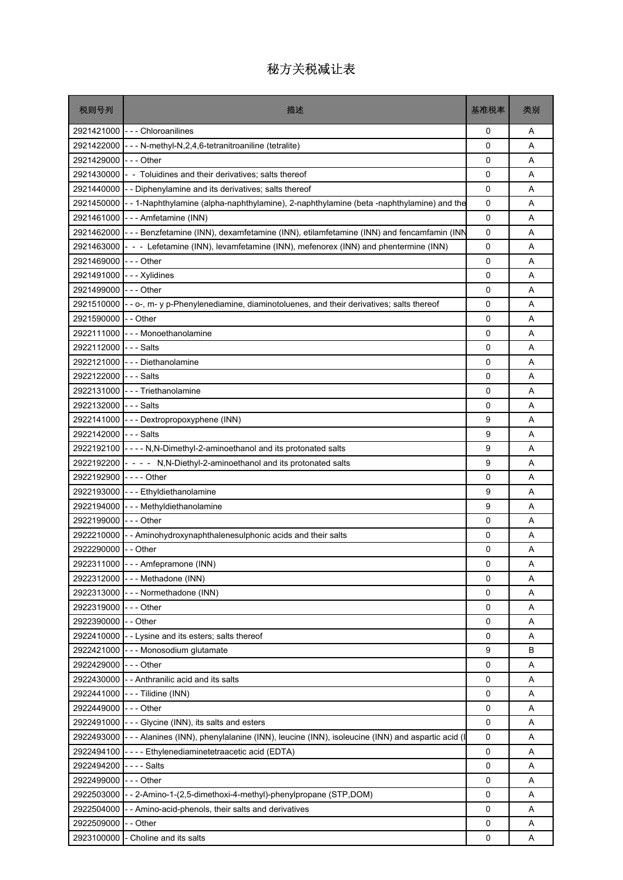# 秘方关税减让表

| 税则号列 | 描述 | 基准税率 | 类别 |
| --- | --- | --- | --- |
| 2921421000 | - - - Chloroanilines | 0 | A |
| 2921422000 | - - - N-methyl-N,2,4,6-tetranitroaniline (tetralite) | 0 | A |
| 2921429000 | - - - Other | 0 | A |
| 2921430000 | - - Toluidines and their derivatives; salts thereof | 0 | A |
| 2921440000 | - - Diphenylamine and its derivatives; salts thereof | 0 | A |
| 2921450000 | - - 1-Naphthylamine (alpha-naphthylamine), 2-naphthylamine (beta -naphthylamine) and the | 0 | A |
| 2921461000 | - - - Amfetamine (INN) | 0 | A |
| 2921462000 | - - - Benzfetamine (INN), dexamfetamine (INN), etilamfetamine (INN) and fencamfamin (INN | 0 | A |
| 2921463000 | - - - Lefetamine (INN), levamfetamine (INN), mefenorex (INN) and phentermine (INN) | 0 | A |
| 2921469000 | - - - Other | 0 | A |
| 2921491000 | - - - Xylidines | 0 | A |
| 2921499000 | - - - Other | 0 | A |
| 2921510000 | - - o-, m- y p-Phenylenediamine, diaminotoluenes, and their derivatives; salts thereof | 0 | A |
| 2921590000 | - - Other | 0 | A |
| 2922111000 | - - - Monoethanolamine | 0 | A |
| 2922112000 | - - - Salts | 0 | A |
| 2922121000 | - - - Diethanolamine | 0 | A |
| 2922122000 | - - - Salts | 0 | A |
| 2922131000 | - - - Triethanolamine | 0 | A |
| 2922132000 | - - - Salts | 0 | A |
| 2922141000 | - - - Dextropropoxyphene (INN) | 9 | A |
| 2922142000 | - - - Salts | 9 | A |
| 2922192100 | - - - - N,N-Dimethyl-2-aminoethanol and its protonated salts | 9 | A |
| 2922192200 | - - - - N,N-Diethyl-2-aminoethanol and its protonated salts | 9 | A |
| 2922192900 | - - - - Other | 0 | A |
| 2922193000 | - - - Ethyldiethanolamine | 9 | A |
| 2922194000 | - - - Methyldiethanolamine | 9 | A |
| 2922199000 | - - - Other | 0 | A |
| 2922210000 | - - Aminohydroxynaphthalenesulphonic acids and their salts | 0 | A |
| 2922290000 | - - Other | 0 | A |
| 2922311000 | - - - Amfepramone (INN) | 0 | A |
| 2922312000 | - - - Methadone (INN) | 0 | A |
| 2922313000 | - - - Normethadone (INN) | 0 | A |
| 2922319000 | - - - Other | 0 | A |
| 2922390000 | - - Other | 0 | A |
| 2922410000 | - - Lysine and its esters; salts thereof | 0 | A |
| 2922421000 | - - - Monosodium glutamate | 9 | B |
| 2922429000 | - - - Other | 0 | A |
| 2922430000 | - - Anthranilic acid and its salts | 0 | A |
| 2922441000 | - - - Tilidine (INN) | 0 | A |
| 2922449000 | - - - Other | 0 | A |
| 2922491000 | - - - Glycine (INN), its salts and esters | 0 | A |
| 2922493000 | - - - Alanines (INN), phenylalanine (INN), leucine (INN), isoleucine (INN) and aspartic acid (I | 0 | A |
| 2922494100 | - - - - Ethylenediaminetetraacetic acid (EDTA) | 0 | A |
| 2922494200 | - - - - Salts | 0 | A |
| 2922499000 | - - - Other | 0 | A |
| 2922503000 | - - 2-Amino-1-(2,5-dimethoxi-4-methyl)-phenylpropane (STP,DOM) | 0 | A |
| 2922504000 | - - Amino-acid-phenols, their salts and derivatives | 0 | A |
| 2922509000 | - - Other | 0 | A |
| 2923100000 | - Choline and its salts | 0 | A |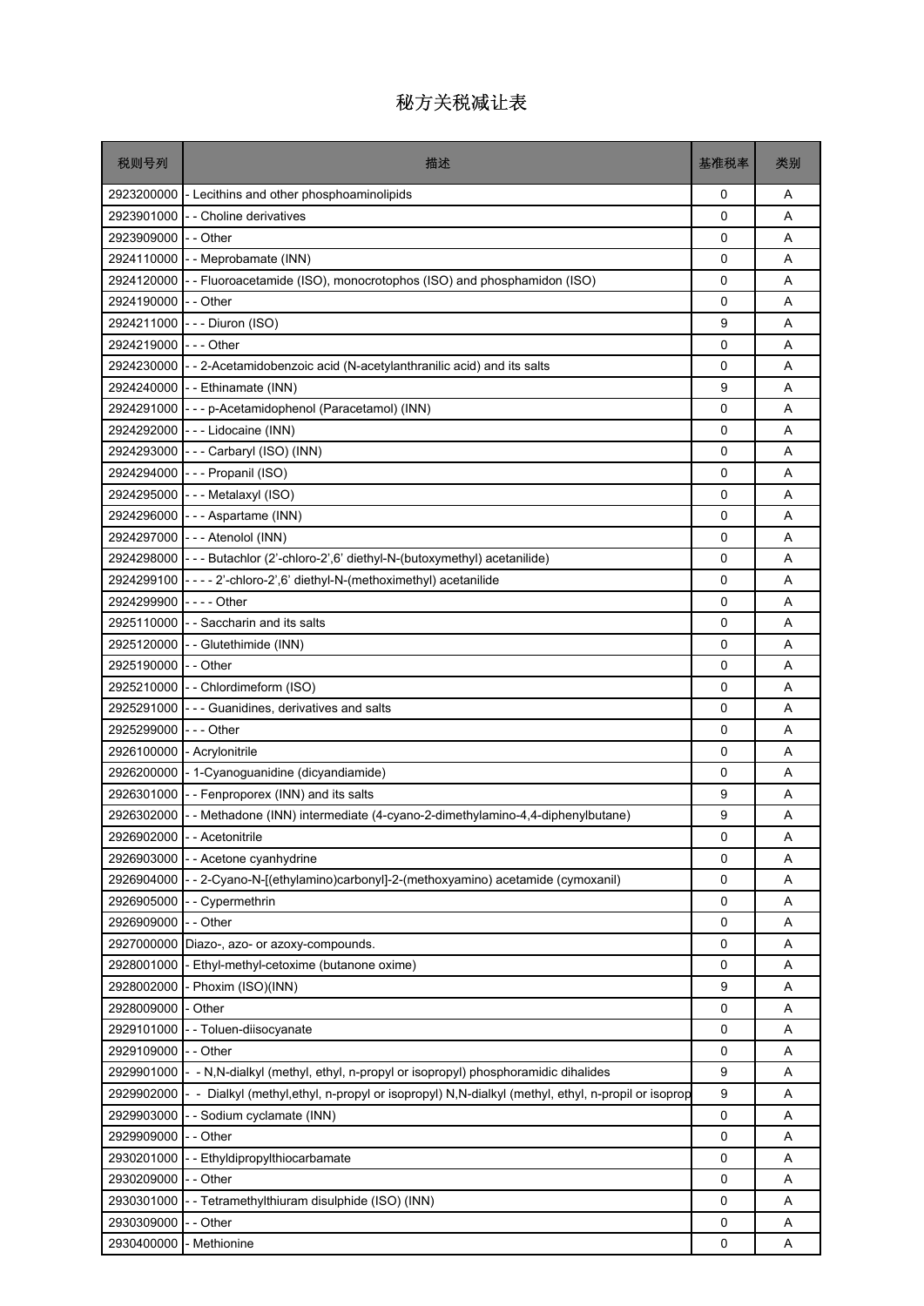# 秘方关税减让表

| 税则号列 | 描述 | 基准税率 | 类别 |
|---|---|---|---|
| 2923200000 | - Lecithins and other phosphoaminolipids | 0 | A |
| 2923901000 | - - Choline derivatives | 0 | A |
| 2923909000 | - - Other | 0 | A |
| 2924110000 | - - Meprobamate (INN) | 0 | A |
| 2924120000 | - - Fluoroacetamide (ISO), monocrotophos (ISO) and phosphamidon (ISO) | 0 | A |
| 2924190000 | - - Other | 0 | A |
| 2924211000 | - - - Diuron (ISO) | 9 | A |
| 2924219000 | - - - Other | 0 | A |
| 2924230000 | - - 2-Acetamidobenzoic acid (N-acetylanthranilic acid) and its salts | 0 | A |
| 2924240000 | - - Ethinamate (INN) | 9 | A |
| 2924291000 | - - - p-Acetamidophenol (Paracetamol) (INN) | 0 | A |
| 2924292000 | - - - Lidocaine (INN) | 0 | A |
| 2924293000 | - - - Carbaryl (ISO) (INN) | 0 | A |
| 2924294000 | - - - Propanil (ISO) | 0 | A |
| 2924295000 | - - - Metalaxyl (ISO) | 0 | A |
| 2924296000 | - - - Aspartame (INN) | 0 | A |
| 2924297000 | - - - Atenolol (INN) | 0 | A |
| 2924298000 | - - - Butachlor (2'-chloro-2',6' diethyl-N-(butoxymethyl) acetanilide) | 0 | A |
| 2924299100 | - - - - 2'-chloro-2',6' diethyl-N-(methoximethyl) acetanilide | 0 | A |
| 2924299900 | - - - - Other | 0 | A |
| 2925110000 | - - Saccharin and its salts | 0 | A |
| 2925120000 | - - Glutethimide (INN) | 0 | A |
| 2925190000 | - - Other | 0 | A |
| 2925210000 | - - Chlordimeform (ISO) | 0 | A |
| 2925291000 | - - - Guanidines, derivatives and salts | 0 | A |
| 2925299000 | - - - Other | 0 | A |
| 2926100000 | - Acrylonitrile | 0 | A |
| 2926200000 | - 1-Cyanoguanidine (dicyandiamide) | 0 | A |
| 2926301000 | - - Fenproporex (INN) and its salts | 9 | A |
| 2926302000 | - - Methadone (INN) intermediate (4-cyano-2-dimethylamino-4,4-diphenylbutane) | 9 | A |
| 2926902000 | - - Acetonitrile | 0 | A |
| 2926903000 | - - Acetone cyanhydrine | 0 | A |
| 2926904000 | - - 2-Cyano-N-[(ethylamino)carbonyl]-2-(methoxyamino) acetamide (cymoxanil) | 0 | A |
| 2926905000 | - - Cypermethrin | 0 | A |
| 2926909000 | - - Other | 0 | A |
| 2927000000 | Diazo-, azo- or azoxy-compounds. | 0 | A |
| 2928001000 | - Ethyl-methyl-cetoxime (butanone oxime) | 0 | A |
| 2928002000 | - Phoxim (ISO)(INN) | 9 | A |
| 2928009000 | - Other | 0 | A |
| 2929101000 | - - Toluen-diisocyanate | 0 | A |
| 2929109000 | - - Other | 0 | A |
| 2929901000 | - - N,N-dialkyl (methyl, ethyl, n-propyl or isopropyl) phosphoramidic dihalides | 9 | A |
| 2929902000 | - - Dialkyl (methyl,ethyl, n-propyl or isopropyl) N,N-dialkyl (methyl, ethyl, n-propil or isoprop | 9 | A |
| 2929903000 | - - Sodium cyclamate (INN) | 0 | A |
| 2929909000 | - - Other | 0 | A |
| 2930201000 | - - Ethyldipropylthiocarbamate | 0 | A |
| 2930209000 | - - Other | 0 | A |
| 2930301000 | - - Tetramethylthiuram disulphide (ISO) (INN) | 0 | A |
| 2930309000 | - - Other | 0 | A |
| 2930400000 | - Methionine | 0 | A |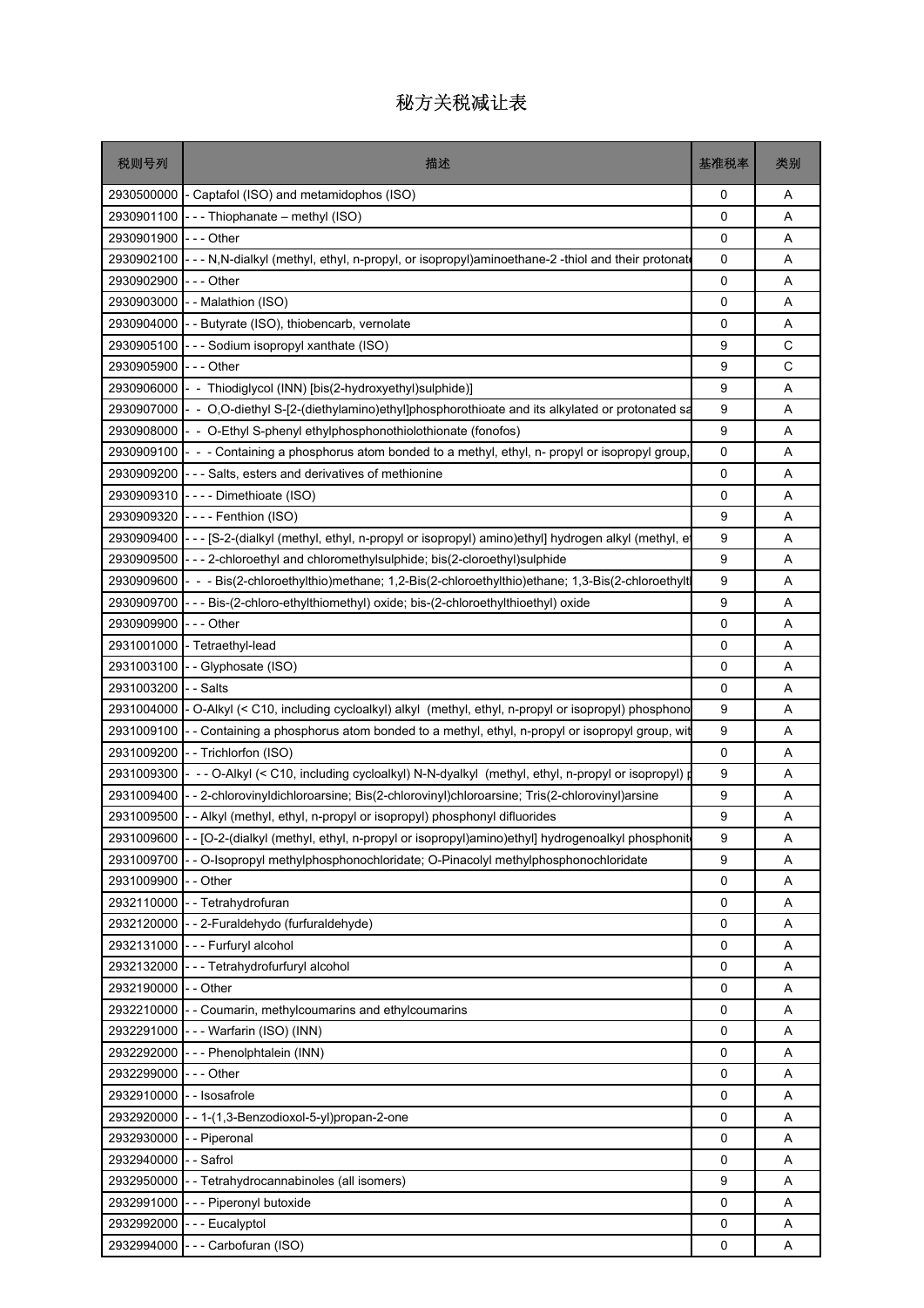# 秘方关税减让表

| 税则号列 | 描述 | 基准税率 | 类别 |
|---|---|---|---|
| 2930500000 | - Captafol (ISO) and metamidophos (ISO) | 0 | A |
| 2930901100 | - - - Thiophanate – methyl (ISO) | 0 | A |
| 2930901900 | - - - Other | 0 | A |
| 2930902100 | - - - N,N-dialkyl (methyl, ethyl, n-propyl, or isopropyl)aminoethane-2 -thiol and their protonat | 0 | A |
| 2930902900 | - - - Other | 0 | A |
| 2930903000 | - - Malathion (ISO) | 0 | A |
| 2930904000 | - - Butyrate (ISO), thiobencarb, vernolate | 0 | A |
| 2930905100 | - - - Sodium isopropyl xanthate (ISO) | 9 | C |
| 2930905900 | - - - Other | 9 | C |
| 2930906000 | - - Thiodiglycol (INN) [bis(2-hydroxyethyl)sulphide)] | 9 | A |
| 2930907000 | - - O,O-diethyl S-[2-(diethylamino)ethyl]phosphorothioate and its alkylated or protonated sa | 9 | A |
| 2930908000 | - - O-Ethyl S-phenyl ethylphosphonothiolothionate (fonofos) | 9 | A |
| 2930909100 | - - - Containing a phosphorus atom bonded to a methyl, ethyl, n- propyl or isopropyl group, | 0 | A |
| 2930909200 | - - - Salts, esters and derivatives of methionine | 0 | A |
| 2930909310 | - - - - Dimethoate (ISO) | 0 | A |
| 2930909320 | - - - - Fenthion (ISO) | 9 | A |
| 2930909400 | - - - [S-2-(dialkyl (methyl, ethyl, n-propyl or isopropyl) amino)ethyl] hydrogen alkyl (methyl, e | 9 | A |
| 2930909500 | - - - 2-chloroethyl and chloromethylsulphide; bis(2-cloroethyl)sulphide | 9 | A |
| 2930909600 | - - - Bis(2-chloroethylthio)methane; 1,2-Bis(2-chloroethylthio)ethane; 1,3-Bis(2-chloroethylt | 9 | A |
| 2930909700 | - - - Bis(2-chloro-ethylthiomethyl) oxide; bis-(2-chloroethylthioethyl) oxide | 9 | A |
| 2930909900 | - - - Other | 0 | A |
| 2931001000 | - Tetraethyl-lead | 0 | A |
| 2931003100 | - - Glyphosate (ISO) | 0 | A |
| 2931003200 | - - Salts | 0 | A |
| 2931004000 | - O-Alkyl (< C10, including cycloalkyl) alkyl (methyl, ethyl, n-propyl or isopropyl) phosphono | 9 | A |
| 2931009100 | - - Containing a phosphorus atom bonded to a methyl, ethyl, n-propyl or isopropyl group, wit | 9 | A |
| 2931009200 | - - Trichlorfon (ISO) | 0 | A |
| 2931009300 | - - - O-Alkyl (< C10, including cycloalkyl) N-N-dyalkyl (methyl, ethyl, n-propyl or isopropyl) p | 9 | A |
| 2931009400 | - - 2-chlorovinyldichloroarsine; Bis(2-chlorovinyl)chloroarsine; Tris(2-chlorovinyl)arsine | 9 | A |
| 2931009500 | - - Alkyl (methyl, ethyl, n-propyl or isopropyl) phosphonyl difluorides | 9 | A |
| 2931009600 | - - [O-2-(dialkyl (methyl, ethyl, n-propyl or isopropyl)amino)ethyl] hydrogenoalkyl phosphonit | 9 | A |
| 2931009700 | - - O-Isopropyl methylphosphonochloridate; O-Pinacolyl methylphosphonochloridate | 9 | A |
| 2931009900 | - - Other | 0 | A |
| 2932110000 | - - Tetrahydrofuran | 0 | A |
| 2932120000 | - - 2-Furaldehydo (furfuraldehyde) | 0 | A |
| 2932131000 | - - - Furfuryl alcohol | 0 | A |
| 2932132000 | - - - Tetrahydrofurfuryl alcohol | 0 | A |
| 2932190000 | - - Other | 0 | A |
| 2932210000 | - - Coumarin, methylcoumarins and ethylcoumarins | 0 | A |
| 2932291000 | - - - Warfarin (ISO) (INN) | 0 | A |
| 2932292000 | - - - Phenolphtalein (INN) | 0 | A |
| 2932299000 | - - - Other | 0 | A |
| 2932910000 | - - Isosafrole | 0 | A |
| 2932920000 | - - 1-(1,3-Benzodioxol-5-yl)propan-2-one | 0 | A |
| 2932930000 | - - Piperonal | 0 | A |
| 2932940000 | - - Safrol | 0 | A |
| 2932950000 | - - Tetrahydrocannabinoles (all isomers) | 9 | A |
| 2932991000 | - - - Piperonyl butoxide | 0 | A |
| 2932992000 | - - - Eucalyptol | 0 | A |
| 2932994000 | - - - Carbofuran (ISO) | 0 | A |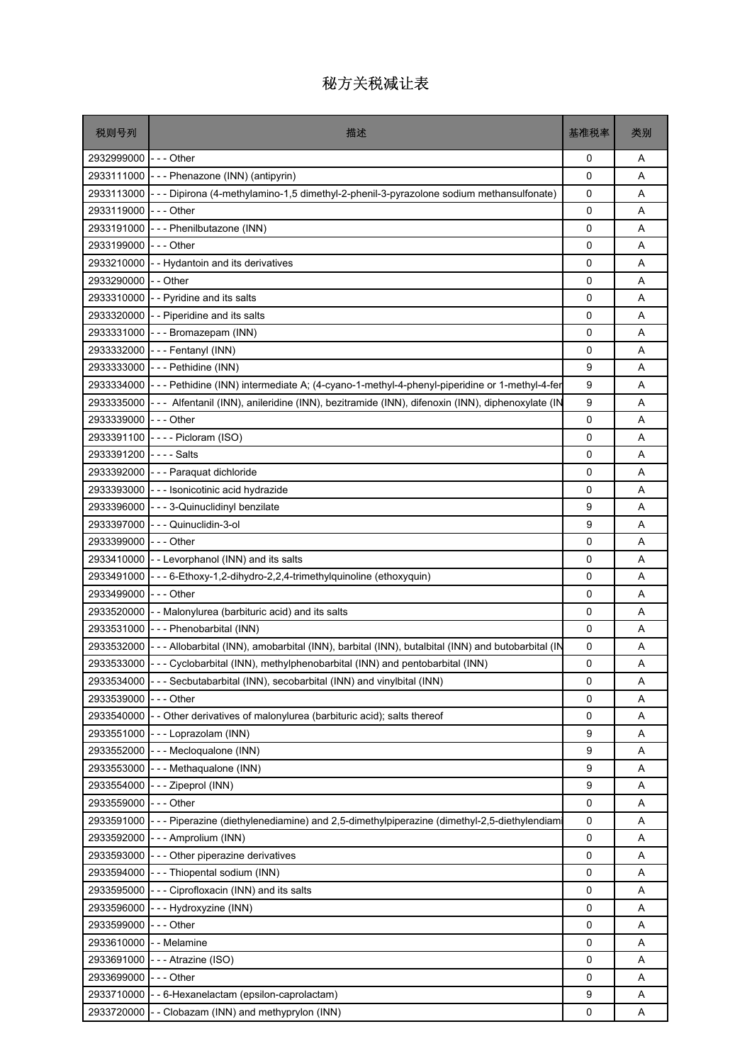# 秘方关税减让表

| 税则号列 | 描述 | 基准税率 | 类别 |
|---|---|---|---|
| 2932999000 | - - - Other | 0 | A |
| 2933111000 | - - - Phenazone (INN) (antipyrin) | 0 | A |
| 2933113000 | - - - Dipirona (4-methylamino-1,5 dimethyl-2-phenil-3-pyrazolone sodium methansulfonate) | 0 | A |
| 2933119000 | - - - Other | 0 | A |
| 2933191000 | - - - Phenilbutazone (INN) | 0 | A |
| 2933199000 | - - - Other | 0 | A |
| 2933210000 | - - Hydantoin and its derivatives | 0 | A |
| 2933290000 | - - Other | 0 | A |
| 2933310000 | - - Pyridine and its salts | 0 | A |
| 2933320000 | - - Piperidine and its salts | 0 | A |
| 2933331000 | - - - Bromazepam (INN) | 0 | A |
| 2933332000 | - - - Fentanyl (INN) | 0 | A |
| 2933333000 | - - - Pethidine (INN) | 9 | A |
| 2933334000 | - - - Pethidine (INN) intermediate A; (4-cyano-1-methyl-4-phenyl-piperidine or 1-methyl-4-fer | 9 | A |
| 2933335000 | - - - Alfentanil (INN), anileridine (INN), bezitramide (INN), difenoxin (INN), diphenoxylate (IN | 9 | A |
| 2933339000 | - - - Other | 0 | A |
| 2933391100 | - - - - Picloram (ISO) | 0 | A |
| 2933391200 | - - - - Salts | 0 | A |
| 2933392000 | - - - Paraquat dichloride | 0 | A |
| 2933393000 | - - - Isonicotinic acid hydrazide | 0 | A |
| 2933396000 | - - - 3-Quinuclidinyl benzilate | 9 | A |
| 2933397000 | - - - Quinuclidin-3-ol | 9 | A |
| 2933399000 | - - - Other | 0 | A |
| 2933410000 | - - Levorphanol (INN) and its salts | 0 | A |
| 2933491000 | - - - 6-Ethoxy-1,2-dihydro-2,2,4-trimethylquinoline (ethoxyquin) | 0 | A |
| 2933499000 | - - - Other | 0 | A |
| 2933520000 | - - Malonylurea (barbituric acid) and its salts | 0 | A |
| 2933531000 | - - - Phenobarbital (INN) | 0 | A |
| 2933532000 | - - - Allobarbital (INN), amobarbital (INN), barbital (INN), butalbital (INN) and butobarbital (IN | 0 | A |
| 2933533000 | - - - Cyclobarbital (INN), methylphenobarbital (INN) and pentobarbital (INN) | 0 | A |
| 2933534000 | - - - Secbutabarbital (INN), secobarbital (INN) and vinylbital (INN) | 0 | A |
| 2933539000 | - - - Other | 0 | A |
| 2933540000 | - - Other derivatives of malonylurea (barbituric acid); salts thereof | 0 | A |
| 2933551000 | - - - Loprazolam (INN) | 9 | A |
| 2933552000 | - - - Mecloqualone (INN) | 9 | A |
| 2933553000 | - - - Methaqualone (INN) | 9 | A |
| 2933554000 | - - - Zipeprol (INN) | 9 | A |
| 2933559000 | - - - Other | 0 | A |
| 2933591000 | - - - Piperazine (diethylenediamine) and 2,5-dimethylpiperazine (dimethyl-2,5-diethylendiami | 0 | A |
| 2933592000 | - - - Amprolium (INN) | 0 | A |
| 2933593000 | - - - Other piperazine derivatives | 0 | A |
| 2933594000 | - - - Thiopental sodium (INN) | 0 | A |
| 2933595000 | - - - Ciprofloxacin (INN) and its salts | 0 | A |
| 2933596000 | - - - Hydroxyzine (INN) | 0 | A |
| 2933599000 | - - - Other | 0 | A |
| 2933610000 | - - Melamine | 0 | A |
| 2933691000 | - - - Atrazine (ISO) | 0 | A |
| 2933699000 | - - - Other | 0 | A |
| 2933710000 | - - 6-Hexanelactam (epsilon-caprolactam) | 9 | A |
| 2933720000 | - - Clobazam (INN) and methyprylon (INN) | 0 | A |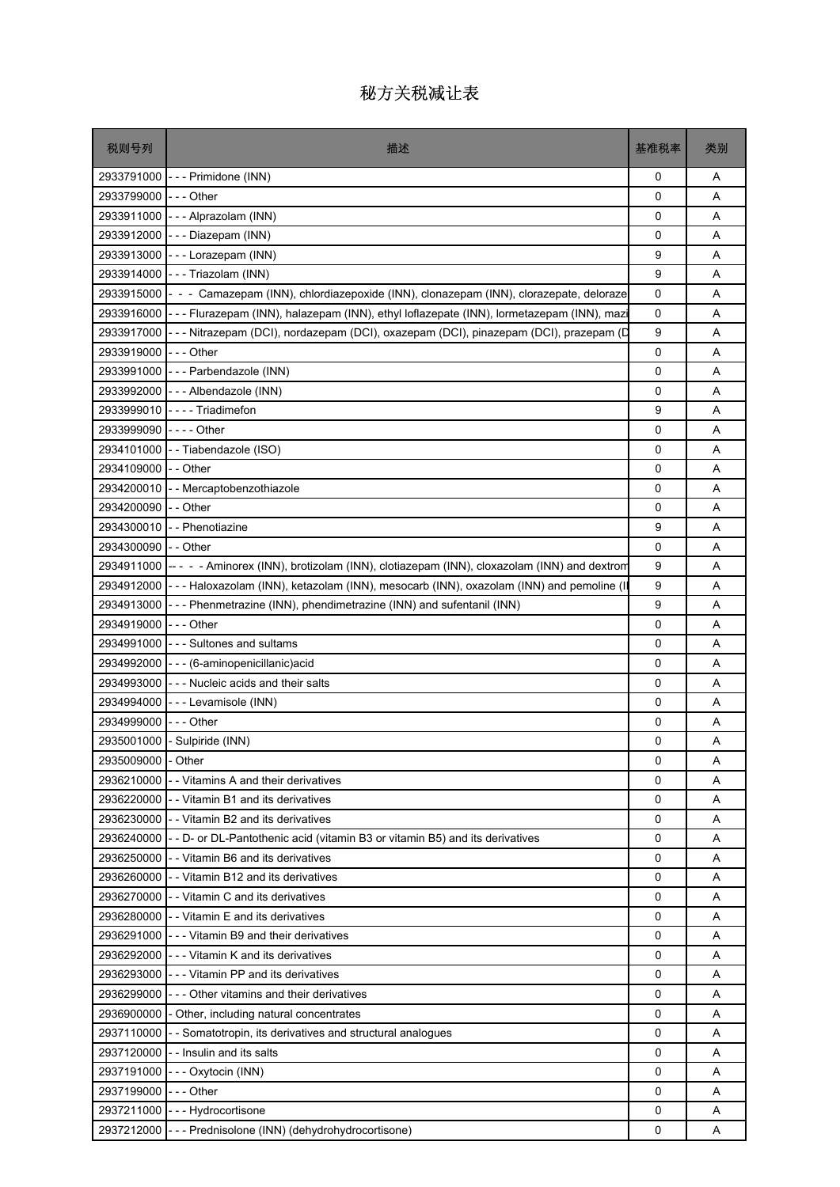# 秘方关税减让表

| 税则号列 | 描述 | 基准税率 | 类别 |
| --- | --- | --- | --- |
| 2933791000 | - - - Primidone (INN) | 0 | A |
| 2933799000 | - - - Other | 0 | A |
| 2933911000 | - - - Alprazolam (INN) | 0 | A |
| 2933912000 | - - - Diazepam (INN) | 0 | A |
| 2933913000 | - - - Lorazepam (INN) | 9 | A |
| 2933914000 | - - - Triazolam (INN) | 9 | A |
| 2933915000 | - - - Camazepam (INN), chlordiazepoxide (INN), clonazepam (INN), clorazepate, deloraze | 0 | A |
| 2933916000 | - - - Flurazepam (INN), halazepam (INN), ethyl loflazepate (INN), lormetazepam (INN), mazi | 0 | A |
| 2933917000 | - - - Nitrazepam (DCI), nordazepam (DCI), oxazepam (DCI), pinazepam (DCI), prazepam (D | 9 | A |
| 2933919000 | - - - Other | 0 | A |
| 2933991000 | - - - Parbendazole (INN) | 0 | A |
| 2933992000 | - - - Albendazole (INN) | 0 | A |
| 2933999010 | - - - - Triadimefon | 9 | A |
| 2933999090 | - - - - Other | 0 | A |
| 2934101000 | - - Tiabendazole (ISO) | 0 | A |
| 2934109000 | - - Other | 0 | A |
| 2934200010 | - - Mercaptobenzothiazole | 0 | A |
| 2934200090 | - - Other | 0 | A |
| 2934300010 | - - Phenotiazine | 9 | A |
| 2934300090 | - - Other | 0 | A |
| 2934911000 | -- - - - Aminorex (INN), brotizolam (INN), clotiazepam (INN), cloxazolam (INN) and dextrom | 9 | A |
| 2934912000 | - - - Haloxazolam (INN), ketazolam (INN), mesocarb (INN), oxazolam (INN) and pemoline (I | 9 | A |
| 2934913000 | - - - Phenmetrazine (INN), phendimetrazine (INN) and sufentanil (INN) | 9 | A |
| 2934919000 | - - - Other | 0 | A |
| 2934991000 | - - - Sultones and sultams | 0 | A |
| 2934992000 | - - - (6-aminopenicillanic)acid | 0 | A |
| 2934993000 | - - - Nucleic acids and their salts | 0 | A |
| 2934994000 | - - - Levamisole (INN) | 0 | A |
| 2934999000 | - - - Other | 0 | A |
| 2935001000 | - Sulpiride (INN) | 0 | A |
| 2935009000 | - Other | 0 | A |
| 2936210000 | - - Vitamins A and their derivatives | 0 | A |
| 2936220000 | - - Vitamin B1 and its derivatives | 0 | A |
| 2936230000 | - - Vitamin B2 and its derivatives | 0 | A |
| 2936240000 | - - D- or DL-Pantothenic acid (vitamin B3 or vitamin B5) and its derivatives | 0 | A |
| 2936250000 | - - Vitamin B6 and its derivatives | 0 | A |
| 2936260000 | - - Vitamin B12 and its derivatives | 0 | A |
| 2936270000 | - - Vitamin C and its derivatives | 0 | A |
| 2936280000 | - - Vitamin E and its derivatives | 0 | A |
| 2936291000 | - - - Vitamin B9 and their derivatives | 0 | A |
| 2936292000 | - - - Vitamin K and its derivatives | 0 | A |
| 2936293000 | - - - Vitamin PP and its derivatives | 0 | A |
| 2936299000 | - - - Other vitamins and their derivatives | 0 | A |
| 2936900000 | - Other, including natural concentrates | 0 | A |
| 2937110000 | - - Somatotropin, its derivatives and structural analogues | 0 | A |
| 2937120000 | - - Insulin and its salts | 0 | A |
| 2937191000 | - - - Oxytocin (INN) | 0 | A |
| 2937199000 | - - - Other | 0 | A |
| 2937211000 | - - - Hydrocortisone | 0 | A |
| 2937212000 | - - - Prednisolone (INN) (dehydrohydrocortisone) | 0 | A |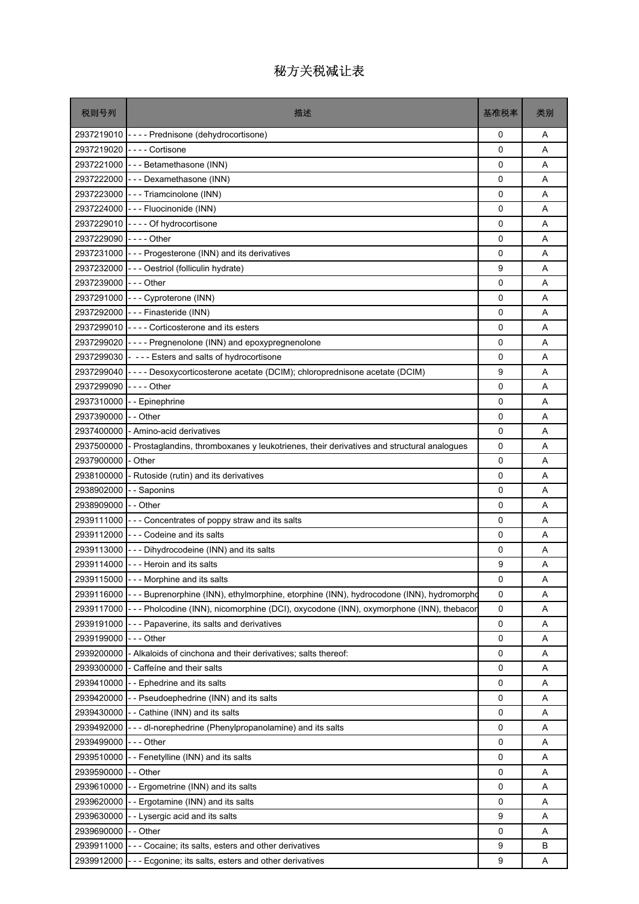# 秘方关税减让表

| 税则号列 | 描述 | 基准税率 | 类别 |
|---|---|---|---|
| 2937219010 | - - - - Prednisone (dehydrocortisone) | 0 | A |
| 2937219020 | - - - - Cortisone | 0 | A |
| 2937221000 | - - - Betamethasone (INN) | 0 | A |
| 2937222000 | - - - Dexamethasone (INN) | 0 | A |
| 2937223000 | - - - Triamcinolone (INN) | 0 | A |
| 2937224000 | - - - Fluocinonide (INN) | 0 | A |
| 2937229010 | - - - - Of hydrocortisone | 0 | A |
| 2937229090 | - - - - Other | 0 | A |
| 2937231000 | - - - Progesterone (INN) and its derivatives | 0 | A |
| 2937232000 | - - - Oestriol (folliculin hydrate) | 9 | A |
| 2937239000 | - - - Other | 0 | A |
| 2937291000 | - - - Cyproterone (INN) | 0 | A |
| 2937292000 | - - - Finasteride (INN) | 0 | A |
| 2937299010 | - - - - Corticosterone and its esters | 0 | A |
| 2937299020 | - - - - Pregnenolone (INN) and epoxypregnenolone | 0 | A |
| 2937299030 | -  - - - Esters and salts of hydrocortisone | 0 | A |
| 2937299040 | - - - - Desoxycorticosterone acetate (DCIM); chloroprednisone acetate (DCIM) | 9 | A |
| 2937299090 | - - - - Other | 0 | A |
| 2937310000 | - - Epinephrine | 0 | A |
| 2937390000 | - - Other | 0 | A |
| 2937400000 | - Amino-acid derivatives | 0 | A |
| 2937500000 | - Prostaglandins, thromboxanes y leukotrienes, their derivatives and structural analogues | 0 | A |
| 2937900000 | - Other | 0 | A |
| 2938100000 | - Rutoside (rutin) and its derivatives | 0 | A |
| 2938902000 | - - Saponins | 0 | A |
| 2938909000 | - - Other | 0 | A |
| 2939111000 | - - - Concentrates of poppy straw and its salts | 0 | A |
| 2939112000 | - - - Codeine and its salts | 0 | A |
| 2939113000 | - - - Dihydrocodeine (INN) and its salts | 0 | A |
| 2939114000 | - - - Heroin and its salts | 9 | A |
| 2939115000 | - - - Morphine and its salts | 0 | A |
| 2939116000 | - - - Buprenorphine (INN), ethylmorphine, etorphine (INN), hydrocodone (INN), hydromorpho | 0 | A |
| 2939117000 | - - - Pholcodine (INN), nicomorphine (DCI), oxycodone (INN), oxymorphone (INN), thebacor | 0 | A |
| 2939191000 | - - - Papaverine, its salts and derivatives | 0 | A |
| 2939199000 | - - - Other | 0 | A |
| 2939200000 | - Alkaloids of cinchona and their derivatives; salts thereof: | 0 | A |
| 2939300000 | - Caffeíne and their salts | 0 | A |
| 2939410000 | - - Ephedrine and its salts | 0 | A |
| 2939420000 | - - Pseudoephedrine (INN) and its salts | 0 | A |
| 2939430000 | - - Cathine (INN) and its salts | 0 | A |
| 2939492000 | - - - dl-norephedrine (Phenylpropanolamine) and its salts | 0 | A |
| 2939499000 | - - - Other | 0 | A |
| 2939510000 | - - Fenetylline (INN) and its salts | 0 | A |
| 2939590000 | - - Other | 0 | A |
| 2939610000 | - - Ergometrine (INN) and its salts | 0 | A |
| 2939620000 | - - Ergotamine (INN) and its salts | 0 | A |
| 2939630000 | - - Lysergic acid and its salts | 9 | A |
| 2939690000 | - - Other | 0 | A |
| 2939911000 | - - - Cocaine; its salts, esters and other derivatives | 9 | B |
| 2939912000 | - - - Ecgonine; its salts, esters and other derivatives | 9 | A |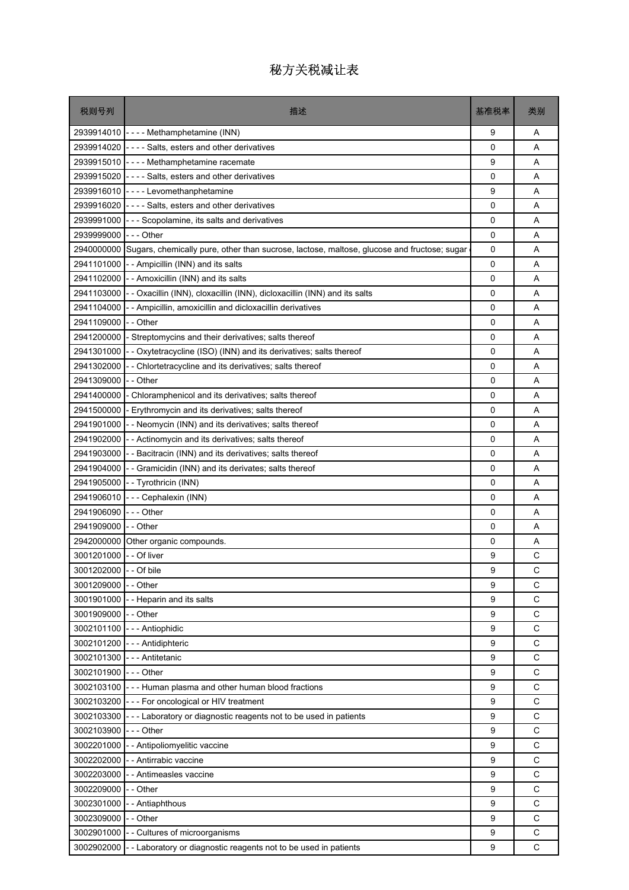# 秘方关税减让表

| 税则号列 | 描述 | 基准税率 | 类别 |
| --- | --- | --- | --- |
| 2939914010 | - - - - Methamphetamine (INN) | 9 | A |
| 2939914020 | - - - - Salts, esters and other derivatives | 0 | A |
| 2939915010 | - - - - Methamphetamine racemate | 9 | A |
| 2939915020 | - - - - Salts, esters and other derivatives | 0 | A |
| 2939916010 | - - - - Levomethanphetamine | 9 | A |
| 2939916020 | - - - - Salts, esters and other derivatives | 0 | A |
| 2939991000 | - - - Scopolamine, its salts and derivatives | 0 | A |
| 2939999000 | - - - Other | 0 | A |
| 2940000000 | Sugars, chemically pure, other than sucrose, lactose, maltose, glucose and fructose; sugar | 0 | A |
| 2941101000 | - - Ampicillin (INN) and its salts | 0 | A |
| 2941102000 | - - Amoxicillin (INN) and its salts | 0 | A |
| 2941103000 | - - Oxacillin (INN), cloxacillin (INN), dicloxacillin (INN) and its salts | 0 | A |
| 2941104000 | - - Ampicillin, amoxicillin and dicloxacillin derivatives | 0 | A |
| 2941109000 | - - Other | 0 | A |
| 2941200000 | - Streptomycins and their derivatives; salts thereof | 0 | A |
| 2941301000 | - - Oxytetracycline (ISO) (INN) and its derivatives; salts thereof | 0 | A |
| 2941302000 | - - Chlortetracycline and its derivatives; salts thereof | 0 | A |
| 2941309000 | - - Other | 0 | A |
| 2941400000 | - Chloramphenicol and its derivatives; salts thereof | 0 | A |
| 2941500000 | - Erythromycin and its derivatives; salts thereof | 0 | A |
| 2941901000 | - - Neomycin (INN) and its derivatives; salts thereof | 0 | A |
| 2941902000 | - - Actinomycin and its derivatives; salts thereof | 0 | A |
| 2941903000 | - - Bacitracin (INN) and its derivatives; salts thereof | 0 | A |
| 2941904000 | - - Gramicidin (INN) and its derivates; salts thereof | 0 | A |
| 2941905000 | - - Tyrothricin (INN) | 0 | A |
| 2941906010 | - - - Cephalexin (INN) | 0 | A |
| 2941906090 | - - - Other | 0 | A |
| 2941909000 | - - Other | 0 | A |
| 2942000000 | Other organic compounds. | 0 | A |
| 3001201000 | - - Of liver | 9 | C |
| 3001202000 | - - Of bile | 9 | C |
| 3001209000 | - - Other | 9 | C |
| 3001901000 | - - Heparin and its salts | 9 | C |
| 3001909000 | - - Other | 9 | C |
| 3002101100 | - - - Antiophidic | 9 | C |
| 3002101200 | - - - Antidipheric | 9 | C |
| 3002101300 | - - - Antitetanic | 9 | C |
| 3002101900 | - - - Other | 9 | C |
| 3002103100 | - - - Human plasma and other human blood fractions | 9 | C |
| 3002103200 | - - - For oncological or HIV treatment | 9 | C |
| 3002103300 | - - - Laboratory or diagnostic reagents not to be used in patients | 9 | C |
| 3002103900 | - - - Other | 9 | C |
| 3002201000 | - - Antipoliomyelitic vaccine | 9 | C |
| 3002202000 | - - Antirrabic vaccine | 9 | C |
| 3002203000 | - - Antimeasles vaccine | 9 | C |
| 3002209000 | - - Other | 9 | C |
| 3002301000 | - - Antiaphthous | 9 | C |
| 3002309000 | - - Other | 9 | C |
| 3002901000 | - - Cultures of microorganisms | 9 | C |
| 3002902000 | - - Laboratory or diagnostic reagents not to be used in patients | 9 | C |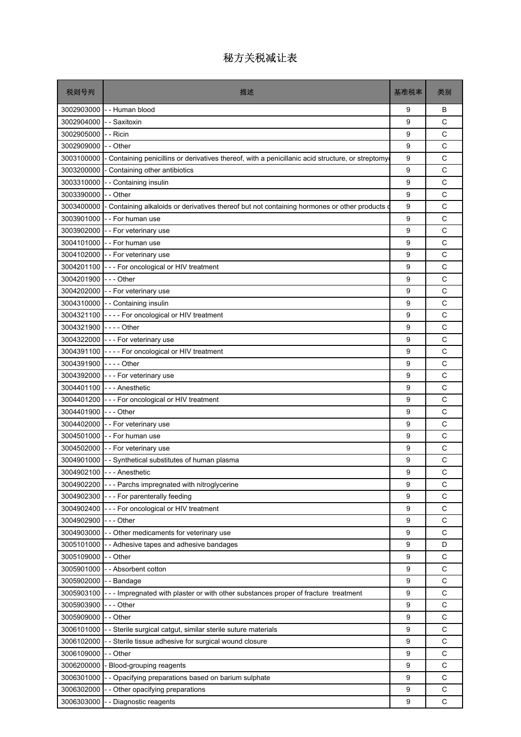# 秘方关税减让表

| 税则号列 | 描述 | 基准税率 | 类别 |
|---|---|---|---|
| 3002903000 | - - Human blood | 9 | B |
| 3002904000 | - - Saxitoxin | 9 | C |
| 3002905000 | - - Ricin | 9 | C |
| 3002909000 | - - Other | 9 | C |
| 3003100000 | - Containing penicillins or derivatives thereof, with a penicillanic acid structure, or streptomy | 9 | C |
| 3003200000 | - Containing other antibiotics | 9 | C |
| 3003310000 | - - Containing insulin | 9 | C |
| 3003390000 | - - Other | 9 | C |
| 3003400000 | - Containing alkaloids or derivatives thereof but not containing hormones or other products c | 9 | C |
| 3003901000 | - - For human use | 9 | C |
| 3003902000 | - - For veterinary use | 9 | C |
| 3004101000 | - - For human use | 9 | C |
| 3004102000 | - - For veterinary use | 9 | C |
| 3004201100 | - - - For oncological or HIV treatment | 9 | C |
| 3004201900 | - - - Other | 9 | C |
| 3004202000 | - - For veterinary use | 9 | C |
| 3004310000 | - - Containing insulin | 9 | C |
| 3004321100 | - - - - For oncological or HIV treatment | 9 | C |
| 3004321900 | - - - - Other | 9 | C |
| 3004322000 | - - - For veterinary use | 9 | C |
| 3004391100 | - - - - For oncological or HIV treatment | 9 | C |
| 3004391900 | - - - - Other | 9 | C |
| 3004392000 | - - - For veterinary use | 9 | C |
| 3004401100 | - - - Anesthetic | 9 | C |
| 3004401200 | - - - For oncological or HIV treatment | 9 | C |
| 3004401900 | - - - Other | 9 | C |
| 3004402000 | - - For veterinary use | 9 | C |
| 3004501000 | - - For human use | 9 | C |
| 3004502000 | - - For veterinary use | 9 | C |
| 3004901000 | - - Synthetical substitutes of human plasma | 9 | C |
| 3004902100 | - - - Anesthetic | 9 | C |
| 3004902200 | - - - Parchs impregnated with nitroglycerine | 9 | C |
| 3004902300 | - - - For parenterally feeding | 9 | C |
| 3004902400 | - - - For oncological or HIV treatment | 9 | C |
| 3004902900 | - - - Other | 9 | C |
| 3004903000 | - - Other medicaments for veterinary use | 9 | C |
| 3005101000 | - - Adhesive tapes and adhesive bandages | 9 | D |
| 3005109000 | - - Other | 9 | C |
| 3005901000 | - - Absorbent cotton | 9 | C |
| 3005902000 | - - Bandage | 9 | C |
| 3005903100 | - - - Impregnated with plaster or with other substances proper of fracture treatment | 9 | C |
| 3005903900 | - - - Other | 9 | C |
| 3005909000 | - - Other | 9 | C |
| 3006101000 | - - Sterile surgical catgut, similar sterile suture materials | 9 | C |
| 3006102000 | - - Sterile tissue adhesive for surgical wound closure | 9 | C |
| 3006109000 | - - Other | 9 | C |
| 3006200000 | - Blood-grouping reagents | 9 | C |
| 3006301000 | - - Opacifying preparations based on barium sulphate | 9 | C |
| 3006302000 | - - Other opacifying preparations | 9 | C |
| 3006303000 | - - Diagnostic reagents | 9 | C |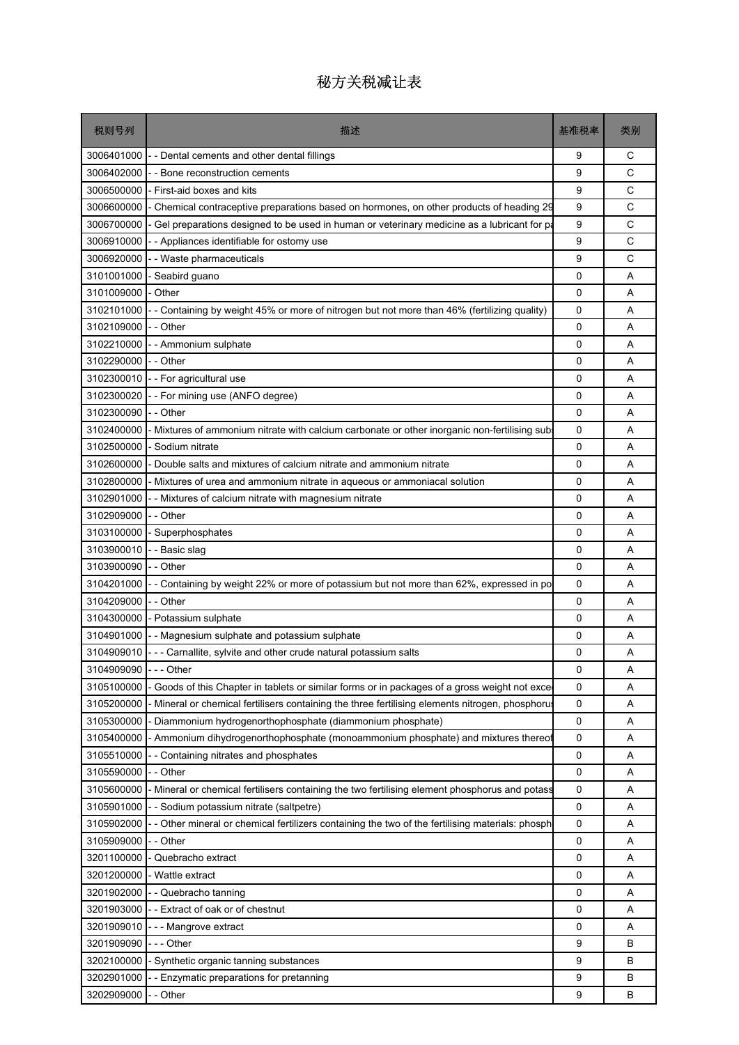# 秘方关税减让表

| 税则号列 | 描述 | 基准税率 | 类别 |
|---|---|---|---|
| 3006401000 | - - Dental cements and other dental fillings | 9 | C |
| 3006402000 | - - Bone reconstruction cements | 9 | C |
| 3006500000 | - First-aid boxes and kits | 9 | C |
| 3006600000 | - Chemical contraceptive preparations based on hormones, on other products of heading 29 | 9 | C |
| 3006700000 | - Gel preparations designed to be used in human or veterinary medicine as a lubricant for pa | 9 | C |
| 3006910000 | - - Appliances identifiable for ostomy use | 9 | C |
| 3006920000 | - - Waste pharmaceuticals | 9 | C |
| 3101001000 | - Seabird guano | 0 | A |
| 3101009000 | - Other | 0 | A |
| 3102101000 | - - Containing by weight 45% or more of nitrogen but not more than 46% (fertilizing quality) | 0 | A |
| 3102109000 | - - Other | 0 | A |
| 3102210000 | - - Ammonium sulphate | 0 | A |
| 3102290000 | - - Other | 0 | A |
| 3102300010 | - - For agricultural use | 0 | A |
| 3102300020 | - - For mining use (ANFO degree) | 0 | A |
| 3102300090 | - - Other | 0 | A |
| 3102400000 | - Mixtures of ammonium nitrate with calcium carbonate or other inorganic non-fertilising sub | 0 | A |
| 3102500000 | - Sodium nitrate | 0 | A |
| 3102600000 | - Double salts and mixtures of calcium nitrate and ammonium nitrate | 0 | A |
| 3102800000 | - Mixtures of urea and ammonium nitrate in aqueous or ammoniacal solution | 0 | A |
| 3102901000 | - - Mixtures of calcium nitrate with magnesium nitrate | 0 | A |
| 3102909000 | - - Other | 0 | A |
| 3103100000 | - Superphosphates | 0 | A |
| 3103900010 | - - Basic slag | 0 | A |
| 3103900090 | - - Other | 0 | A |
| 3104201000 | - - Containing by weight 22% or more of potassium but not more than 62%, expressed in po | 0 | A |
| 3104209000 | - - Other | 0 | A |
| 3104300000 | - Potassium sulphate | 0 | A |
| 3104901000 | - - Magnesium sulphate and potassium sulphate | 0 | A |
| 3104909010 | - - - Carnallite, sylvite and other crude natural potassium salts | 0 | A |
| 3104909090 | - - - Other | 0 | A |
| 3105100000 | - Goods of this Chapter in tablets or similar forms or in packages of a gross weight not exce | 0 | A |
| 3105200000 | - Mineral or chemical fertilisers containing the three fertilising elements nitrogen, phosphoru | 0 | A |
| 3105300000 | - Diammonium hydrogenorthophosphate (diammonium phosphate) | 0 | A |
| 3105400000 | - Ammonium dihydrogenorthophosphate (monoammonium phosphate) and mixtures thereof | 0 | A |
| 3105510000 | - - Containing nitrates and phosphates | 0 | A |
| 3105590000 | - - Other | 0 | A |
| 3105600000 | - Mineral or chemical fertilisers containing the two fertilising element phosphorus and potass | 0 | A |
| 3105901000 | - - Sodium potassium nitrate (saltpetre) | 0 | A |
| 3105902000 | - - Other mineral or chemical fertilizers containing the two of the fertilising materials: phosph | 0 | A |
| 3105909000 | - - Other | 0 | A |
| 3201100000 | - Quebracho extract | 0 | A |
| 3201200000 | - Wattle extract | 0 | A |
| 3201902000 | - - Quebracho tanning | 0 | A |
| 3201903000 | - - Extract of oak or of chestnut | 0 | A |
| 3201909010 | - - - Mangrove extract | 0 | A |
| 3201909090 | - - - Other | 9 | B |
| 3202100000 | - Synthetic organic tanning substances | 9 | B |
| 3202901000 | - - Enzymatic preparations for pretanning | 9 | B |
| 3202909000 | - - Other | 9 | B |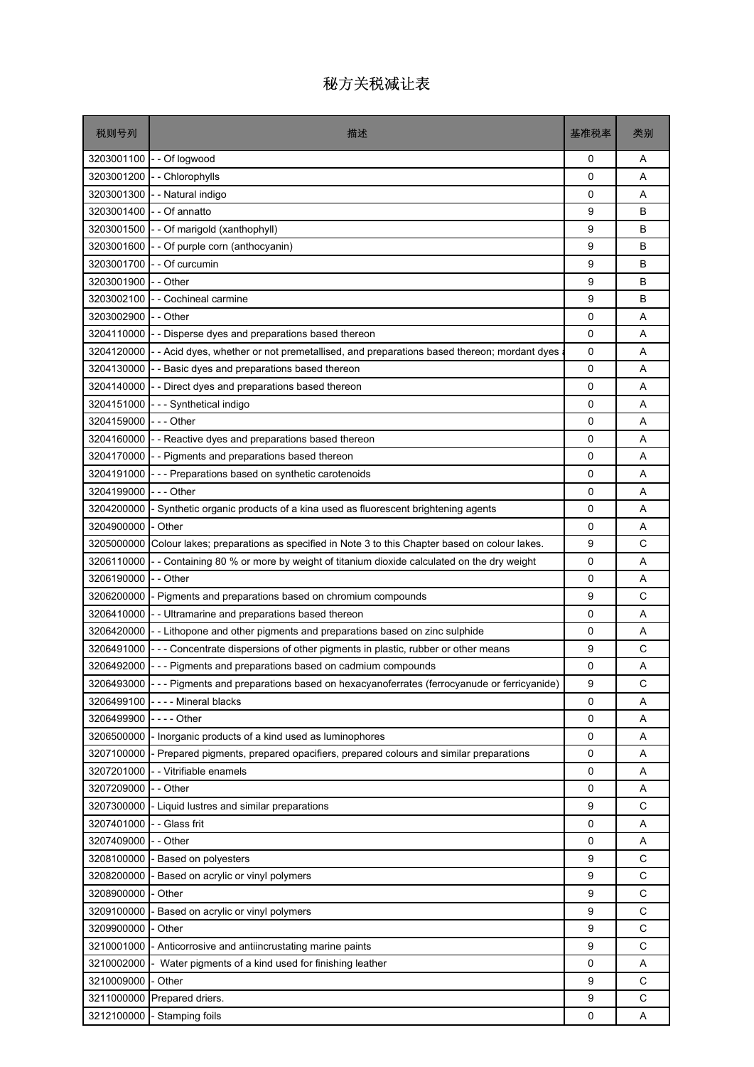# 秘方关税减让表

| 税则号列 | 描述 | 基准税率 | 类别 |
|---|---|---|---|
| 3203001100 | - - Of logwood | 0 | A |
| 3203001200 | - - Chlorophylls | 0 | A |
| 3203001300 | - - Natural indigo | 0 | A |
| 3203001400 | - - Of annatto | 9 | B |
| 3203001500 | - - Of marigold (xanthophyll) | 9 | B |
| 3203001600 | - - Of purple corn (anthocyanin) | 9 | B |
| 3203001700 | - - Of curcumin | 9 | B |
| 3203001900 | - - Other | 9 | B |
| 3203002100 | - - Cochineal carmine | 9 | B |
| 3203002900 | - - Other | 0 | A |
| 3204110000 | - - Disperse dyes and preparations based thereon | 0 | A |
| 3204120000 | - - Acid dyes, whether or not premetallised, and preparations based thereon; mordant dyes a | 0 | A |
| 3204130000 | - - Basic dyes and preparations based thereon | 0 | A |
| 3204140000 | - - Direct dyes and preparations based thereon | 0 | A |
| 3204151000 | - - - Synthetical indigo | 0 | A |
| 3204159000 | - - - Other | 0 | A |
| 3204160000 | - - Reactive dyes and preparations based thereon | 0 | A |
| 3204170000 | - - Pigments and preparations based thereon | 0 | A |
| 3204191000 | - - - Preparations based on synthetic carotenoids | 0 | A |
| 3204199000 | - - - Other | 0 | A |
| 3204200000 | - Synthetic organic products of a kina used as fluorescent brightening agents | 0 | A |
| 3204900000 | - Other | 0 | A |
| 3205000000 | Colour lakes; preparations as specified in Note 3 to this Chapter based on colour lakes. | 9 | C |
| 3206110000 | - - Containing 80 % or more by weight of titanium dioxide calculated on the dry weight | 0 | A |
| 3206190000 | - - Other | 0 | A |
| 3206200000 | - Pigments and preparations based on chromium compounds | 9 | C |
| 3206410000 | - - Ultramarine and preparations based thereon | 0 | A |
| 3206420000 | - - Lithopone and other pigments and preparations based on zinc sulphide | 0 | A |
| 3206491000 | - - - Concentrate dispersions of other pigments in plastic, rubber or other means | 9 | C |
| 3206492000 | - - - Pigments and preparations based on cadmium compounds | 0 | A |
| 3206493000 | - - - Pigments and preparations based on hexacyanoferrates (ferrocyanude or ferricyanide) | 9 | C |
| 3206499100 | - - - - Mineral blacks | 0 | A |
| 3206499900 | - - - - Other | 0 | A |
| 3206500000 | - Inorganic products of a kind used as luminophores | 0 | A |
| 3207100000 | - Prepared pigments, prepared opacifiers, prepared colours and similar preparations | 0 | A |
| 3207201000 | - - Vitrifiable enamels | 0 | A |
| 3207209000 | - - Other | 0 | A |
| 3207300000 | - Liquid lustres and similar preparations | 9 | C |
| 3207401000 | - - Glass frit | 0 | A |
| 3207409000 | - - Other | 0 | A |
| 3208100000 | - Based on polyesters | 9 | C |
| 3208200000 | - Based on acrylic or vinyl polymers | 9 | C |
| 3208900000 | - Other | 9 | C |
| 3209100000 | - Based on acrylic or vinyl polymers | 9 | C |
| 3209900000 | - Other | 9 | C |
| 3210001000 | - Anticorrosive and antiincrustating marine paints | 9 | C |
| 3210002000 | - Water pigments of a kind used for finishing leather | 0 | A |
| 3210009000 | - Other | 9 | C |
| 3211000000 | Prepared driers. | 9 | C |
| 3212100000 | - Stamping foils | 0 | A |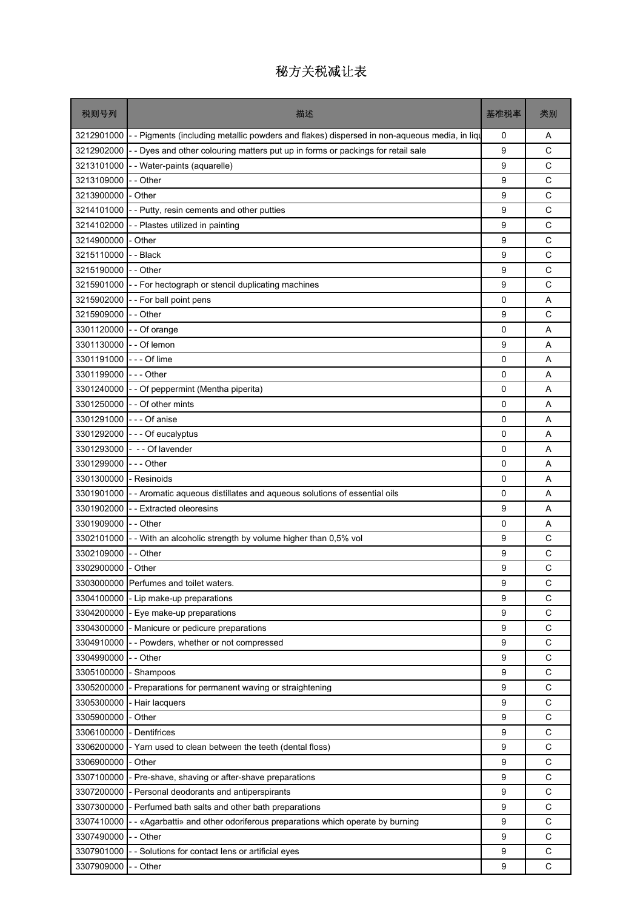# 秘方关税减让表

| 税则号列 | 描述 | 基准税率 | 类别 |
|---|---|---|---|
| 3212901000 | - - Pigments (including metallic powders and flakes) dispersed in non-aqueous media, in liqu | 0 | A |
| 3212902000 | - - Dyes and other colouring matters put up in forms or packings for retail sale | 9 | C |
| 3213101000 | - - Water-paints (aquarelle) | 9 | C |
| 3213109000 | - - Other | 9 | C |
| 3213900000 | - Other | 9 | C |
| 3214101000 | - - Putty, resin cements and other putties | 9 | C |
| 3214102000 | - - Plastes utilized in painting | 9 | C |
| 3214900000 | - Other | 9 | C |
| 3215110000 | - - Black | 9 | C |
| 3215190000 | - - Other | 9 | C |
| 3215901000 | - - For hectograph or stencil duplicating machines | 9 | C |
| 3215902000 | - - For ball point pens | 0 | A |
| 3215909000 | - - Other | 9 | C |
| 3301120000 | - - Of orange | 0 | A |
| 3301130000 | - - Of lemon | 9 | A |
| 3301191000 | - - - Of lime | 0 | A |
| 3301199000 | - - - Other | 0 | A |
| 3301240000 | - - Of peppermint (Mentha piperita) | 0 | A |
| 3301250000 | - - Of other mints | 0 | A |
| 3301291000 | - - - Of anise | 0 | A |
| 3301292000 | - - - Of eucalyptus | 0 | A |
| 3301293000 | - - - Of lavender | 0 | A |
| 3301299000 | - - - Other | 0 | A |
| 3301300000 | - Resinoids | 0 | A |
| 3301901000 | - - Aromatic aqueous distillates and aqueous solutions of essential oils | 0 | A |
| 3301902000 | - - Extracted oleoresins | 9 | A |
| 3301909000 | - - Other | 0 | A |
| 3302101000 | - - With an alcoholic strength by volume higher than 0,5% vol | 9 | C |
| 3302109000 | - - Other | 9 | C |
| 3302900000 | - Other | 9 | C |
| 3303000000 | Perfumes and toilet waters. | 9 | C |
| 3304100000 | - Lip make-up preparations | 9 | C |
| 3304200000 | - Eye make-up preparations | 9 | C |
| 3304300000 | - Manicure or pedicure preparations | 9 | C |
| 3304910000 | - - Powders, whether or not compressed | 9 | C |
| 3304990000 | - - Other | 9 | C |
| 3305100000 | - Shampoos | 9 | C |
| 3305200000 | - Preparations for permanent waving or straightening | 9 | C |
| 3305300000 | - Hair lacquers | 9 | C |
| 3305900000 | - Other | 9 | C |
| 3306100000 | - Dentifrices | 9 | C |
| 3306200000 | - Yarn used to clean between the teeth (dental floss) | 9 | C |
| 3306900000 | - Other | 9 | C |
| 3307100000 | - Pre-shave, shaving or after-shave preparations | 9 | C |
| 3307200000 | - Personal deodorants and antiperspirants | 9 | C |
| 3307300000 | - Perfumed bath salts and other bath preparations | 9 | C |
| 3307410000 | - - «Agarbatti» and other odoriferous preparations which operate by burning | 9 | C |
| 3307490000 | - - Other | 9 | C |
| 3307901000 | - - Solutions for contact lens or artificial eyes | 9 | C |
| 3307909000 | - - Other | 9 | C |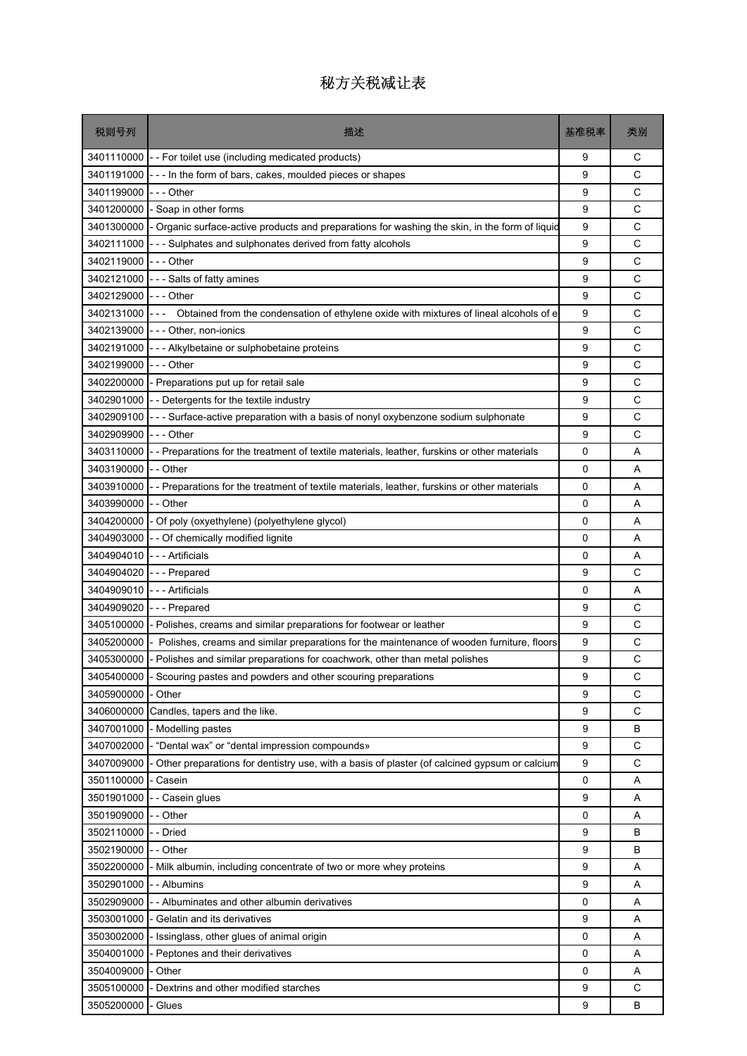# 秘方关税减让表

| 税则号列 | 描述 | 基准税率 | 类别 |
|---|---|---|---|
| 3401110000 | - - For toilet use (including medicated products) | 9 | C |
| 3401191000 | - - - In the form of bars, cakes, moulded pieces or shapes | 9 | C |
| 3401199000 | - - - Other | 9 | C |
| 3401200000 | - Soap in other forms | 9 | C |
| 3401300000 | - Organic surface-active products and preparations for washing the skin, in the form of liquid | 9 | C |
| 3402111000 | - - - Sulphates and sulphonates derived from fatty alcohols | 9 | C |
| 3402119000 | - - - Other | 9 | C |
| 3402121000 | - - - Salts of fatty amines | 9 | C |
| 3402129000 | - - - Other | 9 | C |
| 3402131000 | - - -  Obtained from the condensation of ethylene oxide with mixtures of lineal alcohols of e | 9 | C |
| 3402139000 | - - - Other, non-ionics | 9 | C |
| 3402191000 | - - - Alkylbetaine or sulphobetaine proteins | 9 | C |
| 3402199000 | - - - Other | 9 | C |
| 3402200000 | - Preparations put up for retail sale | 9 | C |
| 3402901000 | - - Detergents for the textile industry | 9 | C |
| 3402909100 | - - - Surface-active preparation with a basis of nonyl oxybenzone sodium sulphonate | 9 | C |
| 3402909900 | - - - Other | 9 | C |
| 3403110000 | - - Preparations for the treatment of textile materials, leather, furskins or other materials | 0 | A |
| 3403190000 | - - Other | 0 | A |
| 3403910000 | - - Preparations for the treatment of textile materials, leather, furskins or other materials | 0 | A |
| 3403990000 | - - Other | 0 | A |
| 3404200000 | - Of poly (oxyethylene) (polyethylene glycol) | 0 | A |
| 3404903000 | - - Of chemically modified lignite | 0 | A |
| 3404904010 | - - - Artificials | 0 | A |
| 3404904020 | - - - Prepared | 9 | C |
| 3404909010 | - - - Artificials | 0 | A |
| 3404909020 | - - - Prepared | 9 | C |
| 3405100000 | - Polishes, creams and similar preparations for footwear or leather | 9 | C |
| 3405200000 | -  Polishes, creams and similar preparations for the maintenance of wooden furniture, floors | 9 | C |
| 3405300000 | - Polishes and similar preparations for coachwork, other than metal polishes | 9 | C |
| 3405400000 | - Scouring pastes and powders and other scouring preparations | 9 | C |
| 3405900000 | - Other | 9 | C |
| 3406000000 | Candles, tapers and the like. | 9 | C |
| 3407001000 | - Modelling pastes | 9 | B |
| 3407002000 | - “Dental wax” or “dental impression compounds» | 9 | C |
| 3407009000 | - Other preparations for dentistry use, with a basis of plaster (of calcined gypsum or calcium | 9 | C |
| 3501100000 | - Casein | 0 | A |
| 3501901000 | - - Casein glues | 9 | A |
| 3501909000 | - - Other | 0 | A |
| 3502110000 | - - Dried | 9 | B |
| 3502190000 | - - Other | 9 | B |
| 3502200000 | - Milk albumin, including concentrate of two or more whey proteins | 9 | A |
| 3502901000 | - - Albumins | 9 | A |
| 3502909000 | - - Albuminates and other albumin derivatives | 0 | A |
| 3503001000 | - Gelatin and its derivatives | 9 | A |
| 3503002000 | - Issinglass, other glues of animal origin | 0 | A |
| 3504001000 | - Peptones and their derivatives | 0 | A |
| 3504009000 | - Other | 0 | A |
| 3505100000 | - Dextrins and other modified starches | 9 | C |
| 3505200000 | - Glues | 9 | B |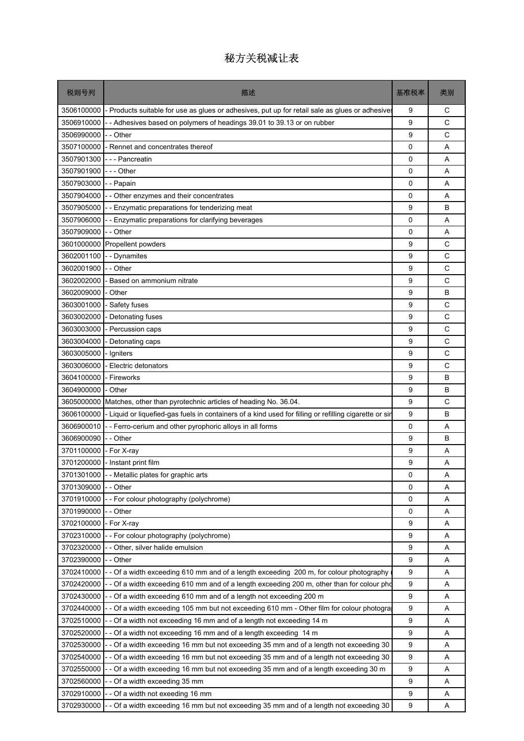# 秘方关税减让表

| 税则号列 | 描述 | 基准税率 | 类别 |
|---|---|---|---|
| 3506100000 | - Products suitable for use as glues or adhesives, put up for retail sale as glues or adhesives | 9 | C |
| 3506910000 | - - Adhesives based on polymers of headings 39.01 to 39.13 or on rubber | 9 | C |
| 3506990000 | - - Other | 9 | C |
| 3507100000 | - Rennet and concentrates thereof | 0 | A |
| 3507901300 | - - - Pancreatin | 0 | A |
| 3507901900 | - - - Other | 0 | A |
| 3507903000 | - - Papain | 0 | A |
| 3507904000 | - - Other enzymes and their concentrates | 0 | A |
| 3507905000 | - - Enzymatic preparations for tenderizing meat | 9 | B |
| 3507906000 | - - Enzymatic preparations for clarifying beverages | 0 | A |
| 3507909000 | - - Other | 0 | A |
| 3601000000 | Propellent powders | 9 | C |
| 3602001100 | - - Dynamites | 9 | C |
| 3602001900 | - - Other | 9 | C |
| 3602002000 | - Based on ammonium nitrate | 9 | C |
| 3602009000 | - Other | 9 | B |
| 3603001000 | - Safety fuses | 9 | C |
| 3603002000 | - Detonating fuses | 9 | C |
| 3603003000 | - Percussion caps | 9 | C |
| 3603004000 | - Detonating caps | 9 | C |
| 3603005000 | - Igniters | 9 | C |
| 3603006000 | - Electric detonators | 9 | C |
| 3604100000 | - Fireworks | 9 | B |
| 3604900000 | - Other | 9 | B |
| 3605000000 | Matches, other than pyrotechnic articles of heading No. 36.04. | 9 | C |
| 3606100000 | - Liquid or liquefied-gas fuels in containers of a kind used for filling or refilling cigarette or sir | 9 | B |
| 3606900010 | - - Ferro-cerium and other pyrophoric alloys in all forms | 0 | A |
| 3606900090 | - - Other | 9 | B |
| 3701100000 | - For X-ray | 9 | A |
| 3701200000 | - Instant print film | 9 | A |
| 3701301000 | - - Metallic plates for graphic arts | 0 | A |
| 3701309000 | - - Other | 0 | A |
| 3701910000 | - - For colour photography (polychrome) | 0 | A |
| 3701990000 | - - Other | 0 | A |
| 3702100000 | - For X-ray | 9 | A |
| 3702310000 | - - For colour photography (polychrome) | 9 | A |
| 3702320000 | - - Other, silver halide emulsion | 9 | A |
| 3702390000 | - - Other | 9 | A |
| 3702410000 | - - Of a width exceeding 610 mm and of a length exceeding 200 m, for colour photography ( | 9 | A |
| 3702420000 | - - Of a width exceeding 610 mm and of a length exceeding 200 m, other than for colour pho | 9 | A |
| 3702430000 | - - Of a width exceeding 610 mm and of a length not exceeding 200 m | 9 | A |
| 3702440000 | - - Of a width exceeding 105 mm but not exceeding 610 mm - Other film for colour photogra | 9 | A |
| 3702510000 | - - Of a width not exceeding 16 mm and of a length not exceeding 14 m | 9 | A |
| 3702520000 | - - Of a width not exceeding 16 mm and of a length exceeding 14 m | 9 | A |
| 3702530000 | - - Of a width exceeding 16 mm but not exceeding 35 mm and of a length not exceeding 30 | 9 | A |
| 3702540000 | - - Of a width exceeding 16 mm but not exceeding 35 mm and of a length not exceeding 30 | 9 | A |
| 3702550000 | - - Of a width exceeding 16 mm but not exceeding 35 mm and of a length exceeding 30 m | 9 | A |
| 3702560000 | - - Of a width exceeding 35 mm | 9 | A |
| 3702910000 | - - Of a width not exeeding 16 mm | 9 | A |
| 3702930000 | - - Of a width exceeding 16 mm but not exceeding 35 mm and of a length not exceeding 30 | 9 | A |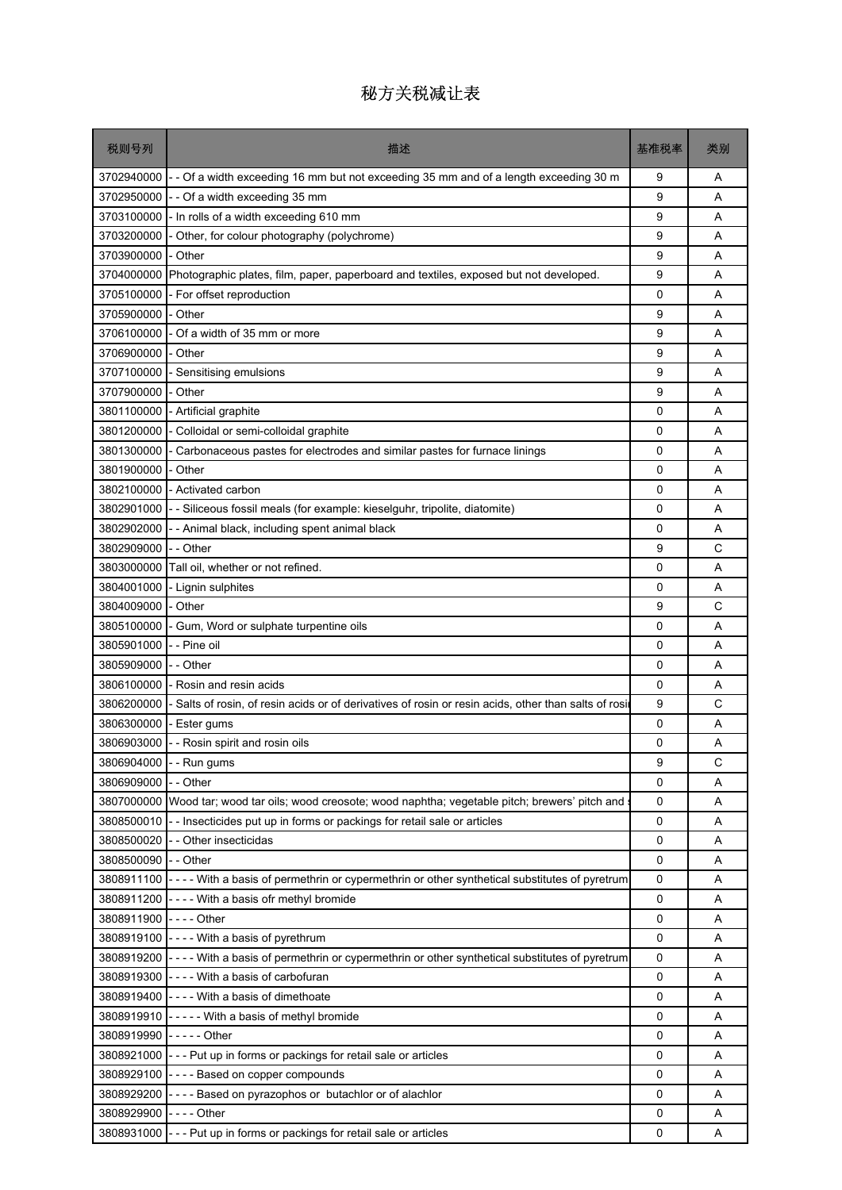# 秘方关税减让表

| 税则号列 | 描述 | 基准税率 | 类别 |
|---|---|---|---|
| 3702940000 | - - Of a width exceeding 16 mm but not exceeding 35 mm and of a length exceeding 30 m | 9 | A |
| 3702950000 | - - Of a width exceeding 35 mm | 9 | A |
| 3703100000 | - In rolls of a width exceeding 610 mm | 9 | A |
| 3703200000 | - Other, for colour photography (polychrome) | 9 | A |
| 3703900000 | - Other | 9 | A |
| 3704000000 | Photographic plates, film, paper, paperboard and textiles, exposed but not developed. | 9 | A |
| 3705100000 | - For offset reproduction | 0 | A |
| 3705900000 | - Other | 9 | A |
| 3706100000 | - Of a width of 35 mm or more | 9 | A |
| 3706900000 | - Other | 9 | A |
| 3707100000 | - Sensitising emulsions | 9 | A |
| 3707900000 | - Other | 9 | A |
| 3801100000 | - Artificial graphite | 0 | A |
| 3801200000 | - Colloidal or semi-colloidal graphite | 0 | A |
| 3801300000 | - Carbonaceous pastes for electrodes and similar pastes for furnace linings | 0 | A |
| 3801900000 | - Other | 0 | A |
| 3802100000 | - Activated carbon | 0 | A |
| 3802901000 | - - Siliceous fossil meals (for example: kieselguhr, tripolite, diatomite) | 0 | A |
| 3802902000 | - - Animal black, including spent animal black | 0 | A |
| 3802909000 | - - Other | 9 | C |
| 3803000000 | Tall oil, whether or not refined. | 0 | A |
| 3804001000 | - Lignin sulphites | 0 | A |
| 3804009000 | - Other | 9 | C |
| 3805100000 | - Gum, Word or sulphate turpentine oils | 0 | A |
| 3805901000 | - - Pine oil | 0 | A |
| 3805909000 | - - Other | 0 | A |
| 3806100000 | - Rosin and resin acids | 0 | A |
| 3806200000 | - Salts of rosin, of resin acids or of derivatives of rosin or resin acids, other than salts of rosi | 9 | C |
| 3806300000 | - Ester gums | 0 | A |
| 3806903000 | - - Rosin spirit and rosin oils | 0 | A |
| 3806904000 | - - Run gums | 9 | C |
| 3806909000 | - - Other | 0 | A |
| 3807000000 | Wood tar; wood tar oils; wood creosote; wood naphtha; vegetable pitch; brewers' pitch and s | 0 | A |
| 3808500010 | - - Insecticides put up in forms or packings for retail sale or articles | 0 | A |
| 3808500020 | - - Other insecticidas | 0 | A |
| 3808500090 | - - Other | 0 | A |
| 3808911100 | - - - - With a basis of permethrin or cypermethrin or other synthetical substitutes of pyretrum | 0 | A |
| 3808911200 | - - - - With a basis ofr methyl bromide | 0 | A |
| 3808911900 | - - - - Other | 0 | A |
| 3808919100 | - - - - With a basis of pyrethrum | 0 | A |
| 3808919200 | - - - - With a basis of permethrin or cypermethrin or other synthetical substitutes of pyretrum | 0 | A |
| 3808919300 | - - - - With a basis of carbofuran | 0 | A |
| 3808919400 | - - - - With a basis of dimethoate | 0 | A |
| 3808919910 | - - - - - With a basis of methyl bromide | 0 | A |
| 3808919990 | - - - - - Other | 0 | A |
| 3808921000 | - - - Put up in forms or packings for retail sale or articles | 0 | A |
| 3808929100 | - - - - Based on copper compounds | 0 | A |
| 3808929200 | - - - - Based on pyrazophos or butachlor or of alachlor | 0 | A |
| 3808929900 | - - - - Other | 0 | A |
| 3808931000 | - - - Put up in forms or packings for retail sale or articles | 0 | A |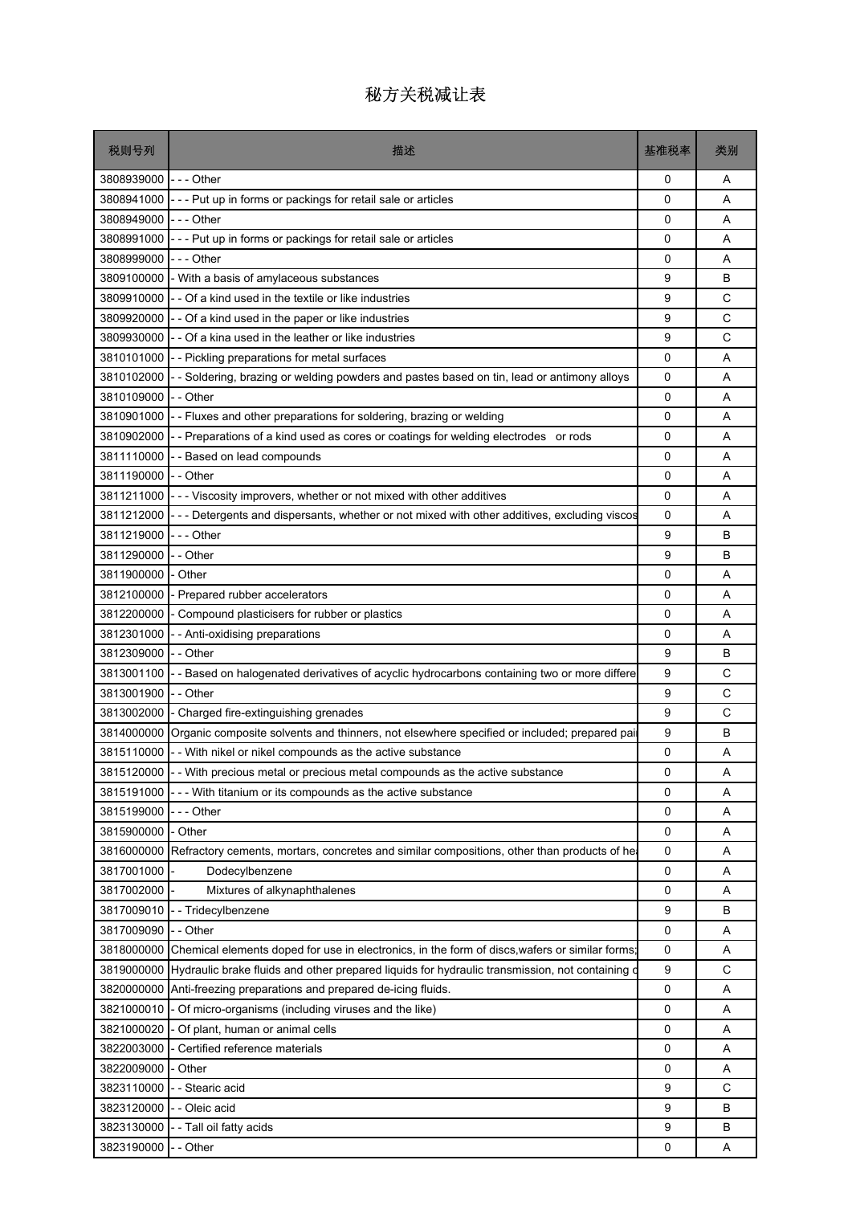# 秘方关税减让表

| 税则号列 | 描述 | 基准税率 | 类别 |
|---|---|---|---|
| 3808939000 | - - - Other | 0 | A |
| 3808941000 | - - - Put up in forms or packings for retail sale or articles | 0 | A |
| 3808949000 | - - - Other | 0 | A |
| 3808991000 | - - - Put up in forms or packings for retail sale or articles | 0 | A |
| 3808999000 | - - - Other | 0 | A |
| 3809100000 | - With a basis of amylaceous substances | 9 | B |
| 3809910000 | - - Of a kind used in the textile or like industries | 9 | C |
| 3809920000 | - - Of a kind used in the paper or like industries | 9 | C |
| 3809930000 | - - Of a kina used in the leather or like industries | 9 | C |
| 3810101000 | - - Pickling preparations for metal surfaces | 0 | A |
| 3810102000 | - - Soldering, brazing or welding powders and pastes based on tin, lead or antimony alloys | 0 | A |
| 3810109000 | - - Other | 0 | A |
| 3810901000 | - - Fluxes and other preparations for soldering, brazing or welding | 0 | A |
| 3810902000 | - - Preparations of a kind used as cores or coatings for welding electrodes or rods | 0 | A |
| 3811110000 | - - Based on lead compounds | 0 | A |
| 3811190000 | - - Other | 0 | A |
| 3811211000 | - - - Viscosity improvers, whether or not mixed with other additives | 0 | A |
| 3811212000 | - - - Detergents and dispersants, whether or not mixed with other additives, excluding viscos | 0 | A |
| 3811219000 | - - - Other | 9 | B |
| 3811290000 | - - Other | 9 | B |
| 3811900000 | - Other | 0 | A |
| 3812100000 | - Prepared rubber accelerators | 0 | A |
| 3812200000 | - Compound plasticisers for rubber or plastics | 0 | A |
| 3812301000 | - - Anti-oxidising preparations | 0 | A |
| 3812309000 | - - Other | 9 | B |
| 3813001100 | - - Based on halogenated derivatives of acyclic hydrocarbons containing two or more differe | 9 | C |
| 3813001900 | - - Other | 9 | C |
| 3813002000 | - Charged fire-extinguishing grenades | 9 | C |
| 3814000000 | Organic composite solvents and thinners, not elsewhere specified or included; prepared pai | 9 | B |
| 3815110000 | - - With nikel or nikel compounds as the active substance | 0 | A |
| 3815120000 | - - With precious metal or precious metal compounds as the active substance | 0 | A |
| 3815191000 | - - - With titanium or its compounds as the active substance | 0 | A |
| 3815199000 | - - - Other | 0 | A |
| 3815900000 | - Other | 0 | A |
| 3816000000 | Refractory cements, mortars, concretes and similar compositions, other than products of he | 0 | A |
| 3817001000 | - Dodecylbenzene | 0 | A |
| 3817002000 | - Mixtures of alkynaphthalenes | 0 | A |
| 3817009010 | - - Tridecylbenzene | 9 | B |
| 3817009090 | - - Other | 0 | A |
| 3818000000 | Chemical elements doped for use in electronics, in the form of discs,wafers or similar forms; | 0 | A |
| 3819000000 | Hydraulic brake fluids and other prepared liquids for hydraulic transmission, not containing c | 9 | C |
| 3820000000 | Anti-freezing preparations and prepared de-icing fluids. | 0 | A |
| 3821000010 | - Of micro-organisms (including viruses and the like) | 0 | A |
| 3821000020 | - Of plant, human or animal cells | 0 | A |
| 3822003000 | - Certified reference materials | 0 | A |
| 3822009000 | - Other | 0 | A |
| 3823110000 | - - Stearic acid | 9 | C |
| 3823120000 | - - Oleic acid | 9 | B |
| 3823130000 | - - Tall oil fatty acids | 9 | B |
| 3823190000 | - - Other | 0 | A |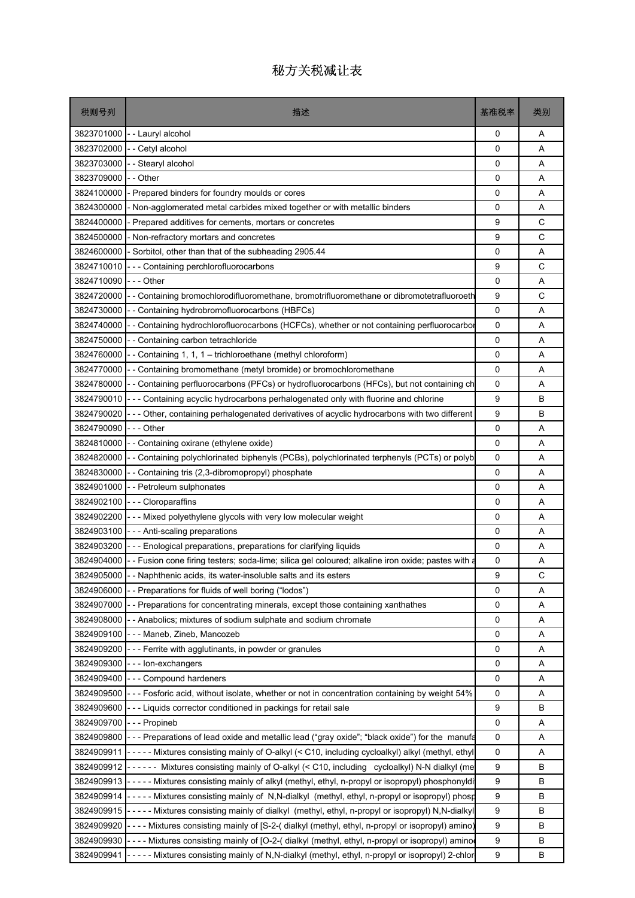# 秘方关税减让表

| 税则号列 | 描述 | 基准税率 | 类别 |
|---|---|---|---|
| 3823701000 | - - Lauryl alcohol | 0 | A |
| 3823702000 | - - Cetyl alcohol | 0 | A |
| 3823703000 | - - Stearyl alcohol | 0 | A |
| 3823709000 | - - Other | 0 | A |
| 3824100000 | - Prepared binders for foundry moulds or cores | 0 | A |
| 3824300000 | - Non-agglomerated metal carbides mixed together or with metallic binders | 0 | A |
| 3824400000 | - Prepared additives for cements, mortars or concretes | 9 | C |
| 3824500000 | - Non-refractory mortars and concretes | 9 | C |
| 3824600000 | - Sorbitol, other than that of the subheading 2905.44 | 0 | A |
| 3824710010 | - - - Containing perchlorofluorocarbons | 9 | C |
| 3824710090 | - - - Other | 0 | A |
| 3824720000 | - - Containing bromochlorodifluoromethane, bromotrifluoromethane or dibromotetrafluoroeth | 9 | C |
| 3824730000 | - - Containing hydrobromofluorocarbons (HBFCs) | 0 | A |
| 3824740000 | - - Containing hydrochlorofluorocarbons (HCFCs), whether or not containing perfluorocarbo | 0 | A |
| 3824750000 | - - Containing carbon tetrachloride | 0 | A |
| 3824760000 | - - Containing 1, 1, 1 – trichloroethane (methyl chloroform) | 0 | A |
| 3824770000 | - - Containing bromomethane (metyl bromide) or bromochloromethane | 0 | A |
| 3824780000 | - - Containing perfluorocarbons (PFCs) or hydrofluorocarbons (HFCs), but not containing ch | 0 | A |
| 3824790010 | - - - Containing acyclic hydrocarbons perhalogenated only with fluorine and chlorine | 9 | B |
| 3824790020 | - - - Other, containing perhalogenated derivatives of acyclic hydrocarbons with two different | 9 | B |
| 3824790090 | - - - Other | 0 | A |
| 3824810000 | - - Containing oxirane (ethylene oxide) | 0 | A |
| 3824820000 | - - Containing polychlorinated biphenyls (PCBs), polychlorinated terphenyls (PCTs) or polyb | 0 | A |
| 3824830000 | - - Containing tris (2,3-dibromopropyl) phosphate | 0 | A |
| 3824901000 | - - Petroleum sulphonates | 0 | A |
| 3824902100 | - - - Cloroparaffins | 0 | A |
| 3824902200 | - - - Mixed polyethylene glycols with very low molecular weight | 0 | A |
| 3824903100 | - - - Anti-scaling preparations | 0 | A |
| 3824903200 | - - - Enological preparations, preparations for clarifying liquids | 0 | A |
| 3824904000 | - - Fusion cone firing testers; soda-lime; silica gel coloured; alkaline iron oxide; pastes with a | 0 | A |
| 3824905000 | - - Naphthenic acids, its water-insoluble salts and its esters | 9 | C |
| 3824906000 | - - Preparations for fluids of well boring (“lodos”) | 0 | A |
| 3824907000 | - - Preparations for concentrating minerals, except those containing xanthathes | 0 | A |
| 3824908000 | - - Anabolics; mixtures of sodium sulphate and sodium chromate | 0 | A |
| 3824909100 | - - - Maneb, Zineb, Mancozeb | 0 | A |
| 3824909200 | - - - Ferrite with agglutinants, in powder or granules | 0 | A |
| 3824909300 | - - - Ion-exchangers | 0 | A |
| 3824909400 | - - - Compound hardeners | 0 | A |
| 3824909500 | - - - Fosforic acid, without isolate, whether or not in concentration containing by weight 54% | 0 | A |
| 3824909600 | - - - Liquids corrector conditioned in packings for retail sale | 9 | B |
| 3824909700 | - - - Propineb | 0 | A |
| 3824909800 | - - - Preparations of lead oxide and metallic lead (“gray oxide”; “black oxide”) for the manufa | 0 | A |
| 3824909911 | - - - - - Mixtures consisting mainly of O-alkyl (< C10, including cycloalkyl) alkyl (methyl, ethyl | 0 | A |
| 3824909912 | - - - - - - Mixtures consisting mainly of O-alkyl (< C10, including cycloalkyl) N-N dialkyl (me | 9 | B |
| 3824909913 | - - - - - Mixtures consisting mainly of alkyl (methyl, ethyl, n-propyl or isopropyl) phosphonyldi | 9 | B |
| 3824909914 | - - - - - Mixtures consisting mainly of N,N-dialkyl (methyl, ethyl, n-propyl or isopropyl) phosp | 9 | B |
| 3824909915 | - - - - - Mixtures consisting mainly of dialkyl (methyl, ethyl, n-propyl or isopropyl) N,N-dialkyl | 9 | B |
| 3824909920 | - - - - Mixtures consisting mainly of [S-2-( dialkyl (methyl, ethyl, n-propyl or isopropyl) amino) | 9 | B |
| 3824909930 | - - - - Mixtures consisting mainly of [O-2-( dialkyl (methyl, ethyl, n-propyl or isopropyl) amino | 9 | B |
| 3824909941 | - - - - - Mixtures consisting mainly of N,N-dialkyl (methyl, ethyl, n-propyl or isopropyl) 2-chlor | 9 | B |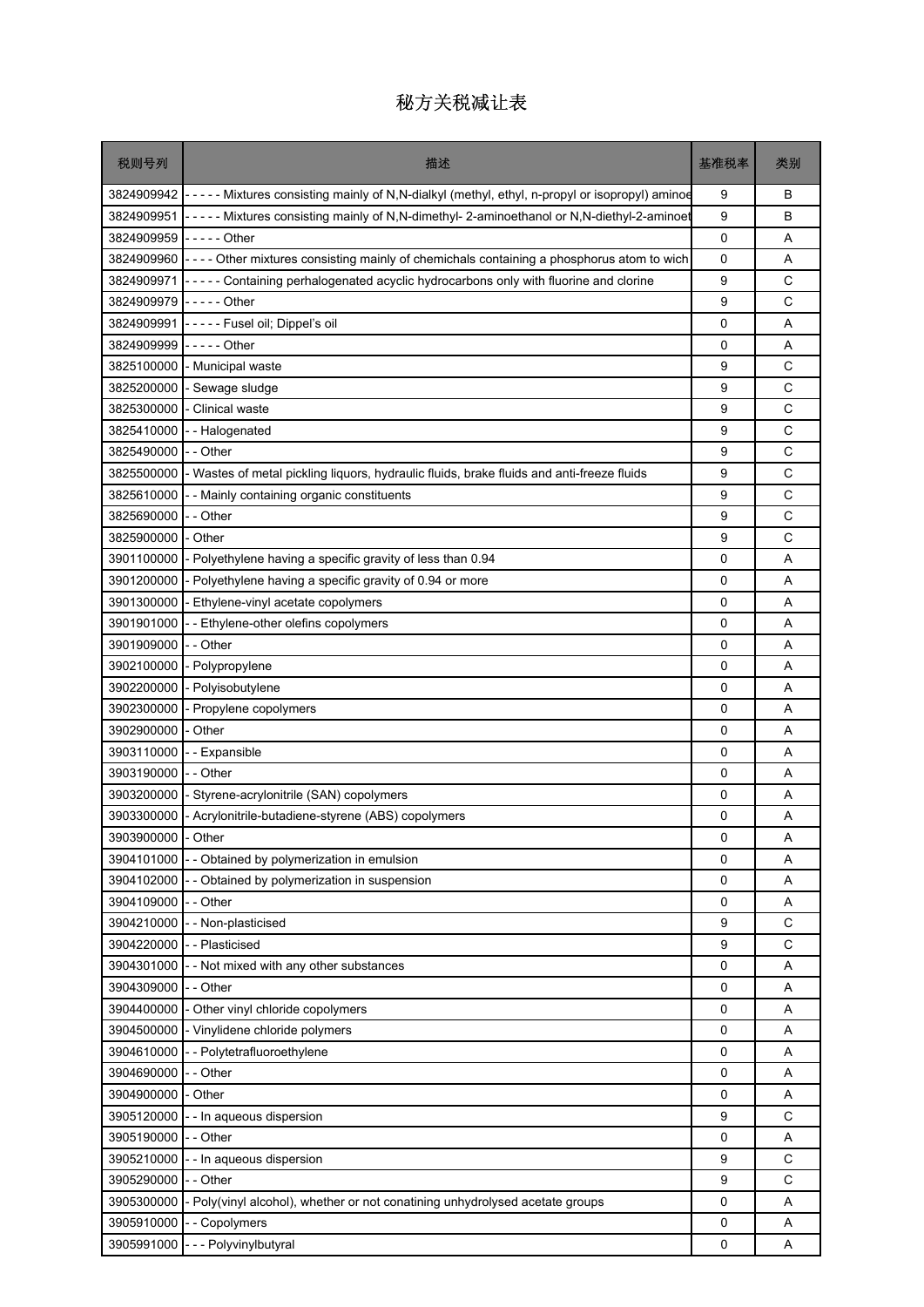# 秘方关税减让表

| 税则号列 | 描述 | 基准税率 | 类别 |
|---|---|---|---|
| 3824909942 | - - - - - Mixtures consisting mainly of N,N-dialkyl (methyl, ethyl, n-propyl or isopropyl) aminoe | 9 | B |
| 3824909951 | - - - - - Mixtures consisting mainly of N,N-dimethyl- 2-aminoethanol or N,N-diethyl-2-aminoet | 9 | B |
| 3824909959 | - - - - - Other | 0 | A |
| 3824909960 | - - - - Other mixtures consisting mainly of chemichals containing a phosphorus atom to wich | 0 | A |
| 3824909971 | - - - - - Containing perhalogenated acyclic hydrocarbons only with fluorine and clorine | 9 | C |
| 3824909979 | - - - - - Other | 9 | C |
| 3824909991 | - - - - - Fusel oil; Dippel's oil | 0 | A |
| 3824909999 | - - - - - Other | 0 | A |
| 3825100000 | - Municipal waste | 9 | C |
| 3825200000 | - Sewage sludge | 9 | C |
| 3825300000 | - Clinical waste | 9 | C |
| 3825410000 | - - Halogenated | 9 | C |
| 3825490000 | - - Other | 9 | C |
| 3825500000 | - Wastes of metal pickling liquors, hydraulic fluids, brake fluids and anti-freeze fluids | 9 | C |
| 3825610000 | - - Mainly containing organic constituents | 9 | C |
| 3825690000 | - - Other | 9 | C |
| 3825900000 | - Other | 9 | C |
| 3901100000 | - Polyethylene having a specific gravity of less than 0.94 | 0 | A |
| 3901200000 | - Polyethylene having a specific gravity of 0.94 or more | 0 | A |
| 3901300000 | - Ethylene-vinyl acetate copolymers | 0 | A |
| 3901901000 | - - Ethylene-other olefins copolymers | 0 | A |
| 3901909000 | - - Other | 0 | A |
| 3902100000 | - Polypropylene | 0 | A |
| 3902200000 | - Polyisobutylene | 0 | A |
| 3902300000 | - Propylene copolymers | 0 | A |
| 3902900000 | - Other | 0 | A |
| 3903110000 | - - Expansible | 0 | A |
| 3903190000 | - - Other | 0 | A |
| 3903200000 | - Styrene-acrylonitrile (SAN) copolymers | 0 | A |
| 3903300000 | - Acrylonitrile-butadiene-styrene (ABS) copolymers | 0 | A |
| 3903900000 | - Other | 0 | A |
| 3904101000 | - - Obtained by polymerization in emulsion | 0 | A |
| 3904102000 | - - Obtained by polymerization in suspension | 0 | A |
| 3904109000 | - - Other | 0 | A |
| 3904210000 | - - Non-plasticised | 9 | C |
| 3904220000 | - - Plasticised | 9 | C |
| 3904301000 | - - Not mixed with any other substances | 0 | A |
| 3904309000 | - - Other | 0 | A |
| 3904400000 | - Other vinyl chloride copolymers | 0 | A |
| 3904500000 | - Vinylidene chloride polymers | 0 | A |
| 3904610000 | - - Polytetrafluoroethylene | 0 | A |
| 3904690000 | - - Other | 0 | A |
| 3904900000 | - Other | 0 | A |
| 3905120000 | - - In aqueous dispersion | 9 | C |
| 3905190000 | - - Other | 0 | A |
| 3905210000 | - - In aqueous dispersion | 9 | C |
| 3905290000 | - - Other | 9 | C |
| 3905300000 | - Poly(vinyl alcohol), whether or not conatining unhydrolysed acetate groups | 0 | A |
| 3905910000 | - - Copolymers | 0 | A |
| 3905991000 | - - - Polyvinylbutyral | 0 | A |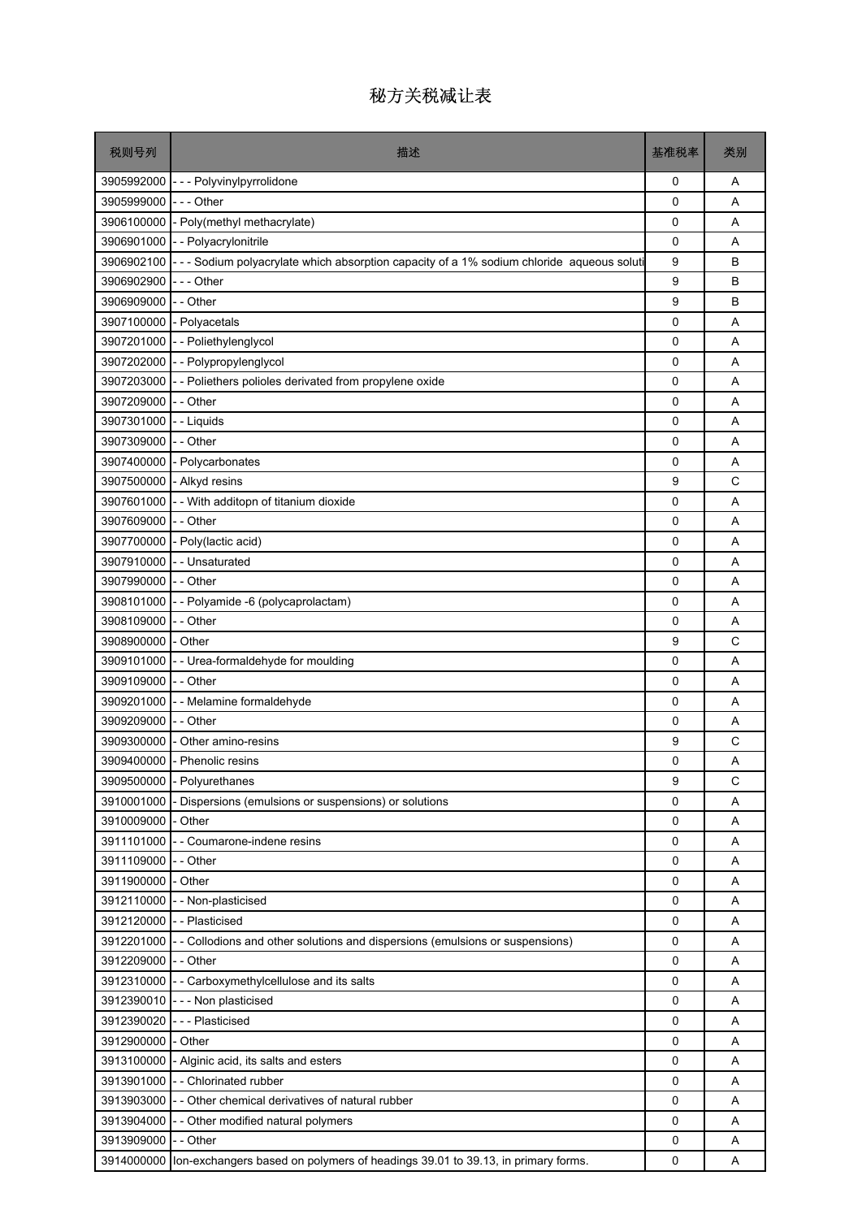# 秘方关税减让表

| 税则号列 | 描述 | 基准税率 | 类别 |
| --- | --- | --- | --- |
| 3905992000 | - - - Polyvinylpyrrolidone | 0 | A |
| 3905999000 | - - - Other | 0 | A |
| 3906100000 | - Poly(methyl methacrylate) | 0 | A |
| 3906901000 | - - Polyacrylonitrile | 0 | A |
| 3906902100 | - - - Sodium polyacrylate which absorption capacity of a 1% sodium chloride aqueous soluti | 9 | B |
| 3906902900 | - - - Other | 9 | B |
| 3906909000 | - - Other | 9 | B |
| 3907100000 | - Polyacetals | 0 | A |
| 3907201000 | - - Poliethylenglycol | 0 | A |
| 3907202000 | - - Polypropylenglycol | 0 | A |
| 3907203000 | - - Poliethers polioles derivated from propylene oxide | 0 | A |
| 3907209000 | - - Other | 0 | A |
| 3907301000 | - - Liquids | 0 | A |
| 3907309000 | - - Other | 0 | A |
| 3907400000 | - Polycarbonates | 0 | A |
| 3907500000 | - Alkyd resins | 9 | C |
| 3907601000 | - - With additopn of titanium dioxide | 0 | A |
| 3907609000 | - - Other | 0 | A |
| 3907700000 | - Poly(lactic acid) | 0 | A |
| 3907910000 | - - Unsaturated | 0 | A |
| 3907990000 | - - Other | 0 | A |
| 3908101000 | - - Polyamide -6 (polycaprolactam) | 0 | A |
| 3908109000 | - - Other | 0 | A |
| 3908900000 | - Other | 9 | C |
| 3909101000 | - - Urea-formaldehyde for moulding | 0 | A |
| 3909109000 | - - Other | 0 | A |
| 3909201000 | - - Melamine formaldehyde | 0 | A |
| 3909209000 | - - Other | 0 | A |
| 3909300000 | - Other amino-resins | 9 | C |
| 3909400000 | - Phenolic resins | 0 | A |
| 3909500000 | - Polyurethanes | 9 | C |
| 3910001000 | - Dispersions (emulsions or suspensions) or solutions | 0 | A |
| 3910009000 | - Other | 0 | A |
| 3911101000 | - - Coumarone-indene resins | 0 | A |
| 3911109000 | - - Other | 0 | A |
| 3911900000 | - Other | 0 | A |
| 3912110000 | - - Non-plasticised | 0 | A |
| 3912120000 | - - Plasticised | 0 | A |
| 3912201000 | - - Collodions and other solutions and dispersions (emulsions or suspensions) | 0 | A |
| 3912209000 | - - Other | 0 | A |
| 3912310000 | - - Carboxymethylcellulose and its salts | 0 | A |
| 3912390010 | - - - Non plasticised | 0 | A |
| 3912390020 | - - - Plasticised | 0 | A |
| 3912900000 | - Other | 0 | A |
| 3913100000 | - Alginic acid, its salts and esters | 0 | A |
| 3913901000 | - - Chlorinated rubber | 0 | A |
| 3913903000 | - - Other chemical derivatives of natural rubber | 0 | A |
| 3913904000 | - - Other modified natural polymers | 0 | A |
| 3913909000 | - - Other | 0 | A |
| 3914000000 | Ion-exchangers based on polymers of headings 39.01 to 39.13, in primary forms. | 0 | A |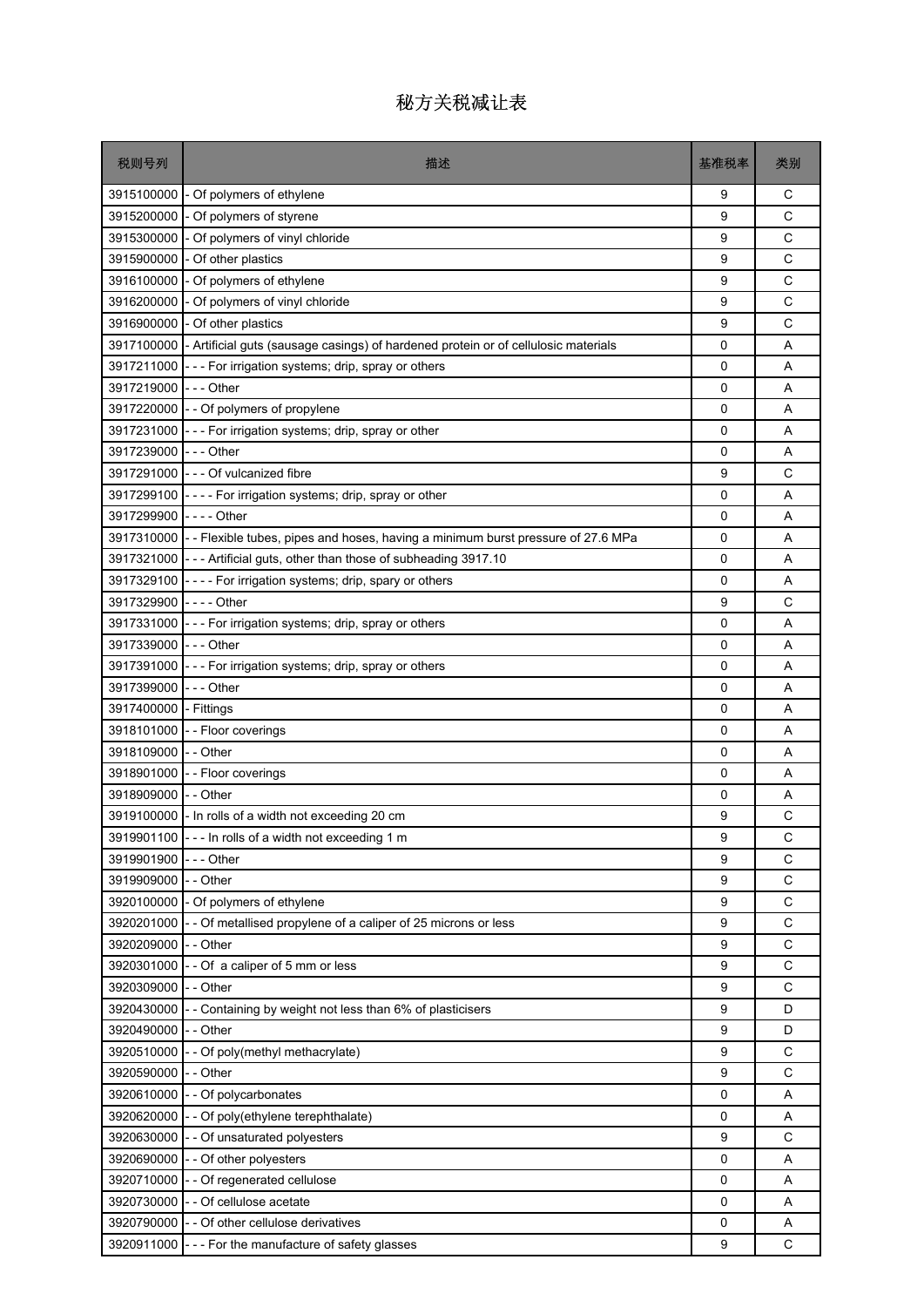# 秘方关税减让表

| 税则号列 | 描述 | 基准税率 | 类别 |
|---|---|---|---|
| 3915100000 | - Of polymers of ethylene | 9 | C |
| 3915200000 | - Of polymers of styrene | 9 | C |
| 3915300000 | - Of polymers of vinyl chloride | 9 | C |
| 3915900000 | - Of other plastics | 9 | C |
| 3916100000 | - Of polymers of ethylene | 9 | C |
| 3916200000 | - Of polymers of vinyl chloride | 9 | C |
| 3916900000 | - Of other plastics | 9 | C |
| 3917100000 | - Artificial guts (sausage casings) of hardened protein or of cellulosic materials | 0 | A |
| 3917211000 | - - - For irrigation systems; drip, spray or others | 0 | A |
| 3917219000 | - - - Other | 0 | A |
| 3917220000 | - - Of polymers of propylene | 0 | A |
| 3917231000 | - - - For irrigation systems; drip, spray or other | 0 | A |
| 3917239000 | - - - Other | 0 | A |
| 3917291000 | - - - Of vulcanized fibre | 9 | C |
| 3917299100 | - - - - For irrigation systems; drip, spray or other | 0 | A |
| 3917299900 | - - - - Other | 0 | A |
| 3917310000 | - - Flexible tubes, pipes and hoses, having a minimum burst pressure of 27.6 MPa | 0 | A |
| 3917321000 | - - - Artificial guts, other than those of subheading 3917.10 | 0 | A |
| 3917329100 | - - - - For irrigation systems; drip, spary or others | 0 | A |
| 3917329900 | - - - - Other | 9 | C |
| 3917331000 | - - - For irrigation systems; drip, spray or others | 0 | A |
| 3917339000 | - - - Other | 0 | A |
| 3917391000 | - - - For irrigation systems; drip, spray or others | 0 | A |
| 3917399000 | - - - Other | 0 | A |
| 3917400000 | - Fittings | 0 | A |
| 3918101000 | - - Floor coverings | 0 | A |
| 3918109000 | - - Other | 0 | A |
| 3918901000 | - - Floor coverings | 0 | A |
| 3918909000 | - - Other | 0 | A |
| 3919100000 | - In rolls of a width not exceeding 20 cm | 9 | C |
| 3919901100 | - - - In rolls of a width not exceeding 1 m | 9 | C |
| 3919901900 | - - - Other | 9 | C |
| 3919909000 | - - Other | 9 | C |
| 3920100000 | - Of polymers of ethylene | 9 | C |
| 3920201000 | - - Of metallised propylene of a caliper of 25 microns or less | 9 | C |
| 3920209000 | - - Other | 9 | C |
| 3920301000 | - - Of a caliper of 5 mm or less | 9 | C |
| 3920309000 | - - Other | 9 | C |
| 3920430000 | - - Containing by weight not less than 6% of plasticisers | 9 | D |
| 3920490000 | - - Other | 9 | D |
| 3920510000 | - - Of poly(methyl methacrylate) | 9 | C |
| 3920590000 | - - Other | 9 | C |
| 3920610000 | - - Of polycarbonates | 0 | A |
| 3920620000 | - - Of poly(ethylene terephthalate) | 0 | A |
| 3920630000 | - - Of unsaturated polyesters | 9 | C |
| 3920690000 | - - Of other polyesters | 0 | A |
| 3920710000 | - - Of regenerated cellulose | 0 | A |
| 3920730000 | - - Of cellulose acetate | 0 | A |
| 3920790000 | - - Of other cellulose derivatives | 0 | A |
| 3920911000 | - - - For the manufacture of safety glasses | 9 | C |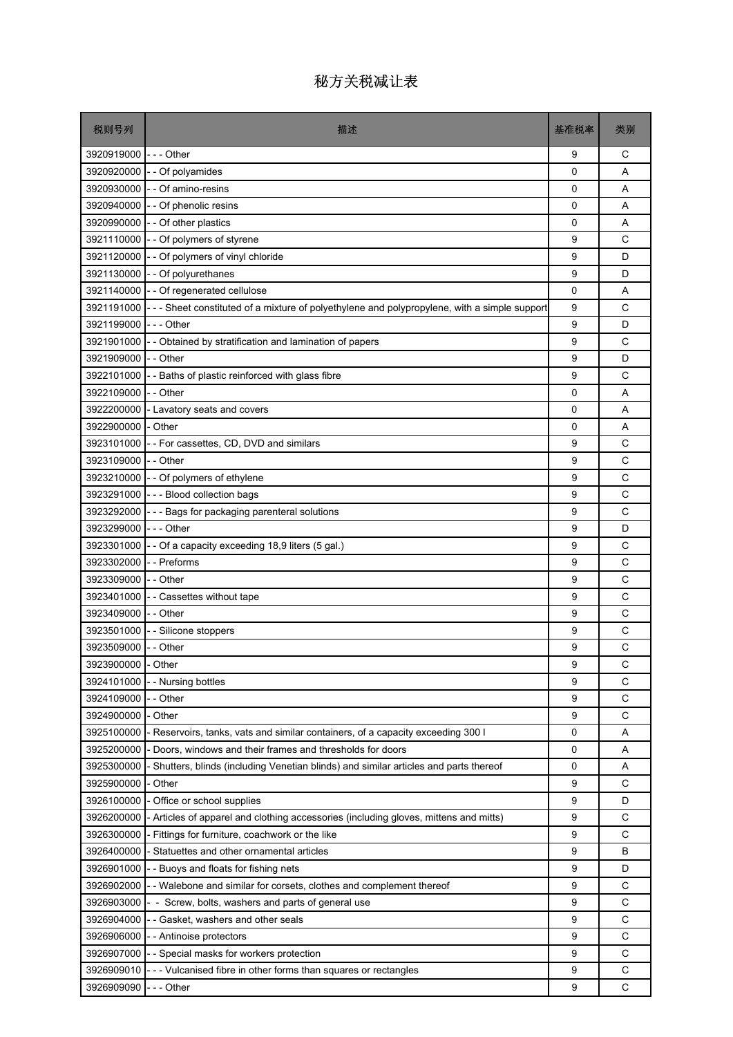# 秘方关税减让表

| 税则号列 | 描述 | 基准税率 | 类别 |
|---|---|---|---|
| 3920919000 | - - - Other | 9 | C |
| 3920920000 | - - Of polyamides | 0 | A |
| 3920930000 | - - Of amino-resins | 0 | A |
| 3920940000 | - - Of phenolic resins | 0 | A |
| 3920990000 | - - Of other plastics | 0 | A |
| 3921110000 | - - Of polymers of styrene | 9 | C |
| 3921120000 | - - Of polymers of vinyl chloride | 9 | D |
| 3921130000 | - - Of polyurethanes | 9 | D |
| 3921140000 | - - Of regenerated cellulose | 0 | A |
| 3921191000 | - - - Sheet constituted of a mixture of polyethylene and polypropylene, with a simple support | 9 | C |
| 3921199000 | - - - Other | 9 | D |
| 3921901000 | - - Obtained by stratification and lamination of papers | 9 | C |
| 3921909000 | - - Other | 9 | D |
| 3922101000 | - - Baths of plastic reinforced with glass fibre | 9 | C |
| 3922109000 | - - Other | 0 | A |
| 3922200000 | - Lavatory seats and covers | 0 | A |
| 3922900000 | - Other | 0 | A |
| 3923101000 | - - For cassettes, CD, DVD and similars | 9 | C |
| 3923109000 | - - Other | 9 | C |
| 3923210000 | - - Of polymers of ethylene | 9 | C |
| 3923291000 | - - - Blood collection bags | 9 | C |
| 3923292000 | - - - Bags for packaging parenteral solutions | 9 | C |
| 3923299000 | - - - Other | 9 | D |
| 3923301000 | - - Of a capacity exceeding 18,9 liters (5 gal.) | 9 | C |
| 3923302000 | - - Preforms | 9 | C |
| 3923309000 | - - Other | 9 | C |
| 3923401000 | - - Cassettes without tape | 9 | C |
| 3923409000 | - - Other | 9 | C |
| 3923501000 | - - Silicone stoppers | 9 | C |
| 3923509000 | - - Other | 9 | C |
| 3923900000 | - Other | 9 | C |
| 3924101000 | - - Nursing bottles | 9 | C |
| 3924109000 | - - Other | 9 | C |
| 3924900000 | - Other | 9 | C |
| 3925100000 | - Reservoirs, tanks, vats and similar containers, of a capacity exceeding 300 l | 0 | A |
| 3925200000 | - Doors, windows and their frames and thresholds for doors | 0 | A |
| 3925300000 | - Shutters, blinds (including Venetian blinds) and similar articles and parts thereof | 0 | A |
| 3925900000 | - Other | 9 | C |
| 3926100000 | - Office or school supplies | 9 | D |
| 3926200000 | - Articles of apparel and clothing accessories (including gloves, mittens and mitts) | 9 | C |
| 3926300000 | - Fittings for furniture, coachwork or the like | 9 | C |
| 3926400000 | - Statuettes and other ornamental articles | 9 | B |
| 3926901000 | - - Buoys and floats for fishing nets | 9 | D |
| 3926902000 | - - Walebone and similar for corsets, clothes and complement thereof | 9 | C |
| 3926903000 | - - Screw, bolts, washers and parts of general use | 9 | C |
| 3926904000 | - - Gasket, washers and other seals | 9 | C |
| 3926906000 | - - Antinoise protectors | 9 | C |
| 3926907000 | - - Special masks for workers protection | 9 | C |
| 3926909010 | - - - Vulcanised fibre in other forms than squares or rectangles | 9 | C |
| 3926909090 | - - - Other | 9 | C |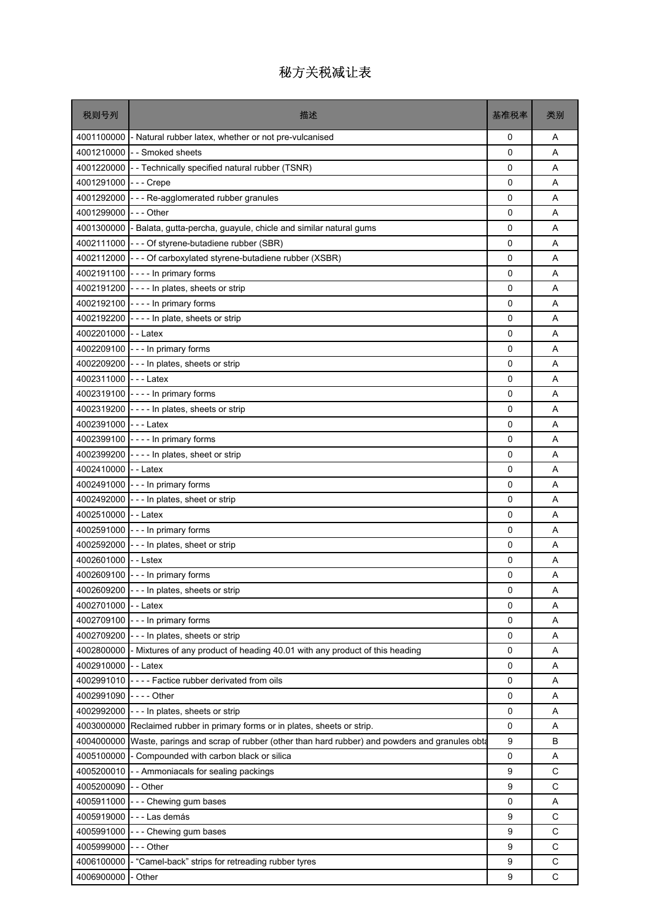# 秘方关税减让表

| 税则号列 | 描述 | 基准税率 | 类别 |
| --- | --- | --- | --- |
| 4001100000 | - Natural rubber latex, whether or not pre-vulcanised | 0 | A |
| 4001210000 | - - Smoked sheets | 0 | A |
| 4001220000 | - - Technically specified natural rubber (TSNR) | 0 | A |
| 4001291000 | - - - Crepe | 0 | A |
| 4001292000 | - - - Re-agglomerated rubber granules | 0 | A |
| 4001299000 | - - - Other | 0 | A |
| 4001300000 | - Balata, gutta-percha, guayule, chicle and similar natural gums | 0 | A |
| 4002111000 | - - - Of styrene-butadiene rubber (SBR) | 0 | A |
| 4002112000 | - - - Of carboxylated styrene-butadiene rubber (XSBR) | 0 | A |
| 4002191100 | - - - - In primary forms | 0 | A |
| 4002191200 | - - - - In plates, sheets or strip | 0 | A |
| 4002192100 | - - - - In primary forms | 0 | A |
| 4002192200 | - - - - In plate, sheets or strip | 0 | A |
| 4002201000 | - - Latex | 0 | A |
| 4002209100 | - - - In primary forms | 0 | A |
| 4002209200 | - - - In plates, sheets or strip | 0 | A |
| 4002311000 | - - - Latex | 0 | A |
| 4002319100 | - - - - In primary forms | 0 | A |
| 4002319200 | - - - - In plates, sheets or strip | 0 | A |
| 4002391000 | - - - Latex | 0 | A |
| 4002399100 | - - - - In primary forms | 0 | A |
| 4002399200 | - - - - In plates, sheet or strip | 0 | A |
| 4002410000 | - - Latex | 0 | A |
| 4002491000 | - - - In primary forms | 0 | A |
| 4002492000 | - - - In plates, sheet or strip | 0 | A |
| 4002510000 | - - Latex | 0 | A |
| 4002591000 | - - - In primary forms | 0 | A |
| 4002592000 | - - - In plates, sheet or strip | 0 | A |
| 4002601000 | - - Lstex | 0 | A |
| 4002609100 | - - - In primary forms | 0 | A |
| 4002609200 | - - - In plates, sheets or strip | 0 | A |
| 4002701000 | - - Latex | 0 | A |
| 4002709100 | - - - In primary forms | 0 | A |
| 4002709200 | - - - In plates, sheets or strip | 0 | A |
| 4002800000 | - Mixtures of any product of heading 40.01 with any product of this heading | 0 | A |
| 4002910000 | - - Latex | 0 | A |
| 4002991010 | - - - - Factice rubber derivated from oils | 0 | A |
| 4002991090 | - - - - Other | 0 | A |
| 4002992000 | - - - In plates, sheets or strip | 0 | A |
| 4003000000 | Reclaimed rubber in primary forms or in plates, sheets or strip. | 0 | A |
| 4004000000 | Waste, parings and scrap of rubber (other than hard rubber) and powders and granules obta | 9 | B |
| 4005100000 | - Compounded with carbon black or silica | 0 | A |
| 4005200010 | - - Ammoniacals for sealing packings | 9 | C |
| 4005200090 | - - Other | 9 | C |
| 4005911000 | - - - Chewing gum bases | 0 | A |
| 4005919000 | - - - Las demás | 9 | C |
| 4005991000 | - - - Chewing gum bases | 9 | C |
| 4005999000 | - - - Other | 9 | C |
| 4006100000 | - "Camel-back" strips for retreading rubber tyres | 9 | C |
| 4006900000 | - Other | 9 | C |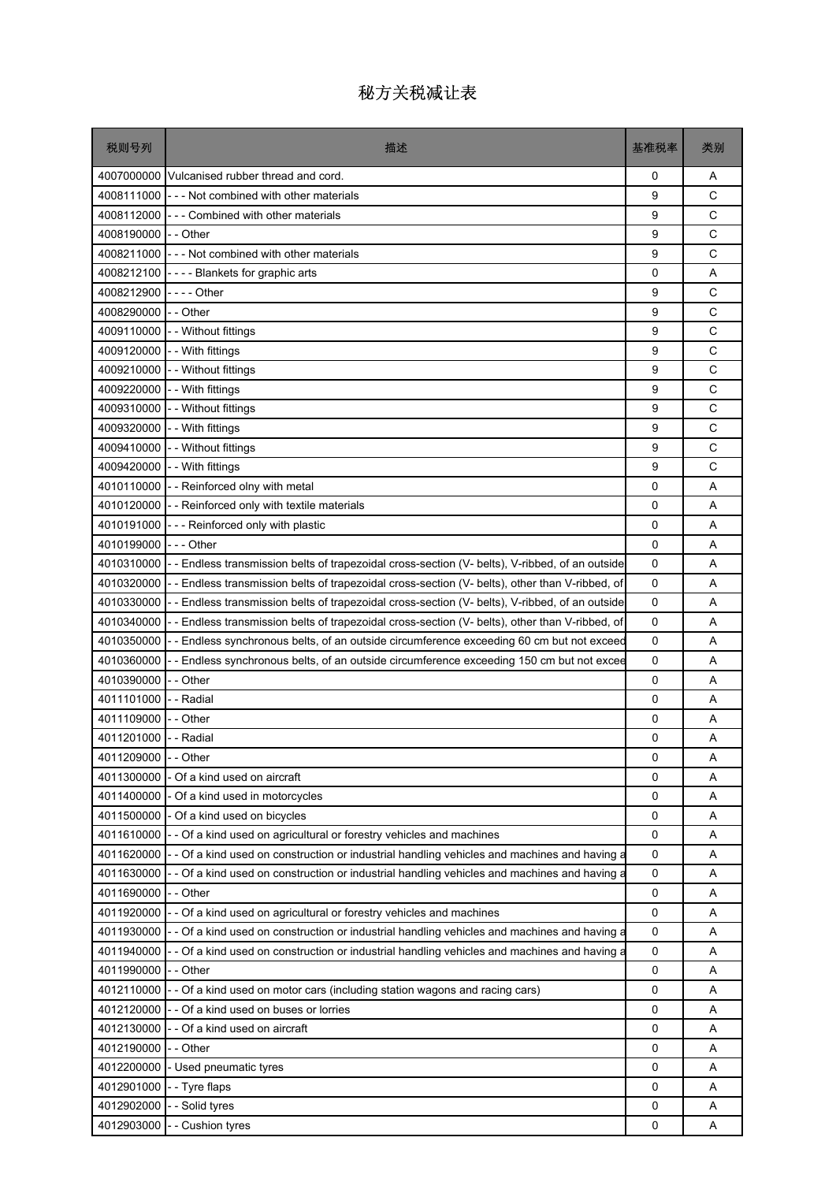# 秘方关税减让表

| 税则号列 | 描述 | 基准税率 | 类别 |
|---|---|---|---|
| 4007000000 | Vulcanised rubber thread and cord. | 0 | A |
| 4008111000 | - - - Not combined with other materials | 9 | C |
| 4008112000 | - - - Combined with other materials | 9 | C |
| 4008190000 | - - Other | 9 | C |
| 4008211000 | - - - Not combined with other materials | 9 | C |
| 4008212100 | - - - - Blankets for graphic arts | 0 | A |
| 4008212900 | - - - - Other | 9 | C |
| 4008290000 | - - Other | 9 | C |
| 4009110000 | - - Without fittings | 9 | C |
| 4009120000 | - - With fittings | 9 | C |
| 4009210000 | - - Without fittings | 9 | C |
| 4009220000 | - - With fittings | 9 | C |
| 4009310000 | - - Without fittings | 9 | C |
| 4009320000 | - - With fittings | 9 | C |
| 4009410000 | - - Without fittings | 9 | C |
| 4009420000 | - - With fittings | 9 | C |
| 4010110000 | - - Reinforced olny with metal | 0 | A |
| 4010120000 | - - Reinforced only with textile materials | 0 | A |
| 4010191000 | - - - Reinforced only with plastic | 0 | A |
| 4010199000 | - - - Other | 0 | A |
| 4010310000 | - - Endless transmission belts of trapezoidal cross-section (V- belts), V-ribbed, of an outside | 0 | A |
| 4010320000 | - - Endless transmission belts of trapezoidal cross-section (V- belts), other than V-ribbed, of | 0 | A |
| 4010330000 | - - Endless transmission belts of trapezoidal cross-section (V- belts), V-ribbed, of an outside | 0 | A |
| 4010340000 | - - Endless transmission belts of trapezoidal cross-section (V- belts), other than V-ribbed, of | 0 | A |
| 4010350000 | - - Endless synchronous belts, of an outside circumference exceeding 60 cm but not exceed | 0 | A |
| 4010360000 | - - Endless synchronous belts, of an outside circumference exceeding 150 cm but not excee | 0 | A |
| 4010390000 | - - Other | 0 | A |
| 4011101000 | - - Radial | 0 | A |
| 4011109000 | - - Other | 0 | A |
| 4011201000 | - - Radial | 0 | A |
| 4011209000 | - - Other | 0 | A |
| 4011300000 | - Of a kind used on aircraft | 0 | A |
| 4011400000 | - Of a kind used in motorcycles | 0 | A |
| 4011500000 | - Of a kind used on bicycles | 0 | A |
| 4011610000 | - - Of a kind used on agricultural or forestry vehicles and machines | 0 | A |
| 4011620000 | - - Of a kind used on construction or industrial handling vehicles and machines and having a | 0 | A |
| 4011630000 | - - Of a kind used on construction or industrial handling vehicles and machines and having a | 0 | A |
| 4011690000 | - - Other | 0 | A |
| 4011920000 | - - Of a kind used on agricultural or forestry vehicles and machines | 0 | A |
| 4011930000 | - - Of a kind used on construction or industrial handling vehicles and machines and having a | 0 | A |
| 4011940000 | - - Of a kind used on construction or industrial handling vehicles and machines and having a | 0 | A |
| 4011990000 | - - Other | 0 | A |
| 4012110000 | - - Of a kind used on motor cars (including station wagons and racing cars) | 0 | A |
| 4012120000 | - - Of a kind used on buses or lorries | 0 | A |
| 4012130000 | - - Of a kind used on aircraft | 0 | A |
| 4012190000 | - - Other | 0 | A |
| 4012200000 | - Used pneumatic tyres | 0 | A |
| 4012901000 | - - Tyre flaps | 0 | A |
| 4012902000 | - - Solid tyres | 0 | A |
| 4012903000 | - - Cushion tyres | 0 | A |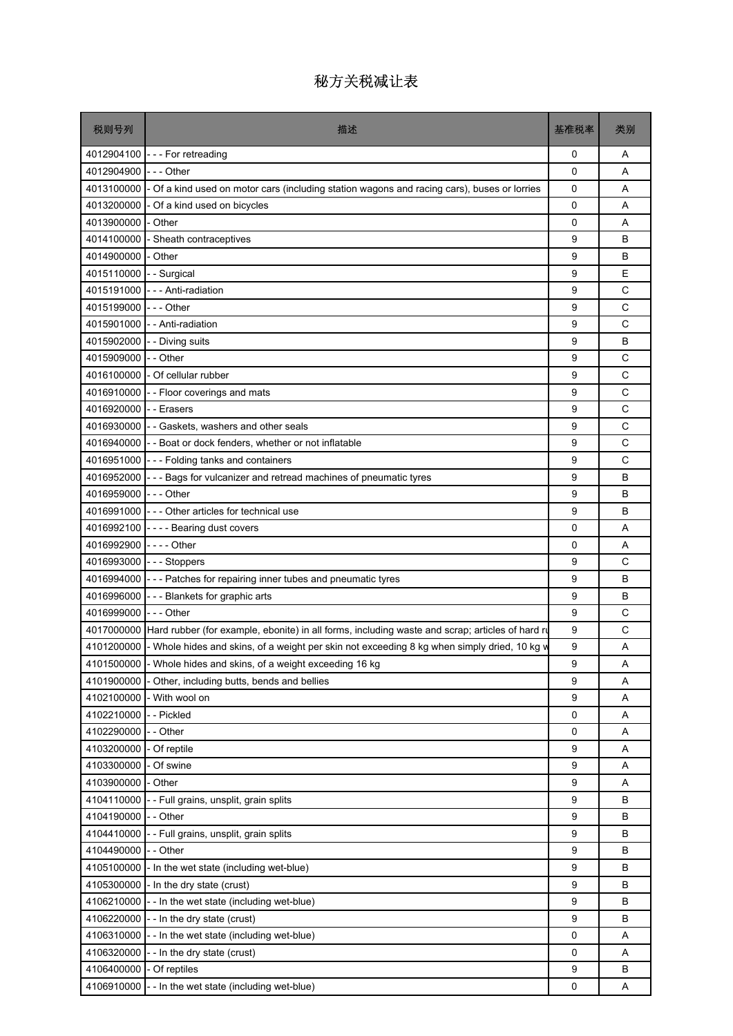# 秘方关税减让表

| 税则号列 | 描述 | 基准税率 | 类别 |
|---|---|---|---|
| 4012904100 | - - - For retreading | 0 | A |
| 4012904900 | - - - Other | 0 | A |
| 4013100000 | - Of a kind used on motor cars (including station wagons and racing cars), buses or lorries | 0 | A |
| 4013200000 | - Of a kind used on bicycles | 0 | A |
| 4013900000 | - Other | 0 | A |
| 4014100000 | - Sheath contraceptives | 9 | B |
| 4014900000 | - Other | 9 | B |
| 4015110000 | - - Surgical | 9 | E |
| 4015191000 | - - - Anti-radiation | 9 | C |
| 4015199000 | - - - Other | 9 | C |
| 4015901000 | - - Anti-radiation | 9 | C |
| 4015902000 | - - Diving suits | 9 | B |
| 4015909000 | - - Other | 9 | C |
| 4016100000 | - Of cellular rubber | 9 | C |
| 4016910000 | - - Floor coverings and mats | 9 | C |
| 4016920000 | - - Erasers | 9 | C |
| 4016930000 | - - Gaskets, washers and other seals | 9 | C |
| 4016940000 | - - Boat or dock fenders, whether or not inflatable | 9 | C |
| 4016951000 | - - - Folding tanks and containers | 9 | C |
| 4016952000 | - - - Bags for vulcanizer and retread machines of pneumatic tyres | 9 | B |
| 4016959000 | - - - Other | 9 | B |
| 4016991000 | - - - Other articles for technical use | 9 | B |
| 4016992100 | - - - - Bearing dust covers | 0 | A |
| 4016992900 | - - - - Other | 0 | A |
| 4016993000 | - - - Stoppers | 9 | C |
| 4016994000 | - - - Patches for repairing inner tubes and pneumatic tyres | 9 | B |
| 4016996000 | - - - Blankets for graphic arts | 9 | B |
| 4016999000 | - - - Other | 9 | C |
| 4017000000 | Hard rubber (for example, ebonite) in all forms, including waste and scrap; articles of hard ru | 9 | C |
| 4101200000 | - Whole hides and skins, of a weight per skin not exceeding 8 kg when simply dried, 10 kg w | 9 | A |
| 4101500000 | - Whole hides and skins, of a weight exceeding 16 kg | 9 | A |
| 4101900000 | - Other, including butts, bends and bellies | 9 | A |
| 4102100000 | - With wool on | 9 | A |
| 4102210000 | - - Pickled | 0 | A |
| 4102290000 | - - Other | 0 | A |
| 4103200000 | - Of reptile | 9 | A |
| 4103300000 | - Of swine | 9 | A |
| 4103900000 | - Other | 9 | A |
| 4104110000 | - - Full grains, unsplit, grain splits | 9 | B |
| 4104190000 | - - Other | 9 | B |
| 4104410000 | - - Full grains, unsplit, grain splits | 9 | B |
| 4104490000 | - - Other | 9 | B |
| 4105100000 | - In the wet state (including wet-blue) | 9 | B |
| 4105300000 | - In the dry state (crust) | 9 | B |
| 4106210000 | - - In the wet state (including wet-blue) | 9 | B |
| 4106220000 | - - In the dry state (crust) | 9 | B |
| 4106310000 | - - In the wet state (including wet-blue) | 0 | A |
| 4106320000 | - - In the dry state (crust) | 0 | A |
| 4106400000 | - Of reptiles | 9 | B |
| 4106910000 | - - In the wet state (including wet-blue) | 0 | A |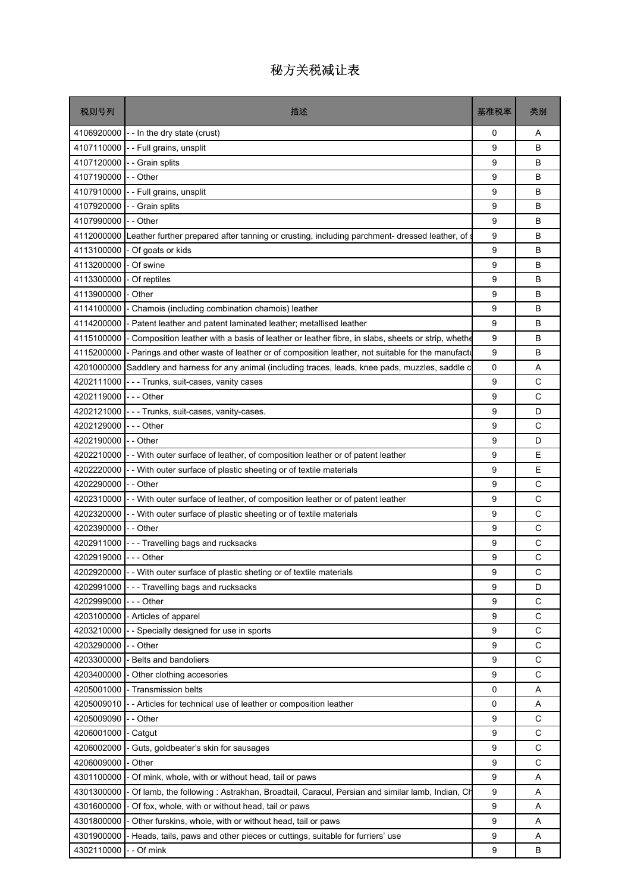# 秘方关税减让表

| 税则号列 | 描述 | 基准税率 | 类别 |
|---|---|---|---|
| 4106920000 | - - In the dry state (crust) | 0 | A |
| 4107110000 | - - Full grains, unsplit | 9 | B |
| 4107120000 | - - Grain splits | 9 | B |
| 4107190000 | - - Other | 9 | B |
| 4107910000 | - - Full grains, unsplit | 9 | B |
| 4107920000 | - - Grain splits | 9 | B |
| 4107990000 | - - Other | 9 | B |
| 4112000000 | Leather further prepared after tanning or crusting, including parchment- dressed leather, of s | 9 | B |
| 4113100000 | - Of goats or kids | 9 | B |
| 4113200000 | - Of swine | 9 | B |
| 4113300000 | - Of reptiles | 9 | B |
| 4113900000 | - Other | 9 | B |
| 4114100000 | - Chamois (including combination chamois) leather | 9 | B |
| 4114200000 | - Patent leather and patent laminated leather; metallised leather | 9 | B |
| 4115100000 | - Composition leather with a basis of leather or leather fibre, in slabs, sheets or strip, whethe | 9 | B |
| 4115200000 | - Parings and other waste of leather or of composition leather, not suitable for the manufactu | 9 | B |
| 4201000000 | Saddlery and harness for any animal (including traces, leads, knee pads, muzzles, saddle c | 0 | A |
| 4202111000 | - - - Trunks, suit-cases, vanity cases | 9 | C |
| 4202119000 | - - - Other | 9 | C |
| 4202121000 | - - - Trunks, suit-cases, vanity-cases. | 9 | D |
| 4202129000 | - - - Other | 9 | C |
| 4202190000 | - - Other | 9 | D |
| 4202210000 | - - With outer surface of leather, of composition leather or of patent leather | 9 | E |
| 4202220000 | - - With outer surface of plastic sheeting or of textile materials | 9 | E |
| 4202290000 | - - Other | 9 | C |
| 4202310000 | - - With outer surface of leather, of composition leather or of patent leather | 9 | C |
| 4202320000 | - - With outer surface of plastic sheeting or of textile materials | 9 | C |
| 4202390000 | - - Other | 9 | C |
| 4202911000 | - - - Travelling bags and rucksacks | 9 | C |
| 4202919000 | - - - Other | 9 | C |
| 4202920000 | - - With outer surface of plastic sheting or of textile materials | 9 | C |
| 4202991000 | - - - Travelling bags and rucksacks | 9 | D |
| 4202999000 | - - - Other | 9 | C |
| 4203100000 | - Articles of apparel | 9 | C |
| 4203210000 | - - Specially designed for use in sports | 9 | C |
| 4203290000 | - - Other | 9 | C |
| 4203300000 | - Belts and bandoliers | 9 | C |
| 4203400000 | - Other clothing accesories | 9 | C |
| 4205001000 | - Transmission belts | 0 | A |
| 4205009010 | - - Articles for technical use of leather or composition leather | 0 | A |
| 4205009090 | - - Other | 9 | C |
| 4206001000 | - Catgut | 9 | C |
| 4206002000 | - Guts, goldbeater's skin for sausages | 9 | C |
| 4206009000 | - Other | 9 | C |
| 4301100000 | - Of mink, whole, with or without head, tail or paws | 9 | A |
| 4301300000 | - Of lamb, the following : Astrakhan, Broadtail, Caracul, Persian and similar lamb, Indian, Ch | 9 | A |
| 4301600000 | - Of fox, whole, with or without head, tail or paws | 9 | A |
| 4301800000 | - Other furskins, whole, with or without head, tail or paws | 9 | A |
| 4301900000 | - Heads, tails, paws and other pieces or cuttings, suitable for furriers' use | 9 | A |
| 4302110000 | - - Of mink | 9 | B |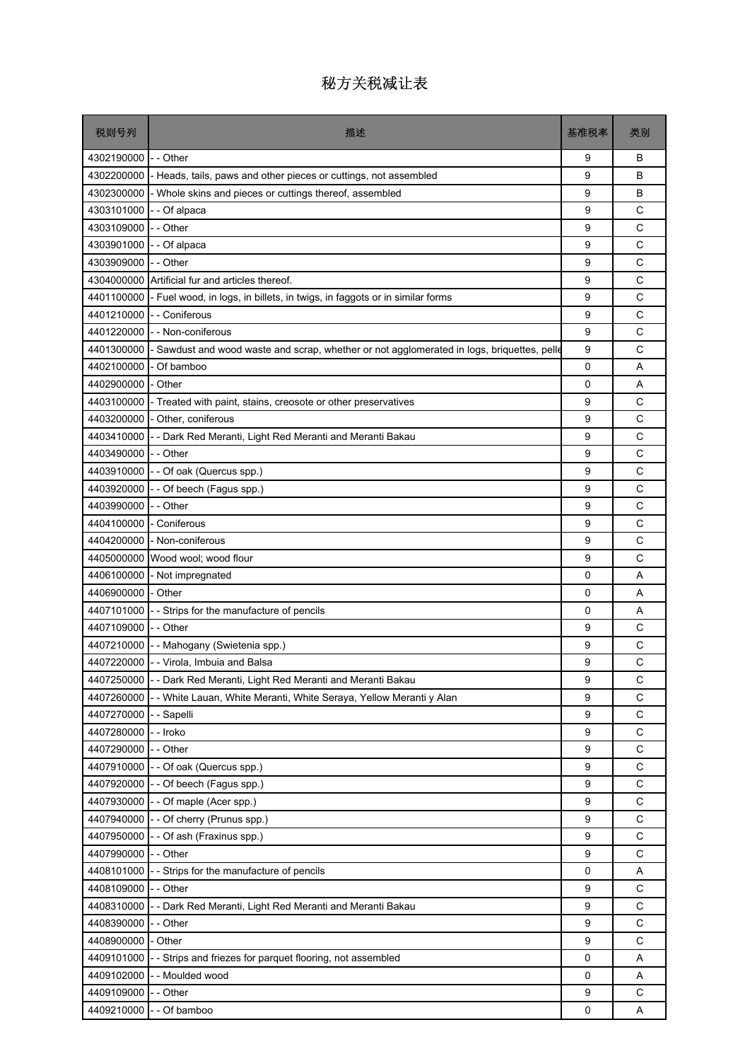# 秘方关税减让表

| 税则号列 | 描述 | 基准税率 | 类别 |
|---|---|---|---|
| 4302190000 | - - Other | 9 | B |
| 4302200000 | - Heads, tails, paws and other pieces or cuttings, not assembled | 9 | B |
| 4302300000 | - Whole skins and pieces or cuttings thereof, assembled | 9 | B |
| 4303101000 | - - Of alpaca | 9 | C |
| 4303109000 | - - Other | 9 | C |
| 4303901000 | - - Of alpaca | 9 | C |
| 4303909000 | - - Other | 9 | C |
| 4304000000 | Artificial fur and articles thereof. | 9 | C |
| 4401100000 | - Fuel wood, in logs, in billets, in twigs, in faggots or in similar forms | 9 | C |
| 4401210000 | - - Coniferous | 9 | C |
| 4401220000 | - - Non-coniferous | 9 | C |
| 4401300000 | - Sawdust and wood waste and scrap, whether or not agglomerated in logs, briquettes, pelle | 9 | C |
| 4402100000 | - Of bamboo | 0 | A |
| 4402900000 | - Other | 0 | A |
| 4403100000 | - Treated with paint, stains, creosote or other preservatives | 9 | C |
| 4403200000 | - Other, coniferous | 9 | C |
| 4403410000 | - - Dark Red Meranti, Light Red Meranti and Meranti Bakau | 9 | C |
| 4403490000 | - - Other | 9 | C |
| 4403910000 | - - Of oak (Quercus spp.) | 9 | C |
| 4403920000 | - - Of beech (Fagus spp.) | 9 | C |
| 4403990000 | - - Other | 9 | C |
| 4404100000 | - Coniferous | 9 | C |
| 4404200000 | - Non-coniferous | 9 | C |
| 4405000000 | Wood wool; wood flour | 9 | C |
| 4406100000 | - Not impregnated | 0 | A |
| 4406900000 | - Other | 0 | A |
| 4407101000 | - - Strips for the manufacture of pencils | 0 | A |
| 4407109000 | - - Other | 9 | C |
| 4407210000 | - - Mahogany (Swietenia spp.) | 9 | C |
| 4407220000 | - - Virola, Imbuia and Balsa | 9 | C |
| 4407250000 | - - Dark Red Meranti, Light Red Meranti and Meranti Bakau | 9 | C |
| 4407260000 | - - White Lauan, White Meranti, White Seraya, Yellow Meranti y Alan | 9 | C |
| 4407270000 | - - Sapelli | 9 | C |
| 4407280000 | - - Iroko | 9 | C |
| 4407290000 | - - Other | 9 | C |
| 4407910000 | - - Of oak (Quercus spp.) | 9 | C |
| 4407920000 | - - Of beech (Fagus spp.) | 9 | C |
| 4407930000 | - - Of maple (Acer spp.) | 9 | C |
| 4407940000 | - - Of cherry (Prunus spp.) | 9 | C |
| 4407950000 | - - Of ash (Fraxinus spp.) | 9 | C |
| 4407990000 | - - Other | 9 | C |
| 4408101000 | - - Strips for the manufacture of pencils | 0 | A |
| 4408109000 | - - Other | 9 | C |
| 4408310000 | - - Dark Red Meranti, Light Red Meranti and Meranti Bakau | 9 | C |
| 4408390000 | - - Other | 9 | C |
| 4408900000 | - Other | 9 | C |
| 4409101000 | - - Strips and friezes for parquet flooring, not assembled | 0 | A |
| 4409102000 | - - Moulded wood | 0 | A |
| 4409109000 | - - Other | 9 | C |
| 4409210000 | - - Of bamboo | 0 | A |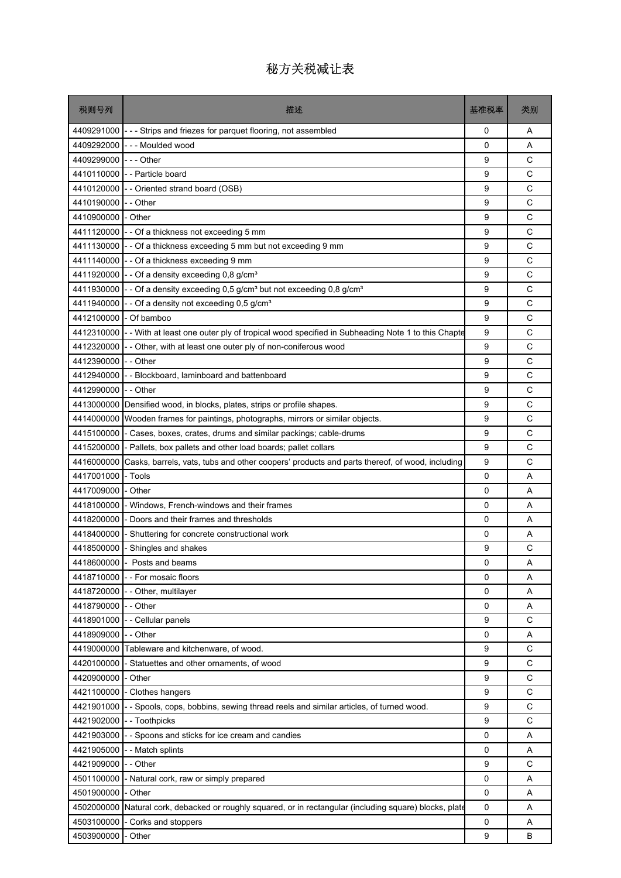# 秘方关税减让表

| 税则号列 | 描述 | 基准税率 | 类别 |
|---|---|---|---|
| 4409291000 | - - - Strips and friezes for parquet flooring, not assembled | 0 | A |
| 4409292000 | - - - Moulded wood | 0 | A |
| 4409299000 | - - - Other | 9 | C |
| 4410110000 | - - Particle board | 9 | C |
| 4410120000 | - - Oriented strand board (OSB) | 9 | C |
| 4410190000 | - - Other | 9 | C |
| 4410900000 | - Other | 9 | C |
| 4411120000 | - - Of a thickness not exceeding 5 mm | 9 | C |
| 4411130000 | - - Of a thickness exceeding 5 mm but not exceeding 9 mm | 9 | C |
| 4411140000 | - - Of a thickness exceeding 9 mm | 9 | C |
| 4411920000 | - - Of a density exceeding 0,8 g/cm³ | 9 | C |
| 4411930000 | - - Of a density exceeding 0,5 g/cm³ but not exceeding 0,8 g/cm³ | 9 | C |
| 4411940000 | - - Of a density not exceeding 0,5 g/cm³ | 9 | C |
| 4412100000 | - Of bamboo | 9 | C |
| 4412310000 | - - With at least one outer ply of tropical wood specified in Subheading Note 1 to this Chapte | 9 | C |
| 4412320000 | - - Other, with at least one outer ply of non-coniferous wood | 9 | C |
| 4412390000 | - - Other | 9 | C |
| 4412940000 | - - Blockboard, laminboard and battenboard | 9 | C |
| 4412990000 | - - Other | 9 | C |
| 4413000000 | Densified wood, in blocks, plates, strips or profile shapes. | 9 | C |
| 4414000000 | Wooden frames for paintings, photographs, mirrors or similar objects. | 9 | C |
| 4415100000 | - Cases, boxes, crates, drums and similar packings; cable-drums | 9 | C |
| 4415200000 | - Pallets, box pallets and other load boards; pallet collars | 9 | C |
| 4416000000 | Casks, barrels, vats, tubs and other coopers' products and parts thereof, of wood, including | 9 | C |
| 4417001000 | - Tools | 0 | A |
| 4417009000 | - Other | 0 | A |
| 4418100000 | - Windows, French-windows and their frames | 0 | A |
| 4418200000 | - Doors and their frames and thresholds | 0 | A |
| 4418400000 | - Shuttering for concrete constructional work | 0 | A |
| 4418500000 | - Shingles and shakes | 9 | C |
| 4418600000 | - Posts and beams | 0 | A |
| 4418710000 | - - For mosaic floors | 0 | A |
| 4418720000 | - - Other, multilayer | 0 | A |
| 4418790000 | - - Other | 0 | A |
| 4418901000 | - - Cellular panels | 9 | C |
| 4418909000 | - - Other | 0 | A |
| 4419000000 | Tableware and kitchenware, of wood. | 9 | C |
| 4420100000 | - Statuettes and other ornaments, of wood | 9 | C |
| 4420900000 | - Other | 9 | C |
| 4421100000 | - Clothes hangers | 9 | C |
| 4421901000 | - - Spools, cops, bobbins, sewing thread reels and similar articles, of turned wood. | 9 | C |
| 4421902000 | - - Toothpicks | 9 | C |
| 4421903000 | - - Spoons and sticks for ice cream and candies | 0 | A |
| 4421905000 | - - Match splints | 0 | A |
| 4421909000 | - - Other | 9 | C |
| 4501100000 | - Natural cork, raw or simply prepared | 0 | A |
| 4501900000 | - Other | 0 | A |
| 4502000000 | Natural cork, debacked or roughly squared, or in rectangular (including square) blocks, plate | 0 | A |
| 4503100000 | - Corks and stoppers | 0 | A |
| 4503900000 | - Other | 9 | B |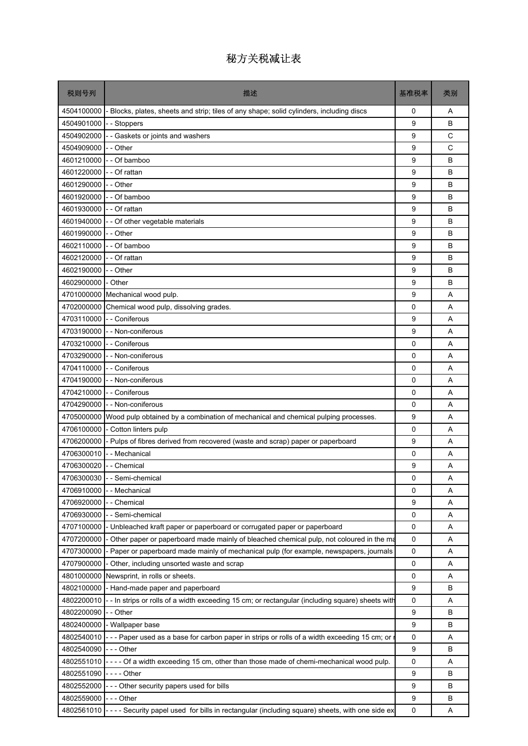# 秘方关税减让表

| 税则号列 | 描述 | 基准税率 | 类别 |
|---|---|---|---|
| 4504100000 | - Blocks, plates, sheets and strip; tiles of any shape; solid cylinders, including discs | 0 | A |
| 4504901000 | - - Stoppers | 9 | B |
| 4504902000 | - - Gaskets or joints and washers | 9 | C |
| 4504909000 | - - Other | 9 | C |
| 4601210000 | - - Of bamboo | 9 | B |
| 4601220000 | - - Of rattan | 9 | B |
| 4601290000 | - - Other | 9 | B |
| 4601920000 | - - Of bamboo | 9 | B |
| 4601930000 | - - Of rattan | 9 | B |
| 4601940000 | - - Of other vegetable materials | 9 | B |
| 4601990000 | - - Other | 9 | B |
| 4602110000 | - - Of bamboo | 9 | B |
| 4602120000 | - - Of rattan | 9 | B |
| 4602190000 | - - Other | 9 | B |
| 4602900000 | - Other | 9 | B |
| 4701000000 | Mechanical wood pulp. | 9 | A |
| 4702000000 | Chemical wood pulp, dissolving grades. | 0 | A |
| 4703110000 | - - Coniferous | 9 | A |
| 4703190000 | - - Non-coniferous | 9 | A |
| 4703210000 | - - Coniferous | 0 | A |
| 4703290000 | - - Non-coniferous | 0 | A |
| 4704110000 | - - Coniferous | 0 | A |
| 4704190000 | - - Non-coniferous | 0 | A |
| 4704210000 | - - Coniferous | 0 | A |
| 4704290000 | - - Non-coniferous | 0 | A |
| 4705000000 | Wood pulp obtained by a combination of mechanical and chemical pulping processes. | 9 | A |
| 4706100000 | - Cotton linters pulp | 0 | A |
| 4706200000 | - Pulps of fibres derived from recovered (waste and scrap) paper or paperboard | 9 | A |
| 4706300010 | - - Mechanical | 0 | A |
| 4706300020 | - - Chemical | 9 | A |
| 4706300030 | - - Semi-chemical | 0 | A |
| 4706910000 | - - Mechanical | 0 | A |
| 4706920000 | - - Chemical | 9 | A |
| 4706930000 | - - Semi-chemical | 0 | A |
| 4707100000 | - Unbleached kraft paper or paperboard or corrugated paper or paperboard | 0 | A |
| 4707200000 | - Other paper or paperboard made mainly of bleached chemical pulp, not coloured in the ma | 0 | A |
| 4707300000 | - Paper or paperboard made mainly of mechanical pulp (for example, newspapers, journals | 0 | A |
| 4707900000 | - Other, including unsorted waste and scrap | 0 | A |
| 4801000000 | Newsprint, in rolls or sheets. | 0 | A |
| 4802100000 | - Hand-made paper and paperboard | 9 | B |
| 4802200010 | - - In strips or rolls of a width exceeding 15 cm; or rectangular (including square) sheets with | 0 | A |
| 4802200090 | - - Other | 9 | B |
| 4802400000 | - Wallpaper base | 9 | B |
| 4802540010 | - - - Paper used as a base for carbon paper in strips or rolls of a width exceeding 15 cm; or r | 0 | A |
| 4802540090 | - - - Other | 9 | B |
| 4802551010 | - - - - Of a width exceeding 15 cm, other than those made of chemi-mechanical wood pulp. | 0 | A |
| 4802551090 | - - - - Other | 9 | B |
| 4802552000 | - - - Other security papers used for bills | 9 | B |
| 4802559000 | - - - Other | 9 | B |
| 4802561010 | - - - - Security papel used for bills in rectangular (including square) sheets, with one side ex | 0 | A |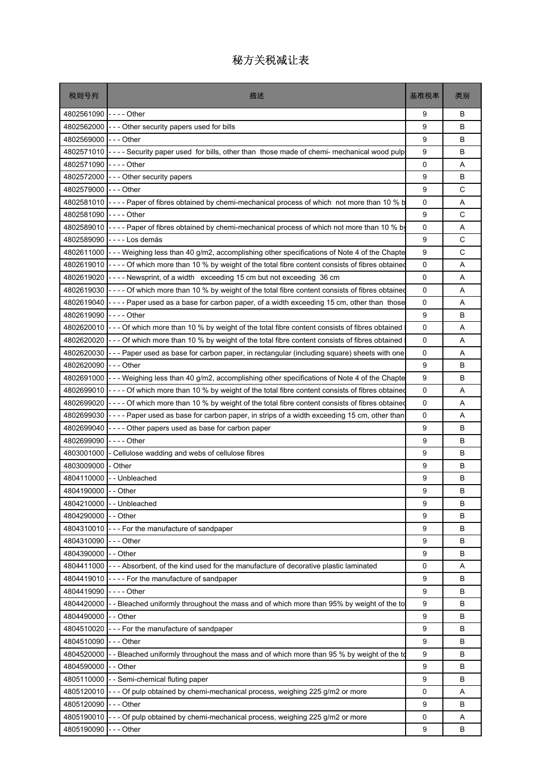# 秘方关税减让表

| 税则号列 | 描述 | 基准税率 | 类别 |
|---|---|---|---|
| 4802561090 | - - - - Other | 9 | B |
| 4802562000 | - - - Other security papers used for bills | 9 | B |
| 4802569000 | - - - Other | 9 | B |
| 4802571010 | - - - - Security paper used for bills, other than those made of chemi- mechanical wood pulp | 9 | B |
| 4802571090 | - - - - Other | 0 | A |
| 4802572000 | - - - Other security papers | 9 | B |
| 4802579000 | - - - Other | 9 | C |
| 4802581010 | - - - - Paper of fibres obtained by chemi-mechanical process of which not more than 10 % b | 0 | A |
| 4802581090 | - - - - Other | 9 | C |
| 4802589010 | - - - - Paper of fibres obtained by chemi-mechanical process of which not more than 10 % by | 0 | A |
| 4802589090 | - - - - Los demás | 9 | C |
| 4802611000 | - - - Weighing less than 40 g/m2, accomplishing other specifications of Note 4 of the Chapte | 9 | C |
| 4802619010 | - - - - Of which more than 10 % by weight of the total fibre content consists of fibres obtained | 0 | A |
| 4802619020 | - - - - Newsprint, of a width exceeding 15 cm but not exceeding 36 cm | 0 | A |
| 4802619030 | - - - - Of which more than 10 % by weight of the total fibre content consists of fibres obtained | 0 | A |
| 4802619040 | - - - - Paper used as a base for carbon paper, of a width exceeding 15 cm, other than those | 0 | A |
| 4802619090 | - - - - Other | 9 | B |
| 4802620010 | - - - Of which more than 10 % by weight of the total fibre content consists of fibres obtained | 0 | A |
| 4802620020 | - - - Of which more than 10 % by weight of the total fibre content consists of fibres obtained | 0 | A |
| 4802620030 | - - - Paper used as base for carbon paper, in rectangular (including square) sheets with one | 0 | A |
| 4802620090 | - - - Other | 9 | B |
| 4802691000 | - - - Weighing less than 40 g/m2, accomplishing other specifications of Note 4 of the Chapte | 9 | B |
| 4802699010 | - - - - Of which more than 10 % by weight of the total fibre content consists of fibres obtained | 0 | A |
| 4802699020 | - - - - Of which more than 10 % by weight of the total fibre content consists of fibres obtained | 0 | A |
| 4802699030 | - - - - Paper used as base for carbon paper, in strips of a width exceeding 15 cm, other than | 0 | A |
| 4802699040 | - - - - Other papers used as base for carbon paper | 9 | B |
| 4802699090 | - - - - Other | 9 | B |
| 4803001000 | - Cellulose wadding and webs of cellulose fibres | 9 | B |
| 4803009000 | - Other | 9 | B |
| 4804110000 | - - Unbleached | 9 | B |
| 4804190000 | - - Other | 9 | B |
| 4804210000 | - - Unbleached | 9 | B |
| 4804290000 | - - Other | 9 | B |
| 4804310010 | - - - For the manufacture of sandpaper | 9 | B |
| 4804310090 | - - - Other | 9 | B |
| 4804390000 | - - Other | 9 | B |
| 4804411000 | - - - Absorbent, of the kind used for the manufacture of decorative plastic laminated | 0 | A |
| 4804419010 | - - - - For the manufacture of sandpaper | 9 | B |
| 4804419090 | - - - - Other | 9 | B |
| 4804420000 | - - Bleached uniformly throughout the mass and of which more than 95% by weight of the to | 9 | B |
| 4804490000 | - - Other | 9 | B |
| 4804510020 | - - - For the manufacture of sandpaper | 9 | B |
| 4804510090 | - - - Other | 9 | B |
| 4804520000 | - - Bleached uniformly throughout the mass and of which more than 95 % by weight of the to | 9 | B |
| 4804590000 | - - Other | 9 | B |
| 4805110000 | - - Semi-chemical fluting paper | 9 | B |
| 4805120010 | - - - Of pulp obtained by chemi-mechanical process, weighing 225 g/m2 or more | 0 | A |
| 4805120090 | - - - Other | 9 | B |
| 4805190010 | - - - Of pulp obtained by chemi-mechanical process, weighing 225 g/m2 or more | 0 | A |
| 4805190090 | - - - Other | 9 | B |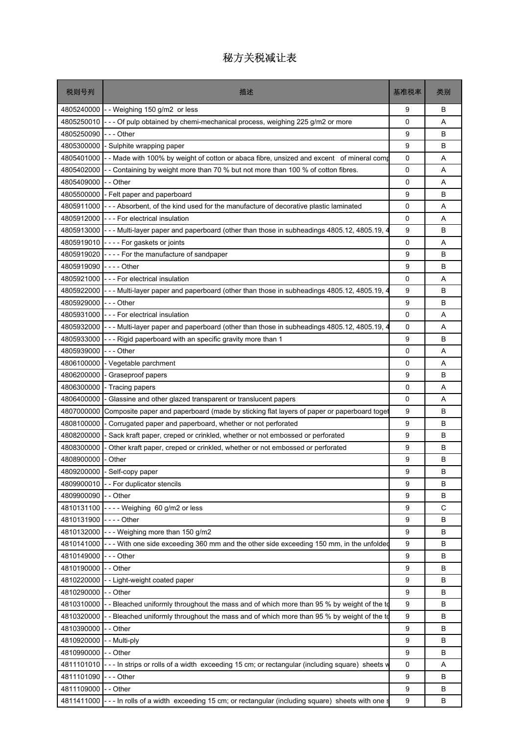# 秘方关税减让表

| 税则号列 | 描述 | 基准税率 | 类别 |
|---|---|---|---|
| 4805240000 | - - Weighing 150 g/m2 or less | 9 | B |
| 4805250010 | - - - Of pulp obtained by chemi-mechanical process, weighing 225 g/m2 or more | 0 | A |
| 4805250090 | - - - Other | 9 | B |
| 4805300000 | - Sulphite wrapping paper | 9 | B |
| 4805401000 | - - Made with 100% by weight of cotton or abaca fibre, unsized and excent of mineral comp | 0 | A |
| 4805402000 | - - Containing by weight more than 70 % but not more than 100 % of cotton fibres. | 0 | A |
| 4805409000 | - - Other | 0 | A |
| 4805500000 | - Felt paper and paperboard | 9 | B |
| 4805911000 | - - - Absorbent, of the kind used for the manufacture of decorative plastic laminated | 0 | A |
| 4805912000 | - - - For electrical insulation | 0 | A |
| 4805913000 | - - - Multi-layer paper and paperboard (other than those in subheadings 4805.12, 4805.19, 4 | 9 | B |
| 4805919010 | - - - - For gaskets or joints | 0 | A |
| 4805919020 | - - - - For the manufacture of sandpaper | 9 | B |
| 4805919090 | - - - - Other | 9 | B |
| 4805921000 | - - - For electrical insulation | 0 | A |
| 4805922000 | - - - Multi-layer paper and paperboard (other than those in subheadings 4805.12, 4805.19, 4 | 9 | B |
| 4805929000 | - - - Other | 9 | B |
| 4805931000 | - - - For electrical insulation | 0 | A |
| 4805932000 | - - - Multi-layer paper and paperboard (other than those in subheadings 4805.12, 4805.19, 4 | 0 | A |
| 4805933000 | - - - Rigid paperboard with an specific gravity more than 1 | 9 | B |
| 4805939000 | - - - Other | 0 | A |
| 4806100000 | - Vegetable parchment | 0 | A |
| 4806200000 | - Graseproof papers | 9 | B |
| 4806300000 | - Tracing papers | 0 | A |
| 4806400000 | - Glassine and other glazed transparent or translucent papers | 0 | A |
| 4807000000 | Composite paper and paperboard (made by sticking flat layers of paper or paperboard toget | 9 | B |
| 4808100000 | - Corrugated paper and paperboard, whether or not perforated | 9 | B |
| 4808200000 | - Sack kraft paper, creped or crinkled, whether or not embossed or perforated | 9 | B |
| 4808300000 | - Other kraft paper, creped or crinkled, whether or not embossed or perforated | 9 | B |
| 4808900000 | - Other | 9 | B |
| 4809200000 | - Self-copy paper | 9 | B |
| 4809900010 | - - For duplicator stencils | 9 | B |
| 4809900090 | - - Other | 9 | B |
| 4810131100 | - - - - Weighing 60 g/m2 or less | 9 | C |
| 4810131900 | - - - - Other | 9 | B |
| 4810132000 | - - - Weighing more than 150 g/m2 | 9 | B |
| 4810141000 | - - - With one side exceeding 360 mm and the other side exceeding 150 mm, in the unfolded | 9 | B |
| 4810149000 | - - - Other | 9 | B |
| 4810190000 | - - Other | 9 | B |
| 4810220000 | - - Light-weight coated paper | 9 | B |
| 4810290000 | - - Other | 9 | B |
| 4810310000 | - - Bleached uniformly throughout the mass and of which more than 95 % by weight of the to | 9 | B |
| 4810320000 | - - Bleached uniformly throughout the mass and of which more than 95 % by weight of the to | 9 | B |
| 4810390000 | - - Other | 9 | B |
| 4810920000 | - - Multi-ply | 9 | B |
| 4810990000 | - - Other | 9 | B |
| 4811101010 | - - - In strips or rolls of a width exceeding 15 cm; or rectangular (including square) sheets w | 0 | A |
| 4811101090 | - - - Other | 9 | B |
| 4811109000 | - - Other | 9 | B |
| 4811411000 | - - - In rolls of a width exceeding 15 cm; or rectangular (including square) sheets with one s | 9 | B |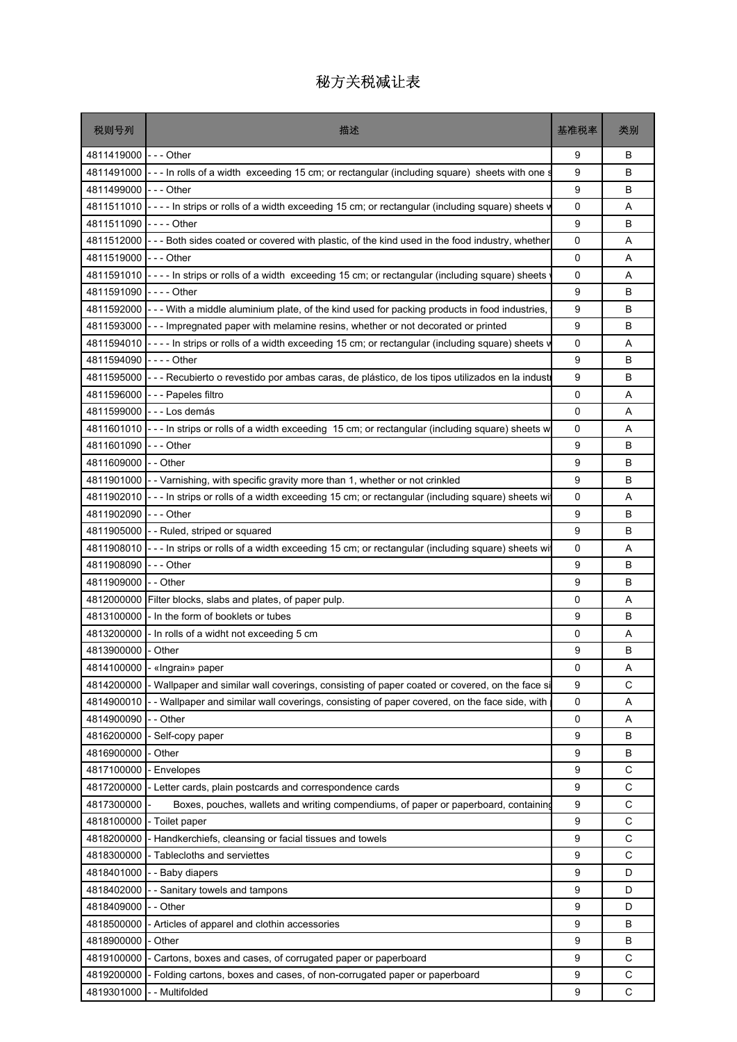# 秘方关税减让表

| 税则号列 | 描述 | 基准税率 | 类别 |
|---|---|---|---|
| 4811419000 | - - - Other | 9 | B |
| 4811491000 | - - - In rolls of a width exceeding 15 cm; or rectangular (including square) sheets with one s | 9 | B |
| 4811499000 | - - - Other | 9 | B |
| 4811511010 | - - - - In strips or rolls of a width exceeding 15 cm; or rectangular (including square) sheets w | 0 | A |
| 4811511090 | - - - - Other | 9 | B |
| 4811512000 | - - - Both sides coated or covered with plastic, of the kind used in the food industry, whether | 0 | A |
| 4811519000 | - - - Other | 0 | A |
| 4811591010 | - - - - In strips or rolls of a width exceeding 15 cm; or rectangular (including square) sheets | 0 | A |
| 4811591090 | - - - - Other | 9 | B |
| 4811592000 | - - - With a middle aluminium plate, of the kind used for packing products in food industries, | 9 | B |
| 4811593000 | - - - Impregnated paper with melamine resins, whether or not decorated or printed | 9 | B |
| 4811594010 | - - - - In strips or rolls of a width exceeding 15 cm; or rectangular (including square) sheets w | 0 | A |
| 4811594090 | - - - - Other | 9 | B |
| 4811595000 | - - - Recubierto o revestido por ambas caras, de plástico, de los tipos utilizados en la industr | 9 | B |
| 4811596000 | - - - Papeles filtro | 0 | A |
| 4811599000 | - - - Los demás | 0 | A |
| 4811601010 | - - - In strips or rolls of a width exceeding 15 cm; or rectangular (including square) sheets w | 0 | A |
| 4811601090 | - - - Other | 9 | B |
| 4811609000 | - - Other | 9 | B |
| 4811901000 | - - Varnishing, with specific gravity more than 1, whether or not crinkled | 9 | B |
| 4811902010 | - - - In strips or rolls of a width exceeding 15 cm; or rectangular (including square) sheets wi | 0 | A |
| 4811902090 | - - - Other | 9 | B |
| 4811905000 | - - Ruled, striped or squared | 9 | B |
| 4811908010 | - - - In strips or rolls of a width exceeding 15 cm; or rectangular (including square) sheets wi | 0 | A |
| 4811908090 | - - - Other | 9 | B |
| 4811909000 | - - Other | 9 | B |
| 4812000000 | Filter blocks, slabs and plates, of paper pulp. | 0 | A |
| 4813100000 | - In the form of booklets or tubes | 9 | B |
| 4813200000 | - In rolls of a widht not exceeding 5 cm | 0 | A |
| 4813900000 | - Other | 9 | B |
| 4814100000 | - «Ingrain» paper | 0 | A |
| 4814200000 | - Wallpaper and similar wall coverings, consisting of paper coated or covered, on the face si | 9 | C |
| 4814900010 | - - Wallpaper and similar wall coverings, consisting of paper covered, on the face side, with | 0 | A |
| 4814900090 | - - Other | 0 | A |
| 4816200000 | - Self-copy paper | 9 | B |
| 4816900000 | - Other | 9 | B |
| 4817100000 | - Envelopes | 9 | C |
| 4817200000 | - Letter cards, plain postcards and correspondence cards | 9 | C |
| 4817300000 | - Boxes, pouches, wallets and writing compendiums, of paper or paperboard, containing | 9 | C |
| 4818100000 | - Toilet paper | 9 | C |
| 4818200000 | - Handkerchiefs, cleansing or facial tissues and towels | 9 | C |
| 4818300000 | - Tablecloths and serviettes | 9 | C |
| 4818401000 | - - Baby diapers | 9 | D |
| 4818402000 | - - Sanitary towels and tampons | 9 | D |
| 4818409000 | - - Other | 9 | D |
| 4818500000 | - Articles of apparel and clothin accessories | 9 | B |
| 4818900000 | - Other | 9 | B |
| 4819100000 | - Cartons, boxes and cases, of corrugated paper or paperboard | 9 | C |
| 4819200000 | - Folding cartons, boxes and cases, of non-corrugated paper or paperboard | 9 | C |
| 4819301000 | - - Multifolded | 9 | C |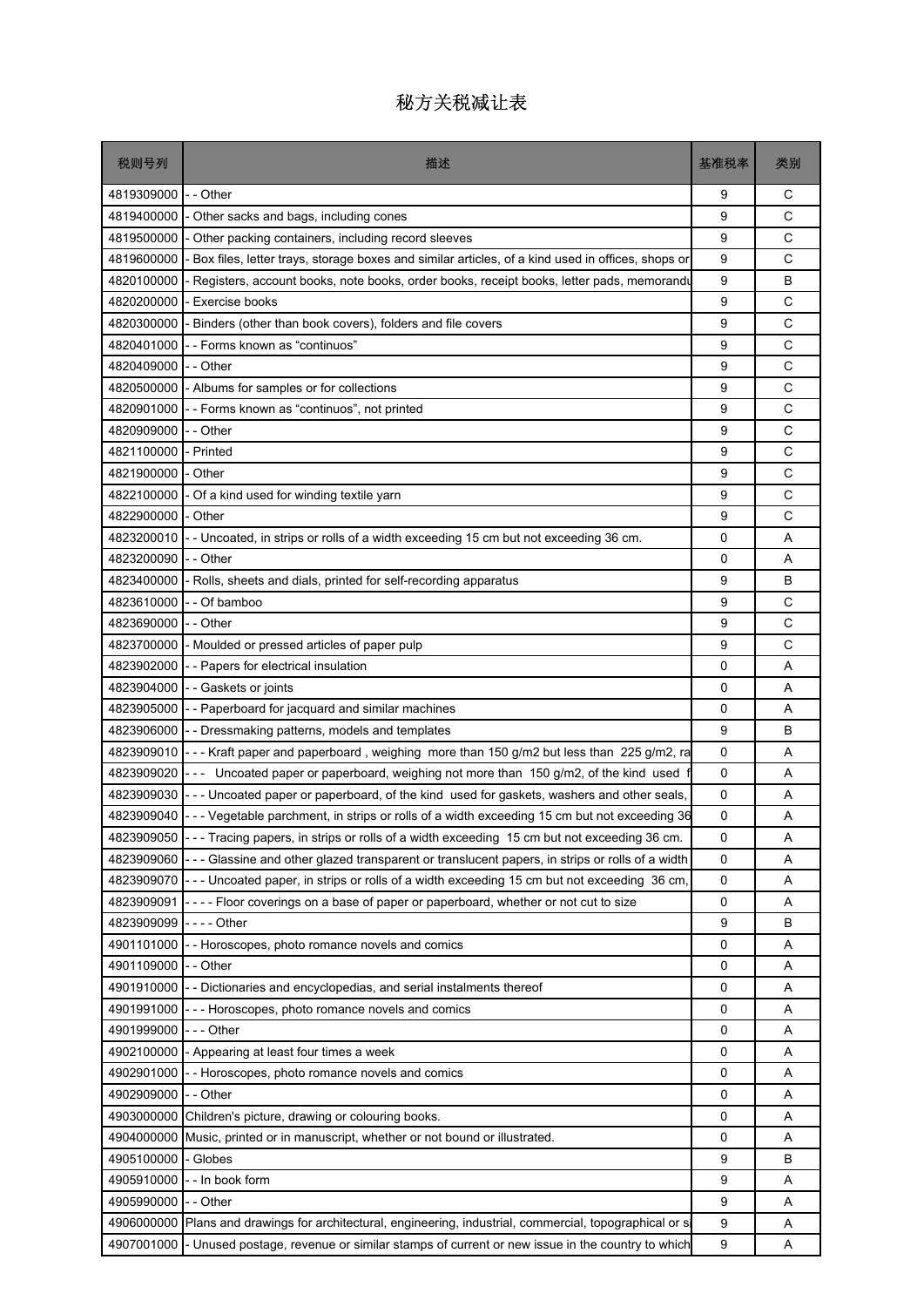# 秘方关税减让表

| 税则号列 | 描述 | 基准税率 | 类别 |
|---|---|---|---|
| 4819309000 | - - Other | 9 | C |
| 4819400000 | - Other sacks and bags, including cones | 9 | C |
| 4819500000 | - Other packing containers, including record sleeves | 9 | C |
| 4819600000 | - Box files, letter trays, storage boxes and similar articles, of a kind used in offices, shops or | 9 | C |
| 4820100000 | - Registers, account books, note books, order books, receipt books, letter pads, memorandu | 9 | B |
| 4820200000 | - Exercise books | 9 | C |
| 4820300000 | - Binders (other than book covers), folders and file covers | 9 | C |
| 4820401000 | - - Forms known as “continuos” | 9 | C |
| 4820409000 | - - Other | 9 | C |
| 4820500000 | - Albums for samples or for collections | 9 | C |
| 4820901000 | - - Forms known as “continuos”, not printed | 9 | C |
| 4820909000 | - - Other | 9 | C |
| 4821100000 | - Printed | 9 | C |
| 4821900000 | - Other | 9 | C |
| 4822100000 | - Of a kind used for winding textile yarn | 9 | C |
| 4822900000 | - Other | 9 | C |
| 4823200010 | - - Uncoated, in strips or rolls of a width exceeding 15 cm but not exceeding 36 cm. | 0 | A |
| 4823200090 | - - Other | 0 | A |
| 4823400000 | - Rolls, sheets and dials, printed for self-recording apparatus | 9 | B |
| 4823610000 | - - Of bamboo | 9 | C |
| 4823690000 | - - Other | 9 | C |
| 4823700000 | - Moulded or pressed articles of paper pulp | 9 | C |
| 4823902000 | - - Papers for electrical insulation | 0 | A |
| 4823904000 | - - Gaskets or joints | 0 | A |
| 4823905000 | - - Paperboard for jacquard and similar machines | 0 | A |
| 4823906000 | - - Dressmaking patterns, models and templates | 9 | B |
| 4823909010 | - - - Kraft paper and paperboard , weighing more than 150 g/m2 but less than 225 g/m2, ra | 0 | A |
| 4823909020 | - - - Uncoated paper or paperboard, weighing not more than 150 g/m2, of the kind used f | 0 | A |
| 4823909030 | - - - Uncoated paper or paperboard, of the kind used for gaskets, washers and other seals, | 0 | A |
| 4823909040 | - - - Vegetable parchment, in strips or rolls of a width exceeding 15 cm but not exceeding 36 | 0 | A |
| 4823909050 | - - - Tracing papers, in strips or rolls of a width exceeding 15 cm but not exceeding 36 cm. | 0 | A |
| 4823909060 | - - - Glassine and other glazed transparent or translucent papers, in strips or rolls of a width | 0 | A |
| 4823909070 | - - - Uncoated paper, in strips or rolls of a width exceeding 15 cm but not exceeding 36 cm, | 0 | A |
| 4823909091 | - - - - Floor coverings on a base of paper or paperboard, whether or not cut to size | 0 | A |
| 4823909099 | - - - - Other | 9 | B |
| 4901101000 | - - Horoscopes, photo romance novels and comics | 0 | A |
| 4901109000 | - - Other | 0 | A |
| 4901910000 | - - Dictionaries and encyclopedias, and serial instalments thereof | 0 | A |
| 4901991000 | - - - Horoscopes, photo romance novels and comics | 0 | A |
| 4901999000 | - - - Other | 0 | A |
| 4902100000 | - Appearing at least four times a week | 0 | A |
| 4902901000 | - - Horoscopes, photo romance novels and comics | 0 | A |
| 4902909000 | - - Other | 0 | A |
| 4903000000 | Children's picture, drawing or colouring books. | 0 | A |
| 4904000000 | Music, printed or in manuscript, whether or not bound or illustrated. | 0 | A |
| 4905100000 | - Globes | 9 | B |
| 4905910000 | - - In book form | 9 | A |
| 4905990000 | - - Other | 9 | A |
| 4906000000 | Plans and drawings for architectural, engineering, industrial, commercial, topographical or s | 9 | A |
| 4907001000 | - Unused postage, revenue or similar stamps of current or new issue in the country to which | 9 | A |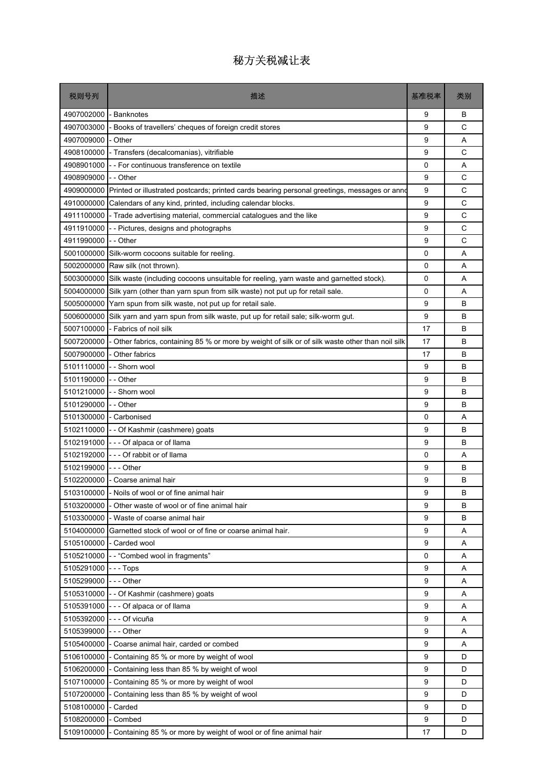# 秘方关税减让表

| 税则号列 | 描述 | 基准税率 | 类别 |
|---|---|---|---|
| 4907002000 | - Banknotes | 9 | B |
| 4907003000 | - Books of travellers' cheques of foreign credit stores | 9 | C |
| 4907009000 | - Other | 9 | A |
| 4908100000 | - Transfers (decalcomanias), vitrifiable | 9 | C |
| 4908901000 | - - For continuous transference on textile | 0 | A |
| 4908909000 | - - Other | 9 | C |
| 4909000000 | Printed or illustrated postcards; printed cards bearing personal greetings, messages or anno | 9 | C |
| 4910000000 | Calendars of any kind, printed, including calendar blocks. | 9 | C |
| 4911100000 | - Trade advertising material, commercial catalogues and the like | 9 | C |
| 4911910000 | - - Pictures, designs and photographs | 9 | C |
| 4911990000 | - - Other | 9 | C |
| 5001000000 | Silk-worm cocoons suitable for reeling. | 0 | A |
| 5002000000 | Raw silk (not thrown). | 0 | A |
| 5003000000 | Silk waste (including cocoons unsuitable for reeling, yarn waste and garnetted stock). | 0 | A |
| 5004000000 | Silk yarn (other than yarn spun from silk waste) not put up for retail sale. | 0 | A |
| 5005000000 | Yarn spun from silk waste, not put up for retail sale. | 9 | B |
| 5006000000 | Silk yarn and yarn spun from silk waste, put up for retail sale; silk-worm gut. | 9 | B |
| 5007100000 | - Fabrics of noil silk | 17 | B |
| 5007200000 | - Other fabrics, containing 85 % or more by weight of silk or of silk waste other than noil silk | 17 | B |
| 5007900000 | - Other fabrics | 17 | B |
| 5101110000 | - - Shorn wool | 9 | B |
| 5101190000 | - - Other | 9 | B |
| 5101210000 | - - Shorn wool | 9 | B |
| 5101290000 | - - Other | 9 | B |
| 5101300000 | - Carbonised | 0 | A |
| 5102110000 | - - Of Kashmir (cashmere) goats | 9 | B |
| 5102191000 | - - - Of alpaca or of llama | 9 | B |
| 5102192000 | - - - Of rabbit or of llama | 0 | A |
| 5102199000 | - - - Other | 9 | B |
| 5102200000 | - Coarse animal hair | 9 | B |
| 5103100000 | - Noils of wool or of fine animal hair | 9 | B |
| 5103200000 | - Other waste of wool or of fine animal hair | 9 | B |
| 5103300000 | - Waste of coarse animal hair | 9 | B |
| 5104000000 | Garnetted stock of wool or of fine or coarse animal hair. | 9 | A |
| 5105100000 | - Carded wool | 9 | A |
| 5105210000 | - - "Combed wool in fragments" | 0 | A |
| 5105291000 | - - - Tops | 9 | A |
| 5105299000 | - - - Other | 9 | A |
| 5105310000 | - - Of Kashmir (cashmere) goats | 9 | A |
| 5105391000 | - - - Of alpaca or of llama | 9 | A |
| 5105392000 | - - - Of vicuña | 9 | A |
| 5105399000 | - - - Other | 9 | A |
| 5105400000 | - Coarse animal hair, carded or combed | 9 | A |
| 5106100000 | - Containing 85 % or more by weight of wool | 9 | D |
| 5106200000 | - Containing less than 85 % by weight of wool | 9 | D |
| 5107100000 | - Containing 85 % or more by weight of wool | 9 | D |
| 5107200000 | - Containing less than 85 % by weight of wool | 9 | D |
| 5108100000 | - Carded | 9 | D |
| 5108200000 | - Combed | 9 | D |
| 5109100000 | - Containing 85 % or more by weight of wool or of fine animal hair | 17 | D |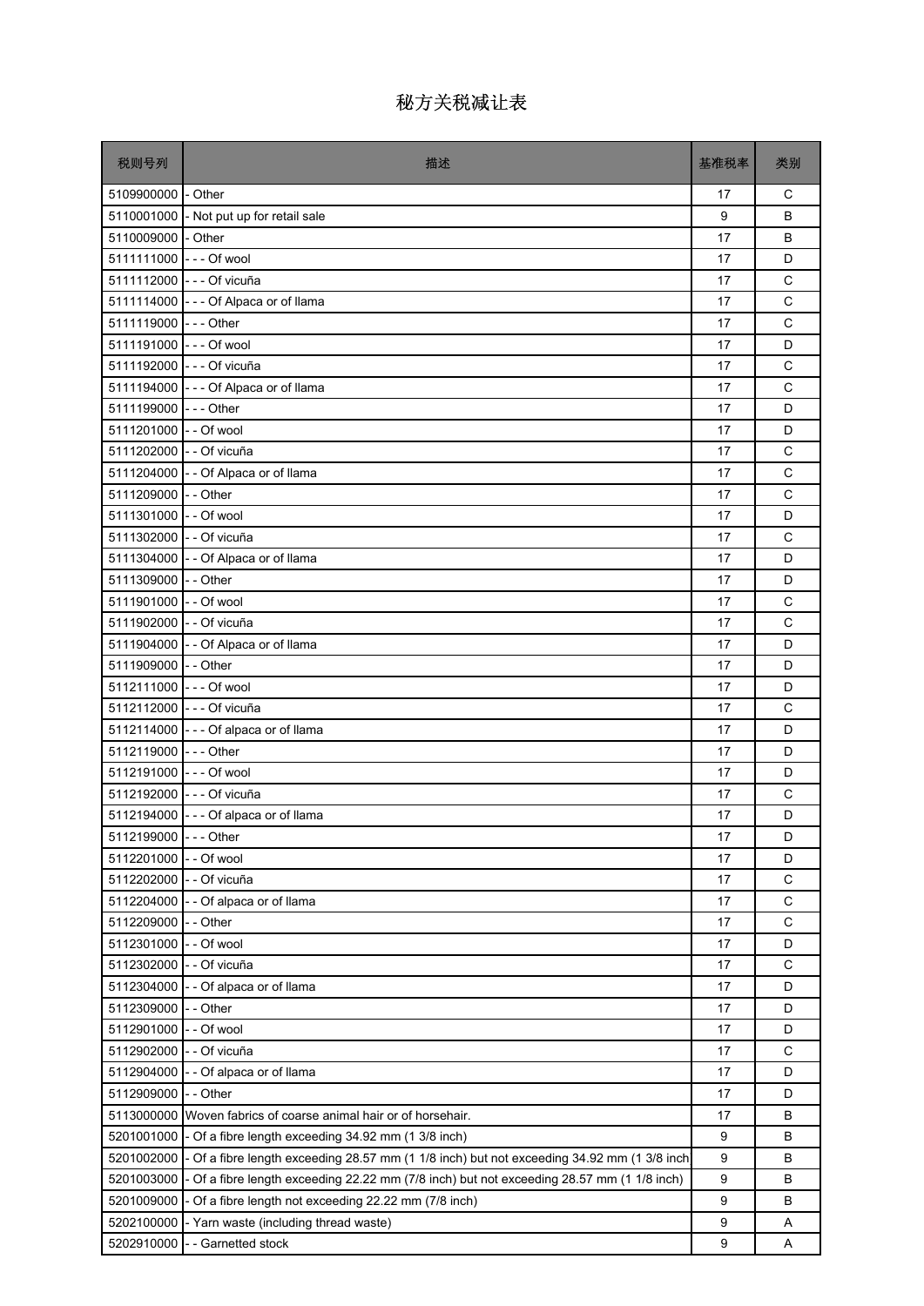# 秘方关税减让表

| 税则号列 | 描述 | 基准税率 | 类别 |
| --- | --- | --- | --- |
| 5109900000 | - Other | 17 | C |
| 5110001000 | - Not put up for retail sale | 9 | B |
| 5110009000 | - Other | 17 | B |
| 5111111000 | - - - Of wool | 17 | D |
| 5111112000 | - - - Of vicuña | 17 | C |
| 5111114000 | - - - Of Alpaca or of llama | 17 | C |
| 5111119000 | - - - Other | 17 | C |
| 5111191000 | - - - Of wool | 17 | D |
| 5111192000 | - - - Of vicuña | 17 | C |
| 5111194000 | - - - Of Alpaca or of llama | 17 | C |
| 5111199000 | - - - Other | 17 | D |
| 5111201000 | - - Of wool | 17 | D |
| 5111202000 | - - Of vicuña | 17 | C |
| 5111204000 | - - Of Alpaca or of llama | 17 | C |
| 5111209000 | - - Other | 17 | C |
| 5111301000 | - - Of wool | 17 | D |
| 5111302000 | - - Of vicuña | 17 | C |
| 5111304000 | - - Of Alpaca or of llama | 17 | D |
| 5111309000 | - - Other | 17 | D |
| 5111901000 | - - Of wool | 17 | C |
| 5111902000 | - - Of vicuña | 17 | C |
| 5111904000 | - - Of Alpaca or of llama | 17 | D |
| 5111909000 | - - Other | 17 | D |
| 5112111000 | - - - Of wool | 17 | D |
| 5112112000 | - - - Of vicuña | 17 | C |
| 5112114000 | - - - Of alpaca or of llama | 17 | D |
| 5112119000 | - - - Other | 17 | D |
| 5112191000 | - - - Of wool | 17 | D |
| 5112192000 | - - - Of vicuña | 17 | C |
| 5112194000 | - - - Of alpaca or of llama | 17 | D |
| 5112199000 | - - - Other | 17 | D |
| 5112201000 | - - Of wool | 17 | D |
| 5112202000 | - - Of vicuña | 17 | C |
| 5112204000 | - - Of alpaca or of llama | 17 | C |
| 5112209000 | - - Other | 17 | C |
| 5112301000 | - - Of wool | 17 | D |
| 5112302000 | - - Of vicuña | 17 | C |
| 5112304000 | - - Of alpaca or of llama | 17 | D |
| 5112309000 | - - Other | 17 | D |
| 5112901000 | - - Of wool | 17 | D |
| 5112902000 | - - Of vicuña | 17 | C |
| 5112904000 | - - Of alpaca or of llama | 17 | D |
| 5112909000 | - - Other | 17 | D |
| 5113000000 | Woven fabrics of coarse animal hair or of horsehair. | 17 | B |
| 5201001000 | - Of a fibre length exceeding 34.92 mm (1 3/8 inch) | 9 | B |
| 5201002000 | - Of a fibre length exceeding 28.57 mm (1 1/8 inch) but not exceeding 34.92 mm (1 3/8 inch | 9 | B |
| 5201003000 | - Of a fibre length exceeding 22.22 mm (7/8 inch) but not exceeding 28.57 mm (1 1/8 inch) | 9 | B |
| 5201009000 | - Of a fibre length not exceeding 22.22 mm (7/8 inch) | 9 | B |
| 5202100000 | - Yarn waste (including thread waste) | 9 | A |
| 5202910000 | - - Garnetted stock | 9 | A |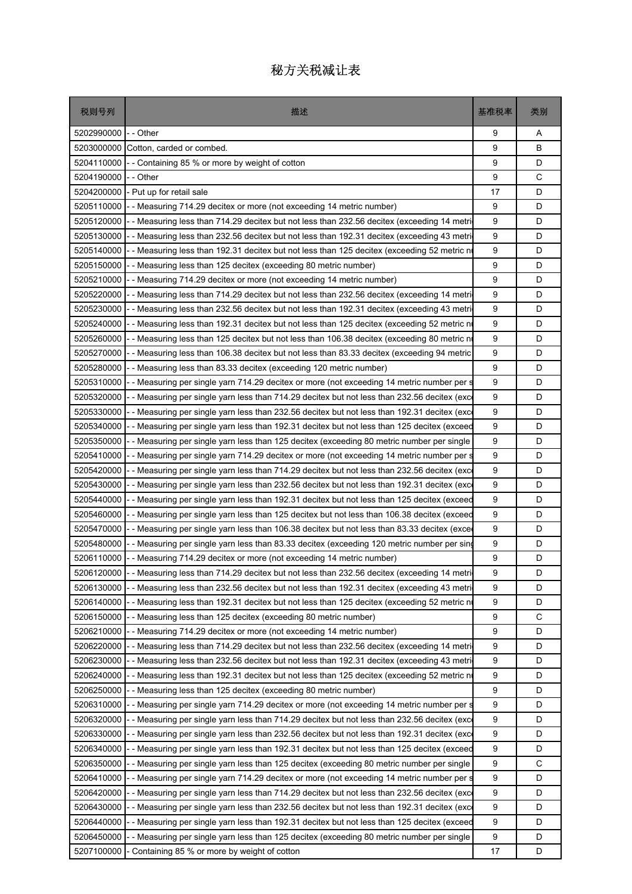# 秘方关税减让表

| 税则号列 | 描述 | 基准税率 | 类别 |
|---|---|---|---|
| 5202990000 | - - Other | 9 | A |
| 5203000000 | Cotton, carded or combed. | 9 | B |
| 5204110000 | - - Containing 85 % or more by weight of cotton | 9 | D |
| 5204190000 | - - Other | 9 | C |
| 5204200000 | - Put up for retail sale | 17 | D |
| 5205110000 | - - Measuring 714.29 decitex or more (not exceeding 14 metric number) | 9 | D |
| 5205120000 | - - Measuring less than 714.29 decitex but not less than 232.56 decitex (exceeding 14 metri | 9 | D |
| 5205130000 | - - Measuring less than 232.56 decitex but not less than 192.31 decitex (exceeding 43 metri | 9 | D |
| 5205140000 | - - Measuring less than 192.31 decitex but not less than 125 decitex (exceeding 52 metric n | 9 | D |
| 5205150000 | - - Measuring less than 125 decitex (exceeding 80 metric number) | 9 | D |
| 5205210000 | - - Measuring 714.29 decitex or more (not exceeding 14 metric number) | 9 | D |
| 5205220000 | - - Measuring less than 714.29 decitex but not less than 232.56 decitex (exceeding 14 metri | 9 | D |
| 5205230000 | - - Measuring less than 232.56 decitex but not less than 192.31 decitex (exceeding 43 metri | 9 | D |
| 5205240000 | - - Measuring less than 192.31 decitex but not less than 125 decitex (exceeding 52 metric n | 9 | D |
| 5205260000 | - - Measuring less than 125 decitex but not less than 106.38 decitex (exceeding 80 metric n | 9 | D |
| 5205270000 | - - Measuring less than 106.38 decitex but not less than 83.33 decitex (exceeding 94 metric | 9 | D |
| 5205280000 | - - Measuring less than 83.33 decitex (exceeding 120 metric number) | 9 | D |
| 5205310000 | - - Measuring per single yarn 714.29 decitex or more (not exceeding 14 metric number per s | 9 | D |
| 5205320000 | - - Measuring per single yarn less than 714.29 decitex but not less than 232.56 decitex (exc | 9 | D |
| 5205330000 | - - Measuring per single yarn less than 232.56 decitex but not less than 192.31 decitex (exc | 9 | D |
| 5205340000 | - - Measuring per single yarn less than 192.31 decitex but not less than 125 decitex (exceed | 9 | D |
| 5205350000 | - - Measuring per single yarn less than 125 decitex (exceeding 80 metric number per single | 9 | D |
| 5205410000 | - - Measuring per single yarn 714.29 decitex or more (not exceeding 14 metric number per s | 9 | D |
| 5205420000 | - - Measuring per single yarn less than 714.29 decitex but not less than 232.56 decitex (exc | 9 | D |
| 5205430000 | - - Measuring per single yarn less than 232.56 decitex but not less than 192.31 decitex (exc | 9 | D |
| 5205440000 | - - Measuring per single yarn less than 192.31 decitex but not less than 125 decitex (exceed | 9 | D |
| 5205460000 | - - Measuring per single yarn less than 125 decitex but not less than 106.38 decitex (exceed | 9 | D |
| 5205470000 | - - Measuring per single yarn less than 106.38 decitex but not less than 83.33 decitex (exce | 9 | D |
| 5205480000 | - - Measuring per single yarn less than 83.33 decitex (exceeding 120 metric number per sing | 9 | D |
| 5206110000 | - - Measuring 714.29 decitex or more (not exceeding 14 metric number) | 9 | D |
| 5206120000 | - - Measuring less than 714.29 decitex but not less than 232.56 decitex (exceeding 14 metri | 9 | D |
| 5206130000 | - - Measuring less than 232.56 decitex but not less than 192.31 decitex (exceeding 43 metri | 9 | D |
| 5206140000 | - - Measuring less than 192.31 decitex but not less than 125 decitex (exceeding 52 metric n | 9 | D |
| 5206150000 | - - Measuring less than 125 decitex (exceeding 80 metric number) | 9 | C |
| 5206210000 | - - Measuring 714.29 decitex or more (not exceeding 14 metric number) | 9 | D |
| 5206220000 | - - Measuring less than 714.29 decitex but not less than 232.56 decitex (exceeding 14 metri | 9 | D |
| 5206230000 | - - Measuring less than 232.56 decitex but not less than 192.31 decitex (exceeding 43 metri | 9 | D |
| 5206240000 | - - Measuring less than 192.31 decitex but not less than 125 decitex (exceeding 52 metric n | 9 | D |
| 5206250000 | - - Measuring less than 125 decitex (exceeding 80 metric number) | 9 | D |
| 5206310000 | - - Measuring per single yarn 714.29 decitex or more (not exceeding 14 metric number per s | 9 | D |
| 5206320000 | - - Measuring per single yarn less than 714.29 decitex but not less than 232.56 decitex (exc | 9 | D |
| 5206330000 | - - Measuring per single yarn less than 232.56 decitex but not less than 192.31 decitex (exc | 9 | D |
| 5206340000 | - - Measuring per single yarn less than 192.31 decitex but not less than 125 decitex (exceed | 9 | D |
| 5206350000 | - - Measuring per single yarn less than 125 decitex (exceeding 80 metric number per single | 9 | C |
| 5206410000 | - - Measuring per single yarn 714.29 decitex or more (not exceeding 14 metric number per s | 9 | D |
| 5206420000 | - - Measuring per single yarn less than 714.29 decitex but not less than 232.56 decitex (exc | 9 | D |
| 5206430000 | - - Measuring per single yarn less than 232.56 decitex but not less than 192.31 decitex (exc | 9 | D |
| 5206440000 | - - Measuring per single yarn less than 192.31 decitex but not less than 125 decitex (exceed | 9 | D |
| 5206450000 | - - Measuring per single yarn less than 125 decitex (exceeding 80 metric number per single | 9 | D |
| 5207100000 | - Containing 85 % or more by weight of cotton | 17 | D |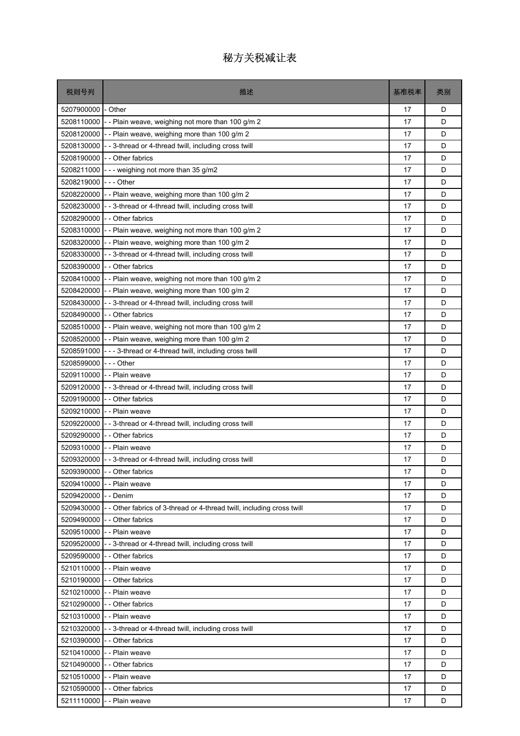# 秘方关税减让表

| 税则号列 | 描述 | 基准税率 | 类别 |
|---|---|---|---|
| 5207900000 | - Other | 17 | D |
| 5208110000 | - - Plain weave, weighing not more than 100 g/m 2 | 17 | D |
| 5208120000 | - - Plain weave, weighing more than 100 g/m 2 | 17 | D |
| 5208130000 | - - 3-thread or 4-thread twill, including cross twill | 17 | D |
| 5208190000 | - - Other fabrics | 17 | D |
| 5208211000 | - - - weighing not more than 35 g/m2 | 17 | D |
| 5208219000 | - - - Other | 17 | D |
| 5208220000 | - - Plain weave, weighing more than 100 g/m 2 | 17 | D |
| 5208230000 | - - 3-thread or 4-thread twill, including cross twill | 17 | D |
| 5208290000 | - - Other fabrics | 17 | D |
| 5208310000 | - - Plain weave, weighing not more than 100 g/m 2 | 17 | D |
| 5208320000 | - - Plain weave, weighing more than 100 g/m 2 | 17 | D |
| 5208330000 | - - 3-thread or 4-thread twill, including cross twill | 17 | D |
| 5208390000 | - - Other fabrics | 17 | D |
| 5208410000 | - - Plain weave, weighing not more than 100 g/m 2 | 17 | D |
| 5208420000 | - - Plain weave, weighing more than 100 g/m 2 | 17 | D |
| 5208430000 | - - 3-thread or 4-thread twill, including cross twill | 17 | D |
| 5208490000 | - - Other fabrics | 17 | D |
| 5208510000 | - - Plain weave, weighing not more than 100 g/m 2 | 17 | D |
| 5208520000 | - - Plain weave, weighing more than 100 g/m 2 | 17 | D |
| 5208591000 | - - - 3-thread or 4-thread twill, including cross twill | 17 | D |
| 5208599000 | - - - Other | 17 | D |
| 5209110000 | - - Plain weave | 17 | D |
| 5209120000 | - - 3-thread or 4-thread twill, including cross twill | 17 | D |
| 5209190000 | - - Other fabrics | 17 | D |
| 5209210000 | - - Plain weave | 17 | D |
| 5209220000 | - - 3-thread or 4-thread twill, including cross twill | 17 | D |
| 5209290000 | - - Other fabrics | 17 | D |
| 5209310000 | - - Plain weave | 17 | D |
| 5209320000 | - - 3-thread or 4-thread twill, including cross twill | 17 | D |
| 5209390000 | - - Other fabrics | 17 | D |
| 5209410000 | - - Plain weave | 17 | D |
| 5209420000 | - - Denim | 17 | D |
| 5209430000 | - - Other fabrics of 3-thread or 4-thread twill, including cross twill | 17 | D |
| 5209490000 | - - Other fabrics | 17 | D |
| 5209510000 | - - Plain weave | 17 | D |
| 5209520000 | - - 3-thread or 4-thread twill, including cross twill | 17 | D |
| 5209590000 | - - Other fabrics | 17 | D |
| 5210110000 | - - Plain weave | 17 | D |
| 5210190000 | - - Other fabrics | 17 | D |
| 5210210000 | - - Plain weave | 17 | D |
| 5210290000 | - - Other fabrics | 17 | D |
| 5210310000 | - - Plain weave | 17 | D |
| 5210320000 | - - 3-thread or 4-thread twill, including cross twill | 17 | D |
| 5210390000 | - - Other fabrics | 17 | D |
| 5210410000 | - - Plain weave | 17 | D |
| 5210490000 | - - Other fabrics | 17 | D |
| 5210510000 | - - Plain weave | 17 | D |
| 5210590000 | - - Other fabrics | 17 | D |
| 5211110000 | - - Plain weave | 17 | D |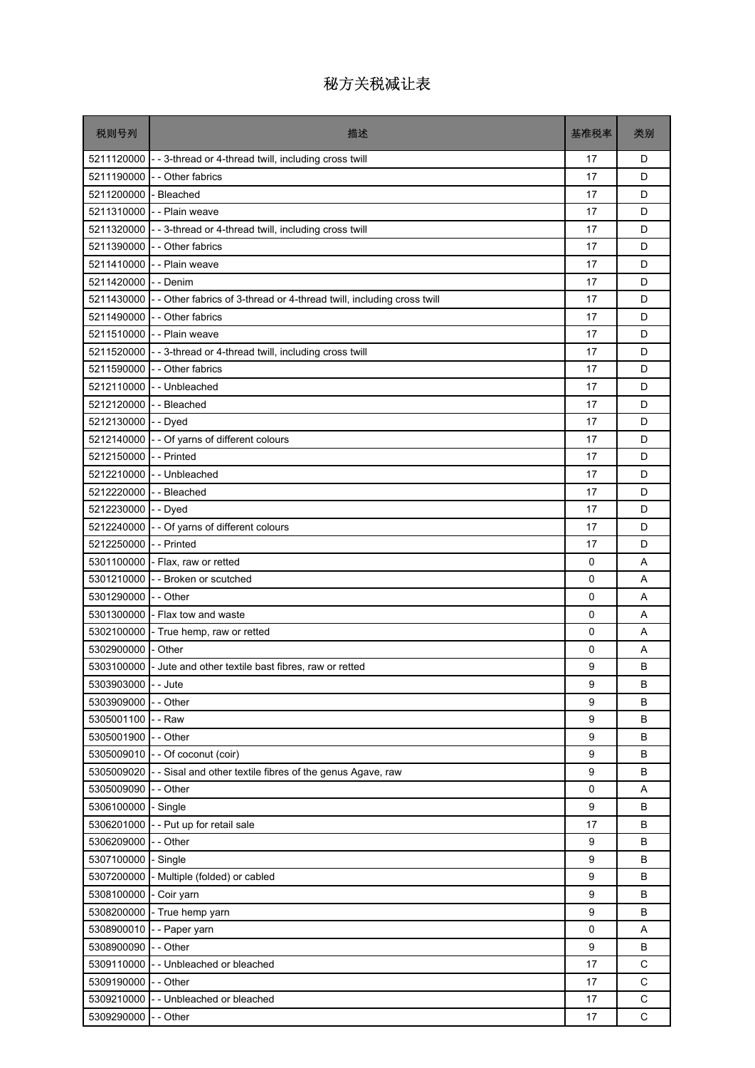# 秘方关税减让表

| 税则号列 | 描述 | 基准税率 | 类别 |
|---|---|---|---|
| 5211120000 | - - 3-thread or 4-thread twill, including cross twill | 17 | D |
| 5211190000 | - - Other fabrics | 17 | D |
| 5211200000 | - Bleached | 17 | D |
| 5211310000 | - - Plain weave | 17 | D |
| 5211320000 | - - 3-thread or 4-thread twill, including cross twill | 17 | D |
| 5211390000 | - - Other fabrics | 17 | D |
| 5211410000 | - - Plain weave | 17 | D |
| 5211420000 | - - Denim | 17 | D |
| 5211430000 | - - Other fabrics of 3-thread or 4-thread twill, including cross twill | 17 | D |
| 5211490000 | - - Other fabrics | 17 | D |
| 5211510000 | - - Plain weave | 17 | D |
| 5211520000 | - - 3-thread or 4-thread twill, including cross twill | 17 | D |
| 5211590000 | - - Other fabrics | 17 | D |
| 5212110000 | - - Unbleached | 17 | D |
| 5212120000 | - - Bleached | 17 | D |
| 5212130000 | - - Dyed | 17 | D |
| 5212140000 | - - Of yarns of different colours | 17 | D |
| 5212150000 | - - Printed | 17 | D |
| 5212210000 | - - Unbleached | 17 | D |
| 5212220000 | - - Bleached | 17 | D |
| 5212230000 | - - Dyed | 17 | D |
| 5212240000 | - - Of yarns of different colours | 17 | D |
| 5212250000 | - - Printed | 17 | D |
| 5301100000 | - Flax, raw or retted | 0 | A |
| 5301210000 | - - Broken or scutched | 0 | A |
| 5301290000 | - - Other | 0 | A |
| 5301300000 | - Flax tow and waste | 0 | A |
| 5302100000 | - True hemp, raw or retted | 0 | A |
| 5302900000 | - Other | 0 | A |
| 5303100000 | - Jute and other textile bast fibres, raw or retted | 9 | B |
| 5303903000 | - - Jute | 9 | B |
| 5303909000 | - - Other | 9 | B |
| 5305001100 | - - Raw | 9 | B |
| 5305001900 | - - Other | 9 | B |
| 5305009010 | - - Of coconut (coir) | 9 | B |
| 5305009020 | - - Sisal and other textile fibres of the genus Agave, raw | 9 | B |
| 5305009090 | - - Other | 0 | A |
| 5306100000 | - Single | 9 | B |
| 5306201000 | - - Put up for retail sale | 17 | B |
| 5306209000 | - - Other | 9 | B |
| 5307100000 | - Single | 9 | B |
| 5307200000 | - Multiple (folded) or cabled | 9 | B |
| 5308100000 | - Coir yarn | 9 | B |
| 5308200000 | - True hemp yarn | 9 | B |
| 5308900010 | - - Paper yarn | 0 | A |
| 5308900090 | - - Other | 9 | B |
| 5309110000 | - - Unbleached or bleached | 17 | C |
| 5309190000 | - - Other | 17 | C |
| 5309210000 | - - Unbleached or bleached | 17 | C |
| 5309290000 | - - Other | 17 | C |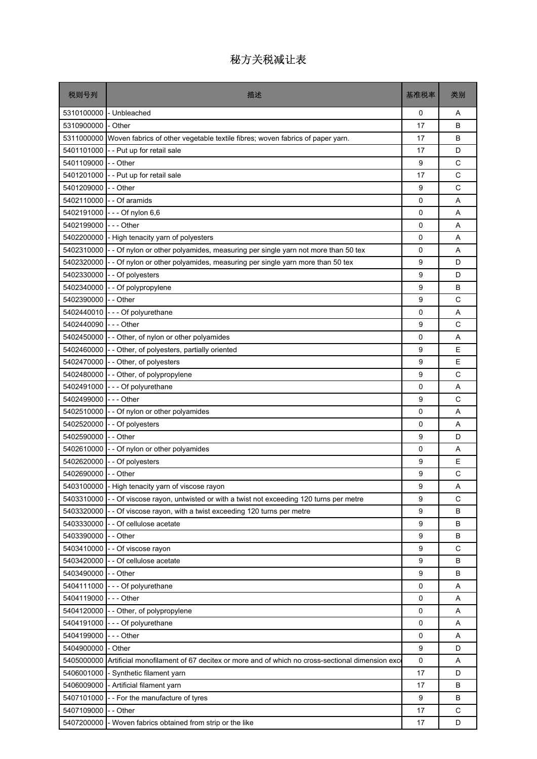# 秘方关税减让表

| 税则号列 | 描述 | 基准税率 | 类别 |
|---|---|---|---|
| 5310100000 | - Unbleached | 0 | A |
| 5310900000 | - Other | 17 | B |
| 5311000000 | Woven fabrics of other vegetable textile fibres; woven fabrics of paper yarn. | 17 | B |
| 5401101000 | - - Put up for retail sale | 17 | D |
| 5401109000 | - - Other | 9 | C |
| 5401201000 | - - Put up for retail sale | 17 | C |
| 5401209000 | - - Other | 9 | C |
| 5402110000 | - - Of aramids | 0 | A |
| 5402191000 | - - - Of nylon 6,6 | 0 | A |
| 5402199000 | - - - Other | 0 | A |
| 5402200000 | - High tenacity yarn of polyesters | 0 | A |
| 5402310000 | - - Of nylon or other polyamides, measuring per single yarn not more than 50 tex | 0 | A |
| 5402320000 | - - Of nylon or other polyamides, measuring per single yarn more than 50 tex | 9 | D |
| 5402330000 | - - Of polyesters | 9 | D |
| 5402340000 | - - Of polypropylene | 9 | B |
| 5402390000 | - - Other | 9 | C |
| 5402440010 | - - - Of polyurethane | 0 | A |
| 5402440090 | - - - Other | 9 | C |
| 5402450000 | - - Other, of nylon or other polyamides | 0 | A |
| 5402460000 | - - Other, of polyesters, partially oriented | 9 | E |
| 5402470000 | - - Other, of polyesters | 9 | E |
| 5402480000 | - - Other, of polypropylene | 9 | C |
| 5402491000 | - - - Of polyurethane | 0 | A |
| 5402499000 | - - - Other | 9 | C |
| 5402510000 | - - Of nylon or other polyamides | 0 | A |
| 5402520000 | - - Of polyesters | 0 | A |
| 5402590000 | - - Other | 9 | D |
| 5402610000 | - - Of nylon or other polyamides | 0 | A |
| 5402620000 | - - Of polyesters | 9 | E |
| 5402690000 | - - Other | 9 | C |
| 5403100000 | - High tenacity yarn of viscose rayon | 9 | A |
| 5403310000 | - - Of viscose rayon, untwisted or with a twist not exceeding 120 turns per metre | 9 | C |
| 5403320000 | - - Of viscose rayon, with a twist exceeding 120 turns per metre | 9 | B |
| 5403330000 | - - Of cellulose acetate | 9 | B |
| 5403390000 | - - Other | 9 | B |
| 5403410000 | - - Of viscose rayon | 9 | C |
| 5403420000 | - - Of cellulose acetate | 9 | B |
| 5403490000 | - - Other | 9 | B |
| 5404111000 | - - - Of polyurethane | 0 | A |
| 5404119000 | - - - Other | 0 | A |
| 5404120000 | - - Other, of polypropylene | 0 | A |
| 5404191000 | - - - Of polyurethane | 0 | A |
| 5404199000 | - - - Other | 0 | A |
| 5404900000 | - Other | 9 | D |
| 5405000000 | Artificial monofilament of 67 decitex or more and of which no cross-sectional dimension exc | 0 | A |
| 5406001000 | - Synthetic filament yarn | 17 | D |
| 5406009000 | - Artificial filament yarn | 17 | B |
| 5407101000 | - - For the manufacture of tyres | 9 | B |
| 5407109000 | - - Other | 17 | C |
| 5407200000 | - Woven fabrics obtained from strip or the like | 17 | D |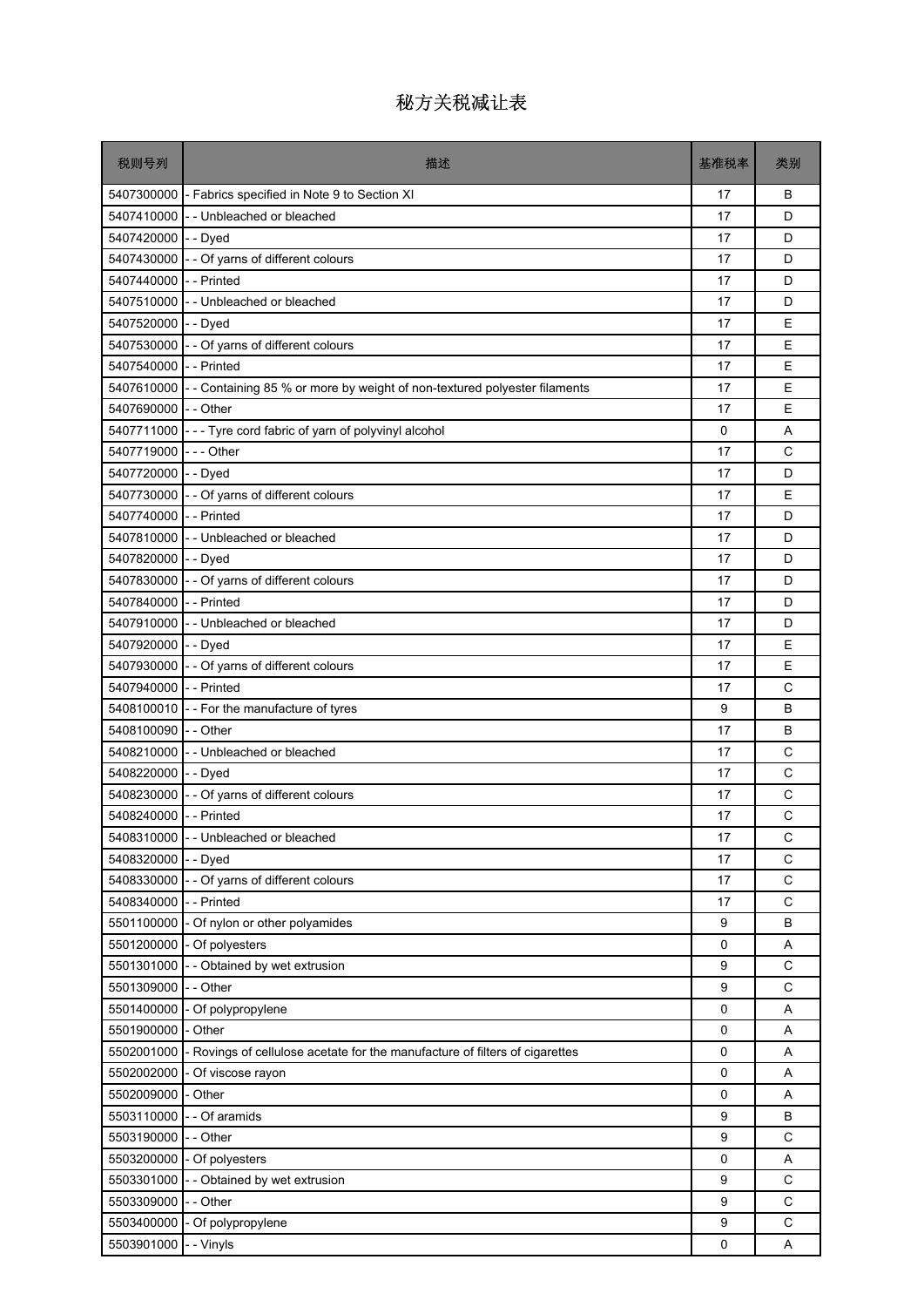# 秘方关税减让表

| 税则号列 | 描述 | 基准税率 | 类别 |
|---|---|---|---|
| 5407300000 | - Fabrics specified in Note 9 to Section XI | 17 | B |
| 5407410000 | - - Unbleached or bleached | 17 | D |
| 5407420000 | - - Dyed | 17 | D |
| 5407430000 | - - Of yarns of different colours | 17 | D |
| 5407440000 | - - Printed | 17 | D |
| 5407510000 | - - Unbleached or bleached | 17 | D |
| 5407520000 | - - Dyed | 17 | E |
| 5407530000 | - - Of yarns of different colours | 17 | E |
| 5407540000 | - - Printed | 17 | E |
| 5407610000 | - - Containing 85 % or more by weight of non-textured polyester filaments | 17 | E |
| 5407690000 | - - Other | 17 | E |
| 5407711000 | - - - Tyre cord fabric of yarn of polyvinyl alcohol | 0 | A |
| 5407719000 | - - - Other | 17 | C |
| 5407720000 | - - Dyed | 17 | D |
| 5407730000 | - - Of yarns of different colours | 17 | E |
| 5407740000 | - - Printed | 17 | D |
| 5407810000 | - - Unbleached or bleached | 17 | D |
| 5407820000 | - - Dyed | 17 | D |
| 5407830000 | - - Of yarns of different colours | 17 | D |
| 5407840000 | - - Printed | 17 | D |
| 5407910000 | - - Unbleached or bleached | 17 | D |
| 5407920000 | - - Dyed | 17 | E |
| 5407930000 | - - Of yarns of different colours | 17 | E |
| 5407940000 | - - Printed | 17 | C |
| 5408100010 | - - For the manufacture of tyres | 9 | B |
| 5408100090 | - - Other | 17 | B |
| 5408210000 | - - Unbleached or bleached | 17 | C |
| 5408220000 | - - Dyed | 17 | C |
| 5408230000 | - - Of yarns of different colours | 17 | C |
| 5408240000 | - - Printed | 17 | C |
| 5408310000 | - - Unbleached or bleached | 17 | C |
| 5408320000 | - - Dyed | 17 | C |
| 5408330000 | - - Of yarns of different colours | 17 | C |
| 5408340000 | - - Printed | 17 | C |
| 5501100000 | - Of nylon or other polyamides | 9 | B |
| 5501200000 | - Of polyesters | 0 | A |
| 5501301000 | - - Obtained by wet extrusion | 9 | C |
| 5501309000 | - - Other | 9 | C |
| 5501400000 | - Of polypropylene | 0 | A |
| 5501900000 | - Other | 0 | A |
| 5502001000 | - Rovings of cellulose acetate for the manufacture of filters of cigarettes | 0 | A |
| 5502002000 | - Of viscose rayon | 0 | A |
| 5502009000 | - Other | 0 | A |
| 5503110000 | - - Of aramids | 9 | B |
| 5503190000 | - - Other | 9 | C |
| 5503200000 | - Of polyesters | 0 | A |
| 5503301000 | - - Obtained by wet extrusion | 9 | C |
| 5503309000 | - - Other | 9 | C |
| 5503400000 | - Of polypropylene | 9 | C |
| 5503901000 | - - Vinyls | 0 | A |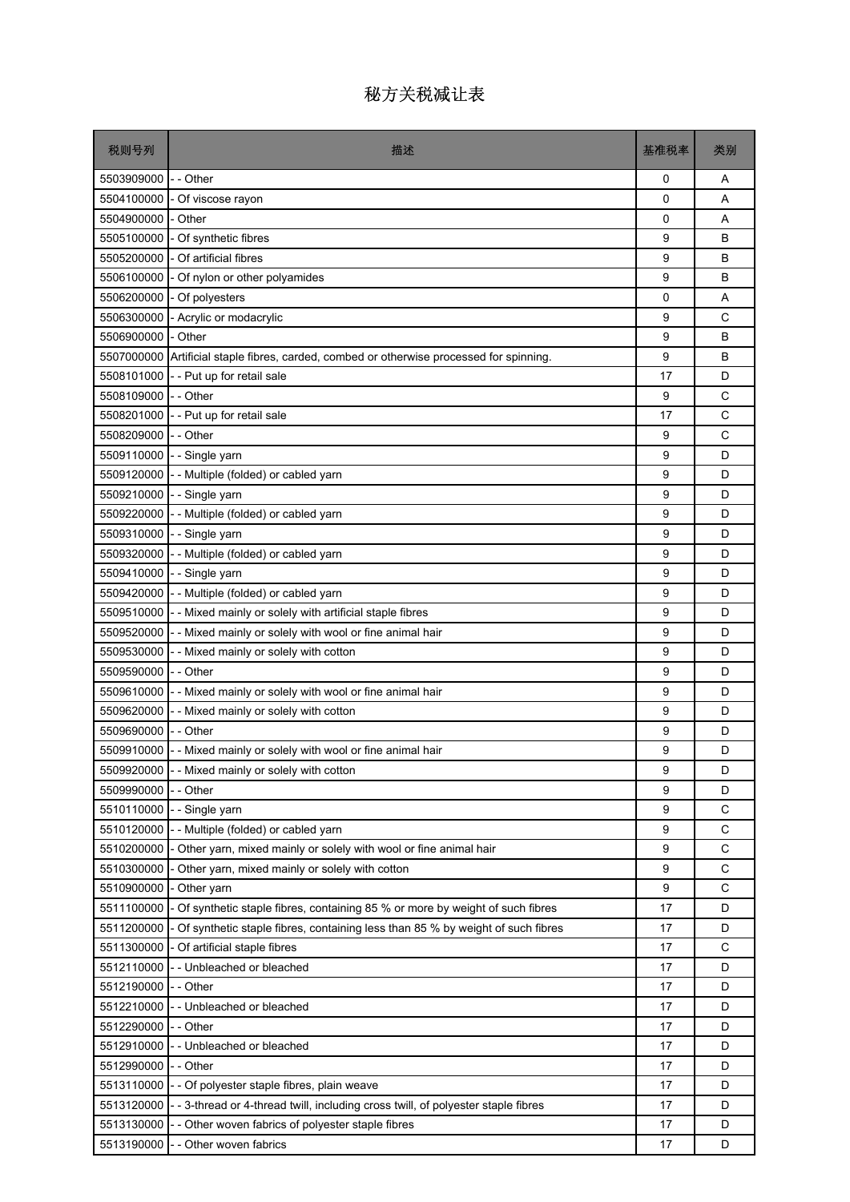# 秘方关税减让表

| 税则号列 | 描述 | 基准税率 | 类别 |
|---|---|---|---|
| 5503909000 | - - Other | 0 | A |
| 5504100000 | - Of viscose rayon | 0 | A |
| 5504900000 | - Other | 0 | A |
| 5505100000 | - Of synthetic fibres | 9 | B |
| 5505200000 | - Of artificial fibres | 9 | B |
| 5506100000 | - Of nylon or other polyamides | 9 | B |
| 5506200000 | - Of polyesters | 0 | A |
| 5506300000 | - Acrylic or modacrylic | 9 | C |
| 5506900000 | - Other | 9 | B |
| 5507000000 | Artificial staple fibres, carded, combed or otherwise processed for spinning. | 9 | B |
| 5508101000 | - - Put up for retail sale | 17 | D |
| 5508109000 | - - Other | 9 | C |
| 5508201000 | - - Put up for retail sale | 17 | C |
| 5508209000 | - - Other | 9 | C |
| 5509110000 | - - Single yarn | 9 | D |
| 5509120000 | - - Multiple (folded) or cabled yarn | 9 | D |
| 5509210000 | - - Single yarn | 9 | D |
| 5509220000 | - - Multiple (folded) or cabled yarn | 9 | D |
| 5509310000 | - - Single yarn | 9 | D |
| 5509320000 | - - Multiple (folded) or cabled yarn | 9 | D |
| 5509410000 | - - Single yarn | 9 | D |
| 5509420000 | - - Multiple (folded) or cabled yarn | 9 | D |
| 5509510000 | - - Mixed mainly or solely with artificial staple fibres | 9 | D |
| 5509520000 | - - Mixed mainly or solely with wool or fine animal hair | 9 | D |
| 5509530000 | - - Mixed mainly or solely with cotton | 9 | D |
| 5509590000 | - - Other | 9 | D |
| 5509610000 | - - Mixed mainly or solely with wool or fine animal hair | 9 | D |
| 5509620000 | - - Mixed mainly or solely with cotton | 9 | D |
| 5509690000 | - - Other | 9 | D |
| 5509910000 | - - Mixed mainly or solely with wool or fine animal hair | 9 | D |
| 5509920000 | - - Mixed mainly or solely with cotton | 9 | D |
| 5509990000 | - - Other | 9 | D |
| 5510110000 | - - Single yarn | 9 | C |
| 5510120000 | - - Multiple (folded) or cabled yarn | 9 | C |
| 5510200000 | - Other yarn, mixed mainly or solely with wool or fine animal hair | 9 | C |
| 5510300000 | - Other yarn, mixed mainly or solely with cotton | 9 | C |
| 5510900000 | - Other yarn | 9 | C |
| 5511100000 | - Of synthetic staple fibres, containing 85 % or more by weight of such fibres | 17 | D |
| 5511200000 | - Of synthetic staple fibres, containing less than 85 % by weight of such fibres | 17 | D |
| 5511300000 | - Of artificial staple fibres | 17 | C |
| 5512110000 | - - Unbleached or bleached | 17 | D |
| 5512190000 | - - Other | 17 | D |
| 5512210000 | - - Unbleached or bleached | 17 | D |
| 5512290000 | - - Other | 17 | D |
| 5512910000 | - - Unbleached or bleached | 17 | D |
| 5512990000 | - - Other | 17 | D |
| 5513110000 | - - Of polyester staple fibres, plain weave | 17 | D |
| 5513120000 | - - 3-thread or 4-thread twill, including cross twill, of polyester staple fibres | 17 | D |
| 5513130000 | - - Other woven fabrics of polyester staple fibres | 17 | D |
| 5513190000 | - - Other woven fabrics | 17 | D |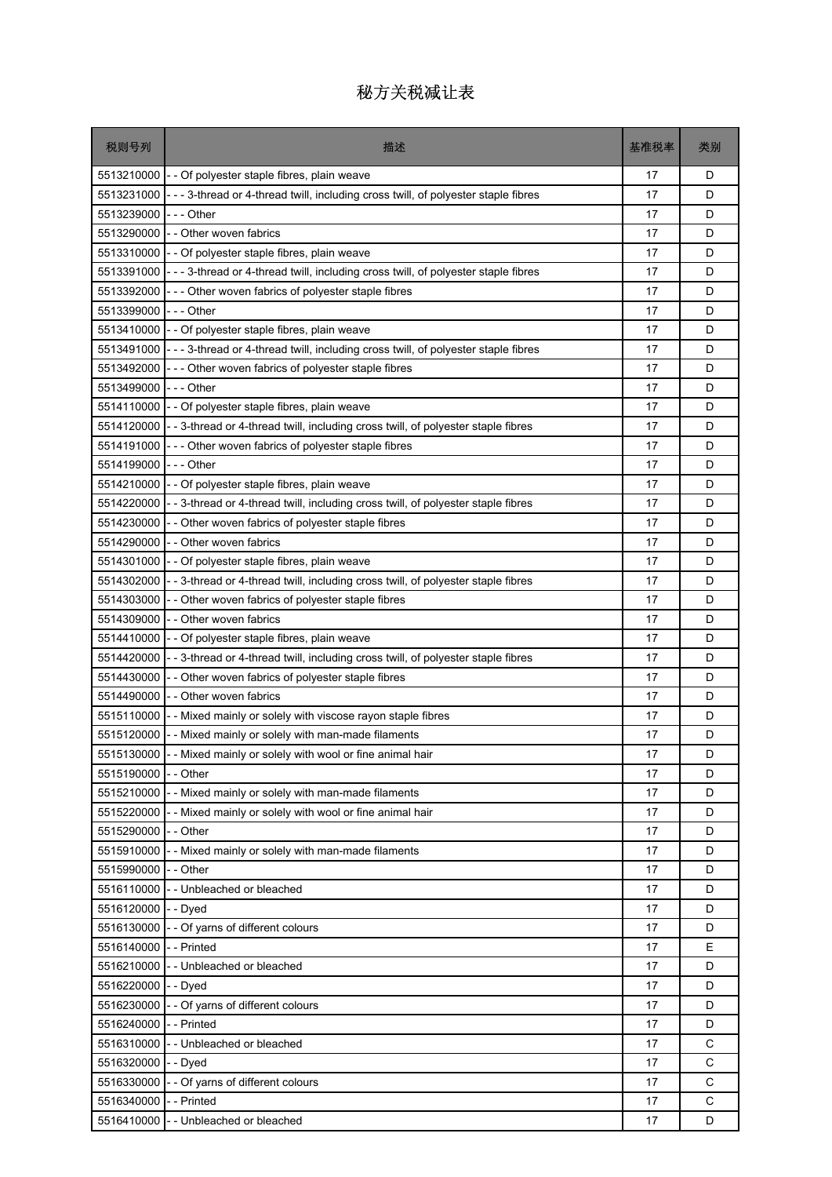# 秘方关税减让表

| 税则号列 | 描述 | 基准税率 | 类别 |
| --- | --- | --- | --- |
| 5513210000 | - - Of polyester staple fibres, plain weave | 17 | D |
| 5513231000 | - - - 3-thread or 4-thread twill, including cross twill, of polyester staple fibres | 17 | D |
| 5513239000 | - - - Other | 17 | D |
| 5513290000 | - - Other woven fabrics | 17 | D |
| 5513310000 | - - Of polyester staple fibres, plain weave | 17 | D |
| 5513391000 | - - - 3-thread or 4-thread twill, including cross twill, of polyester staple fibres | 17 | D |
| 5513392000 | - - - Other woven fabrics of polyester staple fibres | 17 | D |
| 5513399000 | - - - Other | 17 | D |
| 5513410000 | - - Of polyester staple fibres, plain weave | 17 | D |
| 5513491000 | - - - 3-thread or 4-thread twill, including cross twill, of polyester staple fibres | 17 | D |
| 5513492000 | - - - Other woven fabrics of polyester staple fibres | 17 | D |
| 5513499000 | - - - Other | 17 | D |
| 5514110000 | - - Of polyester staple fibres, plain weave | 17 | D |
| 5514120000 | - - 3-thread or 4-thread twill, including cross twill, of polyester staple fibres | 17 | D |
| 5514191000 | - - - Other woven fabrics of polyester staple fibres | 17 | D |
| 5514199000 | - - - Other | 17 | D |
| 5514210000 | - - Of polyester staple fibres, plain weave | 17 | D |
| 5514220000 | - - 3-thread or 4-thread twill, including cross twill, of polyester staple fibres | 17 | D |
| 5514230000 | - - Other woven fabrics of polyester staple fibres | 17 | D |
| 5514290000 | - - Other woven fabrics | 17 | D |
| 5514301000 | - - Of polyester staple fibres, plain weave | 17 | D |
| 5514302000 | - - 3-thread or 4-thread twill, including cross twill, of polyester staple fibres | 17 | D |
| 5514303000 | - - Other woven fabrics of polyester staple fibres | 17 | D |
| 5514309000 | - - Other woven fabrics | 17 | D |
| 5514410000 | - - Of polyester staple fibres, plain weave | 17 | D |
| 5514420000 | - - 3-thread or 4-thread twill, including cross twill, of polyester staple fibres | 17 | D |
| 5514430000 | - - Other woven fabrics of polyester staple fibres | 17 | D |
| 5514490000 | - - Other woven fabrics | 17 | D |
| 5515110000 | - - Mixed mainly or solely with viscose rayon staple fibres | 17 | D |
| 5515120000 | - - Mixed mainly or solely with man-made filaments | 17 | D |
| 5515130000 | - - Mixed mainly or solely with wool or fine animal hair | 17 | D |
| 5515190000 | - - Other | 17 | D |
| 5515210000 | - - Mixed mainly or solely with man-made filaments | 17 | D |
| 5515220000 | - - Mixed mainly or solely with wool or fine animal hair | 17 | D |
| 5515290000 | - - Other | 17 | D |
| 5515910000 | - - Mixed mainly or solely with man-made filaments | 17 | D |
| 5515990000 | - - Other | 17 | D |
| 5516110000 | - - Unbleached or bleached | 17 | D |
| 5516120000 | - - Dyed | 17 | D |
| 5516130000 | - - Of yarns of different colours | 17 | D |
| 5516140000 | - - Printed | 17 | E |
| 5516210000 | - - Unbleached or bleached | 17 | D |
| 5516220000 | - - Dyed | 17 | D |
| 5516230000 | - - Of yarns of different colours | 17 | D |
| 5516240000 | - - Printed | 17 | D |
| 5516310000 | - - Unbleached or bleached | 17 | C |
| 5516320000 | - - Dyed | 17 | C |
| 5516330000 | - - Of yarns of different colours | 17 | C |
| 5516340000 | - - Printed | 17 | C |
| 5516410000 | - - Unbleached or bleached | 17 | D |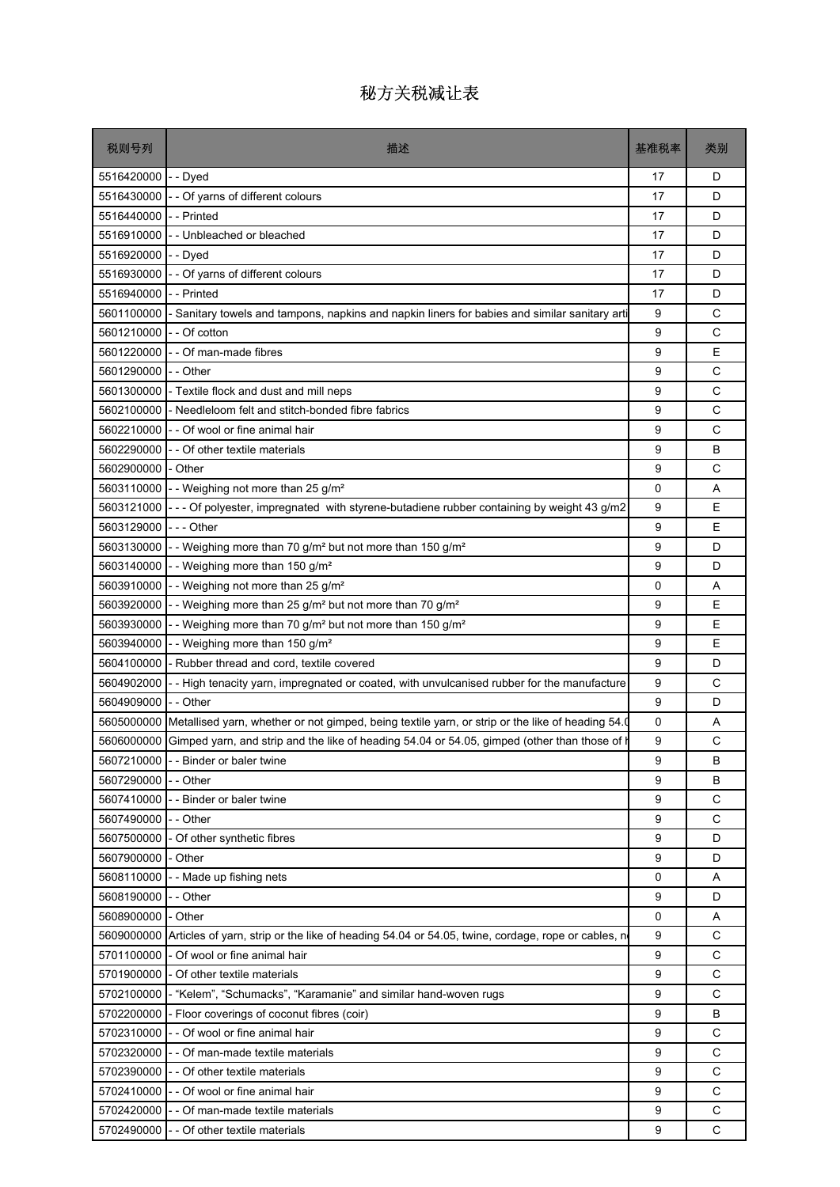# 秘方关税减让表

| 税则号列 | 描述 | 基准税率 | 类别 |
|---|---|---|---|
| 5516420000 | - - Dyed | 17 | D |
| 5516430000 | - - Of yarns of different colours | 17 | D |
| 5516440000 | - - Printed | 17 | D |
| 5516910000 | - - Unbleached or bleached | 17 | D |
| 5516920000 | - - Dyed | 17 | D |
| 5516930000 | - - Of yarns of different colours | 17 | D |
| 5516940000 | - - Printed | 17 | D |
| 5601100000 | - Sanitary towels and tampons, napkins and napkin liners for babies and similar sanitary arti | 9 | C |
| 5601210000 | - - Of cotton | 9 | C |
| 5601220000 | - - Of man-made fibres | 9 | E |
| 5601290000 | - - Other | 9 | C |
| 5601300000 | - Textile flock and dust and mill neps | 9 | C |
| 5602100000 | - Needleloom felt and stitch-bonded fibre fabrics | 9 | C |
| 5602210000 | - - Of wool or fine animal hair | 9 | C |
| 5602290000 | - - Of other textile materials | 9 | B |
| 5602900000 | - Other | 9 | C |
| 5603110000 | - - Weighing not more than 25 g/m² | 0 | A |
| 5603121000 | - - - Of polyester, impregnated with styrene-butadiene rubber containing by weight 43 g/m2 | 9 | E |
| 5603129000 | - - - Other | 9 | E |
| 5603130000 | - - Weighing more than 70 g/m² but not more than 150 g/m² | 9 | D |
| 5603140000 | - - Weighing more than 150 g/m² | 9 | D |
| 5603910000 | - - Weighing not more than 25 g/m² | 0 | A |
| 5603920000 | - - Weighing more than 25 g/m² but not more than 70 g/m² | 9 | E |
| 5603930000 | - - Weighing more than 70 g/m² but not more than 150 g/m² | 9 | E |
| 5603940000 | - - Weighing more than 150 g/m² | 9 | E |
| 5604100000 | - Rubber thread and cord, textile covered | 9 | D |
| 5604902000 | - - High tenacity yarn, impregnated or coated, with unvulcanised rubber for the manufacture | 9 | C |
| 5604909000 | - - Other | 9 | D |
| 5605000000 | Metallised yarn, whether or not gimped, being textile yarn, or strip or the like of heading 54.0 | 0 | A |
| 5606000000 | Gimped yarn, and strip and the like of heading 54.04 or 54.05, gimped (other than those of h | 9 | C |
| 5607210000 | - - Binder or baler twine | 9 | B |
| 5607290000 | - - Other | 9 | B |
| 5607410000 | - - Binder or baler twine | 9 | C |
| 5607490000 | - - Other | 9 | C |
| 5607500000 | - Of other synthetic fibres | 9 | D |
| 5607900000 | - Other | 9 | D |
| 5608110000 | - - Made up fishing nets | 0 | A |
| 5608190000 | - - Other | 9 | D |
| 5608900000 | - Other | 0 | A |
| 5609000000 | Articles of yarn, strip or the like of heading 54.04 or 54.05, twine, cordage, rope or cables, n | 9 | C |
| 5701100000 | - Of wool or fine animal hair | 9 | C |
| 5701900000 | - Of other textile materials | 9 | C |
| 5702100000 | - “Kelem”, “Schumacks”, “Karamanie” and similar hand-woven rugs | 9 | C |
| 5702200000 | - Floor coverings of coconut fibres (coir) | 9 | B |
| 5702310000 | - - Of wool or fine animal hair | 9 | C |
| 5702320000 | - - Of man-made textile materials | 9 | C |
| 5702390000 | - - Of other textile materials | 9 | C |
| 5702410000 | - - Of wool or fine animal hair | 9 | C |
| 5702420000 | - - Of man-made textile materials | 9 | C |
| 5702490000 | - - Of other textile materials | 9 | C |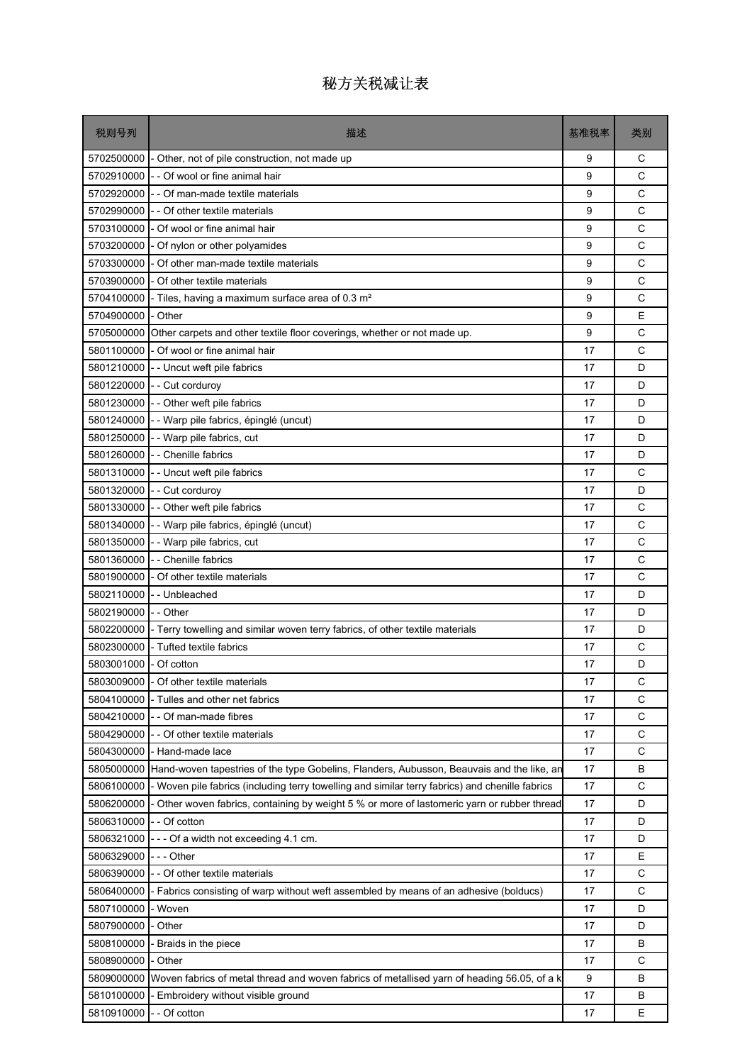# 秘方关税减让表

| 税则号列 | 描述 | 基准税率 | 类别 |
|---|---|---|---|
| 5702500000 | - Other, not of pile construction, not made up | 9 | C |
| 5702910000 | - - Of wool or fine animal hair | 9 | C |
| 5702920000 | - - Of man-made textile materials | 9 | C |
| 5702990000 | - - Of other textile materials | 9 | C |
| 5703100000 | - Of wool or fine animal hair | 9 | C |
| 5703200000 | - Of nylon or other polyamides | 9 | C |
| 5703300000 | - Of other man-made textile materials | 9 | C |
| 5703900000 | - Of other textile materials | 9 | C |
| 5704100000 | - Tiles, having a maximum surface area of 0.3 m² | 9 | C |
| 5704900000 | - Other | 9 | E |
| 5705000000 | Other carpets and other textile floor coverings, whether or not made up. | 9 | C |
| 5801100000 | - Of wool or fine animal hair | 17 | C |
| 5801210000 | - - Uncut weft pile fabrics | 17 | D |
| 5801220000 | - - Cut corduroy | 17 | D |
| 5801230000 | - - Other weft pile fabrics | 17 | D |
| 5801240000 | - - Warp pile fabrics, épinglé (uncut) | 17 | D |
| 5801250000 | - - Warp pile fabrics, cut | 17 | D |
| 5801260000 | - - Chenille fabrics | 17 | D |
| 5801310000 | - - Uncut weft pile fabrics | 17 | C |
| 5801320000 | - - Cut corduroy | 17 | D |
| 5801330000 | - - Other weft pile fabrics | 17 | C |
| 5801340000 | - - Warp pile fabrics, épinglé (uncut) | 17 | C |
| 5801350000 | - - Warp pile fabrics, cut | 17 | C |
| 5801360000 | - - Chenille fabrics | 17 | C |
| 5801900000 | - Of other textile materials | 17 | C |
| 5802110000 | - - Unbleached | 17 | D |
| 5802190000 | - - Other | 17 | D |
| 5802200000 | - Terry towelling and similar woven terry fabrics, of other textile materials | 17 | D |
| 5802300000 | - Tufted textile fabrics | 17 | C |
| 5803001000 | - Of cotton | 17 | D |
| 5803009000 | - Of other textile materials | 17 | C |
| 5804100000 | - Tulles and other net fabrics | 17 | C |
| 5804210000 | - - Of man-made fibres | 17 | C |
| 5804290000 | - - Of other textile materials | 17 | C |
| 5804300000 | - Hand-made lace | 17 | C |
| 5805000000 | Hand-woven tapestries of the type Gobelins, Flanders, Aubusson, Beauvais and the like, an | 17 | B |
| 5806100000 | - Woven pile fabrics (including terry towelling and similar terry fabrics) and chenille fabrics | 17 | C |
| 5806200000 | - Other woven fabrics, containing by weight 5 % or more of lastomeric yarn or rubber thread | 17 | D |
| 5806310000 | - - Of cotton | 17 | D |
| 5806321000 | - - - Of a width not exceeding 4.1 cm. | 17 | D |
| 5806329000 | - - - Other | 17 | E |
| 5806390000 | - - Of other textile materials | 17 | C |
| 5806400000 | - Fabrics consisting of warp without weft assembled by means of an adhesive (bolducs) | 17 | C |
| 5807100000 | - Woven | 17 | D |
| 5807900000 | - Other | 17 | D |
| 5808100000 | - Braids in the piece | 17 | B |
| 5808900000 | - Other | 17 | C |
| 5809000000 | Woven fabrics of metal thread and woven fabrics of metallised yarn of heading 56.05, of a k | 9 | B |
| 5810100000 | - Embroidery without visible ground | 17 | B |
| 5810910000 | - - Of cotton | 17 | E |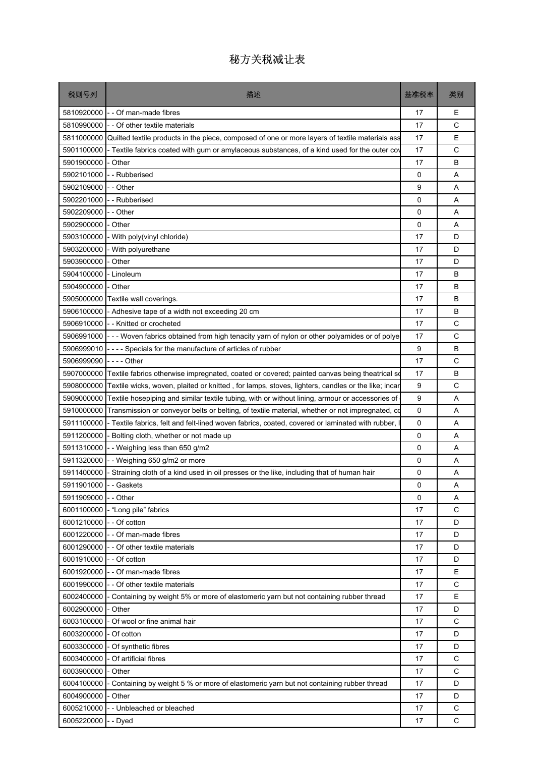# 秘方关税减让表

| 税则号列 | 描述 | 基准税率 | 类别 |
|---|---|---|---|
| 5810920000 | - - Of man-made fibres | 17 | E |
| 5810990000 | - - Of other textile materials | 17 | C |
| 5811000000 | Quilted textile products in the piece, composed of one or more layers of textile materials ass | 17 | E |
| 5901100000 | - Textile fabrics coated with gum or amylaceous substances, of a kind used for the outer co | 17 | C |
| 5901900000 | - Other | 17 | B |
| 5902101000 | - - Rubberised | 0 | A |
| 5902109000 | - - Other | 9 | A |
| 5902201000 | - - Rubberised | 0 | A |
| 5902209000 | - - Other | 0 | A |
| 5902900000 | - Other | 0 | A |
| 5903100000 | - With poly(vinyl chloride) | 17 | D |
| 5903200000 | - With polyurethane | 17 | D |
| 5903900000 | - Other | 17 | D |
| 5904100000 | - Linoleum | 17 | B |
| 5904900000 | - Other | 17 | B |
| 5905000000 | Textile wall coverings. | 17 | B |
| 5906100000 | - Adhesive tape of a width not exceeding 20 cm | 17 | B |
| 5906910000 | - - Knitted or crocheted | 17 | C |
| 5906991000 | - - - Woven fabrics obtained from high tenacity yarn of nylon or other polyamides or of polye | 17 | C |
| 5906999010 | - - - - Specials for the manufacture of articles of rubber | 9 | B |
| 5906999090 | - - - - Other | 17 | C |
| 5907000000 | Textile fabrics otherwise impregnated, coated or covered; painted canvas being theatrical sc | 17 | B |
| 5908000000 | Textile wicks, woven, plaited or knitted , for lamps, stoves, lighters, candles or the like; incar | 9 | C |
| 5909000000 | Textile hosepiping and similar textile tubing, with or without lining, armour or accessories of | 9 | A |
| 5910000000 | Transmission or conveyor belts or belting, of textile material, whether or not impregnated, co | 0 | A |
| 5911100000 | - Textile fabrics, felt and felt-lined woven fabrics, coated, covered or laminated with rubber, l | 0 | A |
| 5911200000 | - Bolting cloth, whether or not made up | 0 | A |
| 5911310000 | - - Weighing less than 650 g/m2 | 0 | A |
| 5911320000 | - - Weighing 650 g/m2 or more | 0 | A |
| 5911400000 | - Straining cloth of a kind used in oil presses or the like, including that of human hair | 0 | A |
| 5911901000 | - - Gaskets | 0 | A |
| 5911909000 | - - Other | 0 | A |
| 6001100000 | - "Long pile" fabrics | 17 | C |
| 6001210000 | - - Of cotton | 17 | D |
| 6001220000 | - - Of man-made fibres | 17 | D |
| 6001290000 | - - Of other textile materials | 17 | D |
| 6001910000 | - - Of cotton | 17 | D |
| 6001920000 | - - Of man-made fibres | 17 | E |
| 6001990000 | - - Of other textile materials | 17 | C |
| 6002400000 | - Containing by weight 5% or more of elastomeric yarn but not containing rubber thread | 17 | E |
| 6002900000 | - Other | 17 | D |
| 6003100000 | - Of wool or fine animal hair | 17 | C |
| 6003200000 | - Of cotton | 17 | D |
| 6003300000 | - Of synthetic fibres | 17 | D |
| 6003400000 | - Of artificial fibres | 17 | C |
| 6003900000 | - Other | 17 | C |
| 6004100000 | - Containing by weight 5 % or more of elastomeric yarn but not containing rubber thread | 17 | D |
| 6004900000 | - Other | 17 | D |
| 6005210000 | - - Unbleached or bleached | 17 | C |
| 6005220000 | - - Dyed | 17 | C |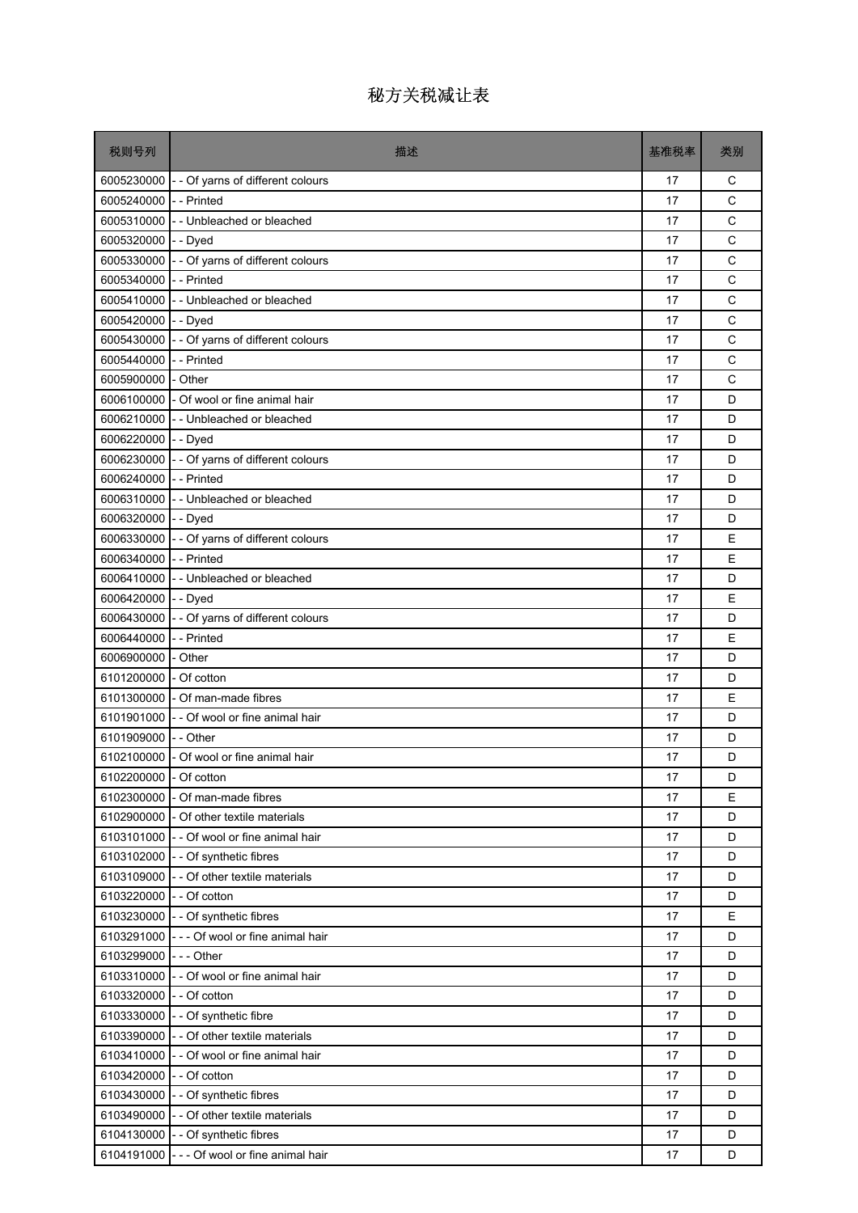# 秘方关税减让表

| 税则号列 | 描述 | 基准税率 | 类别 |
|---|---|---|---|
| 6005230000 | - - Of yarns of different colours | 17 | C |
| 6005240000 | - - Printed | 17 | C |
| 6005310000 | - - Unbleached or bleached | 17 | C |
| 6005320000 | - - Dyed | 17 | C |
| 6005330000 | - - Of yarns of different colours | 17 | C |
| 6005340000 | - - Printed | 17 | C |
| 6005410000 | - - Unbleached or bleached | 17 | C |
| 6005420000 | - - Dyed | 17 | C |
| 6005430000 | - - Of yarns of different colours | 17 | C |
| 6005440000 | - - Printed | 17 | C |
| 6005900000 | - Other | 17 | C |
| 6006100000 | - Of wool or fine animal hair | 17 | D |
| 6006210000 | - - Unbleached or bleached | 17 | D |
| 6006220000 | - - Dyed | 17 | D |
| 6006230000 | - - Of yarns of different colours | 17 | D |
| 6006240000 | - - Printed | 17 | D |
| 6006310000 | - - Unbleached or bleached | 17 | D |
| 6006320000 | - - Dyed | 17 | D |
| 6006330000 | - - Of yarns of different colours | 17 | E |
| 6006340000 | - - Printed | 17 | E |
| 6006410000 | - - Unbleached or bleached | 17 | D |
| 6006420000 | - - Dyed | 17 | E |
| 6006430000 | - - Of yarns of different colours | 17 | D |
| 6006440000 | - - Printed | 17 | E |
| 6006900000 | - Other | 17 | D |
| 6101200000 | - Of cotton | 17 | D |
| 6101300000 | - Of man-made fibres | 17 | E |
| 6101901000 | - - Of wool or fine animal hair | 17 | D |
| 6101909000 | - - Other | 17 | D |
| 6102100000 | - Of wool or fine animal hair | 17 | D |
| 6102200000 | - Of cotton | 17 | D |
| 6102300000 | - Of man-made fibres | 17 | E |
| 6102900000 | - Of other textile materials | 17 | D |
| 6103101000 | - - Of wool or fine animal hair | 17 | D |
| 6103102000 | - - Of synthetic fibres | 17 | D |
| 6103109000 | - - Of other textile materials | 17 | D |
| 6103220000 | - - Of cotton | 17 | D |
| 6103230000 | - - Of synthetic fibres | 17 | E |
| 6103291000 | - - - Of wool or fine animal hair | 17 | D |
| 6103299000 | - - - Other | 17 | D |
| 6103310000 | - - Of wool or fine animal hair | 17 | D |
| 6103320000 | - - Of cotton | 17 | D |
| 6103330000 | - - Of synthetic fibre | 17 | D |
| 6103390000 | - - Of other textile materials | 17 | D |
| 6103410000 | - - Of wool or fine animal hair | 17 | D |
| 6103420000 | - - Of cotton | 17 | D |
| 6103430000 | - - Of synthetic fibres | 17 | D |
| 6103490000 | - - Of other textile materials | 17 | D |
| 6104130000 | - - Of synthetic fibres | 17 | D |
| 6104191000 | - - - Of wool or fine animal hair | 17 | D |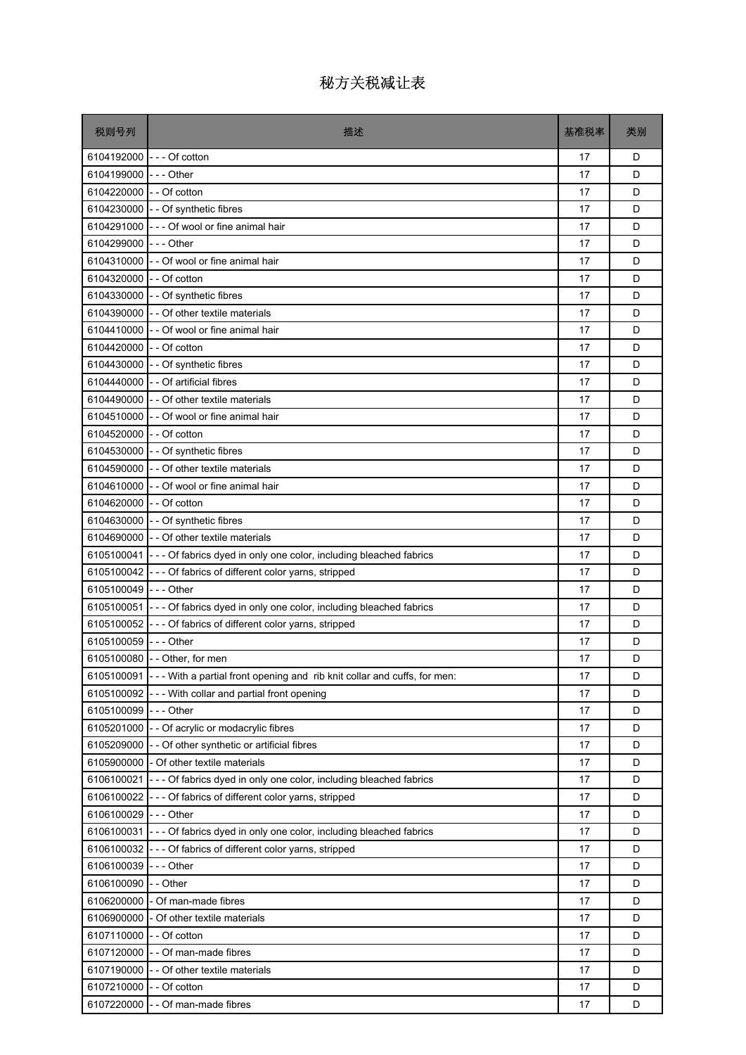# 秘方关税减让表

| 税则号列 | 描述 | 基准税率 | 类别 |
|---|---|---|---|
| 6104192000 | - - - Of cotton | 17 | D |
| 6104199000 | - - - Other | 17 | D |
| 6104220000 | - - Of cotton | 17 | D |
| 6104230000 | - - Of synthetic fibres | 17 | D |
| 6104291000 | - - - Of wool or fine animal hair | 17 | D |
| 6104299000 | - - - Other | 17 | D |
| 6104310000 | - - Of wool or fine animal hair | 17 | D |
| 6104320000 | - - Of cotton | 17 | D |
| 6104330000 | - - Of synthetic fibres | 17 | D |
| 6104390000 | - - Of other textile materials | 17 | D |
| 6104410000 | - - Of wool or fine animal hair | 17 | D |
| 6104420000 | - - Of cotton | 17 | D |
| 6104430000 | - - Of synthetic fibres | 17 | D |
| 6104440000 | - - Of artificial fibres | 17 | D |
| 6104490000 | - - Of other textile materials | 17 | D |
| 6104510000 | - - Of wool or fine animal hair | 17 | D |
| 6104520000 | - - Of cotton | 17 | D |
| 6104530000 | - - Of synthetic fibres | 17 | D |
| 6104590000 | - - Of other textile materials | 17 | D |
| 6104610000 | - - Of wool or fine animal hair | 17 | D |
| 6104620000 | - - Of cotton | 17 | D |
| 6104630000 | - - Of synthetic fibres | 17 | D |
| 6104690000 | - - Of other textile materials | 17 | D |
| 6105100041 | - - - Of fabrics dyed in only one color, including bleached fabrics | 17 | D |
| 6105100042 | - - - Of fabrics of different color yarns, stripped | 17 | D |
| 6105100049 | - - - Other | 17 | D |
| 6105100051 | - - - Of fabrics dyed in only one color, including bleached fabrics | 17 | D |
| 6105100052 | - - - Of fabrics of different color yarns, stripped | 17 | D |
| 6105100059 | - - - Other | 17 | D |
| 6105100080 | - - Other, for men | 17 | D |
| 6105100091 | - - - With a partial front opening and rib knit collar and cuffs, for men: | 17 | D |
| 6105100092 | - - - With collar and partial front opening | 17 | D |
| 6105100099 | - - - Other | 17 | D |
| 6105201000 | - - Of acrylic or modacrylic fibres | 17 | D |
| 6105209000 | - - Of other synthetic or artificial fibres | 17 | D |
| 6105900000 | - Of other textile materials | 17 | D |
| 6106100021 | - - - Of fabrics dyed in only one color, including bleached fabrics | 17 | D |
| 6106100022 | - - - Of fabrics of different color yarns, stripped | 17 | D |
| 6106100029 | - - - Other | 17 | D |
| 6106100031 | - - - Of fabrics dyed in only one color, including bleached fabrics | 17 | D |
| 6106100032 | - - - Of fabrics of different color yarns, stripped | 17 | D |
| 6106100039 | - - - Other | 17 | D |
| 6106100090 | - - Other | 17 | D |
| 6106200000 | - Of man-made fibres | 17 | D |
| 6106900000 | - Of other textile materials | 17 | D |
| 6107110000 | - - Of cotton | 17 | D |
| 6107120000 | - - Of man-made fibres | 17 | D |
| 6107190000 | - - Of other textile materials | 17 | D |
| 6107210000 | - - Of cotton | 17 | D |
| 6107220000 | - - Of man-made fibres | 17 | D |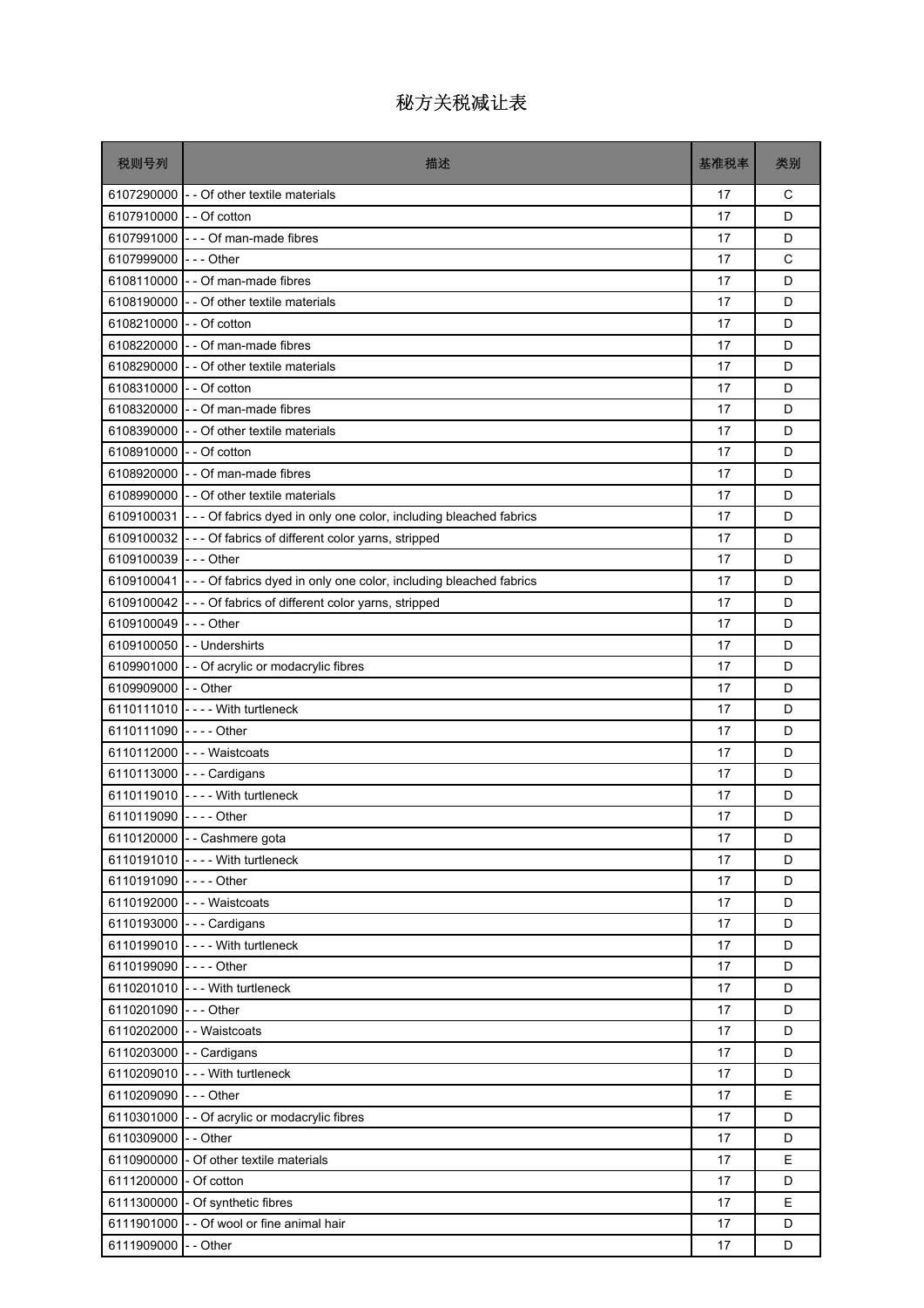# 秘方关税减让表

| 税则号列 | 描述 | 基准税率 | 类别 |
|---|---|---|---|
| 6107290000 | - - Of other textile materials | 17 | C |
| 6107910000 | - - Of cotton | 17 | D |
| 6107991000 | - - - Of man-made fibres | 17 | D |
| 6107999000 | - - - Other | 17 | C |
| 6108110000 | - - Of man-made fibres | 17 | D |
| 6108190000 | - - Of other textile materials | 17 | D |
| 6108210000 | - - Of cotton | 17 | D |
| 6108220000 | - - Of man-made fibres | 17 | D |
| 6108290000 | - - Of other textile materials | 17 | D |
| 6108310000 | - - Of cotton | 17 | D |
| 6108320000 | - - Of man-made fibres | 17 | D |
| 6108390000 | - - Of other textile materials | 17 | D |
| 6108910000 | - - Of cotton | 17 | D |
| 6108920000 | - - Of man-made fibres | 17 | D |
| 6108990000 | - - Of other textile materials | 17 | D |
| 6109100031 | - - - Of fabrics dyed in only one color, including bleached fabrics | 17 | D |
| 6109100032 | - - - Of fabrics of different color yarns, stripped | 17 | D |
| 6109100039 | - - - Other | 17 | D |
| 6109100041 | - - - Of fabrics dyed in only one color, including bleached fabrics | 17 | D |
| 6109100042 | - - - Of fabrics of different color yarns, stripped | 17 | D |
| 6109100049 | - - - Other | 17 | D |
| 6109100050 | - - Undershirts | 17 | D |
| 6109901000 | - - Of acrylic or modacrylic fibres | 17 | D |
| 6109909000 | - - Other | 17 | D |
| 6110111010 | - - - - With turtleneck | 17 | D |
| 6110111090 | - - - - Other | 17 | D |
| 6110112000 | - - - Waistcoats | 17 | D |
| 6110113000 | - - - Cardigans | 17 | D |
| 6110119010 | - - - - With turtleneck | 17 | D |
| 6110119090 | - - - - Other | 17 | D |
| 6110120000 | - - Cashmere gota | 17 | D |
| 6110191010 | - - - - With turtleneck | 17 | D |
| 6110191090 | - - - - Other | 17 | D |
| 6110192000 | - - - Waistcoats | 17 | D |
| 6110193000 | - - - Cardigans | 17 | D |
| 6110199010 | - - - - With turtleneck | 17 | D |
| 6110199090 | - - - - Other | 17 | D |
| 6110201010 | - - - With turtleneck | 17 | D |
| 6110201090 | - - - Other | 17 | D |
| 6110202000 | - - Waistcoats | 17 | D |
| 6110203000 | - - Cardigans | 17 | D |
| 6110209010 | - - - With turtleneck | 17 | D |
| 6110209090 | - - - Other | 17 | E |
| 6110301000 | - - Of acrylic or modacrylic fibres | 17 | D |
| 6110309000 | - - Other | 17 | D |
| 6110900000 | - Of other textile materials | 17 | E |
| 6111200000 | - Of cotton | 17 | D |
| 6111300000 | - Of synthetic fibres | 17 | E |
| 6111901000 | - - Of wool or fine animal hair | 17 | D |
| 6111909000 | - - Other | 17 | D |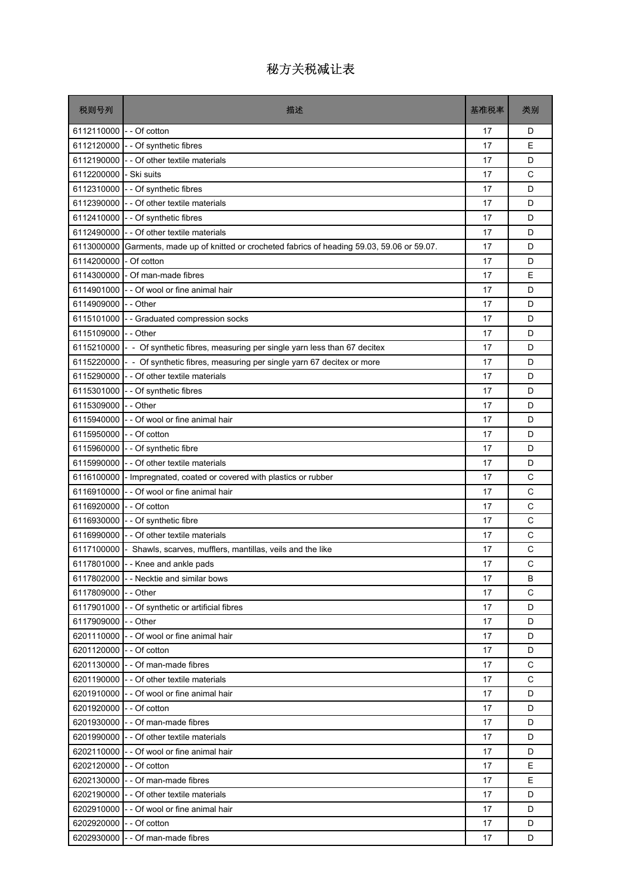# 秘方关税减让表

| 税则号列 | 描述 | 基准税率 | 类别 |
|---|---|---|---|
| 6112110000 | - - Of cotton | 17 | D |
| 6112120000 | - - Of synthetic fibres | 17 | E |
| 6112190000 | - - Of other textile materials | 17 | D |
| 6112200000 | - Ski suits | 17 | C |
| 6112310000 | - - Of synthetic fibres | 17 | D |
| 6112390000 | - - Of other textile materials | 17 | D |
| 6112410000 | - - Of synthetic fibres | 17 | D |
| 6112490000 | - - Of other textile materials | 17 | D |
| 6113000000 | Garments, made up of knitted or crocheted fabrics of heading 59.03, 59.06 or 59.07. | 17 | D |
| 6114200000 | - Of cotton | 17 | D |
| 6114300000 | - Of man-made fibres | 17 | E |
| 6114901000 | - - Of wool or fine animal hair | 17 | D |
| 6114909000 | - - Other | 17 | D |
| 6115101000 | - - Graduated compression socks | 17 | D |
| 6115109000 | - - Other | 17 | D |
| 6115210000 | - - Of synthetic fibres, measuring per single yarn less than 67 decitex | 17 | D |
| 6115220000 | - - Of synthetic fibres, measuring per single yarn 67 decitex or more | 17 | D |
| 6115290000 | - - Of other textile materials | 17 | D |
| 6115301000 | - - Of synthetic fibres | 17 | D |
| 6115309000 | - - Other | 17 | D |
| 6115940000 | - - Of wool or fine animal hair | 17 | D |
| 6115950000 | - - Of cotton | 17 | D |
| 6115960000 | - - Of synthetic fibre | 17 | D |
| 6115990000 | - - Of other textile materials | 17 | D |
| 6116100000 | - Impregnated, coated or covered with plastics or rubber | 17 | C |
| 6116910000 | - - Of wool or fine animal hair | 17 | C |
| 6116920000 | - - Of cotton | 17 | C |
| 6116930000 | - - Of synthetic fibre | 17 | C |
| 6116990000 | - - Of other textile materials | 17 | C |
| 6117100000 | - Shawls, scarves, mufflers, mantillas, veils and the like | 17 | C |
| 6117801000 | - - Knee and ankle pads | 17 | C |
| 6117802000 | - - Necktie and similar bows | 17 | B |
| 6117809000 | - - Other | 17 | C |
| 6117901000 | - - Of synthetic or artificial fibres | 17 | D |
| 6117909000 | - - Other | 17 | D |
| 6201110000 | - - Of wool or fine animal hair | 17 | D |
| 6201120000 | - - Of cotton | 17 | D |
| 6201130000 | - - Of man-made fibres | 17 | C |
| 6201190000 | - - Of other textile materials | 17 | C |
| 6201910000 | - - Of wool or fine animal hair | 17 | D |
| 6201920000 | - - Of cotton | 17 | D |
| 6201930000 | - - Of man-made fibres | 17 | D |
| 6201990000 | - - Of other textile materials | 17 | D |
| 6202110000 | - - Of wool or fine animal hair | 17 | D |
| 6202120000 | - - Of cotton | 17 | E |
| 6202130000 | - - Of man-made fibres | 17 | E |
| 6202190000 | - - Of other textile materials | 17 | D |
| 6202910000 | - - Of wool or fine animal hair | 17 | D |
| 6202920000 | - - Of cotton | 17 | D |
| 6202930000 | - - Of man-made fibres | 17 | D |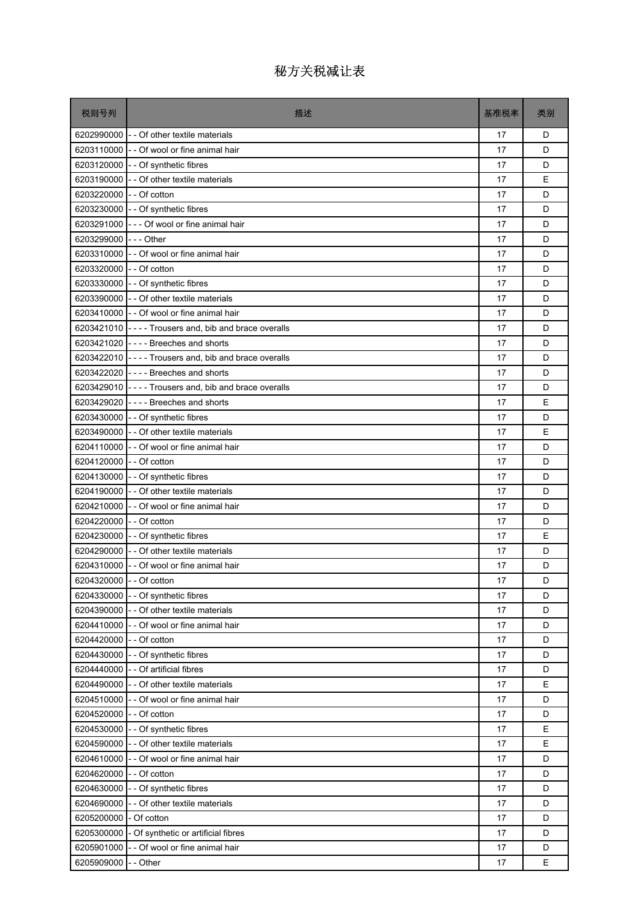# 秘方关税减让表

| 税则号列 | 描述 | 基准税率 | 类别 |
|---|---|---|---|
| 6202990000 | - - Of other textile materials | 17 | D |
| 6203110000 | - - Of wool or fine animal hair | 17 | D |
| 6203120000 | - - Of synthetic fibres | 17 | D |
| 6203190000 | - - Of other textile materials | 17 | E |
| 6203220000 | - - Of cotton | 17 | D |
| 6203230000 | - - Of synthetic fibres | 17 | D |
| 6203291000 | - - - Of wool or fine animal hair | 17 | D |
| 6203299000 | - - - Other | 17 | D |
| 6203310000 | - - Of wool or fine animal hair | 17 | D |
| 6203320000 | - - Of cotton | 17 | D |
| 6203330000 | - - Of synthetic fibres | 17 | D |
| 6203390000 | - - Of other textile materials | 17 | D |
| 6203410000 | - - Of wool or fine animal hair | 17 | D |
| 6203421010 | - - - - Trousers and, bib and brace overalls | 17 | D |
| 6203421020 | - - - - Breeches and shorts | 17 | D |
| 6203422010 | - - - - Trousers and, bib and brace overalls | 17 | D |
| 6203422020 | - - - - Breeches and shorts | 17 | D |
| 6203429010 | - - - - Trousers and, bib and brace overalls | 17 | D |
| 6203429020 | - - - - Breeches and shorts | 17 | E |
| 6203430000 | - - Of synthetic fibres | 17 | D |
| 6203490000 | - - Of other textile materials | 17 | E |
| 6204110000 | - - Of wool or fine animal hair | 17 | D |
| 6204120000 | - - Of cotton | 17 | D |
| 6204130000 | - - Of synthetic fibres | 17 | D |
| 6204190000 | - - Of other textile materials | 17 | D |
| 6204210000 | - - Of wool or fine animal hair | 17 | D |
| 6204220000 | - - Of cotton | 17 | D |
| 6204230000 | - - Of synthetic fibres | 17 | E |
| 6204290000 | - - Of other textile materials | 17 | D |
| 6204310000 | - - Of wool or fine animal hair | 17 | D |
| 6204320000 | - - Of cotton | 17 | D |
| 6204330000 | - - Of synthetic fibres | 17 | D |
| 6204390000 | - - Of other textile materials | 17 | D |
| 6204410000 | - - Of wool or fine animal hair | 17 | D |
| 6204420000 | - - Of cotton | 17 | D |
| 6204430000 | - - Of synthetic fibres | 17 | D |
| 6204440000 | - - Of artificial fibres | 17 | D |
| 6204490000 | - - Of other textile materials | 17 | E |
| 6204510000 | - - Of wool or fine animal hair | 17 | D |
| 6204520000 | - - Of cotton | 17 | D |
| 6204530000 | - - Of synthetic fibres | 17 | E |
| 6204590000 | - - Of other textile materials | 17 | E |
| 6204610000 | - - Of wool or fine animal hair | 17 | D |
| 6204620000 | - - Of cotton | 17 | D |
| 6204630000 | - - Of synthetic fibres | 17 | D |
| 6204690000 | - - Of other textile materials | 17 | D |
| 6205200000 | - Of cotton | 17 | D |
| 6205300000 | - Of synthetic or artificial fibres | 17 | D |
| 6205901000 | - - Of wool or fine animal hair | 17 | D |
| 6205909000 | - - Other | 17 | E |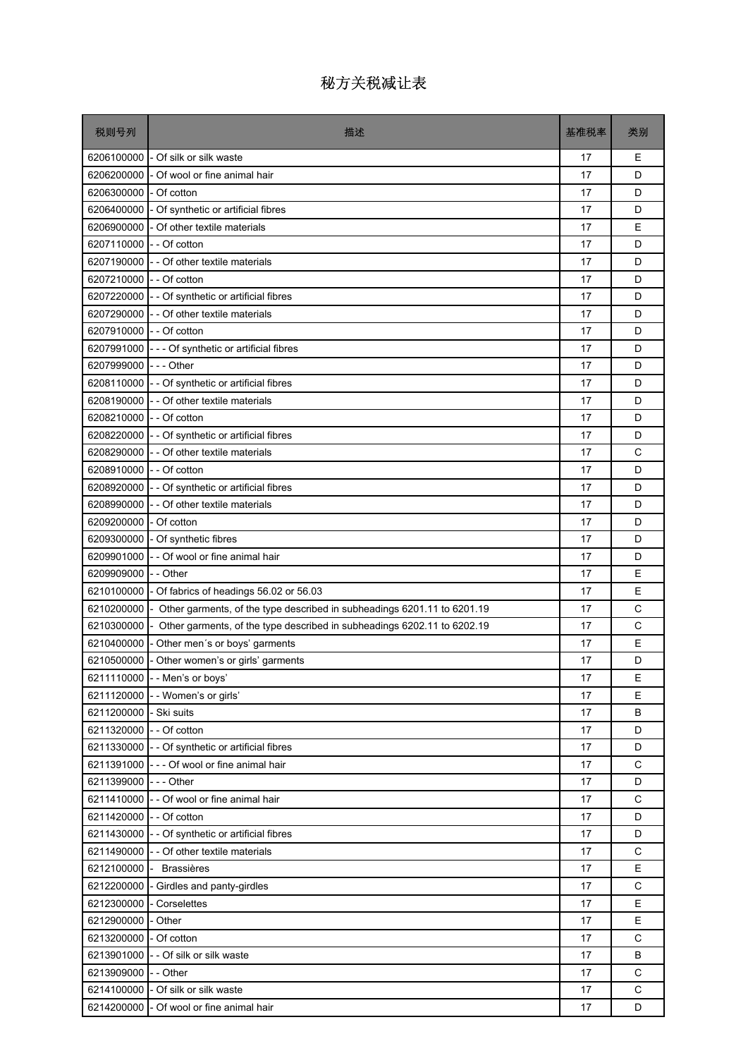# 秘方关税减让表

| 税则号列 | 描述 | 基准税率 | 类别 |
|---|---|---|---|
| 6206100000 | - Of silk or silk waste | 17 | E |
| 6206200000 | - Of wool or fine animal hair | 17 | D |
| 6206300000 | - Of cotton | 17 | D |
| 6206400000 | - Of synthetic or artificial fibres | 17 | D |
| 6206900000 | - Of other textile materials | 17 | E |
| 6207110000 | - - Of cotton | 17 | D |
| 6207190000 | - - Of other textile materials | 17 | D |
| 6207210000 | - - Of cotton | 17 | D |
| 6207220000 | - - Of synthetic or artificial fibres | 17 | D |
| 6207290000 | - - Of other textile materials | 17 | D |
| 6207910000 | - - Of cotton | 17 | D |
| 6207991000 | - - - Of synthetic or artificial fibres | 17 | D |
| 6207999000 | - - - Other | 17 | D |
| 6208110000 | - - Of synthetic or artificial fibres | 17 | D |
| 6208190000 | - - Of other textile materials | 17 | D |
| 6208210000 | - - Of cotton | 17 | D |
| 6208220000 | - - Of synthetic or artificial fibres | 17 | D |
| 6208290000 | - - Of other textile materials | 17 | C |
| 6208910000 | - - Of cotton | 17 | D |
| 6208920000 | - - Of synthetic or artificial fibres | 17 | D |
| 6208990000 | - - Of other textile materials | 17 | D |
| 6209200000 | - Of cotton | 17 | D |
| 6209300000 | - Of synthetic fibres | 17 | D |
| 6209901000 | - - Of wool or fine animal hair | 17 | D |
| 6209909000 | - - Other | 17 | E |
| 6210100000 | - Of fabrics of headings 56.02 or 56.03 | 17 | E |
| 6210200000 | - Other garments, of the type described in subheadings 6201.11 to 6201.19 | 17 | C |
| 6210300000 | - Other garments, of the type described in subheadings 6202.11 to 6202.19 | 17 | C |
| 6210400000 | - Other men´s or boys' garments | 17 | E |
| 6210500000 | - Other women's or girls' garments | 17 | D |
| 6211110000 | - - Men's or boys' | 17 | E |
| 6211120000 | - - Women's or girls' | 17 | E |
| 6211200000 | - Ski suits | 17 | B |
| 6211320000 | - - Of cotton | 17 | D |
| 6211330000 | - - Of synthetic or artificial fibres | 17 | D |
| 6211391000 | - - - Of wool or fine animal hair | 17 | C |
| 6211399000 | - - - Other | 17 | D |
| 6211410000 | - - Of wool or fine animal hair | 17 | C |
| 6211420000 | - - Of cotton | 17 | D |
| 6211430000 | - - Of synthetic or artificial fibres | 17 | D |
| 6211490000 | - - Of other textile materials | 17 | C |
| 6212100000 | - Brassières | 17 | E |
| 6212200000 | - Girdles and panty-girdles | 17 | C |
| 6212300000 | - Corselettes | 17 | E |
| 6212900000 | - Other | 17 | E |
| 6213200000 | - Of cotton | 17 | C |
| 6213901000 | - - Of silk or silk waste | 17 | B |
| 6213909000 | - - Other | 17 | C |
| 6214100000 | - Of silk or silk waste | 17 | C |
| 6214200000 | - Of wool or fine animal hair | 17 | D |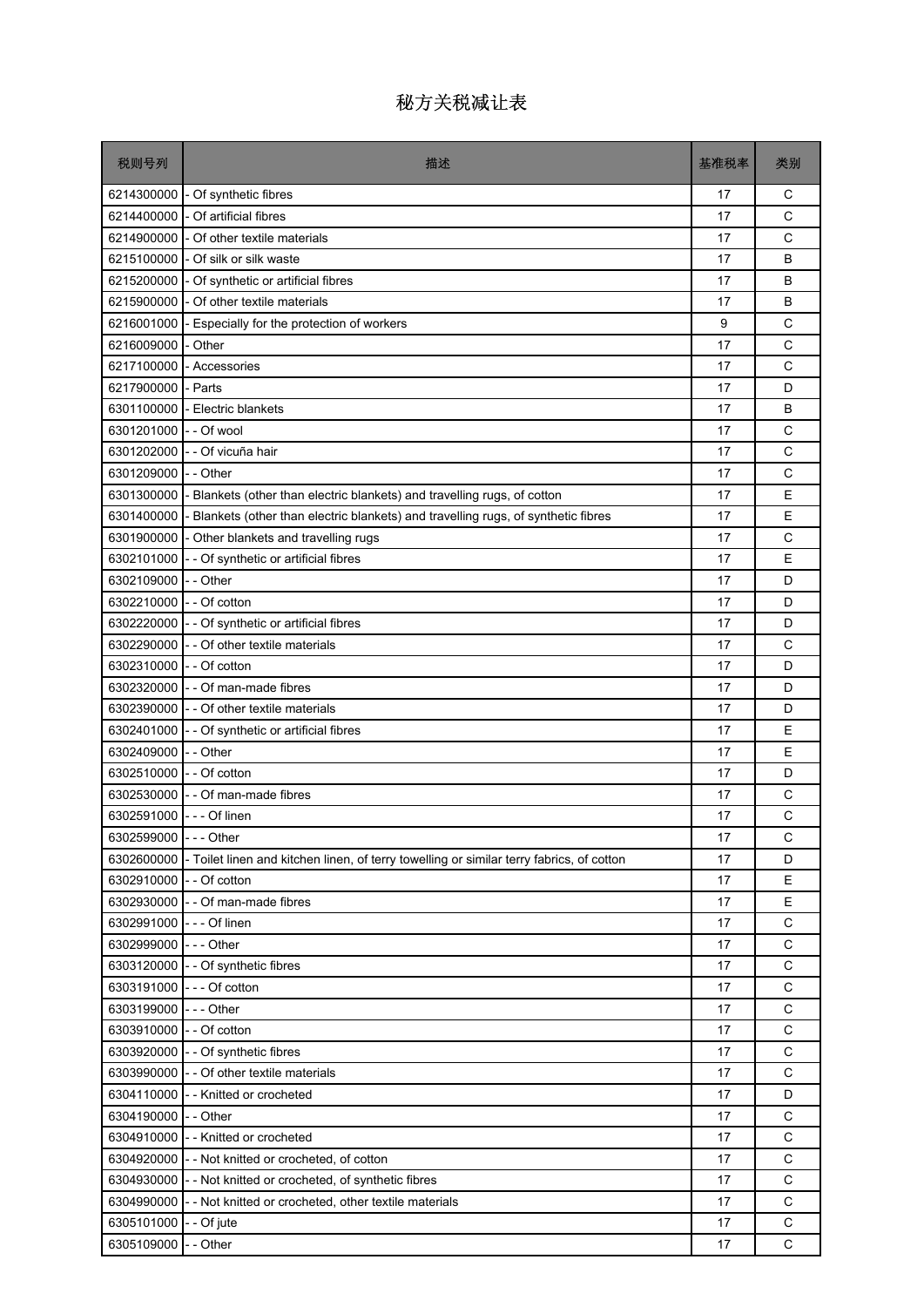# 秘方关税减让表

| 税则号列 | 描述 | 基准税率 | 类别 |
|---|---|---|---|
| 6214300000 | - Of synthetic fibres | 17 | C |
| 6214400000 | - Of artificial fibres | 17 | C |
| 6214900000 | - Of other textile materials | 17 | C |
| 6215100000 | - Of silk or silk waste | 17 | B |
| 6215200000 | - Of synthetic or artificial fibres | 17 | B |
| 6215900000 | - Of other textile materials | 17 | B |
| 6216001000 | - Especially for the protection of workers | 9 | C |
| 6216009000 | - Other | 17 | C |
| 6217100000 | - Accessories | 17 | C |
| 6217900000 | - Parts | 17 | D |
| 6301100000 | - Electric blankets | 17 | B |
| 6301201000 | - - Of wool | 17 | C |
| 6301202000 | - - Of vicuña hair | 17 | C |
| 6301209000 | - - Other | 17 | C |
| 6301300000 | - Blankets (other than electric blankets) and travelling rugs, of cotton | 17 | E |
| 6301400000 | - Blankets (other than electric blankets) and travelling rugs, of synthetic fibres | 17 | E |
| 6301900000 | - Other blankets and travelling rugs | 17 | C |
| 6302101000 | - - Of synthetic or artificial fibres | 17 | E |
| 6302109000 | - - Other | 17 | D |
| 6302210000 | - - Of cotton | 17 | D |
| 6302220000 | - - Of synthetic or artificial fibres | 17 | D |
| 6302290000 | - - Of other textile materials | 17 | C |
| 6302310000 | - - Of cotton | 17 | D |
| 6302320000 | - - Of man-made fibres | 17 | D |
| 6302390000 | - - Of other textile materials | 17 | D |
| 6302401000 | - - Of synthetic or artificial fibres | 17 | E |
| 6302409000 | - - Other | 17 | E |
| 6302510000 | - - Of cotton | 17 | D |
| 6302530000 | - - Of man-made fibres | 17 | C |
| 6302591000 | - - - Of linen | 17 | C |
| 6302599000 | - - - Other | 17 | C |
| 6302600000 | - Toilet linen and kitchen linen, of terry towelling or similar terry fabrics, of cotton | 17 | D |
| 6302910000 | - - Of cotton | 17 | E |
| 6302930000 | - - Of man-made fibres | 17 | E |
| 6302991000 | - - - Of linen | 17 | C |
| 6302999000 | - - - Other | 17 | C |
| 6303120000 | - - Of synthetic fibres | 17 | C |
| 6303191000 | - - - Of cotton | 17 | C |
| 6303199000 | - - - Other | 17 | C |
| 6303910000 | - - Of cotton | 17 | C |
| 6303920000 | - - Of synthetic fibres | 17 | C |
| 6303990000 | - - Of other textile materials | 17 | C |
| 6304110000 | - - Knitted or crocheted | 17 | D |
| 6304190000 | - - Other | 17 | C |
| 6304910000 | - - Knitted or crocheted | 17 | C |
| 6304920000 | - - Not knitted or crocheted, of cotton | 17 | C |
| 6304930000 | - - Not knitted or crocheted, of synthetic fibres | 17 | C |
| 6304990000 | - - Not knitted or crocheted, other textile materials | 17 | C |
| 6305101000 | - - Of jute | 17 | C |
| 6305109000 | - - Other | 17 | C |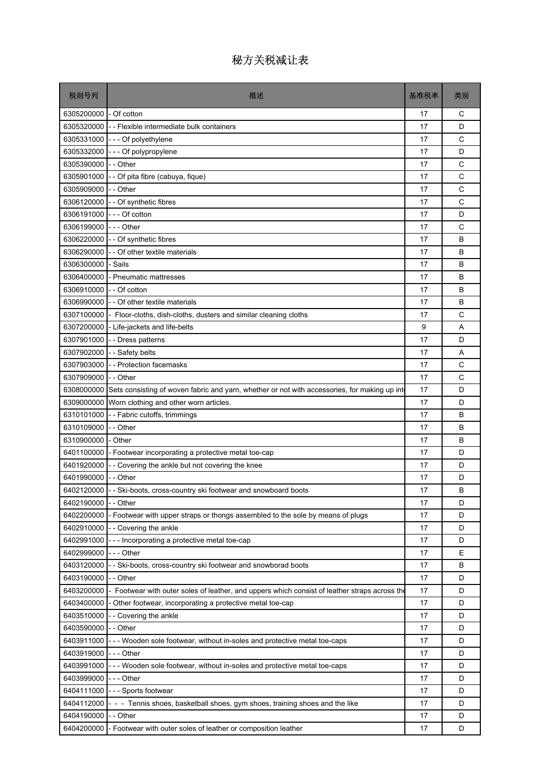# 秘方关税减让表

| 税则号列 | 描述 | 基准税率 | 类别 |
|---|---|---|---|
| 6305200000 | - Of cotton | 17 | C |
| 6305320000 | - - Flexible intermediate bulk containers | 17 | D |
| 6305331000 | - - - Of polyethylene | 17 | C |
| 6305332000 | - - - Of polypropylene | 17 | D |
| 6305390000 | - - Other | 17 | C |
| 6305901000 | - - Of pita fibre (cabuya, fique) | 17 | C |
| 6305909000 | - - Other | 17 | C |
| 6306120000 | - - Of synthetic fibres | 17 | C |
| 6306191000 | - - - Of cotton | 17 | D |
| 6306199000 | - - - Other | 17 | C |
| 6306220000 | - - Of synthetic fibres | 17 | B |
| 6306290000 | - - Of other textile materials | 17 | B |
| 6306300000 | - Sails | 17 | B |
| 6306400000 | - Pneumatic mattresses | 17 | B |
| 6306910000 | - - Of cotton | 17 | B |
| 6306990000 | - - Of other textile materials | 17 | B |
| 6307100000 | - Floor-cloths, dish-cloths, dusters and similar cleaning cloths | 17 | C |
| 6307200000 | - Life-jackets and life-belts | 9 | A |
| 6307901000 | - - Dress patterns | 17 | D |
| 6307902000 | - - Safety belts | 17 | A |
| 6307903000 | - - Protection facemasks | 17 | C |
| 6307909000 | - - Other | 17 | C |
| 6308000000 | Sets consisting of woven fabric and yarn, whether or not with accessories, for making up int | 17 | D |
| 6309000000 | Worn clothing and other worn articles. | 17 | D |
| 6310101000 | - - Fabric cutoffs, trimmings | 17 | B |
| 6310109000 | - - Other | 17 | B |
| 6310900000 | - Other | 17 | B |
| 6401100000 | - Footwear incorporating a protective metal toe-cap | 17 | D |
| 6401920000 | - - Covering the ankle but not covering the knee | 17 | D |
| 6401990000 | - - Other | 17 | D |
| 6402120000 | - - Ski-boots, cross-country ski footwear and snowboard boots | 17 | B |
| 6402190000 | - - Other | 17 | D |
| 6402200000 | - Footwear with upper straps or thongs assembled to the sole by means of plugs | 17 | D |
| 6402910000 | - - Covering the ankle | 17 | D |
| 6402991000 | - - - Incorporating a protective metal toe-cap | 17 | D |
| 6402999000 | - - - Other | 17 | E |
| 6403120000 | - - Ski-boots, cross-country ski footwear and snowborad boots | 17 | B |
| 6403190000 | - - Other | 17 | D |
| 6403200000 | - Footwear with outer soles of leather, and uppers which consist of leather straps across the | 17 | D |
| 6403400000 | - Other footwear, incorporating a protective metal toe-cap | 17 | D |
| 6403510000 | - - Covering the ankle | 17 | D |
| 6403590000 | - - Other | 17 | D |
| 6403911000 | - - - Wooden sole footwear, without in-soles and protective metal toe-caps | 17 | D |
| 6403919000 | - - - Other | 17 | D |
| 6403991000 | - - - Wooden sole footwear, without in-soles and protective metal toe-caps | 17 | D |
| 6403999000 | - - - Other | 17 | D |
| 6404111000 | - - - Sports footwear | 17 | D |
| 6404112000 | - - - Tennis shoes, basketball shoes, gym shoes, training shoes and the like | 17 | D |
| 6404190000 | - - Other | 17 | D |
| 6404200000 | - Footwear with outer soles of leather or composition leather | 17 | D |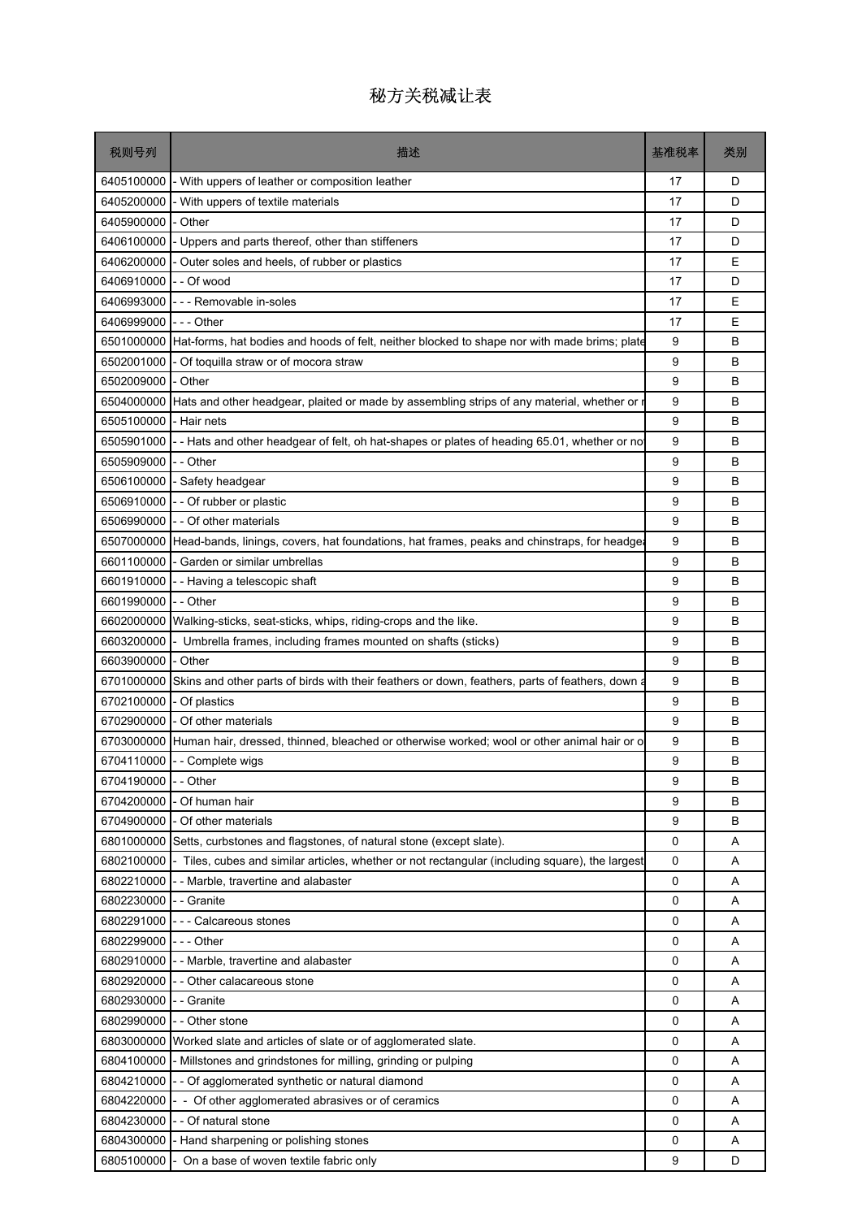# 秘方关税减让表

| 税则号列 | 描述 | 基准税率 | 类别 |
|---|---|---|---|
| 6405100000 | - With uppers of leather or composition leather | 17 | D |
| 6405200000 | - With uppers of textile materials | 17 | D |
| 6405900000 | - Other | 17 | D |
| 6406100000 | - Uppers and parts thereof, other than stiffeners | 17 | D |
| 6406200000 | - Outer soles and heels, of rubber or plastics | 17 | E |
| 6406910000 | - - Of wood | 17 | D |
| 6406993000 | - - - Removable in-soles | 17 | E |
| 6406999000 | - - - Other | 17 | E |
| 6501000000 | Hat-forms, hat bodies and hoods of felt, neither blocked to shape nor with made brims; plate | 9 | B |
| 6502001000 | - Of toquilla straw or of mocora straw | 9 | B |
| 6502009000 | - Other | 9 | B |
| 6504000000 | Hats and other headgear, plaited or made by assembling strips of any material, whether or r | 9 | B |
| 6505100000 | - Hair nets | 9 | B |
| 6505901000 | - - Hats and other headgear of felt, oh hat-shapes or plates of heading 65.01, whether or no | 9 | B |
| 6505909000 | - - Other | 9 | B |
| 6506100000 | - Safety headgear | 9 | B |
| 6506910000 | - - Of rubber or plastic | 9 | B |
| 6506990000 | - - Of other materials | 9 | B |
| 6507000000 | Head-bands, linings, covers, hat foundations, hat frames, peaks and chinstraps, for headgea | 9 | B |
| 6601100000 | - Garden or similar umbrellas | 9 | B |
| 6601910000 | - - Having a telescopic shaft | 9 | B |
| 6601990000 | - - Other | 9 | B |
| 6602000000 | Walking-sticks, seat-sticks, whips, riding-crops and the like. | 9 | B |
| 6603200000 | - Umbrella frames, including frames mounted on shafts (sticks) | 9 | B |
| 6603900000 | - Other | 9 | B |
| 6701000000 | Skins and other parts of birds with their feathers or down, feathers, parts of feathers, down a | 9 | B |
| 6702100000 | - Of plastics | 9 | B |
| 6702900000 | - Of other materials | 9 | B |
| 6703000000 | Human hair, dressed, thinned, bleached or otherwise worked; wool or other animal hair or o | 9 | B |
| 6704110000 | - - Complete wigs | 9 | B |
| 6704190000 | - - Other | 9 | B |
| 6704200000 | - Of human hair | 9 | B |
| 6704900000 | - Of other materials | 9 | B |
| 6801000000 | Setts, curbstones and flagstones, of natural stone (except slate). | 0 | A |
| 6802100000 | - Tiles, cubes and similar articles, whether or not rectangular (including square), the largest | 0 | A |
| 6802210000 | - - Marble, travertine and alabaster | 0 | A |
| 6802230000 | - - Granite | 0 | A |
| 6802291000 | - - - Calcareous stones | 0 | A |
| 6802299000 | - - - Other | 0 | A |
| 6802910000 | - - Marble, travertine and alabaster | 0 | A |
| 6802920000 | - - Other calacareous stone | 0 | A |
| 6802930000 | - - Granite | 0 | A |
| 6802990000 | - - Other stone | 0 | A |
| 6803000000 | Worked slate and articles of slate or of agglomerated slate. | 0 | A |
| 6804100000 | - Millstones and grindstones for milling, grinding or pulping | 0 | A |
| 6804210000 | - - Of agglomerated synthetic or natural diamond | 0 | A |
| 6804220000 | - - Of other agglomerated abrasives or of ceramics | 0 | A |
| 6804230000 | - - Of natural stone | 0 | A |
| 6804300000 | - Hand sharpening or polishing stones | 0 | A |
| 6805100000 | - On a base of woven textile fabric only | 9 | D |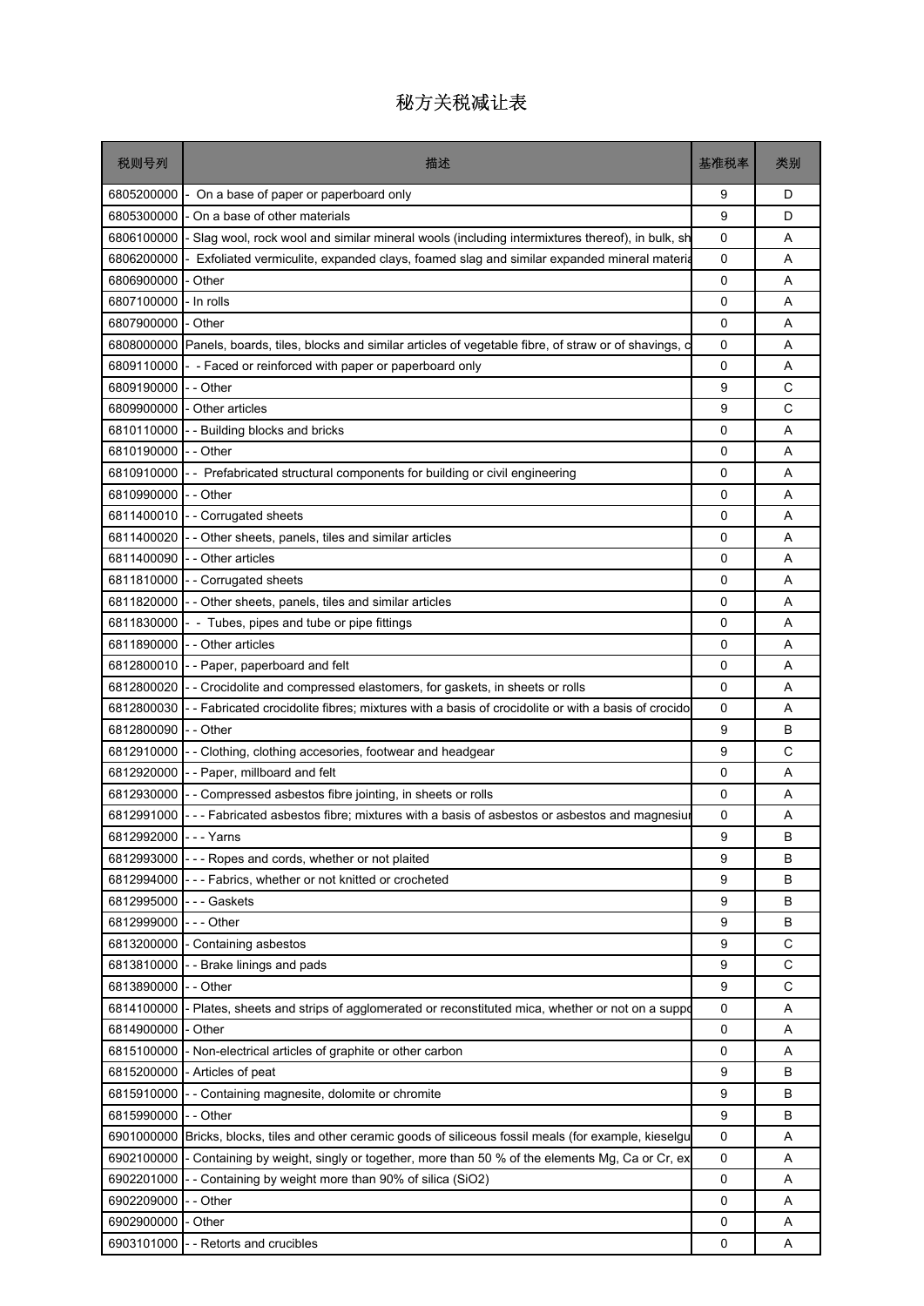# 秘方关税减让表

| 税则号列 | 描述 | 基准税率 | 类别 |
|---|---|---|---|
| 6805200000 | -  On a base of paper or paperboard only | 9 | D |
| 6805300000 | - On a base of other materials | 9 | D |
| 6806100000 | - Slag wool, rock wool and similar mineral wools (including intermixtures thereof), in bulk, sh | 0 | A |
| 6806200000 | -  Exfoliated vermiculite, expanded clays, foamed slag and similar expanded mineral materia | 0 | A |
| 6806900000 | - Other | 0 | A |
| 6807100000 | - In rolls | 0 | A |
| 6807900000 | - Other | 0 | A |
| 6808000000 | Panels, boards, tiles, blocks and similar articles of vegetable fibre, of straw or of shavings, c | 0 | A |
| 6809110000 | -  - Faced or reinforced with paper or paperboard only | 0 | A |
| 6809190000 | - - Other | 9 | C |
| 6809900000 | - Other articles | 9 | C |
| 6810110000 | - - Building blocks and bricks | 0 | A |
| 6810190000 | - - Other | 0 | A |
| 6810910000 | - -  Prefabricated structural components for building or civil engineering | 0 | A |
| 6810990000 | - - Other | 0 | A |
| 6811400010 | - - Corrugated sheets | 0 | A |
| 6811400020 | - - Other sheets, panels, tiles and similar articles | 0 | A |
| 6811400090 | - - Other articles | 0 | A |
| 6811810000 | - - Corrugated sheets | 0 | A |
| 6811820000 | - - Other sheets, panels, tiles and similar articles | 0 | A |
| 6811830000 | -  -  Tubes, pipes and tube or pipe fittings | 0 | A |
| 6811890000 | - - Other articles | 0 | A |
| 6812800010 | - - Paper, paperboard and felt | 0 | A |
| 6812800020 | - - Crocidolite and compressed elastomers, for gaskets, in sheets or rolls | 0 | A |
| 6812800030 | - - Fabricated crocidolite fibres; mixtures with a basis of crocidolite or with a basis of crocido | 0 | A |
| 6812800090 | - - Other | 9 | B |
| 6812910000 | - - Clothing, clothing accesories, footwear and headgear | 9 | C |
| 6812920000 | - - Paper, millboard and felt | 0 | A |
| 6812930000 | - - Compressed asbestos fibre jointing, in sheets or rolls | 0 | A |
| 6812991000 | - - - Fabricated asbestos fibre; mixtures with a basis of asbestos or asbestos and magnesiu | 0 | A |
| 6812992000 | - - - Yarns | 9 | B |
| 6812993000 | - - - Ropes and cords, whether or not plaited | 9 | B |
| 6812994000 | - - - Fabrics, whether or not knitted or crocheted | 9 | B |
| 6812995000 | - - - Gaskets | 9 | B |
| 6812999000 | - - - Other | 9 | B |
| 6813200000 | - Containing asbestos | 9 | C |
| 6813810000 | - - Brake linings and pads | 9 | C |
| 6813890000 | - - Other | 9 | C |
| 6814100000 | - Plates, sheets and strips of agglomerated or reconstituted mica, whether or not on a suppo | 0 | A |
| 6814900000 | - Other | 0 | A |
| 6815100000 | - Non-electrical articles of graphite or other carbon | 0 | A |
| 6815200000 | - Articles of peat | 9 | B |
| 6815910000 | - - Containing magnesite, dolomite or chromite | 9 | B |
| 6815990000 | - - Other | 9 | B |
| 6901000000 | Bricks, blocks, tiles and other ceramic goods of siliceous fossil meals (for example, kieselgu | 0 | A |
| 6902100000 | - Containing by weight, singly or together, more than 50 % of the elements Mg, Ca or Cr, ex | 0 | A |
| 6902201000 | - - Containing by weight more than 90% of silica ($SiO_2$) | 0 | A |
| 6902209000 | - - Other | 0 | A |
| 6902900000 | - Other | 0 | A |
| 6903101000 | - - Retorts and crucibles | 0 | A |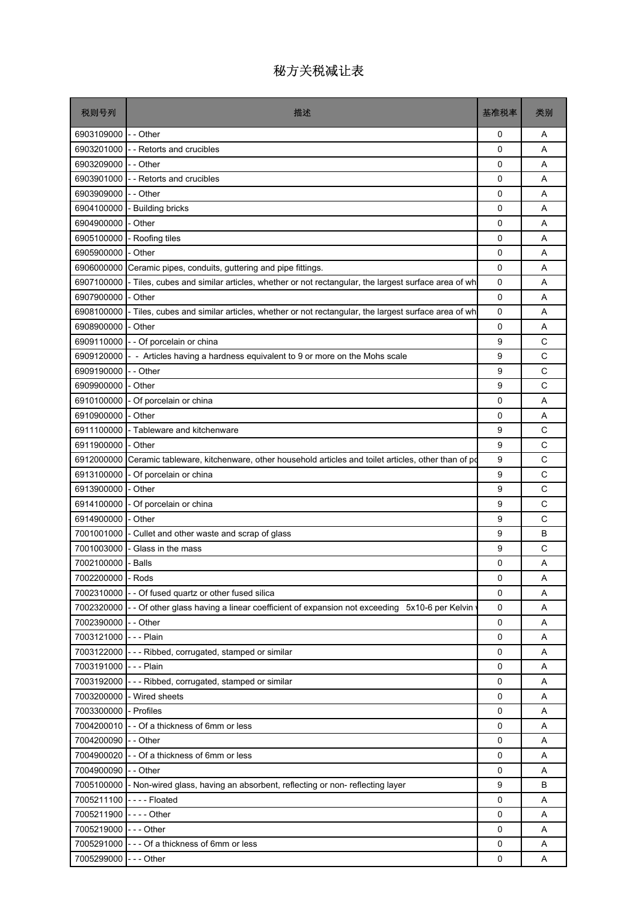# 秘方关税减让表

| 税则号列 | 描述 | 基准税率 | 类别 |
|---|---|---|---|
| 6903109000 | - - Other | 0 | A |
| 6903201000 | - - Retorts and crucibles | 0 | A |
| 6903209000 | - - Other | 0 | A |
| 6903901000 | - - Retorts and crucibles | 0 | A |
| 6903909000 | - - Other | 0 | A |
| 6904100000 | - Building bricks | 0 | A |
| 6904900000 | - Other | 0 | A |
| 6905100000 | - Roofing tiles | 0 | A |
| 6905900000 | - Other | 0 | A |
| 6906000000 | Ceramic pipes, conduits, guttering and pipe fittings. | 0 | A |
| 6907100000 | - Tiles, cubes and similar articles, whether or not rectangular, the largest surface area of wh | 0 | A |
| 6907900000 | - Other | 0 | A |
| 6908100000 | - Tiles, cubes and similar articles, whether or not rectangular, the largest surface area of wh | 0 | A |
| 6908900000 | - Other | 0 | A |
| 6909110000 | - - Of porcelain or china | 9 | C |
| 6909120000 | - - Articles having a hardness equivalent to 9 or more on the Mohs scale | 9 | C |
| 6909190000 | - - Other | 9 | C |
| 6909900000 | - Other | 9 | C |
| 6910100000 | - Of porcelain or china | 0 | A |
| 6910900000 | - Other | 0 | A |
| 6911100000 | - Tableware and kitchenware | 9 | C |
| 6911900000 | - Other | 9 | C |
| 6912000000 | Ceramic tableware, kitchenware, other household articles and toilet articles, other than of po | 9 | C |
| 6913100000 | - Of porcelain or china | 9 | C |
| 6913900000 | - Other | 9 | C |
| 6914100000 | - Of porcelain or china | 9 | C |
| 6914900000 | - Other | 9 | C |
| 7001001000 | - Cullet and other waste and scrap of glass | 9 | B |
| 7001003000 | - Glass in the mass | 9 | C |
| 7002100000 | - Balls | 0 | A |
| 7002200000 | - Rods | 0 | A |
| 7002310000 | - - Of fused quartz or other fused silica | 0 | A |
| 7002320000 | - - Of other glass having a linear coefficient of expansion not exceeding 5x10-6 per Kelvin | 0 | A |
| 7002390000 | - - Other | 0 | A |
| 7003121000 | - - - Plain | 0 | A |
| 7003122000 | - - - Ribbed, corrugated, stamped or similar | 0 | A |
| 7003191000 | - - - Plain | 0 | A |
| 7003192000 | - - - Ribbed, corrugated, stamped or similar | 0 | A |
| 7003200000 | - Wired sheets | 0 | A |
| 7003300000 | - Profiles | 0 | A |
| 7004200010 | - - Of a thickness of 6mm or less | 0 | A |
| 7004200090 | - - Other | 0 | A |
| 7004900020 | - - Of a thickness of 6mm or less | 0 | A |
| 7004900090 | - - Other | 0 | A |
| 7005100000 | - Non-wired glass, having an absorbent, reflecting or non- reflecting layer | 9 | B |
| 7005211100 | - - - - Floated | 0 | A |
| 7005211900 | - - - - Other | 0 | A |
| 7005219000 | - - - Other | 0 | A |
| 7005291000 | - - - Of a thickness of 6mm or less | 0 | A |
| 7005299000 | - - - Other | 0 | A |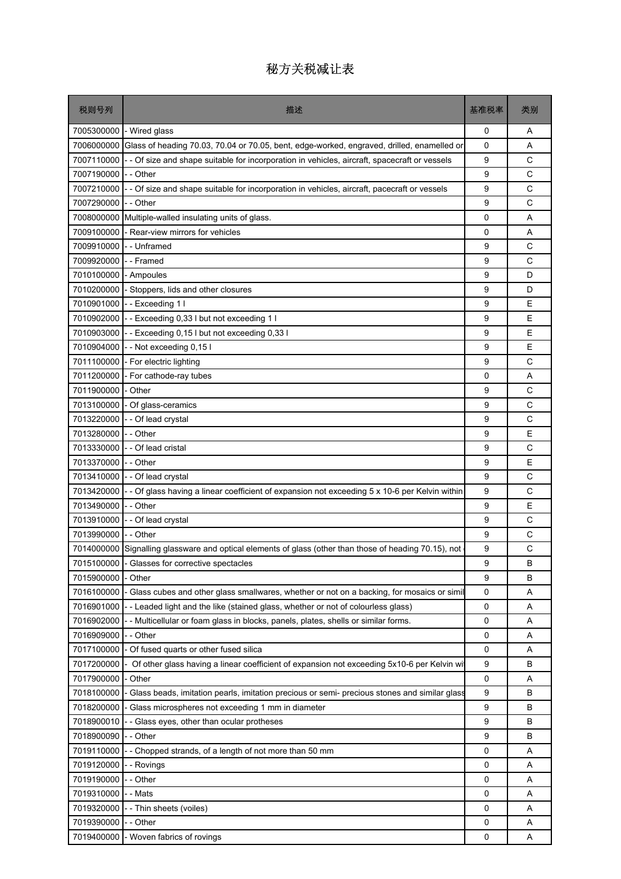# 秘方关税减让表

| 税则号列 | 描述 | 基准税率 | 类别 |
|---|---|---|---|
| 7005300000 | - Wired glass | 0 | A |
| 7006000000 | Glass of heading 70.03, 70.04 or 70.05, bent, edge-worked, engraved, drilled, enamelled or | 0 | A |
| 7007110000 | - - Of size and shape suitable for incorporation in vehicles, aircraft, spacecraft or vessels | 9 | C |
| 7007190000 | - - Other | 9 | C |
| 7007210000 | - - Of size and shape suitable for incorporation in vehicles, aircraft, pacecraft or vessels | 9 | C |
| 7007290000 | - - Other | 9 | C |
| 7008000000 | Multiple-walled insulating units of glass. | 0 | A |
| 7009100000 | - Rear-view mirrors for vehicles | 0 | A |
| 7009910000 | - - Unframed | 9 | C |
| 7009920000 | - - Framed | 9 | C |
| 7010100000 | - Ampoules | 9 | D |
| 7010200000 | - Stoppers, lids and other closures | 9 | D |
| 7010901000 | - - Exceeding 1 l | 9 | E |
| 7010902000 | - - Exceeding 0,33 l but not exceeding 1 l | 9 | E |
| 7010903000 | - - Exceeding 0,15 l but not exceeding 0,33 l | 9 | E |
| 7010904000 | - - Not exceeding 0,15 l | 9 | E |
| 7011100000 | - For electric lighting | 9 | C |
| 7011200000 | - For cathode-ray tubes | 0 | A |
| 7011900000 | - Other | 9 | C |
| 7013100000 | - Of glass-ceramics | 9 | C |
| 7013220000 | - - Of lead crystal | 9 | C |
| 7013280000 | - - Other | 9 | E |
| 7013330000 | - - Of lead cristal | 9 | C |
| 7013370000 | - - Other | 9 | E |
| 7013410000 | - - Of lead crystal | 9 | C |
| 7013420000 | - - Of glass having a linear coefficient of expansion not exceeding 5 x 10-6 per Kelvin within | 9 | C |
| 7013490000 | - - Other | 9 | E |
| 7013910000 | - - Of lead crystal | 9 | C |
| 7013990000 | - - Other | 9 | C |
| 7014000000 | Signalling glassware and optical elements of glass (other than those of heading 70.15), not | 9 | C |
| 7015100000 | - Glasses for corrective spectacles | 9 | B |
| 7015900000 | - Other | 9 | B |
| 7016100000 | - Glass cubes and other glass smallwares, whether or not on a backing, for mosaics or simil | 0 | A |
| 7016901000 | - - Leaded light and the like (stained glass, whether or not of colourless glass) | 0 | A |
| 7016902000 | - - Multicellular or foam glass in blocks, panels, plates, shells or similar forms. | 0 | A |
| 7016909000 | - - Other | 0 | A |
| 7017100000 | - Of fused quarts or other fused silica | 0 | A |
| 7017200000 | - Of other glass having a linear coefficient of expansion not exceeding 5x10-6 per Kelvin wi | 9 | B |
| 7017900000 | - Other | 0 | A |
| 7018100000 | - Glass beads, imitation pearls, imitation precious or semi- precious stones and similar glass | 9 | B |
| 7018200000 | - Glass microspheres not exceeding 1 mm in diameter | 9 | B |
| 7018900010 | - - Glass eyes, other than ocular protheses | 9 | B |
| 7018900090 | - - Other | 9 | B |
| 7019110000 | - - Chopped strands, of a length of not more than 50 mm | 0 | A |
| 7019120000 | - - Rovings | 0 | A |
| 7019190000 | - - Other | 0 | A |
| 7019310000 | - - Mats | 0 | A |
| 7019320000 | - - Thin sheets (voiles) | 0 | A |
| 7019390000 | - - Other | 0 | A |
| 7019400000 | - Woven fabrics of rovings | 0 | A |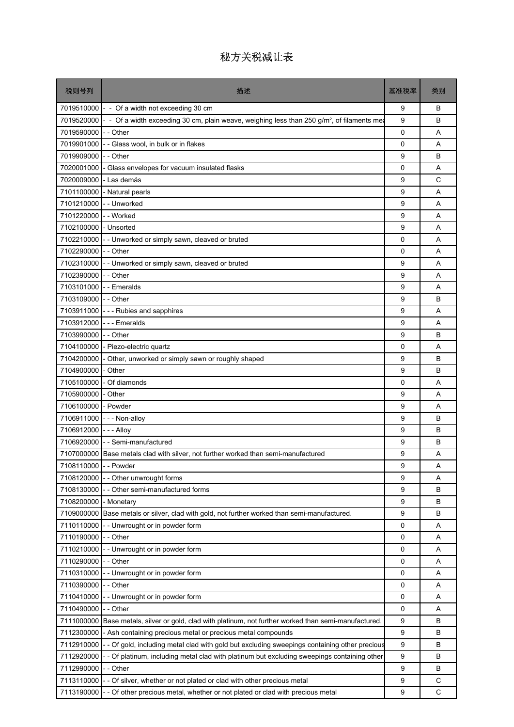# 秘方关税减让表

| 税则号列 | 描述 | 基准税率 | 类别 |
| --- | --- | --- | --- |
| 7019510000 | - - Of a width not exceeding 30 cm | 9 | B |
| 7019520000 | - - Of a width exceeding 30 cm, plain weave, weighing less than 250 g/m², of filaments mea | 9 | B |
| 7019590000 | - - Other | 0 | A |
| 7019901000 | - - Glass wool, in bulk or in flakes | 0 | A |
| 7019909000 | - - Other | 9 | B |
| 7020001000 | - Glass envelopes for vacuum insulated flasks | 0 | A |
| 7020009000 | - Las demás | 9 | C |
| 7101100000 | - Natural pearls | 9 | A |
| 7101210000 | - - Unworked | 9 | A |
| 7101220000 | - - Worked | 9 | A |
| 7102100000 | - Unsorted | 9 | A |
| 7102210000 | - - Unworked or simply sawn, cleaved or bruted | 0 | A |
| 7102290000 | - - Other | 0 | A |
| 7102310000 | - - Unworked or simply sawn, cleaved or bruted | 9 | A |
| 7102390000 | - - Other | 9 | A |
| 7103101000 | - - Emeralds | 9 | A |
| 7103109000 | - - Other | 9 | B |
| 7103911000 | - - - Rubies and sapphires | 9 | A |
| 7103912000 | - - - Emeralds | 9 | A |
| 7103990000 | - - Other | 9 | B |
| 7104100000 | - Piezo-electric quartz | 0 | A |
| 7104200000 | - Other, unworked or simply sawn or roughly shaped | 9 | B |
| 7104900000 | - Other | 9 | B |
| 7105100000 | - Of diamonds | 0 | A |
| 7105900000 | - Other | 9 | A |
| 7106100000 | - Powder | 9 | A |
| 7106911000 | - - - Non-alloy | 9 | B |
| 7106912000 | - - - Alloy | 9 | B |
| 7106920000 | - - Semi-manufactured | 9 | B |
| 7107000000 | Base metals clad with silver, not further worked than semi-manufactured | 9 | A |
| 7108110000 | - - Powder | 9 | A |
| 7108120000 | - - Other unwrought forms | 9 | A |
| 7108130000 | - - Other semi-manufactured forms | 9 | B |
| 7108200000 | - Monetary | 9 | B |
| 7109000000 | Base metals or silver, clad with gold, not further worked than semi-manufactured. | 9 | B |
| 7110110000 | - - Unwrought or in powder form | 0 | A |
| 7110190000 | - - Other | 0 | A |
| 7110210000 | - - Unwrought or in powder form | 0 | A |
| 7110290000 | - - Other | 0 | A |
| 7110310000 | - - Unwrought or in powder form | 0 | A |
| 7110390000 | - - Other | 0 | A |
| 7110410000 | - - Unwrought or in powder form | 0 | A |
| 7110490000 | - - Other | 0 | A |
| 7111000000 | Base metals, silver or gold, clad with platinum, not further worked than semi-manufactured. | 9 | B |
| 7112300000 | - Ash containing precious metal or precious metal compounds | 9 | B |
| 7112910000 | - - Of gold, including metal clad with gold but excluding sweepings containing other precious | 9 | B |
| 7112920000 | - - Of platinum, including metal clad with platinum but excluding sweepings containing other | 9 | B |
| 7112990000 | - - Other | 9 | B |
| 7113110000 | - - Of silver, whether or not plated or clad with other precious metal | 9 | C |
| 7113190000 | - - Of other precious metal, whether or not plated or clad with precious metal | 9 | C |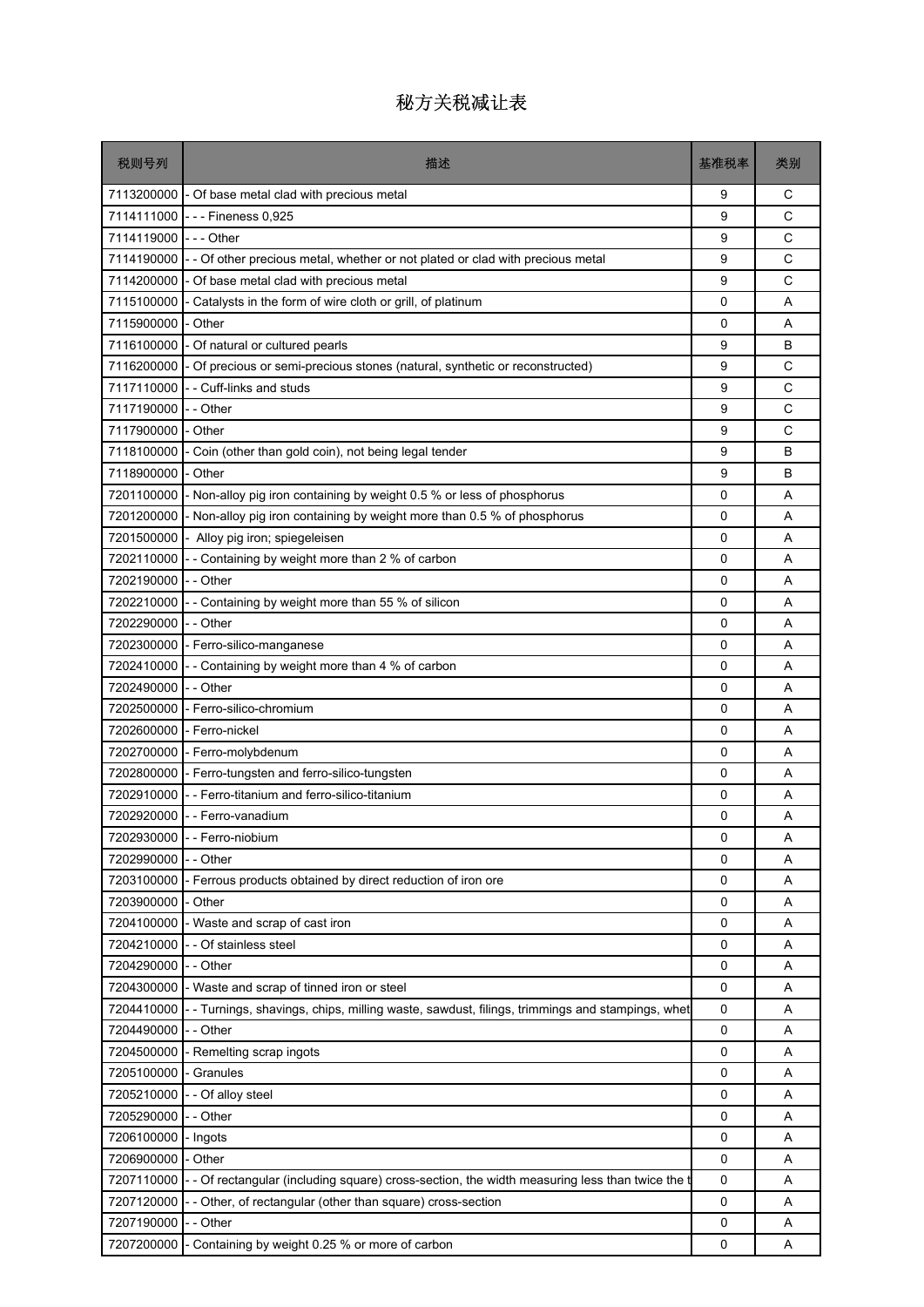# 秘方关税减让表

| 税则号列 | 描述 | 基准税率 | 类别 |
|---|---|---|---|
| 7113200000 | - Of base metal clad with precious metal | 9 | C |
| 7114111000 | - - - Fineness 0,925 | 9 | C |
| 7114119000 | - - - Other | 9 | C |
| 7114190000 | - - Of other precious metal, whether or not plated or clad with precious metal | 9 | C |
| 7114200000 | - Of base metal clad with precious metal | 9 | C |
| 7115100000 | - Catalysts in the form of wire cloth or grill, of platinum | 0 | A |
| 7115900000 | - Other | 0 | A |
| 7116100000 | - Of natural or cultured pearls | 9 | B |
| 7116200000 | - Of precious or semi-precious stones (natural, synthetic or reconstructed) | 9 | C |
| 7117110000 | - - Cuff-links and studs | 9 | C |
| 7117190000 | - - Other | 9 | C |
| 7117900000 | - Other | 9 | C |
| 7118100000 | - Coin (other than gold coin), not being legal tender | 9 | B |
| 7118900000 | - Other | 9 | B |
| 7201100000 | - Non-alloy pig iron containing by weight 0.5 % or less of phosphorus | 0 | A |
| 7201200000 | - Non-alloy pig iron containing by weight more than 0.5 % of phosphorus | 0 | A |
| 7201500000 | - Alloy pig iron; spiegeleisen | 0 | A |
| 7202110000 | - - Containing by weight more than 2 % of carbon | 0 | A |
| 7202190000 | - - Other | 0 | A |
| 7202210000 | - - Containing by weight more than 55 % of silicon | 0 | A |
| 7202290000 | - - Other | 0 | A |
| 7202300000 | - Ferro-silico-manganese | 0 | A |
| 7202410000 | - - Containing by weight more than 4 % of carbon | 0 | A |
| 7202490000 | - - Other | 0 | A |
| 7202500000 | - Ferro-silico-chromium | 0 | A |
| 7202600000 | - Ferro-nickel | 0 | A |
| 7202700000 | - Ferro-molybdenum | 0 | A |
| 7202800000 | - Ferro-tungsten and ferro-silico-tungsten | 0 | A |
| 7202910000 | - - Ferro-titanium and ferro-silico-titanium | 0 | A |
| 7202920000 | - - Ferro-vanadium | 0 | A |
| 7202930000 | - - Ferro-niobium | 0 | A |
| 7202990000 | - - Other | 0 | A |
| 7203100000 | - Ferrous products obtained by direct reduction of iron ore | 0 | A |
| 7203900000 | - Other | 0 | A |
| 7204100000 | - Waste and scrap of cast iron | 0 | A |
| 7204210000 | - - Of stainless steel | 0 | A |
| 7204290000 | - - Other | 0 | A |
| 7204300000 | - Waste and scrap of tinned iron or steel | 0 | A |
| 7204410000 | - - Turnings, shavings, chips, milling waste, sawdust, filings, trimmings and stampings, whet | 0 | A |
| 7204490000 | - - Other | 0 | A |
| 7204500000 | - Remelting scrap ingots | 0 | A |
| 7205100000 | - Granules | 0 | A |
| 7205210000 | - - Of alloy steel | 0 | A |
| 7205290000 | - - Other | 0 | A |
| 7206100000 | - Ingots | 0 | A |
| 7206900000 | - Other | 0 | A |
| 7207110000 | - - Of rectangular (including square) cross-section, the width measuring less than twice the t | 0 | A |
| 7207120000 | - - Other, of rectangular (other than square) cross-section | 0 | A |
| 7207190000 | - - Other | 0 | A |
| 7207200000 | - Containing by weight 0.25 % or more of carbon | 0 | A |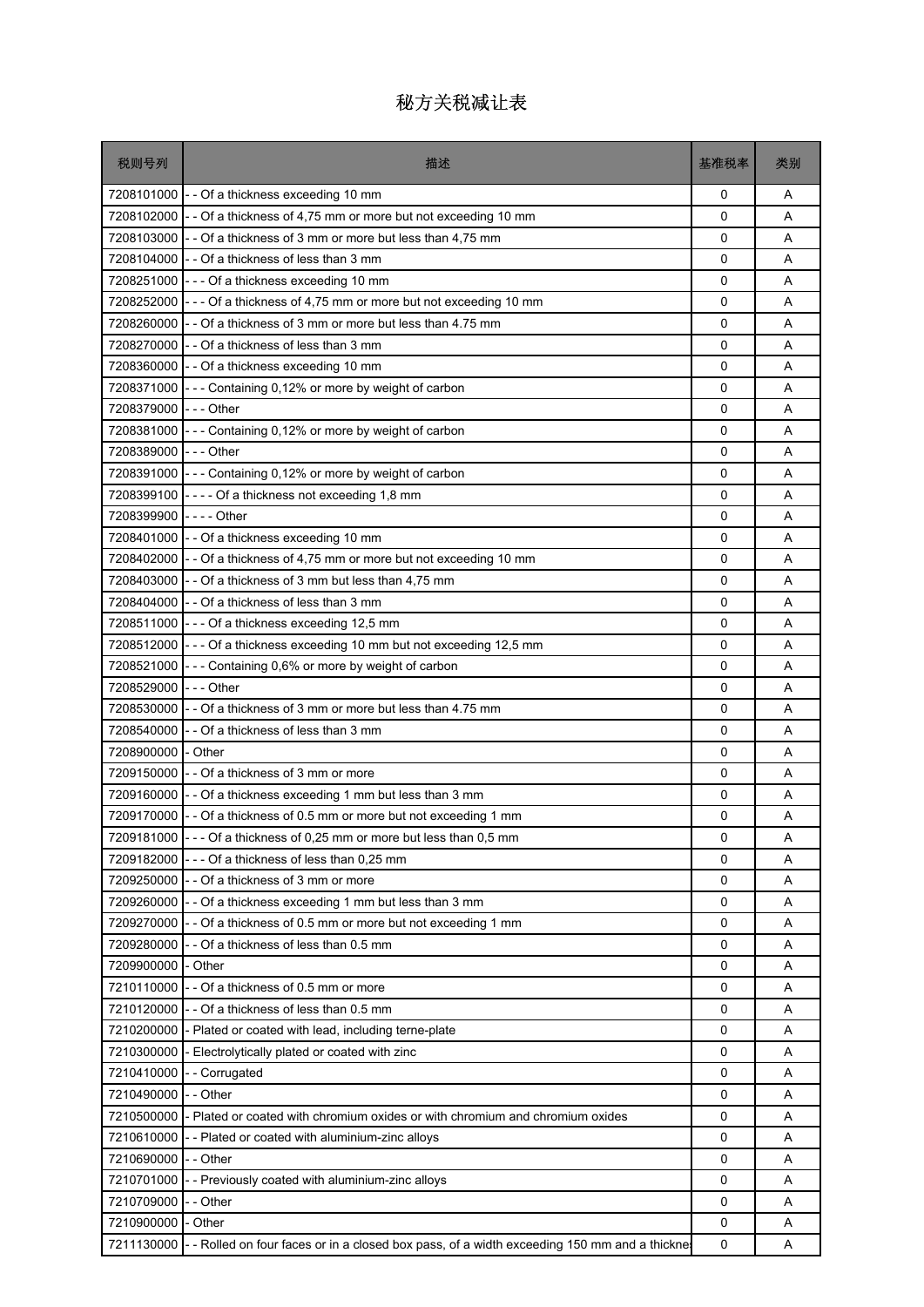# 秘方关税减让表

| 税则号列 | 描述 | 基准税率 | 类别 |
|---|---|---|---|
| 7208101000 | - - Of a thickness exceeding 10 mm | 0 | A |
| 7208102000 | - - Of a thickness of 4,75 mm or more but not exceeding 10 mm | 0 | A |
| 7208103000 | - - Of a thickness of 3 mm or more but less than 4,75 mm | 0 | A |
| 7208104000 | - - Of a thickness of less than 3 mm | 0 | A |
| 7208251000 | - - - Of a thickness exceeding 10 mm | 0 | A |
| 7208252000 | - - - Of a thickness of 4,75 mm or more but not exceeding 10 mm | 0 | A |
| 7208260000 | - - Of a thickness of 3 mm or more but less than 4.75 mm | 0 | A |
| 7208270000 | - - Of a thickness of less than 3 mm | 0 | A |
| 7208360000 | - - Of a thickness exceeding 10 mm | 0 | A |
| 7208371000 | - - - Containing 0,12% or more by weight of carbon | 0 | A |
| 7208379000 | - - - Other | 0 | A |
| 7208381000 | - - - Containing 0,12% or more by weight of carbon | 0 | A |
| 7208389000 | - - - Other | 0 | A |
| 7208391000 | - - - Containing 0,12% or more by weight of carbon | 0 | A |
| 7208399100 | - - - - Of a thickness not exceeding 1,8 mm | 0 | A |
| 7208399900 | - - - - Other | 0 | A |
| 7208401000 | - - Of a thickness exceeding 10 mm | 0 | A |
| 7208402000 | - - Of a thickness of 4,75 mm or more but not exceeding 10 mm | 0 | A |
| 7208403000 | - - Of a thickness of 3 mm but less than 4,75 mm | 0 | A |
| 7208404000 | - - Of a thickness of less than 3 mm | 0 | A |
| 7208511000 | - - - Of a thickness exceeding 12,5 mm | 0 | A |
| 7208512000 | - - - Of a thickness exceeding 10 mm but not exceeding 12,5 mm | 0 | A |
| 7208521000 | - - - Containing 0,6% or more by weight of carbon | 0 | A |
| 7208529000 | - - - Other | 0 | A |
| 7208530000 | - - Of a thickness of 3 mm or more but less than 4.75 mm | 0 | A |
| 7208540000 | - - Of a thickness of less than 3 mm | 0 | A |
| 7208900000 | - Other | 0 | A |
| 7209150000 | - - Of a thickness of 3 mm or more | 0 | A |
| 7209160000 | - - Of a thickness exceeding 1 mm but less than 3 mm | 0 | A |
| 7209170000 | - - Of a thickness of 0.5 mm or more but not exceeding 1 mm | 0 | A |
| 7209181000 | - - - Of a thickness of 0,25 mm or more but less than 0,5 mm | 0 | A |
| 7209182000 | - - - Of a thickness of less than 0,25 mm | 0 | A |
| 7209250000 | - - Of a thickness of 3 mm or more | 0 | A |
| 7209260000 | - - Of a thickness exceeding 1 mm but less than 3 mm | 0 | A |
| 7209270000 | - - Of a thickness of 0.5 mm or more but not exceeding 1 mm | 0 | A |
| 7209280000 | - - Of a thickness of less than 0.5 mm | 0 | A |
| 7209900000 | - Other | 0 | A |
| 7210110000 | - - Of a thickness of 0.5 mm or more | 0 | A |
| 7210120000 | - - Of a thickness of less than 0.5 mm | 0 | A |
| 7210200000 | - Plated or coated with lead, including terne-plate | 0 | A |
| 7210300000 | - Electrolytically plated or coated with zinc | 0 | A |
| 7210410000 | - - Corrugated | 0 | A |
| 7210490000 | - - Other | 0 | A |
| 7210500000 | - Plated or coated with chromium oxides or with chromium and chromium oxides | 0 | A |
| 7210610000 | - - Plated or coated with aluminium-zinc alloys | 0 | A |
| 7210690000 | - - Other | 0 | A |
| 7210701000 | - - Previously coated with aluminium-zinc alloys | 0 | A |
| 7210709000 | - - Other | 0 | A |
| 7210900000 | - Other | 0 | A |
| 7211130000 | - - Rolled on four faces or in a closed box pass, of a width exceeding 150 mm and a thickne | 0 | A |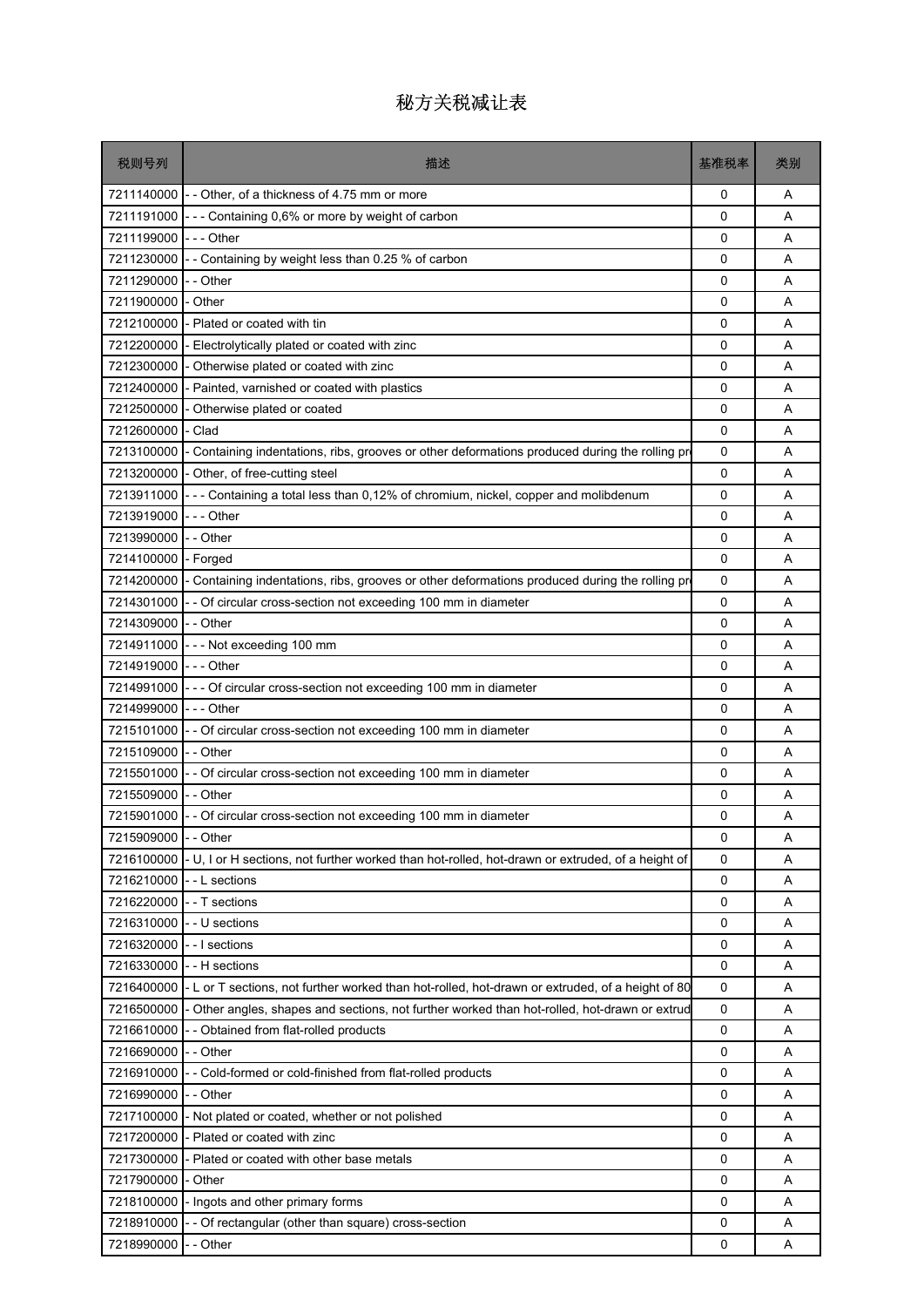# 秘方关税减让表

| 税则号列 | 描述 | 基准税率 | 类别 |
|---|---|---|---|
| 7211140000 | - - Other, of a thickness of 4.75 mm or more | 0 | A |
| 7211191000 | - - - Containing 0,6% or more by weight of carbon | 0 | A |
| 7211199000 | - - - Other | 0 | A |
| 7211230000 | - - Containing by weight less than 0.25 % of carbon | 0 | A |
| 7211290000 | - - Other | 0 | A |
| 7211900000 | - Other | 0 | A |
| 7212100000 | - Plated or coated with tin | 0 | A |
| 7212200000 | - Electrolytically plated or coated with zinc | 0 | A |
| 7212300000 | - Otherwise plated or coated with zinc | 0 | A |
| 7212400000 | - Painted, varnished or coated with plastics | 0 | A |
| 7212500000 | - Otherwise plated or coated | 0 | A |
| 7212600000 | - Clad | 0 | A |
| 7213100000 | - Containing indentations, ribs, grooves or other deformations produced during the rolling pr | 0 | A |
| 7213200000 | - Other, of free-cutting steel | 0 | A |
| 7213911000 | - - - Containing a total less than 0,12% of chromium, nickel, copper and molibdenum | 0 | A |
| 7213919000 | - - - Other | 0 | A |
| 7213990000 | - - Other | 0 | A |
| 7214100000 | - Forged | 0 | A |
| 7214200000 | - Containing indentations, ribs, grooves or other deformations produced during the rolling pr | 0 | A |
| 7214301000 | - - Of circular cross-section not exceeding 100 mm in diameter | 0 | A |
| 7214309000 | - - Other | 0 | A |
| 7214911000 | - - - Not exceeding 100 mm | 0 | A |
| 7214919000 | - - - Other | 0 | A |
| 7214991000 | - - - Of circular cross-section not exceeding 100 mm in diameter | 0 | A |
| 7214999000 | - - - Other | 0 | A |
| 7215101000 | - - Of circular cross-section not exceeding 100 mm in diameter | 0 | A |
| 7215109000 | - - Other | 0 | A |
| 7215501000 | - - Of circular cross-section not exceeding 100 mm in diameter | 0 | A |
| 7215509000 | - - Other | 0 | A |
| 7215901000 | - - Of circular cross-section not exceeding 100 mm in diameter | 0 | A |
| 7215909000 | - - Other | 0 | A |
| 7216100000 | - U, I or H sections, not further worked than hot-rolled, hot-drawn or extruded, of a height of | 0 | A |
| 7216210000 | - - L sections | 0 | A |
| 7216220000 | - - T sections | 0 | A |
| 7216310000 | - - U sections | 0 | A |
| 7216320000 | - - I sections | 0 | A |
| 7216330000 | - - H sections | 0 | A |
| 7216400000 | - L or T sections, not further worked than hot-rolled, hot-drawn or extruded, of a height of 80 | 0 | A |
| 7216500000 | - Other angles, shapes and sections, not further worked than hot-rolled, hot-drawn or extrud | 0 | A |
| 7216610000 | - - Obtained from flat-rolled products | 0 | A |
| 7216690000 | - - Other | 0 | A |
| 7216910000 | - - Cold-formed or cold-finished from flat-rolled products | 0 | A |
| 7216990000 | - - Other | 0 | A |
| 7217100000 | - Not plated or coated, whether or not polished | 0 | A |
| 7217200000 | - Plated or coated with zinc | 0 | A |
| 7217300000 | - Plated or coated with other base metals | 0 | A |
| 7217900000 | - Other | 0 | A |
| 7218100000 | - Ingots and other primary forms | 0 | A |
| 7218910000 | - - Of rectangular (other than square) cross-section | 0 | A |
| 7218990000 | - - Other | 0 | A |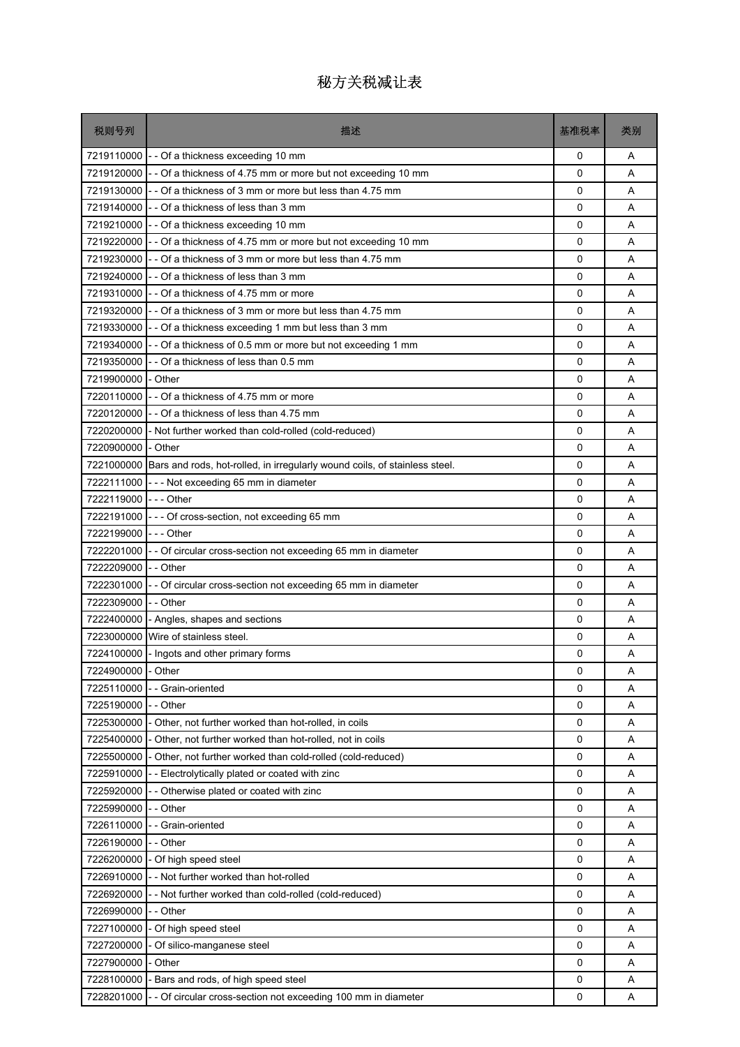# 秘方关税减让表

| 税则号列 | 描述 | 基准税率 | 类别 |
|---|---|---|---|
| 7219110000 | - - Of a thickness exceeding 10 mm | 0 | A |
| 7219120000 | - - Of a thickness of 4.75 mm or more but not exceeding 10 mm | 0 | A |
| 7219130000 | - - Of a thickness of 3 mm or more but less than 4.75 mm | 0 | A |
| 7219140000 | - - Of a thickness of less than 3 mm | 0 | A |
| 7219210000 | - - Of a thickness exceeding 10 mm | 0 | A |
| 7219220000 | - - Of a thickness of 4.75 mm or more but not exceeding 10 mm | 0 | A |
| 7219230000 | - - Of a thickness of 3 mm or more but less than 4.75 mm | 0 | A |
| 7219240000 | - - Of a thickness of less than 3 mm | 0 | A |
| 7219310000 | - - Of a thickness of 4.75 mm or more | 0 | A |
| 7219320000 | - - Of a thickness of 3 mm or more but less than 4.75 mm | 0 | A |
| 7219330000 | - - Of a thickness exceeding 1 mm but less than 3 mm | 0 | A |
| 7219340000 | - - Of a thickness of 0.5 mm or more but not exceeding 1 mm | 0 | A |
| 7219350000 | - - Of a thickness of less than 0.5 mm | 0 | A |
| 7219900000 | - Other | 0 | A |
| 7220110000 | - - Of a thickness of 4.75 mm or more | 0 | A |
| 7220120000 | - - Of a thickness of less than 4.75 mm | 0 | A |
| 7220200000 | - Not further worked than cold-rolled (cold-reduced) | 0 | A |
| 7220900000 | - Other | 0 | A |
| 7221000000 | Bars and rods, hot-rolled, in irregularly wound coils, of stainless steel. | 0 | A |
| 7222111000 | - - - Not exceeding 65 mm in diameter | 0 | A |
| 7222119000 | - - - Other | 0 | A |
| 7222191000 | - - - Of cross-section, not exceeding 65 mm | 0 | A |
| 7222199000 | - - - Other | 0 | A |
| 7222201000 | - - Of circular cross-section not exceeding 65 mm in diameter | 0 | A |
| 7222209000 | - - Other | 0 | A |
| 7222301000 | - - Of circular cross-section not exceeding 65 mm in diameter | 0 | A |
| 7222309000 | - - Other | 0 | A |
| 7222400000 | - Angles, shapes and sections | 0 | A |
| 7223000000 | Wire of stainless steel. | 0 | A |
| 7224100000 | - Ingots and other primary forms | 0 | A |
| 7224900000 | - Other | 0 | A |
| 7225110000 | - - Grain-oriented | 0 | A |
| 7225190000 | - - Other | 0 | A |
| 7225300000 | - Other, not further worked than hot-rolled, in coils | 0 | A |
| 7225400000 | - Other, not further worked than hot-rolled, not in coils | 0 | A |
| 7225500000 | - Other, not further worked than cold-rolled (cold-reduced) | 0 | A |
| 7225910000 | - - Electrolytically plated or coated with zinc | 0 | A |
| 7225920000 | - - Otherwise plated or coated with zinc | 0 | A |
| 7225990000 | - - Other | 0 | A |
| 7226110000 | - - Grain-oriented | 0 | A |
| 7226190000 | - - Other | 0 | A |
| 7226200000 | - Of high speed steel | 0 | A |
| 7226910000 | - - Not further worked than hot-rolled | 0 | A |
| 7226920000 | - - Not further worked than cold-rolled (cold-reduced) | 0 | A |
| 7226990000 | - - Other | 0 | A |
| 7227100000 | - Of high speed steel | 0 | A |
| 7227200000 | - Of silico-manganese steel | 0 | A |
| 7227900000 | - Other | 0 | A |
| 7228100000 | - Bars and rods, of high speed steel | 0 | A |
| 7228201000 | - - Of circular cross-section not exceeding 100 mm in diameter | 0 | A |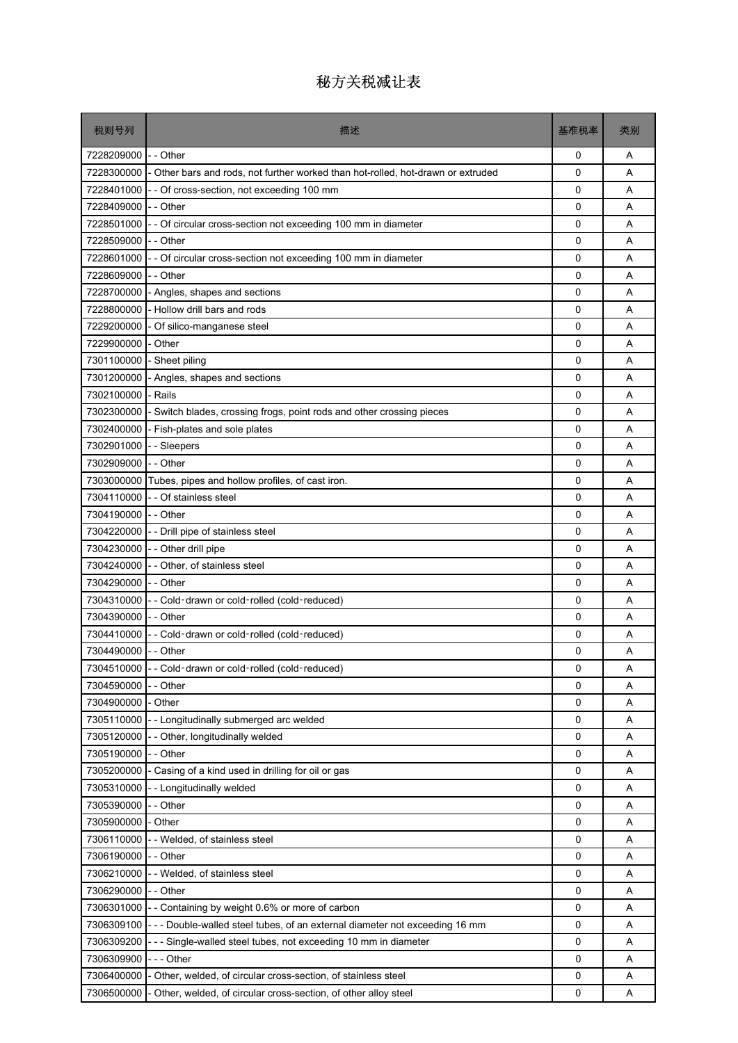# 秘方关税减让表

| 税则号列 | 描述 | 基准税率 | 类别 |
|---|---|---|---|
| 7228209000 | - - Other | 0 | A |
| 7228300000 | - Other bars and rods, not further worked than hot-rolled, hot-drawn or extruded | 0 | A |
| 7228401000 | - - Of cross-section, not exceeding 100 mm | 0 | A |
| 7228409000 | - - Other | 0 | A |
| 7228501000 | - - Of circular cross-section not exceeding 100 mm in diameter | 0 | A |
| 7228509000 | - - Other | 0 | A |
| 7228601000 | - - Of circular cross-section not exceeding 100 mm in diameter | 0 | A |
| 7228609000 | - - Other | 0 | A |
| 7228700000 | - Angles, shapes and sections | 0 | A |
| 7228800000 | - Hollow drill bars and rods | 0 | A |
| 7229200000 | - Of silico-manganese steel | 0 | A |
| 7229900000 | - Other | 0 | A |
| 7301100000 | - Sheet piling | 0 | A |
| 7301200000 | - Angles, shapes and sections | 0 | A |
| 7302100000 | - Rails | 0 | A |
| 7302300000 | - Switch blades, crossing frogs, point rods and other crossing pieces | 0 | A |
| 7302400000 | - Fish-plates and sole plates | 0 | A |
| 7302901000 | - - Sleepers | 0 | A |
| 7302909000 | - - Other | 0 | A |
| 7303000000 | Tubes, pipes and hollow profiles, of cast iron. | 0 | A |
| 7304110000 | - - Of stainless steel | 0 | A |
| 7304190000 | - - Other | 0 | A |
| 7304220000 | - - Drill pipe of stainless steel | 0 | A |
| 7304230000 | - - Other drill pipe | 0 | A |
| 7304240000 | - - Other, of stainless steel | 0 | A |
| 7304290000 | - - Other | 0 | A |
| 7304310000 | - - Cold-drawn or cold-rolled (cold-reduced) | 0 | A |
| 7304390000 | - - Other | 0 | A |
| 7304410000 | - - Cold-drawn or cold-rolled (cold-reduced) | 0 | A |
| 7304490000 | - - Other | 0 | A |
| 7304510000 | - - Cold-drawn or cold-rolled (cold-reduced) | 0 | A |
| 7304590000 | - - Other | 0 | A |
| 7304900000 | - Other | 0 | A |
| 7305110000 | - - Longitudinally submerged arc welded | 0 | A |
| 7305120000 | - - Other, longitudinally welded | 0 | A |
| 7305190000 | - - Other | 0 | A |
| 7305200000 | - Casing of a kind used in drilling for oil or gas | 0 | A |
| 7305310000 | - - Longitudinally welded | 0 | A |
| 7305390000 | - - Other | 0 | A |
| 7305900000 | - Other | 0 | A |
| 7306110000 | - - Welded, of stainless steel | 0 | A |
| 7306190000 | - - Other | 0 | A |
| 7306210000 | - - Welded, of stainless steel | 0 | A |
| 7306290000 | - - Other | 0 | A |
| 7306301000 | - - Containing by weight 0.6% or more of carbon | 0 | A |
| 7306309100 | - - - Double-walled steel tubes, of an external diameter not exceeding 16 mm | 0 | A |
| 7306309200 | - - - Single-walled steel tubes, not exceeding 10 mm in diameter | 0 | A |
| 7306309900 | - - - Other | 0 | A |
| 7306400000 | - Other, welded, of circular cross-section, of stainless steel | 0 | A |
| 7306500000 | - Other, welded, of circular cross-section, of other alloy steel | 0 | A |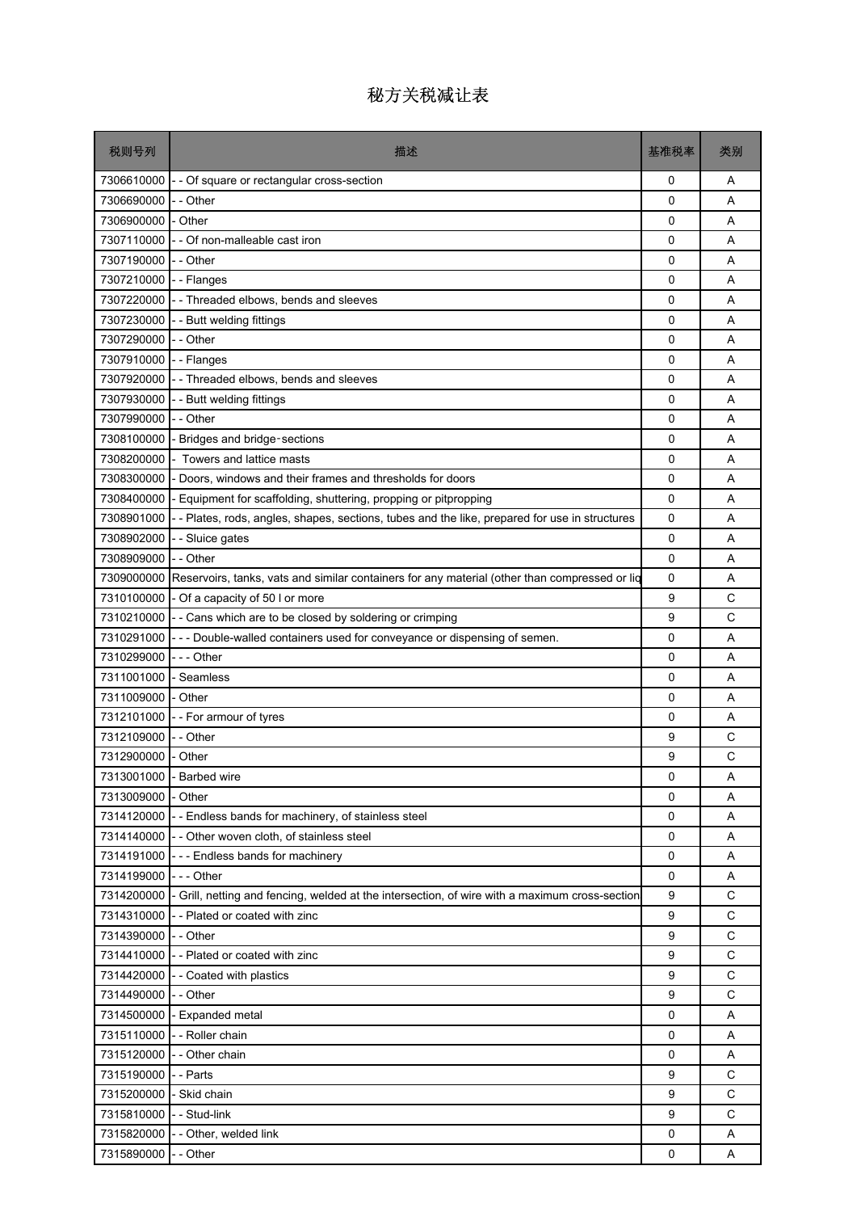# 秘方关税减让表

| 税则号列 | 描述 | 基准税率 | 类别 |
|---|---|---|---|
| 7306610000 | - - Of square or rectangular cross-section | 0 | A |
| 7306690000 | - - Other | 0 | A |
| 7306900000 | - Other | 0 | A |
| 7307110000 | - - Of non-malleable cast iron | 0 | A |
| 7307190000 | - - Other | 0 | A |
| 7307210000 | - - Flanges | 0 | A |
| 7307220000 | - - Threaded elbows, bends and sleeves | 0 | A |
| 7307230000 | - - Butt welding fittings | 0 | A |
| 7307290000 | - - Other | 0 | A |
| 7307910000 | - - Flanges | 0 | A |
| 7307920000 | - - Threaded elbows, bends and sleeves | 0 | A |
| 7307930000 | - - Butt welding fittings | 0 | A |
| 7307990000 | - - Other | 0 | A |
| 7308100000 | - Bridges and bridge-sections | 0 | A |
| 7308200000 | - Towers and lattice masts | 0 | A |
| 7308300000 | - Doors, windows and their frames and thresholds for doors | 0 | A |
| 7308400000 | - Equipment for scaffolding, shuttering, propping or pitpropping | 0 | A |
| 7308901000 | - - Plates, rods, angles, shapes, sections, tubes and the like, prepared for use in structures | 0 | A |
| 7308902000 | - - Sluice gates | 0 | A |
| 7308909000 | - - Other | 0 | A |
| 7309000000 | Reservoirs, tanks, vats and similar containers for any material (other than compressed or liq | 0 | A |
| 7310100000 | - Of a capacity of 50 l or more | 9 | C |
| 7310210000 | - - Cans which are to be closed by soldering or crimping | 9 | C |
| 7310291000 | - - - Double-walled containers used for conveyance or dispensing of semen. | 0 | A |
| 7310299000 | - - - Other | 0 | A |
| 7311001000 | - Seamless | 0 | A |
| 7311009000 | - Other | 0 | A |
| 7312101000 | - - For armour of tyres | 0 | A |
| 7312109000 | - - Other | 9 | C |
| 7312900000 | - Other | 9 | C |
| 7313001000 | - Barbed wire | 0 | A |
| 7313009000 | - Other | 0 | A |
| 7314120000 | - - Endless bands for machinery, of stainless steel | 0 | A |
| 7314140000 | - - Other woven cloth, of stainless steel | 0 | A |
| 7314191000 | - - - Endless bands for machinery | 0 | A |
| 7314199000 | - - - Other | 0 | A |
| 7314200000 | - Grill, netting and fencing, welded at the intersection, of wire with a maximum cross-section | 9 | C |
| 7314310000 | - - Plated or coated with zinc | 9 | C |
| 7314390000 | - - Other | 9 | C |
| 7314410000 | - - Plated or coated with zinc | 9 | C |
| 7314420000 | - - Coated with plastics | 9 | C |
| 7314490000 | - - Other | 9 | C |
| 7314500000 | - Expanded metal | 0 | A |
| 7315110000 | - - Roller chain | 0 | A |
| 7315120000 | - - Other chain | 0 | A |
| 7315190000 | - - Parts | 9 | C |
| 7315200000 | - Skid chain | 9 | C |
| 7315810000 | - - Stud-link | 9 | C |
| 7315820000 | - - Other, welded link | 0 | A |
| 7315890000 | - - Other | 0 | A |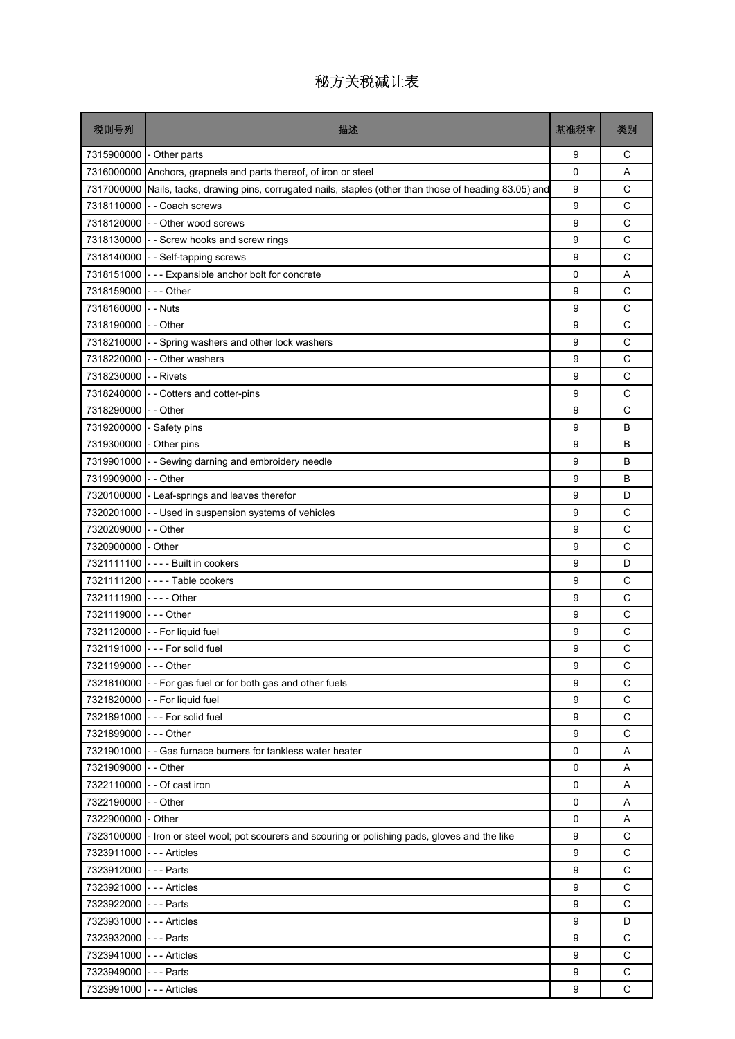# 秘方关税减让表

| 税则号列 | 描述 | 基准税率 | 类别 |
|---|---|---|---|
| 7315900000 | - Other parts | 9 | C |
| 7316000000 | Anchors, grapnels and parts thereof, of iron or steel | 0 | A |
| 7317000000 | Nails, tacks, drawing pins, corrugated nails, staples (other than those of heading 83.05) and | 9 | C |
| 7318110000 | - - Coach screws | 9 | C |
| 7318120000 | - - Other wood screws | 9 | C |
| 7318130000 | - - Screw hooks and screw rings | 9 | C |
| 7318140000 | - - Self-tapping screws | 9 | C |
| 7318151000 | - - - Expansible anchor bolt for concrete | 0 | A |
| 7318159000 | - - - Other | 9 | C |
| 7318160000 | - - Nuts | 9 | C |
| 7318190000 | - - Other | 9 | C |
| 7318210000 | - - Spring washers and other lock washers | 9 | C |
| 7318220000 | - - Other washers | 9 | C |
| 7318230000 | - - Rivets | 9 | C |
| 7318240000 | - - Cotters and cotter-pins | 9 | C |
| 7318290000 | - - Other | 9 | C |
| 7319200000 | - Safety pins | 9 | B |
| 7319300000 | - Other pins | 9 | B |
| 7319901000 | - - Sewing darning and embroidery needle | 9 | B |
| 7319909000 | - - Other | 9 | B |
| 7320100000 | - Leaf-springs and leaves therefor | 9 | D |
| 7320201000 | - - Used in suspension systems of vehicles | 9 | C |
| 7320209000 | - - Other | 9 | C |
| 7320900000 | - Other | 9 | C |
| 7321111100 | - - - - Built in cookers | 9 | D |
| 7321111200 | - - - - Table cookers | 9 | C |
| 7321111900 | - - - - Other | 9 | C |
| 7321119000 | - - - Other | 9 | C |
| 7321120000 | - - For liquid fuel | 9 | C |
| 7321191000 | - - - For solid fuel | 9 | C |
| 7321199000 | - - - Other | 9 | C |
| 7321810000 | - - For gas fuel or for both gas and other fuels | 9 | C |
| 7321820000 | - - For liquid fuel | 9 | C |
| 7321891000 | - - - For solid fuel | 9 | C |
| 7321899000 | - - - Other | 9 | C |
| 7321901000 | - - Gas furnace burners for tankless water heater | 0 | A |
| 7321909000 | - - Other | 0 | A |
| 7322110000 | - - Of cast iron | 0 | A |
| 7322190000 | - - Other | 0 | A |
| 7322900000 | - Other | 0 | A |
| 7323100000 | - Iron or steel wool; pot scourers and scouring or polishing pads, gloves and the like | 9 | C |
| 7323911000 | - - - Articles | 9 | C |
| 7323912000 | - - - Parts | 9 | C |
| 7323921000 | - - - Articles | 9 | C |
| 7323922000 | - - - Parts | 9 | C |
| 7323931000 | - - - Articles | 9 | D |
| 7323932000 | - - - Parts | 9 | C |
| 7323941000 | - - - Articles | 9 | C |
| 7323949000 | - - - Parts | 9 | C |
| 7323991000 | - - - Articles | 9 | C |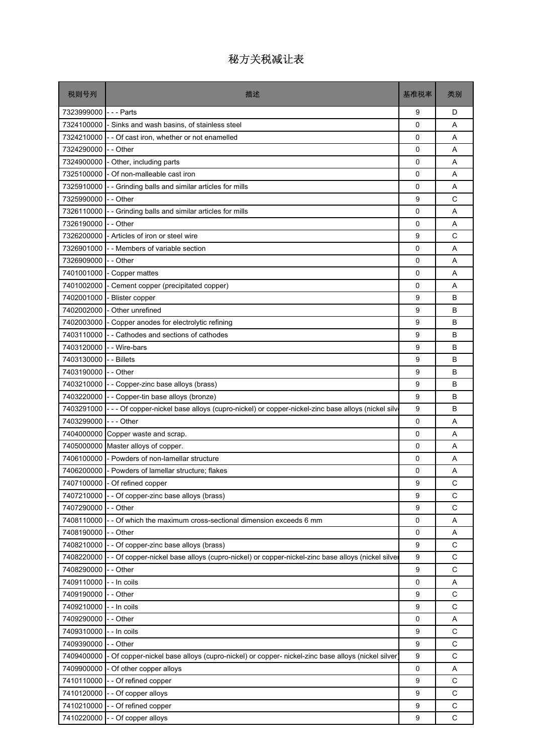# 秘方关税减让表

| 税则号列 | 描述 | 基准税率 | 类别 |
|---|---|---|---|
| 7323999000 | - - - Parts | 9 | D |
| 7324100000 | - Sinks and wash basins, of stainless steel | 0 | A |
| 7324210000 | - - Of cast iron, whether or not enamelled | 0 | A |
| 7324290000 | - - Other | 0 | A |
| 7324900000 | - Other, including parts | 0 | A |
| 7325100000 | - Of non-malleable cast iron | 0 | A |
| 7325910000 | - - Grinding balls and similar articles for mills | 0 | A |
| 7325990000 | - - Other | 9 | C |
| 7326110000 | - - Grinding balls and similar articles for mills | 0 | A |
| 7326190000 | - - Other | 0 | A |
| 7326200000 | - Articles of iron or steel wire | 9 | C |
| 7326901000 | - - Members of variable section | 0 | A |
| 7326909000 | - - Other | 0 | A |
| 7401001000 | - Copper mattes | 0 | A |
| 7401002000 | - Cement copper (precipitated copper) | 0 | A |
| 7402001000 | - Blister copper | 9 | B |
| 7402002000 | - Other unrefined | 9 | B |
| 7402003000 | - Copper anodes for electrolytic refining | 9 | B |
| 7403110000 | - - Cathodes and sections of cathodes | 9 | B |
| 7403120000 | - - Wire-bars | 9 | B |
| 7403130000 | - - Billets | 9 | B |
| 7403190000 | - - Other | 9 | B |
| 7403210000 | - - Copper-zinc base alloys (brass) | 9 | B |
| 7403220000 | - - Copper-tin base alloys (bronze) | 9 | B |
| 7403291000 | - - - Of copper-nickel base alloys (cupro-nickel) or copper-nickel-zinc base alloys (nickel silv | 9 | B |
| 7403299000 | - - - Other | 0 | A |
| 7404000000 | Copper waste and scrap. | 0 | A |
| 7405000000 | Master alloys of copper. | 0 | A |
| 7406100000 | - Powders of non-lamellar structure | 0 | A |
| 7406200000 | - Powders of lamellar structure; flakes | 0 | A |
| 7407100000 | - Of refined copper | 9 | C |
| 7407210000 | - - Of copper-zinc base alloys (brass) | 9 | C |
| 7407290000 | - - Other | 9 | C |
| 7408110000 | - - Of which the maximum cross-sectional dimension exceeds 6 mm | 0 | A |
| 7408190000 | - - Other | 0 | A |
| 7408210000 | - - Of copper-zinc base alloys (brass) | 9 | C |
| 7408220000 | - - Of copper-nickel base alloys (cupro-nickel) or copper-nickel-zinc base alloys (nickel silver | 9 | C |
| 7408290000 | - - Other | 9 | C |
| 7409110000 | - - In coils | 0 | A |
| 7409190000 | - - Other | 9 | C |
| 7409210000 | - - In coils | 9 | C |
| 7409290000 | - - Other | 0 | A |
| 7409310000 | - - In coils | 9 | C |
| 7409390000 | - - Other | 9 | C |
| 7409400000 | - Of copper-nickel base alloys (cupro-nickel) or copper- nickel-zinc base alloys (nickel silver) | 9 | C |
| 7409900000 | - Of other copper alloys | 0 | A |
| 7410110000 | - - Of refined copper | 9 | C |
| 7410120000 | - - Of copper alloys | 9 | C |
| 7410210000 | - - Of refined copper | 9 | C |
| 7410220000 | - - Of copper alloys | 9 | C |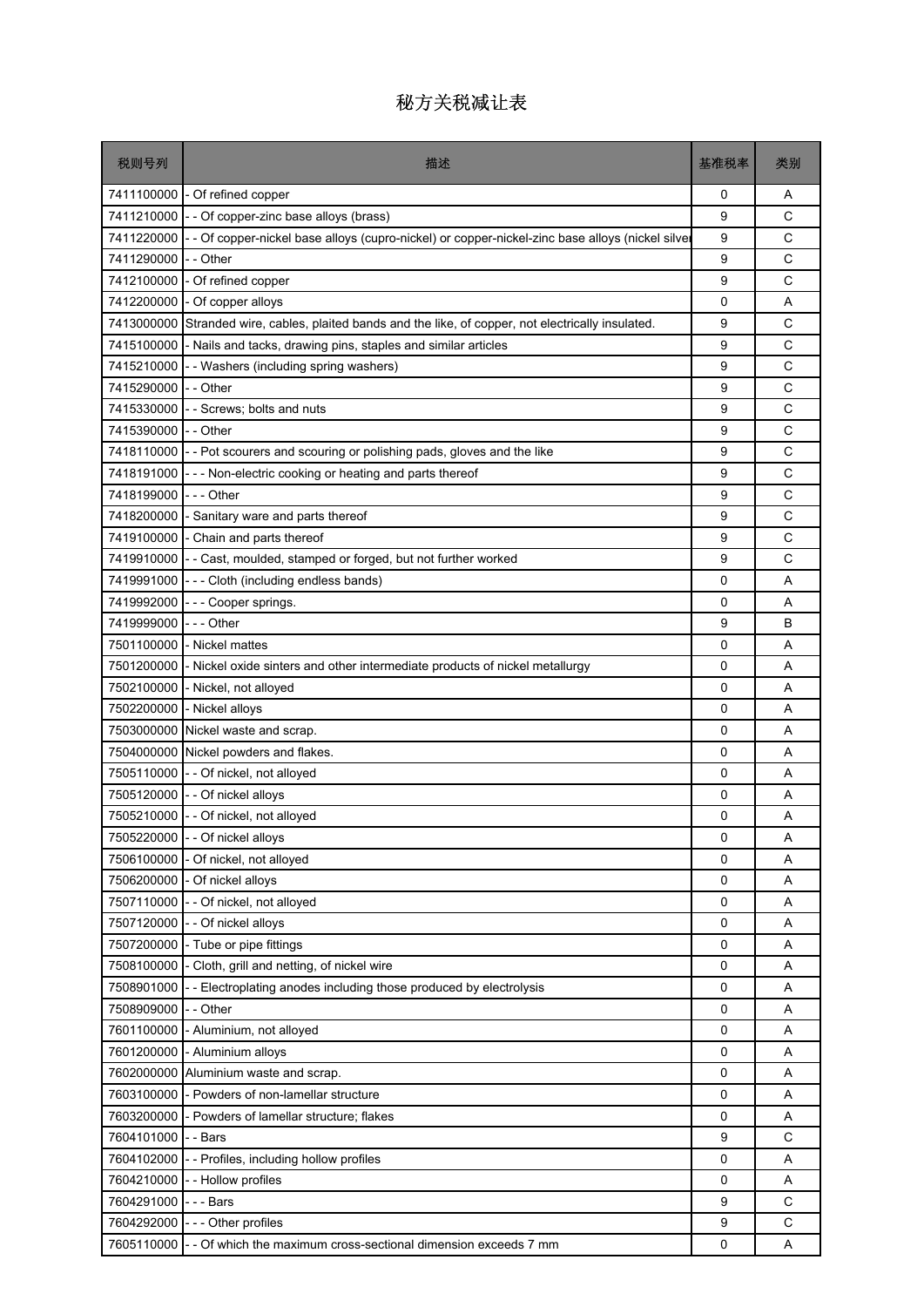# 秘方关税减让表

| 税则号列 | 描述 | 基准税率 | 类别 |
|---|---|---|---|
| 7411100000 | - Of refined copper | 0 | A |
| 7411210000 | - - Of copper-zinc base alloys (brass) | 9 | C |
| 7411220000 | - - Of copper-nickel base alloys (cupro-nickel) or copper-nickel-zinc base alloys (nickel silver | 9 | C |
| 7411290000 | - - Other | 9 | C |
| 7412100000 | - Of refined copper | 9 | C |
| 7412200000 | - Of copper alloys | 0 | A |
| 7413000000 | Stranded wire, cables, plaited bands and the like, of copper, not electrically insulated. | 9 | C |
| 7415100000 | - Nails and tacks, drawing pins, staples and similar articles | 9 | C |
| 7415210000 | - - Washers (including spring washers) | 9 | C |
| 7415290000 | - - Other | 9 | C |
| 7415330000 | - - Screws; bolts and nuts | 9 | C |
| 7415390000 | - - Other | 9 | C |
| 7418110000 | - - Pot scourers and scouring or polishing pads, gloves and the like | 9 | C |
| 7418191000 | - - - Non-electric cooking or heating and parts thereof | 9 | C |
| 7418199000 | - - - Other | 9 | C |
| 7418200000 | - Sanitary ware and parts thereof | 9 | C |
| 7419100000 | - Chain and parts thereof | 9 | C |
| 7419910000 | - - Cast, moulded, stamped or forged, but not further worked | 9 | C |
| 7419991000 | - - - Cloth (including endless bands) | 0 | A |
| 7419992000 | - - - Cooper springs. | 0 | A |
| 7419999000 | - - - Other | 9 | B |
| 7501100000 | - Nickel mattes | 0 | A |
| 7501200000 | - Nickel oxide sinters and other intermediate products of nickel metallurgy | 0 | A |
| 7502100000 | - Nickel, not alloyed | 0 | A |
| 7502200000 | - Nickel alloys | 0 | A |
| 7503000000 | Nickel waste and scrap. | 0 | A |
| 7504000000 | Nickel powders and flakes. | 0 | A |
| 7505110000 | - - Of nickel, not alloyed | 0 | A |
| 7505120000 | - - Of nickel alloys | 0 | A |
| 7505210000 | - - Of nickel, not alloyed | 0 | A |
| 7505220000 | - - Of nickel alloys | 0 | A |
| 7506100000 | - Of nickel, not alloyed | 0 | A |
| 7506200000 | - Of nickel alloys | 0 | A |
| 7507110000 | - - Of nickel, not alloyed | 0 | A |
| 7507120000 | - - Of nickel alloys | 0 | A |
| 7507200000 | - Tube or pipe fittings | 0 | A |
| 7508100000 | - Cloth, grill and netting, of nickel wire | 0 | A |
| 7508901000 | - - Electroplating anodes including those produced by electrolysis | 0 | A |
| 7508909000 | - - Other | 0 | A |
| 7601100000 | - Aluminium, not alloyed | 0 | A |
| 7601200000 | - Aluminium alloys | 0 | A |
| 7602000000 | Aluminium waste and scrap. | 0 | A |
| 7603100000 | - Powders of non-lamellar structure | 0 | A |
| 7603200000 | - Powders of lamellar structure; flakes | 0 | A |
| 7604101000 | - - Bars | 9 | C |
| 7604102000 | - - Profiles, including hollow profiles | 0 | A |
| 7604210000 | - - Hollow profiles | 0 | A |
| 7604291000 | - - - Bars | 9 | C |
| 7604292000 | - - - Other profiles | 9 | C |
| 7605110000 | - - Of which the maximum cross-sectional dimension exceeds 7 mm | 0 | A |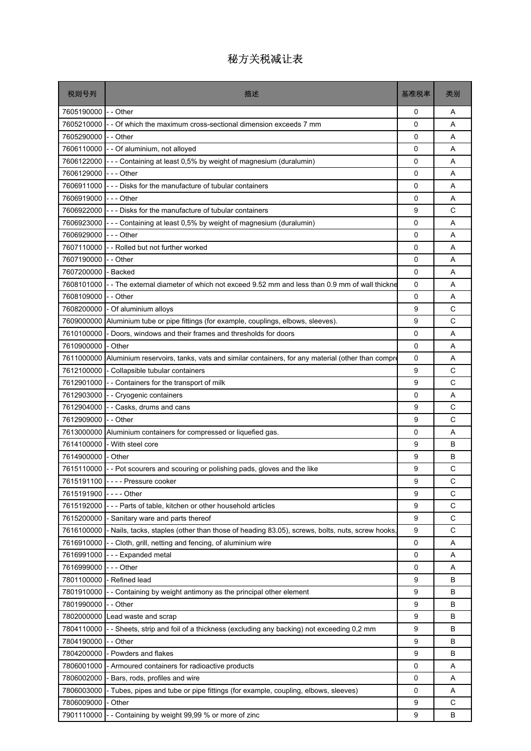# 秘方关税减让表

| 税则号列 | 描述 | 基准税率 | 类别 |
|---|---|---|---|
| 7605190000 | - - Other | 0 | A |
| 7605210000 | - - Of which the maximum cross-sectional dimension exceeds 7 mm | 0 | A |
| 7605290000 | - - Other | 0 | A |
| 7606110000 | - - Of aluminium, not alloyed | 0 | A |
| 7606122000 | - - - Containing at least 0,5% by weight of magnesium (duralumin) | 0 | A |
| 7606129000 | - - - Other | 0 | A |
| 7606911000 | - - - Disks for the manufacture of tubular containers | 0 | A |
| 7606919000 | - - - Other | 0 | A |
| 7606922000 | - - - Disks for the manufacture of tubular containers | 9 | C |
| 7606923000 | - - - Containing at least 0,5% by weight of magnesium (duralumin) | 0 | A |
| 7606929000 | - - - Other | 0 | A |
| 7607110000 | - - Rolled but not further worked | 0 | A |
| 7607190000 | - - Other | 0 | A |
| 7607200000 | - Backed | 0 | A |
| 7608101000 | - - The external diameter of which not exceed 9.52 mm and less than 0.9 mm of wall thickne | 0 | A |
| 7608109000 | - - Other | 0 | A |
| 7608200000 | - Of aluminium alloys | 9 | C |
| 7609000000 | Aluminium tube or pipe fittings (for example, couplings, elbows, sleeves). | 9 | C |
| 7610100000 | - Doors, windows and their frames and thresholds for doors | 0 | A |
| 7610900000 | - Other | 0 | A |
| 7611000000 | Aluminium reservoirs, tanks, vats and similar containers, for any material (other than compre | 0 | A |
| 7612100000 | - Collapsible tubular containers | 9 | C |
| 7612901000 | - - Containers for the transport of milk | 9 | C |
| 7612903000 | - - Cryogenic containers | 0 | A |
| 7612904000 | - - Casks, drums and cans | 9 | C |
| 7612909000 | - - Other | 9 | C |
| 7613000000 | Aluminium containers for compressed or liquefied gas. | 0 | A |
| 7614100000 | - With steel core | 9 | B |
| 7614900000 | - Other | 9 | B |
| 7615110000 | - - Pot scourers and scouring or polishing pads, gloves and the like | 9 | C |
| 7615191100 | - - - - Pressure cooker | 9 | C |
| 7615191900 | - - - - Other | 9 | C |
| 7615192000 | - - - Parts of table, kitchen or other household articles | 9 | C |
| 7615200000 | - Sanitary ware and parts thereof | 9 | C |
| 7616100000 | - Nails, tacks, staples (other than those of heading 83.05), screws, bolts, nuts, screw hooks, | 9 | C |
| 7616910000 | - - Cloth, grill, netting and fencing, of aluminium wire | 0 | A |
| 7616991000 | - - - Expanded metal | 0 | A |
| 7616999000 | - - - Other | 0 | A |
| 7801100000 | - Refined lead | 9 | B |
| 7801910000 | - - Containing by weight antimony as the principal other element | 9 | B |
| 7801990000 | - - Other | 9 | B |
| 7802000000 | Lead waste and scrap | 9 | B |
| 7804110000 | - - Sheets, strip and foil of a thickness (excluding any backing) not exceeding 0,2 mm | 9 | B |
| 7804190000 | - - Other | 9 | B |
| 7804200000 | - Powders and flakes | 9 | B |
| 7806001000 | - Armoured containers for radioactive products | 0 | A |
| 7806002000 | - Bars, rods, profiles and wire | 0 | A |
| 7806003000 | - Tubes, pipes and tube or pipe fittings (for example, coupling, elbows, sleeves) | 0 | A |
| 7806009000 | - Other | 9 | C |
| 7901110000 | - - Containing by weight 99,99 % or more of zinc | 9 | B |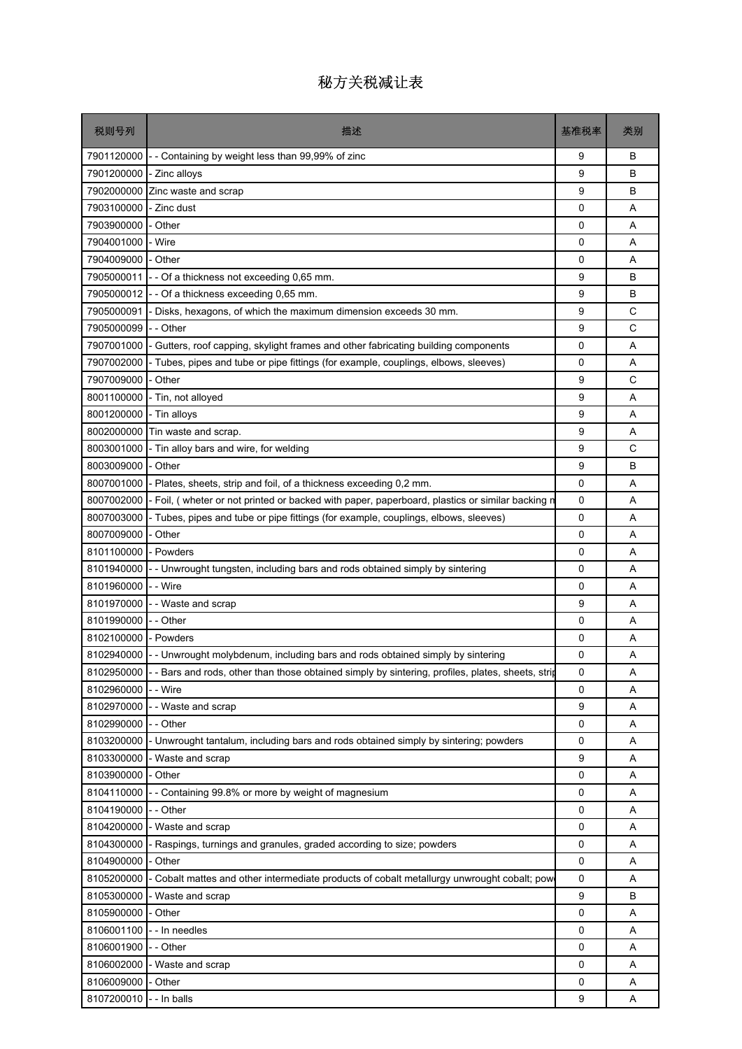# 秘方关税减让表

| 税则号列 | 描述 | 基准税率 | 类别 |
|---|---|---|---|
| 7901120000 | - - Containing by weight less than 99,99% of zinc | 9 | B |
| 7901200000 | - Zinc alloys | 9 | B |
| 7902000000 | Zinc waste and scrap | 9 | B |
| 7903100000 | - Zinc dust | 0 | A |
| 7903900000 | - Other | 0 | A |
| 7904001000 | - Wire | 0 | A |
| 7904009000 | - Other | 0 | A |
| 7905000011 | - - Of a thickness not exceeding 0,65 mm. | 9 | B |
| 7905000012 | - - Of a thickness exceeding 0,65 mm. | 9 | B |
| 7905000091 | - Disks, hexagons, of which the maximum dimension exceeds 30 mm. | 9 | C |
| 7905000099 | - - Other | 9 | C |
| 7907001000 | - Gutters, roof capping, skylight frames and other fabricating building components | 0 | A |
| 7907002000 | - Tubes, pipes and tube or pipe fittings (for example, couplings, elbows, sleeves) | 0 | A |
| 7907009000 | - Other | 9 | C |
| 8001100000 | - Tin, not alloyed | 9 | A |
| 8001200000 | - Tin alloys | 9 | A |
| 8002000000 | Tin waste and scrap. | 9 | A |
| 8003001000 | - Tin alloy bars and wire, for welding | 9 | C |
| 8003009000 | - Other | 9 | B |
| 8007001000 | - Plates, sheets, strip and foil, of a thickness exceeding 0,2 mm. | 0 | A |
| 8007002000 | - Foil, ( wheter or not printed or backed with paper, paperboard, plastics or similar backing m | 0 | A |
| 8007003000 | - Tubes, pipes and tube or pipe fittings (for example, couplings, elbows, sleeves) | 0 | A |
| 8007009000 | - Other | 0 | A |
| 8101100000 | - Powders | 0 | A |
| 8101940000 | - - Unwrought tungsten, including bars and rods obtained simply by sintering | 0 | A |
| 8101960000 | - - Wire | 0 | A |
| 8101970000 | - - Waste and scrap | 9 | A |
| 8101990000 | - - Other | 0 | A |
| 8102100000 | - Powders | 0 | A |
| 8102940000 | - - Unwrought molybdenum, including bars and rods obtained simply by sintering | 0 | A |
| 8102950000 | - - Bars and rods, other than those obtained simply by sintering, profiles, plates, sheets, strip | 0 | A |
| 8102960000 | - - Wire | 0 | A |
| 8102970000 | - - Waste and scrap | 9 | A |
| 8102990000 | - - Other | 0 | A |
| 8103200000 | - Unwrought tantalum, including bars and rods obtained simply by sintering; powders | 0 | A |
| 8103300000 | - Waste and scrap | 9 | A |
| 8103900000 | - Other | 0 | A |
| 8104110000 | - - Containing 99.8% or more by weight of magnesium | 0 | A |
| 8104190000 | - - Other | 0 | A |
| 8104200000 | - Waste and scrap | 0 | A |
| 8104300000 | - Raspings, turnings and granules, graded according to size; powders | 0 | A |
| 8104900000 | - Other | 0 | A |
| 8105200000 | - Cobalt mattes and other intermediate products of cobalt metallurgy unwrought cobalt; pow | 0 | A |
| 8105300000 | - Waste and scrap | 9 | B |
| 8105900000 | - Other | 0 | A |
| 8106001100 | - - In needles | 0 | A |
| 8106001900 | - - Other | 0 | A |
| 8106002000 | - Waste and scrap | 0 | A |
| 8106009000 | - Other | 0 | A |
| 8107200010 | - - In balls | 9 | A |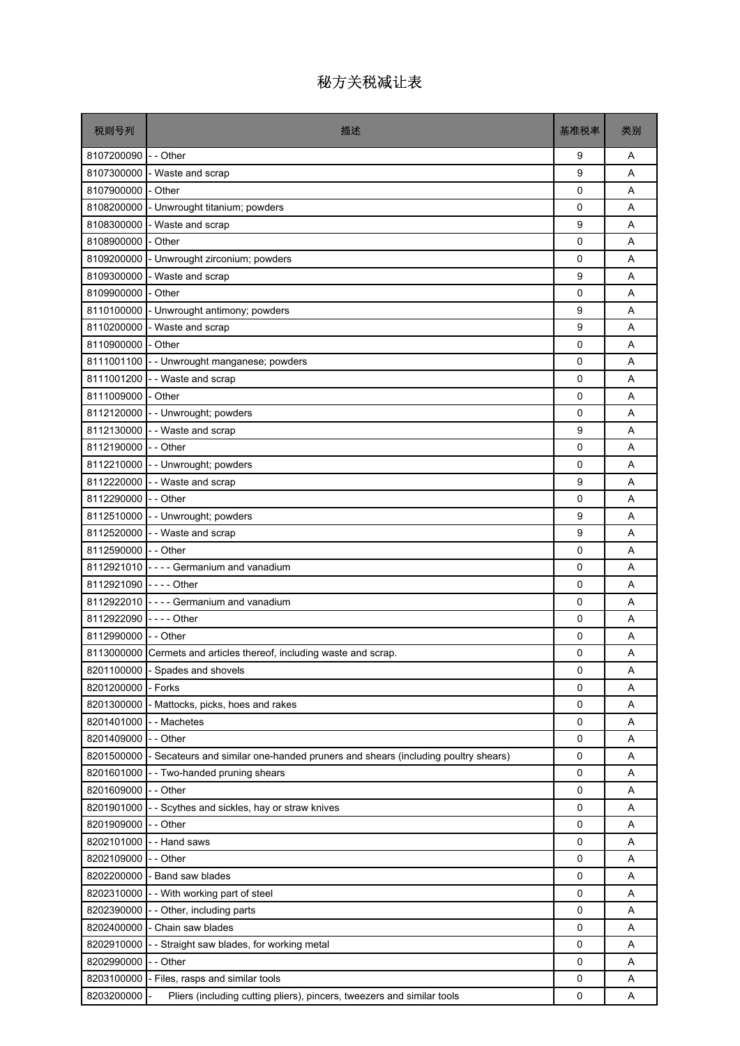# 秘方关税减让表

| 税则号列 | 描述 | 基准税率 | 类别 |
|---|---|---|---|
| 8107200090 | - - Other | 9 | A |
| 8107300000 | - Waste and scrap | 9 | A |
| 8107900000 | - Other | 0 | A |
| 8108200000 | - Unwrought titanium; powders | 0 | A |
| 8108300000 | - Waste and scrap | 9 | A |
| 8108900000 | - Other | 0 | A |
| 8109200000 | - Unwrought zirconium; powders | 0 | A |
| 8109300000 | - Waste and scrap | 9 | A |
| 8109900000 | - Other | 0 | A |
| 8110100000 | - Unwrought antimony; powders | 9 | A |
| 8110200000 | - Waste and scrap | 9 | A |
| 8110900000 | - Other | 0 | A |
| 8111001100 | - - Unwrought manganese; powders | 0 | A |
| 8111001200 | - - Waste and scrap | 0 | A |
| 8111009000 | - Other | 0 | A |
| 8112120000 | - - Unwrought; powders | 0 | A |
| 8112130000 | - - Waste and scrap | 9 | A |
| 8112190000 | - - Other | 0 | A |
| 8112210000 | - - Unwrought; powders | 0 | A |
| 8112220000 | - - Waste and scrap | 9 | A |
| 8112290000 | - - Other | 0 | A |
| 8112510000 | - - Unwrought; powders | 9 | A |
| 8112520000 | - - Waste and scrap | 9 | A |
| 8112590000 | - - Other | 0 | A |
| 8112921010 | - - - - Germanium and vanadium | 0 | A |
| 8112921090 | - - - - Other | 0 | A |
| 8112922010 | - - - - Germanium and vanadium | 0 | A |
| 8112922090 | - - - - Other | 0 | A |
| 8112990000 | - - Other | 0 | A |
| 8113000000 | Cermets and articles thereof, including waste and scrap. | 0 | A |
| 8201100000 | - Spades and shovels | 0 | A |
| 8201200000 | - Forks | 0 | A |
| 8201300000 | - Mattocks, picks, hoes and rakes | 0 | A |
| 8201401000 | - - Machetes | 0 | A |
| 8201409000 | - - Other | 0 | A |
| 8201500000 | - Secateurs and similar one-handed pruners and shears (including poultry shears) | 0 | A |
| 8201601000 | - - Two-handed pruning shears | 0 | A |
| 8201609000 | - - Other | 0 | A |
| 8201901000 | - - Scythes and sickles, hay or straw knives | 0 | A |
| 8201909000 | - - Other | 0 | A |
| 8202101000 | - - Hand saws | 0 | A |
| 8202109000 | - - Other | 0 | A |
| 8202200000 | - Band saw blades | 0 | A |
| 8202310000 | - - With working part of steel | 0 | A |
| 8202390000 | - - Other, including parts | 0 | A |
| 8202400000 | - Chain saw blades | 0 | A |
| 8202910000 | - - Straight saw blades, for working metal | 0 | A |
| 8202990000 | - - Other | 0 | A |
| 8203100000 | - Files, rasps and similar tools | 0 | A |
| 8203200000 | - Pliers (including cutting pliers), pincers, tweezers and similar tools | 0 | A |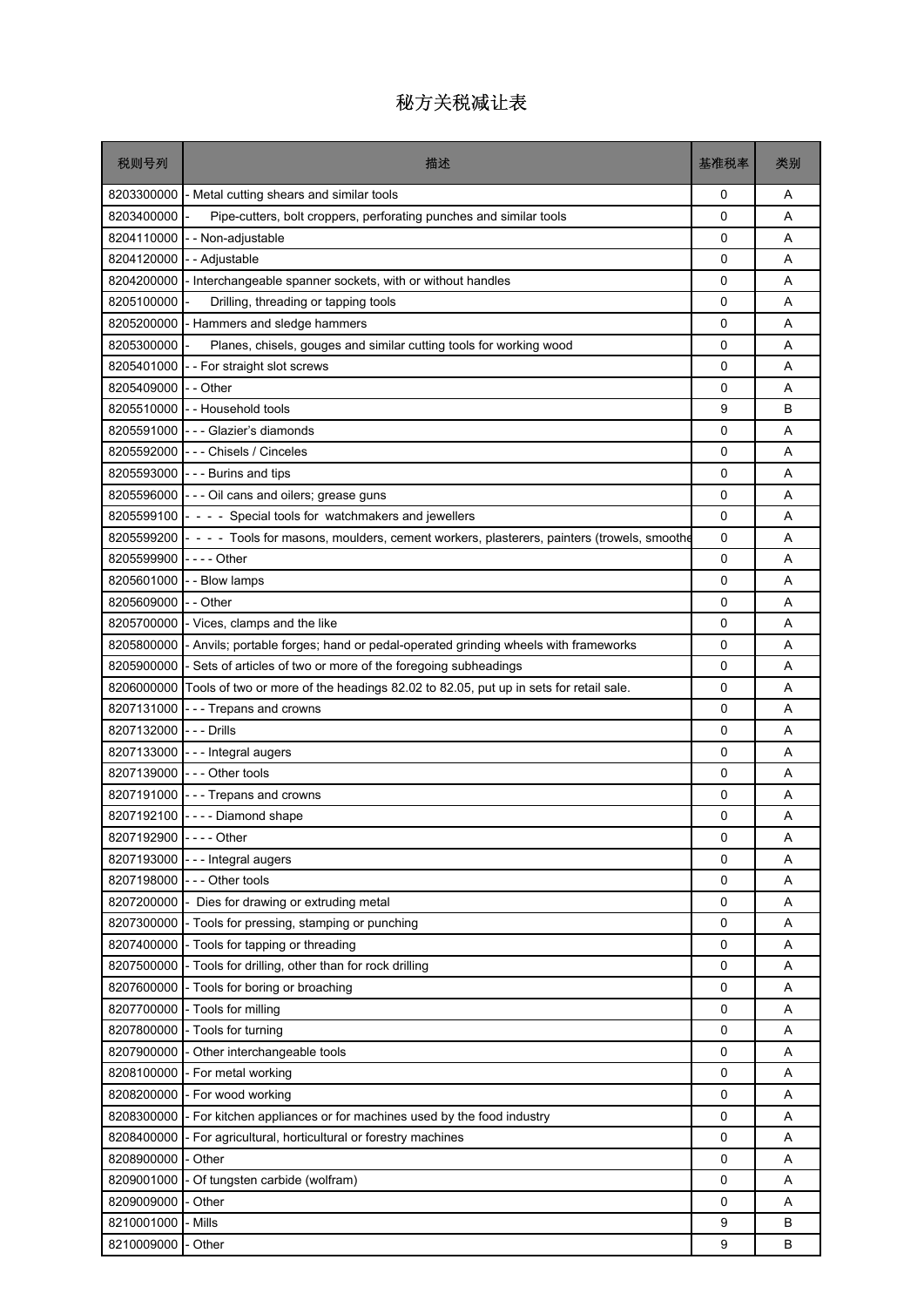# 秘方关税减让表

| 税则号列 | 描述 | 基准税率 | 类别 |
|---|---|---|---|
| 8203300000 | - Metal cutting shears and similar tools | 0 | A |
| 8203400000 | - Pipe-cutters, bolt croppers, perforating punches and similar tools | 0 | A |
| 8204110000 | - - Non-adjustable | 0 | A |
| 8204120000 | - - Adjustable | 0 | A |
| 8204200000 | - Interchangeable spanner sockets, with or without handles | 0 | A |
| 8205100000 | - Drilling, threading or tapping tools | 0 | A |
| 8205200000 | - Hammers and sledge hammers | 0 | A |
| 8205300000 | - Planes, chisels, gouges and similar cutting tools for working wood | 0 | A |
| 8205401000 | - - For straight slot screws | 0 | A |
| 8205409000 | - - Other | 0 | A |
| 8205510000 | - - Household tools | 9 | B |
| 8205591000 | - - - Glazier's diamonds | 0 | A |
| 8205592000 | - - - Chisels / Cinceles | 0 | A |
| 8205593000 | - - - Burins and tips | 0 | A |
| 8205596000 | - - - Oil cans and oilers; grease guns | 0 | A |
| 8205599100 | - - - - Special tools for watchmakers and jewellers | 0 | A |
| 8205599200 | - - - - Tools for masons, moulders, cement workers, plasterers, painters (trowels, smoothe | 0 | A |
| 8205599900 | - - - - Other | 0 | A |
| 8205601000 | - - Blow lamps | 0 | A |
| 8205609000 | - - Other | 0 | A |
| 8205700000 | - Vices, clamps and the like | 0 | A |
| 8205800000 | - Anvils; portable forges; hand or pedal-operated grinding wheels with frameworks | 0 | A |
| 8205900000 | - Sets of articles of two or more of the foregoing subheadings | 0 | A |
| 8206000000 | Tools of two or more of the headings 82.02 to 82.05, put up in sets for retail sale. | 0 | A |
| 8207131000 | - - - Trepans and crowns | 0 | A |
| 8207132000 | - - - Drills | 0 | A |
| 8207133000 | - - - Integral augers | 0 | A |
| 8207139000 | - - - Other tools | 0 | A |
| 8207191000 | - - - Trepans and crowns | 0 | A |
| 8207192100 | - - - - Diamond shape | 0 | A |
| 8207192900 | - - - - Other | 0 | A |
| 8207193000 | - - - Integral augers | 0 | A |
| 8207198000 | - - - Other tools | 0 | A |
| 8207200000 | - Dies for drawing or extruding metal | 0 | A |
| 8207300000 | - Tools for pressing, stamping or punching | 0 | A |
| 8207400000 | - Tools for tapping or threading | 0 | A |
| 8207500000 | - Tools for drilling, other than for rock drilling | 0 | A |
| 8207600000 | - Tools for boring or broaching | 0 | A |
| 8207700000 | - Tools for milling | 0 | A |
| 8207800000 | - Tools for turning | 0 | A |
| 8207900000 | - Other interchangeable tools | 0 | A |
| 8208100000 | - For metal working | 0 | A |
| 8208200000 | - For wood working | 0 | A |
| 8208300000 | - For kitchen appliances or for machines used by the food industry | 0 | A |
| 8208400000 | - For agricultural, horticultural or forestry machines | 0 | A |
| 8208900000 | - Other | 0 | A |
| 8209001000 | - Of tungsten carbide (wolfram) | 0 | A |
| 8209009000 | - Other | 0 | A |
| 8210001000 | - Mills | 9 | B |
| 8210009000 | - Other | 9 | B |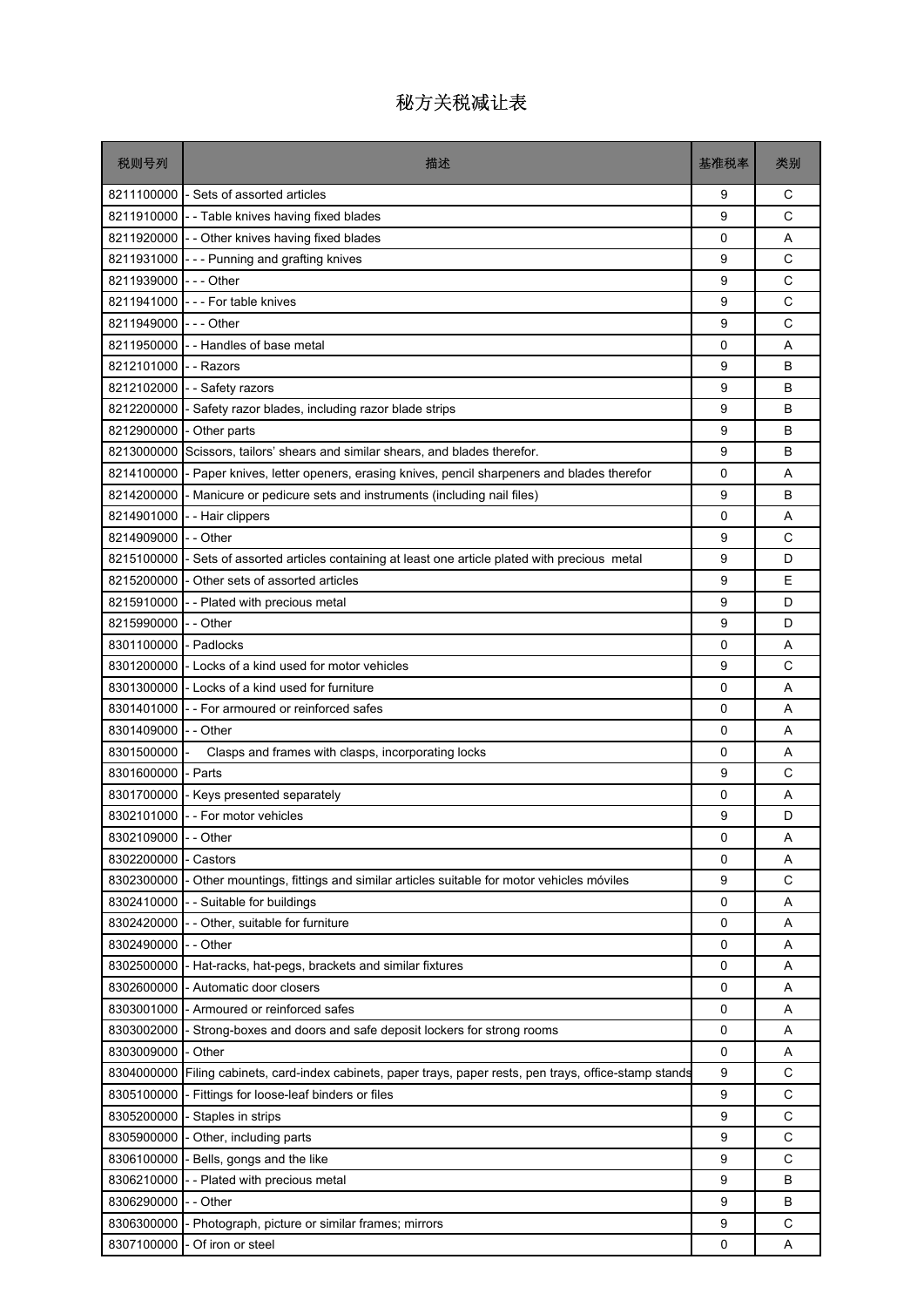# 秘方关税减让表

| 税则号列 | 描述 | 基准税率 | 类别 |
|---|---|---|---|
| 8211100000 | - Sets of assorted articles | 9 | C |
| 8211910000 | - - Table knives having fixed blades | 9 | C |
| 8211920000 | - - Other knives having fixed blades | 0 | A |
| 8211931000 | - - - Punning and grafting knives | 9 | C |
| 8211939000 | - - - Other | 9 | C |
| 8211941000 | - - - For table knives | 9 | C |
| 8211949000 | - - - Other | 9 | C |
| 8211950000 | - - Handles of base metal | 0 | A |
| 8212101000 | - - Razors | 9 | B |
| 8212102000 | - - Safety razors | 9 | B |
| 8212200000 | - Safety razor blades, including razor blade strips | 9 | B |
| 8212900000 | - Other parts | 9 | B |
| 8213000000 | Scissors, tailors' shears and similar shears, and blades therefor. | 9 | B |
| 8214100000 | - Paper knives, letter openers, erasing knives, pencil sharpeners and blades therefor | 0 | A |
| 8214200000 | - Manicure or pedicure sets and instruments (including nail files) | 9 | B |
| 8214901000 | - - Hair clippers | 0 | A |
| 8214909000 | - - Other | 9 | C |
| 8215100000 | - Sets of assorted articles containing at least one article plated with precious metal | 9 | D |
| 8215200000 | - Other sets of assorted articles | 9 | E |
| 8215910000 | - - Plated with precious metal | 9 | D |
| 8215990000 | - - Other | 9 | D |
| 8301100000 | - Padlocks | 0 | A |
| 8301200000 | - Locks of a kind used for motor vehicles | 9 | C |
| 8301300000 | - Locks of a kind used for furniture | 0 | A |
| 8301401000 | - - For armoured or reinforced safes | 0 | A |
| 8301409000 | - - Other | 0 | A |
| 8301500000 | - Clasps and frames with clasps, incorporating locks | 0 | A |
| 8301600000 | - Parts | 9 | C |
| 8301700000 | - Keys presented separately | 0 | A |
| 8302101000 | - - For motor vehicles | 9 | D |
| 8302109000 | - - Other | 0 | A |
| 8302200000 | - Castors | 0 | A |
| 8302300000 | - Other mountings, fittings and similar articles suitable for motor vehicles móviles | 9 | C |
| 8302410000 | - - Suitable for buildings | 0 | A |
| 8302420000 | - - Other, suitable for furniture | 0 | A |
| 8302490000 | - - Other | 0 | A |
| 8302500000 | - Hat-racks, hat-pegs, brackets and similar fixtures | 0 | A |
| 8302600000 | - Automatic door closers | 0 | A |
| 8303001000 | - Armoured or reinforced safes | 0 | A |
| 8303002000 | - Strong-boxes and doors and safe deposit lockers for strong rooms | 0 | A |
| 8303009000 | - Other | 0 | A |
| 8304000000 | Filing cabinets, card-index cabinets, paper trays, paper rests, pen trays, office-stamp stands | 9 | C |
| 8305100000 | - Fittings for loose-leaf binders or files | 9 | C |
| 8305200000 | - Staples in strips | 9 | C |
| 8305900000 | - Other, including parts | 9 | C |
| 8306100000 | - Bells, gongs and the like | 9 | C |
| 8306210000 | - - Plated with precious metal | 9 | B |
| 8306290000 | - - Other | 9 | B |
| 8306300000 | - Photograph, picture or similar frames; mirrors | 9 | C |
| 8307100000 | - Of iron or steel | 0 | A |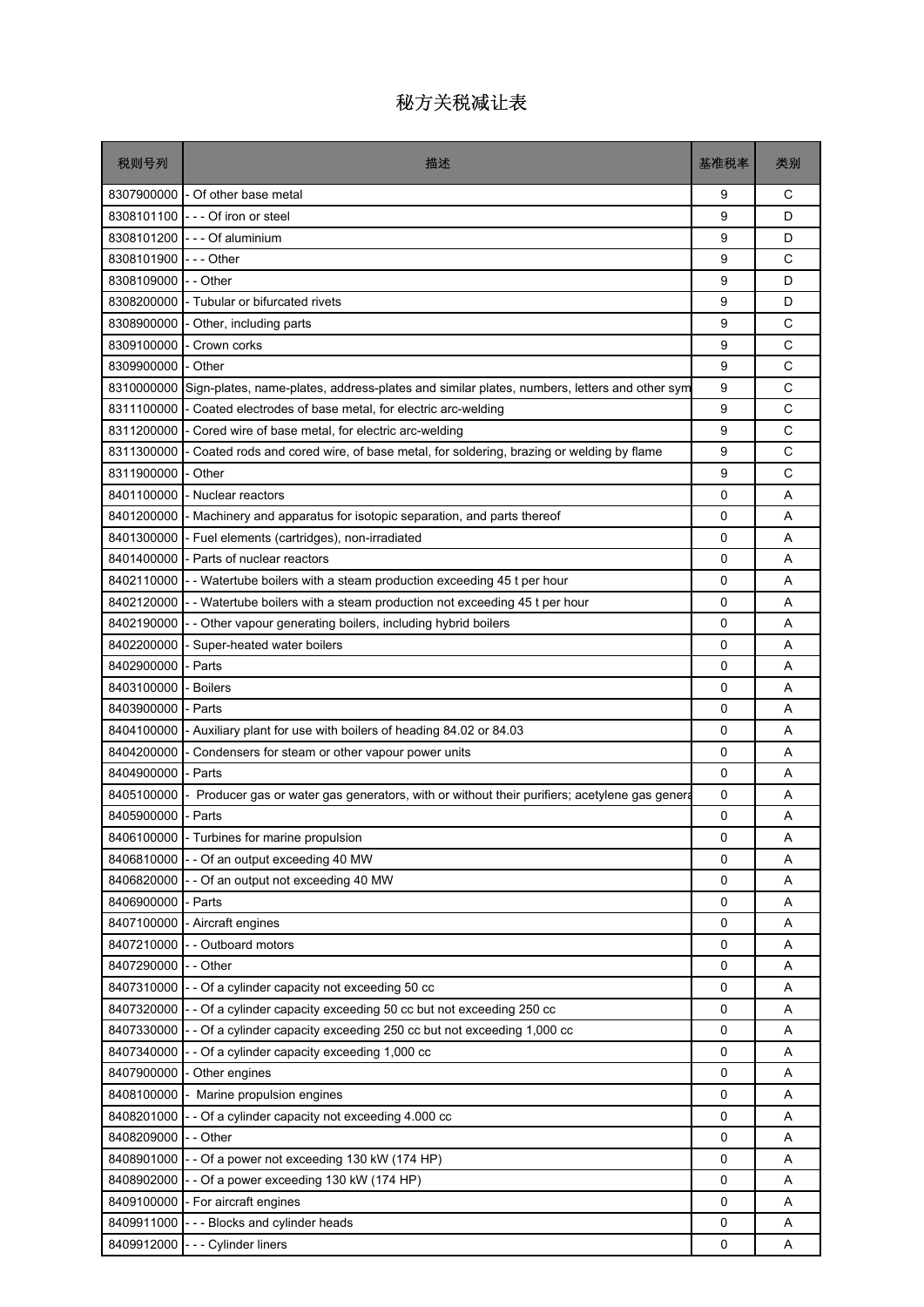# 秘方关税减让表

| 税则号列 | 描述 | 基准税率 | 类别 |
|---|---|---|---|
| 8307900000 | - Of other base metal | 9 | C |
| 8308101100 | - - - Of iron or steel | 9 | D |
| 8308101200 | - - - Of aluminium | 9 | D |
| 8308101900 | - - - Other | 9 | C |
| 8308109000 | - - Other | 9 | D |
| 8308200000 | - Tubular or bifurcated rivets | 9 | D |
| 8308900000 | - Other, including parts | 9 | C |
| 8309100000 | - Crown corks | 9 | C |
| 8309900000 | - Other | 9 | C |
| 8310000000 | Sign-plates, name-plates, address-plates and similar plates, numbers, letters and other sym | 9 | C |
| 8311100000 | - Coated electrodes of base metal, for electric arc-welding | 9 | C |
| 8311200000 | - Cored wire of base metal, for electric arc-welding | 9 | C |
| 8311300000 | - Coated rods and cored wire, of base metal, for soldering, brazing or welding by flame | 9 | C |
| 8311900000 | - Other | 9 | C |
| 8401100000 | - Nuclear reactors | 0 | A |
| 8401200000 | - Machinery and apparatus for isotopic separation, and parts thereof | 0 | A |
| 8401300000 | - Fuel elements (cartridges), non-irradiated | 0 | A |
| 8401400000 | - Parts of nuclear reactors | 0 | A |
| 8402110000 | - - Watertube boilers with a steam production exceeding 45 t per hour | 0 | A |
| 8402120000 | - - Watertube boilers with a steam production not exceeding 45 t per hour | 0 | A |
| 8402190000 | - - Other vapour generating boilers, including hybrid boilers | 0 | A |
| 8402200000 | - Super-heated water boilers | 0 | A |
| 8402900000 | - Parts | 0 | A |
| 8403100000 | - Boilers | 0 | A |
| 8403900000 | - Parts | 0 | A |
| 8404100000 | - Auxiliary plant for use with boilers of heading 84.02 or 84.03 | 0 | A |
| 8404200000 | - Condensers for steam or other vapour power units | 0 | A |
| 8404900000 | - Parts | 0 | A |
| 8405100000 | - Producer gas or water gas generators, with or without their purifiers; acetylene gas genera | 0 | A |
| 8405900000 | - Parts | 0 | A |
| 8406100000 | - Turbines for marine propulsion | 0 | A |
| 8406810000 | - - Of an output exceeding 40 MW | 0 | A |
| 8406820000 | - - Of an output not exceeding 40 MW | 0 | A |
| 8406900000 | - Parts | 0 | A |
| 8407100000 | - Aircraft engines | 0 | A |
| 8407210000 | - - Outboard motors | 0 | A |
| 8407290000 | - - Other | 0 | A |
| 8407310000 | - - Of a cylinder capacity not exceeding 50 cc | 0 | A |
| 8407320000 | - - Of a cylinder capacity exceeding 50 cc but not exceeding 250 cc | 0 | A |
| 8407330000 | - - Of a cylinder capacity exceeding 250 cc but not exceeding 1,000 cc | 0 | A |
| 8407340000 | - - Of a cylinder capacity exceeding 1,000 cc | 0 | A |
| 8407900000 | - Other engines | 0 | A |
| 8408100000 | - Marine propulsion engines | 0 | A |
| 8408201000 | - - Of a cylinder capacity not exceeding 4.000 cc | 0 | A |
| 8408209000 | - - Other | 0 | A |
| 8408901000 | - - Of a power not exceeding 130 kW (174 HP) | 0 | A |
| 8408902000 | - - Of a power exceeding 130 kW (174 HP) | 0 | A |
| 8409100000 | - For aircraft engines | 0 | A |
| 8409911000 | - - - Blocks and cylinder heads | 0 | A |
| 8409912000 | - - - Cylinder liners | 0 | A |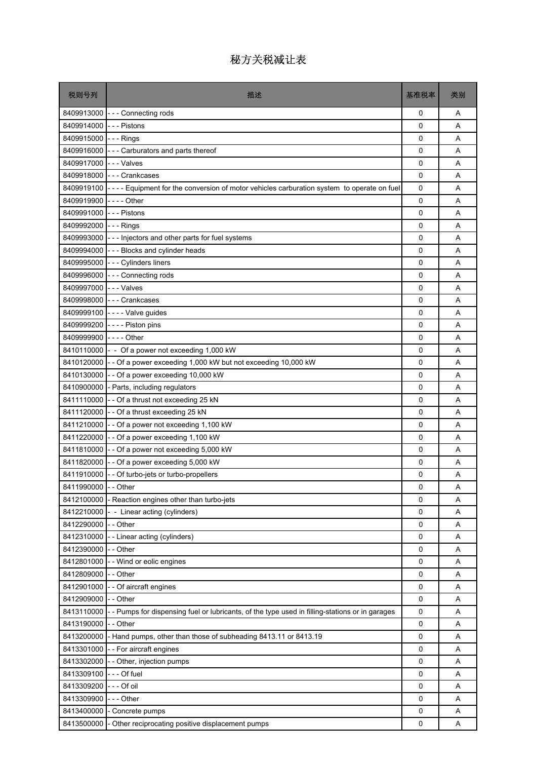# 秘方关税减让表

| 税则号列 | 描述 | 基准税率 | 类别 |
|---|---|---|---|
| 8409913000 | - - - Connecting rods | 0 | A |
| 8409914000 | - - - Pistons | 0 | A |
| 8409915000 | - - - Rings | 0 | A |
| 8409916000 | - - - Carburators and parts thereof | 0 | A |
| 8409917000 | - - - Valves | 0 | A |
| 8409918000 | - - - Crankcases | 0 | A |
| 8409919100 | - - - - Equipment for the conversion of motor vehicles carburation system to operate on fuel | 0 | A |
| 8409919900 | - - - - Other | 0 | A |
| 8409991000 | - - - Pistons | 0 | A |
| 8409992000 | - - - Rings | 0 | A |
| 8409993000 | - - - Injectors and other parts for fuel systems | 0 | A |
| 8409994000 | - - - Blocks and cylinder heads | 0 | A |
| 8409995000 | - - - Cylinders liners | 0 | A |
| 8409996000 | - - - Connecting rods | 0 | A |
| 8409997000 | - - - Valves | 0 | A |
| 8409998000 | - - - Crankcases | 0 | A |
| 8409999100 | - - - - Valve guides | 0 | A |
| 8409999200 | - - - - Piston pins | 0 | A |
| 8409999900 | - - - - Other | 0 | A |
| 8410110000 | - - Of a power not exceeding 1,000 kW | 0 | A |
| 8410120000 | - - Of a power exceeding 1,000 kW but not exceeding 10,000 kW | 0 | A |
| 8410130000 | - - Of a power exceeding 10,000 kW | 0 | A |
| 8410900000 | - Parts, including regulators | 0 | A |
| 8411110000 | - - Of a thrust not exceeding 25 kN | 0 | A |
| 8411120000 | - - Of a thrust exceeding 25 kN | 0 | A |
| 8411210000 | - - Of a power not exceeding 1,100 kW | 0 | A |
| 8411220000 | - - Of a power exceeding 1,100 kW | 0 | A |
| 8411810000 | - - Of a power not exceeding 5,000 kW | 0 | A |
| 8411820000 | - - Of a power exceeding 5,000 kW | 0 | A |
| 8411910000 | - - Of turbo-jets or turbo-propellers | 0 | A |
| 8411990000 | - - Other | 0 | A |
| 8412100000 | - Reaction engines other than turbo-jets | 0 | A |
| 8412210000 | - - Linear acting (cylinders) | 0 | A |
| 8412290000 | - - Other | 0 | A |
| 8412310000 | - - Linear acting (cylinders) | 0 | A |
| 8412390000 | - - Other | 0 | A |
| 8412801000 | - - Wind or eolic engines | 0 | A |
| 8412809000 | - - Other | 0 | A |
| 8412901000 | - - Of aircraft engines | 0 | A |
| 8412909000 | - - Other | 0 | A |
| 8413110000 | - - Pumps for dispensing fuel or lubricants, of the type used in filling-stations or in garages | 0 | A |
| 8413190000 | - - Other | 0 | A |
| 8413200000 | - Hand pumps, other than those of subheading 8413.11 or 8413.19 | 0 | A |
| 8413301000 | - - For aircraft engines | 0 | A |
| 8413302000 | - - Other, injection pumps | 0 | A |
| 8413309100 | - - - Of fuel | 0 | A |
| 8413309200 | - - - Of oil | 0 | A |
| 8413309900 | - - - Other | 0 | A |
| 8413400000 | - Concrete pumps | 0 | A |
| 8413500000 | - Other reciprocating positive displacement pumps | 0 | A |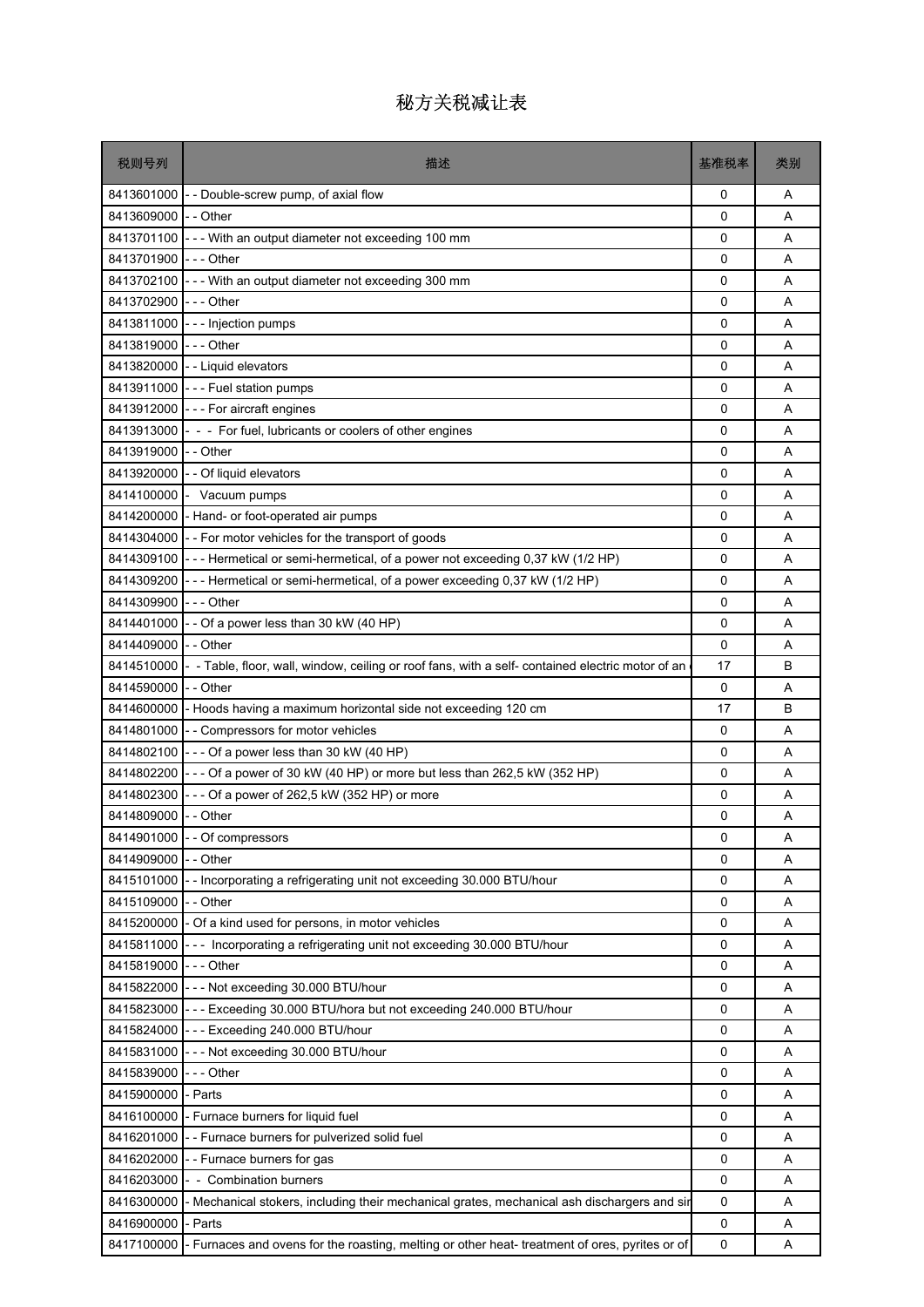# 秘方关税减让表

| 税则号列 | 描述 | 基准税率 | 类别 |
|---|---|---|---|
| 8413601000 | - - Double-screw pump, of axial flow | 0 | A |
| 8413609000 | - - Other | 0 | A |
| 8413701100 | - - - With an output diameter not exceeding 100 mm | 0 | A |
| 8413701900 | - - - Other | 0 | A |
| 8413702100 | - - - With an output diameter not exceeding 300 mm | 0 | A |
| 8413702900 | - - - Other | 0 | A |
| 8413811000 | - - - Injection pumps | 0 | A |
| 8413819000 | - - - Other | 0 | A |
| 8413820000 | - - Liquid elevators | 0 | A |
| 8413911000 | - - - Fuel station pumps | 0 | A |
| 8413912000 | - - - For aircraft engines | 0 | A |
| 8413913000 | - - - For fuel, lubricants or coolers of other engines | 0 | A |
| 8413919000 | - - Other | 0 | A |
| 8413920000 | - - Of liquid elevators | 0 | A |
| 8414100000 | - Vacuum pumps | 0 | A |
| 8414200000 | - Hand- or foot-operated air pumps | 0 | A |
| 8414304000 | - - For motor vehicles for the transport of goods | 0 | A |
| 8414309100 | - - - Hermetical or semi-hermetical, of a power not exceeding 0,37 kW (1/2 HP) | 0 | A |
| 8414309200 | - - - Hermetical or semi-hermetical, of a power exceeding 0,37 kW (1/2 HP) | 0 | A |
| 8414309900 | - - - Other | 0 | A |
| 8414401000 | - - Of a power less than 30 kW (40 HP) | 0 | A |
| 8414409000 | - - Other | 0 | A |
| 8414510000 | - - Table, floor, wall, window, ceiling or roof fans, with a self- contained electric motor of an | 17 | B |
| 8414590000 | - - Other | 0 | A |
| 8414600000 | - Hoods having a maximum horizontal side not exceeding 120 cm | 17 | B |
| 8414801000 | - - Compressors for motor vehicles | 0 | A |
| 8414802100 | - - - Of a power less than 30 kW (40 HP) | 0 | A |
| 8414802200 | - - - Of a power of 30 kW (40 HP) or more but less than 262,5 kW (352 HP) | 0 | A |
| 8414802300 | - - - Of a power of 262,5 kW (352 HP) or more | 0 | A |
| 8414809000 | - - Other | 0 | A |
| 8414901000 | - - Of compressors | 0 | A |
| 8414909000 | - - Other | 0 | A |
| 8415101000 | - - Incorporating a refrigerating unit not exceeding 30.000 BTU/hour | 0 | A |
| 8415109000 | - - Other | 0 | A |
| 8415200000 | - Of a kind used for persons, in motor vehicles | 0 | A |
| 8415811000 | - - - Incorporating a refrigerating unit not exceeding 30.000 BTU/hour | 0 | A |
| 8415819000 | - - - Other | 0 | A |
| 8415822000 | - - - Not exceeding 30.000 BTU/hour | 0 | A |
| 8415823000 | - - - Exceeding 30.000 BTU/hora but not exceeding 240.000 BTU/hour | 0 | A |
| 8415824000 | - - - Exceeding 240.000 BTU/hour | 0 | A |
| 8415831000 | - - - Not exceeding 30.000 BTU/hour | 0 | A |
| 8415839000 | - - - Other | 0 | A |
| 8415900000 | - Parts | 0 | A |
| 8416100000 | - Furnace burners for liquid fuel | 0 | A |
| 8416201000 | - - Furnace burners for pulverized solid fuel | 0 | A |
| 8416202000 | - - Furnace burners for gas | 0 | A |
| 8416203000 | - - Combination burners | 0 | A |
| 8416300000 | - Mechanical stokers, including their mechanical grates, mechanical ash dischargers and sir | 0 | A |
| 8416900000 | - Parts | 0 | A |
| 8417100000 | - Furnaces and ovens for the roasting, melting or other heat- treatment of ores, pyrites or of | 0 | A |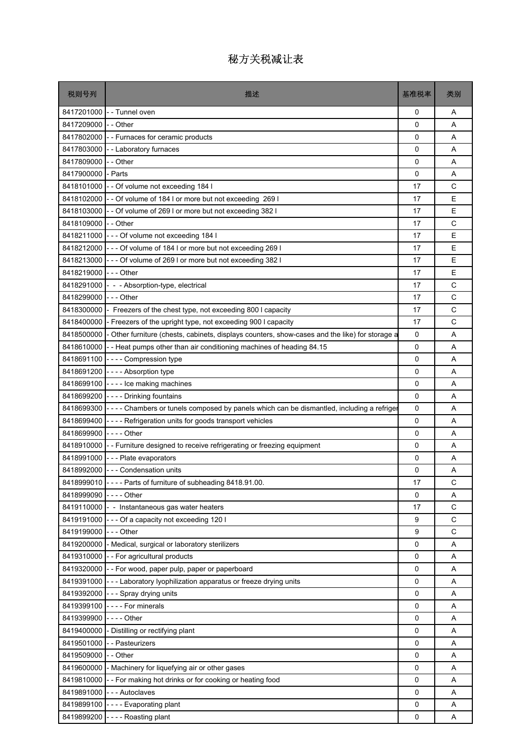# 秘方关税减让表

| 税则号列 | 描述 | 基准税率 | 类别 |
|---|---|---|---|
| 8417201000 | - - Tunnel oven | 0 | A |
| 8417209000 | - - Other | 0 | A |
| 8417802000 | - - Furnaces for ceramic products | 0 | A |
| 8417803000 | - - Laboratory furnaces | 0 | A |
| 8417809000 | - - Other | 0 | A |
| 8417900000 | - Parts | 0 | A |
| 8418101000 | - - Of volume not exceeding 184 l | 17 | C |
| 8418102000 | - - Of volume of 184 l or more but not exceeding 269 l | 17 | E |
| 8418103000 | - - Of volume of 269 l or more but not exceeding 382 l | 17 | E |
| 8418109000 | - - Other | 17 | C |
| 8418211000 | - - - Of volume not exceeding 184 l | 17 | E |
| 8418212000 | - - - Of volume of 184 l or more but not exceeding 269 l | 17 | E |
| 8418213000 | - - - Of volume of 269 l or more but not exceeding 382 l | 17 | E |
| 8418219000 | - - - Other | 17 | E |
| 8418291000 | - - - Absorption-type, electrical | 17 | C |
| 8418299000 | - - - Other | 17 | C |
| 8418300000 | - Freezers of the chest type, not exceeding 800 l capacity | 17 | C |
| 8418400000 | - Freezers of the upright type, not exceeding 900 l capacity | 17 | C |
| 8418500000 | - Other furniture (chests, cabinets, displays counters, show-cases and the like) for storage a | 0 | A |
| 8418610000 | - - Heat pumps other than air conditioning machines of heading 84.15 | 0 | A |
| 8418691100 | - - - - Compression type | 0 | A |
| 8418691200 | - - - - Absorption type | 0 | A |
| 8418699100 | - - - - Ice making machines | 0 | A |
| 8418699200 | - - - - Drinking fountains | 0 | A |
| 8418699300 | - - - - Chambers or tunels composed by panels which can be dismantled, including a refriger | 0 | A |
| 8418699400 | - - - - Refrigeration units for goods transport vehicles | 0 | A |
| 8418699900 | - - - - Other | 0 | A |
| 8418910000 | - - Furniture designed to receive refrigerating or freezing equipment | 0 | A |
| 8418991000 | - - - Plate evaporators | 0 | A |
| 8418992000 | - - - Condensation units | 0 | A |
| 8418999010 | - - - - Parts of furniture of subheading 8418.91.00. | 17 | C |
| 8418999090 | - - - - Other | 0 | A |
| 8419110000 | - - Instantaneous gas water heaters | 17 | C |
| 8419191000 | - - - Of a capacity not exceeding 120 l | 9 | C |
| 8419199000 | - - - Other | 9 | C |
| 8419200000 | - Medical, surgical or laboratory sterilizers | 0 | A |
| 8419310000 | - - For agricultural products | 0 | A |
| 8419320000 | - - For wood, paper pulp, paper or paperboard | 0 | A |
| 8419391000 | - - - Laboratory lyophilization apparatus or freeze drying units | 0 | A |
| 8419392000 | - - - Spray drying units | 0 | A |
| 8419399100 | - - - - For minerals | 0 | A |
| 8419399900 | - - - - Other | 0 | A |
| 8419400000 | - Distilling or rectifying plant | 0 | A |
| 8419501000 | - - Pasteurizers | 0 | A |
| 8419509000 | - - Other | 0 | A |
| 8419600000 | - Machinery for liquefying air or other gases | 0 | A |
| 8419810000 | - - For making hot drinks or for cooking or heating food | 0 | A |
| 8419891000 | - - - Autoclaves | 0 | A |
| 8419899100 | - - - - Evaporating plant | 0 | A |
| 8419899200 | - - - - Roasting plant | 0 | A |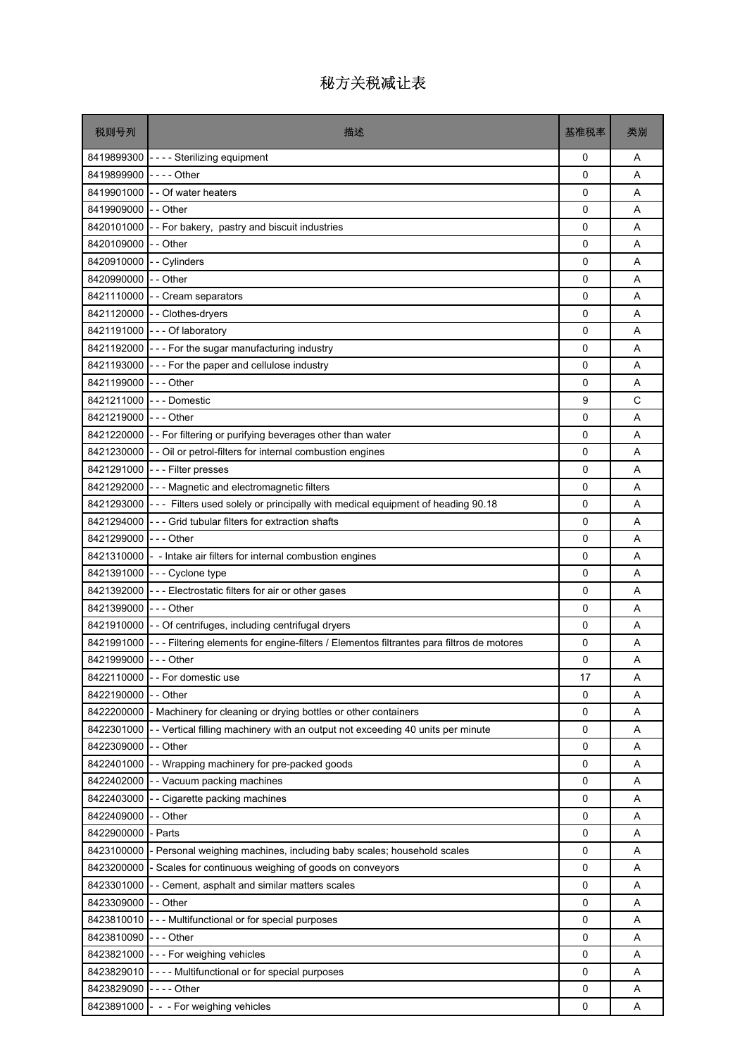# 秘方关税减让表

| 税则号列 | 描述 | 基准税率 | 类别 |
|---|---|---|---|
| 8419899300 | - - - - Sterilizing equipment | 0 | A |
| 8419899900 | - - - - Other | 0 | A |
| 8419901000 | - - Of water heaters | 0 | A |
| 8419909000 | - - Other | 0 | A |
| 8420101000 | - - For bakery, pastry and biscuit industries | 0 | A |
| 8420109000 | - - Other | 0 | A |
| 8420910000 | - - Cylinders | 0 | A |
| 8420990000 | - - Other | 0 | A |
| 8421110000 | - - Cream separators | 0 | A |
| 8421120000 | - - Clothes-dryers | 0 | A |
| 8421191000 | - - - Of laboratory | 0 | A |
| 8421192000 | - - - For the sugar manufacturing industry | 0 | A |
| 8421193000 | - - - For the paper and cellulose industry | 0 | A |
| 8421199000 | - - - Other | 0 | A |
| 8421211000 | - - - Domestic | 9 | C |
| 8421219000 | - - - Other | 0 | A |
| 8421220000 | - - For filtering or purifying beverages other than water | 0 | A |
| 8421230000 | - - Oil or petrol-filters for internal combustion engines | 0 | A |
| 8421291000 | - - - Filter presses | 0 | A |
| 8421292000 | - - - Magnetic and electromagnetic filters | 0 | A |
| 8421293000 | - - - Filters used solely or principally with medical equipment of heading 90.18 | 0 | A |
| 8421294000 | - - - Grid tubular filters for extraction shafts | 0 | A |
| 8421299000 | - - - Other | 0 | A |
| 8421310000 | - - Intake air filters for internal combustion engines | 0 | A |
| 8421391000 | - - - Cyclone type | 0 | A |
| 8421392000 | - - - Electrostatic filters for air or other gases | 0 | A |
| 8421399000 | - - - Other | 0 | A |
| 8421910000 | - - Of centrifuges, including centrifugal dryers | 0 | A |
| 8421991000 | - - - Filtering elements for engine-filters / Elementos filtrantes para filtros de motores | 0 | A |
| 8421999000 | - - - Other | 0 | A |
| 8422110000 | - - For domestic use | 17 | A |
| 8422190000 | - - Other | 0 | A |
| 8422200000 | - Machinery for cleaning or drying bottles or other containers | 0 | A |
| 8422301000 | - - Vertical filling machinery with an output not exceeding 40 units per minute | 0 | A |
| 8422309000 | - - Other | 0 | A |
| 8422401000 | - - Wrapping machinery for pre-packed goods | 0 | A |
| 8422402000 | - - Vacuum packing machines | 0 | A |
| 8422403000 | - - Cigarette packing machines | 0 | A |
| 8422409000 | - - Other | 0 | A |
| 8422900000 | - Parts | 0 | A |
| 8423100000 | - Personal weighing machines, including baby scales; household scales | 0 | A |
| 8423200000 | - Scales for continuous weighing of goods on conveyors | 0 | A |
| 8423301000 | - - Cement, asphalt and similar matters scales | 0 | A |
| 8423309000 | - - Other | 0 | A |
| 8423810010 | - - - Multifunctional or for special purposes | 0 | A |
| 8423810090 | - - - Other | 0 | A |
| 8423821000 | - - - For weighing vehicles | 0 | A |
| 8423829010 | - - - - Multifunctional or for special purposes | 0 | A |
| 8423829090 | - - - - Other | 0 | A |
| 8423891000 | - - - For weighing vehicles | 0 | A |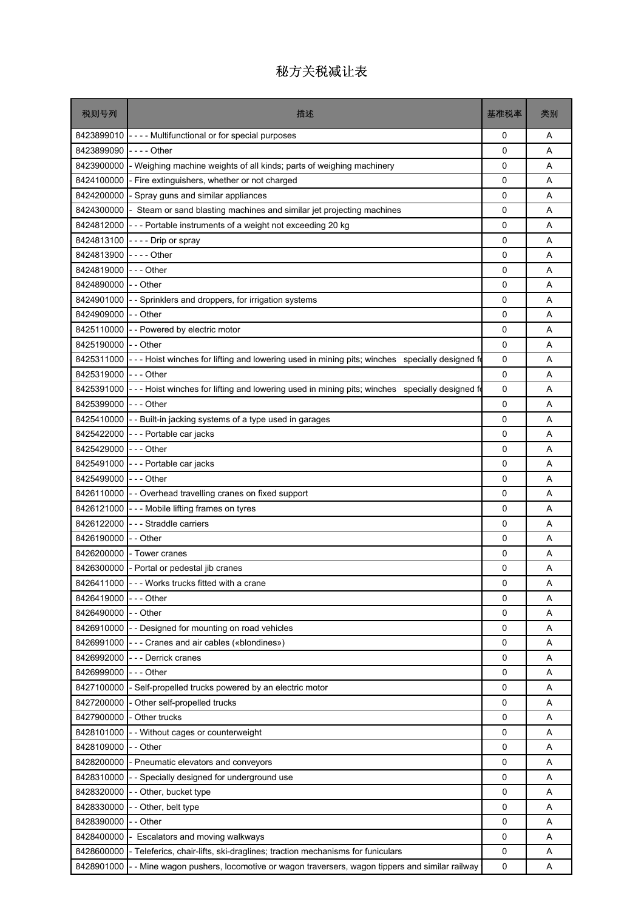# 秘方关税减让表

| 税则号列 | 描述 | 基准税率 | 类别 |
|---|---|---|---|
| 8423899010 | - - - - Multifunctional or for special purposes | 0 | A |
| 8423899090 | - - - - Other | 0 | A |
| 8423900000 | - Weighing machine weights of all kinds; parts of weighing machinery | 0 | A |
| 8424100000 | - Fire extinguishers, whether or not charged | 0 | A |
| 8424200000 | - Spray guns and similar appliances | 0 | A |
| 8424300000 | -  Steam or sand blasting machines and similar jet projecting machines | 0 | A |
| 8424812000 | - - - Portable instruments of a weight not exceeding 20 kg | 0 | A |
| 8424813100 | - - - - Drip or spray | 0 | A |
| 8424813900 | - - - - Other | 0 | A |
| 8424819000 | - - - Other | 0 | A |
| 8424890000 | - - Other | 0 | A |
| 8424901000 | - - Sprinklers and droppers, for irrigation systems | 0 | A |
| 8424909000 | - - Other | 0 | A |
| 8425110000 | - - Powered by electric motor | 0 | A |
| 8425190000 | - - Other | 0 | A |
| 8425311000 | - - - Hoist winches for lifting and lowering used in mining pits; winches   specially designed fo | 0 | A |
| 8425319000 | - - - Other | 0 | A |
| 8425391000 | - - - Hoist winches for lifting and lowering used in mining pits; winches   specially designed fo | 0 | A |
| 8425399000 | - - - Other | 0 | A |
| 8425410000 | - - Built-in jacking systems of a type used in garages | 0 | A |
| 8425422000 | - - - Portable car jacks | 0 | A |
| 8425429000 | - - - Other | 0 | A |
| 8425491000 | - - - Portable car jacks | 0 | A |
| 8425499000 | - - - Other | 0 | A |
| 8426110000 | - - Overhead travelling cranes on fixed support | 0 | A |
| 8426121000 | - - - Mobile lifting frames on tyres | 0 | A |
| 8426122000 | - - - Straddle carriers | 0 | A |
| 8426190000 | - - Other | 0 | A |
| 8426200000 | - Tower cranes | 0 | A |
| 8426300000 | - Portal or pedestal jib cranes | 0 | A |
| 8426411000 | - - - Works trucks fitted with a crane | 0 | A |
| 8426419000 | - - - Other | 0 | A |
| 8426490000 | - - Other | 0 | A |
| 8426910000 | - - Designed for mounting on road vehicles | 0 | A |
| 8426991000 | - - - Cranes and air cables («blondines») | 0 | A |
| 8426992000 | - - - Derrick cranes | 0 | A |
| 8426999000 | - - - Other | 0 | A |
| 8427100000 | - Self-propelled trucks powered by an electric motor | 0 | A |
| 8427200000 | - Other self-propelled trucks | 0 | A |
| 8427900000 | - Other trucks | 0 | A |
| 8428101000 | - - Without cages or counterweight | 0 | A |
| 8428109000 | - - Other | 0 | A |
| 8428200000 | - Pneumatic elevators and conveyors | 0 | A |
| 8428310000 | - - Specially designed for underground use | 0 | A |
| 8428320000 | - - Other, bucket type | 0 | A |
| 8428330000 | - - Other, belt type | 0 | A |
| 8428390000 | - - Other | 0 | A |
| 8428400000 | -  Escalators and moving walkways | 0 | A |
| 8428600000 | - Teleferics, chair-lifts, ski-draglines; traction mechanisms for funiculars | 0 | A |
| 8428901000 | - - Mine wagon pushers, locomotive or wagon traversers, wagon tippers and similar railway | 0 | A |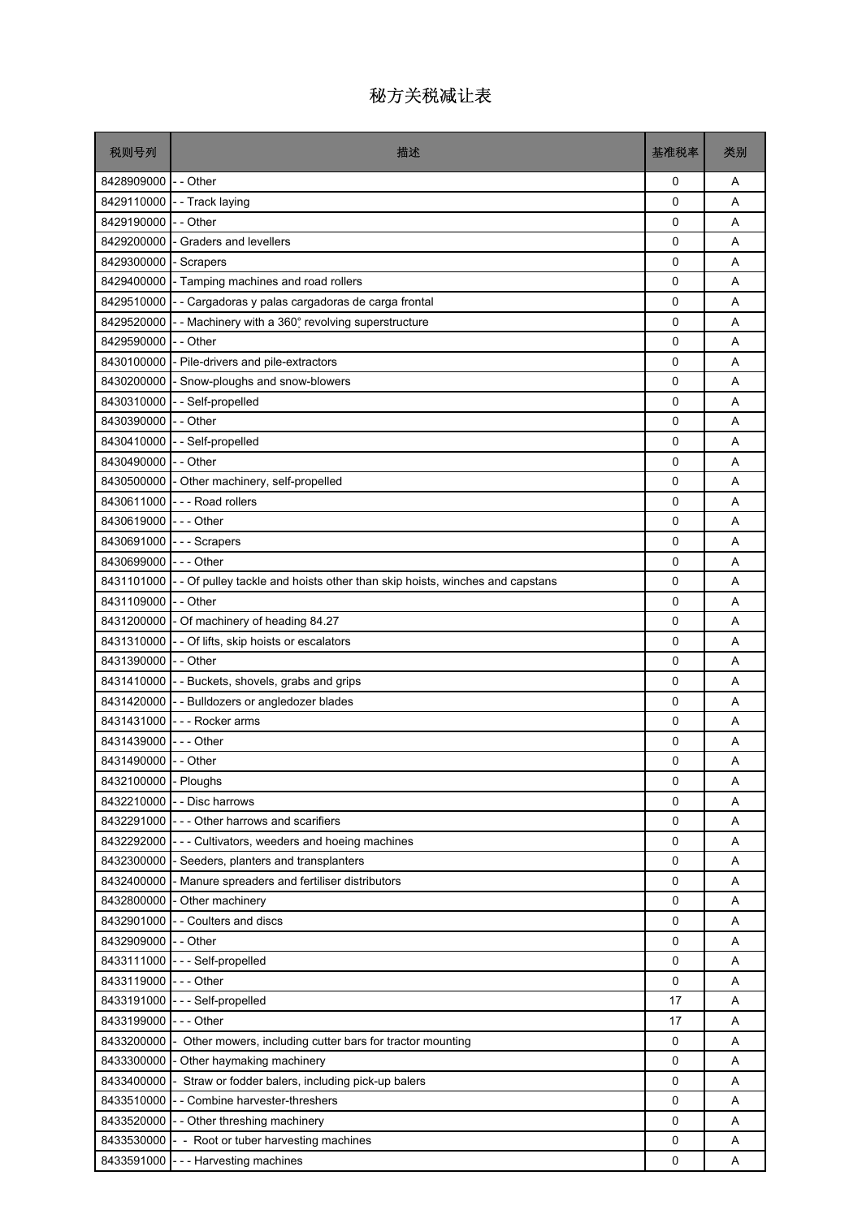# 秘方关税减让表

| 税则号列 | 描述 | 基准税率 | 类别 |
|---|---|---|---|
| 8428909000 | - - Other | 0 | A |
| 8429110000 | - - Track laying | 0 | A |
| 8429190000 | - - Other | 0 | A |
| 8429200000 | - Graders and levellers | 0 | A |
| 8429300000 | - Scrapers | 0 | A |
| 8429400000 | - Tamping machines and road rollers | 0 | A |
| 8429510000 | - - Cargadoras y palas cargadoras de carga frontal | 0 | A |
| 8429520000 | - - Machinery with a 360° revolving superstructure | 0 | A |
| 8429590000 | - - Other | 0 | A |
| 8430100000 | - Pile-drivers and pile-extractors | 0 | A |
| 8430200000 | - Snow-ploughs and snow-blowers | 0 | A |
| 8430310000 | - - Self-propelled | 0 | A |
| 8430390000 | - - Other | 0 | A |
| 8430410000 | - - Self-propelled | 0 | A |
| 8430490000 | - - Other | 0 | A |
| 8430500000 | - Other machinery, self-propelled | 0 | A |
| 8430611000 | - - - Road rollers | 0 | A |
| 8430619000 | - - - Other | 0 | A |
| 8430691000 | - - - Scrapers | 0 | A |
| 8430699000 | - - - Other | 0 | A |
| 8431101000 | - - Of pulley tackle and hoists other than skip hoists, winches and capstans | 0 | A |
| 8431109000 | - - Other | 0 | A |
| 8431200000 | - Of machinery of heading 84.27 | 0 | A |
| 8431310000 | - - Of lifts, skip hoists or escalators | 0 | A |
| 8431390000 | - - Other | 0 | A |
| 8431410000 | - - Buckets, shovels, grabs and grips | 0 | A |
| 8431420000 | - - Bulldozers or angledozer blades | 0 | A |
| 8431431000 | - - - Rocker arms | 0 | A |
| 8431439000 | - - - Other | 0 | A |
| 8431490000 | - - Other | 0 | A |
| 8432100000 | - Ploughs | 0 | A |
| 8432210000 | - - Disc harrows | 0 | A |
| 8432291000 | - - - Other harrows and scarifiers | 0 | A |
| 8432292000 | - - - Cultivators, weeders and hoeing machines | 0 | A |
| 8432300000 | - Seeders, planters and transplanters | 0 | A |
| 8432400000 | - Manure spreaders and fertiliser distributors | 0 | A |
| 8432800000 | - Other machinery | 0 | A |
| 8432901000 | - - Coulters and discs | 0 | A |
| 8432909000 | - - Other | 0 | A |
| 8433111000 | - - - Self-propelled | 0 | A |
| 8433119000 | - - - Other | 0 | A |
| 8433191000 | - - - Self-propelled | 17 | A |
| 8433199000 | - - - Other | 17 | A |
| 8433200000 | - Other mowers, including cutter bars for tractor mounting | 0 | A |
| 8433300000 | - Other haymaking machinery | 0 | A |
| 8433400000 | - Straw or fodder balers, including pick-up balers | 0 | A |
| 8433510000 | - - Combine harvester-threshers | 0 | A |
| 8433520000 | - - Other threshing machinery | 0 | A |
| 8433530000 | - - Root or tuber harvesting machines | 0 | A |
| 8433591000 | - - - Harvesting machines | 0 | A |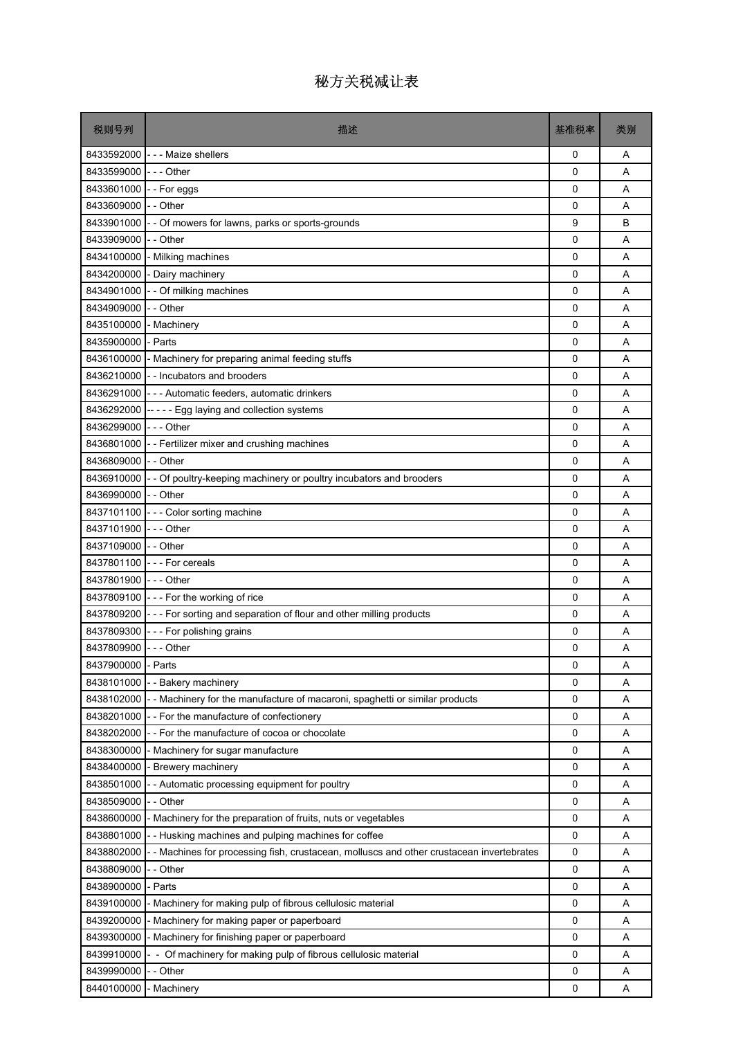# 秘方关税减让表

| 税则号列 | 描述 | 基准税率 | 类别 |
|---|---|---|---|
| 8433592000 | - - - Maize shellers | 0 | A |
| 8433599000 | - - - Other | 0 | A |
| 8433601000 | - - For eggs | 0 | A |
| 8433609000 | - - Other | 0 | A |
| 8433901000 | - - Of mowers for lawns, parks or sports-grounds | 9 | B |
| 8433909000 | - - Other | 0 | A |
| 8434100000 | - Milking machines | 0 | A |
| 8434200000 | - Dairy machinery | 0 | A |
| 8434901000 | - - Of milking machines | 0 | A |
| 8434909000 | - - Other | 0 | A |
| 8435100000 | - Machinery | 0 | A |
| 8435900000 | - Parts | 0 | A |
| 8436100000 | - Machinery for preparing animal feeding stuffs | 0 | A |
| 8436210000 | - - Incubators and brooders | 0 | A |
| 8436291000 | - - - Automatic feeders, automatic drinkers | 0 | A |
| 8436292000 | -- - - - Egg laying and collection systems | 0 | A |
| 8436299000 | - - - Other | 0 | A |
| 8436801000 | - - Fertilizer mixer and crushing machines | 0 | A |
| 8436809000 | - - Other | 0 | A |
| 8436910000 | - - Of poultry-keeping machinery or poultry incubators and brooders | 0 | A |
| 8436990000 | - - Other | 0 | A |
| 8437101100 | - - - Color sorting machine | 0 | A |
| 8437101900 | - - - Other | 0 | A |
| 8437109000 | - - Other | 0 | A |
| 8437801100 | - - - For cereals | 0 | A |
| 8437801900 | - - - Other | 0 | A |
| 8437809100 | - - - For the working of rice | 0 | A |
| 8437809200 | - - - For sorting and separation of flour and other milling products | 0 | A |
| 8437809300 | - - - For polishing grains | 0 | A |
| 8437809900 | - - - Other | 0 | A |
| 8437900000 | - Parts | 0 | A |
| 8438101000 | - - Bakery machinery | 0 | A |
| 8438102000 | - - Machinery for the manufacture of macaroni, spaghetti or similar products | 0 | A |
| 8438201000 | - - For the manufacture of confectionery | 0 | A |
| 8438202000 | - - For the manufacture of cocoa or chocolate | 0 | A |
| 8438300000 | - Machinery for sugar manufacture | 0 | A |
| 8438400000 | - Brewery machinery | 0 | A |
| 8438501000 | - - Automatic processing equipment for poultry | 0 | A |
| 8438509000 | - - Other | 0 | A |
| 8438600000 | - Machinery for the preparation of fruits, nuts or vegetables | 0 | A |
| 8438801000 | - - Husking machines and pulping machines for coffee | 0 | A |
| 8438802000 | - - Machines for processing fish, crustacean, molluscs and other crustacean invertebrates | 0 | A |
| 8438809000 | - - Other | 0 | A |
| 8438900000 | - Parts | 0 | A |
| 8439100000 | - Machinery for making pulp of fibrous cellulosic material | 0 | A |
| 8439200000 | - Machinery for making paper or paperboard | 0 | A |
| 8439300000 | - Machinery for finishing paper or paperboard | 0 | A |
| 8439910000 | - - Of machinery for making pulp of fibrous cellulosic material | 0 | A |
| 8439990000 | - - Other | 0 | A |
| 8440100000 | - Machinery | 0 | A |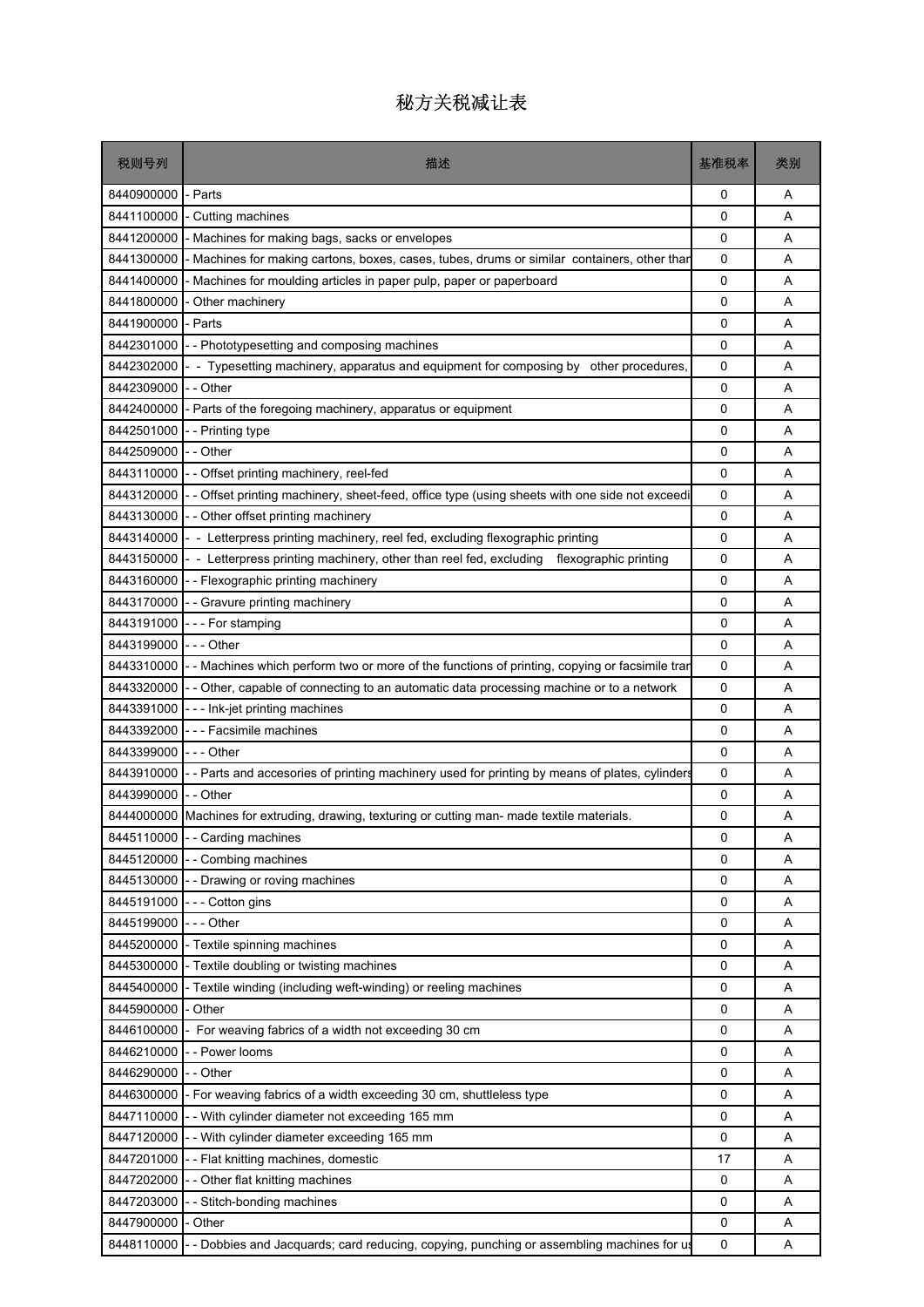# 秘方关税减让表

| 税则号列 | 描述 | 基准税率 | 类别 |
| --- | --- | --- | --- |
| 8440900000 | - Parts | 0 | A |
| 8441100000 | - Cutting machines | 0 | A |
| 8441200000 | - Machines for making bags, sacks or envelopes | 0 | A |
| 8441300000 | - Machines for making cartons, boxes, cases, tubes, drums or similar containers, other thar | 0 | A |
| 8441400000 | - Machines for moulding articles in paper pulp, paper or paperboard | 0 | A |
| 8441800000 | - Other machinery | 0 | A |
| 8441900000 | - Parts | 0 | A |
| 8442301000 | - - Phototypesetting and composing machines | 0 | A |
| 8442302000 | - - Typesetting machinery, apparatus and equipment for composing by other procedures, | 0 | A |
| 8442309000 | - - Other | 0 | A |
| 8442400000 | - Parts of the foregoing machinery, apparatus or equipment | 0 | A |
| 8442501000 | - - Printing type | 0 | A |
| 8442509000 | - - Other | 0 | A |
| 8443110000 | - - Offset printing machinery, reel-fed | 0 | A |
| 8443120000 | - - Offset printing machinery, sheet-feed, office type (using sheets with one side not exceedi | 0 | A |
| 8443130000 | - - Other offset printing machinery | 0 | A |
| 8443140000 | - - Letterpress printing machinery, reel fed, excluding flexographic printing | 0 | A |
| 8443150000 | - - Letterpress printing machinery, other than reel fed, excluding flexographic printing | 0 | A |
| 8443160000 | - - Flexographic printing machinery | 0 | A |
| 8443170000 | - - Gravure printing machinery | 0 | A |
| 8443191000 | - - - For stamping | 0 | A |
| 8443199000 | - - - Other | 0 | A |
| 8443310000 | - - Machines which perform two or more of the functions of printing, copying or facsimile trar | 0 | A |
| 8443320000 | - - Other, capable of connecting to an automatic data processing machine or to a network | 0 | A |
| 8443391000 | - - - Ink-jet printing machines | 0 | A |
| 8443392000 | - - - Facsimile machines | 0 | A |
| 8443399000 | - - - Other | 0 | A |
| 8443910000 | - - Parts and accesories of printing machinery used for printing by means of plates, cylinders | 0 | A |
| 8443990000 | - - Other | 0 | A |
| 8444000000 | Machines for extruding, drawing, texturing or cutting man- made textile materials. | 0 | A |
| 8445110000 | - - Carding machines | 0 | A |
| 8445120000 | - - Combing machines | 0 | A |
| 8445130000 | - - Drawing or roving machines | 0 | A |
| 8445191000 | - - - Cotton gins | 0 | A |
| 8445199000 | - - - Other | 0 | A |
| 8445200000 | - Textile spinning machines | 0 | A |
| 8445300000 | - Textile doubling or twisting machines | 0 | A |
| 8445400000 | - Textile winding (including weft-winding) or reeling machines | 0 | A |
| 8445900000 | - Other | 0 | A |
| 8446100000 | - For weaving fabrics of a width not exceeding 30 cm | 0 | A |
| 8446210000 | - - Power looms | 0 | A |
| 8446290000 | - - Other | 0 | A |
| 8446300000 | - For weaving fabrics of a width exceeding 30 cm, shuttleless type | 0 | A |
| 8447110000 | - - With cylinder diameter not exceeding 165 mm | 0 | A |
| 8447120000 | - - With cylinder diameter exceeding 165 mm | 0 | A |
| 8447201000 | - - Flat knitting machines, domestic | 17 | A |
| 8447202000 | - - Other flat knitting machines | 0 | A |
| 8447203000 | - - Stitch-bonding machines | 0 | A |
| 8447900000 | - Other | 0 | A |
| 8448110000 | - - Dobbies and Jacquards; card reducing, copying, punching or assembling machines for us | 0 | A |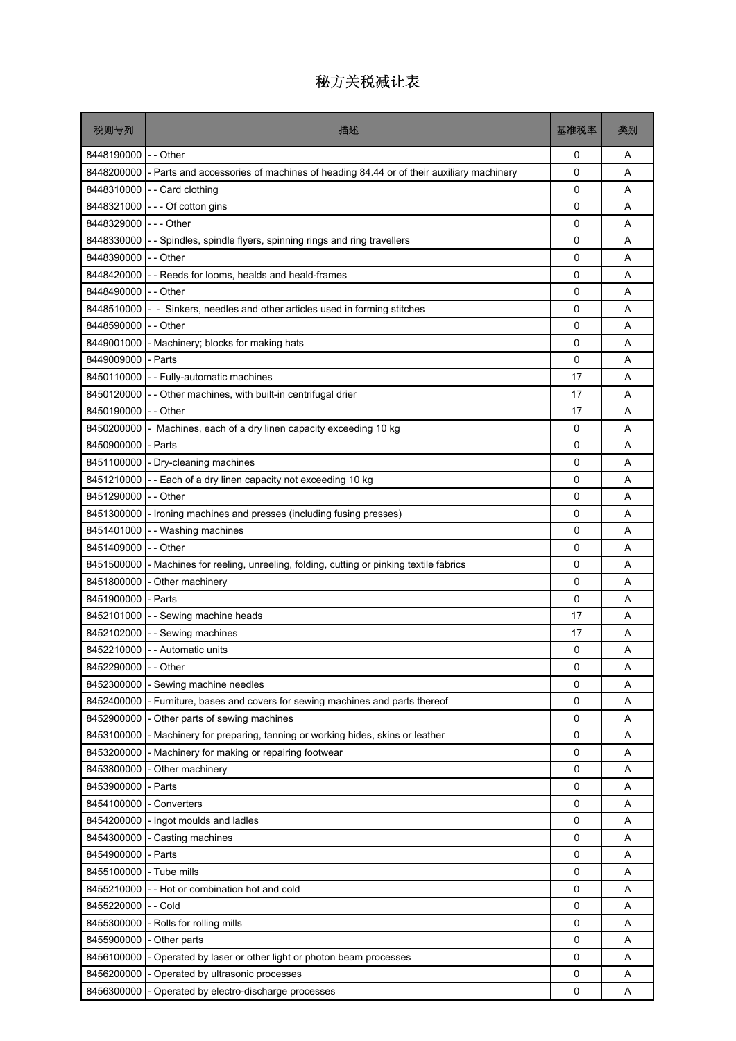# 秘方关税减让表

| 税则号列 | 描述 | 基准税率 | 类别 |
|---|---|---|---|
| 8448190000 | - - Other | 0 | A |
| 8448200000 | - Parts and accessories of machines of heading 84.44 or of their auxiliary machinery | 0 | A |
| 8448310000 | - - Card clothing | 0 | A |
| 8448321000 | - - - Of cotton gins | 0 | A |
| 8448329000 | - - - Other | 0 | A |
| 8448330000 | - - Spindles, spindle flyers, spinning rings and ring travellers | 0 | A |
| 8448390000 | - - Other | 0 | A |
| 8448420000 | - - Reeds for looms, healds and heald-frames | 0 | A |
| 8448490000 | - - Other | 0 | A |
| 8448510000 | - - Sinkers, needles and other articles used in forming stitches | 0 | A |
| 8448590000 | - - Other | 0 | A |
| 8449001000 | - Machinery; blocks for making hats | 0 | A |
| 8449009000 | - Parts | 0 | A |
| 8450110000 | - - Fully-automatic machines | 17 | A |
| 8450120000 | - - Other machines, with built-in centrifugal drier | 17 | A |
| 8450190000 | - - Other | 17 | A |
| 8450200000 | - Machines, each of a dry linen capacity exceeding 10 kg | 0 | A |
| 8450900000 | - Parts | 0 | A |
| 8451100000 | - Dry-cleaning machines | 0 | A |
| 8451210000 | - - Each of a dry linen capacity not exceeding 10 kg | 0 | A |
| 8451290000 | - - Other | 0 | A |
| 8451300000 | - Ironing machines and presses (including fusing presses) | 0 | A |
| 8451401000 | - - Washing machines | 0 | A |
| 8451409000 | - - Other | 0 | A |
| 8451500000 | - Machines for reeling, unreeling, folding, cutting or pinking textile fabrics | 0 | A |
| 8451800000 | - Other machinery | 0 | A |
| 8451900000 | - Parts | 0 | A |
| 8452101000 | - - Sewing machine heads | 17 | A |
| 8452102000 | - - Sewing machines | 17 | A |
| 8452210000 | - - Automatic units | 0 | A |
| 8452290000 | - - Other | 0 | A |
| 8452300000 | - Sewing machine needles | 0 | A |
| 8452400000 | - Furniture, bases and covers for sewing machines and parts thereof | 0 | A |
| 8452900000 | - Other parts of sewing machines | 0 | A |
| 8453100000 | - Machinery for preparing, tanning or working hides, skins or leather | 0 | A |
| 8453200000 | - Machinery for making or repairing footwear | 0 | A |
| 8453800000 | - Other machinery | 0 | A |
| 8453900000 | - Parts | 0 | A |
| 8454100000 | - Converters | 0 | A |
| 8454200000 | - Ingot moulds and ladles | 0 | A |
| 8454300000 | - Casting machines | 0 | A |
| 8454900000 | - Parts | 0 | A |
| 8455100000 | - Tube mills | 0 | A |
| 8455210000 | - - Hot or combination hot and cold | 0 | A |
| 8455220000 | - - Cold | 0 | A |
| 8455300000 | - Rolls for rolling mills | 0 | A |
| 8455900000 | - Other parts | 0 | A |
| 8456100000 | - Operated by laser or other light or photon beam processes | 0 | A |
| 8456200000 | - Operated by ultrasonic processes | 0 | A |
| 8456300000 | - Operated by electro-discharge processes | 0 | A |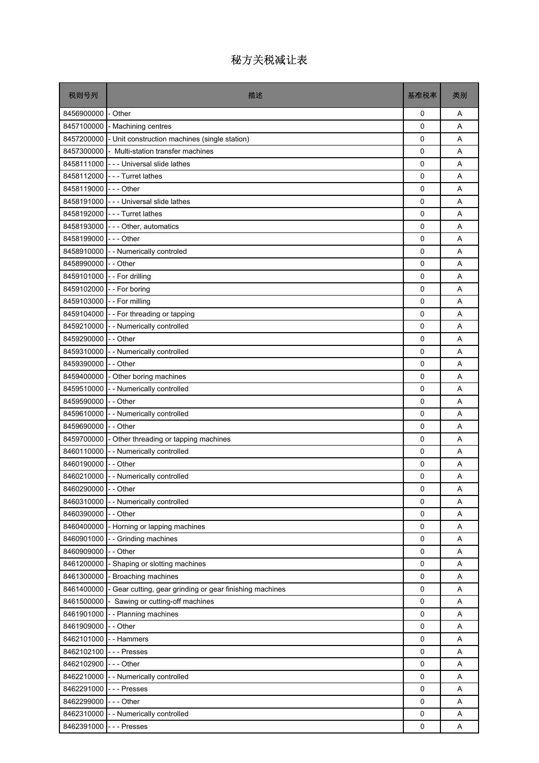# 秘方关税减让表

| 税则号列 | 描述 | 基准税率 | 类别 |
|---|---|---|---|
| 8456900000 | - Other | 0 | A |
| 8457100000 | - Machining centres | 0 | A |
| 8457200000 | - Unit construction machines (single station) | 0 | A |
| 8457300000 | - Multi-station transfer machines | 0 | A |
| 8458111000 | - - - Universal slide lathes | 0 | A |
| 8458112000 | - - - Turret lathes | 0 | A |
| 8458119000 | - - - Other | 0 | A |
| 8458191000 | - - - Universal slide lathes | 0 | A |
| 8458192000 | - - - Turret lathes | 0 | A |
| 8458193000 | - - - Other, automatics | 0 | A |
| 8458199000 | - - - Other | 0 | A |
| 8458910000 | - - Numerically controled | 0 | A |
| 8458990000 | - - Other | 0 | A |
| 8459101000 | - - For drilling | 0 | A |
| 8459102000 | - - For boring | 0 | A |
| 8459103000 | - - For milling | 0 | A |
| 8459104000 | - - For threading or tapping | 0 | A |
| 8459210000 | - - Numerically controlled | 0 | A |
| 8459290000 | - - Other | 0 | A |
| 8459310000 | - - Numerically controlled | 0 | A |
| 8459390000 | - - Other | 0 | A |
| 8459400000 | - Other boring machines | 0 | A |
| 8459510000 | - - Numerically controlled | 0 | A |
| 8459590000 | - - Other | 0 | A |
| 8459610000 | - - Numerically controlled | 0 | A |
| 8459690000 | - - Other | 0 | A |
| 8459700000 | - Other threading or tapping machines | 0 | A |
| 8460110000 | - - Numerically controlled | 0 | A |
| 8460190000 | - - Other | 0 | A |
| 8460210000 | - - Numerically controlled | 0 | A |
| 8460290000 | - - Other | 0 | A |
| 8460310000 | - - Numerically controlled | 0 | A |
| 8460390000 | - - Other | 0 | A |
| 8460400000 | - Horning or lapping machines | 0 | A |
| 8460901000 | - - Grinding machines | 0 | A |
| 8460909000 | - - Other | 0 | A |
| 8461200000 | - Shaping or slotting machines | 0 | A |
| 8461300000 | - Broaching machines | 0 | A |
| 8461400000 | - Gear cutting, gear grinding or gear finishing machines | 0 | A |
| 8461500000 | - Sawing or cutting-off machines | 0 | A |
| 8461901000 | - - Planning machines | 0 | A |
| 8461909000 | - - Other | 0 | A |
| 8462101000 | - - Hammers | 0 | A |
| 8462102100 | - - - Presses | 0 | A |
| 8462102900 | - - - Other | 0 | A |
| 8462210000 | - - Numerically controlled | 0 | A |
| 8462291000 | - - - Presses | 0 | A |
| 8462299000 | - - - Other | 0 | A |
| 8462310000 | - - Numerically controlled | 0 | A |
| 8462391000 | - - - Presses | 0 | A |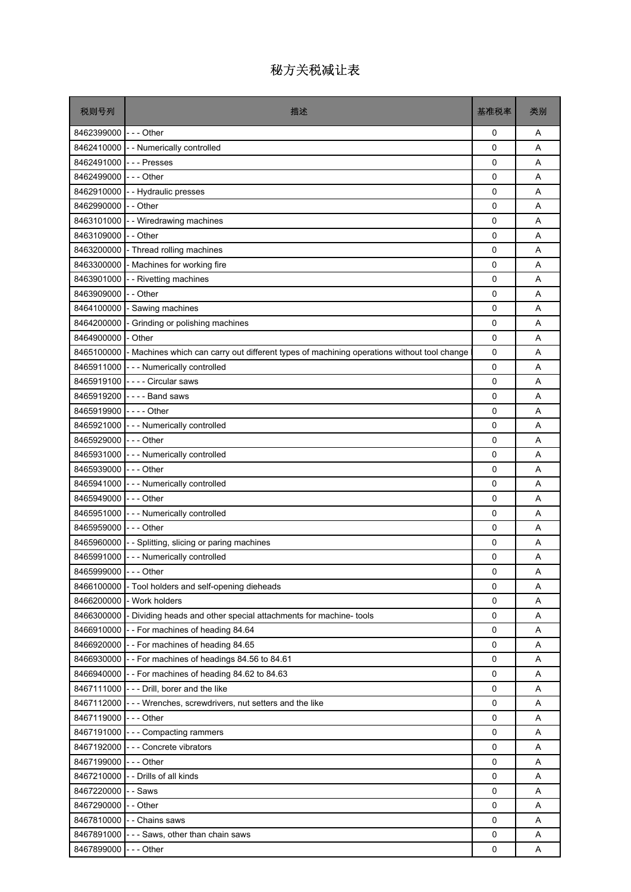# 秘方关税减让表

| 税则号列 | 描述 | 基准税率 | 类别 |
|---|---|---|---|
| 8462399000 | - - - Other | 0 | A |
| 8462410000 | - - Numerically controlled | 0 | A |
| 8462491000 | - - - Presses | 0 | A |
| 8462499000 | - - - Other | 0 | A |
| 8462910000 | - - Hydraulic presses | 0 | A |
| 8462990000 | - - Other | 0 | A |
| 8463101000 | - - Wiredrawing machines | 0 | A |
| 8463109000 | - - Other | 0 | A |
| 8463200000 | - Thread rolling machines | 0 | A |
| 8463300000 | - Machines for working fire | 0 | A |
| 8463901000 | - - Rivetting machines | 0 | A |
| 8463909000 | - - Other | 0 | A |
| 8464100000 | - Sawing machines | 0 | A |
| 8464200000 | - Grinding or polishing machines | 0 | A |
| 8464900000 | - Other | 0 | A |
| 8465100000 | - Machines which can carry out different types of machining operations without tool change | 0 | A |
| 8465911000 | - - - Numerically controlled | 0 | A |
| 8465919100 | - - - - Circular saws | 0 | A |
| 8465919200 | - - - - Band saws | 0 | A |
| 8465919900 | - - - - Other | 0 | A |
| 8465921000 | - - - Numerically controlled | 0 | A |
| 8465929000 | - - - Other | 0 | A |
| 8465931000 | - - - Numerically controlled | 0 | A |
| 8465939000 | - - - Other | 0 | A |
| 8465941000 | - - - Numerically controlled | 0 | A |
| 8465949000 | - - - Other | 0 | A |
| 8465951000 | - - - Numerically controlled | 0 | A |
| 8465959000 | - - - Other | 0 | A |
| 8465960000 | - - Splitting, slicing or paring machines | 0 | A |
| 8465991000 | - - - Numerically controlled | 0 | A |
| 8465999000 | - - - Other | 0 | A |
| 8466100000 | - Tool holders and self-opening dieheads | 0 | A |
| 8466200000 | - Work holders | 0 | A |
| 8466300000 | - Dividing heads and other special attachments for machine- tools | 0 | A |
| 8466910000 | - - For machines of heading 84.64 | 0 | A |
| 8466920000 | - - For machines of heading 84.65 | 0 | A |
| 8466930000 | - - For machines of headings 84.56 to 84.61 | 0 | A |
| 8466940000 | - - For machines of heading 84.62 to 84.63 | 0 | A |
| 8467111000 | - - - Drill, borer and the like | 0 | A |
| 8467112000 | - - - Wrenches, screwdrivers, nut setters and the like | 0 | A |
| 8467119000 | - - - Other | 0 | A |
| 8467191000 | - - - Compacting rammers | 0 | A |
| 8467192000 | - - - Concrete vibrators | 0 | A |
| 8467199000 | - - - Other | 0 | A |
| 8467210000 | - - Drills of all kinds | 0 | A |
| 8467220000 | - - Saws | 0 | A |
| 8467290000 | - - Other | 0 | A |
| 8467810000 | - - Chains saws | 0 | A |
| 8467891000 | - - - Saws, other than chain saws | 0 | A |
| 8467899000 | - - - Other | 0 | A |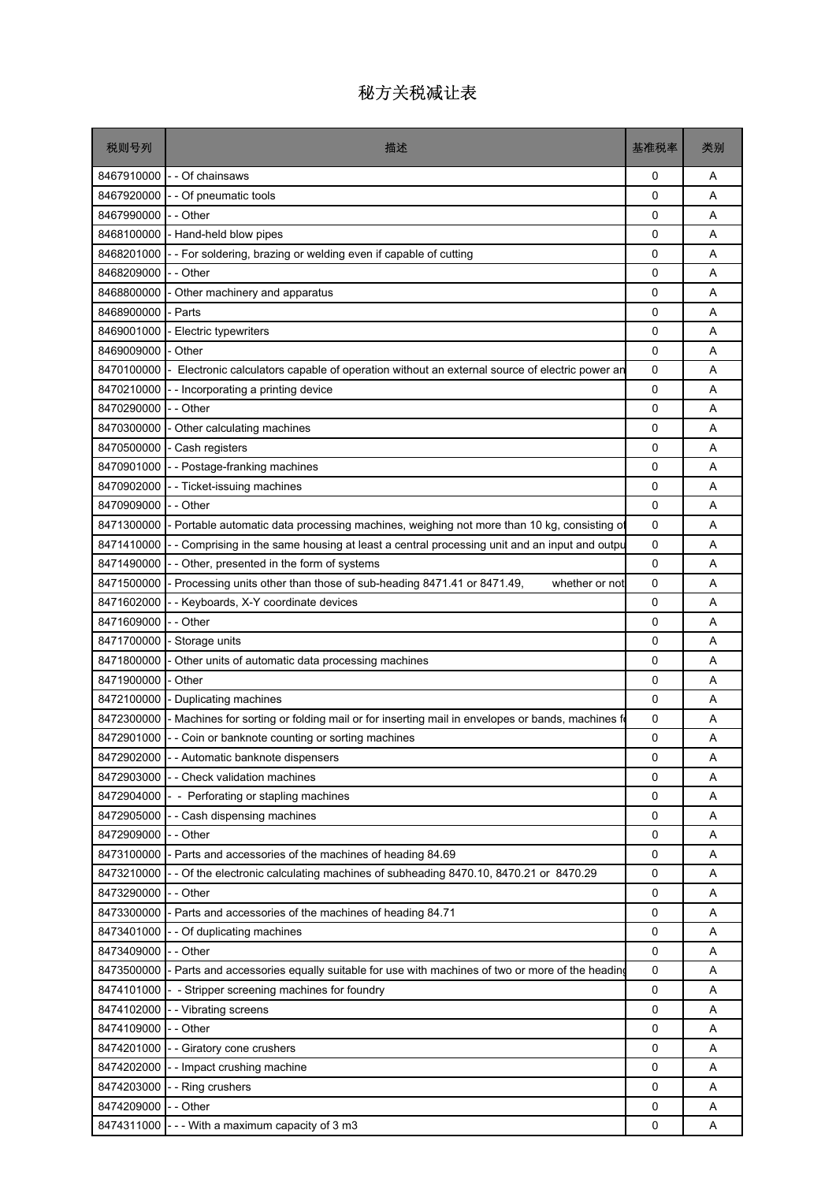# 秘方关税减让表

| 税则号列 | 描述 | 基准税率 | 类别 |
|---|---|---|---|
| 8467910000 | - - Of chainsaws | 0 | A |
| 8467920000 | - - Of pneumatic tools | 0 | A |
| 8467990000 | - - Other | 0 | A |
| 8468100000 | - Hand-held blow pipes | 0 | A |
| 8468201000 | - - For soldering, brazing or welding even if capable of cutting | 0 | A |
| 8468209000 | - - Other | 0 | A |
| 8468800000 | - Other machinery and apparatus | 0 | A |
| 8468900000 | - Parts | 0 | A |
| 8469001000 | - Electric typewriters | 0 | A |
| 8469009000 | - Other | 0 | A |
| 8470100000 | - Electronic calculators capable of operation without an external source of electric power an | 0 | A |
| 8470210000 | - - Incorporating a printing device | 0 | A |
| 8470290000 | - - Other | 0 | A |
| 8470300000 | - Other calculating machines | 0 | A |
| 8470500000 | - Cash registers | 0 | A |
| 8470901000 | - - Postage-franking machines | 0 | A |
| 8470902000 | - - Ticket-issuing machines | 0 | A |
| 8470909000 | - - Other | 0 | A |
| 8471300000 | - Portable automatic data processing machines, weighing not more than 10 kg, consisting of | 0 | A |
| 8471410000 | - - Comprising in the same housing at least a central processing unit and an input and outpu | 0 | A |
| 8471490000 | - - Other, presented in the form of systems | 0 | A |
| 8471500000 | - Processing units other than those of sub-heading 8471.41 or 8471.49, whether or not | 0 | A |
| 8471602000 | - - Keyboards, X-Y coordinate devices | 0 | A |
| 8471609000 | - - Other | 0 | A |
| 8471700000 | - Storage units | 0 | A |
| 8471800000 | - Other units of automatic data processing machines | 0 | A |
| 8471900000 | - Other | 0 | A |
| 8472100000 | - Duplicating machines | 0 | A |
| 8472300000 | - Machines for sorting or folding mail or for inserting mail in envelopes or bands, machines fo | 0 | A |
| 8472901000 | - - Coin or banknote counting or sorting machines | 0 | A |
| 8472902000 | - - Automatic banknote dispensers | 0 | A |
| 8472903000 | - - Check validation machines | 0 | A |
| 8472904000 | - - Perforating or stapling machines | 0 | A |
| 8472905000 | - - Cash dispensing machines | 0 | A |
| 8472909000 | - - Other | 0 | A |
| 8473100000 | - Parts and accessories of the machines of heading 84.69 | 0 | A |
| 8473210000 | - - Of the electronic calculating machines of subheading 8470.10, 8470.21 or 8470.29 | 0 | A |
| 8473290000 | - - Other | 0 | A |
| 8473300000 | - Parts and accessories of the machines of heading 84.71 | 0 | A |
| 8473401000 | - - Of duplicating machines | 0 | A |
| 8473409000 | - - Other | 0 | A |
| 8473500000 | - Parts and accessories equally suitable for use with machines of two or more of the heading | 0 | A |
| 8474101000 | - - Stripper screening machines for foundry | 0 | A |
| 8474102000 | - - Vibrating screens | 0 | A |
| 8474109000 | - - Other | 0 | A |
| 8474201000 | - - Giratory cone crushers | 0 | A |
| 8474202000 | - - Impact crushing machine | 0 | A |
| 8474203000 | - - Ring crushers | 0 | A |
| 8474209000 | - - Other | 0 | A |
| 8474311000 | - - - With a maximum capacity of 3 m3 | 0 | A |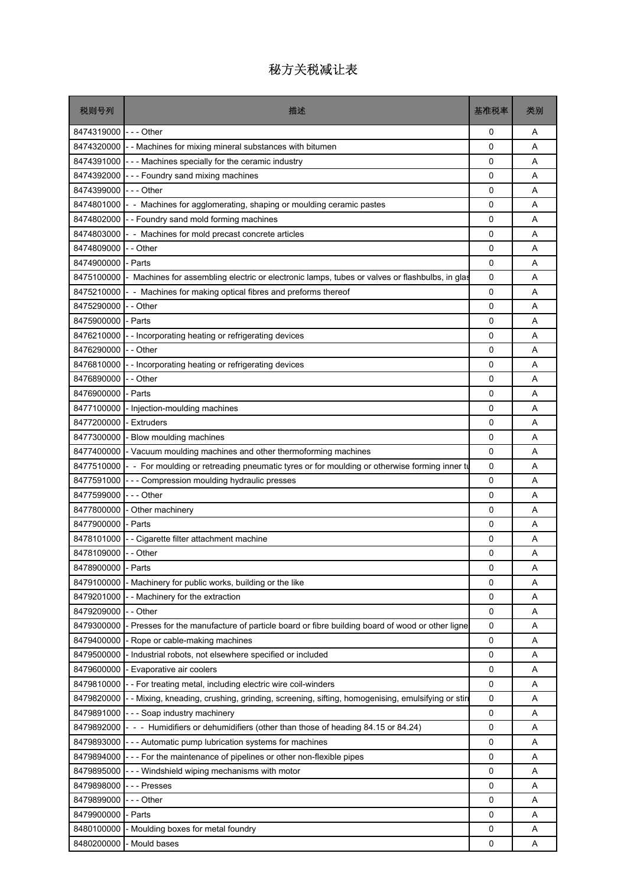# 秘方关税减让表

| 税则号列 | 描述 | 基准税率 | 类别 |
|---|---|---|---|
| 8474319000 | - - - Other | 0 | A |
| 8474320000 | - - Machines for mixing mineral substances with bitumen | 0 | A |
| 8474391000 | - - - Machines specially for the ceramic industry | 0 | A |
| 8474392000 | - - - Foundry sand mixing machines | 0 | A |
| 8474399000 | - - - Other | 0 | A |
| 8474801000 | - - Machines for agglomerating, shaping or moulding ceramic pastes | 0 | A |
| 8474802000 | - - Foundry sand mold forming machines | 0 | A |
| 8474803000 | - - Machines for mold precast concrete articles | 0 | A |
| 8474809000 | - - Other | 0 | A |
| 8474900000 | - Parts | 0 | A |
| 8475100000 | - Machines for assembling electric or electronic lamps, tubes or valves or flashbulbs, in glas | 0 | A |
| 8475210000 | - - Machines for making optical fibres and preforms thereof | 0 | A |
| 8475290000 | - - Other | 0 | A |
| 8475900000 | - Parts | 0 | A |
| 8476210000 | - - Incorporating heating or refrigerating devices | 0 | A |
| 8476290000 | - - Other | 0 | A |
| 8476810000 | - - Incorporating heating or refrigerating devices | 0 | A |
| 8476890000 | - - Other | 0 | A |
| 8476900000 | - Parts | 0 | A |
| 8477100000 | - Injection-moulding machines | 0 | A |
| 8477200000 | - Extruders | 0 | A |
| 8477300000 | - Blow moulding machines | 0 | A |
| 8477400000 | - Vacuum moulding machines and other thermoforming machines | 0 | A |
| 8477510000 | - - For moulding or retreading pneumatic tyres or for moulding or otherwise forming inner tu | 0 | A |
| 8477591000 | - - - Compression moulding hydraulic presses | 0 | A |
| 8477599000 | - - - Other | 0 | A |
| 8477800000 | - Other machinery | 0 | A |
| 8477900000 | - Parts | 0 | A |
| 8478101000 | - - Cigarette filter attachment machine | 0 | A |
| 8478109000 | - - Other | 0 | A |
| 8478900000 | - Parts | 0 | A |
| 8479100000 | - Machinery for public works, building or the like | 0 | A |
| 8479201000 | - - Machinery for the extraction | 0 | A |
| 8479209000 | - - Other | 0 | A |
| 8479300000 | - Presses for the manufacture of particle board or fibre building board of wood or other ligne | 0 | A |
| 8479400000 | - Rope or cable-making machines | 0 | A |
| 8479500000 | - Industrial robots, not elsewhere specified or included | 0 | A |
| 8479600000 | - Evaporative air coolers | 0 | A |
| 8479810000 | - - For treating metal, including electric wire coil-winders | 0 | A |
| 8479820000 | - - Mixing, kneading, crushing, grinding, screening, sifting, homogenising, emulsifying or stir | 0 | A |
| 8479891000 | - - - Soap industry machinery | 0 | A |
| 8479892000 | - - - Humidifiers or dehumidifiers (other than those of heading 84.15 or 84.24) | 0 | A |
| 8479893000 | - - - Automatic pump lubrication systems for machines | 0 | A |
| 8479894000 | - - - For the maintenance of pipelines or other non-flexible pipes | 0 | A |
| 8479895000 | - - - Windshield wiping mechanisms with motor | 0 | A |
| 8479898000 | - - - Presses | 0 | A |
| 8479899000 | - - - Other | 0 | A |
| 8479900000 | - Parts | 0 | A |
| 8480100000 | - Moulding boxes for metal foundry | 0 | A |
| 8480200000 | - Mould bases | 0 | A |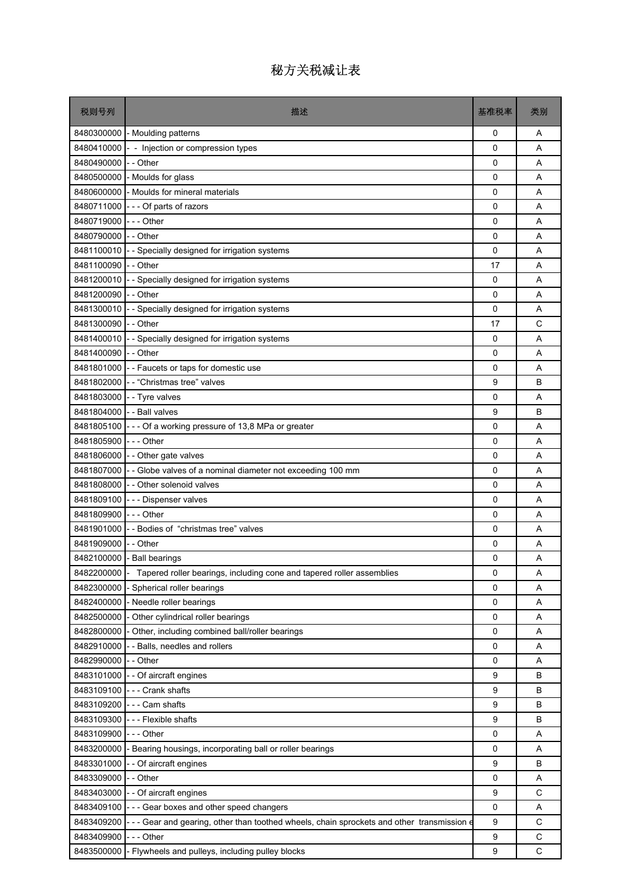# 秘方关税减让表

| 税则号列 | 描述 | 基准税率 | 类别 |
|---|---|---|---|
| 8480300000 | - Moulding patterns | 0 | A |
| 8480410000 | - - Injection or compression types | 0 | A |
| 8480490000 | - - Other | 0 | A |
| 8480500000 | - Moulds for glass | 0 | A |
| 8480600000 | - Moulds for mineral materials | 0 | A |
| 8480711000 | - - - Of parts of razors | 0 | A |
| 8480719000 | - - - Other | 0 | A |
| 8480790000 | - - Other | 0 | A |
| 8481100010 | - - Specially designed for irrigation systems | 0 | A |
| 8481100090 | - - Other | 17 | A |
| 8481200010 | - - Specially designed for irrigation systems | 0 | A |
| 8481200090 | - - Other | 0 | A |
| 8481300010 | - - Specially designed for irrigation systems | 0 | A |
| 8481300090 | - - Other | 17 | C |
| 8481400010 | - - Specially designed for irrigation systems | 0 | A |
| 8481400090 | - - Other | 0 | A |
| 8481801000 | - - Faucets or taps for domestic use | 0 | A |
| 8481802000 | - - “Christmas tree” valves | 9 | B |
| 8481803000 | - - Tyre valves | 0 | A |
| 8481804000 | - - Ball valves | 9 | B |
| 8481805100 | - - - Of a working pressure of 13,8 MPa or greater | 0 | A |
| 8481805900 | - - - Other | 0 | A |
| 8481806000 | - - Other gate valves | 0 | A |
| 8481807000 | - - Globe valves of a nominal diameter not exceeding 100 mm | 0 | A |
| 8481808000 | - - Other solenoid valves | 0 | A |
| 8481809100 | - - - Dispenser valves | 0 | A |
| 8481809900 | - - - Other | 0 | A |
| 8481901000 | - - Bodies of “christmas tree” valves | 0 | A |
| 8481909000 | - - Other | 0 | A |
| 8482100000 | - Ball bearings | 0 | A |
| 8482200000 | - Tapered roller bearings, including cone and tapered roller assemblies | 0 | A |
| 8482300000 | - Spherical roller bearings | 0 | A |
| 8482400000 | - Needle roller bearings | 0 | A |
| 8482500000 | - Other cylindrical roller bearings | 0 | A |
| 8482800000 | - Other, including combined ball/roller bearings | 0 | A |
| 8482910000 | - - Balls, needles and rollers | 0 | A |
| 8482990000 | - - Other | 0 | A |
| 8483101000 | - - Of aircraft engines | 9 | B |
| 8483109100 | - - - Crank shafts | 9 | B |
| 8483109200 | - - - Cam shafts | 9 | B |
| 8483109300 | - - - Flexible shafts | 9 | B |
| 8483109900 | - - - Other | 0 | A |
| 8483200000 | - Bearing housings, incorporating ball or roller bearings | 0 | A |
| 8483301000 | - - Of aircraft engines | 9 | B |
| 8483309000 | - - Other | 0 | A |
| 8483403000 | - - Of aircraft engines | 9 | C |
| 8483409100 | - - - Gear boxes and other speed changers | 0 | A |
| 8483409200 | - - - Gear and gearing, other than toothed wheels, chain sprockets and other transmission e | 9 | C |
| 8483409900 | - - - Other | 9 | C |
| 8483500000 | - Flywheels and pulleys, including pulley blocks | 9 | C |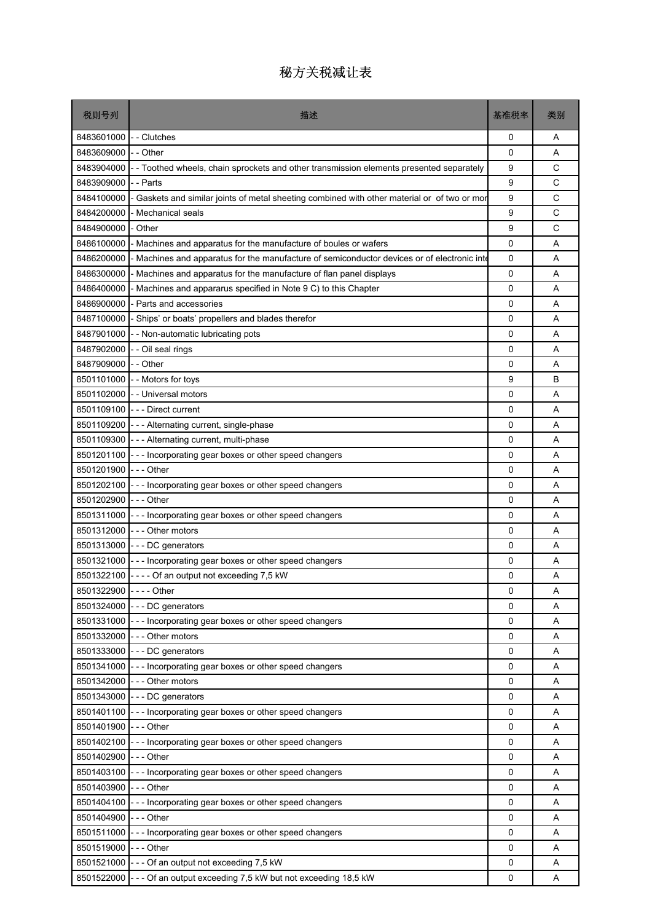# 秘方关税减让表

| 税则号列 | 描述 | 基准税率 | 类别 |
|---|---|---|---|
| 8483601000 | - - Clutches | 0 | A |
| 8483609000 | - - Other | 0 | A |
| 8483904000 | - - Toothed wheels, chain sprockets and other transmission elements presented separately | 9 | C |
| 8483909000 | - - Parts | 9 | C |
| 8484100000 | - Gaskets and similar joints of metal sheeting combined with other material or  of two or mor | 9 | C |
| 8484200000 | - Mechanical seals | 9 | C |
| 8484900000 | - Other | 9 | C |
| 8486100000 | - Machines and apparatus for the manufacture of boules or wafers | 0 | A |
| 8486200000 | - Machines and apparatus for the manufacture of semiconductor devices or of electronic inte | 0 | A |
| 8486300000 | - Machines and apparatus for the manufacture of flan panel displays | 0 | A |
| 8486400000 | - Machines and appararus specified in Note 9 C) to this Chapter | 0 | A |
| 8486900000 | - Parts and accessories | 0 | A |
| 8487100000 | - Ships' or boats' propellers and blades therefor | 0 | A |
| 8487901000 | - - Non-automatic lubricating pots | 0 | A |
| 8487902000 | - - Oil seal rings | 0 | A |
| 8487909000 | - - Other | 0 | A |
| 8501101000 | - - Motors for toys | 9 | B |
| 8501102000 | - - Universal motors | 0 | A |
| 8501109100 | - - - Direct current | 0 | A |
| 8501109200 | - - - Alternating current, single-phase | 0 | A |
| 8501109300 | - - - Alternating current, multi-phase | 0 | A |
| 8501201100 | - - - Incorporating gear boxes or other speed changers | 0 | A |
| 8501201900 | - - - Other | 0 | A |
| 8501202100 | - - - Incorporating gear boxes or other speed changers | 0 | A |
| 8501202900 | - - - Other | 0 | A |
| 8501311000 | - - - Incorporating gear boxes or other speed changers | 0 | A |
| 8501312000 | - - - Other motors | 0 | A |
| 8501313000 | - - - DC generators | 0 | A |
| 8501321000 | - - - Incorporating gear boxes or other speed changers | 0 | A |
| 8501322100 | - - - - Of an output not exceeding 7,5 kW | 0 | A |
| 8501322900 | - - - - Other | 0 | A |
| 8501324000 | - - - DC generators | 0 | A |
| 8501331000 | - - - Incorporating gear boxes or other speed changers | 0 | A |
| 8501332000 | - - - Other motors | 0 | A |
| 8501333000 | - - - DC generators | 0 | A |
| 8501341000 | - - - Incorporating gear boxes or other speed changers | 0 | A |
| 8501342000 | - - - Other motors | 0 | A |
| 8501343000 | - - - DC generators | 0 | A |
| 8501401100 | - - - Incorporating gear boxes or other speed changers | 0 | A |
| 8501401900 | - - - Other | 0 | A |
| 8501402100 | - - - Incorporating gear boxes or other speed changers | 0 | A |
| 8501402900 | - - - Other | 0 | A |
| 8501403100 | - - - Incorporating gear boxes or other speed changers | 0 | A |
| 8501403900 | - - - Other | 0 | A |
| 8501404100 | - - - Incorporating gear boxes or other speed changers | 0 | A |
| 8501404900 | - - - Other | 0 | A |
| 8501511000 | - - - Incorporating gear boxes or other speed changers | 0 | A |
| 8501519000 | - - - Other | 0 | A |
| 8501521000 | - - - Of an output not exceeding 7,5 kW | 0 | A |
| 8501522000 | - - - Of an output exceeding 7,5 kW but not exceeding 18,5 kW | 0 | A |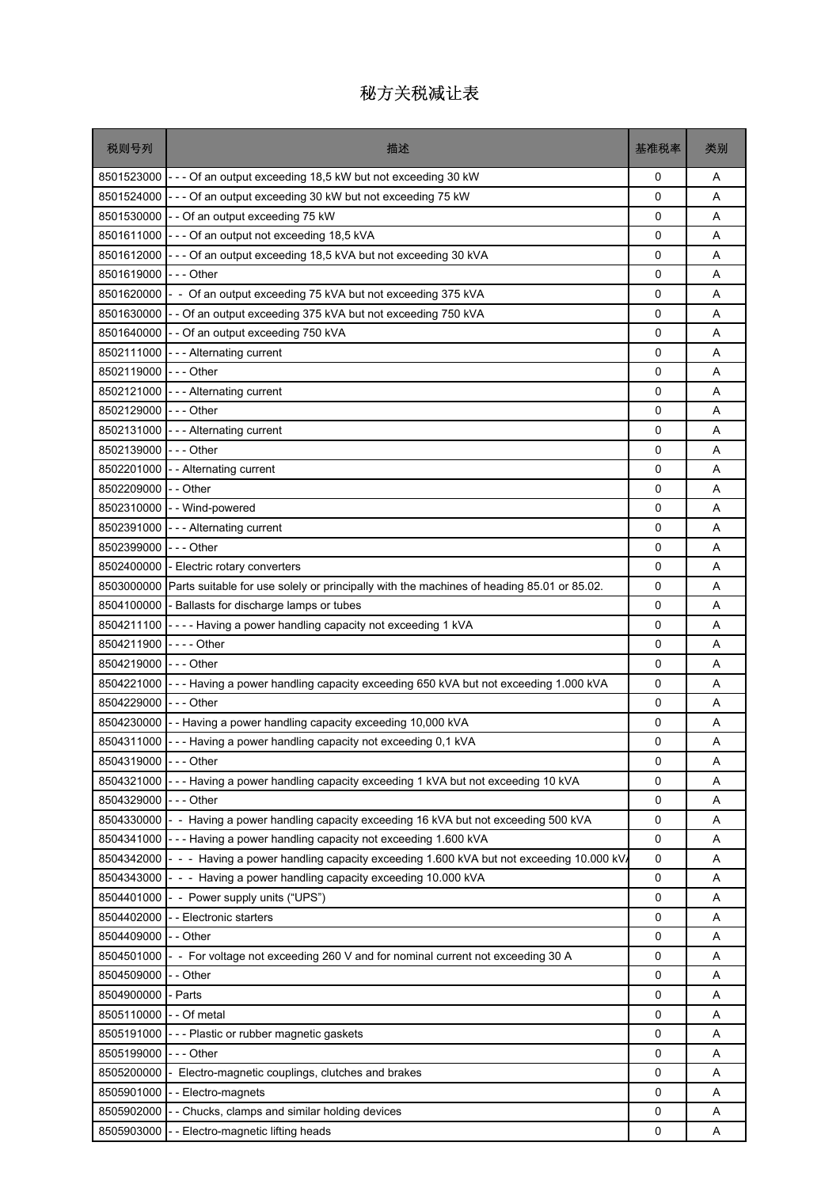# 秘方关税减让表

| 税则号列 | 描述 | 基准税率 | 类别 |
|---|---|---|---|
| 8501523000 | - - - Of an output exceeding 18,5 kW but not exceeding 30 kW | 0 | A |
| 8501524000 | - - - Of an output exceeding 30 kW but not exceeding 75 kW | 0 | A |
| 8501530000 | - - Of an output exceeding 75 kW | 0 | A |
| 8501611000 | - - - Of an output not exceeding 18,5 kVA | 0 | A |
| 8501612000 | - - - Of an output exceeding 18,5 kVA but not exceeding 30 kVA | 0 | A |
| 8501619000 | - - - Other | 0 | A |
| 8501620000 | - - Of an output exceeding 75 kVA but not exceeding 375 kVA | 0 | A |
| 8501630000 | - - Of an output exceeding 375 kVA but not exceeding 750 kVA | 0 | A |
| 8501640000 | - - Of an output exceeding 750 kVA | 0 | A |
| 8502111000 | - - - Alternating current | 0 | A |
| 8502119000 | - - - Other | 0 | A |
| 8502121000 | - - - Alternating current | 0 | A |
| 8502129000 | - - - Other | 0 | A |
| 8502131000 | - - - Alternating current | 0 | A |
| 8502139000 | - - - Other | 0 | A |
| 8502201000 | - - Alternating current | 0 | A |
| 8502209000 | - - Other | 0 | A |
| 8502310000 | - - Wind-powered | 0 | A |
| 8502391000 | - - - Alternating current | 0 | A |
| 8502399000 | - - - Other | 0 | A |
| 8502400000 | - Electric rotary converters | 0 | A |
| 8503000000 | Parts suitable for use solely or principally with the machines of heading 85.01 or 85.02. | 0 | A |
| 8504100000 | - Ballasts for discharge lamps or tubes | 0 | A |
| 8504211100 | - - - - Having a power handling capacity not exceeding 1 kVA | 0 | A |
| 8504211900 | - - - - Other | 0 | A |
| 8504219000 | - - - Other | 0 | A |
| 8504221000 | - - - Having a power handling capacity exceeding 650 kVA but not exceeding 1.000 kVA | 0 | A |
| 8504229000 | - - - Other | 0 | A |
| 8504230000 | - - Having a power handling capacity exceeding 10,000 kVA | 0 | A |
| 8504311000 | - - - Having a power handling capacity not exceeding 0,1 kVA | 0 | A |
| 8504319000 | - - - Other | 0 | A |
| 8504321000 | - - - Having a power handling capacity exceeding 1 kVA but not exceeding 10 kVA | 0 | A |
| 8504329000 | - - - Other | 0 | A |
| 8504330000 | - - Having a power handling capacity exceeding 16 kVA but not exceeding 500 kVA | 0 | A |
| 8504341000 | - - - Having a power handling capacity not exceeding 1.600 kVA | 0 | A |
| 8504342000 | - - - Having a power handling capacity exceeding 1.600 kVA but not exceeding 10.000 kVA | 0 | A |
| 8504343000 | - - - Having a power handling capacity exceeding 10.000 kVA | 0 | A |
| 8504401000 | - - Power supply units ("UPS") | 0 | A |
| 8504402000 | - - Electronic starters | 0 | A |
| 8504409000 | - - Other | 0 | A |
| 8504501000 | - - For voltage not exceeding 260 V and for nominal current not exceeding 30 A | 0 | A |
| 8504509000 | - - Other | 0 | A |
| 8504900000 | - Parts | 0 | A |
| 8505110000 | - - Of metal | 0 | A |
| 8505191000 | - - - Plastic or rubber magnetic gaskets | 0 | A |
| 8505199000 | - - - Other | 0 | A |
| 8505200000 | - Electro-magnetic couplings, clutches and brakes | 0 | A |
| 8505901000 | - - Electro-magnets | 0 | A |
| 8505902000 | - - Chucks, clamps and similar holding devices | 0 | A |
| 8505903000 | - - Electro-magnetic lifting heads | 0 | A |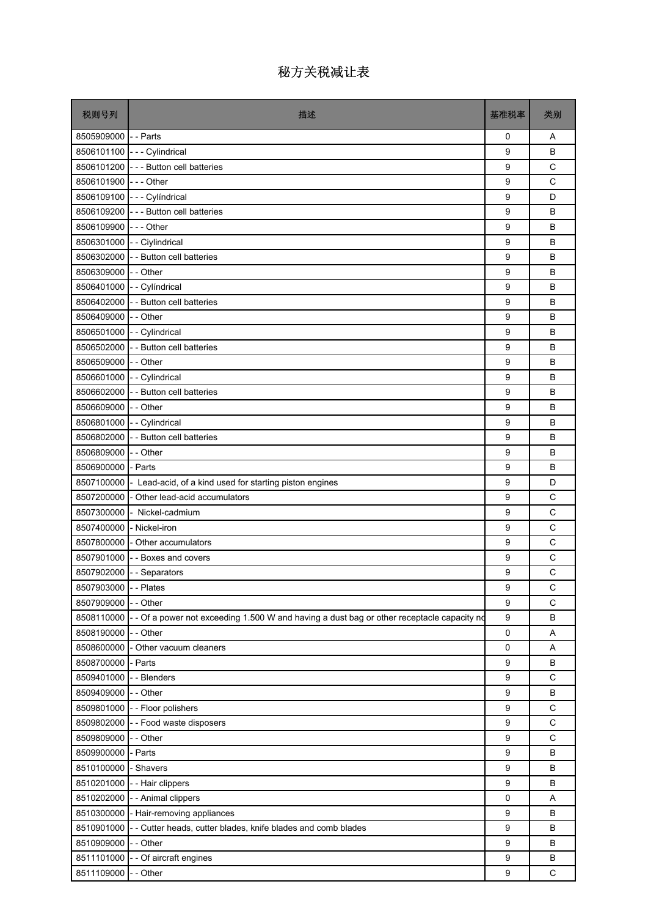# 秘方关税减让表

| 税则号列 | 描述 | 基准税率 | 类别 |
|---|---|---|---|
| 8505909000 | - - Parts | 0 | A |
| 8506101100 | - - - Cylindrical | 9 | B |
| 8506101200 | - - - Button cell batteries | 9 | C |
| 8506101900 | - - - Other | 9 | C |
| 8506109100 | - - - Cylíndrical | 9 | D |
| 8506109200 | - - - Button cell batteries | 9 | B |
| 8506109900 | - - - Other | 9 | B |
| 8506301000 | - - Ciylindrical | 9 | B |
| 8506302000 | - - Button cell batteries | 9 | B |
| 8506309000 | - - Other | 9 | B |
| 8506401000 | - - Cylíndrical | 9 | B |
| 8506402000 | - - Button cell batteries | 9 | B |
| 8506409000 | - - Other | 9 | B |
| 8506501000 | - - Cylindrical | 9 | B |
| 8506502000 | - - Button cell batteries | 9 | B |
| 8506509000 | - - Other | 9 | B |
| 8506601000 | - - Cylindrical | 9 | B |
| 8506602000 | - - Button cell batteries | 9 | B |
| 8506609000 | - - Other | 9 | B |
| 8506801000 | - - Cylindrical | 9 | B |
| 8506802000 | - - Button cell batteries | 9 | B |
| 8506809000 | - - Other | 9 | B |
| 8506900000 | - Parts | 9 | B |
| 8507100000 | - Lead-acid, of a kind used for starting piston engines | 9 | D |
| 8507200000 | - Other lead-acid accumulators | 9 | C |
| 8507300000 | - Nickel-cadmium | 9 | C |
| 8507400000 | - Nickel-iron | 9 | C |
| 8507800000 | - Other accumulators | 9 | C |
| 8507901000 | - - Boxes and covers | 9 | C |
| 8507902000 | - - Separators | 9 | C |
| 8507903000 | - - Plates | 9 | C |
| 8507909000 | - - Other | 9 | C |
| 8508110000 | - - Of a power not exceeding 1.500 W and having a dust bag or other receptacle capacity no | 9 | B |
| 8508190000 | - - Other | 0 | A |
| 8508600000 | - Other vacuum cleaners | 0 | A |
| 8508700000 | - Parts | 9 | B |
| 8509401000 | - - Blenders | 9 | C |
| 8509409000 | - - Other | 9 | B |
| 8509801000 | - - Floor polishers | 9 | C |
| 8509802000 | - - Food waste disposers | 9 | C |
| 8509809000 | - - Other | 9 | C |
| 8509900000 | - Parts | 9 | B |
| 8510100000 | - Shavers | 9 | B |
| 8510201000 | - - Hair clippers | 9 | B |
| 8510202000 | - - Animal clippers | 0 | A |
| 8510300000 | - Hair-removing appliances | 9 | B |
| 8510901000 | - - Cutter heads, cutter blades, knife blades and comb blades | 9 | B |
| 8510909000 | - - Other | 9 | B |
| 8511101000 | - - Of aircraft engines | 9 | B |
| 8511109000 | - - Other | 9 | C |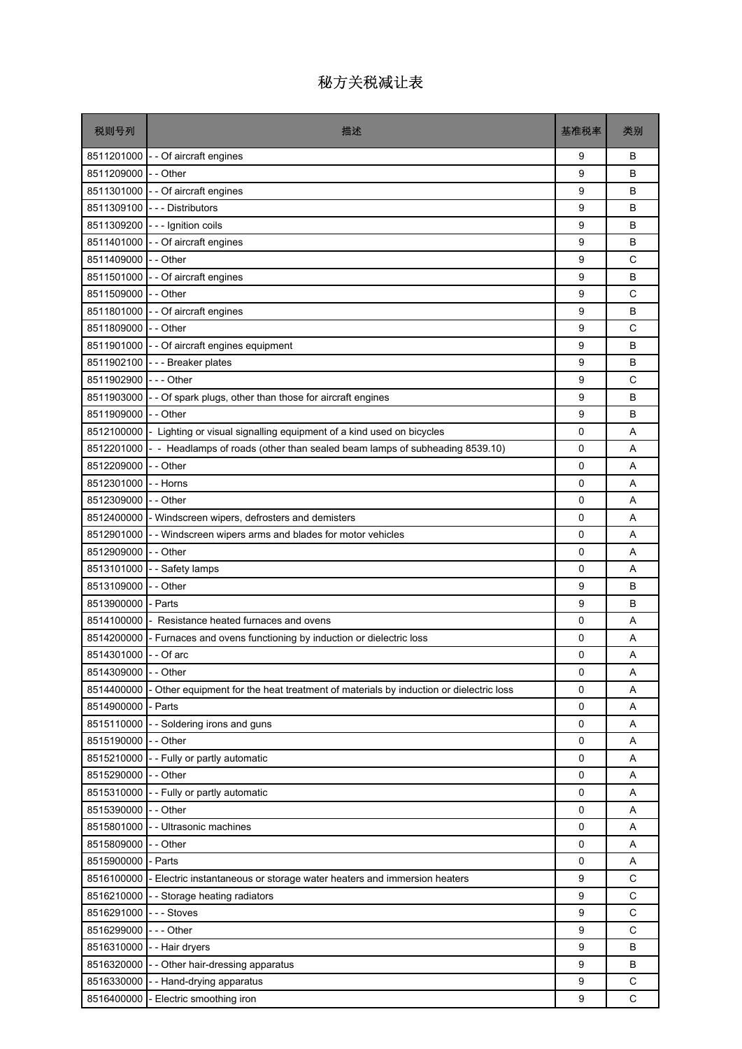# 秘方关税减让表

| 税则号列 | 描述 | 基准税率 | 类别 |
|---|---|---|---|
| 8511201000 | - - Of aircraft engines | 9 | B |
| 8511209000 | - - Other | 9 | B |
| 8511301000 | - - Of aircraft engines | 9 | B |
| 8511309100 | - - - Distributors | 9 | B |
| 8511309200 | - - - Ignition coils | 9 | B |
| 8511401000 | - - Of aircraft engines | 9 | B |
| 8511409000 | - - Other | 9 | C |
| 8511501000 | - - Of aircraft engines | 9 | B |
| 8511509000 | - - Other | 9 | C |
| 8511801000 | - - Of aircraft engines | 9 | B |
| 8511809000 | - - Other | 9 | C |
| 8511901000 | - - Of aircraft engines equipment | 9 | B |
| 8511902100 | - - - Breaker plates | 9 | B |
| 8511902900 | - - - Other | 9 | C |
| 8511903000 | - - Of spark plugs, other than those for aircraft engines | 9 | B |
| 8511909000 | - - Other | 9 | B |
| 8512100000 | - Lighting or visual signalling equipment of a kind used on bicycles | 0 | A |
| 8512201000 | - - Headlamps of roads (other than sealed beam lamps of subheading 8539.10) | 0 | A |
| 8512209000 | - - Other | 0 | A |
| 8512301000 | - - Horns | 0 | A |
| 8512309000 | - - Other | 0 | A |
| 8512400000 | - Windscreen wipers, defrosters and demisters | 0 | A |
| 8512901000 | - - Windscreen wipers arms and blades for motor vehicles | 0 | A |
| 8512909000 | - - Other | 0 | A |
| 8513101000 | - - Safety lamps | 0 | A |
| 8513109000 | - - Other | 9 | B |
| 8513900000 | - Parts | 9 | B |
| 8514100000 | - Resistance heated furnaces and ovens | 0 | A |
| 8514200000 | - Furnaces and ovens functioning by induction or dielectric loss | 0 | A |
| 8514301000 | - - Of arc | 0 | A |
| 8514309000 | - - Other | 0 | A |
| 8514400000 | - Other equipment for the heat treatment of materials by induction or dielectric loss | 0 | A |
| 8514900000 | - Parts | 0 | A |
| 8515110000 | - - Soldering irons and guns | 0 | A |
| 8515190000 | - - Other | 0 | A |
| 8515210000 | - - Fully or partly automatic | 0 | A |
| 8515290000 | - - Other | 0 | A |
| 8515310000 | - - Fully or partly automatic | 0 | A |
| 8515390000 | - - Other | 0 | A |
| 8515801000 | - - Ultrasonic machines | 0 | A |
| 8515809000 | - - Other | 0 | A |
| 8515900000 | - Parts | 0 | A |
| 8516100000 | - Electric instantaneous or storage water heaters and immersion heaters | 9 | C |
| 8516210000 | - - Storage heating radiators | 9 | C |
| 8516291000 | - - - Stoves | 9 | C |
| 8516299000 | - - - Other | 9 | C |
| 8516310000 | - - Hair dryers | 9 | B |
| 8516320000 | - - Other hair-dressing apparatus | 9 | B |
| 8516330000 | - - Hand-drying apparatus | 9 | C |
| 8516400000 | - Electric smoothing iron | 9 | C |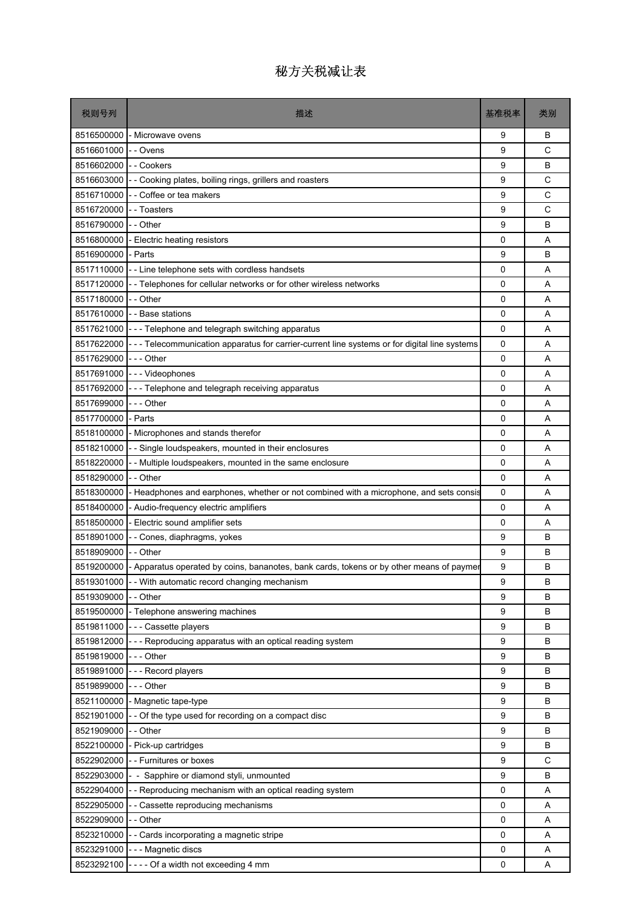# 秘方关税减让表

| 税则号列 | 描述 | 基准税率 | 类别 |
|---|---|---|---|
| 8516500000 | - Microwave ovens | 9 | B |
| 8516601000 | - - Ovens | 9 | C |
| 8516602000 | - - Cookers | 9 | B |
| 8516603000 | - - Cooking plates, boiling rings, grillers and roasters | 9 | C |
| 8516710000 | - - Coffee or tea makers | 9 | C |
| 8516720000 | - - Toasters | 9 | C |
| 8516790000 | - - Other | 9 | B |
| 8516800000 | - Electric heating resistors | 0 | A |
| 8516900000 | - Parts | 9 | B |
| 8517110000 | - - Line telephone sets with cordless handsets | 0 | A |
| 8517120000 | - - Telephones for cellular networks or for other wireless networks | 0 | A |
| 8517180000 | - - Other | 0 | A |
| 8517610000 | - - Base stations | 0 | A |
| 8517621000 | - - - Telephone and telegraph switching apparatus | 0 | A |
| 8517622000 | - - - Telecommunication apparatus for carrier-current line systems or for digital line systems | 0 | A |
| 8517629000 | - - - Other | 0 | A |
| 8517691000 | - - - Videophones | 0 | A |
| 8517692000 | - - - Telephone and telegraph receiving apparatus | 0 | A |
| 8517699000 | - - - Other | 0 | A |
| 8517700000 | - Parts | 0 | A |
| 8518100000 | - Microphones and stands therefor | 0 | A |
| 8518210000 | - - Single loudspeakers, mounted in their enclosures | 0 | A |
| 8518220000 | - - Multiple loudspeakers, mounted in the same enclosure | 0 | A |
| 8518290000 | - - Other | 0 | A |
| 8518300000 | - Headphones and earphones, whether or not combined with a microphone, and sets consis | 0 | A |
| 8518400000 | - Audio-frequency electric amplifiers | 0 | A |
| 8518500000 | - Electric sound amplifier sets | 0 | A |
| 8518901000 | - - Cones, diaphragms, yokes | 9 | B |
| 8518909000 | - - Other | 9 | B |
| 8519200000 | - Apparatus operated by coins, bananotes, bank cards, tokens or by other means of paymer | 9 | B |
| 8519301000 | - - With automatic record changing mechanism | 9 | B |
| 8519309000 | - - Other | 9 | B |
| 8519500000 | - Telephone answering machines | 9 | B |
| 8519811000 | - - - Cassette players | 9 | B |
| 8519812000 | - - - Reproducing apparatus with an optical reading system | 9 | B |
| 8519819000 | - - - Other | 9 | B |
| 8519891000 | - - - Record players | 9 | B |
| 8519899000 | - - - Other | 9 | B |
| 8521100000 | - Magnetic tape-type | 9 | B |
| 8521901000 | - - Of the type used for recording on a compact disc | 9 | B |
| 8521909000 | - - Other | 9 | B |
| 8522100000 | - Pick-up cartridges | 9 | B |
| 8522902000 | - - Furnitures or boxes | 9 | C |
| 8522903000 | - - Sapphire or diamond styli, unmounted | 9 | B |
| 8522904000 | - - Reproducing mechanism with an optical reading system | 0 | A |
| 8522905000 | - - Cassette reproducing mechanisms | 0 | A |
| 8522909000 | - - Other | 0 | A |
| 8523210000 | - - Cards incorporating a magnetic stripe | 0 | A |
| 8523291000 | - - - Magnetic discs | 0 | A |
| 8523292100 | - - - - Of a width not exceeding 4 mm | 0 | A |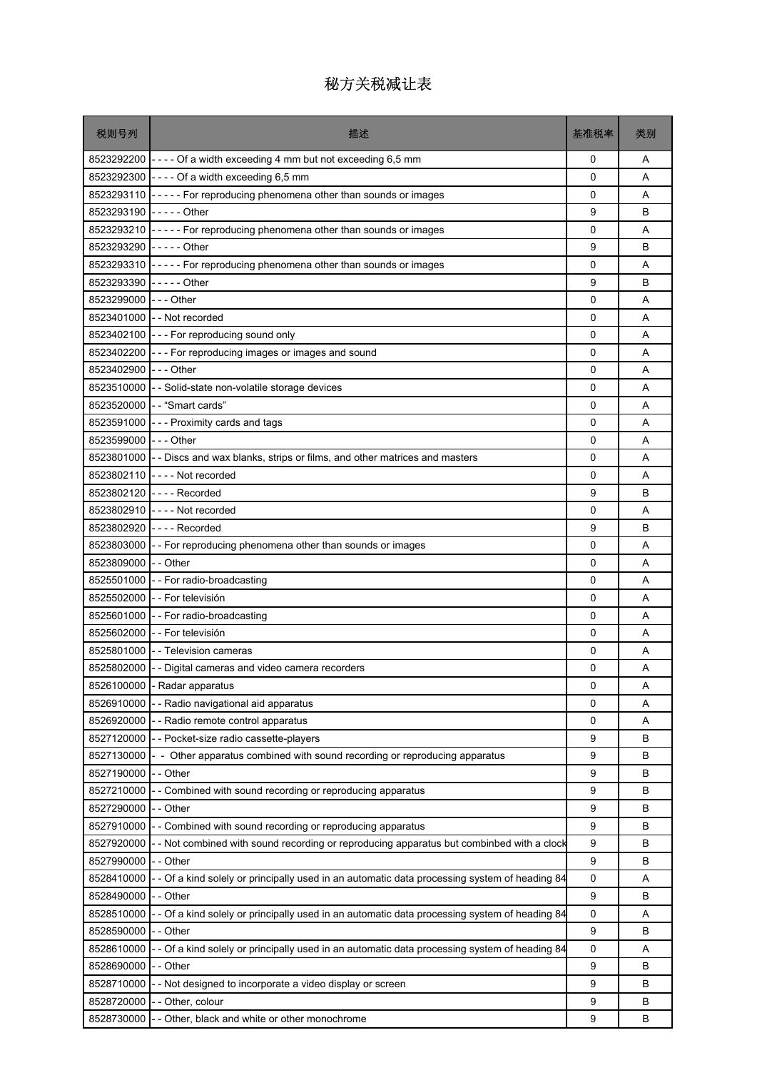# 秘方关税减让表

| 税则号列 | 描述 | 基准税率 | 类别 |
|---|---|---|---|
| 8523292200 | - - - - Of a width exceeding 4 mm but not exceeding 6,5 mm | 0 | A |
| 8523292300 | - - - - Of a width exceeding 6,5 mm | 0 | A |
| 8523293110 | - - - - - For reproducing phenomena other than sounds or images | 0 | A |
| 8523293190 | - - - - - Other | 9 | B |
| 8523293210 | - - - - - For reproducing phenomena other than sounds or images | 0 | A |
| 8523293290 | - - - - - Other | 9 | B |
| 8523293310 | - - - - - For reproducing phenomena other than sounds or images | 0 | A |
| 8523293390 | - - - - - Other | 9 | B |
| 8523299000 | - - - Other | 0 | A |
| 8523401000 | - - Not recorded | 0 | A |
| 8523402100 | - - - For reproducing sound only | 0 | A |
| 8523402200 | - - - For reproducing images or images and sound | 0 | A |
| 8523402900 | - - - Other | 0 | A |
| 8523510000 | - - Solid-state non-volatile storage devices | 0 | A |
| 8523520000 | - - "Smart cards" | 0 | A |
| 8523591000 | - - - Proximity cards and tags | 0 | A |
| 8523599000 | - - - Other | 0 | A |
| 8523801000 | - - Discs and wax blanks, strips or films, and other matrices and masters | 0 | A |
| 8523802110 | - - - - Not recorded | 0 | A |
| 8523802120 | - - - - Recorded | 9 | B |
| 8523802910 | - - - - Not recorded | 0 | A |
| 8523802920 | - - - - Recorded | 9 | B |
| 8523803000 | - - For reproducing phenomena other than sounds or images | 0 | A |
| 8523809000 | - - Other | 0 | A |
| 8525501000 | - - For radio-broadcasting | 0 | A |
| 8525502000 | - - For televisión | 0 | A |
| 8525601000 | - - For radio-broadcasting | 0 | A |
| 8525602000 | - - For televisión | 0 | A |
| 8525801000 | - - Television cameras | 0 | A |
| 8525802000 | - - Digital cameras and video camera recorders | 0 | A |
| 8526100000 | - Radar apparatus | 0 | A |
| 8526910000 | - - Radio navigational aid apparatus | 0 | A |
| 8526920000 | - - Radio remote control apparatus | 0 | A |
| 8527120000 | - - Pocket-size radio cassette-players | 9 | B |
| 8527130000 | - - Other apparatus combined with sound recording or reproducing apparatus | 9 | B |
| 8527190000 | - - Other | 9 | B |
| 8527210000 | - - Combined with sound recording or reproducing apparatus | 9 | B |
| 8527290000 | - - Other | 9 | B |
| 8527910000 | - - Combined with sound recording or reproducing apparatus | 9 | B |
| 8527920000 | - - Not combined with sound recording or reproducing apparatus but combinbed with a clock | 9 | B |
| 8527990000 | - - Other | 9 | B |
| 8528410000 | - - Of a kind solely or principally used in an automatic data processing system of heading 84 | 0 | A |
| 8528490000 | - - Other | 9 | B |
| 8528510000 | - - Of a kind solely or principally used in an automatic data processing system of heading 84 | 0 | A |
| 8528590000 | - - Other | 9 | B |
| 8528610000 | - - Of a kind solely or principally used in an automatic data processing system of heading 84 | 0 | A |
| 8528690000 | - - Other | 9 | B |
| 8528710000 | - - Not designed to incorporate a video display or screen | 9 | B |
| 8528720000 | - - Other, colour | 9 | B |
| 8528730000 | - - Other, black and white or other monochrome | 9 | B |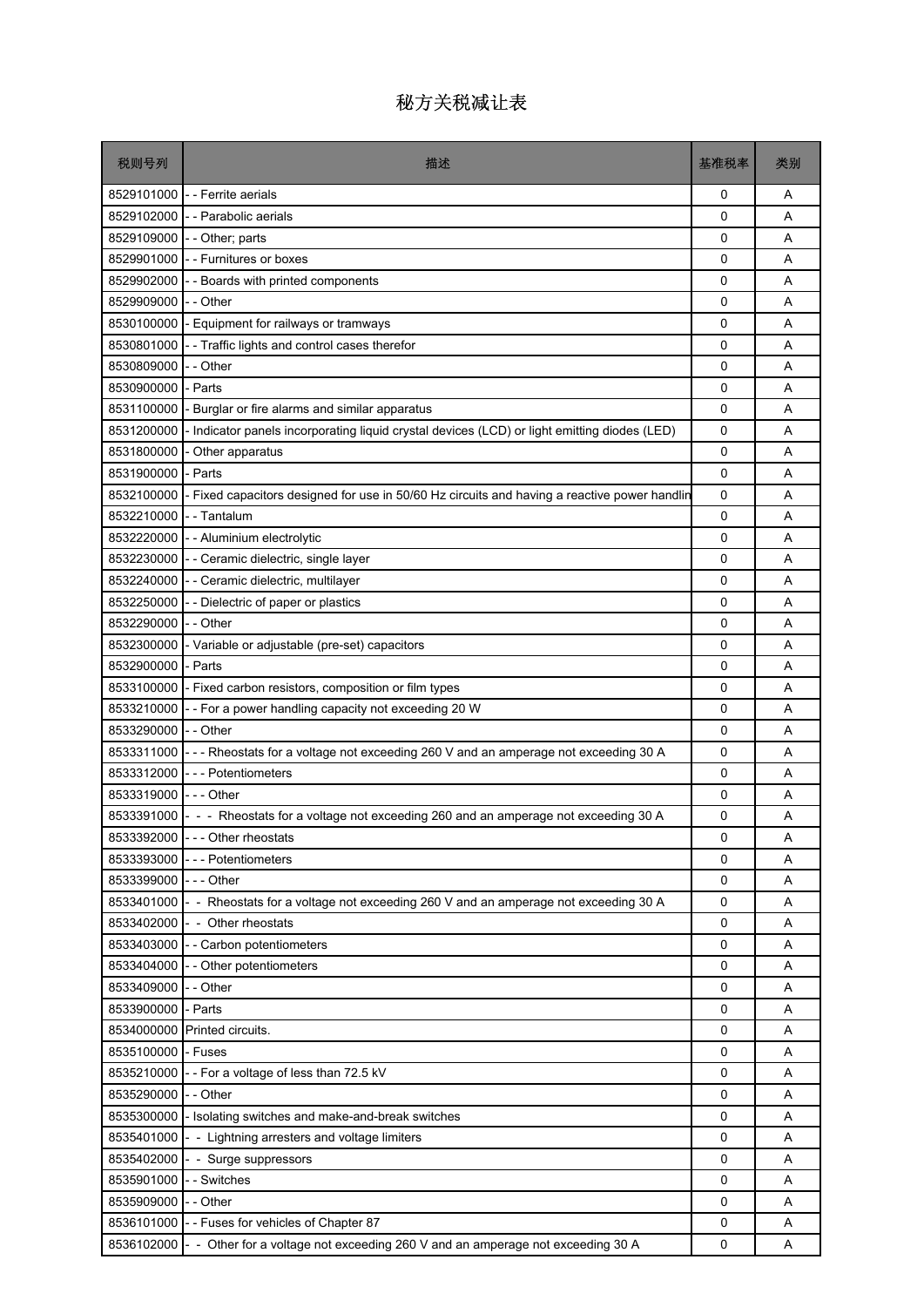# 秘方关税减让表

| 税则号列 | 描述 | 基准税率 | 类别 |
|---|---|---|---|
| 8529101000 | - - Ferrite aerials | 0 | A |
| 8529102000 | - - Parabolic aerials | 0 | A |
| 8529109000 | - - Other; parts | 0 | A |
| 8529901000 | - - Furnitures or boxes | 0 | A |
| 8529902000 | - - Boards with printed components | 0 | A |
| 8529909000 | - - Other | 0 | A |
| 8530100000 | - Equipment for railways or tramways | 0 | A |
| 8530801000 | - - Traffic lights and control cases therefor | 0 | A |
| 8530809000 | - - Other | 0 | A |
| 8530900000 | - Parts | 0 | A |
| 8531100000 | - Burglar or fire alarms and similar apparatus | 0 | A |
| 8531200000 | - Indicator panels incorporating liquid crystal devices (LCD) or light emitting diodes (LED) | 0 | A |
| 8531800000 | - Other apparatus | 0 | A |
| 8531900000 | - Parts | 0 | A |
| 8532100000 | - Fixed capacitors designed for use in 50/60 Hz circuits and having a reactive power handlin | 0 | A |
| 8532210000 | - - Tantalum | 0 | A |
| 8532220000 | - - Aluminium electrolytic | 0 | A |
| 8532230000 | - - Ceramic dielectric, single layer | 0 | A |
| 8532240000 | - - Ceramic dielectric, multilayer | 0 | A |
| 8532250000 | - - Dielectric of paper or plastics | 0 | A |
| 8532290000 | - - Other | 0 | A |
| 8532300000 | - Variable or adjustable (pre-set) capacitors | 0 | A |
| 8532900000 | - Parts | 0 | A |
| 8533100000 | - Fixed carbon resistors, composition or film types | 0 | A |
| 8533210000 | - - For a power handling capacity not exceeding 20 W | 0 | A |
| 8533290000 | - - Other | 0 | A |
| 8533311000 | - - - Rheostats for a voltage not exceeding 260 V and an amperage not exceeding 30 A | 0 | A |
| 8533312000 | - - - Potentiometers | 0 | A |
| 8533319000 | - - - Other | 0 | A |
| 8533391000 | - - - Rheostats for a voltage not exceeding 260 and an amperage not exceeding 30 A | 0 | A |
| 8533392000 | - - - Other rheostats | 0 | A |
| 8533393000 | - - - Potentiometers | 0 | A |
| 8533399000 | - - - Other | 0 | A |
| 8533401000 | - - Rheostats for a voltage not exceeding 260 V and an amperage not exceeding 30 A | 0 | A |
| 8533402000 | - - Other rheostats | 0 | A |
| 8533403000 | - - Carbon potentiometers | 0 | A |
| 8533404000 | - - Other potentiometers | 0 | A |
| 8533409000 | - - Other | 0 | A |
| 8533900000 | - Parts | 0 | A |
| 8534000000 | Printed circuits. | 0 | A |
| 8535100000 | - Fuses | 0 | A |
| 8535210000 | - - For a voltage of less than 72.5 kV | 0 | A |
| 8535290000 | - - Other | 0 | A |
| 8535300000 | - Isolating switches and make-and-break switches | 0 | A |
| 8535401000 | - - Lightning arresters and voltage limiters | 0 | A |
| 8535402000 | - - Surge suppressors | 0 | A |
| 8535901000 | - - Switches | 0 | A |
| 8535909000 | - - Other | 0 | A |
| 8536101000 | - - Fuses for vehicles of Chapter 87 | 0 | A |
| 8536102000 | - - Other for a voltage not exceeding 260 V and an amperage not exceeding 30 A | 0 | A |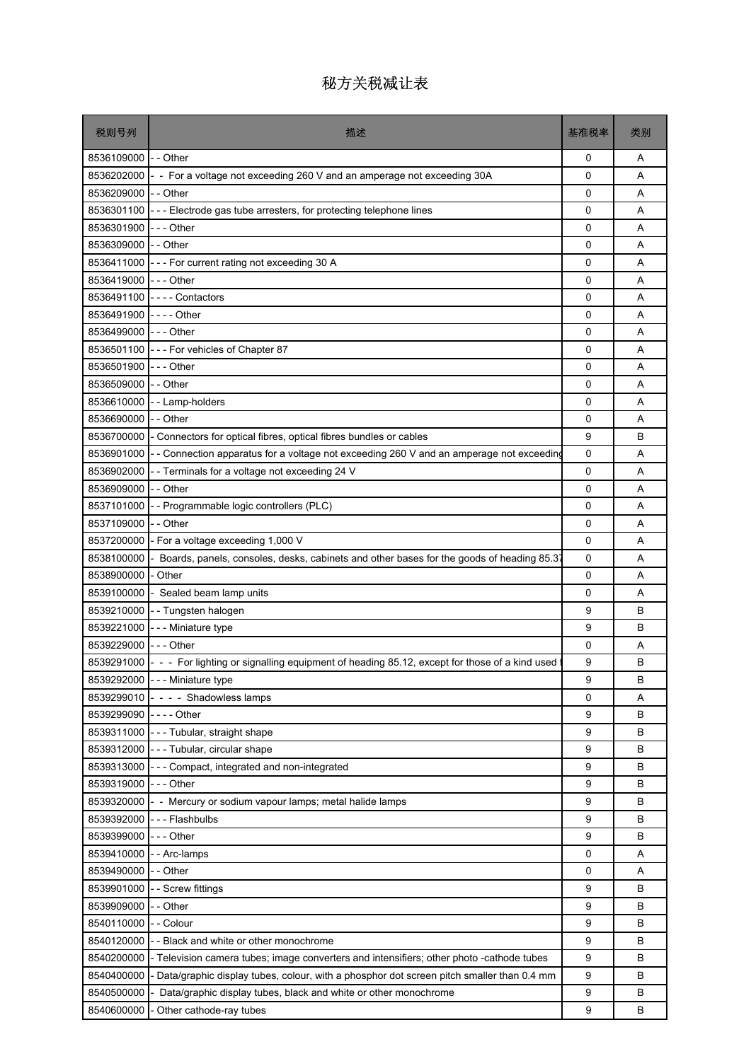# 秘方关税减让表

| 税则号列 | 描述 | 基准税率 | 类别 |
|---|---|---|---|
| 8536109000 | - - Other | 0 | A |
| 8536202000 | - - For a voltage not exceeding 260 V and an amperage not exceeding 30A | 0 | A |
| 8536209000 | - - Other | 0 | A |
| 8536301100 | - - - Electrode gas tube arresters, for protecting telephone lines | 0 | A |
| 8536301900 | - - - Other | 0 | A |
| 8536309000 | - - Other | 0 | A |
| 8536411000 | - - - For current rating not exceeding 30 A | 0 | A |
| 8536419000 | - - - Other | 0 | A |
| 8536491100 | - - - - Contactors | 0 | A |
| 8536491900 | - - - - Other | 0 | A |
| 8536499000 | - - - Other | 0 | A |
| 8536501100 | - - - For vehicles of Chapter 87 | 0 | A |
| 8536501900 | - - - Other | 0 | A |
| 8536509000 | - - Other | 0 | A |
| 8536610000 | - - Lamp-holders | 0 | A |
| 8536690000 | - - Other | 0 | A |
| 8536700000 | - Connectors for optical fibres, optical fibres bundles or cables | 9 | B |
| 8536901000 | - - Connection apparatus for a voltage not exceeding 260 V and an amperage not exceeding | 0 | A |
| 8536902000 | - - Terminals for a voltage not exceeding 24 V | 0 | A |
| 8536909000 | - - Other | 0 | A |
| 8537101000 | - - Programmable logic controllers (PLC) | 0 | A |
| 8537109000 | - - Other | 0 | A |
| 8537200000 | - For a voltage exceeding 1,000 V | 0 | A |
| 8538100000 | - Boards, panels, consoles, desks, cabinets and other bases for the goods of heading 85.37 | 0 | A |
| 8538900000 | - Other | 0 | A |
| 8539100000 | - Sealed beam lamp units | 0 | A |
| 8539210000 | - - Tungsten halogen | 9 | B |
| 8539221000 | - - - Miniature type | 9 | B |
| 8539229000 | - - - Other | 0 | A |
| 8539291000 | - - - For lighting or signalling equipment of heading 85.12, except for those of a kind used | 9 | B |
| 8539292000 | - - - Miniature type | 9 | B |
| 8539299010 | - - - - Shadowless lamps | 0 | A |
| 8539299090 | - - - - Other | 9 | B |
| 8539311000 | - - - Tubular, straight shape | 9 | B |
| 8539312000 | - - - Tubular, circular shape | 9 | B |
| 8539313000 | - - - Compact, integrated and non-integrated | 9 | B |
| 8539319000 | - - - Other | 9 | B |
| 8539320000 | - - Mercury or sodium vapour lamps; metal halide lamps | 9 | B |
| 8539392000 | - - - Flashbulbs | 9 | B |
| 8539399000 | - - - Other | 9 | B |
| 8539410000 | - - Arc-lamps | 0 | A |
| 8539490000 | - - Other | 0 | A |
| 8539901000 | - - Screw fittings | 9 | B |
| 8539909000 | - - Other | 9 | B |
| 8540110000 | - - Colour | 9 | B |
| 8540120000 | - - Black and white or other monochrome | 9 | B |
| 8540200000 | - Television camera tubes; image converters and intensifiers; other photo -cathode tubes | 9 | B |
| 8540400000 | - Data/graphic display tubes, colour, with a phosphor dot screen pitch smaller than 0.4 mm | 9 | B |
| 8540500000 | - Data/graphic display tubes, black and white or other monochrome | 9 | B |
| 8540600000 | - Other cathode-ray tubes | 9 | B |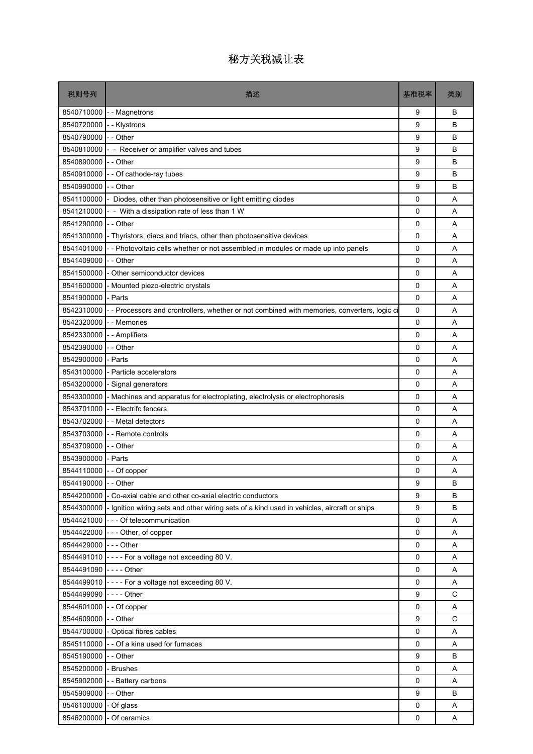# 秘方关税减让表

| 税则号列 | 描述 | 基准税率 | 类别 |
|---|---|---|---|
| 8540710000 | - - Magnetrons | 9 | B |
| 8540720000 | - - Klystrons | 9 | B |
| 8540790000 | - - Other | 9 | B |
| 8540810000 | - - Receiver or amplifier valves and tubes | 9 | B |
| 8540890000 | - - Other | 9 | B |
| 8540910000 | - - Of cathode-ray tubes | 9 | B |
| 8540990000 | - - Other | 9 | B |
| 8541100000 | - Diodes, other than photosensitive or light emitting diodes | 0 | A |
| 8541210000 | - - With a dissipation rate of less than 1 W | 0 | A |
| 8541290000 | - - Other | 0 | A |
| 8541300000 | - Thyristors, diacs and triacs, other than photosensitive devices | 0 | A |
| 8541401000 | - - Photovoltaic cells whether or not assembled in modules or made up into panels | 0 | A |
| 8541409000 | - - Other | 0 | A |
| 8541500000 | - Other semiconductor devices | 0 | A |
| 8541600000 | - Mounted piezo-electric crystals | 0 | A |
| 8541900000 | - Parts | 0 | A |
| 8542310000 | - - Processors and crontrollers, whether or not combined with memories, converters, logic ci | 0 | A |
| 8542320000 | - - Memories | 0 | A |
| 8542330000 | - - Amplifiers | 0 | A |
| 8542390000 | - - Other | 0 | A |
| 8542900000 | - Parts | 0 | A |
| 8543100000 | - Particle accelerators | 0 | A |
| 8543200000 | - Signal generators | 0 | A |
| 8543300000 | - Machines and apparatus for electroplating, electrolysis or electrophoresis | 0 | A |
| 8543701000 | - - Electrifc fencers | 0 | A |
| 8543702000 | - - Metal detectors | 0 | A |
| 8543703000 | - - Remote controls | 0 | A |
| 8543709000 | - - Other | 0 | A |
| 8543900000 | - Parts | 0 | A |
| 8544110000 | - - Of copper | 0 | A |
| 8544190000 | - - Other | 9 | B |
| 8544200000 | - Co-axial cable and other co-axial electric conductors | 9 | B |
| 8544300000 | - Ignition wiring sets and other wiring sets of a kind used in vehicles, aircraft or ships | 9 | B |
| 8544421000 | - - - Of telecommunication | 0 | A |
| 8544422000 | - - - Other, of copper | 0 | A |
| 8544429000 | - - - Other | 0 | A |
| 8544491010 | - - - - For a voltage not exceeding 80 V. | 0 | A |
| 8544491090 | - - - - Other | 0 | A |
| 8544499010 | - - - - For a voltage not exceeding 80 V. | 0 | A |
| 8544499090 | - - - - Other | 9 | C |
| 8544601000 | - - Of copper | 0 | A |
| 8544609000 | - - Other | 9 | C |
| 8544700000 | - Optical fibres cables | 0 | A |
| 8545110000 | - - Of a kina used for furnaces | 0 | A |
| 8545190000 | - - Other | 9 | B |
| 8545200000 | - Brushes | 0 | A |
| 8545902000 | - - Battery carbons | 0 | A |
| 8545909000 | - - Other | 9 | B |
| 8546100000 | - Of glass | 0 | A |
| 8546200000 | - Of ceramics | 0 | A |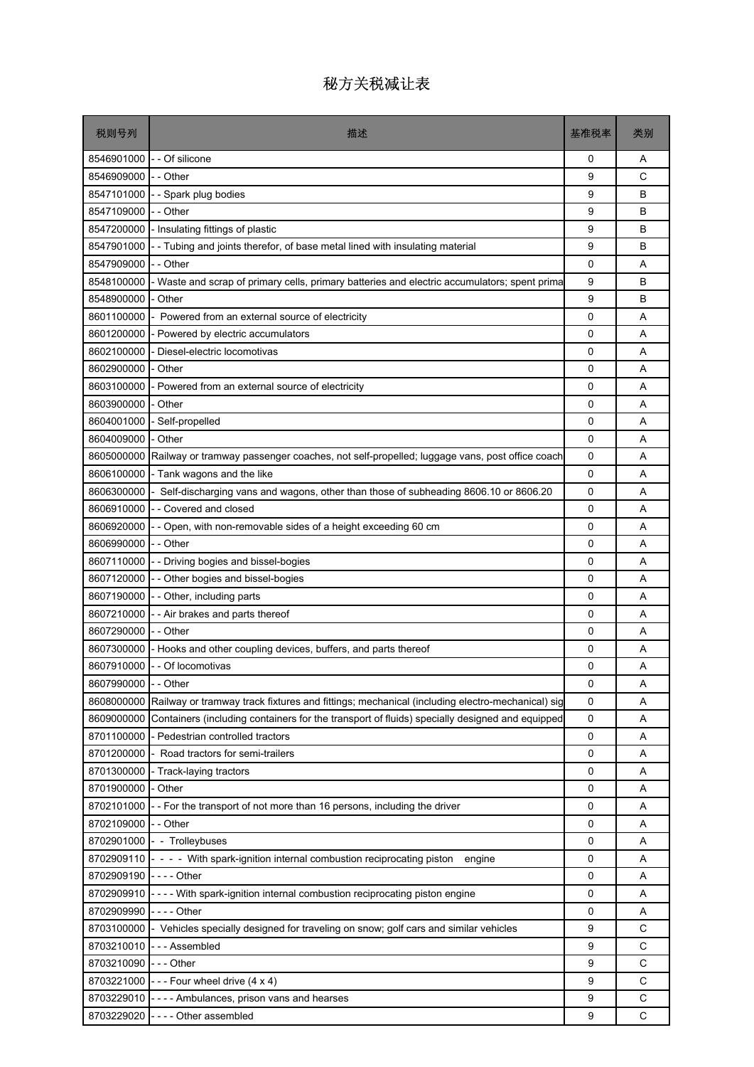# 秘方关税减让表

| 税则号列 | 描述 | 基准税率 | 类别 |
| --- | --- | --- | --- |
| 8546901000 | - - Of silicone | 0 | A |
| 8546909000 | - - Other | 9 | C |
| 8547101000 | - - Spark plug bodies | 9 | B |
| 8547109000 | - - Other | 9 | B |
| 8547200000 | - Insulating fittings of plastic | 9 | B |
| 8547901000 | - - Tubing and joints therefor, of base metal lined with insulating material | 9 | B |
| 8547909000 | - - Other | 0 | A |
| 8548100000 | - Waste and scrap of primary cells, primary batteries and electric accumulators; spent prima | 9 | B |
| 8548900000 | - Other | 9 | B |
| 8601100000 | - Powered from an external source of electricity | 0 | A |
| 8601200000 | - Powered by electric accumulators | 0 | A |
| 8602100000 | - Diesel-electric locomotivas | 0 | A |
| 8602900000 | - Other | 0 | A |
| 8603100000 | - Powered from an external source of electricity | 0 | A |
| 8603900000 | - Other | 0 | A |
| 8604001000 | - Self-propelled | 0 | A |
| 8604009000 | - Other | 0 | A |
| 8605000000 | Railway or tramway passenger coaches, not self-propelled; luggage vans, post office coach | 0 | A |
| 8606100000 | - Tank wagons and the like | 0 | A |
| 8606300000 | - Self-discharging vans and wagons, other than those of subheading 8606.10 or 8606.20 | 0 | A |
| 8606910000 | - - Covered and closed | 0 | A |
| 8606920000 | - - Open, with non-removable sides of a height exceeding 60 cm | 0 | A |
| 8606990000 | - - Other | 0 | A |
| 8607110000 | - - Driving bogies and bissel-bogies | 0 | A |
| 8607120000 | - - Other bogies and bissel-bogies | 0 | A |
| 8607190000 | - - Other, including parts | 0 | A |
| 8607210000 | - - Air brakes and parts thereof | 0 | A |
| 8607290000 | - - Other | 0 | A |
| 8607300000 | - Hooks and other coupling devices, buffers, and parts thereof | 0 | A |
| 8607910000 | - - Of locomotivas | 0 | A |
| 8607990000 | - - Other | 0 | A |
| 8608000000 | Railway or tramway track fixtures and fittings; mechanical (including electro-mechanical) sig | 0 | A |
| 8609000000 | Containers (including containers for the transport of fluids) specially designed and equipped | 0 | A |
| 8701100000 | - Pedestrian controlled tractors | 0 | A |
| 8701200000 | - Road tractors for semi-trailers | 0 | A |
| 8701300000 | - Track-laying tractors | 0 | A |
| 8701900000 | - Other | 0 | A |
| 8702101000 | - - For the transport of not more than 16 persons, including the driver | 0 | A |
| 8702109000 | - - Other | 0 | A |
| 8702901000 | - - Trolleybuses | 0 | A |
| 8702909110 | - - - - With spark-ignition internal combustion reciprocating piston engine | 0 | A |
| 8702909190 | - - - - Other | 0 | A |
| 8702909910 | - - - - With spark-ignition internal combustion reciprocating piston engine | 0 | A |
| 8702909990 | - - - - Other | 0 | A |
| 8703100000 | - Vehicles specially designed for traveling on snow; golf cars and similar vehicles | 9 | C |
| 8703210010 | - - - Assembled | 9 | C |
| 8703210090 | - - - Other | 9 | C |
| 8703221000 | - - - Four wheel drive (4 x 4) | 9 | C |
| 8703229010 | - - - - Ambulances, prison vans and hearses | 9 | C |
| 8703229020 | - - - - Other assembled | 9 | C |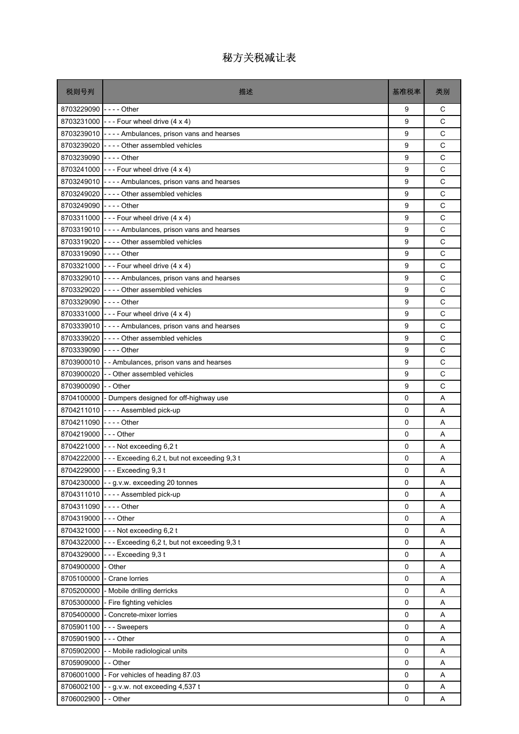# 秘方关税减让表

| 税则号列 | 描述 | 基准税率 | 类别 |
|---|---|---|---|
| 8703229090 | - - - - Other | 9 | C |
| 8703231000 | - - - Four wheel drive (4 x 4) | 9 | C |
| 8703239010 | - - - - Ambulances, prison vans and hearses | 9 | C |
| 8703239020 | - - - - Other assembled vehicles | 9 | C |
| 8703239090 | - - - - Other | 9 | C |
| 8703241000 | - - - Four wheel drive (4 x 4) | 9 | C |
| 8703249010 | - - - - Ambulances, prison vans and hearses | 9 | C |
| 8703249020 | - - - - Other assembled vehicles | 9 | C |
| 8703249090 | - - - - Other | 9 | C |
| 8703311000 | - - - Four wheel drive (4 x 4) | 9 | C |
| 8703319010 | - - - - Ambulances, prison vans and hearses | 9 | C |
| 8703319020 | - - - - Other assembled vehicles | 9 | C |
| 8703319090 | - - - - Other | 9 | C |
| 8703321000 | - - - Four wheel drive (4 x 4) | 9 | C |
| 8703329010 | - - - - Ambulances, prison vans and hearses | 9 | C |
| 8703329020 | - - - - Other assembled vehicles | 9 | C |
| 8703329090 | - - - - Other | 9 | C |
| 8703331000 | - - - Four wheel drive (4 x 4) | 9 | C |
| 8703339010 | - - - - Ambulances, prison vans and hearses | 9 | C |
| 8703339020 | - - - - Other assembled vehicles | 9 | C |
| 8703339090 | - - - - Other | 9 | C |
| 8703900010 | - - Ambulances, prison vans and hearses | 9 | C |
| 8703900020 | - - Other assembled vehicles | 9 | C |
| 8703900090 | - - Other | 9 | C |
| 8704100000 | - Dumpers designed for off-highway use | 0 | A |
| 8704211010 | - - - - Assembled pick-up | 0 | A |
| 8704211090 | - - - - Other | 0 | A |
| 8704219000 | - - - Other | 0 | A |
| 8704221000 | - - - Not exceeding 6,2 t | 0 | A |
| 8704222000 | - - - Exceeding 6,2 t, but not exceeding 9,3 t | 0 | A |
| 8704229000 | - - - Exceeding 9,3 t | 0 | A |
| 8704230000 | - - g.v.w. exceeding 20 tonnes | 0 | A |
| 8704311010 | - - - - Assembled pick-up | 0 | A |
| 8704311090 | - - - - Other | 0 | A |
| 8704319000 | - - - Other | 0 | A |
| 8704321000 | - - - Not exceeding 6,2 t | 0 | A |
| 8704322000 | - - - Exceeding 6,2 t, but not exceeding 9,3 t | 0 | A |
| 8704329000 | - - - Exceeding 9,3 t | 0 | A |
| 8704900000 | - Other | 0 | A |
| 8705100000 | - Crane lorries | 0 | A |
| 8705200000 | - Mobile drilling derricks | 0 | A |
| 8705300000 | - Fire fighting vehicles | 0 | A |
| 8705400000 | - Concrete-mixer lorries | 0 | A |
| 8705901100 | - - - Sweepers | 0 | A |
| 8705901900 | - - - Other | 0 | A |
| 8705902000 | - - Mobile radiological units | 0 | A |
| 8705909000 | - - Other | 0 | A |
| 8706001000 | - For vehicles of heading 87.03 | 0 | A |
| 8706002100 | - - g.v.w. not exceeding 4,537 t | 0 | A |
| 8706002900 | - - Other | 0 | A |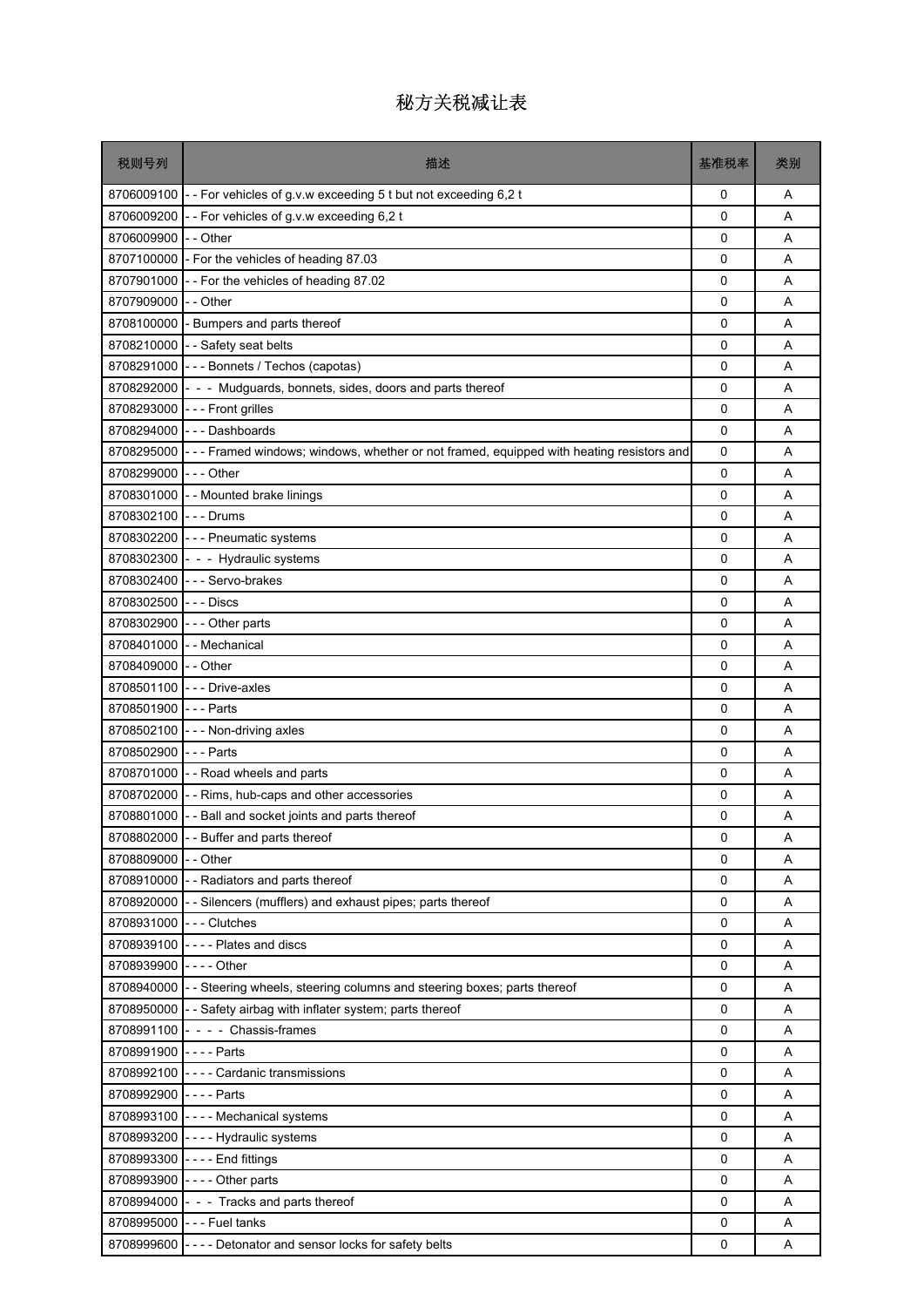# 秘方关税减让表

| 税则号列 | 描述 | 基准税率 | 类别 |
|---|---|---|---|
| 8706009100 | - - For vehicles of g.v.w exceeding 5 t but not exceeding 6,2 t | 0 | A |
| 8706009200 | - - For vehicles of g.v.w exceeding 6,2 t | 0 | A |
| 8706009900 | - - Other | 0 | A |
| 8707100000 | - For the vehicles of heading 87.03 | 0 | A |
| 8707901000 | - - For the vehicles of heading 87.02 | 0 | A |
| 8707909000 | - - Other | 0 | A |
| 8708100000 | - Bumpers and parts thereof | 0 | A |
| 8708210000 | - - Safety seat belts | 0 | A |
| 8708291000 | - - - Bonnets / Techos (capotas) | 0 | A |
| 8708292000 | - - - Mudguards, bonnets, sides, doors and parts thereof | 0 | A |
| 8708293000 | - - - Front grilles | 0 | A |
| 8708294000 | - - - Dashboards | 0 | A |
| 8708295000 | - - - Framed windows; windows, whether or not framed, equipped with heating resistors and | 0 | A |
| 8708299000 | - - - Other | 0 | A |
| 8708301000 | - - Mounted brake linings | 0 | A |
| 8708302100 | - - - Drums | 0 | A |
| 8708302200 | - - - Pneumatic systems | 0 | A |
| 8708302300 | - - - Hydraulic systems | 0 | A |
| 8708302400 | - - - Servo-brakes | 0 | A |
| 8708302500 | - - - Discs | 0 | A |
| 8708302900 | - - - Other parts | 0 | A |
| 8708401000 | - - Mechanical | 0 | A |
| 8708409000 | - - Other | 0 | A |
| 8708501100 | - - - Drive-axles | 0 | A |
| 8708501900 | - - - Parts | 0 | A |
| 8708502100 | - - - Non-driving axles | 0 | A |
| 8708502900 | - - - Parts | 0 | A |
| 8708701000 | - - Road wheels and parts | 0 | A |
| 8708702000 | - - Rims, hub-caps and other accessories | 0 | A |
| 8708801000 | - - Ball and socket joints and parts thereof | 0 | A |
| 8708802000 | - - Buffer and parts thereof | 0 | A |
| 8708809000 | - - Other | 0 | A |
| 8708910000 | - - Radiators and parts thereof | 0 | A |
| 8708920000 | - - Silencers (mufflers) and exhaust pipes; parts thereof | 0 | A |
| 8708931000 | - - - Clutches | 0 | A |
| 8708939100 | - - - - Plates and discs | 0 | A |
| 8708939900 | - - - - Other | 0 | A |
| 8708940000 | - - Steering wheels, steering columns and steering boxes; parts thereof | 0 | A |
| 8708950000 | - - Safety airbag with inflater system; parts thereof | 0 | A |
| 8708991100 | - - - - Chassis-frames | 0 | A |
| 8708991900 | - - - - Parts | 0 | A |
| 8708992100 | - - - - Cardanic transmissions | 0 | A |
| 8708992900 | - - - - Parts | 0 | A |
| 8708993100 | - - - - Mechanical systems | 0 | A |
| 8708993200 | - - - - Hydraulic systems | 0 | A |
| 8708993300 | - - - - End fittings | 0 | A |
| 8708993900 | - - - - Other parts | 0 | A |
| 8708994000 | - - - Tracks and parts thereof | 0 | A |
| 8708995000 | - - - Fuel tanks | 0 | A |
| 8708999600 | - - - - Detonator and sensor locks for safety belts | 0 | A |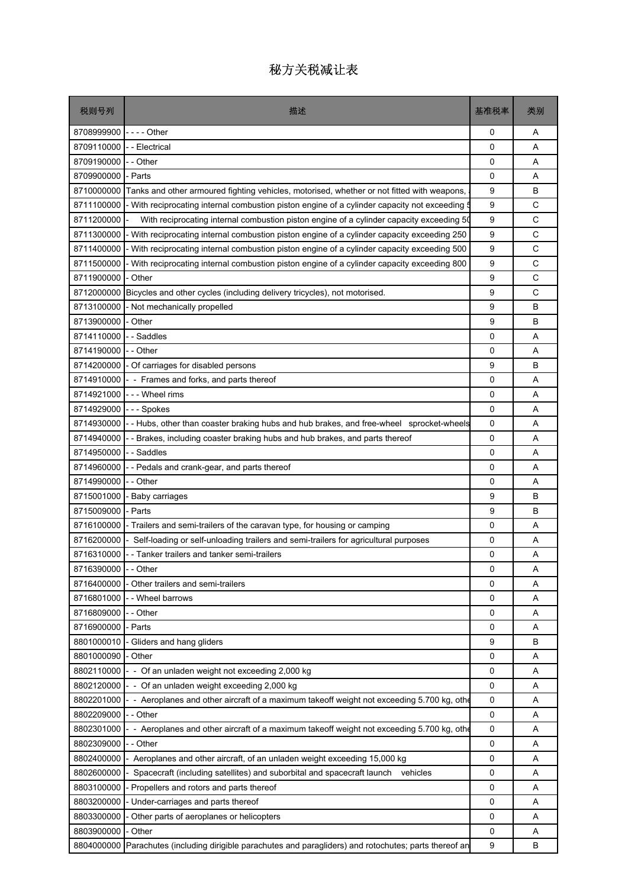# 秘方关税减让表

| 税则号列 | 描述 | 基准税率 | 类别 |
|---|---|---|---|
| 8708999900 | - - - - Other | 0 | A |
| 8709110000 | - - Electrical | 0 | A |
| 8709190000 | - - Other | 0 | A |
| 8709900000 | - Parts | 0 | A |
| 8710000000 | Tanks and other armoured fighting vehicles, motorised, whether or not fitted with weapons, | 9 | B |
| 8711100000 | - With reciprocating internal combustion piston engine of a cylinder capacity not exceeding 5 | 9 | C |
| 8711200000 | - With reciprocating internal combustion piston engine of a cylinder capacity exceeding 50 | 9 | C |
| 8711300000 | - With reciprocating internal combustion piston engine of a cylinder capacity exceeding 250 | 9 | C |
| 8711400000 | - With reciprocating internal combustion piston engine of a cylinder capacity exceeding 500 | 9 | C |
| 8711500000 | - With reciprocating internal combustion piston engine of a cylinder capacity exceeding 800 | 9 | C |
| 8711900000 | - Other | 9 | C |
| 8712000000 | Bicycles and other cycles (including delivery tricycles), not motorised. | 9 | C |
| 8713100000 | - Not mechanically propelled | 9 | B |
| 8713900000 | - Other | 9 | B |
| 8714110000 | - - Saddles | 0 | A |
| 8714190000 | - - Other | 0 | A |
| 8714200000 | - Of carriages for disabled persons | 9 | B |
| 8714910000 | - - Frames and forks, and parts thereof | 0 | A |
| 8714921000 | - - - Wheel rims | 0 | A |
| 8714929000 | - - - Spokes | 0 | A |
| 8714930000 | - - Hubs, other than coaster braking hubs and hub brakes, and free-wheel sprocket-wheels | 0 | A |
| 8714940000 | - - Brakes, including coaster braking hubs and hub brakes, and parts thereof | 0 | A |
| 8714950000 | - - Saddles | 0 | A |
| 8714960000 | - - Pedals and crank-gear, and parts thereof | 0 | A |
| 8714990000 | - - Other | 0 | A |
| 8715001000 | - Baby carriages | 9 | B |
| 8715009000 | - Parts | 9 | B |
| 8716100000 | - Trailers and semi-trailers of the caravan type, for housing or camping | 0 | A |
| 8716200000 | - Self-loading or self-unloading trailers and semi-trailers for agricultural purposes | 0 | A |
| 8716310000 | - - Tanker trailers and tanker semi-trailers | 0 | A |
| 8716390000 | - - Other | 0 | A |
| 8716400000 | - Other trailers and semi-trailers | 0 | A |
| 8716801000 | - - Wheel barrows | 0 | A |
| 8716809000 | - - Other | 0 | A |
| 8716900000 | - Parts | 0 | A |
| 8801000010 | - Gliders and hang gliders | 9 | B |
| 8801000090 | - Other | 0 | A |
| 8802110000 | - - Of an unladen weight not exceeding 2,000 kg | 0 | A |
| 8802120000 | - - Of an unladen weight exceeding 2,000 kg | 0 | A |
| 8802201000 | - - Aeroplanes and other aircraft of a maximum takeoff weight not exceeding 5.700 kg, othe | 0 | A |
| 8802209000 | - - Other | 0 | A |
| 8802301000 | - - Aeroplanes and other aircraft of a maximum takeoff weight not exceeding 5.700 kg, othe | 0 | A |
| 8802309000 | - - Other | 0 | A |
| 8802400000 | - Aeroplanes and other aircraft, of an unladen weight exceeding 15,000 kg | 0 | A |
| 8802600000 | - Spacecraft (including satellites) and suborbital and spacecraft launch vehicles | 0 | A |
| 8803100000 | - Propellers and rotors and parts thereof | 0 | A |
| 8803200000 | - Under-carriages and parts thereof | 0 | A |
| 8803300000 | - Other parts of aeroplanes or helicopters | 0 | A |
| 8803900000 | - Other | 0 | A |
| 8804000000 | Parachutes (including dirigible parachutes and paragliders) and rotochutes; parts thereof an | 9 | B |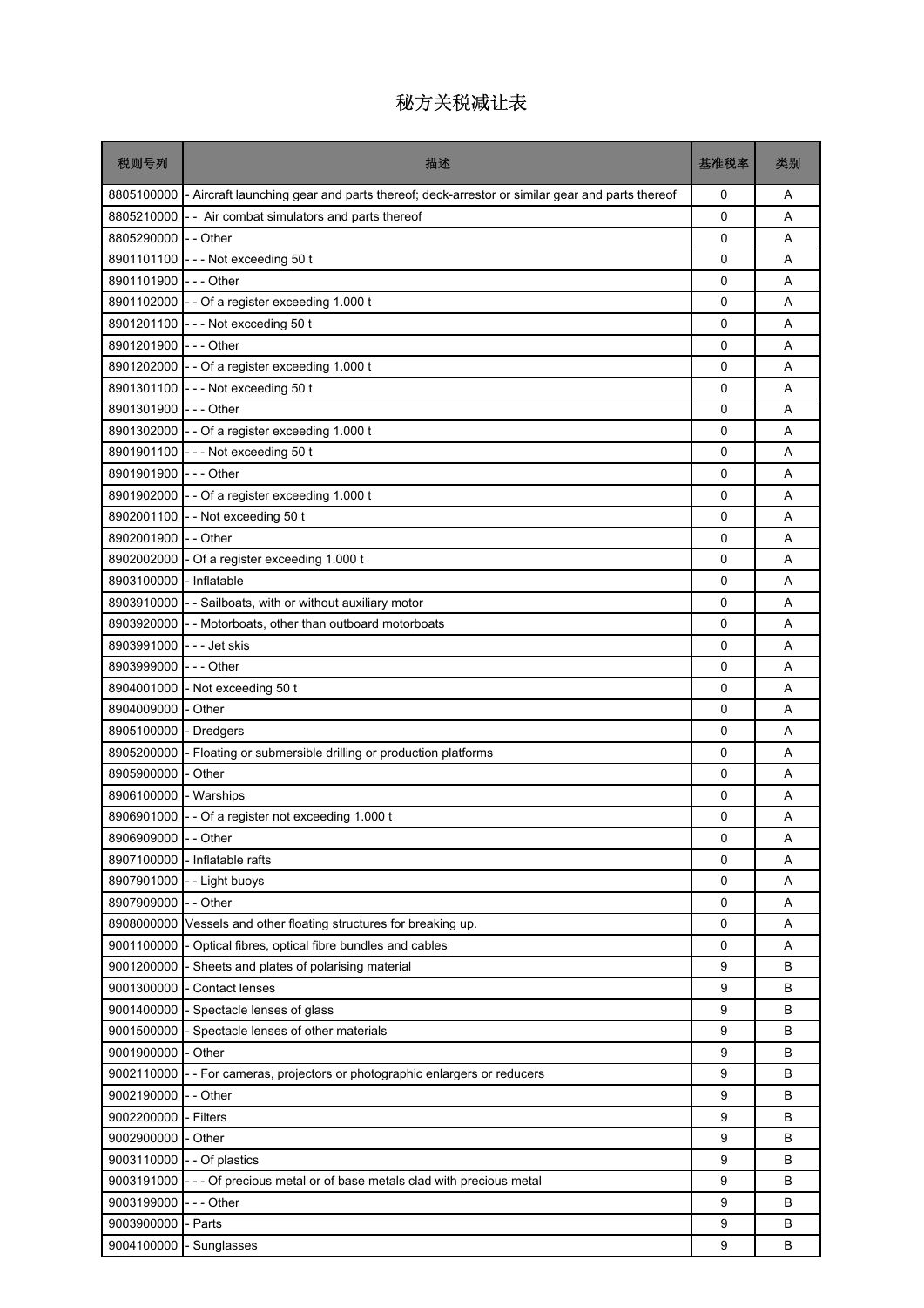# 秘方关税减让表

| 税则号列 | 描述 | 基准税率 | 类别 |
|---|---|---|---|
| 8805100000 | - Aircraft launching gear and parts thereof; deck-arrestor or similar gear and parts thereof | 0 | A |
| 8805210000 | - -  Air combat simulators and parts thereof | 0 | A |
| 8805290000 | - - Other | 0 | A |
| 8901101100 | - - - Not exceeding 50 t | 0 | A |
| 8901101900 | - - - Other | 0 | A |
| 8901102000 | - - Of a register exceeding 1.000 t | 0 | A |
| 8901201100 | - - - Not excceding 50 t | 0 | A |
| 8901201900 | - - - Other | 0 | A |
| 8901202000 | - - Of a register exceeding 1.000 t | 0 | A |
| 8901301100 | - - - Not exceeding 50 t | 0 | A |
| 8901301900 | - - - Other | 0 | A |
| 8901302000 | - - Of a register exceeding 1.000 t | 0 | A |
| 8901901100 | - - - Not exceeding 50 t | 0 | A |
| 8901901900 | - - - Other | 0 | A |
| 8901902000 | - - Of a register exceeding 1.000 t | 0 | A |
| 8902001100 | - - Not exceeding 50 t | 0 | A |
| 8902001900 | - - Other | 0 | A |
| 8902002000 | - Of a register exceeding 1.000 t | 0 | A |
| 8903100000 | - Inflatable | 0 | A |
| 8903910000 | - - Sailboats, with or without auxiliary motor | 0 | A |
| 8903920000 | - - Motorboats, other than outboard motorboats | 0 | A |
| 8903991000 | - - - Jet skis | 0 | A |
| 8903999000 | - - - Other | 0 | A |
| 8904001000 | - Not exceeding 50 t | 0 | A |
| 8904009000 | - Other | 0 | A |
| 8905100000 | - Dredgers | 0 | A |
| 8905200000 | - Floating or submersible drilling or production platforms | 0 | A |
| 8905900000 | - Other | 0 | A |
| 8906100000 | - Warships | 0 | A |
| 8906901000 | - - Of a register not exceeding 1.000 t | 0 | A |
| 8906909000 | - - Other | 0 | A |
| 8907100000 | - Inflatable rafts | 0 | A |
| 8907901000 | - - Light buoys | 0 | A |
| 8907909000 | - - Other | 0 | A |
| 8908000000 | Vessels and other floating structures for breaking up. | 0 | A |
| 9001100000 | - Optical fibres, optical fibre bundles and cables | 0 | A |
| 9001200000 | - Sheets and plates of polarising material | 9 | B |
| 9001300000 | - Contact lenses | 9 | B |
| 9001400000 | - Spectacle lenses of glass | 9 | B |
| 9001500000 | - Spectacle lenses of other materials | 9 | B |
| 9001900000 | - Other | 9 | B |
| 9002110000 | - - For cameras, projectors or photographic enlargers or reducers | 9 | B |
| 9002190000 | - - Other | 9 | B |
| 9002200000 | - Filters | 9 | B |
| 9002900000 | - Other | 9 | B |
| 9003110000 | - - Of plastics | 9 | B |
| 9003191000 | - - - Of precious metal or of base metals clad with precious metal | 9 | B |
| 9003199000 | - - - Other | 9 | B |
| 9003900000 | - Parts | 9 | B |
| 9004100000 | - Sunglasses | 9 | B |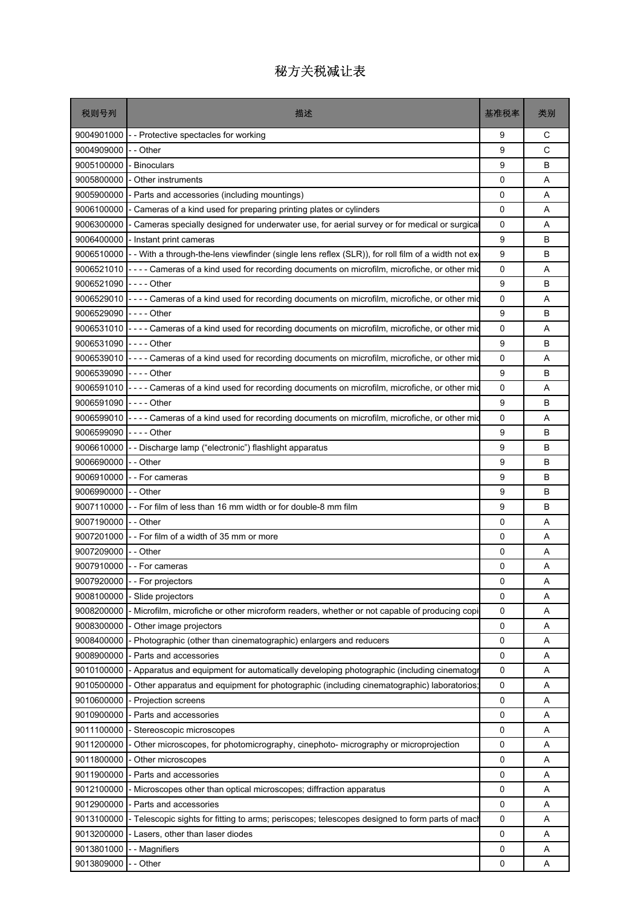# 秘方关税减让表

| 税则号列 | 描述 | 基准税率 | 类别 |
|---|---|---|---|
| 9004901000 | - - Protective spectacles for working | 9 | C |
| 9004909000 | - - Other | 9 | C |
| 9005100000 | - Binoculars | 9 | B |
| 9005800000 | - Other instruments | 0 | A |
| 9005900000 | - Parts and accessories (including mountings) | 0 | A |
| 9006100000 | - Cameras of a kind used for preparing printing plates or cylinders | 0 | A |
| 9006300000 | - Cameras specially designed for underwater use, for aerial survey or for medical or surgica | 0 | A |
| 9006400000 | - Instant print cameras | 9 | B |
| 9006510000 | - - With a through-the-lens viewfinder (single lens reflex (SLR)), for roll film of a width not ex | 9 | B |
| 9006521010 | - - - - Cameras of a kind used for recording documents on microfilm, microfiche, or other mic | 0 | A |
| 9006521090 | - - - - Other | 9 | B |
| 9006529010 | - - - - Cameras of a kind used for recording documents on microfilm, microfiche, or other mic | 0 | A |
| 9006529090 | - - - - Other | 9 | B |
| 9006531010 | - - - - Cameras of a kind used for recording documents on microfilm, microfiche, or other mic | 0 | A |
| 9006531090 | - - - - Other | 9 | B |
| 9006539010 | - - - - Cameras of a kind used for recording documents on microfilm, microfiche, or other mic | 0 | A |
| 9006539090 | - - - - Other | 9 | B |
| 9006591010 | - - - - Cameras of a kind used for recording documents on microfilm, microfiche, or other mic | 0 | A |
| 9006591090 | - - - - Other | 9 | B |
| 9006599010 | - - - - Cameras of a kind used for recording documents on microfilm, microfiche, or other mic | 0 | A |
| 9006599090 | - - - - Other | 9 | B |
| 9006610000 | - - Discharge lamp ("electronic") flashlight apparatus | 9 | B |
| 9006690000 | - - Other | 9 | B |
| 9006910000 | - - For cameras | 9 | B |
| 9006990000 | - - Other | 9 | B |
| 9007110000 | - - For film of less than 16 mm width or for double-8 mm film | 9 | B |
| 9007190000 | - - Other | 0 | A |
| 9007201000 | - - For film of a width of 35 mm or more | 0 | A |
| 9007209000 | - - Other | 0 | A |
| 9007910000 | - - For cameras | 0 | A |
| 9007920000 | - - For projectors | 0 | A |
| 9008100000 | - Slide projectors | 0 | A |
| 9008200000 | - Microfilm, microfiche or other microform readers, whether or not capable of producing copi | 0 | A |
| 9008300000 | - Other image projectors | 0 | A |
| 9008400000 | - Photographic (other than cinematographic) enlargers and reducers | 0 | A |
| 9008900000 | - Parts and accessories | 0 | A |
| 9010100000 | - Apparatus and equipment for automatically developing photographic (including cinematogr | 0 | A |
| 9010500000 | - Other apparatus and equipment for photographic (including cinematographic) laboratories; | 0 | A |
| 9010600000 | - Projection screens | 0 | A |
| 9010900000 | - Parts and accessories | 0 | A |
| 9011100000 | - Stereoscopic microscopes | 0 | A |
| 9011200000 | - Other microscopes, for photomicrography, cinephoto- micrography or microprojection | 0 | A |
| 9011800000 | - Other microscopes | 0 | A |
| 9011900000 | - Parts and accessories | 0 | A |
| 9012100000 | - Microscopes other than optical microscopes; diffraction apparatus | 0 | A |
| 9012900000 | - Parts and accessories | 0 | A |
| 9013100000 | - Telescopic sights for fitting to arms; periscopes; telescopes designed to form parts of mach | 0 | A |
| 9013200000 | - Lasers, other than laser diodes | 0 | A |
| 9013801000 | - - Magnifiers | 0 | A |
| 9013809000 | - - Other | 0 | A |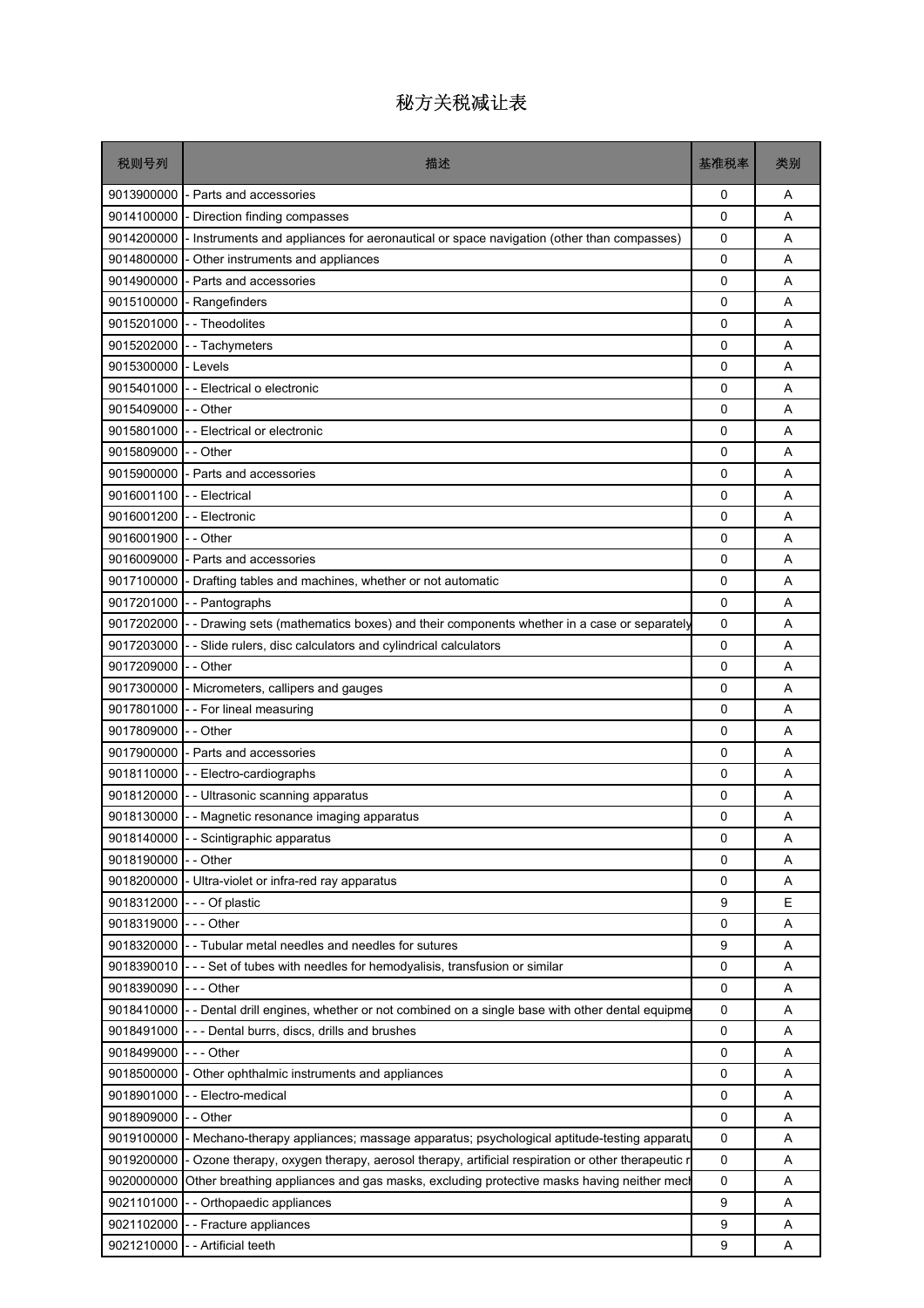# 秘方关税减让表

| 税则号列 | 描述 | 基准税率 | 类别 |
|---|---|---|---|
| 9013900000 | - Parts and accessories | 0 | A |
| 9014100000 | - Direction finding compasses | 0 | A |
| 9014200000 | - Instruments and appliances for aeronautical or space navigation (other than compasses) | 0 | A |
| 9014800000 | - Other instruments and appliances | 0 | A |
| 9014900000 | - Parts and accessories | 0 | A |
| 9015100000 | - Rangefinders | 0 | A |
| 9015201000 | - - Theodolites | 0 | A |
| 9015202000 | - - Tachymeters | 0 | A |
| 9015300000 | - Levels | 0 | A |
| 9015401000 | - - Electrical o electronic | 0 | A |
| 9015409000 | - - Other | 0 | A |
| 9015801000 | - - Electrical or electronic | 0 | A |
| 9015809000 | - - Other | 0 | A |
| 9015900000 | - Parts and accessories | 0 | A |
| 9016001100 | - - Electrical | 0 | A |
| 9016001200 | - - Electronic | 0 | A |
| 9016001900 | - - Other | 0 | A |
| 9016009000 | - Parts and accessories | 0 | A |
| 9017100000 | - Drafting tables and machines, whether or not automatic | 0 | A |
| 9017201000 | - - Pantographs | 0 | A |
| 9017202000 | - - Drawing sets (mathematics boxes) and their components whether in a case or separately | 0 | A |
| 9017203000 | - - Slide rulers, disc calculators and cylindrical calculators | 0 | A |
| 9017209000 | - - Other | 0 | A |
| 9017300000 | - Micrometers, callipers and gauges | 0 | A |
| 9017801000 | - - For lineal measuring | 0 | A |
| 9017809000 | - - Other | 0 | A |
| 9017900000 | - Parts and accessories | 0 | A |
| 9018110000 | - - Electro-cardiographs | 0 | A |
| 9018120000 | - - Ultrasonic scanning apparatus | 0 | A |
| 9018130000 | - - Magnetic resonance imaging apparatus | 0 | A |
| 9018140000 | - - Scintigraphic apparatus | 0 | A |
| 9018190000 | - - Other | 0 | A |
| 9018200000 | - Ultra-violet or infra-red ray apparatus | 0 | A |
| 9018312000 | - - - Of plastic | 9 | E |
| 9018319000 | - - - Other | 0 | A |
| 9018320000 | - - Tubular metal needles and needles for sutures | 9 | A |
| 9018390010 | - - - Set of tubes with needles for hemodyalisis, transfusion or similar | 0 | A |
| 9018390090 | - - - Other | 0 | A |
| 9018410000 | - - Dental drill engines, whether or not combined on a single base with other dental equipme | 0 | A |
| 9018491000 | - - - Dental burrs, discs, drills and brushes | 0 | A |
| 9018499000 | - - - Other | 0 | A |
| 9018500000 | - Other ophthalmic instruments and appliances | 0 | A |
| 9018901000 | - - Electro-medical | 0 | A |
| 9018909000 | - - Other | 0 | A |
| 9019100000 | - Mechano-therapy appliances; massage apparatus; psychological aptitude-testing apparatu | 0 | A |
| 9019200000 | - Ozone therapy, oxygen therapy, aerosol therapy, artificial respiration or other therapeutic r | 0 | A |
| 9020000000 | Other breathing appliances and gas masks, excluding protective masks having neither mecl | 0 | A |
| 9021101000 | - - Orthopaedic appliances | 9 | A |
| 9021102000 | - - Fracture appliances | 9 | A |
| 9021210000 | - - Artificial teeth | 9 | A |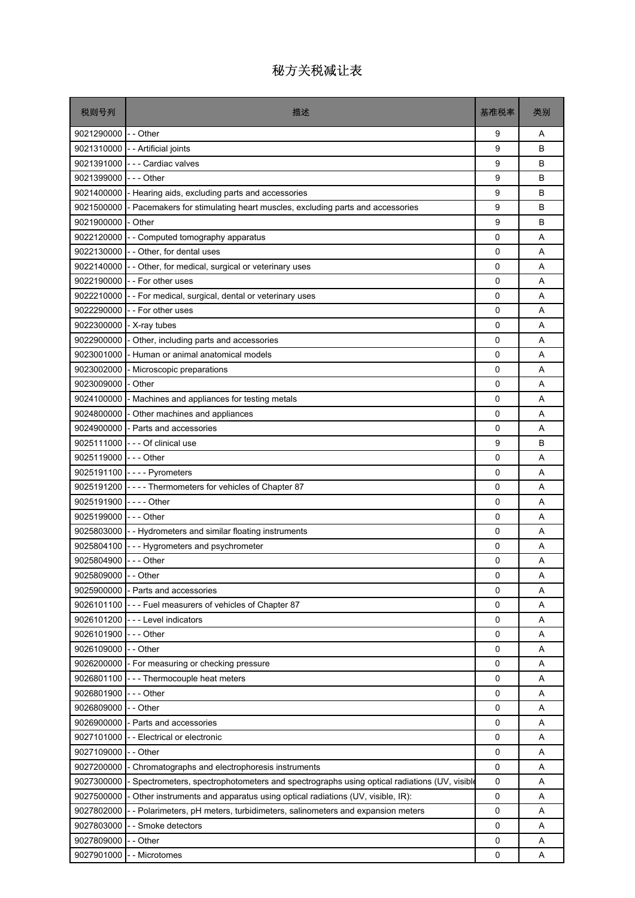# 秘方关税减让表

| 税则号列 | 描述 | 基准税率 | 类别 |
|---|---|---|---|
| 9021290000 | - - Other | 9 | A |
| 9021310000 | - - Artificial joints | 9 | B |
| 9021391000 | - - - Cardiac valves | 9 | B |
| 9021399000 | - - - Other | 9 | B |
| 9021400000 | - Hearing aids, excluding parts and accessories | 9 | B |
| 9021500000 | - Pacemakers for stimulating heart muscles, excluding parts and accessories | 9 | B |
| 9021900000 | - Other | 9 | B |
| 9022120000 | - - Computed tomography apparatus | 0 | A |
| 9022130000 | - - Other, for dental uses | 0 | A |
| 9022140000 | - - Other, for medical, surgical or veterinary uses | 0 | A |
| 9022190000 | - - For other uses | 0 | A |
| 9022210000 | - - For medical, surgical, dental or veterinary uses | 0 | A |
| 9022290000 | - - For other uses | 0 | A |
| 9022300000 | - X-ray tubes | 0 | A |
| 9022900000 | - Other, including parts and accessories | 0 | A |
| 9023001000 | - Human or animal anatomical models | 0 | A |
| 9023002000 | - Microscopic preparations | 0 | A |
| 9023009000 | - Other | 0 | A |
| 9024100000 | - Machines and appliances for testing metals | 0 | A |
| 9024800000 | - Other machines and appliances | 0 | A |
| 9024900000 | - Parts and accessories | 0 | A |
| 9025111000 | - - - Of clinical use | 9 | B |
| 9025119000 | - - - Other | 0 | A |
| 9025191100 | - - - - Pyrometers | 0 | A |
| 9025191200 | - - - - Thermometers for vehicles of Chapter 87 | 0 | A |
| 9025191900 | - - - - Other | 0 | A |
| 9025199000 | - - - Other | 0 | A |
| 9025803000 | - - Hydrometers and similar floating instruments | 0 | A |
| 9025804100 | - - - Hygrometers and psychrometer | 0 | A |
| 9025804900 | - - - Other | 0 | A |
| 9025809000 | - - Other | 0 | A |
| 9025900000 | - Parts and accessories | 0 | A |
| 9026101100 | - - - Fuel measurers of vehicles of Chapter 87 | 0 | A |
| 9026101200 | - - - Level indicators | 0 | A |
| 9026101900 | - - - Other | 0 | A |
| 9026109000 | - - Other | 0 | A |
| 9026200000 | - For measuring or checking pressure | 0 | A |
| 9026801100 | - - - Thermocouple heat meters | 0 | A |
| 9026801900 | - - - Other | 0 | A |
| 9026809000 | - - Other | 0 | A |
| 9026900000 | - Parts and accessories | 0 | A |
| 9027101000 | - - Electrical or electronic | 0 | A |
| 9027109000 | - - Other | 0 | A |
| 9027200000 | - Chromatographs and electrophoresis instruments | 0 | A |
| 9027300000 | - Spectrometers, spectrophotometers and spectrographs using optical radiations (UV, visible | 0 | A |
| 9027500000 | - Other instruments and apparatus using optical radiations (UV, visible, IR): | 0 | A |
| 9027802000 | - - Polarimeters, pH meters, turbidimeters, salinometers and expansion meters | 0 | A |
| 9027803000 | - - Smoke detectors | 0 | A |
| 9027809000 | - - Other | 0 | A |
| 9027901000 | - - Microtomes | 0 | A |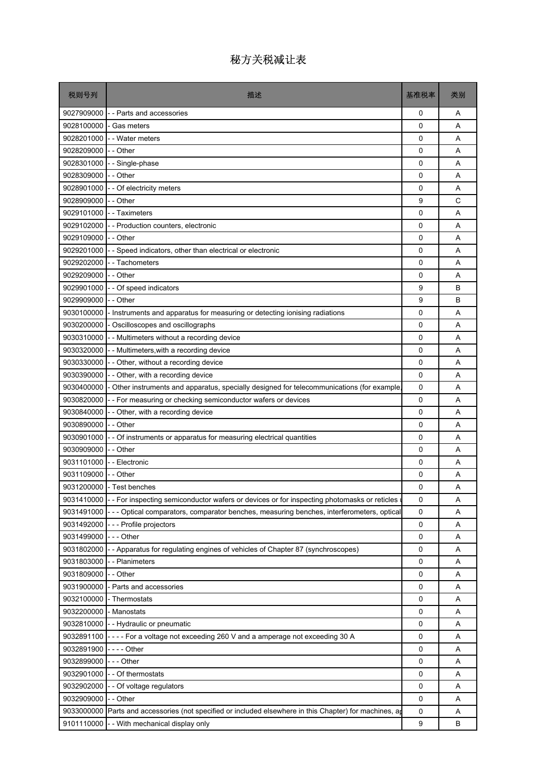# 秘方关税减让表

| 税则号列 | 描述 | 基准税率 | 类别 |
| --- | --- | --- | --- |
| 9027909000 | - - Parts and accessories | 0 | A |
| 9028100000 | - Gas meters | 0 | A |
| 9028201000 | - - Water meters | 0 | A |
| 9028209000 | - - Other | 0 | A |
| 9028301000 | - - Single-phase | 0 | A |
| 9028309000 | - - Other | 0 | A |
| 9028901000 | - - Of electricity meters | 0 | A |
| 9028909000 | - - Other | 9 | C |
| 9029101000 | - - Taximeters | 0 | A |
| 9029102000 | - - Production counters, electronic | 0 | A |
| 9029109000 | - - Other | 0 | A |
| 9029201000 | - - Speed indicators, other than electrical or electronic | 0 | A |
| 9029202000 | - - Tachometers | 0 | A |
| 9029209000 | - - Other | 0 | A |
| 9029901000 | - - Of speed indicators | 9 | B |
| 9029909000 | - - Other | 9 | B |
| 9030100000 | - Instruments and apparatus for measuring or detecting ionising radiations | 0 | A |
| 9030200000 | - Oscilloscopes and oscillographs | 0 | A |
| 9030310000 | - - Multimeters without a recording device | 0 | A |
| 9030320000 | - - Multimeters,with a recording device | 0 | A |
| 9030330000 | - - Other, without a recording device | 0 | A |
| 9030390000 | - - Other, with a recording device | 0 | A |
| 9030400000 | - Other instruments and apparatus, specially designed for telecommunications (for example, | 0 | A |
| 9030820000 | - - For measuring or checking semiconductor wafers or devices | 0 | A |
| 9030840000 | - - Other, with a recording device | 0 | A |
| 9030890000 | - - Other | 0 | A |
| 9030901000 | - - Of instruments or apparatus for measuring electrical quantities | 0 | A |
| 9030909000 | - - Other | 0 | A |
| 9031101000 | - - Electronic | 0 | A |
| 9031109000 | - - Other | 0 | A |
| 9031200000 | - Test benches | 0 | A |
| 9031410000 | - - For inspecting semiconductor wafers or devices or for inspecting photomasks or reticles | 0 | A |
| 9031491000 | - - - Optical comparators, comparator benches, measuring benches, interferometers, optical | 0 | A |
| 9031492000 | - - - Profile projectors | 0 | A |
| 9031499000 | - - - Other | 0 | A |
| 9031802000 | - - Apparatus for regulating engines of vehicles of Chapter 87 (synchroscopes) | 0 | A |
| 9031803000 | - - Planimeters | 0 | A |
| 9031809000 | - - Other | 0 | A |
| 9031900000 | - Parts and accessories | 0 | A |
| 9032100000 | - Thermostats | 0 | A |
| 9032200000 | - Manostats | 0 | A |
| 9032810000 | - - Hydraulic or pneumatic | 0 | A |
| 9032891100 | - - - - For a voltage not exceeding 260 V and a amperage not exceeding 30 A | 0 | A |
| 9032891900 | - - - - Other | 0 | A |
| 9032899000 | - - - Other | 0 | A |
| 9032901000 | - - Of thermostats | 0 | A |
| 9032902000 | - - Of voltage regulators | 0 | A |
| 9032909000 | - - Other | 0 | A |
| 9033000000 | Parts and accessories (not specified or included elsewhere in this Chapter) for machines, ap | 0 | A |
| 9101110000 | - - With mechanical display only | 9 | B |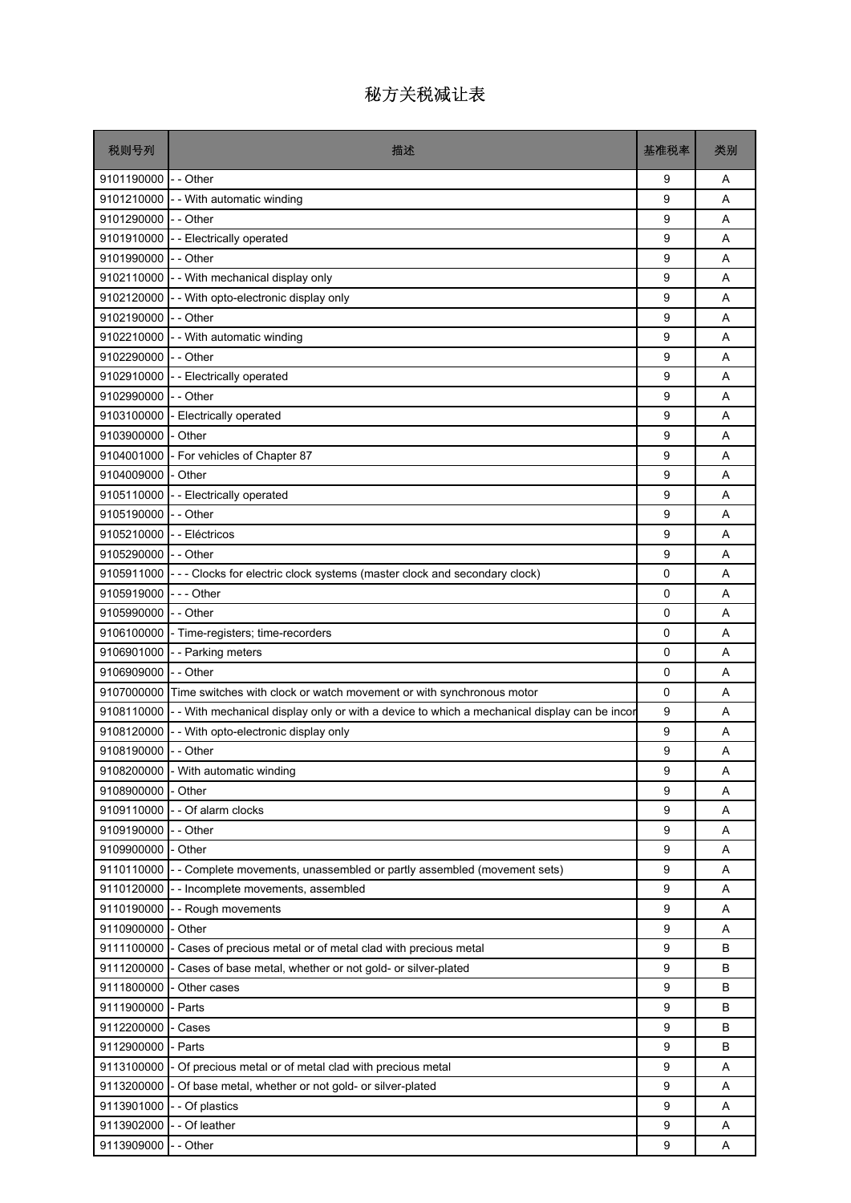# 秘方关税减让表

| 税则号列 | 描述 | 基准税率 | 类别 |
|---|---|---|---|
| 9101190000 | - - Other | 9 | A |
| 9101210000 | - - With automatic winding | 9 | A |
| 9101290000 | - - Other | 9 | A |
| 9101910000 | - - Electrically operated | 9 | A |
| 9101990000 | - - Other | 9 | A |
| 9102110000 | - - With mechanical display only | 9 | A |
| 9102120000 | - - With opto-electronic display only | 9 | A |
| 9102190000 | - - Other | 9 | A |
| 9102210000 | - - With automatic winding | 9 | A |
| 9102290000 | - - Other | 9 | A |
| 9102910000 | - - Electrically operated | 9 | A |
| 9102990000 | - - Other | 9 | A |
| 9103100000 | - Electrically operated | 9 | A |
| 9103900000 | - Other | 9 | A |
| 9104001000 | - For vehicles of Chapter 87 | 9 | A |
| 9104009000 | - Other | 9 | A |
| 9105110000 | - - Electrically operated | 9 | A |
| 9105190000 | - - Other | 9 | A |
| 9105210000 | - - Eléctricos | 9 | A |
| 9105290000 | - - Other | 9 | A |
| 9105911000 | - - - Clocks for electric clock systems (master clock and secondary clock) | 0 | A |
| 9105919000 | - - - Other | 0 | A |
| 9105990000 | - - Other | 0 | A |
| 9106100000 | - Time-registers; time-recorders | 0 | A |
| 9106901000 | - - Parking meters | 0 | A |
| 9106909000 | - - Other | 0 | A |
| 9107000000 | Time switches with clock or watch movement or with synchronous motor | 0 | A |
| 9108110000 | - - With mechanical display only or with a device to which a mechanical display can be incor | 9 | A |
| 9108120000 | - - With opto-electronic display only | 9 | A |
| 9108190000 | - - Other | 9 | A |
| 9108200000 | - With automatic winding | 9 | A |
| 9108900000 | - Other | 9 | A |
| 9109110000 | - - Of alarm clocks | 9 | A |
| 9109190000 | - - Other | 9 | A |
| 9109900000 | - Other | 9 | A |
| 9110110000 | - - Complete movements, unassembled or partly assembled (movement sets) | 9 | A |
| 9110120000 | - - Incomplete movements, assembled | 9 | A |
| 9110190000 | - - Rough movements | 9 | A |
| 9110900000 | - Other | 9 | A |
| 9111100000 | - Cases of precious metal or of metal clad with precious metal | 9 | B |
| 9111200000 | - Cases of base metal, whether or not gold- or silver-plated | 9 | B |
| 9111800000 | - Other cases | 9 | B |
| 9111900000 | - Parts | 9 | B |
| 9112200000 | - Cases | 9 | B |
| 9112900000 | - Parts | 9 | B |
| 9113100000 | - Of precious metal or of metal clad with precious metal | 9 | A |
| 9113200000 | - Of base metal, whether or not gold- or silver-plated | 9 | A |
| 9113901000 | - - Of plastics | 9 | A |
| 9113902000 | - - Of leather | 9 | A |
| 9113909000 | - - Other | 9 | A |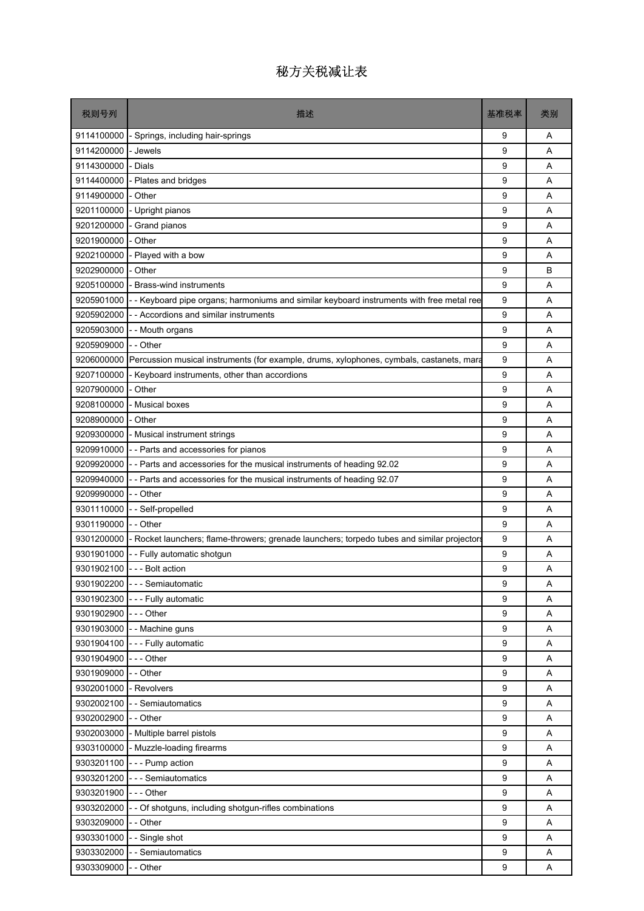# 秘方关税减让表

| 税则号列 | 描述 | 基准税率 | 类别 |
|---|---|---|---|
| 9114100000 | - Springs, including hair-springs | 9 | A |
| 9114200000 | - Jewels | 9 | A |
| 9114300000 | - Dials | 9 | A |
| 9114400000 | - Plates and bridges | 9 | A |
| 9114900000 | - Other | 9 | A |
| 9201100000 | - Upright pianos | 9 | A |
| 9201200000 | - Grand pianos | 9 | A |
| 9201900000 | - Other | 9 | A |
| 9202100000 | - Played with a bow | 9 | A |
| 9202900000 | - Other | 9 | B |
| 9205100000 | - Brass-wind instruments | 9 | A |
| 9205901000 | - - Keyboard pipe organs; harmoniums and similar keyboard instruments with free metal ree | 9 | A |
| 9205902000 | - - Accordions and similar instruments | 9 | A |
| 9205903000 | - - Mouth organs | 9 | A |
| 9205909000 | - - Other | 9 | A |
| 9206000000 | Percussion musical instruments (for example, drums, xylophones, cymbals, castanets, mara | 9 | A |
| 9207100000 | - Keyboard instruments, other than accordions | 9 | A |
| 9207900000 | - Other | 9 | A |
| 9208100000 | - Musical boxes | 9 | A |
| 9208900000 | - Other | 9 | A |
| 9209300000 | - Musical instrument strings | 9 | A |
| 9209910000 | - - Parts and accessories for pianos | 9 | A |
| 9209920000 | - - Parts and accessories for the musical instruments of heading 92.02 | 9 | A |
| 9209940000 | - - Parts and accessories for the musical instruments of heading 92.07 | 9 | A |
| 9209990000 | - - Other | 9 | A |
| 9301110000 | - - Self-propelled | 9 | A |
| 9301190000 | - - Other | 9 | A |
| 9301200000 | - Rocket launchers; flame-throwers; grenade launchers; torpedo tubes and similar projectors | 9 | A |
| 9301901000 | - - Fully automatic shotgun | 9 | A |
| 9301902100 | - - - Bolt action | 9 | A |
| 9301902200 | - - - Semiautomatic | 9 | A |
| 9301902300 | - - - Fully automatic | 9 | A |
| 9301902900 | - - - Other | 9 | A |
| 9301903000 | - - Machine guns | 9 | A |
| 9301904100 | - - - Fully automatic | 9 | A |
| 9301904900 | - - - Other | 9 | A |
| 9301909000 | - - Other | 9 | A |
| 9302001000 | - Revolvers | 9 | A |
| 9302002100 | - - Semiautomatics | 9 | A |
| 9302002900 | - - Other | 9 | A |
| 9302003000 | - Multiple barrel pistols | 9 | A |
| 9303100000 | - Muzzle-loading firearms | 9 | A |
| 9303201100 | - - - Pump action | 9 | A |
| 9303201200 | - - - Semiautomatics | 9 | A |
| 9303201900 | - - - Other | 9 | A |
| 9303202000 | - - Of shotguns, including shotgun-rifles combinations | 9 | A |
| 9303209000 | - - Other | 9 | A |
| 9303301000 | - - Single shot | 9 | A |
| 9303302000 | - - Semiautomatics | 9 | A |
| 9303309000 | - - Other | 9 | A |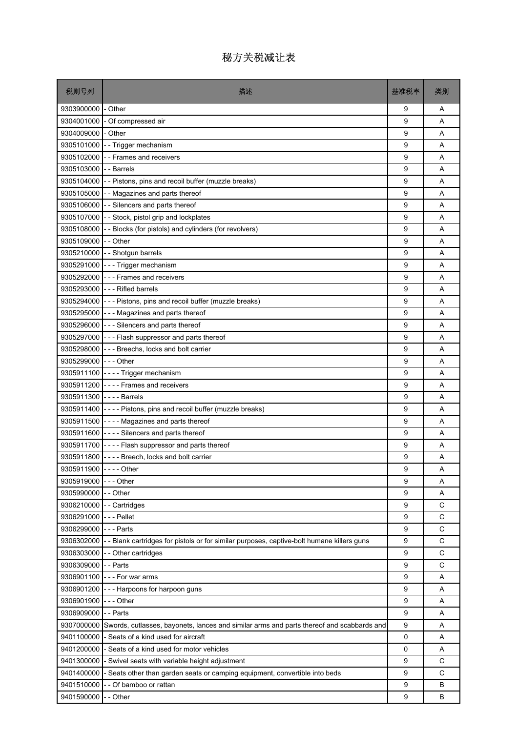# 秘方关税减让表

| 税则号列 | 描述 | 基准税率 | 类别 |
|---|---|---|---|
| 9303900000 | - Other | 9 | A |
| 9304001000 | - Of compressed air | 9 | A |
| 9304009000 | - Other | 9 | A |
| 9305101000 | - - Trigger mechanism | 9 | A |
| 9305102000 | - - Frames and receivers | 9 | A |
| 9305103000 | - - Barrels | 9 | A |
| 9305104000 | - - Pistons, pins and recoil buffer (muzzle breaks) | 9 | A |
| 9305105000 | - - Magazines and parts thereof | 9 | A |
| 9305106000 | - - Silencers and parts thereof | 9 | A |
| 9305107000 | - - Stock, pistol grip and lockplates | 9 | A |
| 9305108000 | - - Blocks (for pistols) and cylinders (for revolvers) | 9 | A |
| 9305109000 | - - Other | 9 | A |
| 9305210000 | - - Shotgun barrels | 9 | A |
| 9305291000 | - - - Trigger mechanism | 9 | A |
| 9305292000 | - - - Frames and receivers | 9 | A |
| 9305293000 | - - - Rifled barrels | 9 | A |
| 9305294000 | - - - Pistons, pins and recoil buffer (muzzle breaks) | 9 | A |
| 9305295000 | - - - Magazines and parts thereof | 9 | A |
| 9305296000 | - - - Silencers and parts thereof | 9 | A |
| 9305297000 | - - - Flash suppressor and parts thereof | 9 | A |
| 9305298000 | - - - Breechs, locks and bolt carrier | 9 | A |
| 9305299000 | - - - Other | 9 | A |
| 9305911100 | - - - - Trigger mechanism | 9 | A |
| 9305911200 | - - - - Frames and receivers | 9 | A |
| 9305911300 | - - - - Barrels | 9 | A |
| 9305911400 | - - - - Pistons, pins and recoil buffer (muzzle breaks) | 9 | A |
| 9305911500 | - - - - Magazines and parts thereof | 9 | A |
| 9305911600 | - - - - Silencers and parts thereof | 9 | A |
| 9305911700 | - - - - Flash suppressor and parts thereof | 9 | A |
| 9305911800 | - - - - Breech, locks and bolt carrier | 9 | A |
| 9305911900 | - - - - Other | 9 | A |
| 9305919000 | - - - Other | 9 | A |
| 9305990000 | - - Other | 9 | A |
| 9306210000 | - - Cartridges | 9 | C |
| 9306291000 | - - - Pellet | 9 | C |
| 9306299000 | - - - Parts | 9 | C |
| 9306302000 | - - Blank cartridges for pistols or for similar purposes, captive-bolt humane killers guns | 9 | C |
| 9306303000 | - - Other cartridges | 9 | C |
| 9306309000 | - - Parts | 9 | C |
| 9306901100 | - - - For war arms | 9 | A |
| 9306901200 | - - - Harpoons for harpoon guns | 9 | A |
| 9306901900 | - - - Other | 9 | A |
| 9306909000 | - - Parts | 9 | A |
| 9307000000 | Swords, cutlasses, bayonets, lances and similar arms and parts thereof and scabbards and | 9 | A |
| 9401100000 | - Seats of a kind used for aircraft | 0 | A |
| 9401200000 | - Seats of a kind used for motor vehicles | 0 | A |
| 9401300000 | - Swivel seats with variable height adjustment | 9 | C |
| 9401400000 | - Seats other than garden seats or camping equipment, convertible into beds | 9 | C |
| 9401510000 | - - Of bamboo or rattan | 9 | B |
| 9401590000 | - - Other | 9 | B |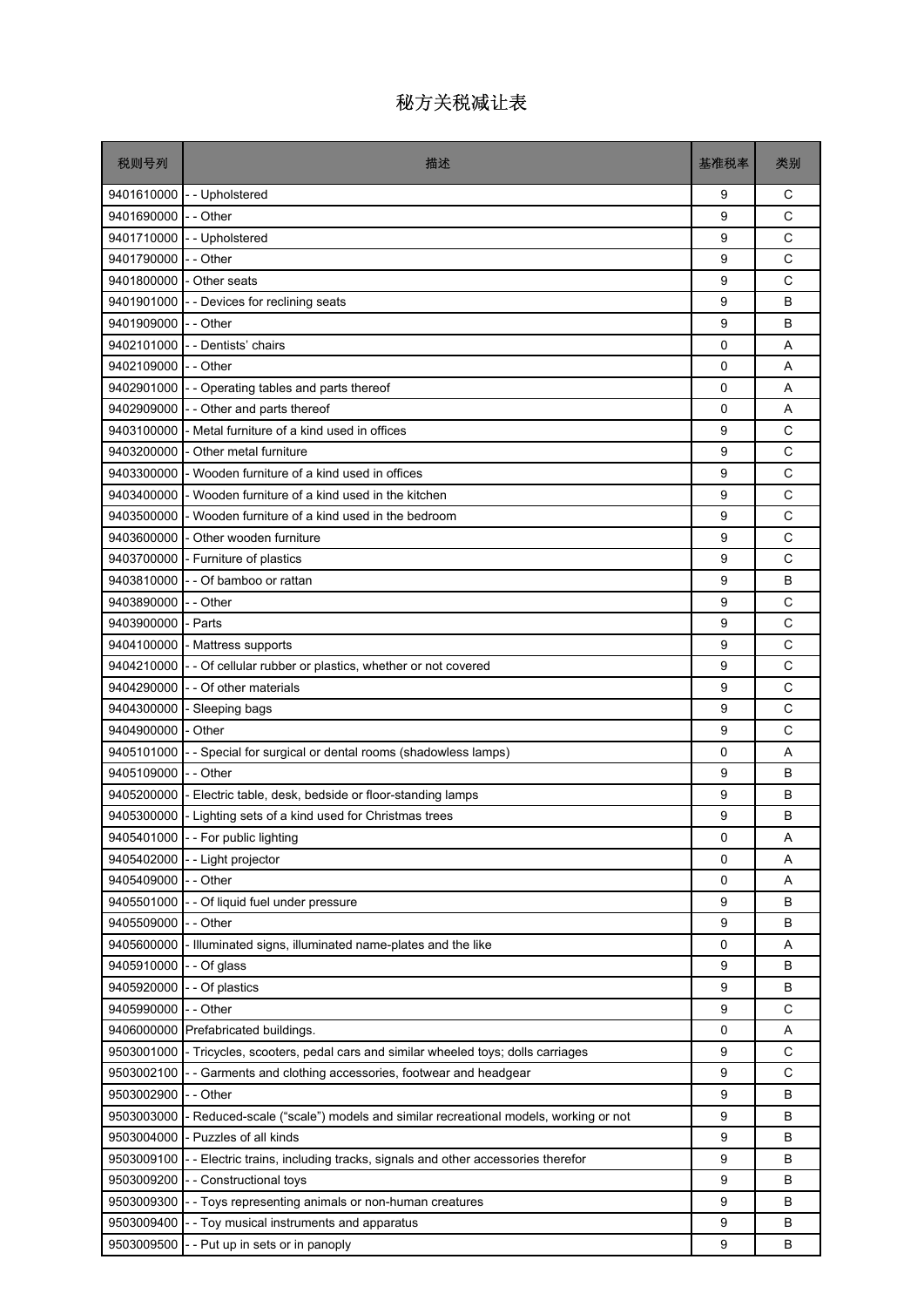# 秘方关税减让表

| 税则号列 | 描述 | 基准税率 | 类别 |
|---|---|---|---|
| 9401610000 | - - Upholstered | 9 | C |
| 9401690000 | - - Other | 9 | C |
| 9401710000 | - - Upholstered | 9 | C |
| 9401790000 | - - Other | 9 | C |
| 9401800000 | - Other seats | 9 | C |
| 9401901000 | - - Devices for reclining seats | 9 | B |
| 9401909000 | - - Other | 9 | B |
| 9402101000 | - - Dentists' chairs | 0 | A |
| 9402109000 | - - Other | 0 | A |
| 9402901000 | - - Operating tables and parts thereof | 0 | A |
| 9402909000 | - - Other and parts thereof | 0 | A |
| 9403100000 | - Metal furniture of a kind used in offices | 9 | C |
| 9403200000 | - Other metal furniture | 9 | C |
| 9403300000 | - Wooden furniture of a kind used in offices | 9 | C |
| 9403400000 | - Wooden furniture of a kind used in the kitchen | 9 | C |
| 9403500000 | - Wooden furniture of a kind used in the bedroom | 9 | C |
| 9403600000 | - Other wooden furniture | 9 | C |
| 9403700000 | - Furniture of plastics | 9 | C |
| 9403810000 | - - Of bamboo or rattan | 9 | B |
| 9403890000 | - - Other | 9 | C |
| 9403900000 | - Parts | 9 | C |
| 9404100000 | - Mattress supports | 9 | C |
| 9404210000 | - - Of cellular rubber or plastics, whether or not covered | 9 | C |
| 9404290000 | - - Of other materials | 9 | C |
| 9404300000 | - Sleeping bags | 9 | C |
| 9404900000 | - Other | 9 | C |
| 9405101000 | - - Special for surgical or dental rooms (shadowless lamps) | 0 | A |
| 9405109000 | - - Other | 9 | B |
| 9405200000 | - Electric table, desk, bedside or floor-standing lamps | 9 | B |
| 9405300000 | - Lighting sets of a kind used for Christmas trees | 9 | B |
| 9405401000 | - - For public lighting | 0 | A |
| 9405402000 | - - Light projector | 0 | A |
| 9405409000 | - - Other | 0 | A |
| 9405501000 | - - Of liquid fuel under pressure | 9 | B |
| 9405509000 | - - Other | 9 | B |
| 9405600000 | - Illuminated signs, illuminated name-plates and the like | 0 | A |
| 9405910000 | - - Of glass | 9 | B |
| 9405920000 | - - Of plastics | 9 | B |
| 9405990000 | - - Other | 9 | C |
| 9406000000 | Prefabricated buildings. | 0 | A |
| 9503001000 | - Tricycles, scooters, pedal cars and similar wheeled toys; dolls carriages | 9 | C |
| 9503002100 | - - Garments and clothing accessories, footwear and headgear | 9 | C |
| 9503002900 | - - Other | 9 | B |
| 9503003000 | - Reduced-scale ("scale") models and similar recreational models, working or not | 9 | B |
| 9503004000 | - Puzzles of all kinds | 9 | B |
| 9503009100 | - - Electric trains, including tracks, signals and other accessories therefor | 9 | B |
| 9503009200 | - - Constructional toys | 9 | B |
| 9503009300 | - - Toys representing animals or non-human creatures | 9 | B |
| 9503009400 | - - Toy musical instruments and apparatus | 9 | B |
| 9503009500 | - - Put up in sets or in panoply | 9 | B |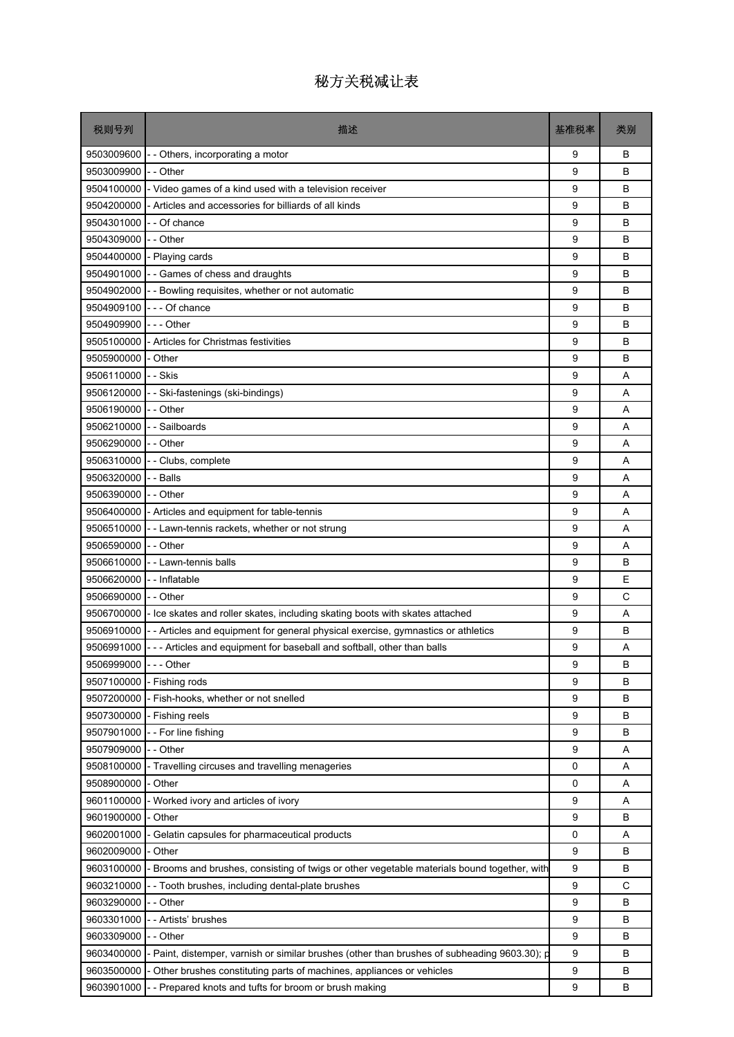# 秘方关税减让表

| 税则号列 | 描述 | 基准税率 | 类别 |
|---|---|---|---|
| 9503009600 | - - Others, incorporating a motor | 9 | B |
| 9503009900 | - - Other | 9 | B |
| 9504100000 | - Video games of a kind used with a television receiver | 9 | B |
| 9504200000 | - Articles and accessories for billiards of all kinds | 9 | B |
| 9504301000 | - - Of chance | 9 | B |
| 9504309000 | - - Other | 9 | B |
| 9504400000 | - Playing cards | 9 | B |
| 9504901000 | - - Games of chess and draughts | 9 | B |
| 9504902000 | - - Bowling requisites, whether or not automatic | 9 | B |
| 9504909100 | - - - Of chance | 9 | B |
| 9504909900 | - - - Other | 9 | B |
| 9505100000 | - Articles for Christmas festivities | 9 | B |
| 9505900000 | - Other | 9 | B |
| 9506110000 | - - Skis | 9 | A |
| 9506120000 | - - Ski-fastenings (ski-bindings) | 9 | A |
| 9506190000 | - - Other | 9 | A |
| 9506210000 | - - Sailboards | 9 | A |
| 9506290000 | - - Other | 9 | A |
| 9506310000 | - - Clubs, complete | 9 | A |
| 9506320000 | - - Balls | 9 | A |
| 9506390000 | - - Other | 9 | A |
| 9506400000 | - Articles and equipment for table-tennis | 9 | A |
| 9506510000 | - - Lawn-tennis rackets, whether or not strung | 9 | A |
| 9506590000 | - - Other | 9 | A |
| 9506610000 | - - Lawn-tennis balls | 9 | B |
| 9506620000 | - - Inflatable | 9 | E |
| 9506690000 | - - Other | 9 | C |
| 9506700000 | - Ice skates and roller skates, including skating boots with skates attached | 9 | A |
| 9506910000 | - - Articles and equipment for general physical exercise, gymnastics or athletics | 9 | B |
| 9506991000 | - - - Articles and equipment for baseball and softball, other than balls | 9 | A |
| 9506999000 | - - - Other | 9 | B |
| 9507100000 | - Fishing rods | 9 | B |
| 9507200000 | - Fish-hooks, whether or not snelled | 9 | B |
| 9507300000 | - Fishing reels | 9 | B |
| 9507901000 | - - For line fishing | 9 | B |
| 9507909000 | - - Other | 9 | A |
| 9508100000 | - Travelling circuses and travelling menageries | 0 | A |
| 9508900000 | - Other | 0 | A |
| 9601100000 | - Worked ivory and articles of ivory | 9 | A |
| 9601900000 | - Other | 9 | B |
| 9602001000 | - Gelatin capsules for pharmaceutical products | 0 | A |
| 9602009000 | - Other | 9 | B |
| 9603100000 | - Brooms and brushes, consisting of twigs or other vegetable materials bound together, with | 9 | B |
| 9603210000 | - - Tooth brushes, including dental-plate brushes | 9 | C |
| 9603290000 | - - Other | 9 | B |
| 9603301000 | - - Artists' brushes | 9 | B |
| 9603309000 | - - Other | 9 | B |
| 9603400000 | - Paint, distemper, varnish or similar brushes (other than brushes of subheading 9603.30); p | 9 | B |
| 9603500000 | - Other brushes constituting parts of machines, appliances or vehicles | 9 | B |
| 9603901000 | - - Prepared knots and tufts for broom or brush making | 9 | B |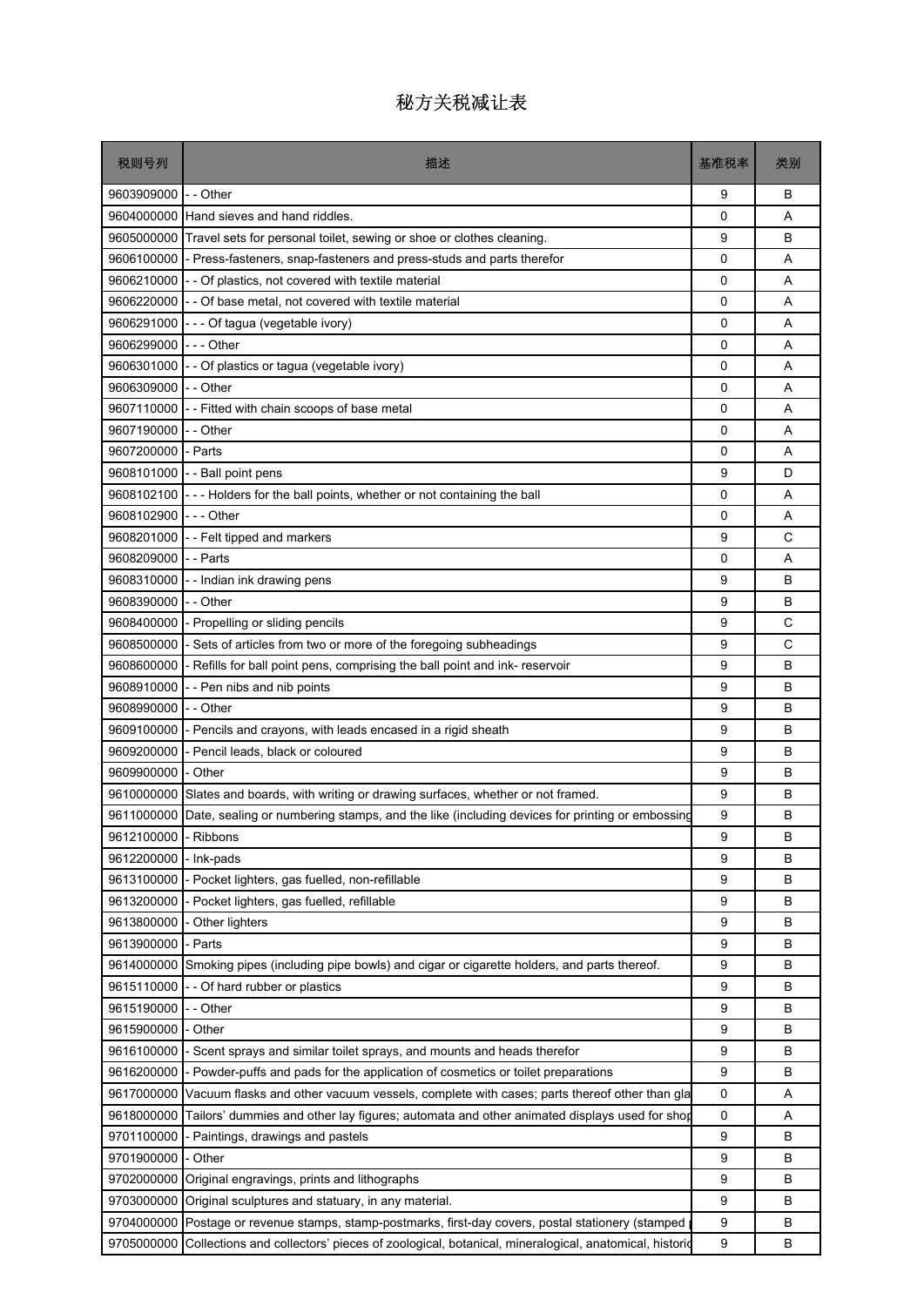# 秘方关税减让表

| 税则号列 | 描述 | 基准税率 | 类别 |
| --- | --- | --- | --- |
| 9603909000 | - - Other | 9 | B |
| 9604000000 | Hand sieves and hand riddles. | 0 | A |
| 9605000000 | Travel sets for personal toilet, sewing or shoe or clothes cleaning. | 9 | B |
| 9606100000 | - Press-fasteners, snap-fasteners and press-studs and parts therefor | 0 | A |
| 9606210000 | - - Of plastics, not covered with textile material | 0 | A |
| 9606220000 | - - Of base metal, not covered with textile material | 0 | A |
| 9606291000 | - - - Of tagua (vegetable ivory) | 0 | A |
| 9606299000 | - - - Other | 0 | A |
| 9606301000 | - - Of plastics or tagua (vegetable ivory) | 0 | A |
| 9606309000 | - - Other | 0 | A |
| 9607110000 | - - Fitted with chain scoops of base metal | 0 | A |
| 9607190000 | - - Other | 0 | A |
| 9607200000 | - Parts | 0 | A |
| 9608101000 | - - Ball point pens | 9 | D |
| 9608102100 | - - - Holders for the ball points, whether or not containing the ball | 0 | A |
| 9608102900 | - - - Other | 0 | A |
| 9608201000 | - - Felt tipped and markers | 9 | C |
| 9608209000 | - - Parts | 0 | A |
| 9608310000 | - - Indian ink drawing pens | 9 | B |
| 9608390000 | - - Other | 9 | B |
| 9608400000 | - Propelling or sliding pencils | 9 | C |
| 9608500000 | - Sets of articles from two or more of the foregoing subheadings | 9 | C |
| 9608600000 | - Refills for ball point pens, comprising the ball point and ink- reservoir | 9 | B |
| 9608910000 | - - Pen nibs and nib points | 9 | B |
| 9608990000 | - - Other | 9 | B |
| 9609100000 | - Pencils and crayons, with leads encased in a rigid sheath | 9 | B |
| 9609200000 | - Pencil leads, black or coloured | 9 | B |
| 9609900000 | - Other | 9 | B |
| 9610000000 | Slates and boards, with writing or drawing surfaces, whether or not framed. | 9 | B |
| 9611000000 | Date, sealing or numbering stamps, and the like (including devices for printing or embossing | 9 | B |
| 9612100000 | - Ribbons | 9 | B |
| 9612200000 | - Ink-pads | 9 | B |
| 9613100000 | - Pocket lighters, gas fuelled, non-refillable | 9 | B |
| 9613200000 | - Pocket lighters, gas fuelled, refillable | 9 | B |
| 9613800000 | - Other lighters | 9 | B |
| 9613900000 | - Parts | 9 | B |
| 9614000000 | Smoking pipes (including pipe bowls) and cigar or cigarette holders, and parts thereof. | 9 | B |
| 9615110000 | - - Of hard rubber or plastics | 9 | B |
| 9615190000 | - - Other | 9 | B |
| 9615900000 | - Other | 9 | B |
| 9616100000 | - Scent sprays and similar toilet sprays, and mounts and heads therefor | 9 | B |
| 9616200000 | - Powder-puffs and pads for the application of cosmetics or toilet preparations | 9 | B |
| 9617000000 | Vacuum flasks and other vacuum vessels, complete with cases; parts thereof other than gla | 0 | A |
| 9618000000 | Tailors' dummies and other lay figures; automata and other animated displays used for shop | 0 | A |
| 9701100000 | - Paintings, drawings and pastels | 9 | B |
| 9701900000 | - Other | 9 | B |
| 9702000000 | Original engravings, prints and lithographs | 9 | B |
| 9703000000 | Original sculptures and statuary, in any material. | 9 | B |
| 9704000000 | Postage or revenue stamps, stamp-postmarks, first-day covers, postal stationery (stamped | 9 | B |
| 9705000000 | Collections and collectors' pieces of zoological, botanical, mineralogical, anatomical, historic | 9 | B |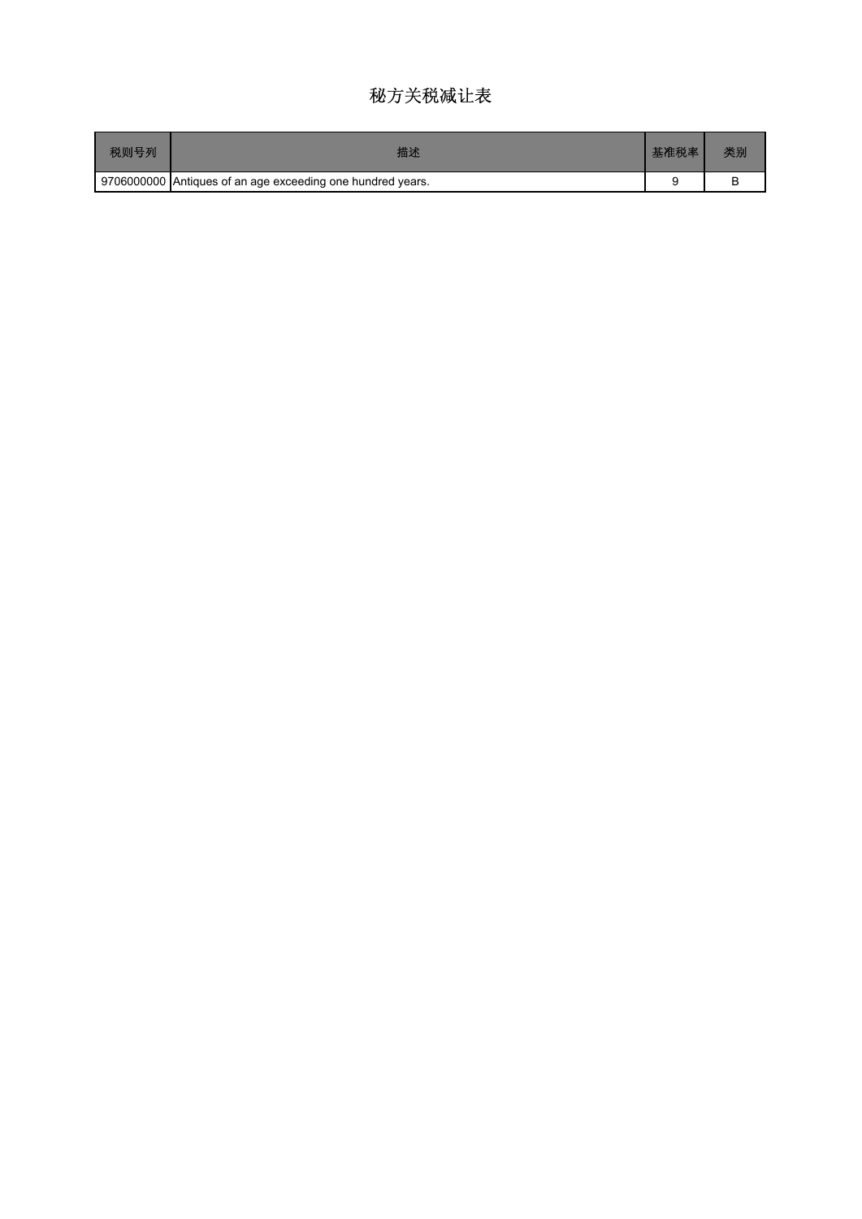# 秘方关税减让表

| 税则号列 | 描述 | 基准税率 | 类别 |
| --- | --- | --- | --- |
| 9706000000 | Antiques of an age exceeding one hundred years. | 9 | B |